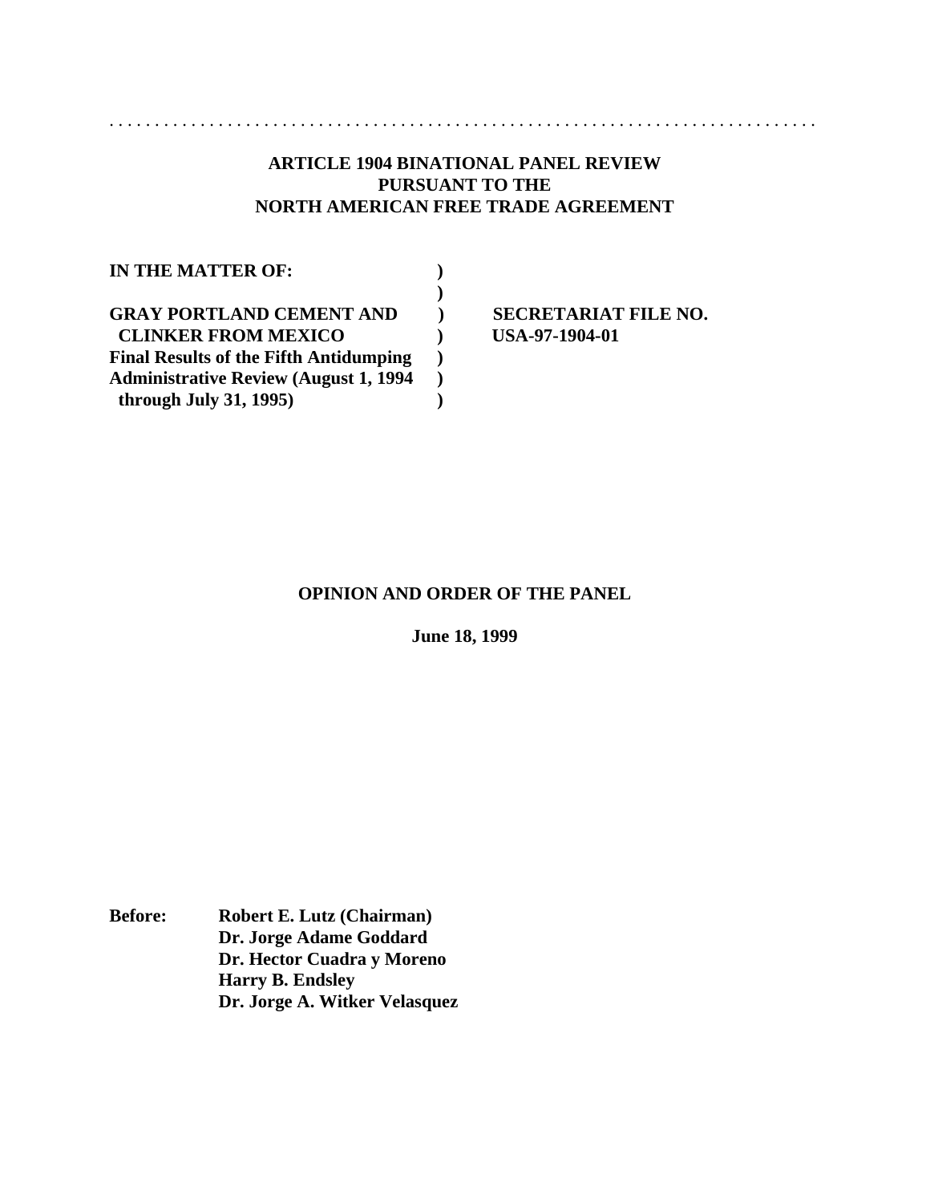**ARTICLE 1904 BINATIONAL PANEL REVIEW**
**PURSUANT TO THE**
**NORTH AMERICAN FREE TRADE AGREEMENT**

| | | |
|---|---|---|
| **IN THE MATTER OF:** | **)** | |
| | **)** | |
| **GRAY PORTLAND CEMENT AND** | **)** | **SECRETARIAT FILE NO.** |
| **CLINKER FROM MEXICO** | **)** | **USA-97-1904-01** |
| **Final Results of the Fifth Antidumping** | **)** | |
| **Administrative Review (August 1, 1994** | **)** | |
| **through July 31, 1995)** | **)** | |

**OPINION AND ORDER OF THE PANEL**

**June 18, 1999**

**Before:** **Robert E. Lutz (Chairman)**
**Dr. Jorge Adame Goddard**
**Dr. Hector Cuadra y Moreno**
**Harry B. Endsley**
**Dr. Jorge A. Witker Velasquez**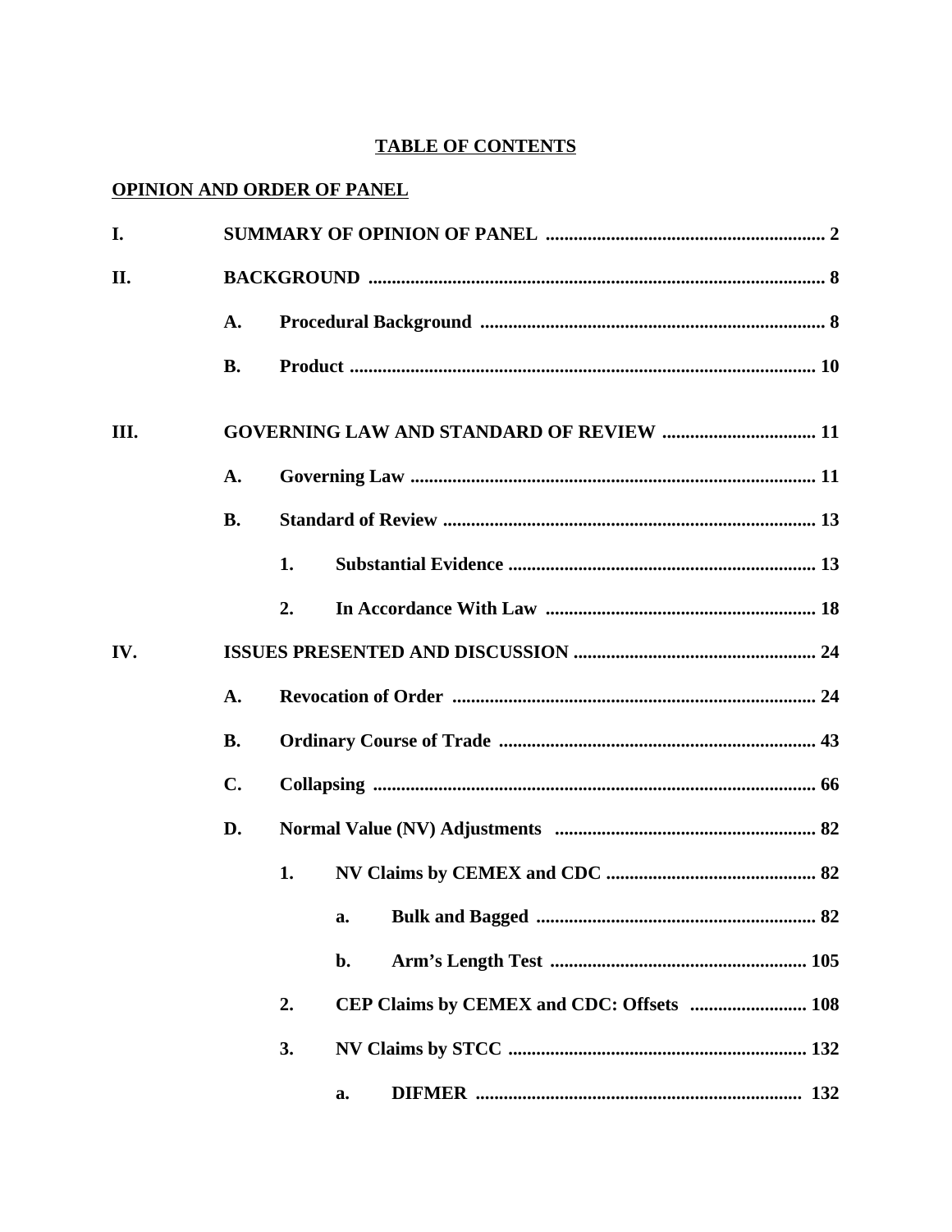## TABLE OF CONTENTS

**OPINION AND ORDER OF PANEL**

| | | | | | |
|---|---|---|---|---|---|
| **I.** | **SUMMARY OF OPINION OF PANEL** | | | | **2** |
| **II.** | **BACKGROUND** | | | | **8** |
| | **A.** | **Procedural Background** | | | **8** |
| | **B.** | **Product** | | | **10** |
| **III.** | **GOVERNING LAW AND STANDARD OF REVIEW** | | | | **11** |
| | **A.** | **Governing Law** | | | **11** |
| | **B.** | **Standard of Review** | | | **13** |
| | | **1.** | **Substantial Evidence** | | **13** |
| | | **2.** | **In Accordance With Law** | | **18** |
| **IV.** | **ISSUES PRESENTED AND DISCUSSION** | | | | **24** |
| | **A.** | **Revocation of Order** | | | **24** |
| | **B.** | **Ordinary Course of Trade** | | | **43** |
| | **C.** | **Collapsing** | | | **66** |
| | **D.** | **Normal Value (NV) Adjustments** | | | **82** |
| | | **1.** | **NV Claims by CEMEX and CDC** | | **82** |
| | | | **a.** | **Bulk and Bagged** | **82** |
| | | | **b.** | **Arm's Length Test** | **105** |
| | | **2.** | **CEP Claims by CEMEX and CDC: Offsets** | | **108** |
| | | **3.** | **NV Claims by STCC** | | **132** |
| | | | **a.** | **DIFMER** | **132** |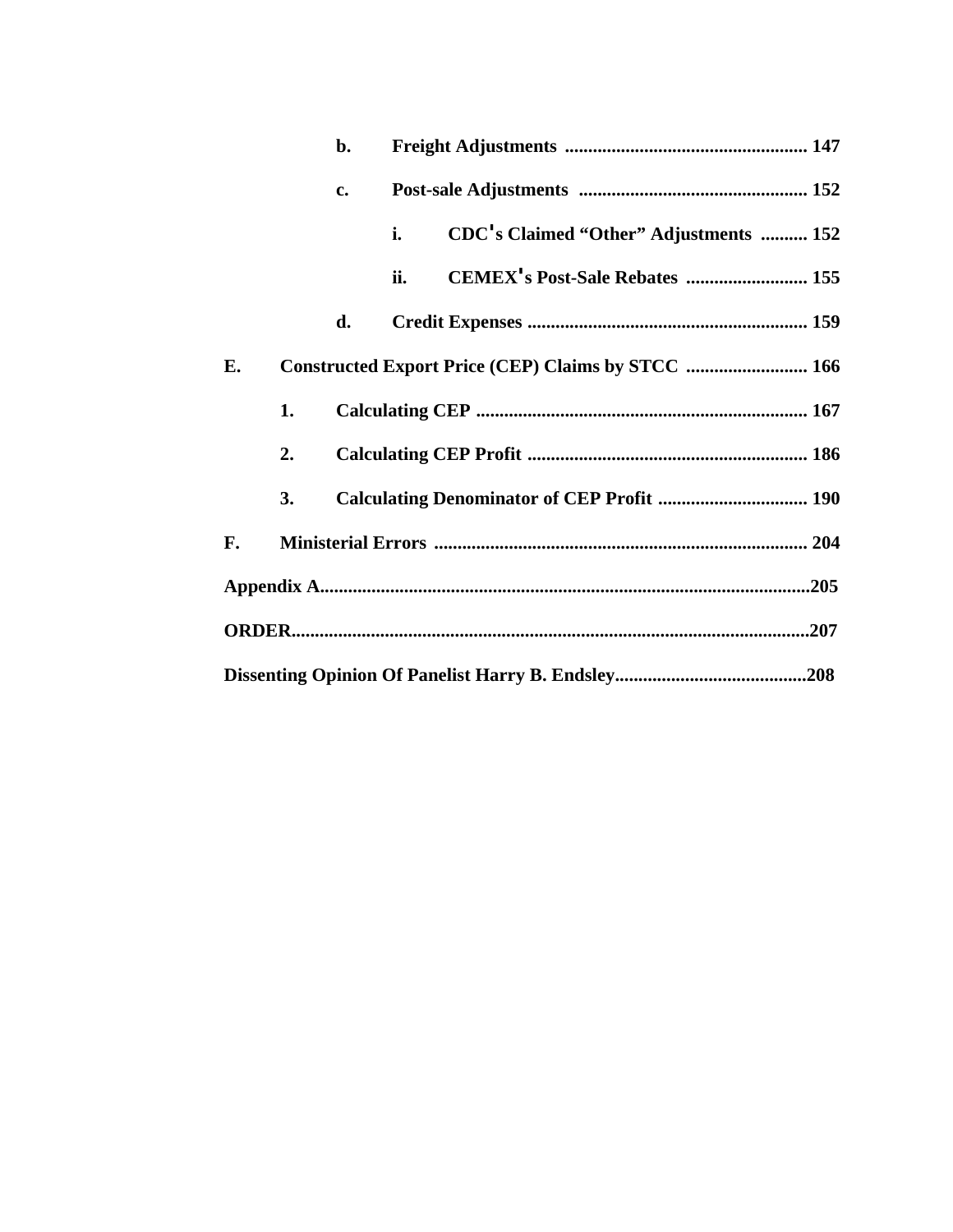- **b. Freight Adjustments** .................................................... 147
- **c. Post-sale Adjustments** ................................................. 152
  - **i. CDC's Claimed "Other" Adjustments** .......... 152
  - **ii. CEMEX's Post-Sale Rebates** .......................... 155
- **d. Credit Expenses** ............................................................ 159

**E. Constructed Export Price (CEP) Claims by STCC** .......................... 166

- **1. Calculating CEP** ....................................................................... 167
- **2. Calculating CEP Profit** ............................................................ 186
- **3. Calculating Denominator of CEP Profit** ................................ 190

**F. Ministerial Errors** ............................................................................... 204

**Appendix A**.......................................................................................................205

**ORDER**.............................................................................................................207

**Dissenting Opinion Of Panelist Harry B. Endsley**.........................................208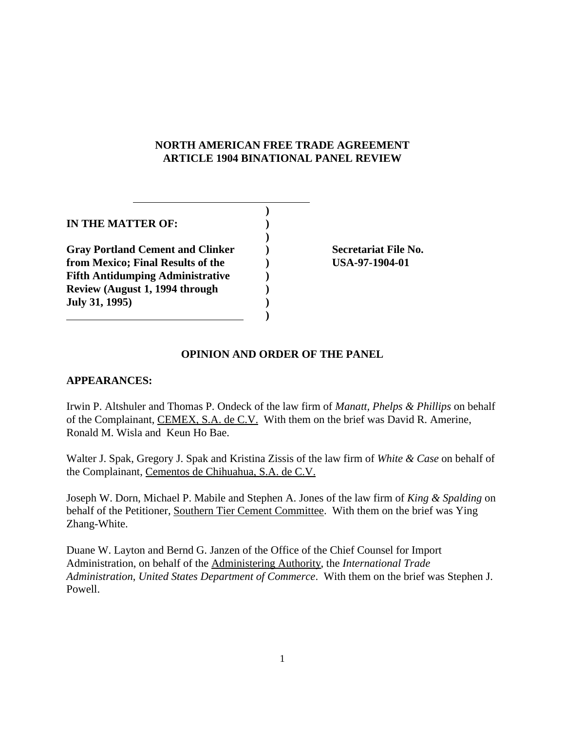**NORTH AMERICAN FREE TRADE AGREEMENT**
**ARTICLE 1904 BINATIONAL PANEL REVIEW**

| | | |
|---|---|---|
| **IN THE MATTER OF:** | ) | |
| **Gray Portland Cement and Clinker from Mexico; Final Results of the Fifth Antidumping Administrative Review (August 1, 1994 through July 31, 1995)** | ) | **Secretariat File No. USA-97-1904-01** |

**OPINION AND ORDER OF THE PANEL**

**APPEARANCES:**

Irwin P. Altshuler and Thomas P. Ondeck of the law firm of *Manatt, Phelps & Phillips* on behalf of the Complainant, CEMEX, S.A. de C.V. With them on the brief was David R. Amerine, Ronald M. Wisla and Keun Ho Bae.

Walter J. Spak, Gregory J. Spak and Kristina Zissis of the law firm of *White & Case* on behalf of the Complainant, Cementos de Chihuahua, S.A. de C.V.

Joseph W. Dorn, Michael P. Mabile and Stephen A. Jones of the law firm of *King & Spalding* on behalf of the Petitioner, Southern Tier Cement Committee. With them on the brief was Ying Zhang-White.

Duane W. Layton and Bernd G. Janzen of the Office of the Chief Counsel for Import Administration, on behalf of the Administering Authority, the *International Trade Administration, United States Department of Commerce*. With them on the brief was Stephen J. Powell.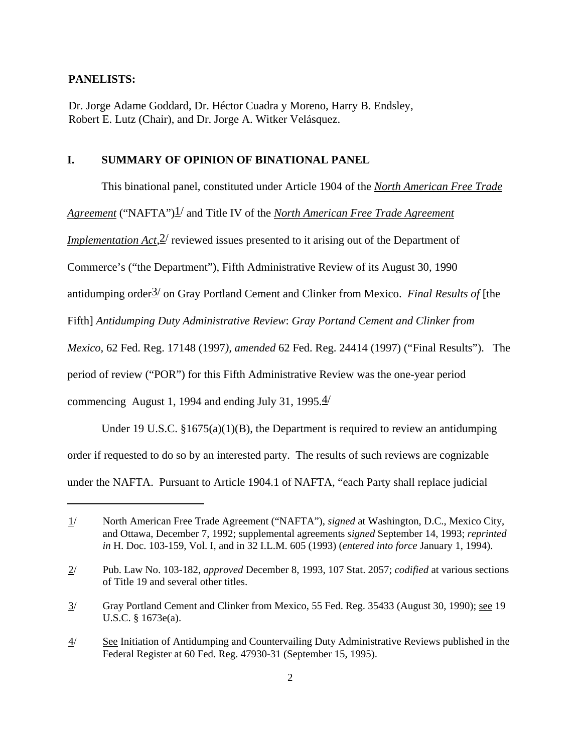**PANELISTS:**

Dr. Jorge Adame Goddard, Dr. Héctor Cuadra y Moreno, Harry B. Endsley, Robert E. Lutz (Chair), and Dr. Jorge A. Witker Velásquez.

## I. SUMMARY OF OPINION OF BINATIONAL PANEL

This binational panel, constituted under Article 1904 of the *North American Free Trade Agreement* ("NAFTA")[1] and Title IV of the *North American Free Trade Agreement Implementation Act*,[2] reviewed issues presented to it arising out of the Department of Commerce's ("the Department"), Fifth Administrative Review of its August 30, 1990 antidumping order[3] on Gray Portland Cement and Clinker from Mexico. *Final Results of* [the Fifth] *Antidumping Duty Administrative Review*: *Gray Portand Cement and Clinker from Mexico,* 62 Fed. Reg. 17148 (1997*), amended* 62 Fed. Reg. 24414 (1997) ("Final Results"). The period of review ("POR") for this Fifth Administrative Review was the one-year period commencing August 1, 1994 and ending July 31, 1995.[4]

Under 19 U.S.C. §1675(a)(1)(B), the Department is required to review an antidumping order if requested to do so by an interested party. The results of such reviews are cognizable under the NAFTA. Pursuant to Article 1904.1 of NAFTA, "each Party shall replace judicial

---

1/ North American Free Trade Agreement ("NAFTA"), *signed* at Washington, D.C., Mexico City, and Ottawa, December 7, 1992; supplemental agreements *signed* September 14, 1993; *reprinted in* H. Doc. 103-159, Vol. I, and in 32 I.L.M. 605 (1993) (*entered into force* January 1, 1994).

2/ Pub. Law No. 103-182, *approved* December 8, 1993, 107 Stat. 2057; *codified* at various sections of Title 19 and several other titles.

3/ Gray Portland Cement and Clinker from Mexico, 55 Fed. Reg. 35433 (August 30, 1990); see 19 U.S.C. § 1673e(a).

4/ See Initiation of Antidumping and Countervailing Duty Administrative Reviews published in the Federal Register at 60 Fed. Reg. 47930-31 (September 15, 1995).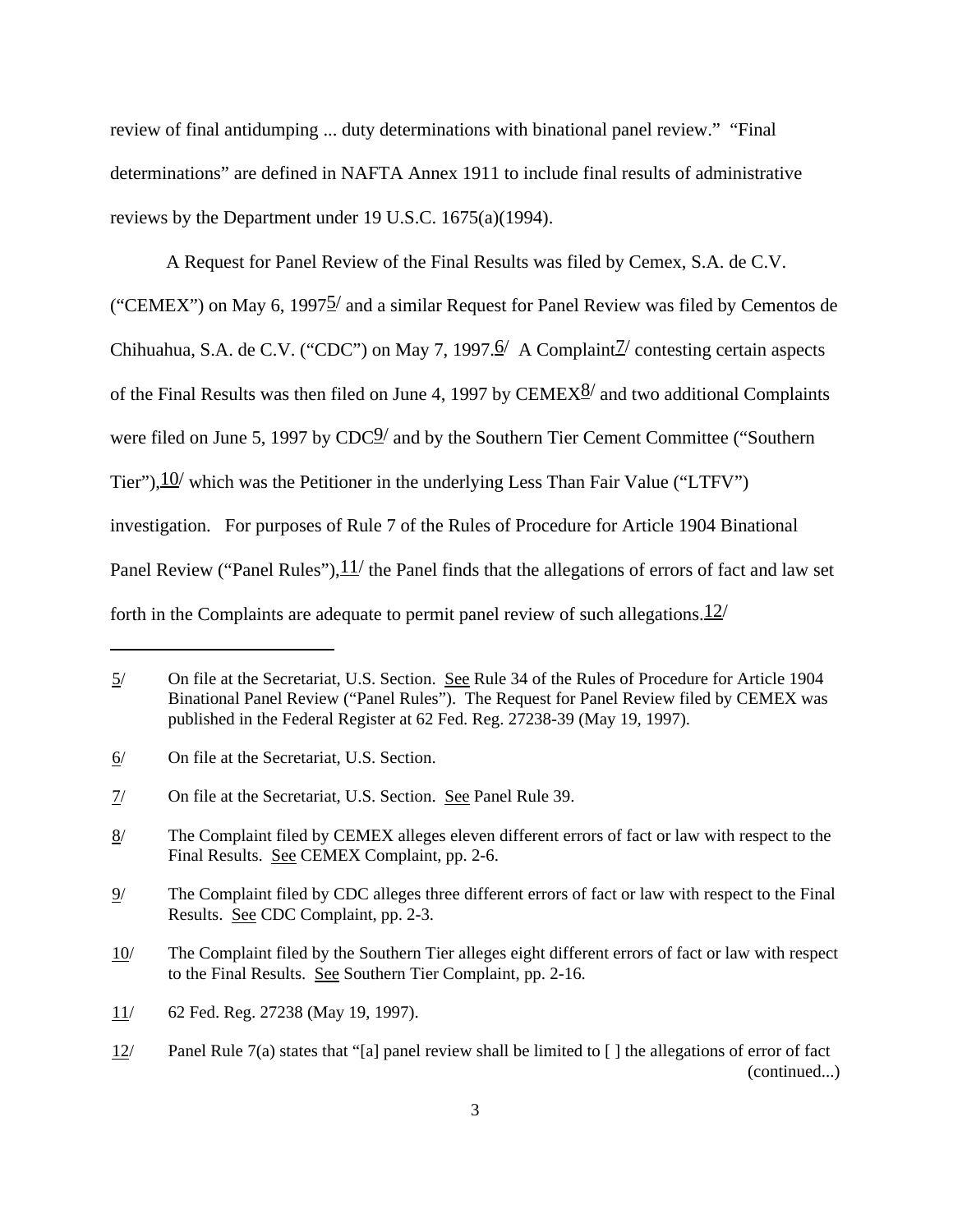review of final antidumping ... duty determinations with binational panel review." "Final determinations" are defined in NAFTA Annex 1911 to include final results of administrative reviews by the Department under 19 U.S.C. 1675(a)(1994).

A Request for Panel Review of the Final Results was filed by Cemex, S.A. de C.V. ("CEMEX") on May 6, 1997[5] and a similar Request for Panel Review was filed by Cementos de Chihuahua, S.A. de C.V. ("CDC") on May 7, 1997.[6] A Complaint[7] contesting certain aspects of the Final Results was then filed on June 4, 1997 by CEMEX[8] and two additional Complaints were filed on June 5, 1997 by CDC[9] and by the Southern Tier Cement Committee ("Southern Tier"),[10] which was the Petitioner in the underlying Less Than Fair Value ("LTFV") investigation. For purposes of Rule 7 of the Rules of Procedure for Article 1904 Binational Panel Review ("Panel Rules"),[11] the Panel finds that the allegations of errors of fact and law set forth in the Complaints are adequate to permit panel review of such allegations.[12]

---

5/ On file at the Secretariat, U.S. Section. See Rule 34 of the Rules of Procedure for Article 1904 Binational Panel Review ("Panel Rules"). The Request for Panel Review filed by CEMEX was published in the Federal Register at 62 Fed. Reg. 27238-39 (May 19, 1997).

6/ On file at the Secretariat, U.S. Section.

7/ On file at the Secretariat, U.S. Section. See Panel Rule 39.

8/ The Complaint filed by CEMEX alleges eleven different errors of fact or law with respect to the Final Results. See CEMEX Complaint, pp. 2-6.

9/ The Complaint filed by CDC alleges three different errors of fact or law with respect to the Final Results. See CDC Complaint, pp. 2-3.

10/ The Complaint filed by the Southern Tier alleges eight different errors of fact or law with respect to the Final Results. See Southern Tier Complaint, pp. 2-16.

11/ 62 Fed. Reg. 27238 (May 19, 1997).

12/ Panel Rule 7(a) states that "[a] panel review shall be limited to [ ] the allegations of error of fact (continued...)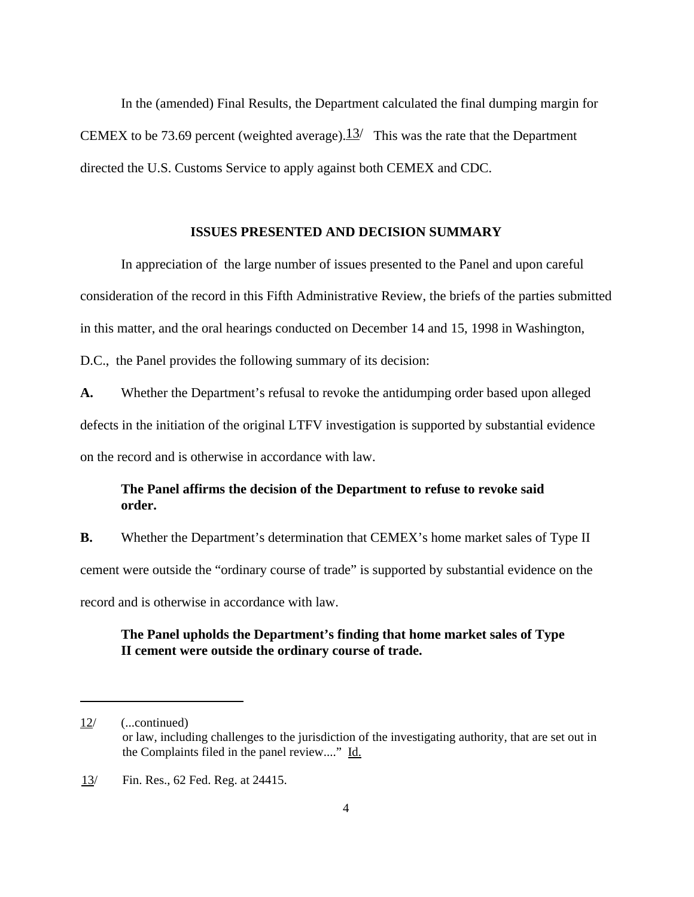In the (amended) Final Results, the Department calculated the final dumping margin for CEMEX to be 73.69 percent (weighted average).[13] This was the rate that the Department directed the U.S. Customs Service to apply against both CEMEX and CDC.

## ISSUES PRESENTED AND DECISION SUMMARY

In appreciation of the large number of issues presented to the Panel and upon careful consideration of the record in this Fifth Administrative Review, the briefs of the parties submitted in this matter, and the oral hearings conducted on December 14 and 15, 1998 in Washington, D.C., the Panel provides the following summary of its decision:

**A.** Whether the Department's refusal to revoke the antidumping order based upon alleged defects in the initiation of the original LTFV investigation is supported by substantial evidence on the record and is otherwise in accordance with law.

> **The Panel affirms the decision of the Department to refuse to revoke said order.**

**B.** Whether the Department's determination that CEMEX's home market sales of Type II cement were outside the "ordinary course of trade" is supported by substantial evidence on the record and is otherwise in accordance with law.

> **The Panel upholds the Department's finding that home market sales of Type II cement were outside the ordinary course of trade.**

---

12/ (...continued) or law, including challenges to the jurisdiction of the investigating authority, that are set out in the Complaints filed in the panel review...." Id.

13/ Fin. Res., 62 Fed. Reg. at 24415.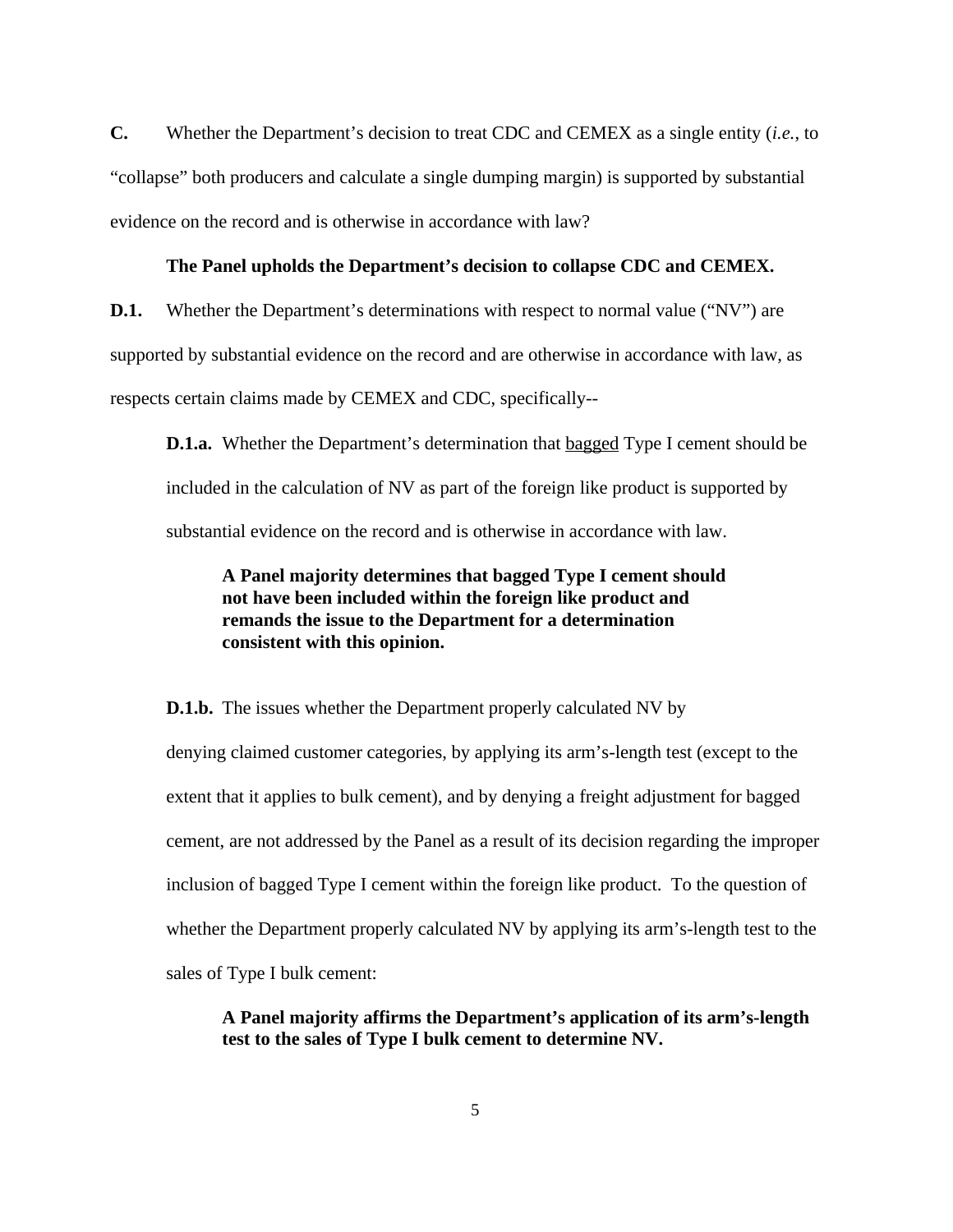**C.** Whether the Department's decision to treat CDC and CEMEX as a single entity (*i.e.*, to "collapse" both producers and calculate a single dumping margin) is supported by substantial evidence on the record and is otherwise in accordance with law?

**The Panel upholds the Department's decision to collapse CDC and CEMEX.**

**D.1.** Whether the Department's determinations with respect to normal value ("NV") are supported by substantial evidence on the record and are otherwise in accordance with law, as respects certain claims made by CEMEX and CDC, specifically--

**D.1.a.** Whether the Department's determination that <u>bagged</u> Type I cement should be included in the calculation of NV as part of the foreign like product is supported by substantial evidence on the record and is otherwise in accordance with law.

> **A Panel majority determines that bagged Type I cement should not have been included within the foreign like product and remands the issue to the Department for a determination consistent with this opinion.**

**D.1.b.** The issues whether the Department properly calculated NV by denying claimed customer categories, by applying its arm's-length test (except to the extent that it applies to bulk cement), and by denying a freight adjustment for bagged cement, are not addressed by the Panel as a result of its decision regarding the improper inclusion of bagged Type I cement within the foreign like product. To the question of whether the Department properly calculated NV by applying its arm's-length test to the sales of Type I bulk cement:

> **A Panel majority affirms the Department's application of its arm's-length test to the sales of Type I bulk cement to determine NV.**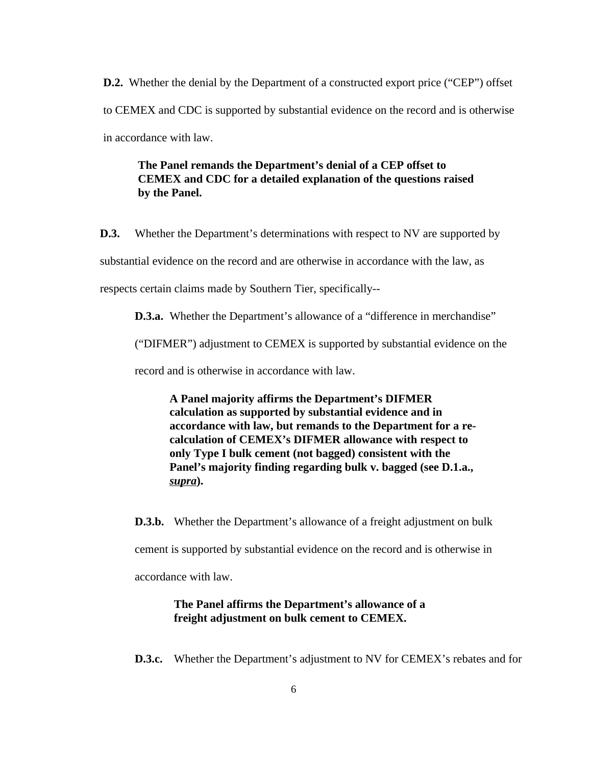**D.2.** Whether the denial by the Department of a constructed export price ("CEP") offset to CEMEX and CDC is supported by substantial evidence on the record and is otherwise in accordance with law.

> **The Panel remands the Department's denial of a CEP offset to CEMEX and CDC for a detailed explanation of the questions raised by the Panel.**

**D.3.** Whether the Department's determinations with respect to NV are supported by substantial evidence on the record and are otherwise in accordance with the law, as respects certain claims made by Southern Tier, specifically--

**D.3.a.** Whether the Department's allowance of a "difference in merchandise" ("DIFMER") adjustment to CEMEX is supported by substantial evidence on the record and is otherwise in accordance with law.

> **A Panel majority affirms the Department's DIFMER calculation as supported by substantial evidence and in accordance with law, but remands to the Department for a re-calculation of CEMEX's DIFMER allowance with respect to only Type I bulk cement (not bagged) consistent with the Panel's majority finding regarding bulk v. bagged (see D.1.a., *supra*).**

**D.3.b.** Whether the Department's allowance of a freight adjustment on bulk cement is supported by substantial evidence on the record and is otherwise in accordance with law.

> **The Panel affirms the Department's allowance of a freight adjustment on bulk cement to CEMEX.**

**D.3.c.** Whether the Department's adjustment to NV for CEMEX's rebates and for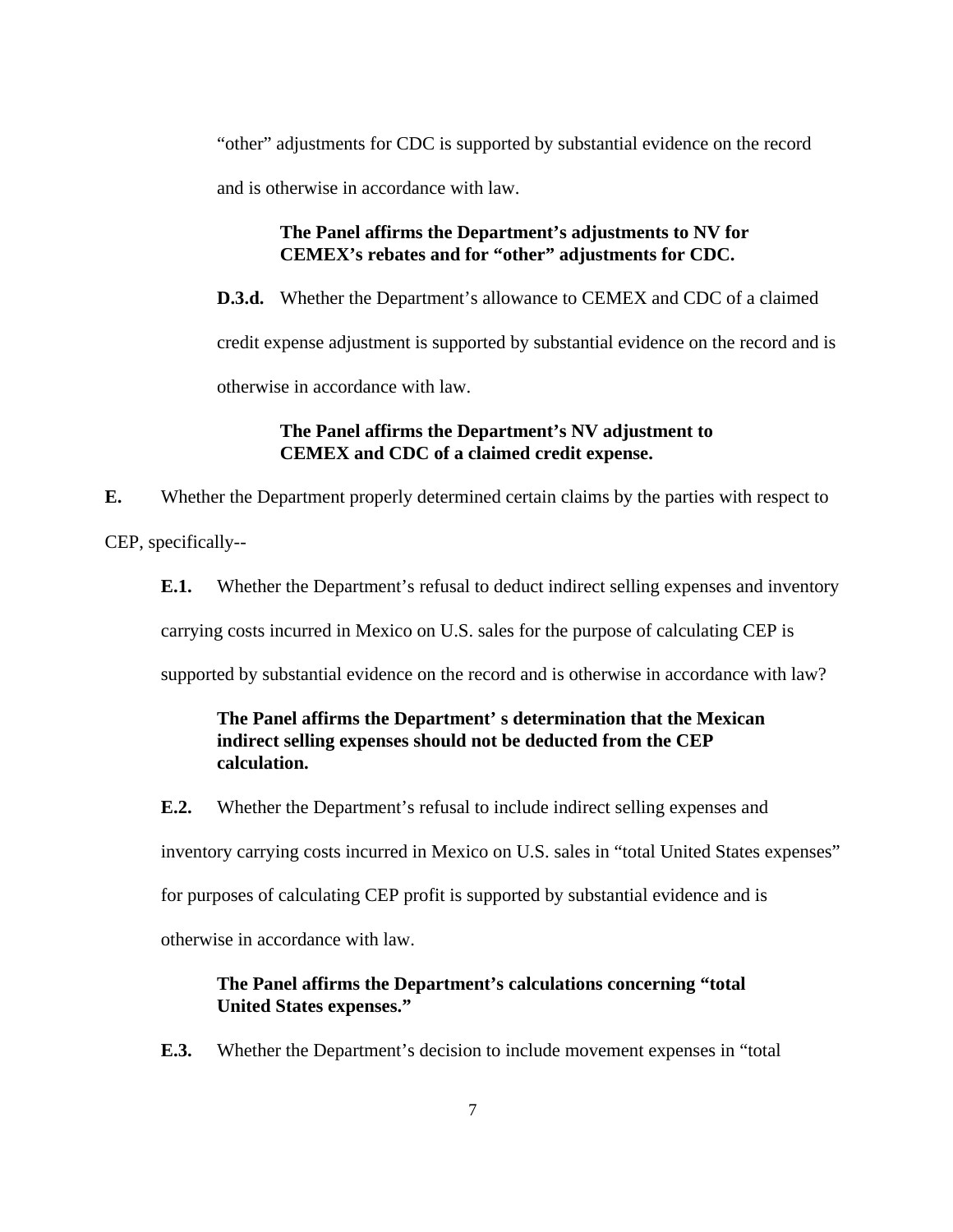"other" adjustments for CDC is supported by substantial evidence on the record and is otherwise in accordance with law.

> **The Panel affirms the Department's adjustments to NV for CEMEX's rebates and for "other" adjustments for CDC.**

**D.3.d.** Whether the Department's allowance to CEMEX and CDC of a claimed credit expense adjustment is supported by substantial evidence on the record and is otherwise in accordance with law.

> **The Panel affirms the Department's NV adjustment to CEMEX and CDC of a claimed credit expense.**

**E.** Whether the Department properly determined certain claims by the parties with respect to CEP, specifically--

**E.1.** Whether the Department's refusal to deduct indirect selling expenses and inventory carrying costs incurred in Mexico on U.S. sales for the purpose of calculating CEP is supported by substantial evidence on the record and is otherwise in accordance with law?

> **The Panel affirms the Department' s determination that the Mexican indirect selling expenses should not be deducted from the CEP calculation.**

**E.2.** Whether the Department's refusal to include indirect selling expenses and inventory carrying costs incurred in Mexico on U.S. sales in "total United States expenses" for purposes of calculating CEP profit is supported by substantial evidence and is otherwise in accordance with law.

> **The Panel affirms the Department's calculations concerning "total United States expenses."**

**E.3.** Whether the Department's decision to include movement expenses in "total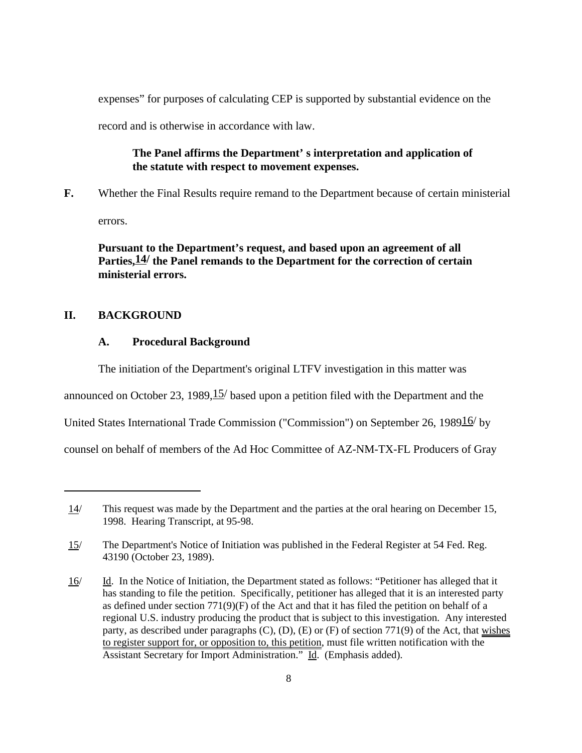expenses" for purposes of calculating CEP is supported by substantial evidence on the record and is otherwise in accordance with law.

**The Panel affirms the Department' s interpretation and application of the statute with respect to movement expenses.**

**F.** Whether the Final Results require remand to the Department because of certain ministerial errors.

**Pursuant to the Department's request, and based upon an agreement of all Parties,[14] the Panel remands to the Department for the correction of certain ministerial errors.**

## II. BACKGROUND

### A. Procedural Background

The initiation of the Department's original LTFV investigation in this matter was announced on October 23, 1989,[15] based upon a petition filed with the Department and the United States International Trade Commission ("Commission") on September 26, 1989[16] by counsel on behalf of members of the Ad Hoc Committee of AZ-NM-TX-FL Producers of Gray

---

14/ This request was made by the Department and the parties at the oral hearing on December 15, 1998. Hearing Transcript, at 95-98.

15/ The Department's Notice of Initiation was published in the Federal Register at 54 Fed. Reg. 43190 (October 23, 1989).

16/ Id. In the Notice of Initiation, the Department stated as follows: "Petitioner has alleged that it has standing to file the petition. Specifically, petitioner has alleged that it is an interested party as defined under section 771(9)(F) of the Act and that it has filed the petition on behalf of a regional U.S. industry producing the product that is subject to this investigation. Any interested party, as described under paragraphs (C), (D), (E) or (F) of section 771(9) of the Act, that wishes to register support for, or opposition to, this petition, must file written notification with the Assistant Secretary for Import Administration." Id. (Emphasis added).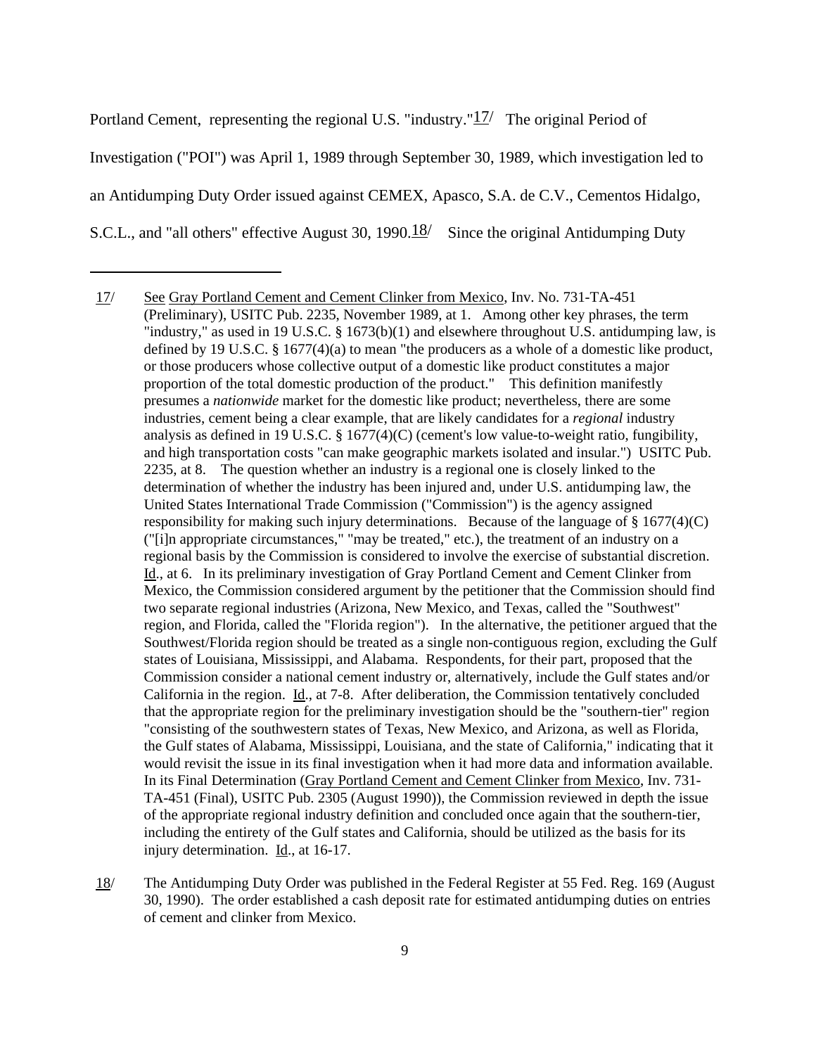Portland Cement, representing the regional U.S. "industry."[17] The original Period of Investigation ("POI") was April 1, 1989 through September 30, 1989, which investigation led to an Antidumping Duty Order issued against CEMEX, Apasco, S.A. de C.V., Cementos Hidalgo, S.C.L., and "all others" effective August 30, 1990.[18] Since the original Antidumping Duty

---

17/ See Gray Portland Cement and Cement Clinker from Mexico, Inv. No. 731-TA-451 (Preliminary), USITC Pub. 2235, November 1989, at 1. Among other key phrases, the term "industry," as used in 19 U.S.C. § 1673(b)(1) and elsewhere throughout U.S. antidumping law, is defined by 19 U.S.C. § 1677(4)(a) to mean "the producers as a whole of a domestic like product, or those producers whose collective output of a domestic like product constitutes a major proportion of the total domestic production of the product." This definition manifestly presumes a *nationwide* market for the domestic like product; nevertheless, there are some industries, cement being a clear example, that are likely candidates for a *regional* industry analysis as defined in 19 U.S.C. § 1677(4)(C) (cement's low value-to-weight ratio, fungibility, and high transportation costs "can make geographic markets isolated and insular.") USITC Pub. 2235, at 8. The question whether an industry is a regional one is closely linked to the determination of whether the industry has been injured and, under U.S. antidumping law, the United States International Trade Commission ("Commission") is the agency assigned responsibility for making such injury determinations. Because of the language of § 1677(4)(C) ("[i]n appropriate circumstances," "may be treated," etc.), the treatment of an industry on a regional basis by the Commission is considered to involve the exercise of substantial discretion. Id., at 6. In its preliminary investigation of Gray Portland Cement and Cement Clinker from Mexico, the Commission considered argument by the petitioner that the Commission should find two separate regional industries (Arizona, New Mexico, and Texas, called the "Southwest" region, and Florida, called the "Florida region"). In the alternative, the petitioner argued that the Southwest/Florida region should be treated as a single non-contiguous region, excluding the Gulf states of Louisiana, Mississippi, and Alabama. Respondents, for their part, proposed that the Commission consider a national cement industry or, alternatively, include the Gulf states and/or California in the region. Id., at 7-8. After deliberation, the Commission tentatively concluded that the appropriate region for the preliminary investigation should be the "southern-tier" region "consisting of the southwestern states of Texas, New Mexico, and Arizona, as well as Florida, the Gulf states of Alabama, Mississippi, Louisiana, and the state of California," indicating that it would revisit the issue in its final investigation when it had more data and information available. In its Final Determination (Gray Portland Cement and Cement Clinker from Mexico, Inv. 731-TA-451 (Final), USITC Pub. 2305 (August 1990)), the Commission reviewed in depth the issue of the appropriate regional industry definition and concluded once again that the southern-tier, including the entirety of the Gulf states and California, should be utilized as the basis for its injury determination. Id., at 16-17.

18/ The Antidumping Duty Order was published in the Federal Register at 55 Fed. Reg. 169 (August 30, 1990). The order established a cash deposit rate for estimated antidumping duties on entries of cement and clinker from Mexico.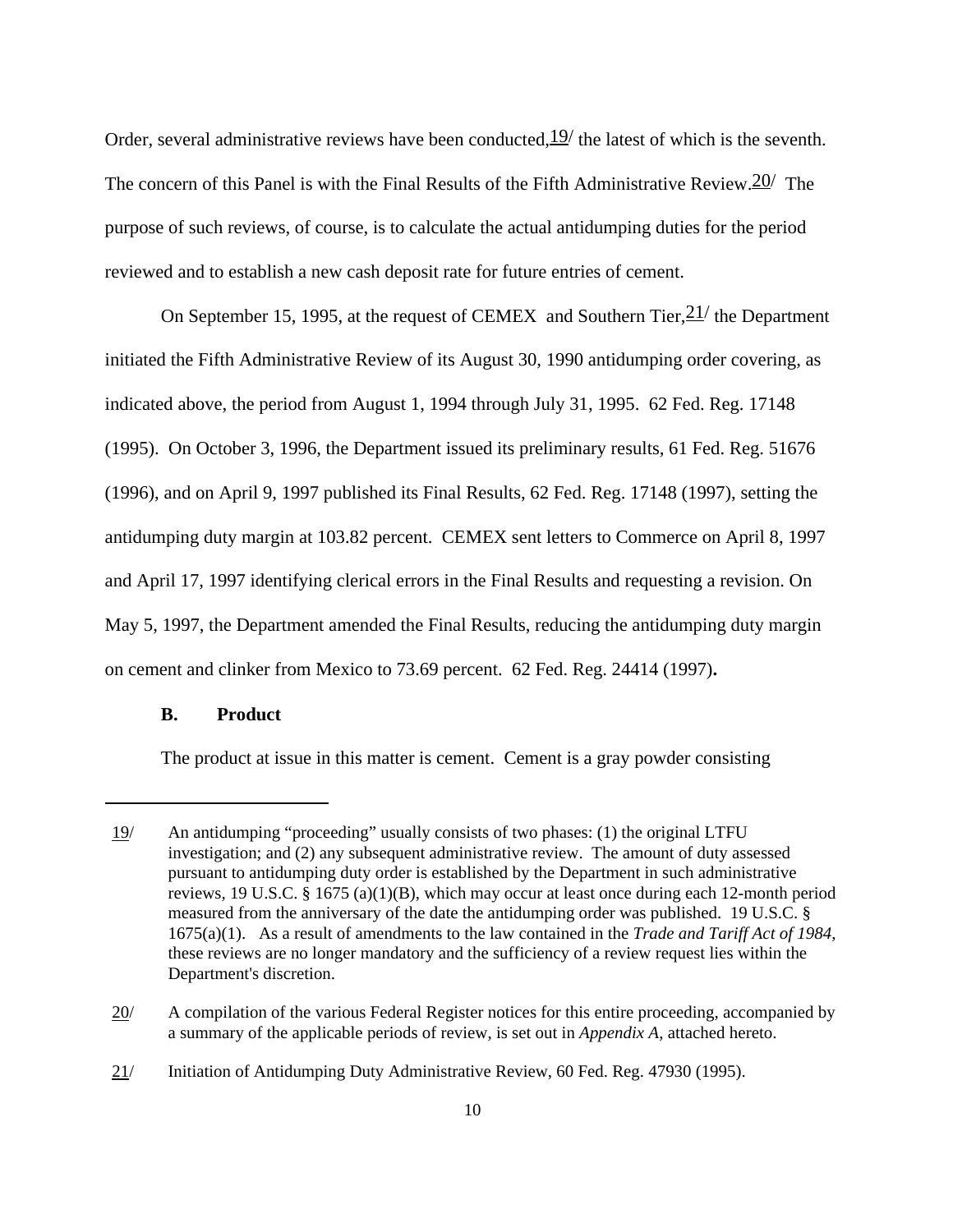Order, several administrative reviews have been conducted,[19] the latest of which is the seventh. The concern of this Panel is with the Final Results of the Fifth Administrative Review.[20] The purpose of such reviews, of course, is to calculate the actual antidumping duties for the period reviewed and to establish a new cash deposit rate for future entries of cement.

On September 15, 1995, at the request of CEMEX and Southern Tier,[21] the Department initiated the Fifth Administrative Review of its August 30, 1990 antidumping order covering, as indicated above, the period from August 1, 1994 through July 31, 1995. 62 Fed. Reg. 17148 (1995). On October 3, 1996, the Department issued its preliminary results, 61 Fed. Reg. 51676 (1996), and on April 9, 1997 published its Final Results, 62 Fed. Reg. 17148 (1997), setting the antidumping duty margin at 103.82 percent. CEMEX sent letters to Commerce on April 8, 1997 and April 17, 1997 identifying clerical errors in the Final Results and requesting a revision. On May 5, 1997, the Department amended the Final Results, reducing the antidumping duty margin on cement and clinker from Mexico to 73.69 percent. 62 Fed. Reg. 24414 (1997)**.**

### B. Product

The product at issue in this matter is cement. Cement is a gray powder consisting

---

19/ An antidumping "proceeding" usually consists of two phases: (1) the original LTFU investigation; and (2) any subsequent administrative review. The amount of duty assessed pursuant to antidumping duty order is established by the Department in such administrative reviews, 19 U.S.C. § 1675 (a)(1)(B), which may occur at least once during each 12-month period measured from the anniversary of the date the antidumping order was published. 19 U.S.C. § 1675(a)(1). As a result of amendments to the law contained in the *Trade and Tariff Act of 1984*, these reviews are no longer mandatory and the sufficiency of a review request lies within the Department's discretion.

20/ A compilation of the various Federal Register notices for this entire proceeding, accompanied by a summary of the applicable periods of review, is set out in *Appendix A*, attached hereto.

21/ Initiation of Antidumping Duty Administrative Review, 60 Fed. Reg. 47930 (1995).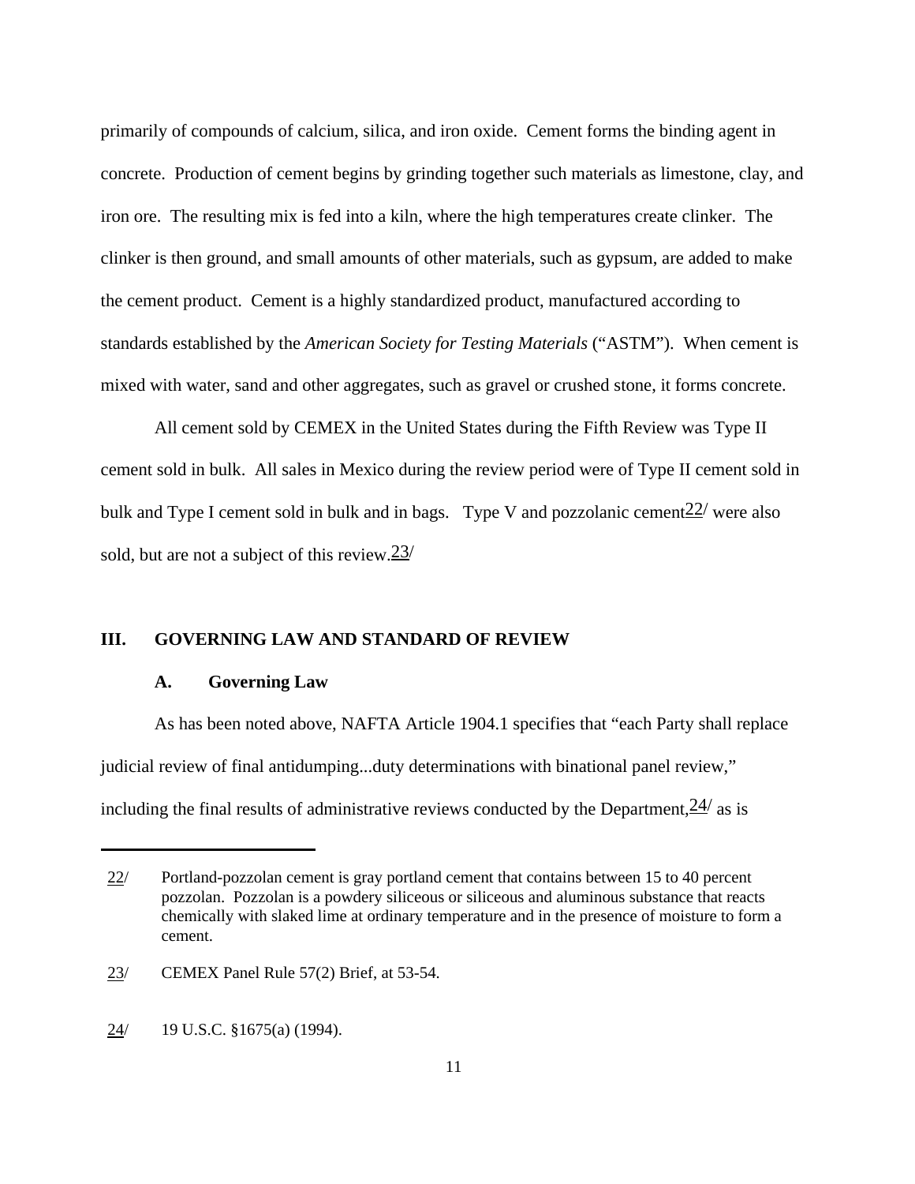primarily of compounds of calcium, silica, and iron oxide. Cement forms the binding agent in concrete. Production of cement begins by grinding together such materials as limestone, clay, and iron ore. The resulting mix is fed into a kiln, where the high temperatures create clinker. The clinker is then ground, and small amounts of other materials, such as gypsum, are added to make the cement product. Cement is a highly standardized product, manufactured according to standards established by the *American Society for Testing Materials* ("ASTM"). When cement is mixed with water, sand and other aggregates, such as gravel or crushed stone, it forms concrete.

All cement sold by CEMEX in the United States during the Fifth Review was Type II cement sold in bulk. All sales in Mexico during the review period were of Type II cement sold in bulk and Type I cement sold in bulk and in bags. Type V and pozzolanic cement[22] were also sold, but are not a subject of this review.[23]

## III. GOVERNING LAW AND STANDARD OF REVIEW

### A. Governing Law

As has been noted above, NAFTA Article 1904.1 specifies that "each Party shall replace judicial review of final antidumping...duty determinations with binational panel review," including the final results of administrative reviews conducted by the Department,[24] as is

---

22/ Portland-pozzolan cement is gray portland cement that contains between 15 to 40 percent pozzolan. Pozzolan is a powdery siliceous or siliceous and aluminous substance that reacts chemically with slaked lime at ordinary temperature and in the presence of moisture to form a cement.

23/ CEMEX Panel Rule 57(2) Brief, at 53-54.

24/ 19 U.S.C. §1675(a) (1994).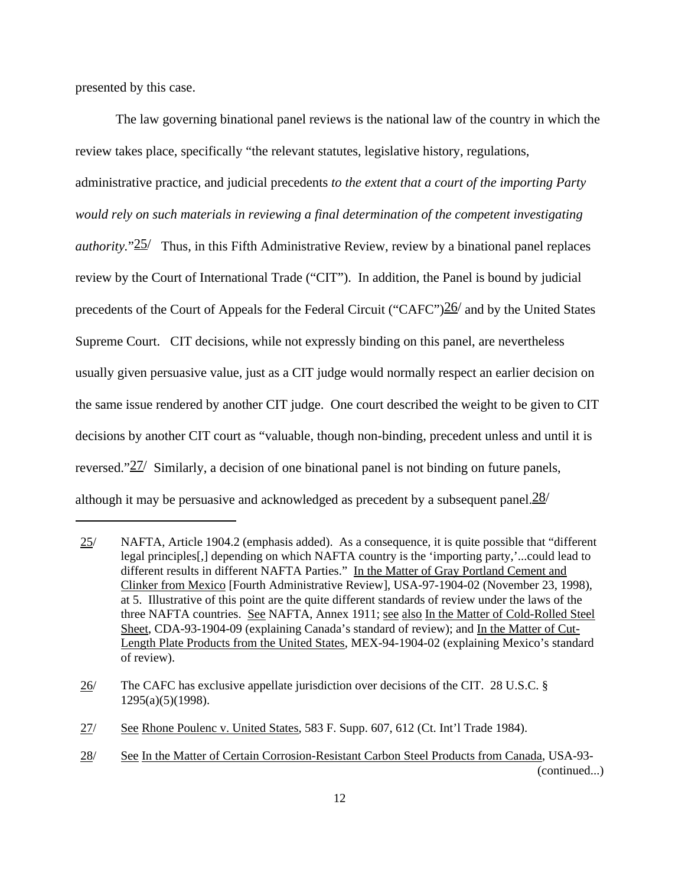presented by this case.

The law governing binational panel reviews is the national law of the country in which the review takes place, specifically "the relevant statutes, legislative history, regulations, administrative practice, and judicial precedents *to the extent that a court of the importing Party would rely on such materials in reviewing a final determination of the competent investigating authority*."[25] Thus, in this Fifth Administrative Review, review by a binational panel replaces review by the Court of International Trade ("CIT"). In addition, the Panel is bound by judicial precedents of the Court of Appeals for the Federal Circuit ("CAFC")[26] and by the United States Supreme Court. CIT decisions, while not expressly binding on this panel, are nevertheless usually given persuasive value, just as a CIT judge would normally respect an earlier decision on the same issue rendered by another CIT judge. One court described the weight to be given to CIT decisions by another CIT court as "valuable, though non-binding, precedent unless and until it is reversed."[27] Similarly, a decision of one binational panel is not binding on future panels, although it may be persuasive and acknowledged as precedent by a subsequent panel.[28]

---

25/ NAFTA, Article 1904.2 (emphasis added). As a consequence, it is quite possible that "different legal principles[,] depending on which NAFTA country is the 'importing party,'...could lead to different results in different NAFTA Parties." In the Matter of Gray Portland Cement and Clinker from Mexico [Fourth Administrative Review], USA-97-1904-02 (November 23, 1998), at 5. Illustrative of this point are the quite different standards of review under the laws of the three NAFTA countries. See NAFTA, Annex 1911; see also In the Matter of Cold-Rolled Steel Sheet, CDA-93-1904-09 (explaining Canada's standard of review); and In the Matter of Cut-Length Plate Products from the United States, MEX-94-1904-02 (explaining Mexico's standard of review).

26/ The CAFC has exclusive appellate jurisdiction over decisions of the CIT. 28 U.S.C. § 1295(a)(5)(1998).

27/ See Rhone Poulenc v. United States, 583 F. Supp. 607, 612 (Ct. Int'l Trade 1984).

28/ See In the Matter of Certain Corrosion-Resistant Carbon Steel Products from Canada, USA-93- (continued...)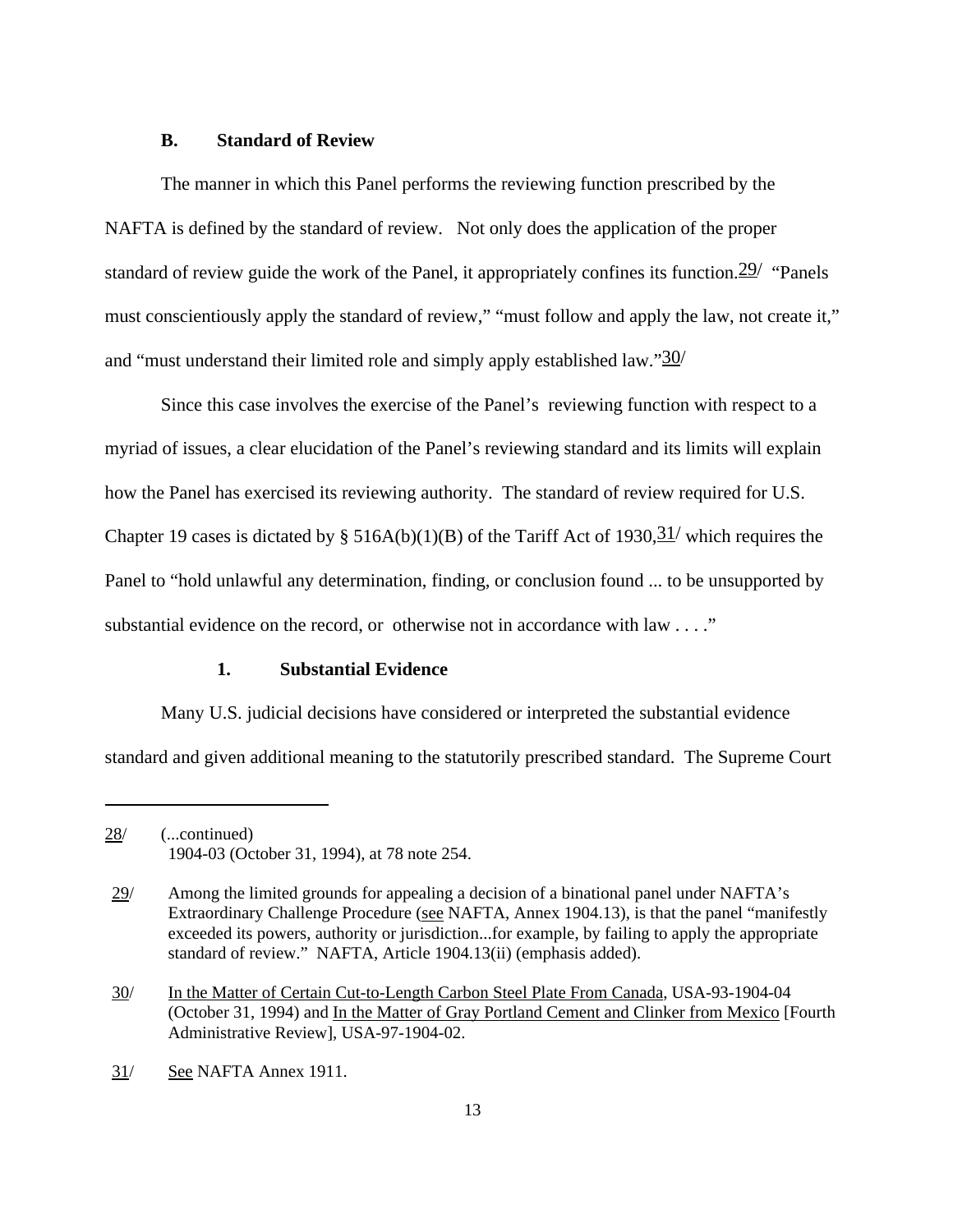### B. Standard of Review

The manner in which this Panel performs the reviewing function prescribed by the NAFTA is defined by the standard of review. Not only does the application of the proper standard of review guide the work of the Panel, it appropriately confines its function.[29/] "Panels must conscientiously apply the standard of review," "must follow and apply the law, not create it," and "must understand their limited role and simply apply established law."[30/]

Since this case involves the exercise of the Panel's reviewing function with respect to a myriad of issues, a clear elucidation of the Panel's reviewing standard and its limits will explain how the Panel has exercised its reviewing authority. The standard of review required for U.S. Chapter 19 cases is dictated by § 516A(b)(1)(B) of the Tariff Act of 1930,[31/] which requires the Panel to "hold unlawful any determination, finding, or conclusion found ... to be unsupported by substantial evidence on the record, or otherwise not in accordance with law . . . ."

#### 1. Substantial Evidence

Many U.S. judicial decisions have considered or interpreted the substantial evidence standard and given additional meaning to the statutorily prescribed standard. The Supreme Court

---

28/ (...continued) 1904-03 (October 31, 1994), at 78 note 254.

29/ Among the limited grounds for appealing a decision of a binational panel under NAFTA's Extraordinary Challenge Procedure (see NAFTA, Annex 1904.13), is that the panel "manifestly exceeded its powers, authority or jurisdiction...for example, by failing to apply the appropriate standard of review." NAFTA, Article 1904.13(ii) (emphasis added).

30/ In the Matter of Certain Cut-to-Length Carbon Steel Plate From Canada, USA-93-1904-04 (October 31, 1994) and In the Matter of Gray Portland Cement and Clinker from Mexico [Fourth Administrative Review], USA-97-1904-02.

31/ See NAFTA Annex 1911.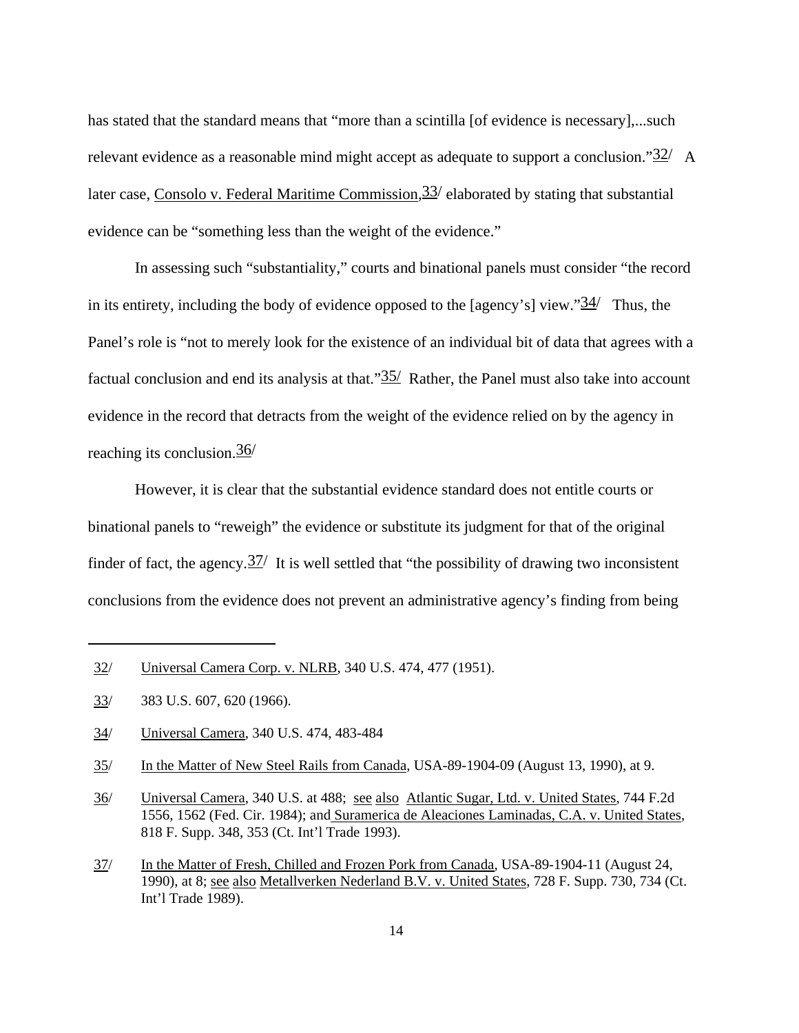has stated that the standard means that "more than a scintilla [of evidence is necessary],...such relevant evidence as a reasonable mind might accept as adequate to support a conclusion."[32/] A later case, Consolo v. Federal Maritime Commission,[33/] elaborated by stating that substantial evidence can be "something less than the weight of the evidence."

In assessing such "substantiality," courts and binational panels must consider "the record in its entirety, including the body of evidence opposed to the [agency's] view."[34/] Thus, the Panel's role is "not to merely look for the existence of an individual bit of data that agrees with a factual conclusion and end its analysis at that."[35/] Rather, the Panel must also take into account evidence in the record that detracts from the weight of the evidence relied on by the agency in reaching its conclusion.[36/]

However, it is clear that the substantial evidence standard does not entitle courts or binational panels to "reweigh" the evidence or substitute its judgment for that of the original finder of fact, the agency.[37/] It is well settled that "the possibility of drawing two inconsistent conclusions from the evidence does not prevent an administrative agency's finding from being

---

32/ Universal Camera Corp. v. NLRB, 340 U.S. 474, 477 (1951).

33/ 383 U.S. 607, 620 (1966).

34/ Universal Camera, 340 U.S. 474, 483-484

35/ In the Matter of New Steel Rails from Canada, USA-89-1904-09 (August 13, 1990), at 9.

36/ Universal Camera, 340 U.S. at 488; see also Atlantic Sugar, Ltd. v. United States, 744 F.2d 1556, 1562 (Fed. Cir. 1984); and Suramerica de Aleaciones Laminadas, C.A. v. United States, 818 F. Supp. 348, 353 (Ct. Int'l Trade 1993).

37/ In the Matter of Fresh, Chilled and Frozen Pork from Canada, USA-89-1904-11 (August 24, 1990), at 8; see also Metallverken Nederland B.V. v. United States, 728 F. Supp. 730, 734 (Ct. Int'l Trade 1989).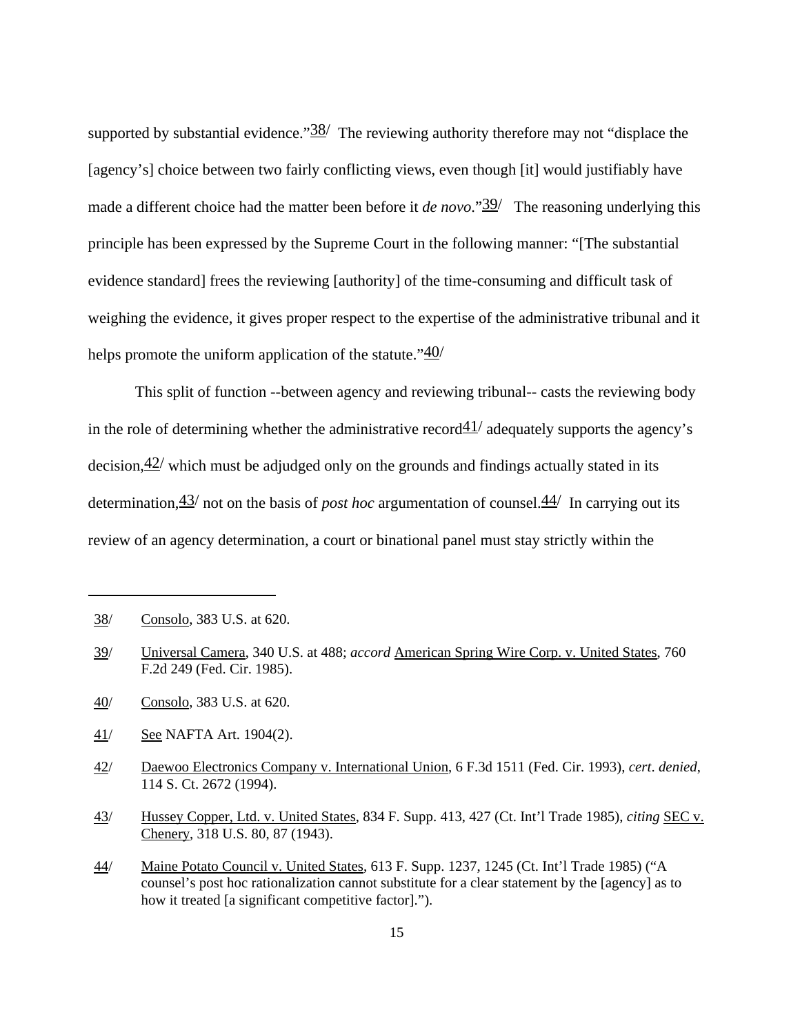supported by substantial evidence."[38] The reviewing authority therefore may not "displace the [agency's] choice between two fairly conflicting views, even though [it] would justifiably have made a different choice had the matter been before it *de novo*."[39] The reasoning underlying this principle has been expressed by the Supreme Court in the following manner: "[The substantial evidence standard] frees the reviewing [authority] of the time-consuming and difficult task of weighing the evidence, it gives proper respect to the expertise of the administrative tribunal and it helps promote the uniform application of the statute."[40]

This split of function --between agency and reviewing tribunal-- casts the reviewing body in the role of determining whether the administrative record[41] adequately supports the agency's decision,[42] which must be adjudged only on the grounds and findings actually stated in its determination,[43] not on the basis of *post hoc* argumentation of counsel.[44] In carrying out its review of an agency determination, a court or binational panel must stay strictly within the

---

38/ Consolo, 383 U.S. at 620.

39/ Universal Camera, 340 U.S. at 488; *accord* American Spring Wire Corp. v. United States, 760 F.2d 249 (Fed. Cir. 1985).

40/ Consolo, 383 U.S. at 620.

41/ See NAFTA Art. 1904(2).

42/ Daewoo Electronics Company v. International Union, 6 F.3d 1511 (Fed. Cir. 1993), *cert. denied*, 114 S. Ct. 2672 (1994).

43/ Hussey Copper, Ltd. v. United States, 834 F. Supp. 413, 427 (Ct. Int'l Trade 1985), *citing* SEC v. Chenery, 318 U.S. 80, 87 (1943).

44/ Maine Potato Council v. United States, 613 F. Supp. 1237, 1245 (Ct. Int'l Trade 1985) ("A counsel's post hoc rationalization cannot substitute for a clear statement by the [agency] as to how it treated [a significant competitive factor].").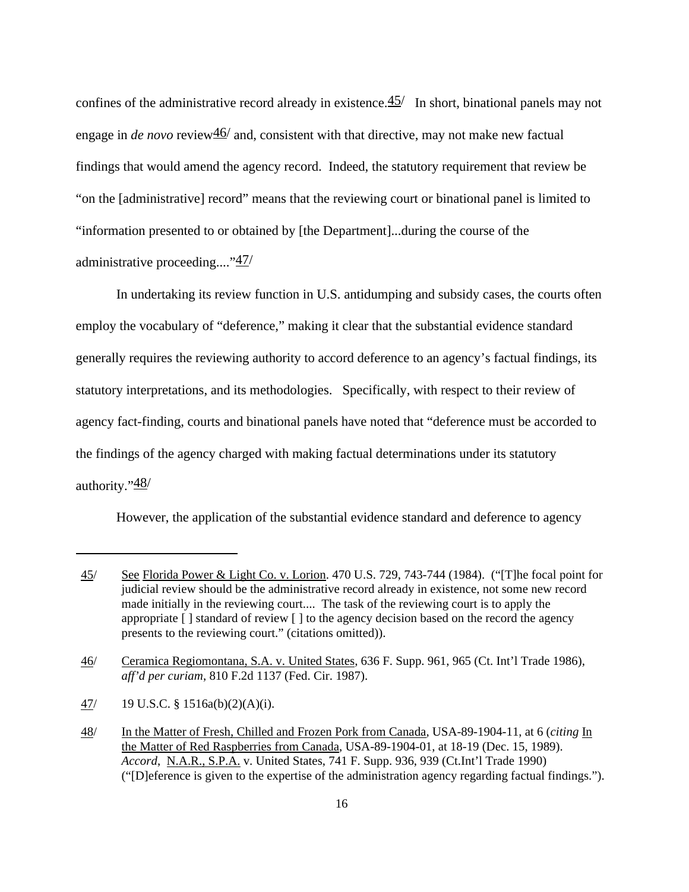confines of the administrative record already in existence.[45/] In short, binational panels may not engage in *de novo* review[46/] and, consistent with that directive, may not make new factual findings that would amend the agency record. Indeed, the statutory requirement that review be "on the [administrative] record" means that the reviewing court or binational panel is limited to "information presented to or obtained by [the Department]...during the course of the administrative proceeding...."[47/]

In undertaking its review function in U.S. antidumping and subsidy cases, the courts often employ the vocabulary of "deference," making it clear that the substantial evidence standard generally requires the reviewing authority to accord deference to an agency's factual findings, its statutory interpretations, and its methodologies. Specifically, with respect to their review of agency fact-finding, courts and binational panels have noted that "deference must be accorded to the findings of the agency charged with making factual determinations under its statutory authority."[48/]

However, the application of the substantial evidence standard and deference to agency

---

45/ See Florida Power & Light Co. v. Lorion. 470 U.S. 729, 743-744 (1984). ("[T]he focal point for judicial review should be the administrative record already in existence, not some new record made initially in the reviewing court.... The task of the reviewing court is to apply the appropriate [ ] standard of review [ ] to the agency decision based on the record the agency presents to the reviewing court." (citations omitted)).

46/ Ceramica Regiomontana, S.A. v. United States, 636 F. Supp. 961, 965 (Ct. Int'l Trade 1986), *aff'd per curiam*, 810 F.2d 1137 (Fed. Cir. 1987).

47/ 19 U.S.C. § 1516a(b)(2)(A)(i).

48/ In the Matter of Fresh, Chilled and Frozen Pork from Canada, USA-89-1904-11, at 6 (*citing* In the Matter of Red Raspberries from Canada, USA-89-1904-01, at 18-19 (Dec. 15, 1989). *Accord*, N.A.R., S.P.A. v. United States, 741 F. Supp. 936, 939 (Ct.Int'l Trade 1990) ("[D]eference is given to the expertise of the administration agency regarding factual findings.").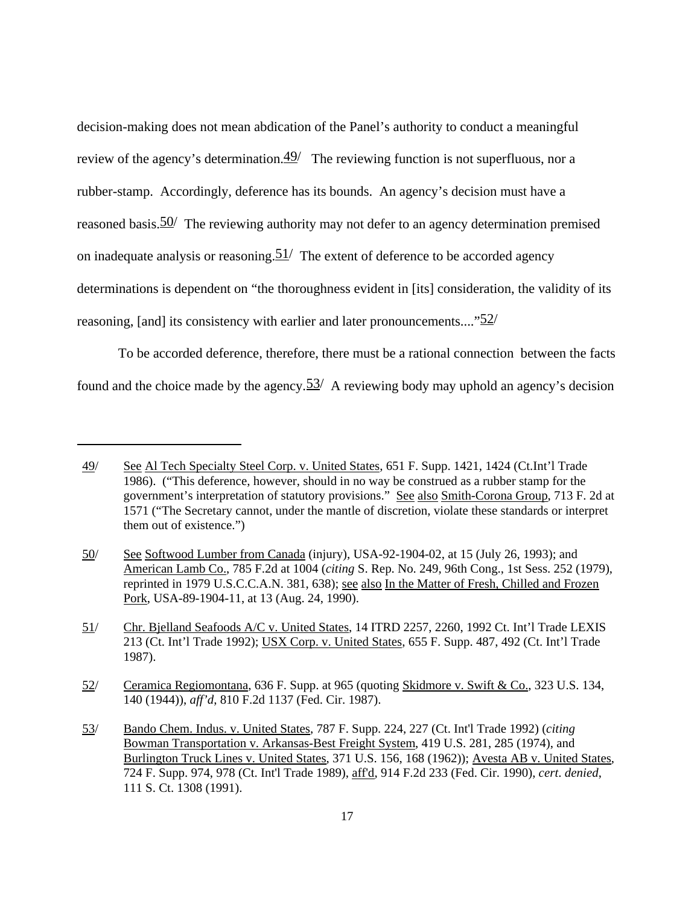decision-making does not mean abdication of the Panel's authority to conduct a meaningful review of the agency's determination.[49] The reviewing function is not superfluous, nor a rubber-stamp. Accordingly, deference has its bounds. An agency's decision must have a reasoned basis.[50] The reviewing authority may not defer to an agency determination premised on inadequate analysis or reasoning.[51] The extent of deference to be accorded agency determinations is dependent on "the thoroughness evident in [its] consideration, the validity of its reasoning, [and] its consistency with earlier and later pronouncements...."[52]

To be accorded deference, therefore, there must be a rational connection between the facts found and the choice made by the agency.[53] A reviewing body may uphold an agency's decision

---

49/ See Al Tech Specialty Steel Corp. v. United States, 651 F. Supp. 1421, 1424 (Ct.Int'l Trade 1986). ("This deference, however, should in no way be construed as a rubber stamp for the government's interpretation of statutory provisions." See also Smith-Corona Group, 713 F. 2d at 1571 ("The Secretary cannot, under the mantle of discretion, violate these standards or interpret them out of existence.")

50/ See Softwood Lumber from Canada (injury), USA-92-1904-02, at 15 (July 26, 1993); and American Lamb Co., 785 F.2d at 1004 (*citing* S. Rep. No. 249, 96th Cong., 1st Sess. 252 (1979), reprinted in 1979 U.S.C.C.A.N. 381, 638); see also In the Matter of Fresh, Chilled and Frozen Pork, USA-89-1904-11, at 13 (Aug. 24, 1990).

51/ Chr. Bjelland Seafoods A/C v. United States, 14 ITRD 2257, 2260, 1992 Ct. Int'l Trade LEXIS 213 (Ct. Int'l Trade 1992); USX Corp. v. United States, 655 F. Supp. 487, 492 (Ct. Int'l Trade 1987).

52/ Ceramica Regiomontana, 636 F. Supp. at 965 (quoting Skidmore v. Swift & Co., 323 U.S. 134, 140 (1944)), *aff'd*, 810 F.2d 1137 (Fed. Cir. 1987).

53/ Bando Chem. Indus. v. United States, 787 F. Supp. 224, 227 (Ct. Int'l Trade 1992) (*citing* Bowman Transportation v. Arkansas-Best Freight System, 419 U.S. 281, 285 (1974), and Burlington Truck Lines v. United States, 371 U.S. 156, 168 (1962)); Avesta AB v. United States, 724 F. Supp. 974, 978 (Ct. Int'l Trade 1989), aff'd, 914 F.2d 233 (Fed. Cir. 1990), *cert. denied*, 111 S. Ct. 1308 (1991).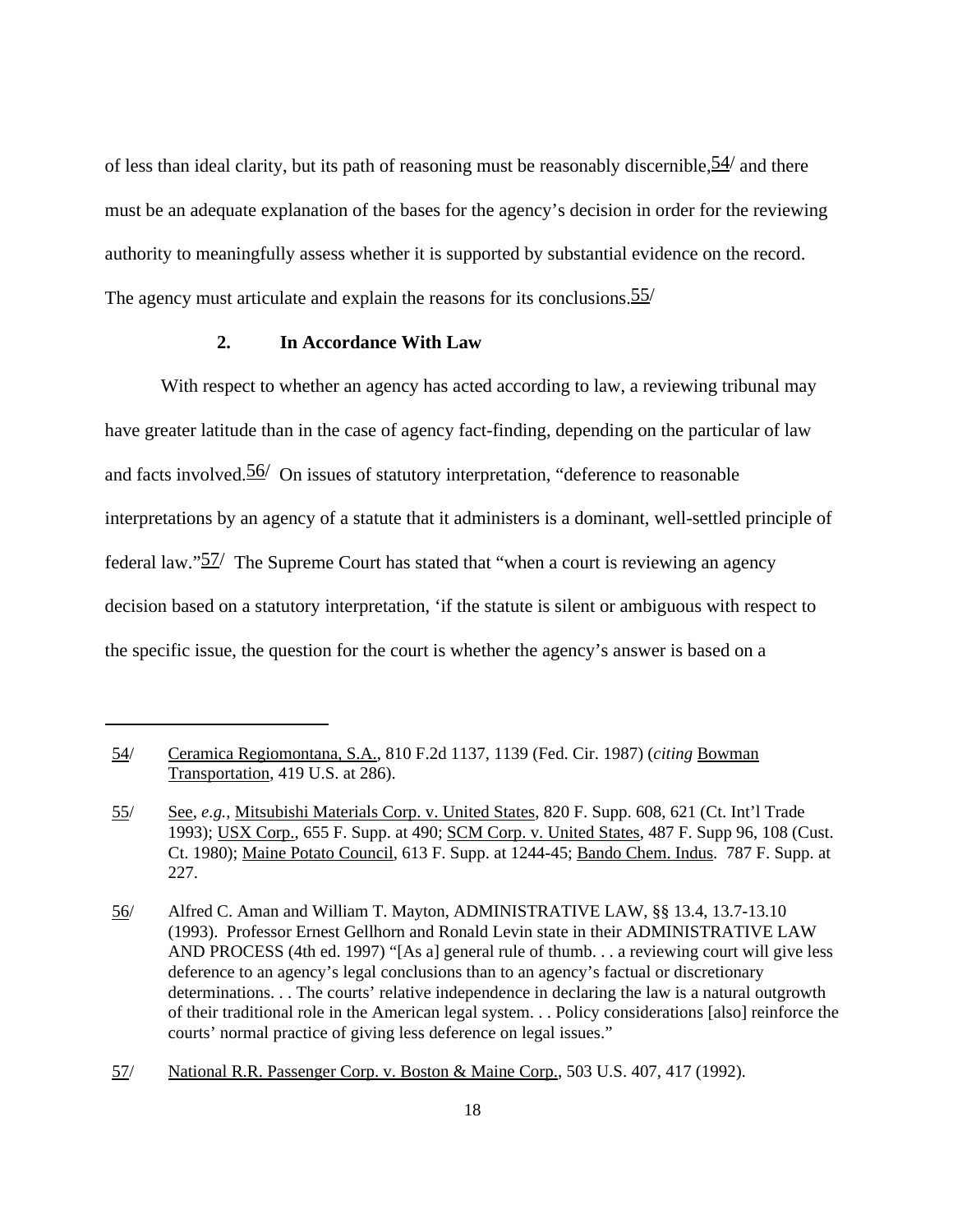of less than ideal clarity, but its path of reasoning must be reasonably discernible,[54] and there must be an adequate explanation of the bases for the agency's decision in order for the reviewing authority to meaningfully assess whether it is supported by substantial evidence on the record. The agency must articulate and explain the reasons for its conclusions.[55]

### 2. In Accordance With Law

With respect to whether an agency has acted according to law, a reviewing tribunal may have greater latitude than in the case of agency fact-finding, depending on the particular of law and facts involved.[56] On issues of statutory interpretation, "deference to reasonable interpretations by an agency of a statute that it administers is a dominant, well-settled principle of federal law."[57] The Supreme Court has stated that "when a court is reviewing an agency decision based on a statutory interpretation, 'if the statute is silent or ambiguous with respect to the specific issue, the question for the court is whether the agency's answer is based on a

---

54/ Ceramica Regiomontana, S.A., 810 F.2d 1137, 1139 (Fed. Cir. 1987) (*citing* Bowman Transportation, 419 U.S. at 286).

55/ See, *e.g.*, Mitsubishi Materials Corp. v. United States, 820 F. Supp. 608, 621 (Ct. Int'l Trade 1993); USX Corp., 655 F. Supp. at 490; SCM Corp. v. United States, 487 F. Supp 96, 108 (Cust. Ct. 1980); Maine Potato Council, 613 F. Supp. at 1244-45; Bando Chem. Indus. 787 F. Supp. at 227.

56/ Alfred C. Aman and William T. Mayton, ADMINISTRATIVE LAW, §§ 13.4, 13.7-13.10 (1993). Professor Ernest Gellhorn and Ronald Levin state in their ADMINISTRATIVE LAW AND PROCESS (4th ed. 1997) "[As a] general rule of thumb. . . a reviewing court will give less deference to an agency's legal conclusions than to an agency's factual or discretionary determinations. . . The courts' relative independence in declaring the law is a natural outgrowth of their traditional role in the American legal system. . . Policy considerations [also] reinforce the courts' normal practice of giving less deference on legal issues."

57/ National R.R. Passenger Corp. v. Boston & Maine Corp., 503 U.S. 407, 417 (1992).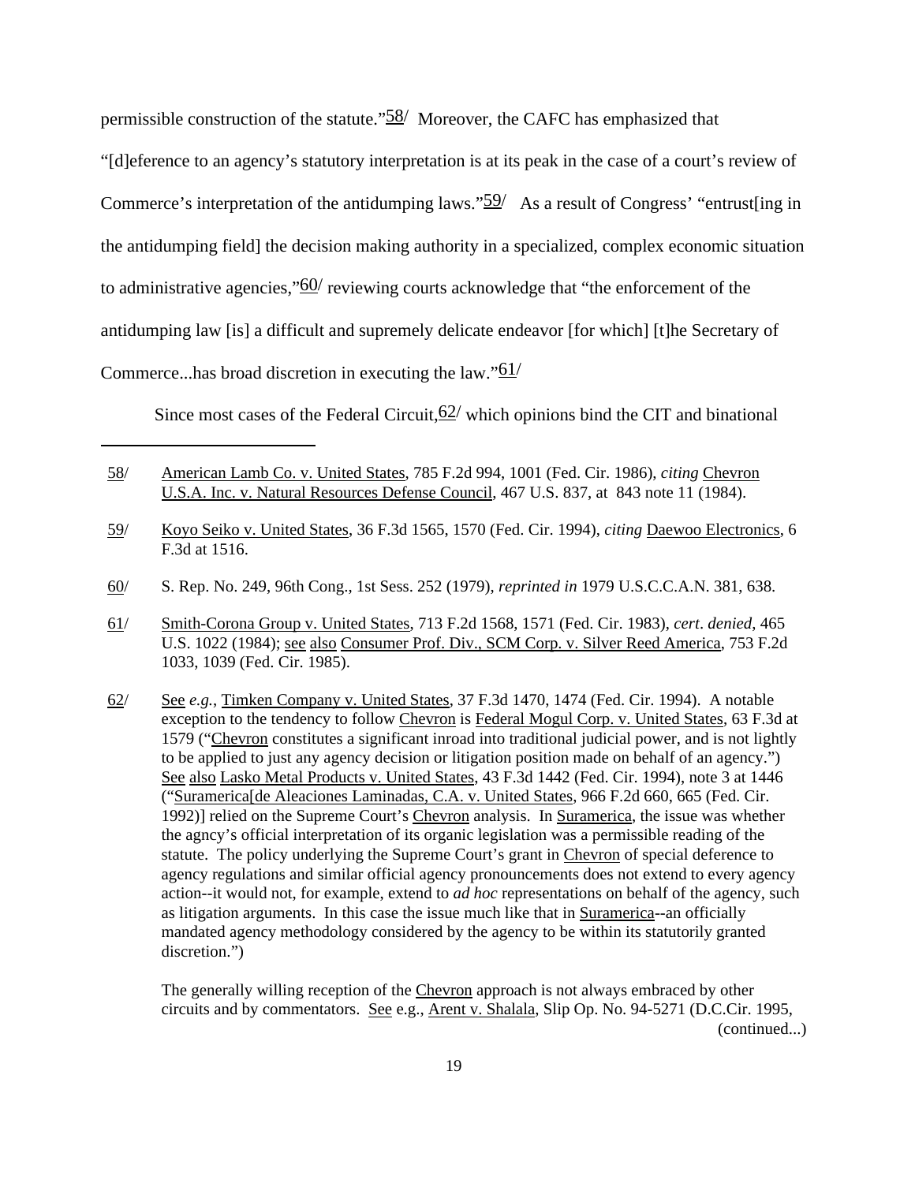permissible construction of the statute."[58] Moreover, the CAFC has emphasized that "[d]eference to an agency's statutory interpretation is at its peak in the case of a court's review of Commerce's interpretation of the antidumping laws."[59] As a result of Congress' "entrust[ing in the antidumping field] the decision making authority in a specialized, complex economic situation to administrative agencies,"[60] reviewing courts acknowledge that "the enforcement of the antidumping law [is] a difficult and supremely delicate endeavor [for which] [t]he Secretary of Commerce...has broad discretion in executing the law."[61]

Since most cases of the Federal Circuit,[62] which opinions bind the CIT and binational

---

58/ American Lamb Co. v. United States, 785 F.2d 994, 1001 (Fed. Cir. 1986), *citing* Chevron U.S.A. Inc. v. Natural Resources Defense Council, 467 U.S. 837, at 843 note 11 (1984).

59/ Koyo Seiko v. United States, 36 F.3d 1565, 1570 (Fed. Cir. 1994), *citing* Daewoo Electronics, 6 F.3d at 1516.

60/ S. Rep. No. 249, 96th Cong., 1st Sess. 252 (1979), *reprinted in* 1979 U.S.C.C.A.N. 381, 638.

61/ Smith-Corona Group v. United States, 713 F.2d 1568, 1571 (Fed. Cir. 1983), *cert. denied*, 465 U.S. 1022 (1984); see also Consumer Prof. Div., SCM Corp. v. Silver Reed America, 753 F.2d 1033, 1039 (Fed. Cir. 1985).

62/ See *e.g.*, Timken Company v. United States, 37 F.3d 1470, 1474 (Fed. Cir. 1994). A notable exception to the tendency to follow Chevron is Federal Mogul Corp. v. United States, 63 F.3d at 1579 ("Chevron constitutes a significant inroad into traditional judicial power, and is not lightly to be applied to just any agency decision or litigation position made on behalf of an agency.") See also Lasko Metal Products v. United States, 43 F.3d 1442 (Fed. Cir. 1994), note 3 at 1446 ("Suramerica[de Aleaciones Laminadas, C.A. v. United States, 966 F.2d 660, 665 (Fed. Cir. 1992)] relied on the Supreme Court's Chevron analysis. In Suramerica, the issue was whether the agncy's official interpretation of its organic legislation was a permissible reading of the statute. The policy underlying the Supreme Court's grant in Chevron of special deference to agency regulations and similar official agency pronouncements does not extend to every agency action--it would not, for example, extend to *ad hoc* representations on behalf of the agency, such as litigation arguments. In this case the issue much like that in Suramerica--an officially mandated agency methodology considered by the agency to be within its statutorily granted discretion.")

The generally willing reception of the Chevron approach is not always embraced by other circuits and by commentators. See e.g., Arent v. Shalala, Slip Op. No. 94-5271 (D.C.Cir. 1995, (continued...)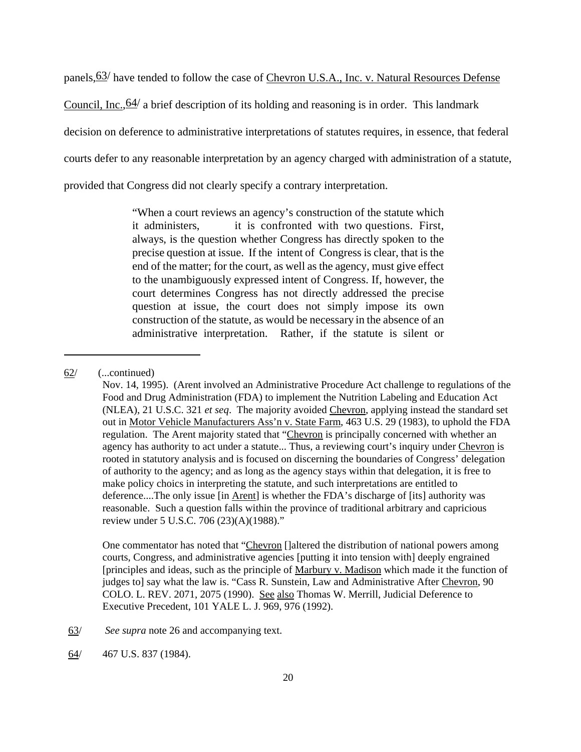panels,[63] have tended to follow the case of Chevron U.S.A., Inc. v. Natural Resources Defense Council, Inc.,[64] a brief description of its holding and reasoning is in order. This landmark decision on deference to administrative interpretations of statutes requires, in essence, that federal courts defer to any reasonable interpretation by an agency charged with administration of a statute, provided that Congress did not clearly specify a contrary interpretation.

> "When a court reviews an agency's construction of the statute which it administers, it is confronted with two questions. First, always, is the question whether Congress has directly spoken to the precise question at issue. If the intent of Congress is clear, that is the end of the matter; for the court, as well as the agency, must give effect to the unambiguously expressed intent of Congress. If, however, the court determines Congress has not directly addressed the precise question at issue, the court does not simply impose its own construction of the statute, as would be necessary in the absence of an administrative interpretation. Rather, if the statute is silent or

---

62/ (...continued)

Nov. 14, 1995). (Arent involved an Administrative Procedure Act challenge to regulations of the Food and Drug Administration (FDA) to implement the Nutrition Labeling and Education Act (NLEA), 21 U.S.C. 321 *et seq*. The majority avoided Chevron, applying instead the standard set out in Motor Vehicle Manufacturers Ass'n v. State Farm, 463 U.S. 29 (1983), to uphold the FDA regulation. The Arent majority stated that "Chevron is principally concerned with whether an agency has authority to act under a statute... Thus, a reviewing court's inquiry under Chevron is rooted in statutory analysis and is focused on discerning the boundaries of Congress' delegation of authority to the agency; and as long as the agency stays within that delegation, it is free to make policy choices in interpreting the statute, and such interpretations are entitled to deference....The only issue [in Arent] is whether the FDA's discharge of [its] authority was reasonable. Such a question falls within the province of traditional arbitrary and capricious review under 5 U.S.C. 706 (23)(A)(1988)."

One commentator has noted that "Chevron []altered the distribution of national powers among courts, Congress, and administrative agencies [putting it into tension with] deeply engrained [principles and ideas, such as the principle of Marbury v. Madison which made it the function of judges to] say what the law is. "Cass R. Sunstein, Law and Administrative After Chevron, 90 COLO. L. REV. 2071, 2075 (1990). See also Thomas W. Merrill, Judicial Deference to Executive Precedent, 101 YALE L. J. 969, 976 (1992).

63/ *See supra* note 26 and accompanying text.

64/ 467 U.S. 837 (1984).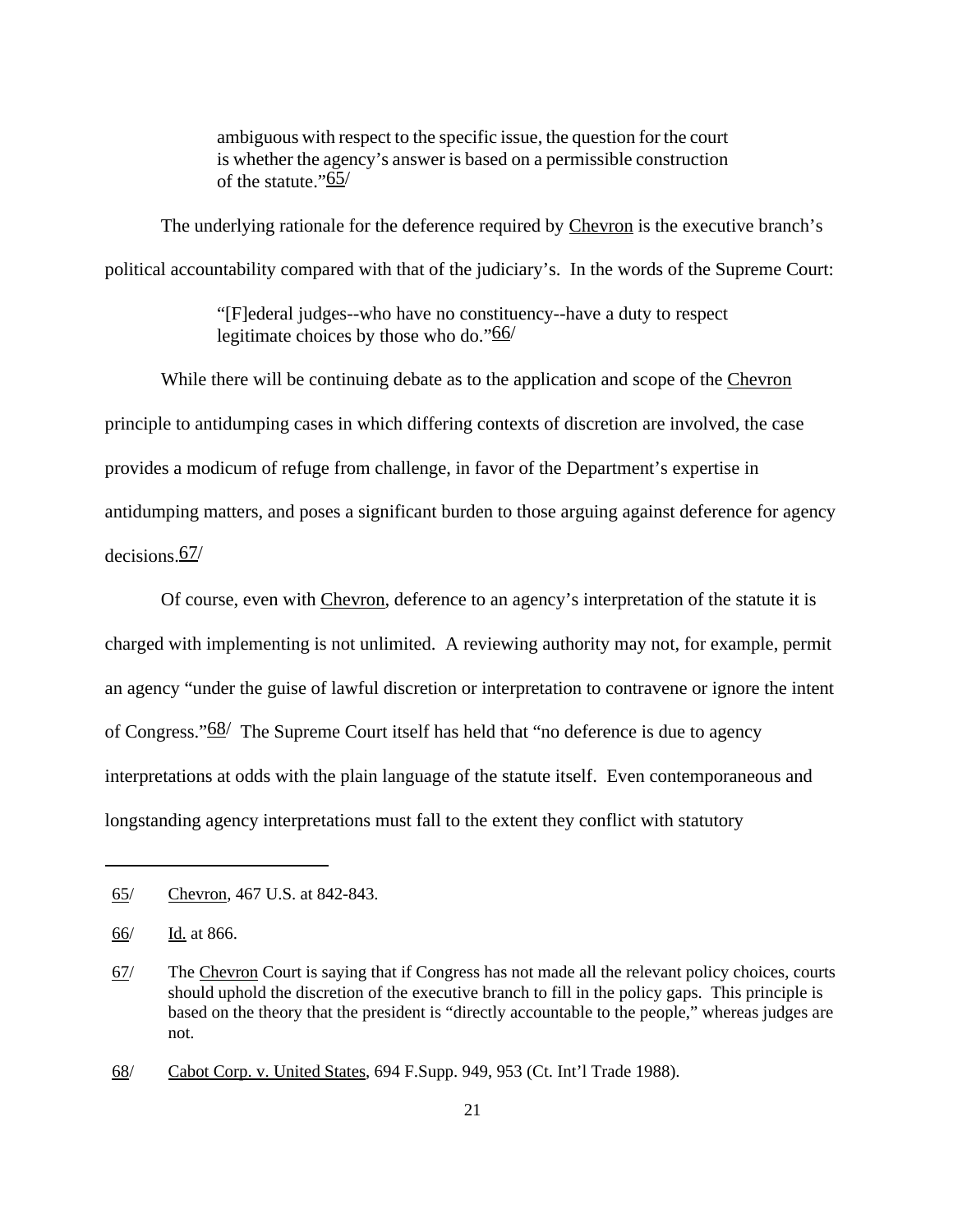> ambiguous with respect to the specific issue, the question for the court is whether the agency's answer is based on a permissible construction of the statute."65/

The underlying rationale for the deference required by Chevron is the executive branch's political accountability compared with that of the judiciary's. In the words of the Supreme Court:

> "[F]ederal judges--who have no constituency--have a duty to respect legitimate choices by those who do."66/

While there will be continuing debate as to the application and scope of the Chevron principle to antidumping cases in which differing contexts of discretion are involved, the case provides a modicum of refuge from challenge, in favor of the Department's expertise in antidumping matters, and poses a significant burden to those arguing against deference for agency decisions.67/

Of course, even with Chevron, deference to an agency's interpretation of the statute it is charged with implementing is not unlimited. A reviewing authority may not, for example, permit an agency "under the guise of lawful discretion or interpretation to contravene or ignore the intent of Congress."68/ The Supreme Court itself has held that "no deference is due to agency interpretations at odds with the plain language of the statute itself. Even contemporaneous and longstanding agency interpretations must fall to the extent they conflict with statutory

---

65/ Chevron, 467 U.S. at 842-843.

66/ Id. at 866.

67/ The Chevron Court is saying that if Congress has not made all the relevant policy choices, courts should uphold the discretion of the executive branch to fill in the policy gaps. This principle is based on the theory that the president is "directly accountable to the people," whereas judges are not.

68/ Cabot Corp. v. United States, 694 F.Supp. 949, 953 (Ct. Int'l Trade 1988).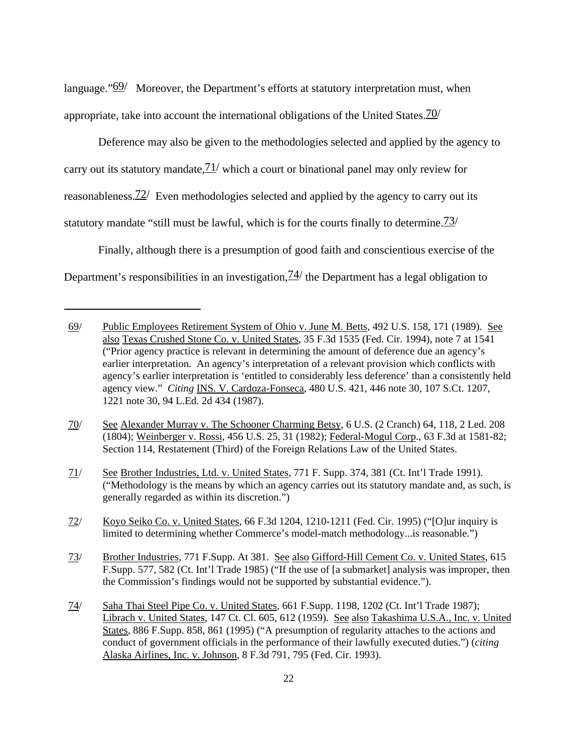language."[69] Moreover, the Department's efforts at statutory interpretation must, when appropriate, take into account the international obligations of the United States.[70]

Deference may also be given to the methodologies selected and applied by the agency to carry out its statutory mandate,[71] which a court or binational panel may only review for reasonableness.[72] Even methodologies selected and applied by the agency to carry out its statutory mandate "still must be lawful, which is for the courts finally to determine.[73]

Finally, although there is a presumption of good faith and conscientious exercise of the Department's responsibilities in an investigation,[74] the Department has a legal obligation to

---

69/ Public Employees Retirement System of Ohio v. June M. Betts, 492 U.S. 158, 171 (1989). See also Texas Crushed Stone Co. v. United States, 35 F.3d 1535 (Fed. Cir. 1994), note 7 at 1541 ("Prior agency practice is relevant in determining the amount of deference due an agency's earlier interpretation. An agency's interpretation of a relevant provision which conflicts with agency's earlier interpretation is 'entitled to considerably less deference' than a consistently held agency view." *Citing* INS. V. Cardoza-Fonseca, 480 U.S. 421, 446 note 30, 107 S.Ct. 1207, 1221 note 30, 94 L.Ed. 2d 434 (1987).

70/ See Alexander Murray v. The Schooner Charming Betsy, 6 U.S. (2 Cranch) 64, 118, 2 Led. 208 (1804); Weinberger v. Rossi, 456 U.S. 25, 31 (1982); Federal-Mogul Corp., 63 F.3d at 1581-82; Section 114, Restatement (Third) of the Foreign Relations Law of the United States.

71/ See Brother Industries, Ltd. v. United States, 771 F. Supp. 374, 381 (Ct. Int'l Trade 1991). ("Methodology is the means by which an agency carries out its statutory mandate and, as such, is generally regarded as within its discretion.")

72/ Koyo Seiko Co. v. United States, 66 F.3d 1204, 1210-1211 (Fed. Cir. 1995) ("[O]ur inquiry is limited to determining whether Commerce's model-match methodology...is reasonable.")

73/ Brother Industries, 771 F.Supp. At 381. See also Gifford-Hill Cement Co. v. United States, 615 F.Supp. 577, 582 (Ct. Int'l Trade 1985) ("If the use of [a submarket] analysis was improper, then the Commission's findings would not be supported by substantial evidence.").

74/ Saha Thai Steel Pipe Co. v. United States, 661 F.Supp. 1198, 1202 (Ct. Int'l Trade 1987); Librach v. United States, 147 Ct. Cl. 605, 612 (1959). See also Takashima U.S.A., Inc. v. United States, 886 F.Supp. 858, 861 (1995) ("A presumption of regularity attaches to the actions and conduct of government officials in the performance of their lawfully executed duties.") (*citing* Alaska Airlines, Inc. v. Johnson, 8 F.3d 791, 795 (Fed. Cir. 1993).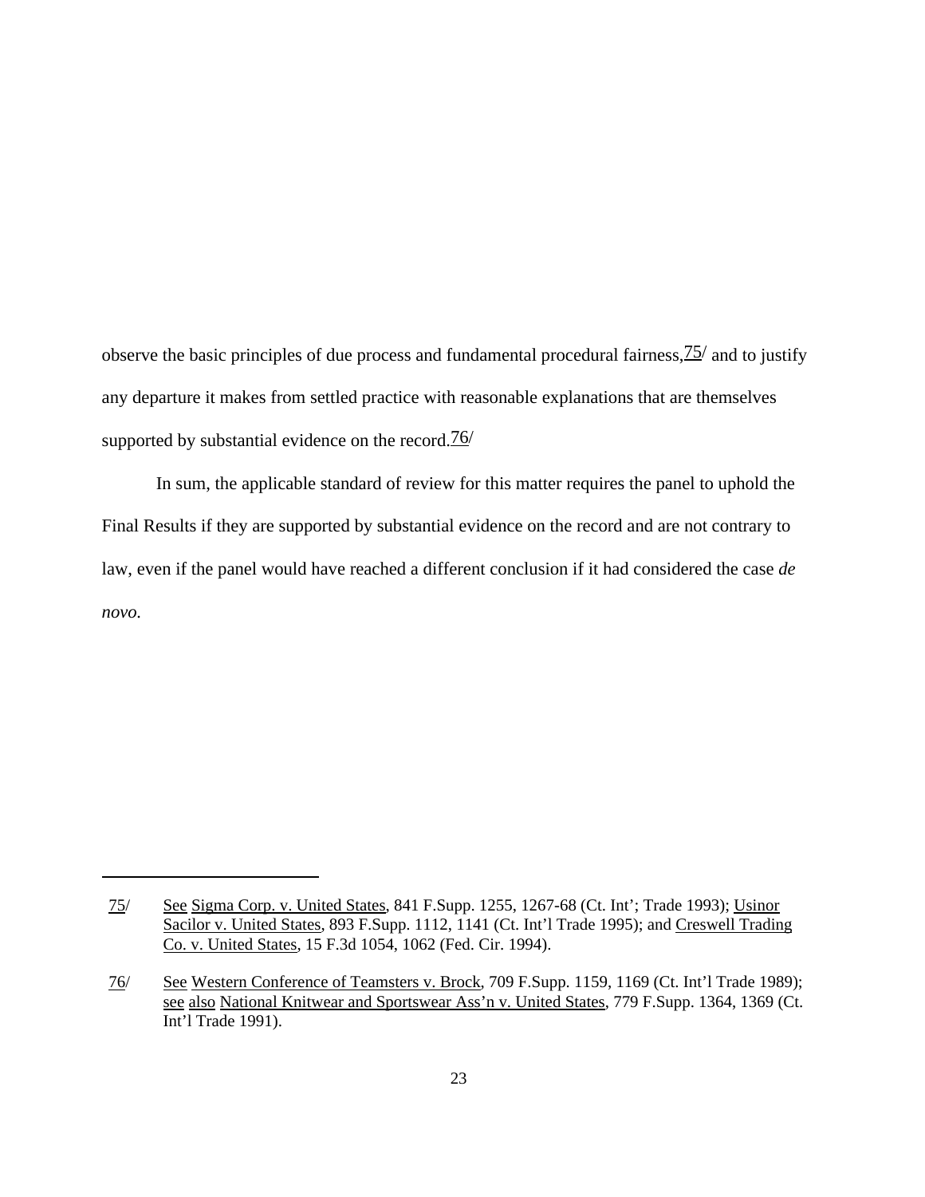observe the basic principles of due process and fundamental procedural fairness,[75] and to justify any departure it makes from settled practice with reasonable explanations that are themselves supported by substantial evidence on the record.[76]

In sum, the applicable standard of review for this matter requires the panel to uphold the Final Results if they are supported by substantial evidence on the record and are not contrary to law, even if the panel would have reached a different conclusion if it had considered the case *de novo.*

---

75/ See Sigma Corp. v. United States, 841 F.Supp. 1255, 1267-68 (Ct. Int'; Trade 1993); Usinor Sacilor v. United States, 893 F.Supp. 1112, 1141 (Ct. Int'l Trade 1995); and Creswell Trading Co. v. United States, 15 F.3d 1054, 1062 (Fed. Cir. 1994).

76/ See Western Conference of Teamsters v. Brock, 709 F.Supp. 1159, 1169 (Ct. Int'l Trade 1989); see also National Knitwear and Sportswear Ass'n v. United States, 779 F.Supp. 1364, 1369 (Ct. Int'l Trade 1991).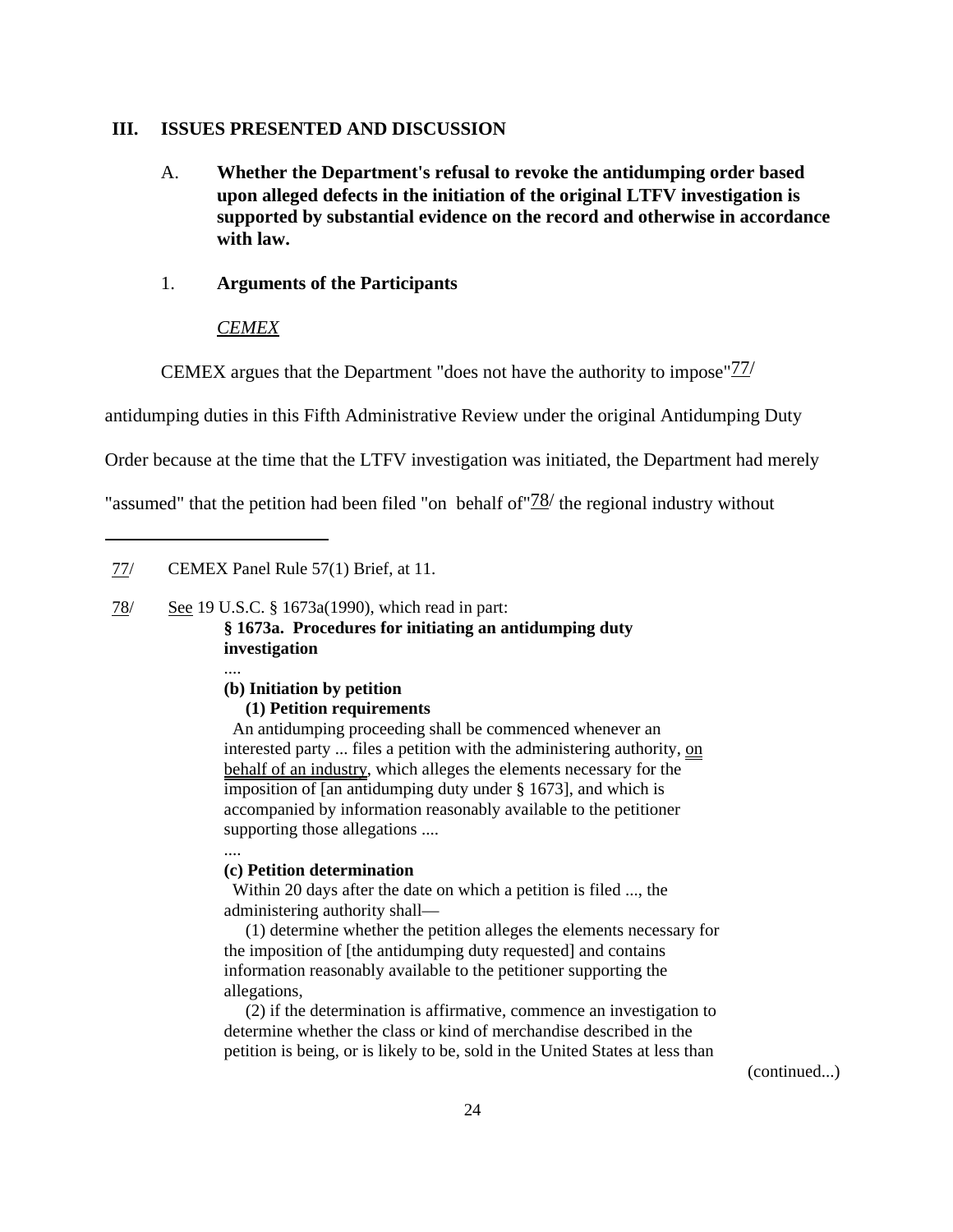## III. ISSUES PRESENTED AND DISCUSSION

### A. Whether the Department's refusal to revoke the antidumping order based upon alleged defects in the initiation of the original LTFV investigation is supported by substantial evidence on the record and otherwise in accordance with law.

#### 1. Arguments of the Participants

*CEMEX*

CEMEX argues that the Department "does not have the authority to impose"77/ antidumping duties in this Fifth Administrative Review under the original Antidumping Duty Order because at the time that the LTFV investigation was initiated, the Department had merely "assumed" that the petition had been filed "on behalf of"78/ the regional industry without

---

77/ CEMEX Panel Rule 57(1) Brief, at 11.

78/ See 19 U.S.C. § 1673a(1990), which read in part:

> **§ 1673a. Procedures for initiating an antidumping duty investigation**
>
> ....
>
> **(b) Initiation by petition**
>
> **(1) Petition requirements**
>
> An antidumping proceeding shall be commenced whenever an interested party ... files a petition with the administering authority, on behalf of an industry, which alleges the elements necessary for the imposition of [an antidumping duty under § 1673], and which is accompanied by information reasonably available to the petitioner supporting those allegations ....
>
> ....
>
> **(c) Petition determination**
>
> Within 20 days after the date on which a petition is filed ..., the administering authority shall—
>
> (1) determine whether the petition alleges the elements necessary for the imposition of [the antidumping duty requested] and contains information reasonably available to the petitioner supporting the allegations,
>
> (2) if the determination is affirmative, commence an investigation to determine whether the class or kind of merchandise described in the petition is being, or is likely to be, sold in the United States at less than

(continued...)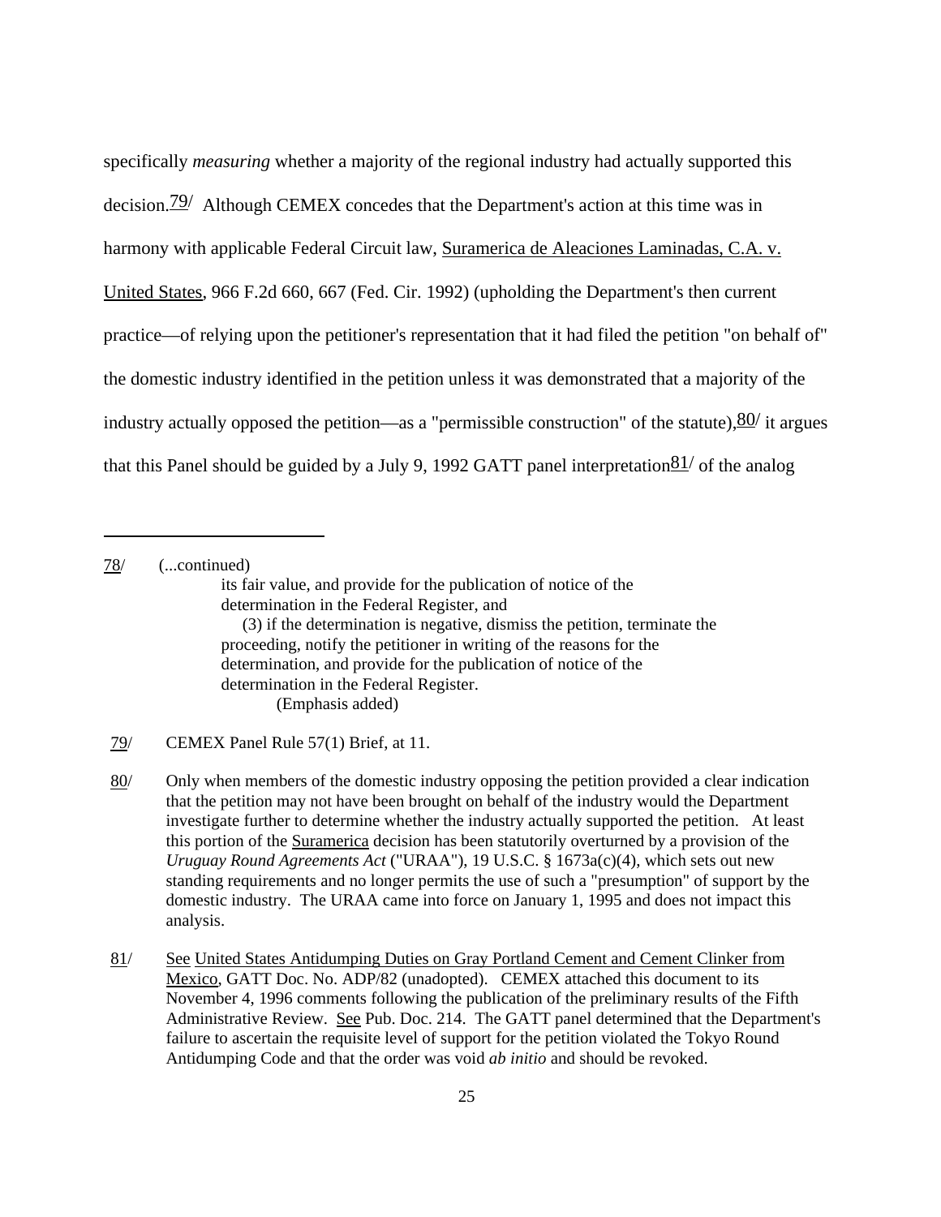specifically *measuring* whether a majority of the regional industry had actually supported this decision.[79] Although CEMEX concedes that the Department's action at this time was in harmony with applicable Federal Circuit law, Suramerica de Aleaciones Laminadas, C.A. v. United States, 966 F.2d 660, 667 (Fed. Cir. 1992) (upholding the Department's then current practice—of relying upon the petitioner's representation that it had filed the petition "on behalf of" the domestic industry identified in the petition unless it was demonstrated that a majority of the industry actually opposed the petition—as a "permissible construction" of the statute),[80] it argues that this Panel should be guided by a July 9, 1992 GATT panel interpretation[81] of the analog

---

78/ (...continued)

> its fair value, and provide for the publication of notice of the determination in the Federal Register, and
>
> (3) if the determination is negative, dismiss the petition, terminate the proceeding, notify the petitioner in writing of the reasons for the determination, and provide for the publication of notice of the determination in the Federal Register.
>
> (Emphasis added)

79/ CEMEX Panel Rule 57(1) Brief, at 11.

80/ Only when members of the domestic industry opposing the petition provided a clear indication that the petition may not have been brought on behalf of the industry would the Department investigate further to determine whether the industry actually supported the petition. At least this portion of the Suramerica decision has been statutorily overturned by a provision of the *Uruguay Round Agreements Act* ("URAA"), 19 U.S.C. § 1673a(c)(4), which sets out new standing requirements and no longer permits the use of such a "presumption" of support by the domestic industry. The URAA came into force on January 1, 1995 and does not impact this analysis.

81/ See United States Antidumping Duties on Gray Portland Cement and Cement Clinker from Mexico, GATT Doc. No. ADP/82 (unadopted). CEMEX attached this document to its November 4, 1996 comments following the publication of the preliminary results of the Fifth Administrative Review. See Pub. Doc. 214. The GATT panel determined that the Department's failure to ascertain the requisite level of support for the petition violated the Tokyo Round Antidumping Code and that the order was void *ab initio* and should be revoked.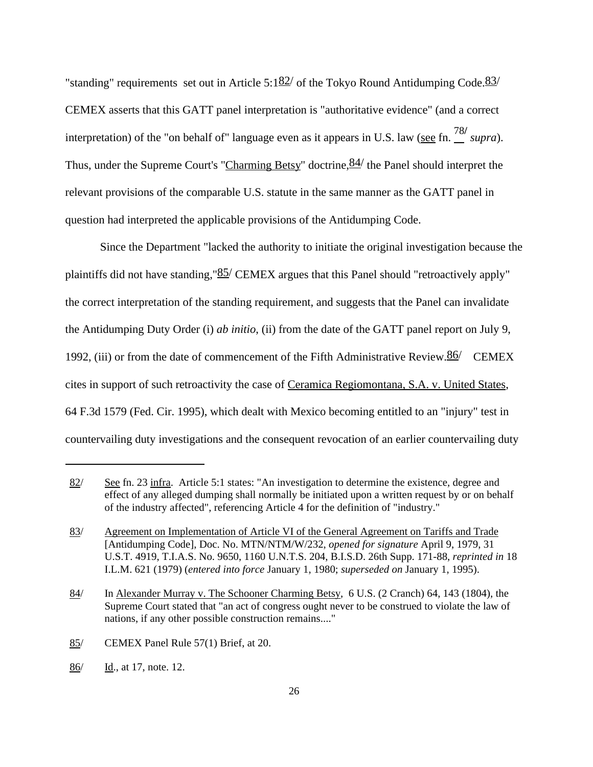"standing" requirements set out in Article 5:1[82/] of the Tokyo Round Antidumping Code.[83/] CEMEX asserts that this GATT panel interpretation is "authoritative evidence" (and a correct interpretation) of the "on behalf of" language even as it appears in U.S. law (see fn. [78/] *supra*). Thus, under the Supreme Court's "Charming Betsy" doctrine,[84/] the Panel should interpret the relevant provisions of the comparable U.S. statute in the same manner as the GATT panel in question had interpreted the applicable provisions of the Antidumping Code.

Since the Department "lacked the authority to initiate the original investigation because the plaintiffs did not have standing,"[85/] CEMEX argues that this Panel should "retroactively apply" the correct interpretation of the standing requirement, and suggests that the Panel can invalidate the Antidumping Duty Order (i) *ab initio*, (ii) from the date of the GATT panel report on July 9, 1992, (iii) or from the date of commencement of the Fifth Administrative Review.[86/] CEMEX cites in support of such retroactivity the case of Ceramica Regiomontana, S.A. v. United States, 64 F.3d 1579 (Fed. Cir. 1995), which dealt with Mexico becoming entitled to an "injury" test in countervailing duty investigations and the consequent revocation of an earlier countervailing duty

---

82/ See fn. 23 infra. Article 5:1 states: "An investigation to determine the existence, degree and effect of any alleged dumping shall normally be initiated upon a written request by or on behalf of the industry affected", referencing Article 4 for the definition of "industry."

83/ Agreement on Implementation of Article VI of the General Agreement on Tariffs and Trade [Antidumping Code], Doc. No. MTN/NTM/W/232, *opened for signature* April 9, 1979, 31 U.S.T. 4919, T.I.A.S. No. 9650, 1160 U.N.T.S. 204, B.I.S.D. 26th Supp. 171-88, *reprinted in* 18 I.L.M. 621 (1979) (*entered into force* January 1, 1980; *superseded on* January 1, 1995).

84/ In Alexander Murray v. The Schooner Charming Betsy, 6 U.S. (2 Cranch) 64, 143 (1804), the Supreme Court stated that "an act of congress ought never to be construed to violate the law of nations, if any other possible construction remains...."

85/ CEMEX Panel Rule 57(1) Brief, at 20.

86/ Id., at 17, note. 12.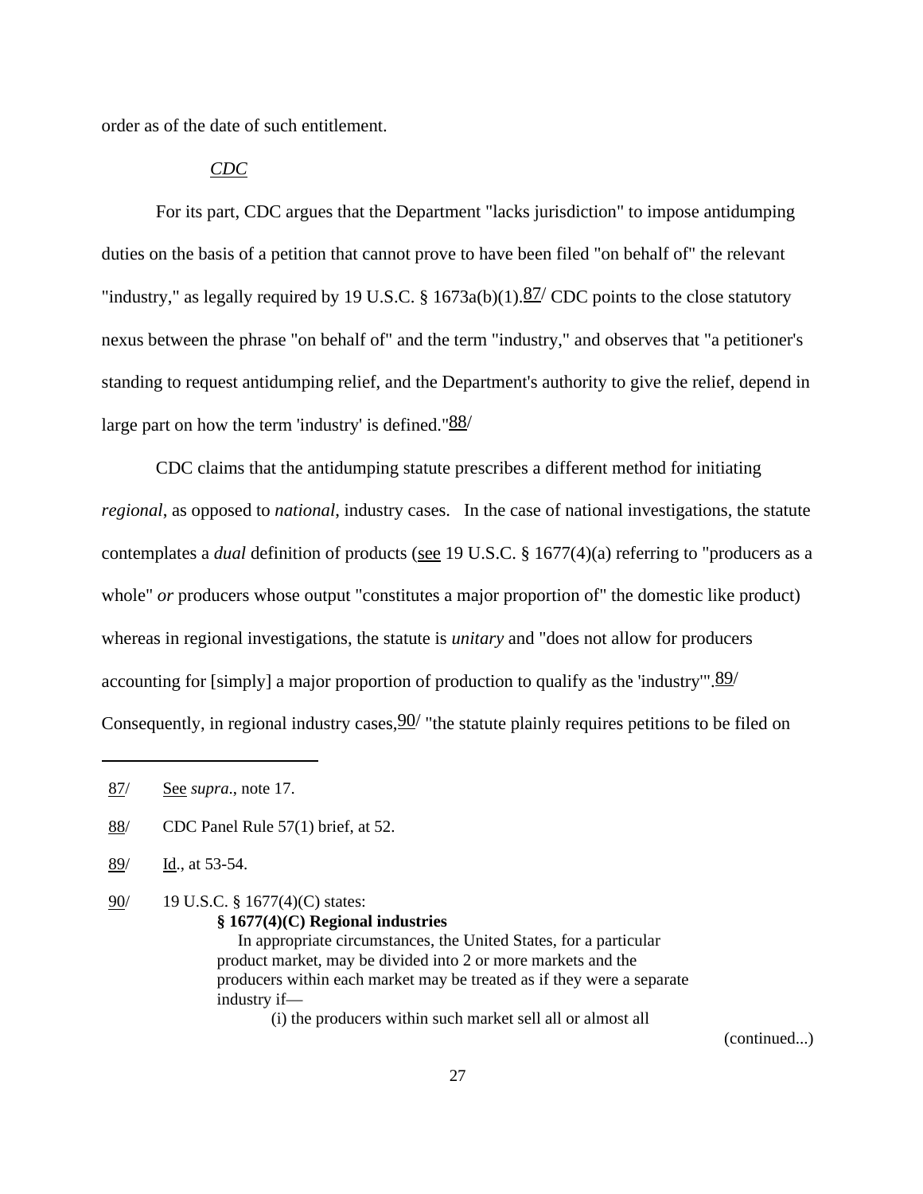order as of the date of such entitlement.

*CDC*

For its part, CDC argues that the Department "lacks jurisdiction" to impose antidumping duties on the basis of a petition that cannot prove to have been filed "on behalf of" the relevant "industry," as legally required by 19 U.S.C. § 1673a(b)(1).[87] CDC points to the close statutory nexus between the phrase "on behalf of" and the term "industry," and observes that "a petitioner's standing to request antidumping relief, and the Department's authority to give the relief, depend in large part on how the term 'industry' is defined."[88]

CDC claims that the antidumping statute prescribes a different method for initiating *regional*, as opposed to *national*, industry cases. In the case of national investigations, the statute contemplates a *dual* definition of products (see 19 U.S.C. § 1677(4)(a) referring to "producers as a whole" *or* producers whose output "constitutes a major proportion of" the domestic like product) whereas in regional investigations, the statute is *unitary* and "does not allow for producers accounting for [simply] a major proportion of production to qualify as the 'industry'".[89] Consequently, in regional industry cases,[90] "the statute plainly requires petitions to be filed on

---

87/ See *supra*., note 17.

88/ CDC Panel Rule 57(1) brief, at 52.

89/ Id., at 53-54.

90/ 19 U.S.C. § 1677(4)(C) states:

**§ 1677(4)(C) Regional industries**

In appropriate circumstances, the United States, for a particular product market, may be divided into 2 or more markets and the producers within each market may be treated as if they were a separate industry if—

(i) the producers within such market sell all or almost all

(continued...)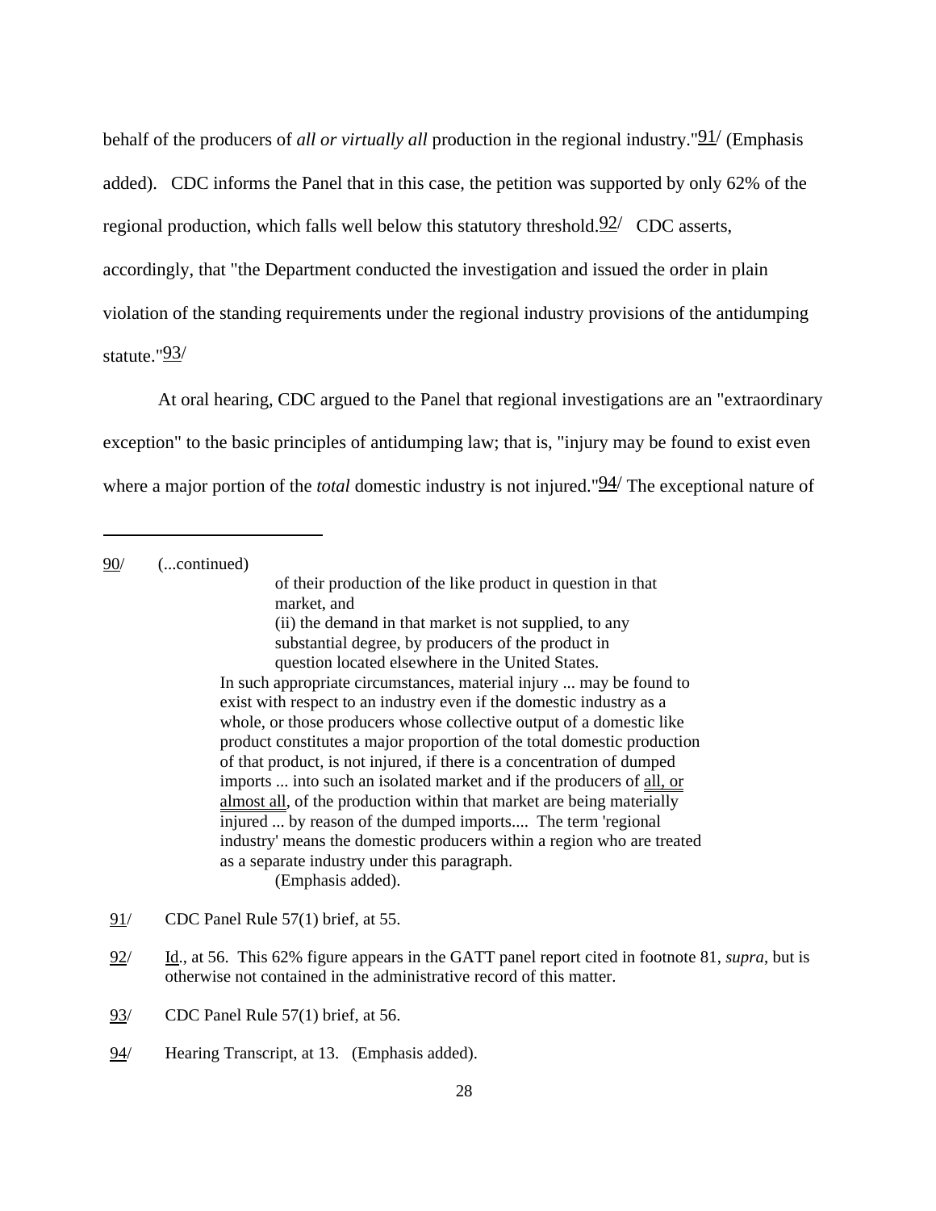behalf of the producers of *all or virtually all* production in the regional industry."[91] (Emphasis added). CDC informs the Panel that in this case, the petition was supported by only 62% of the regional production, which falls well below this statutory threshold.[92] CDC asserts, accordingly, that "the Department conducted the investigation and issued the order in plain violation of the standing requirements under the regional industry provisions of the antidumping statute."[93]

At oral hearing, CDC argued to the Panel that regional investigations are an "extraordinary exception" to the basic principles of antidumping law; that is, "injury may be found to exist even where a major portion of the *total* domestic industry is not injured."[94] The exceptional nature of

---

90/ (...continued)

> of their production of the like product in question in that market, and
>
> (ii) the demand in that market is not supplied, to any substantial degree, by producers of the product in question located elsewhere in the United States.
>
> In such appropriate circumstances, material injury ... may be found to exist with respect to an industry even if the domestic industry as a whole, or those producers whose collective output of a domestic like product constitutes a major proportion of the total domestic production of that product, is not injured, if there is a concentration of dumped imports ... into such an isolated market and if the producers of all, or almost all, of the production within that market are being materially injured ... by reason of the dumped imports.... The term 'regional industry' means the domestic producers within a region who are treated as a separate industry under this paragraph.
>
> (Emphasis added).

91/ CDC Panel Rule 57(1) brief, at 55.

92/ Id., at 56. This 62% figure appears in the GATT panel report cited in footnote 81, *supra*, but is otherwise not contained in the administrative record of this matter.

93/ CDC Panel Rule 57(1) brief, at 56.

94/ Hearing Transcript, at 13. (Emphasis added).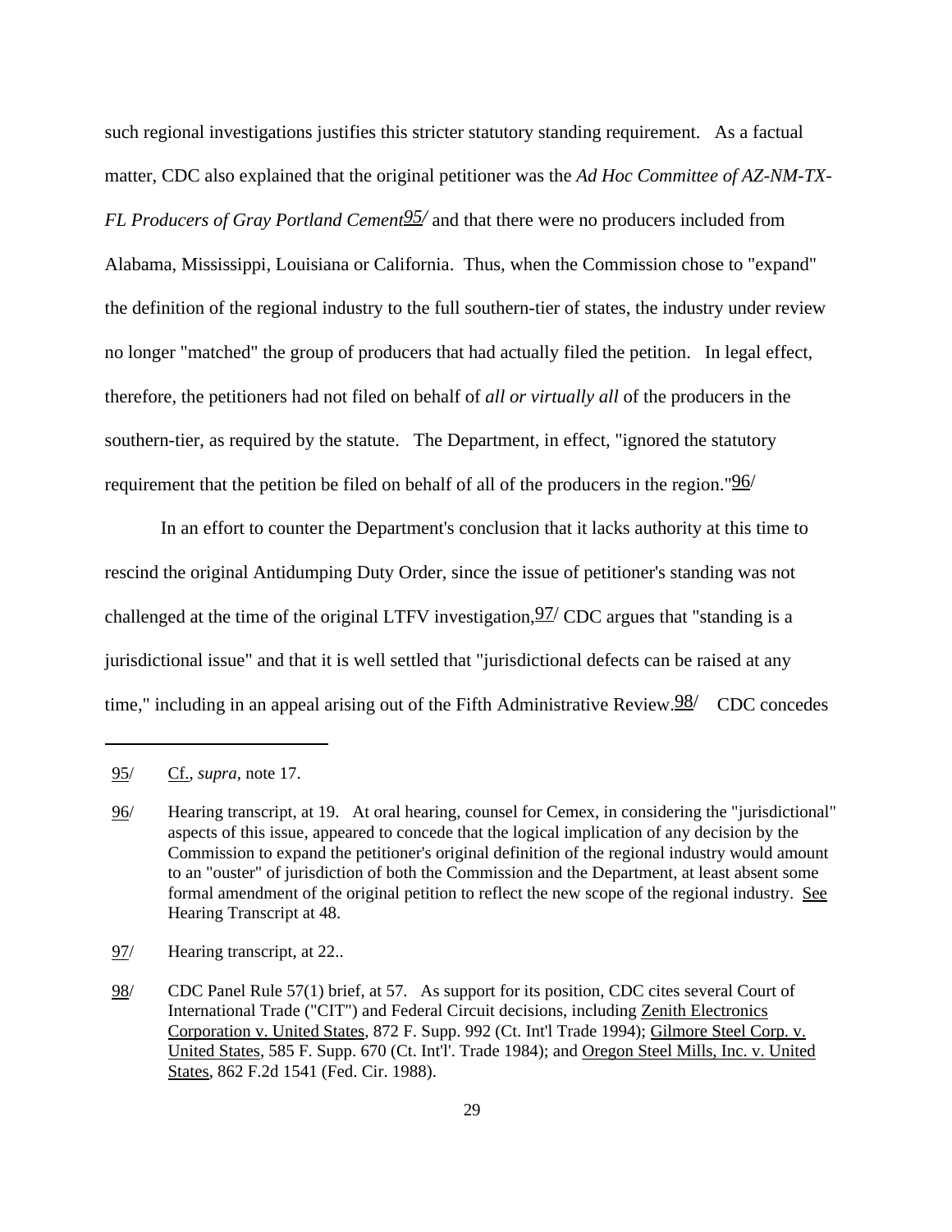such regional investigations justifies this stricter statutory standing requirement. As a factual matter, CDC also explained that the original petitioner was the *Ad Hoc Committee of AZ-NM-TX-FL Producers of Gray Portland Cement*[95/] and that there were no producers included from Alabama, Mississippi, Louisiana or California. Thus, when the Commission chose to "expand" the definition of the regional industry to the full southern-tier of states, the industry under review no longer "matched" the group of producers that had actually filed the petition. In legal effect, therefore, the petitioners had not filed on behalf of *all or virtually all* of the producers in the southern-tier, as required by the statute. The Department, in effect, "ignored the statutory requirement that the petition be filed on behalf of all of the producers in the region."[96/]

In an effort to counter the Department's conclusion that it lacks authority at this time to rescind the original Antidumping Duty Order, since the issue of petitioner's standing was not challenged at the time of the original LTFV investigation,[97/] CDC argues that "standing is a jurisdictional issue" and that it is well settled that "jurisdictional defects can be raised at any time," including in an appeal arising out of the Fifth Administrative Review.[98/] CDC concedes

---

95/ Cf., *supra*, note 17.

96/ Hearing transcript, at 19. At oral hearing, counsel for Cemex, in considering the "jurisdictional" aspects of this issue, appeared to concede that the logical implication of any decision by the Commission to expand the petitioner's original definition of the regional industry would amount to an "ouster" of jurisdiction of both the Commission and the Department, at least absent some formal amendment of the original petition to reflect the new scope of the regional industry. See Hearing Transcript at 48.

97/ Hearing transcript, at 22..

98/ CDC Panel Rule 57(1) brief, at 57. As support for its position, CDC cites several Court of International Trade ("CIT") and Federal Circuit decisions, including Zenith Electronics Corporation v. United States, 872 F. Supp. 992 (Ct. Int'l Trade 1994); Gilmore Steel Corp. v. United States, 585 F. Supp. 670 (Ct. Int'l'. Trade 1984); and Oregon Steel Mills, Inc. v. United States, 862 F.2d 1541 (Fed. Cir. 1988).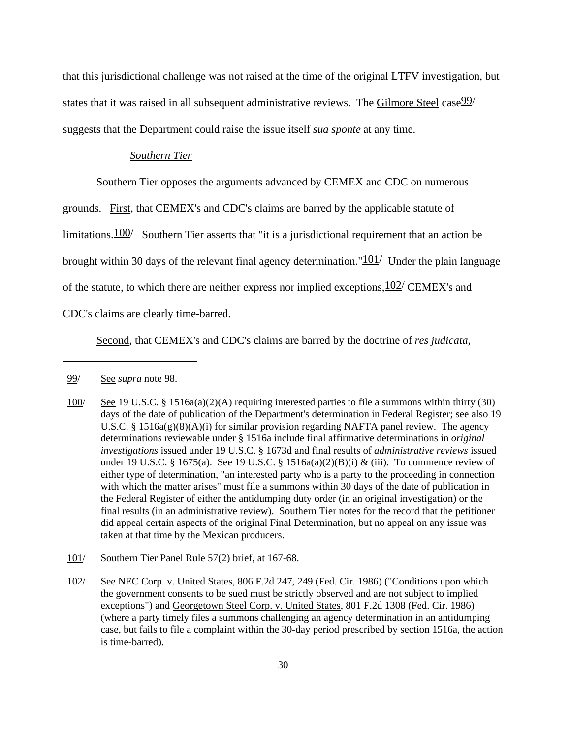that this jurisdictional challenge was not raised at the time of the original LTFV investigation, but states that it was raised in all subsequent administrative reviews. The Gilmore Steel case[99] suggests that the Department could raise the issue itself *sua sponte* at any time.

*Southern Tier*

Southern Tier opposes the arguments advanced by CEMEX and CDC on numerous grounds. First, that CEMEX's and CDC's claims are barred by the applicable statute of limitations.[100] Southern Tier asserts that "it is a jurisdictional requirement that an action be brought within 30 days of the relevant final agency determination."[101] Under the plain language of the statute, to which there are neither express nor implied exceptions,[102] CEMEX's and CDC's claims are clearly time-barred.

Second, that CEMEX's and CDC's claims are barred by the doctrine of *res judicata*,

---

99/ See *supra* note 98.

100/ See 19 U.S.C. § 1516a(a)(2)(A) requiring interested parties to file a summons within thirty (30) days of the date of publication of the Department's determination in Federal Register; see also 19 U.S.C. § 1516a(g)(8)(A)(i) for similar provision regarding NAFTA panel review. The agency determinations reviewable under § 1516a include final affirmative determinations in *original investigations* issued under 19 U.S.C. § 1673d and final results of *administrative reviews* issued under 19 U.S.C. § 1675(a). See 19 U.S.C. § 1516a(a)(2)(B)(i) & (iii). To commence review of either type of determination, "an interested party who is a party to the proceeding in connection with which the matter arises" must file a summons within 30 days of the date of publication in the Federal Register of either the antidumping duty order (in an original investigation) or the final results (in an administrative review). Southern Tier notes for the record that the petitioner did appeal certain aspects of the original Final Determination, but no appeal on any issue was taken at that time by the Mexican producers.

101/ Southern Tier Panel Rule 57(2) brief, at 167-68.

102/ See NEC Corp. v. United States, 806 F.2d 247, 249 (Fed. Cir. 1986) ("Conditions upon which the government consents to be sued must be strictly observed and are not subject to implied exceptions") and Georgetown Steel Corp. v. United States, 801 F.2d 1308 (Fed. Cir. 1986) (where a party timely files a summons challenging an agency determination in an antidumping case, but fails to file a complaint within the 30-day period prescribed by section 1516a, the action is time-barred).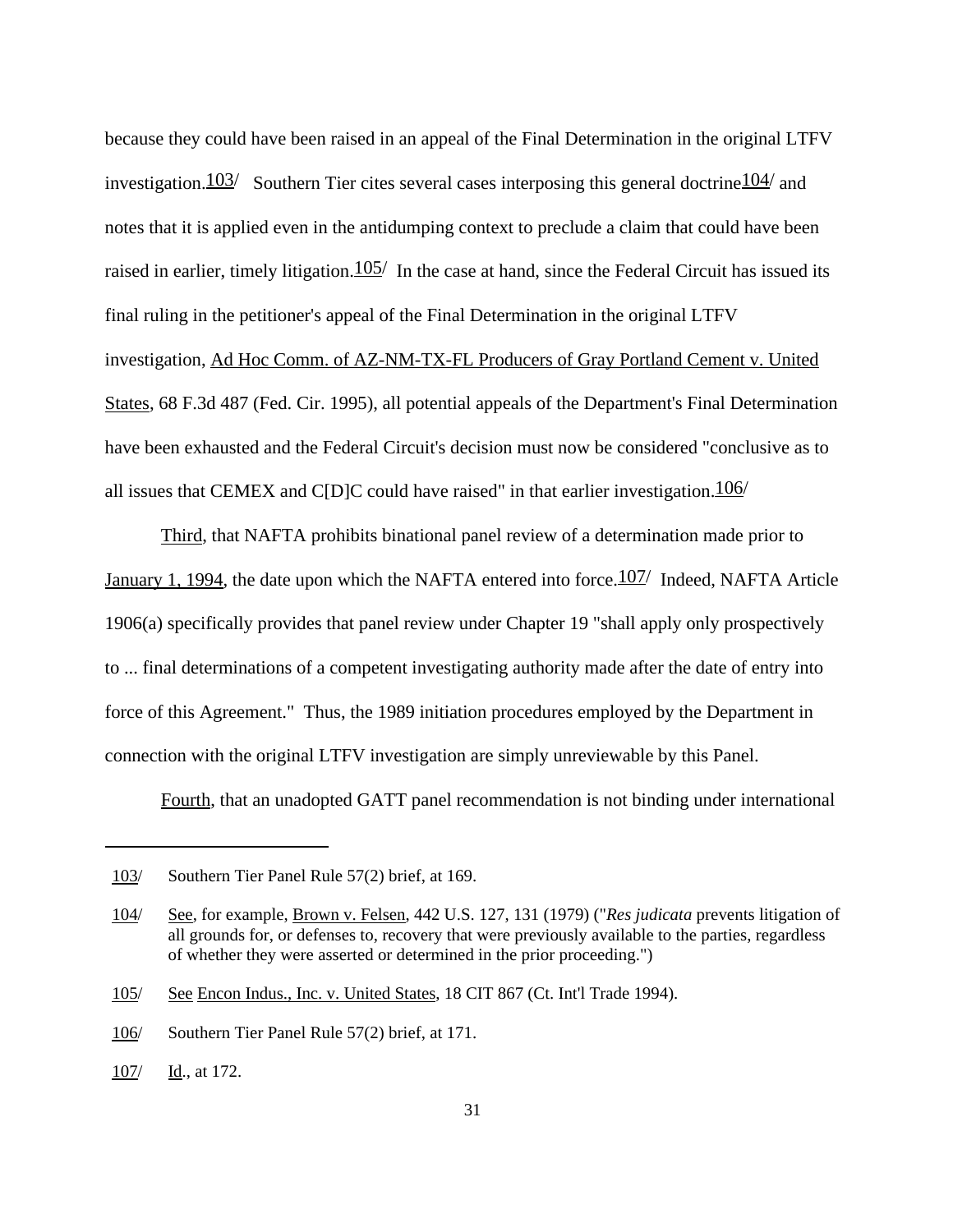because they could have been raised in an appeal of the Final Determination in the original LTFV investigation.[103] Southern Tier cites several cases interposing this general doctrine[104] and notes that it is applied even in the antidumping context to preclude a claim that could have been raised in earlier, timely litigation.[105] In the case at hand, since the Federal Circuit has issued its final ruling in the petitioner's appeal of the Final Determination in the original LTFV investigation, Ad Hoc Comm. of AZ-NM-TX-FL Producers of Gray Portland Cement v. United States, 68 F.3d 487 (Fed. Cir. 1995), all potential appeals of the Department's Final Determination have been exhausted and the Federal Circuit's decision must now be considered "conclusive as to all issues that CEMEX and C[D]C could have raised" in that earlier investigation.[106]

Third, that NAFTA prohibits binational panel review of a determination made prior to January 1, 1994, the date upon which the NAFTA entered into force.[107] Indeed, NAFTA Article 1906(a) specifically provides that panel review under Chapter 19 "shall apply only prospectively to ... final determinations of a competent investigating authority made after the date of entry into force of this Agreement." Thus, the 1989 initiation procedures employed by the Department in connection with the original LTFV investigation are simply unreviewable by this Panel.

Fourth, that an unadopted GATT panel recommendation is not binding under international

---

[103] Southern Tier Panel Rule 57(2) brief, at 169.

[104] See, for example, Brown v. Felsen, 442 U.S. 127, 131 (1979) ("*Res judicata* prevents litigation of all grounds for, or defenses to, recovery that were previously available to the parties, regardless of whether they were asserted or determined in the prior proceeding.")

[105] See Encon Indus., Inc. v. United States, 18 CIT 867 (Ct. Int'l Trade 1994).

[106] Southern Tier Panel Rule 57(2) brief, at 171.

[107] Id., at 172.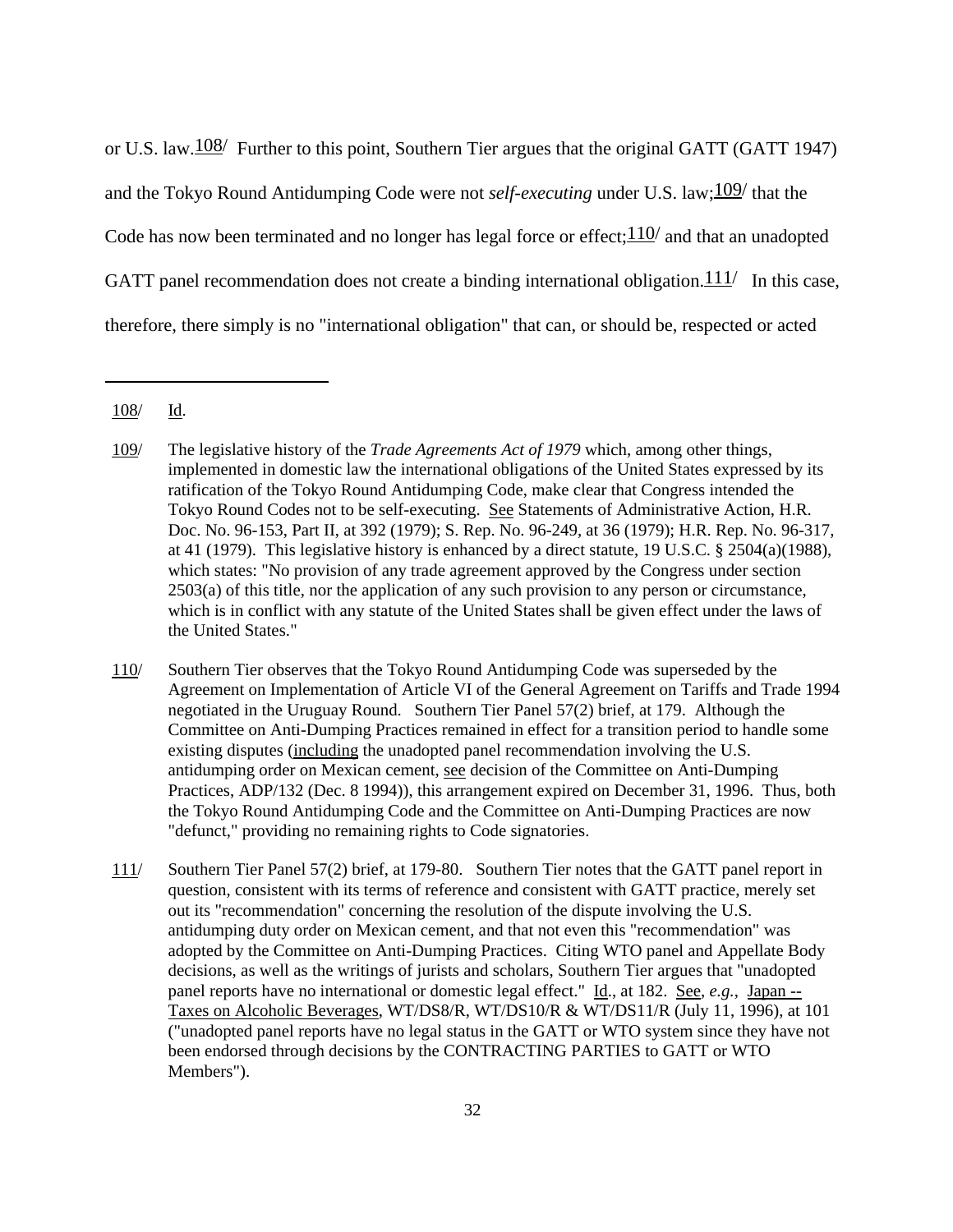or U.S. law.[108/] Further to this point, Southern Tier argues that the original GATT (GATT 1947) and the Tokyo Round Antidumping Code were not *self-executing* under U.S. law;[109/] that the Code has now been terminated and no longer has legal force or effect;[110/] and that an unadopted GATT panel recommendation does not create a binding international obligation.[111/] In this case, therefore, there simply is no "international obligation" that can, or should be, respected or acted

---

108/ Id.

109/ The legislative history of the *Trade Agreements Act of 1979* which, among other things, implemented in domestic law the international obligations of the United States expressed by its ratification of the Tokyo Round Antidumping Code, make clear that Congress intended the Tokyo Round Codes not to be self-executing. See Statements of Administrative Action, H.R. Doc. No. 96-153, Part II, at 392 (1979); S. Rep. No. 96-249, at 36 (1979); H.R. Rep. No. 96-317, at 41 (1979). This legislative history is enhanced by a direct statute, 19 U.S.C. § 2504(a)(1988), which states: "No provision of any trade agreement approved by the Congress under section 2503(a) of this title, nor the application of any such provision to any person or circumstance, which is in conflict with any statute of the United States shall be given effect under the laws of the United States."

110/ Southern Tier observes that the Tokyo Round Antidumping Code was superseded by the Agreement on Implementation of Article VI of the General Agreement on Tariffs and Trade 1994 negotiated in the Uruguay Round. Southern Tier Panel 57(2) brief, at 179. Although the Committee on Anti-Dumping Practices remained in effect for a transition period to handle some existing disputes (including the unadopted panel recommendation involving the U.S. antidumping order on Mexican cement, see decision of the Committee on Anti-Dumping Practices, ADP/132 (Dec. 8 1994)), this arrangement expired on December 31, 1996. Thus, both the Tokyo Round Antidumping Code and the Committee on Anti-Dumping Practices are now "defunct," providing no remaining rights to Code signatories.

111/ Southern Tier Panel 57(2) brief, at 179-80. Southern Tier notes that the GATT panel report in question, consistent with its terms of reference and consistent with GATT practice, merely set out its "recommendation" concerning the resolution of the dispute involving the U.S. antidumping duty order on Mexican cement, and that not even this "recommendation" was adopted by the Committee on Anti-Dumping Practices. Citing WTO panel and Appellate Body decisions, as well as the writings of jurists and scholars, Southern Tier argues that "unadopted panel reports have no international or domestic legal effect." Id., at 182. See, *e.g.*, Japan -- Taxes on Alcoholic Beverages, WT/DS8/R, WT/DS10/R & WT/DS11/R (July 11, 1996), at 101 ("unadopted panel reports have no legal status in the GATT or WTO system since they have not been endorsed through decisions by the CONTRACTING PARTIES to GATT or WTO Members").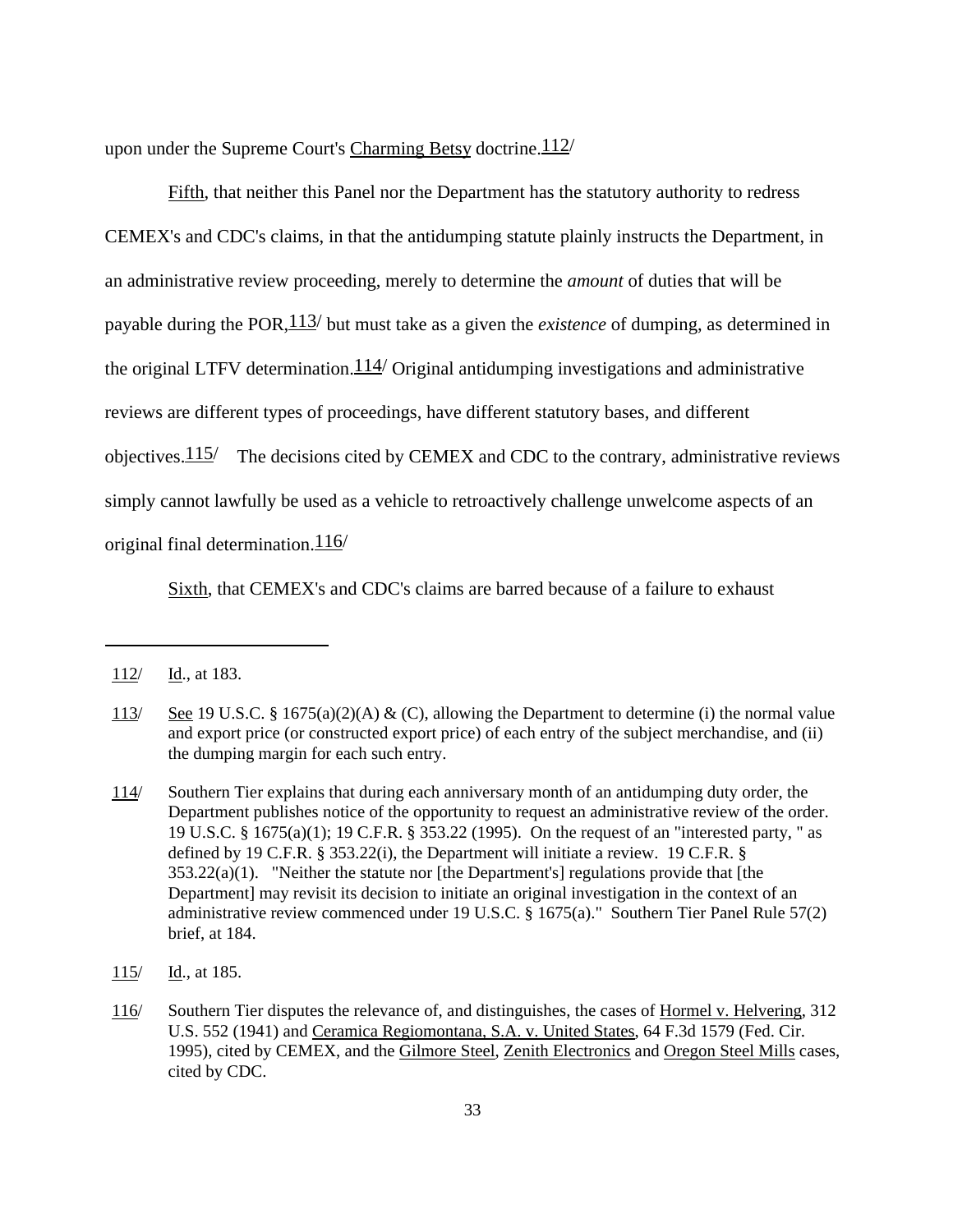upon under the Supreme Court's Charming Betsy doctrine.[112]

Fifth, that neither this Panel nor the Department has the statutory authority to redress CEMEX's and CDC's claims, in that the antidumping statute plainly instructs the Department, in an administrative review proceeding, merely to determine the *amount* of duties that will be payable during the POR,[113] but must take as a given the *existence* of dumping, as determined in the original LTFV determination.[114] Original antidumping investigations and administrative reviews are different types of proceedings, have different statutory bases, and different objectives.[115] The decisions cited by CEMEX and CDC to the contrary, administrative reviews simply cannot lawfully be used as a vehicle to retroactively challenge unwelcome aspects of an original final determination.[116]

Sixth, that CEMEX's and CDC's claims are barred because of a failure to exhaust

---

112/ Id., at 183.

113/ See 19 U.S.C. § 1675(a)(2)(A) & (C), allowing the Department to determine (i) the normal value and export price (or constructed export price) of each entry of the subject merchandise, and (ii) the dumping margin for each such entry.

114/ Southern Tier explains that during each anniversary month of an antidumping duty order, the Department publishes notice of the opportunity to request an administrative review of the order. 19 U.S.C. § 1675(a)(1); 19 C.F.R. § 353.22 (1995). On the request of an "interested party, " as defined by 19 C.F.R. § 353.22(i), the Department will initiate a review. 19 C.F.R. § 353.22(a)(1). "Neither the statute nor [the Department's] regulations provide that [the Department] may revisit its decision to initiate an original investigation in the context of an administrative review commenced under 19 U.S.C. § 1675(a)." Southern Tier Panel Rule 57(2) brief, at 184.

115/ Id., at 185.

116/ Southern Tier disputes the relevance of, and distinguishes, the cases of Hormel v. Helvering, 312 U.S. 552 (1941) and Ceramica Regiomontana, S.A. v. United States, 64 F.3d 1579 (Fed. Cir. 1995), cited by CEMEX, and the Gilmore Steel, Zenith Electronics and Oregon Steel Mills cases, cited by CDC.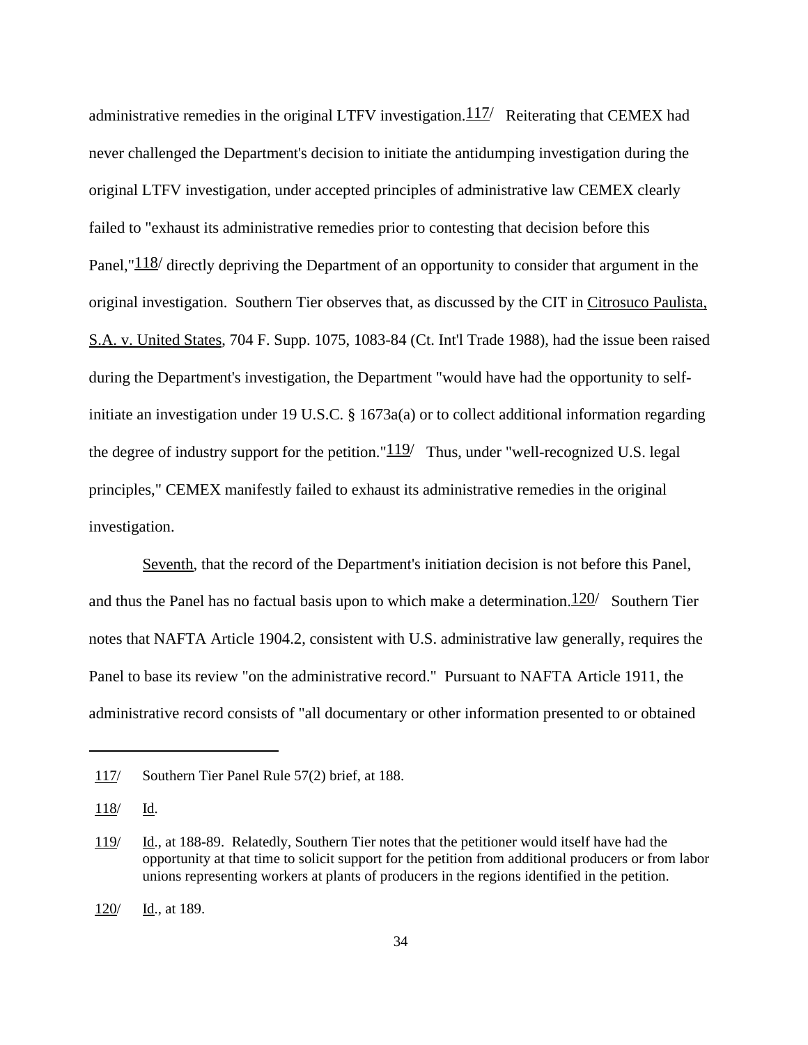administrative remedies in the original LTFV investigation.[117] Reiterating that CEMEX had never challenged the Department's decision to initiate the antidumping investigation during the original LTFV investigation, under accepted principles of administrative law CEMEX clearly failed to "exhaust its administrative remedies prior to contesting that decision before this Panel,"[118] directly depriving the Department of an opportunity to consider that argument in the original investigation. Southern Tier observes that, as discussed by the CIT in Citrosuco Paulista, S.A. v. United States, 704 F. Supp. 1075, 1083-84 (Ct. Int'l Trade 1988), had the issue been raised during the Department's investigation, the Department "would have had the opportunity to self-initiate an investigation under 19 U.S.C. § 1673a(a) or to collect additional information regarding the degree of industry support for the petition."[119] Thus, under "well-recognized U.S. legal principles," CEMEX manifestly failed to exhaust its administrative remedies in the original investigation.

Seventh, that the record of the Department's initiation decision is not before this Panel, and thus the Panel has no factual basis upon to which make a determination.[120] Southern Tier notes that NAFTA Article 1904.2, consistent with U.S. administrative law generally, requires the Panel to base its review "on the administrative record." Pursuant to NAFTA Article 1911, the administrative record consists of "all documentary or other information presented to or obtained

---

117/ Southern Tier Panel Rule 57(2) brief, at 188.

118/ Id.

119/ Id., at 188-89. Relatedly, Southern Tier notes that the petitioner would itself have had the opportunity at that time to solicit support for the petition from additional producers or from labor unions representing workers at plants of producers in the regions identified in the petition.

120/ Id., at 189.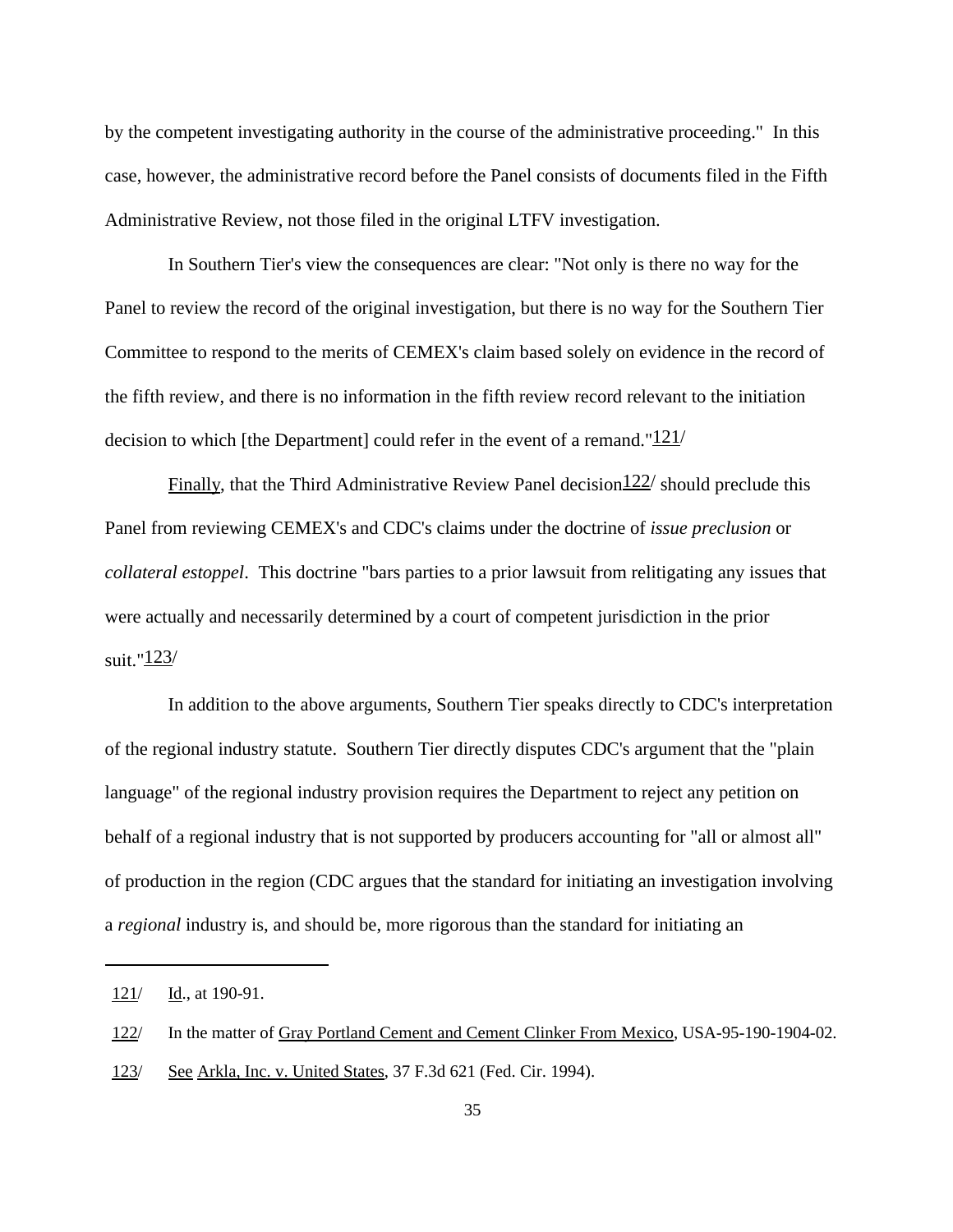by the competent investigating authority in the course of the administrative proceeding." In this case, however, the administrative record before the Panel consists of documents filed in the Fifth Administrative Review, not those filed in the original LTFV investigation.

In Southern Tier's view the consequences are clear: "Not only is there no way for the Panel to review the record of the original investigation, but there is no way for the Southern Tier Committee to respond to the merits of CEMEX's claim based solely on evidence in the record of the fifth review, and there is no information in the fifth review record relevant to the initiation decision to which [the Department] could refer in the event of a remand."[121]

Finally, that the Third Administrative Review Panel decision[122] should preclude this Panel from reviewing CEMEX's and CDC's claims under the doctrine of *issue preclusion* or *collateral estoppel*. This doctrine "bars parties to a prior lawsuit from relitigating any issues that were actually and necessarily determined by a court of competent jurisdiction in the prior suit."[123]

In addition to the above arguments, Southern Tier speaks directly to CDC's interpretation of the regional industry statute. Southern Tier directly disputes CDC's argument that the "plain language" of the regional industry provision requires the Department to reject any petition on behalf of a regional industry that is not supported by producers accounting for "all or almost all" of production in the region (CDC argues that the standard for initiating an investigation involving a *regional* industry is, and should be, more rigorous than the standard for initiating an

---

121/ Id., at 190-91.

122/ In the matter of Gray Portland Cement and Cement Clinker From Mexico, USA-95-190-1904-02.

123/ See Arkla, Inc. v. United States, 37 F.3d 621 (Fed. Cir. 1994).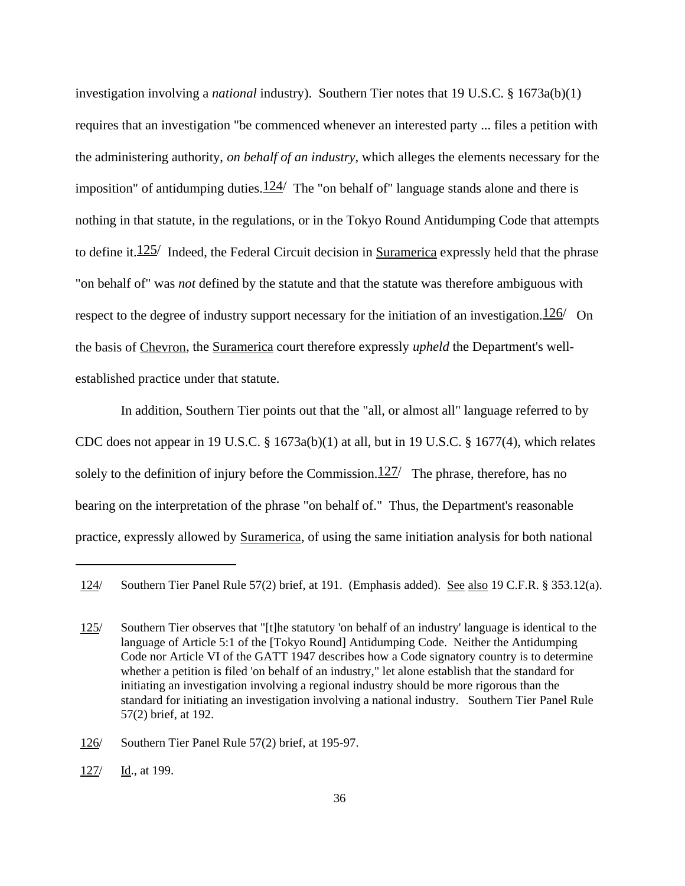investigation involving a *national* industry). Southern Tier notes that 19 U.S.C. § 1673a(b)(1) requires that an investigation "be commenced whenever an interested party ... files a petition with the administering authority, *on behalf of an industry*, which alleges the elements necessary for the imposition" of antidumping duties.[124] The "on behalf of" language stands alone and there is nothing in that statute, in the regulations, or in the Tokyo Round Antidumping Code that attempts to define it.[125] Indeed, the Federal Circuit decision in Suramerica expressly held that the phrase "on behalf of" was *not* defined by the statute and that the statute was therefore ambiguous with respect to the degree of industry support necessary for the initiation of an investigation.[126] On the basis of Chevron, the Suramerica court therefore expressly *upheld* the Department's well-established practice under that statute.

In addition, Southern Tier points out that the "all, or almost all" language referred to by CDC does not appear in 19 U.S.C. § 1673a(b)(1) at all, but in 19 U.S.C. § 1677(4), which relates solely to the definition of injury before the Commission.[127] The phrase, therefore, has no bearing on the interpretation of the phrase "on behalf of." Thus, the Department's reasonable practice, expressly allowed by Suramerica, of using the same initiation analysis for both national

---

124/ Southern Tier Panel Rule 57(2) brief, at 191. (Emphasis added). See also 19 C.F.R. § 353.12(a).

125/ Southern Tier observes that "[t]he statutory 'on behalf of an industry' language is identical to the language of Article 5:1 of the [Tokyo Round] Antidumping Code. Neither the Antidumping Code nor Article VI of the GATT 1947 describes how a Code signatory country is to determine whether a petition is filed 'on behalf of an industry," let alone establish that the standard for initiating an investigation involving a regional industry should be more rigorous than the standard for initiating an investigation involving a national industry. Southern Tier Panel Rule 57(2) brief, at 192.

126/ Southern Tier Panel Rule 57(2) brief, at 195-97.

127/ Id., at 199.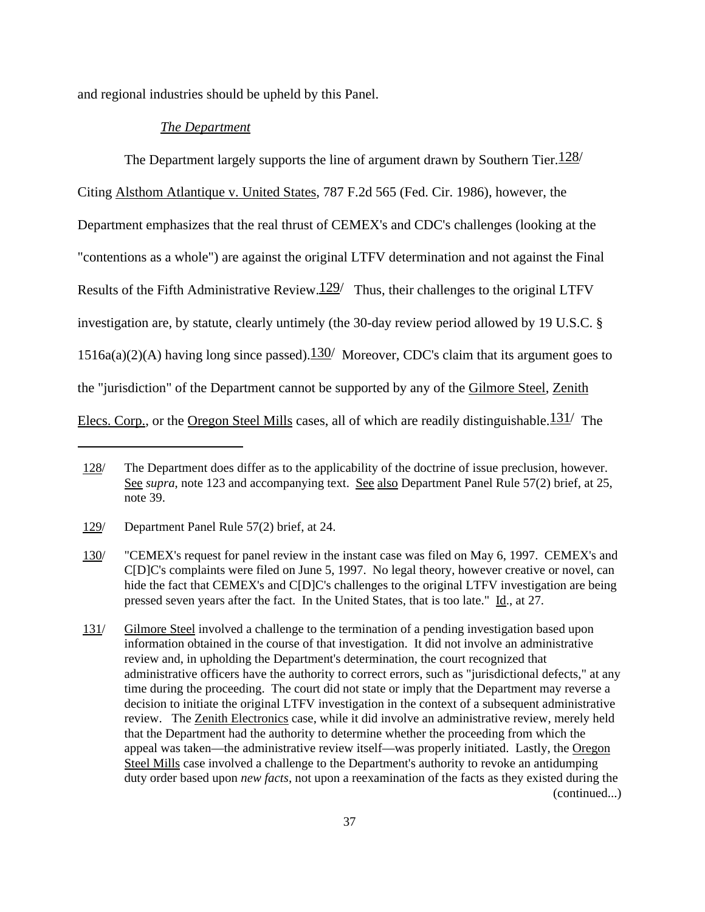and regional industries should be upheld by this Panel.

*The Department*

The Department largely supports the line of argument drawn by Southern Tier.[128] Citing Alsthom Atlantique v. United States, 787 F.2d 565 (Fed. Cir. 1986), however, the Department emphasizes that the real thrust of CEMEX's and CDC's challenges (looking at the "contentions as a whole") are against the original LTFV determination and not against the Final Results of the Fifth Administrative Review.[129] Thus, their challenges to the original LTFV investigation are, by statute, clearly untimely (the 30-day review period allowed by 19 U.S.C. § 1516a(a)(2)(A) having long since passed).[130] Moreover, CDC's claim that its argument goes to the "jurisdiction" of the Department cannot be supported by any of the Gilmore Steel, Zenith Elecs. Corp., or the Oregon Steel Mills cases, all of which are readily distinguishable.[131] The

---

128/ The Department does differ as to the applicability of the doctrine of issue preclusion, however. See *supra*, note 123 and accompanying text. See also Department Panel Rule 57(2) brief, at 25, note 39.

129/ Department Panel Rule 57(2) brief, at 24.

130/ "CEMEX's request for panel review in the instant case was filed on May 6, 1997. CEMEX's and C[D]C's complaints were filed on June 5, 1997. No legal theory, however creative or novel, can hide the fact that CEMEX's and C[D]C's challenges to the original LTFV investigation are being pressed seven years after the fact. In the United States, that is too late." Id., at 27.

131/ Gilmore Steel involved a challenge to the termination of a pending investigation based upon information obtained in the course of that investigation. It did not involve an administrative review and, in upholding the Department's determination, the court recognized that administrative officers have the authority to correct errors, such as "jurisdictional defects," at any time during the proceeding. The court did not state or imply that the Department may reverse a decision to initiate the original LTFV investigation in the context of a subsequent administrative review. The Zenith Electronics case, while it did involve an administrative review, merely held that the Department had the authority to determine whether the proceeding from which the appeal was taken—the administrative review itself—was properly initiated. Lastly, the Oregon Steel Mills case involved a challenge to the Department's authority to revoke an antidumping duty order based upon *new facts*, not upon a reexamination of the facts as they existed during the (continued...)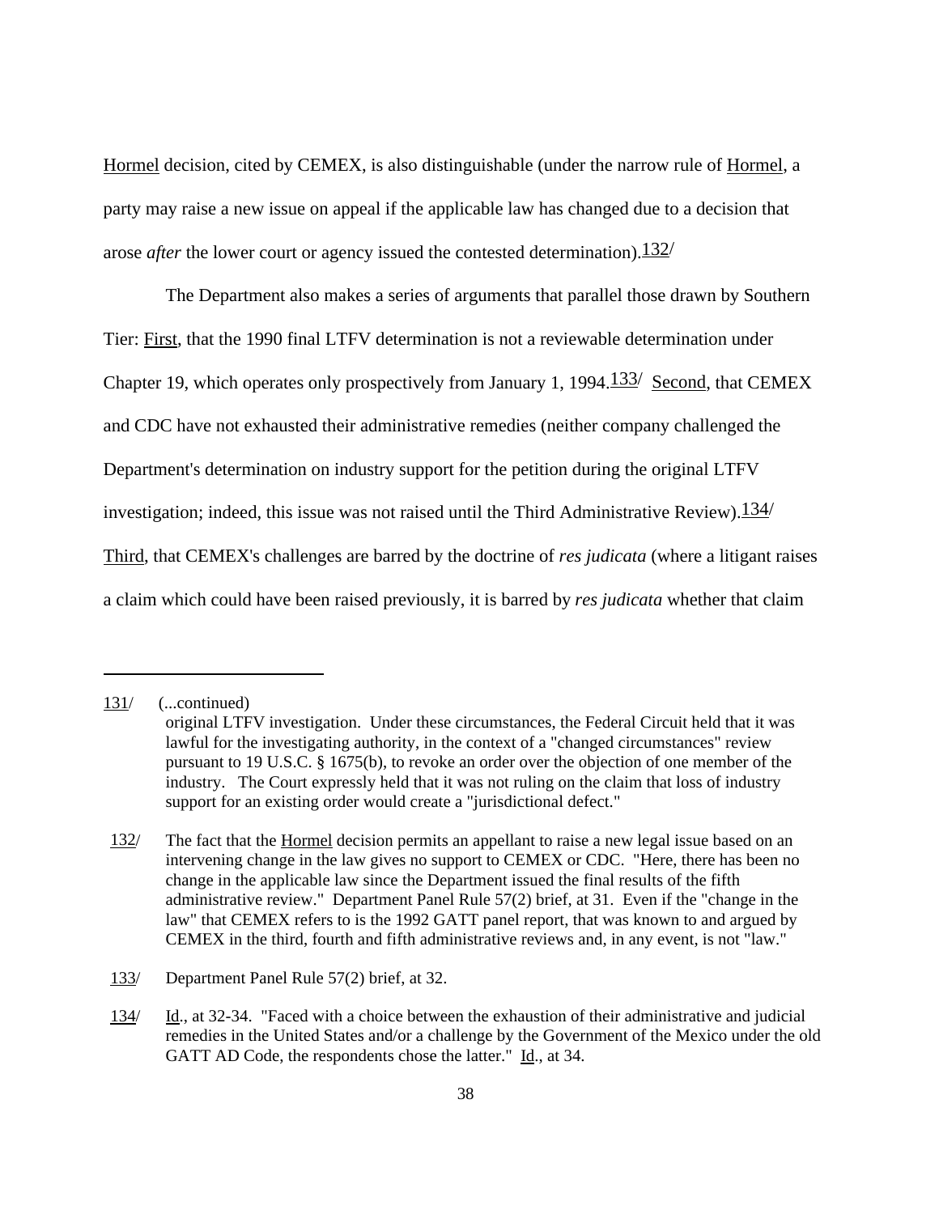Hormel decision, cited by CEMEX, is also distinguishable (under the narrow rule of Hormel, a party may raise a new issue on appeal if the applicable law has changed due to a decision that arose *after* the lower court or agency issued the contested determination).132/

The Department also makes a series of arguments that parallel those drawn by Southern Tier: First, that the 1990 final LTFV determination is not a reviewable determination under Chapter 19, which operates only prospectively from January 1, 1994.133/ Second, that CEMEX and CDC have not exhausted their administrative remedies (neither company challenged the Department's determination on industry support for the petition during the original LTFV investigation; indeed, this issue was not raised until the Third Administrative Review).134/ Third, that CEMEX's challenges are barred by the doctrine of *res judicata* (where a litigant raises a claim which could have been raised previously, it is barred by *res judicata* whether that claim

---

131/ (...continued)
original LTFV investigation. Under these circumstances, the Federal Circuit held that it was lawful for the investigating authority, in the context of a "changed circumstances" review pursuant to 19 U.S.C. § 1675(b), to revoke an order over the objection of one member of the industry. The Court expressly held that it was not ruling on the claim that loss of industry support for an existing order would create a "jurisdictional defect."

132/ The fact that the Hormel decision permits an appellant to raise a new legal issue based on an intervening change in the law gives no support to CEMEX or CDC. "Here, there has been no change in the applicable law since the Department issued the final results of the fifth administrative review." Department Panel Rule 57(2) brief, at 31. Even if the "change in the law" that CEMEX refers to is the 1992 GATT panel report, that was known to and argued by CEMEX in the third, fourth and fifth administrative reviews and, in any event, is not "law."

133/ Department Panel Rule 57(2) brief, at 32.

134/ Id., at 32-34. "Faced with a choice between the exhaustion of their administrative and judicial remedies in the United States and/or a challenge by the Government of the Mexico under the old GATT AD Code, the respondents chose the latter." Id., at 34.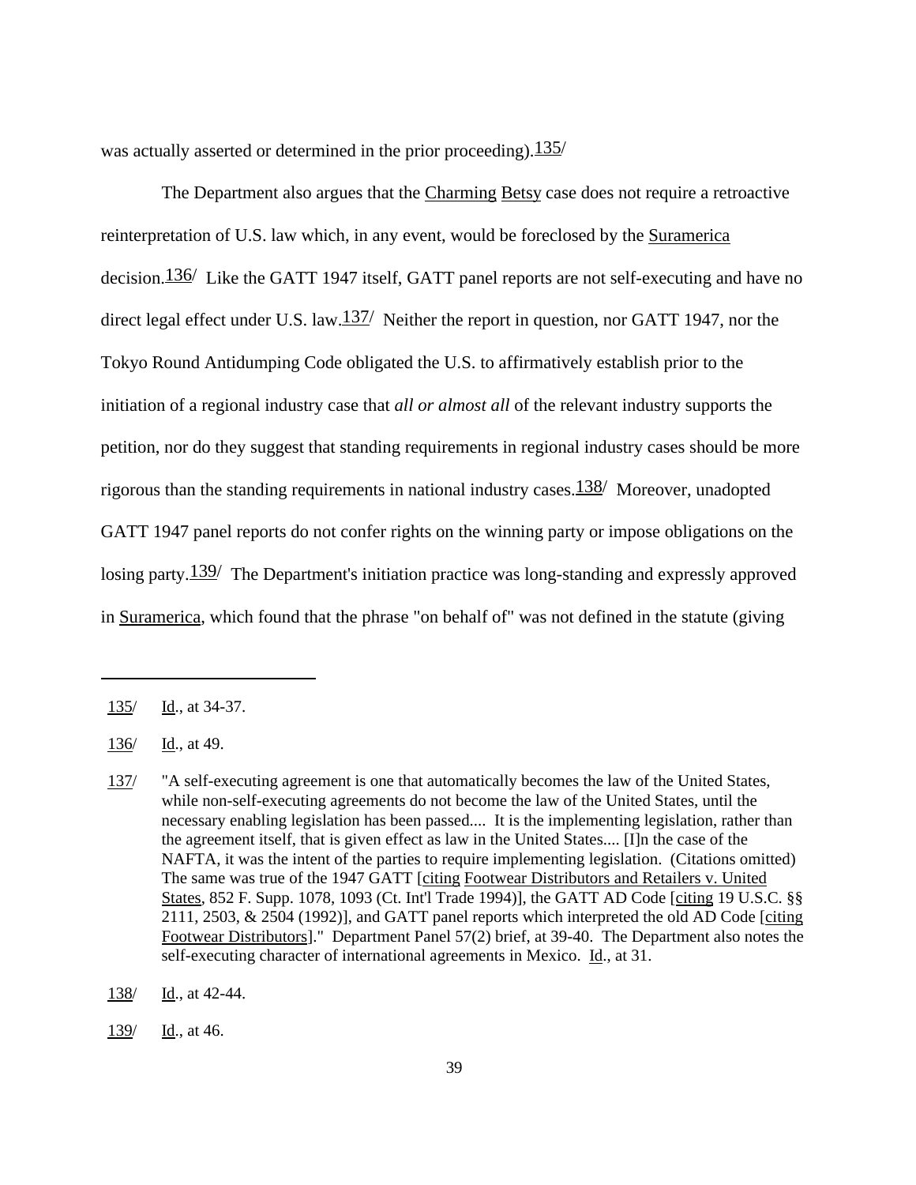was actually asserted or determined in the prior proceeding).[135/]

The Department also argues that the Charming Betsy case does not require a retroactive reinterpretation of U.S. law which, in any event, would be foreclosed by the Suramerica decision.[136/] Like the GATT 1947 itself, GATT panel reports are not self-executing and have no direct legal effect under U.S. law.[137/] Neither the report in question, nor GATT 1947, nor the Tokyo Round Antidumping Code obligated the U.S. to affirmatively establish prior to the initiation of a regional industry case that *all or almost all* of the relevant industry supports the petition, nor do they suggest that standing requirements in regional industry cases should be more rigorous than the standing requirements in national industry cases.[138/] Moreover, unadopted GATT 1947 panel reports do not confer rights on the winning party or impose obligations on the losing party.[139/] The Department's initiation practice was long-standing and expressly approved in Suramerica, which found that the phrase "on behalf of" was not defined in the statute (giving

---

135/ Id., at 34-37.

136/ Id., at 49.

137/ "A self-executing agreement is one that automatically becomes the law of the United States, while non-self-executing agreements do not become the law of the United States, until the necessary enabling legislation has been passed.... It is the implementing legislation, rather than the agreement itself, that is given effect as law in the United States.... [I]n the case of the NAFTA, it was the intent of the parties to require implementing legislation. (Citations omitted) The same was true of the 1947 GATT [citing Footwear Distributors and Retailers v. United States, 852 F. Supp. 1078, 1093 (Ct. Int'l Trade 1994)], the GATT AD Code [citing 19 U.S.C. §§ 2111, 2503, & 2504 (1992)], and GATT panel reports which interpreted the old AD Code [citing Footwear Distributors]." Department Panel 57(2) brief, at 39-40. The Department also notes the self-executing character of international agreements in Mexico. Id., at 31.

138/ Id., at 42-44.

139/ Id., at 46.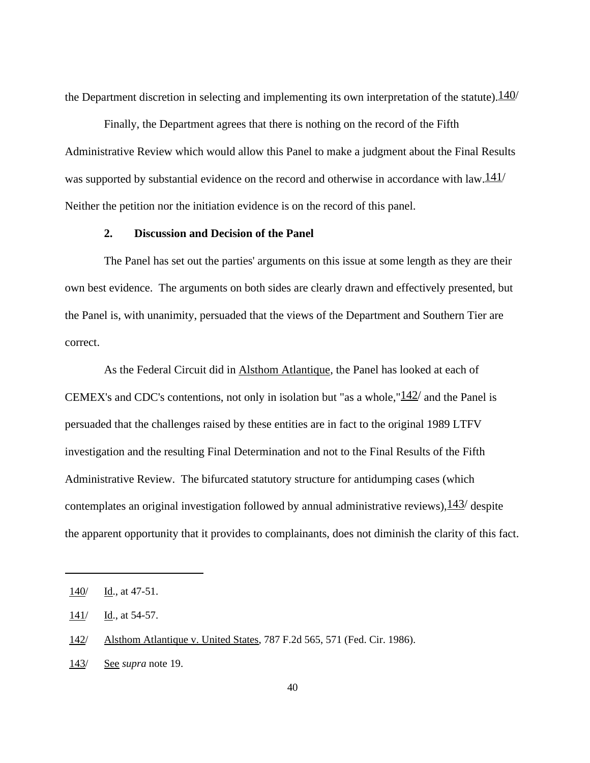the Department discretion in selecting and implementing its own interpretation of the statute).[140]

Finally, the Department agrees that there is nothing on the record of the Fifth Administrative Review which would allow this Panel to make a judgment about the Final Results was supported by substantial evidence on the record and otherwise in accordance with law.[141] Neither the petition nor the initiation evidence is on the record of this panel.

**2. Discussion and Decision of the Panel**

The Panel has set out the parties' arguments on this issue at some length as they are their own best evidence. The arguments on both sides are clearly drawn and effectively presented, but the Panel is, with unanimity, persuaded that the views of the Department and Southern Tier are correct.

As the Federal Circuit did in Alsthom Atlantique, the Panel has looked at each of CEMEX's and CDC's contentions, not only in isolation but "as a whole,"[142] and the Panel is persuaded that the challenges raised by these entities are in fact to the original 1989 LTFV investigation and the resulting Final Determination and not to the Final Results of the Fifth Administrative Review. The bifurcated statutory structure for antidumping cases (which contemplates an original investigation followed by annual administrative reviews),[143] despite the apparent opportunity that it provides to complainants, does not diminish the clarity of this fact.

---

140/ Id., at 47-51.

141/ Id., at 54-57.

142/ Alsthom Atlantique v. United States, 787 F.2d 565, 571 (Fed. Cir. 1986).

143/ See *supra* note 19.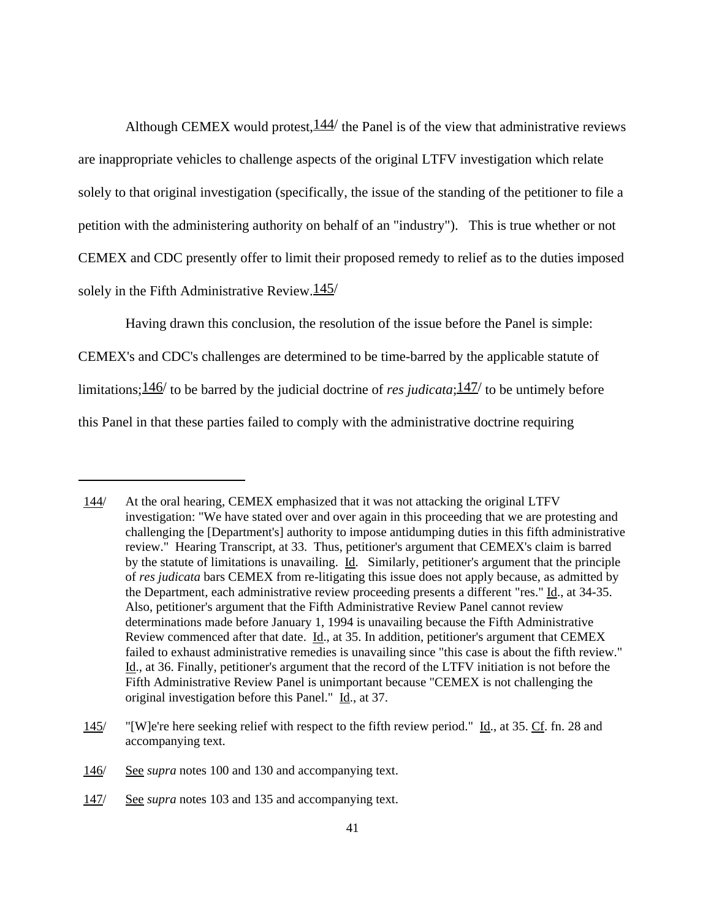Although CEMEX would protest,[144] the Panel is of the view that administrative reviews are inappropriate vehicles to challenge aspects of the original LTFV investigation which relate solely to that original investigation (specifically, the issue of the standing of the petitioner to file a petition with the administering authority on behalf of an "industry"). This is true whether or not CEMEX and CDC presently offer to limit their proposed remedy to relief as to the duties imposed solely in the Fifth Administrative Review.[145]

Having drawn this conclusion, the resolution of the issue before the Panel is simple: CEMEX's and CDC's challenges are determined to be time-barred by the applicable statute of limitations;[146] to be barred by the judicial doctrine of *res judicata*;[147] to be untimely before this Panel in that these parties failed to comply with the administrative doctrine requiring

---

[144] At the oral hearing, CEMEX emphasized that it was not attacking the original LTFV investigation: "We have stated over and over again in this proceeding that we are protesting and challenging the [Department's] authority to impose antidumping duties in this fifth administrative review." Hearing Transcript, at 33. Thus, petitioner's argument that CEMEX's claim is barred by the statute of limitations is unavailing. Id. Similarly, petitioner's argument that the principle of *res judicata* bars CEMEX from re-litigating this issue does not apply because, as admitted by the Department, each administrative review proceeding presents a different "res." Id., at 34-35. Also, petitioner's argument that the Fifth Administrative Review Panel cannot review determinations made before January 1, 1994 is unavailing because the Fifth Administrative Review commenced after that date. Id., at 35. In addition, petitioner's argument that CEMEX failed to exhaust administrative remedies is unavailing since "this case is about the fifth review." Id., at 36. Finally, petitioner's argument that the record of the LTFV initiation is not before the Fifth Administrative Review Panel is unimportant because "CEMEX is not challenging the original investigation before this Panel." Id., at 37.

[145] "[W]e're here seeking relief with respect to the fifth review period." Id., at 35. Cf. fn. 28 and accompanying text.

[146] See *supra* notes 100 and 130 and accompanying text.

[147] See *supra* notes 103 and 135 and accompanying text.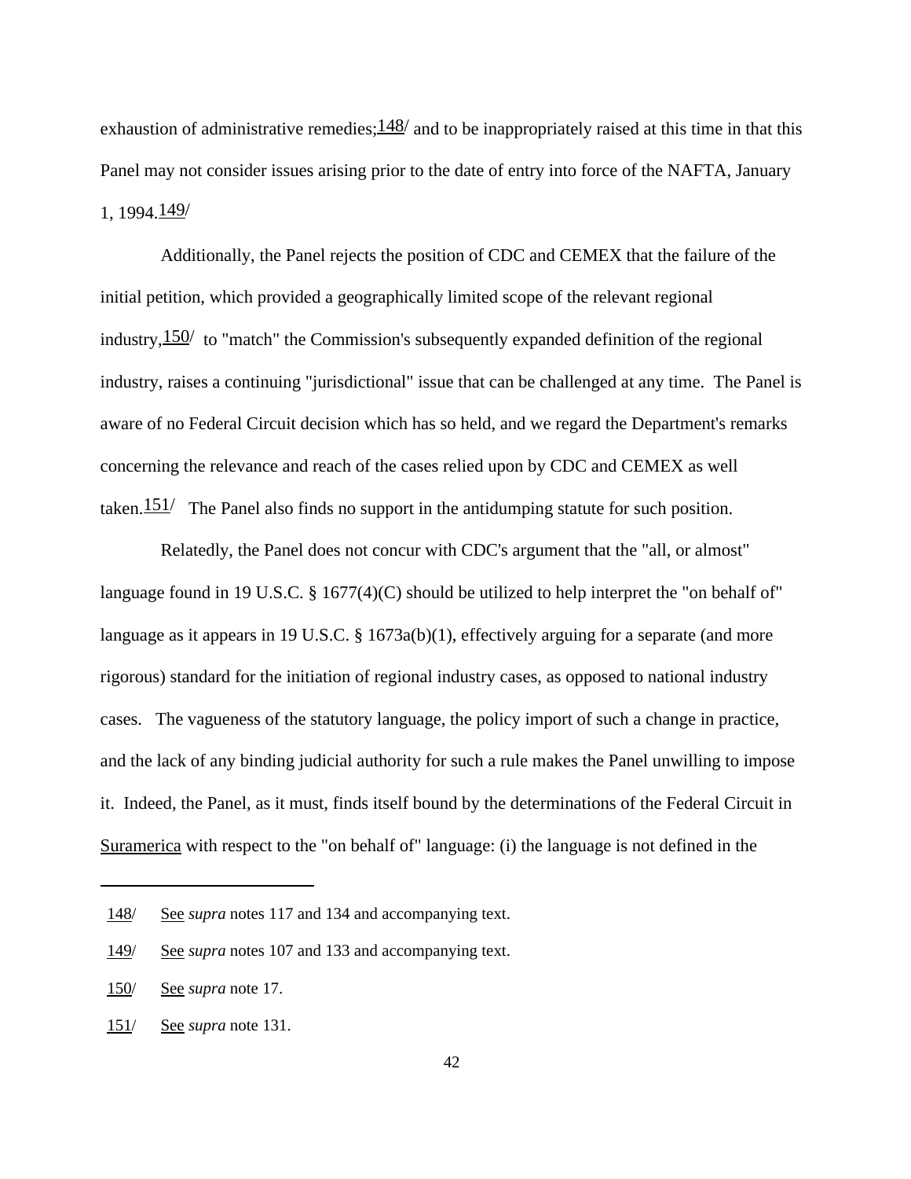exhaustion of administrative remedies;[148] and to be inappropriately raised at this time in that this Panel may not consider issues arising prior to the date of entry into force of the NAFTA, January 1, 1994.[149]

Additionally, the Panel rejects the position of CDC and CEMEX that the failure of the initial petition, which provided a geographically limited scope of the relevant regional industry,[150] to "match" the Commission's subsequently expanded definition of the regional industry, raises a continuing "jurisdictional" issue that can be challenged at any time. The Panel is aware of no Federal Circuit decision which has so held, and we regard the Department's remarks concerning the relevance and reach of the cases relied upon by CDC and CEMEX as well taken.[151] The Panel also finds no support in the antidumping statute for such position.

Relatedly, the Panel does not concur with CDC's argument that the "all, or almost" language found in 19 U.S.C. § 1677(4)(C) should be utilized to help interpret the "on behalf of" language as it appears in 19 U.S.C. § 1673a(b)(1), effectively arguing for a separate (and more rigorous) standard for the initiation of regional industry cases, as opposed to national industry cases. The vagueness of the statutory language, the policy import of such a change in practice, and the lack of any binding judicial authority for such a rule makes the Panel unwilling to impose it. Indeed, the Panel, as it must, finds itself bound by the determinations of the Federal Circuit in Suramerica with respect to the "on behalf of" language: (i) the language is not defined in the

---

[148] See *supra* notes 117 and 134 and accompanying text.

[149] See *supra* notes 107 and 133 and accompanying text.

[150] See *supra* note 17.

[151] See *supra* note 131.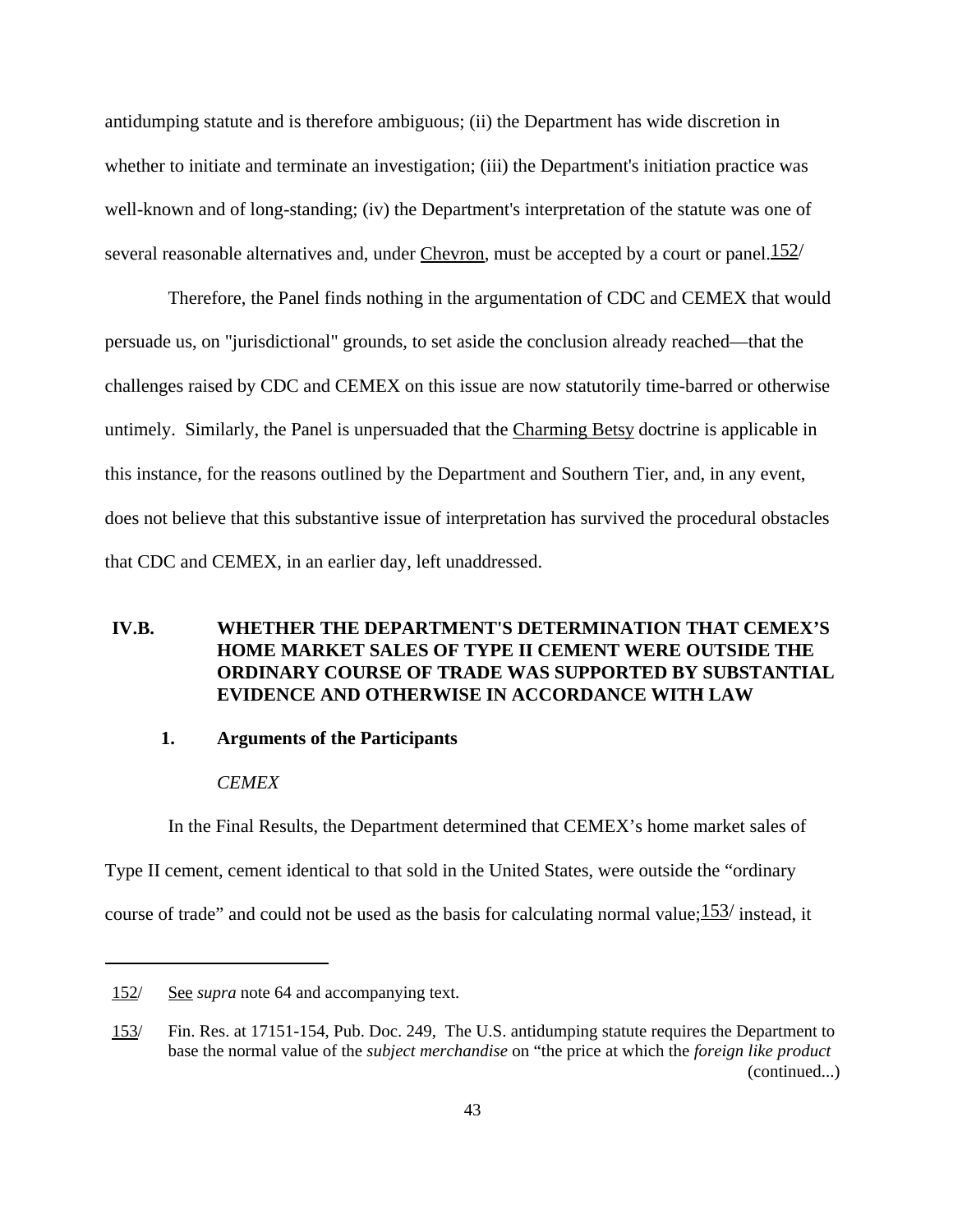antidumping statute and is therefore ambiguous; (ii) the Department has wide discretion in whether to initiate and terminate an investigation; (iii) the Department's initiation practice was well-known and of long-standing; (iv) the Department's interpretation of the statute was one of several reasonable alternatives and, under Chevron, must be accepted by a court or panel.[152]

Therefore, the Panel finds nothing in the argumentation of CDC and CEMEX that would persuade us, on "jurisdictional" grounds, to set aside the conclusion already reached—that the challenges raised by CDC and CEMEX on this issue are now statutorily time-barred or otherwise untimely. Similarly, the Panel is unpersuaded that the Charming Betsy doctrine is applicable in this instance, for the reasons outlined by the Department and Southern Tier, and, in any event, does not believe that this substantive issue of interpretation has survived the procedural obstacles that CDC and CEMEX, in an earlier day, left unaddressed.

## IV.B. WHETHER THE DEPARTMENT'S DETERMINATION THAT CEMEX'S HOME MARKET SALES OF TYPE II CEMENT WERE OUTSIDE THE ORDINARY COURSE OF TRADE WAS SUPPORTED BY SUBSTANTIAL EVIDENCE AND OTHERWISE IN ACCORDANCE WITH LAW

### 1. Arguments of the Participants

*CEMEX*

In the Final Results, the Department determined that CEMEX's home market sales of Type II cement, cement identical to that sold in the United States, were outside the "ordinary course of trade" and could not be used as the basis for calculating normal value;[153] instead, it

---

[152] See *supra* note 64 and accompanying text.

[153] Fin. Res. at 17151-154, Pub. Doc. 249, The U.S. antidumping statute requires the Department to base the normal value of the *subject merchandise* on "the price at which the *foreign like product* (continued...)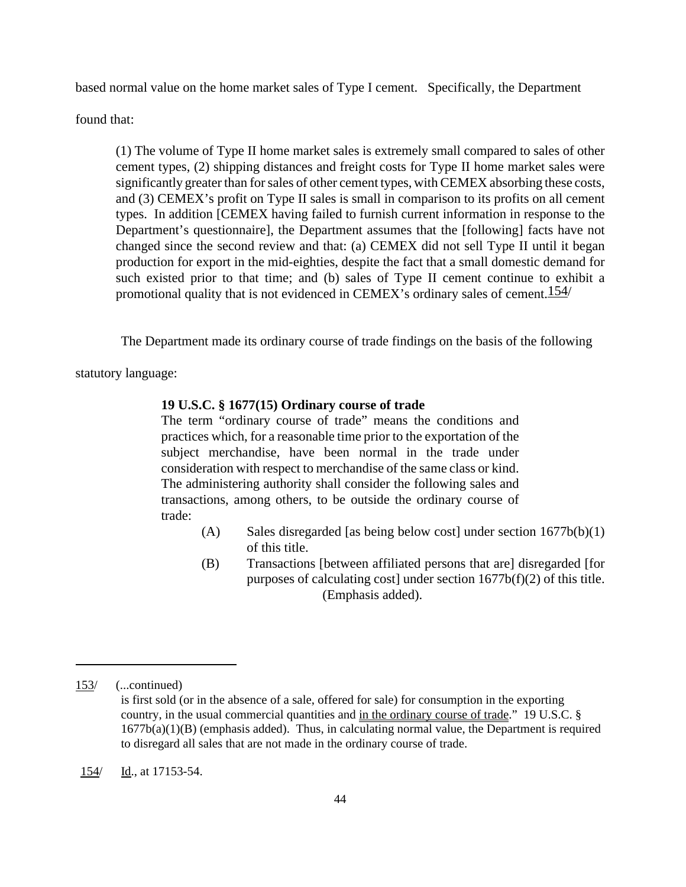based normal value on the home market sales of Type I cement. Specifically, the Department found that:

> (1) The volume of Type II home market sales is extremely small compared to sales of other cement types, (2) shipping distances and freight costs for Type II home market sales were significantly greater than for sales of other cement types, with CEMEX absorbing these costs, and (3) CEMEX's profit on Type II sales is small in comparison to its profits on all cement types. In addition [CEMEX having failed to furnish current information in response to the Department's questionnaire], the Department assumes that the [following] facts have not changed since the second review and that: (a) CEMEX did not sell Type II until it began production for export in the mid-eighties, despite the fact that a small domestic demand for such existed prior to that time; and (b) sales of Type II cement continue to exhibit a promotional quality that is not evidenced in CEMEX's ordinary sales of cement.[154]

The Department made its ordinary course of trade findings on the basis of the following statutory language:

> **19 U.S.C. § 1677(15) Ordinary course of trade**
> The term "ordinary course of trade" means the conditions and practices which, for a reasonable time prior to the exportation of the subject merchandise, have been normal in the trade under consideration with respect to merchandise of the same class or kind. The administering authority shall consider the following sales and transactions, among others, to be outside the ordinary course of trade:
>
> (A) Sales disregarded [as being below cost] under section 1677b(b)(1) of this title.
>
> (B) Transactions [between affiliated persons that are] disregarded [for purposes of calculating cost] under section 1677b(f)(2) of this title. (Emphasis added).

---

153/ (...continued)
is first sold (or in the absence of a sale, offered for sale) for consumption in the exporting country, in the usual commercial quantities and in the ordinary course of trade." 19 U.S.C. § 1677b(a)(1)(B) (emphasis added). Thus, in calculating normal value, the Department is required to disregard all sales that are not made in the ordinary course of trade.

154/ Id., at 17153-54.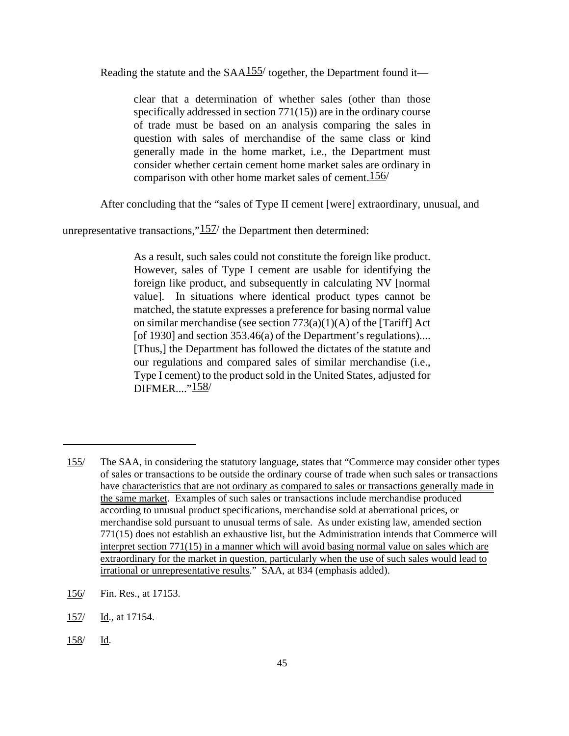Reading the statute and the SAA[155] together, the Department found it—

> clear that a determination of whether sales (other than those specifically addressed in section 771(15)) are in the ordinary course of trade must be based on an analysis comparing the sales in question with sales of merchandise of the same class or kind generally made in the home market, i.e., the Department must consider whether certain cement home market sales are ordinary in comparison with other home market sales of cement.[156]

After concluding that the "sales of Type II cement [were] extraordinary, unusual, and unrepresentative transactions,"[157] the Department then determined:

> As a result, such sales could not constitute the foreign like product. However, sales of Type I cement are usable for identifying the foreign like product, and subsequently in calculating NV [normal value]. In situations where identical product types cannot be matched, the statute expresses a preference for basing normal value on similar merchandise (see section 773(a)(1)(A) of the [Tariff] Act [of 1930] and section 353.46(a) of the Department's regulations).... [Thus,] the Department has followed the dictates of the statute and our regulations and compared sales of similar merchandise (i.e., Type I cement) to the product sold in the United States, adjusted for DIFMER...."[158]

---

155/ The SAA, in considering the statutory language, states that "Commerce may consider other types of sales or transactions to be outside the ordinary course of trade when such sales or transactions have characteristics that are not ordinary as compared to sales or transactions generally made in the same market. Examples of such sales or transactions include merchandise produced according to unusual product specifications, merchandise sold at aberrational prices, or merchandise sold pursuant to unusual terms of sale. As under existing law, amended section 771(15) does not establish an exhaustive list, but the Administration intends that Commerce will interpret section 771(15) in a manner which will avoid basing normal value on sales which are extraordinary for the market in question, particularly when the use of such sales would lead to irrational or unrepresentative results." SAA, at 834 (emphasis added).

156/ Fin. Res., at 17153.

157/ Id., at 17154.

158/ Id.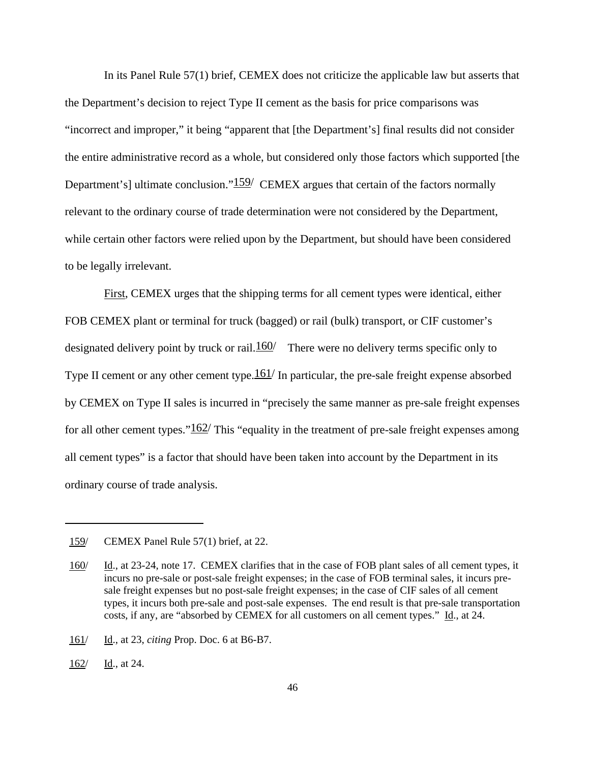In its Panel Rule 57(1) brief, CEMEX does not criticize the applicable law but asserts that the Department's decision to reject Type II cement as the basis for price comparisons was "incorrect and improper," it being "apparent that [the Department's] final results did not consider the entire administrative record as a whole, but considered only those factors which supported [the Department's] ultimate conclusion."[159/] CEMEX argues that certain of the factors normally relevant to the ordinary course of trade determination were not considered by the Department, while certain other factors were relied upon by the Department, but should have been considered to be legally irrelevant.

First, CEMEX urges that the shipping terms for all cement types were identical, either FOB CEMEX plant or terminal for truck (bagged) or rail (bulk) transport, or CIF customer's designated delivery point by truck or rail.[160/] There were no delivery terms specific only to Type II cement or any other cement type.[161/] In particular, the pre-sale freight expense absorbed by CEMEX on Type II sales is incurred in "precisely the same manner as pre-sale freight expenses for all other cement types."[162/] This "equality in the treatment of pre-sale freight expenses among all cement types" is a factor that should have been taken into account by the Department in its ordinary course of trade analysis.

---

159/ CEMEX Panel Rule 57(1) brief, at 22.

160/ Id., at 23-24, note 17. CEMEX clarifies that in the case of FOB plant sales of all cement types, it incurs no pre-sale or post-sale freight expenses; in the case of FOB terminal sales, it incurs pre-sale freight expenses but no post-sale freight expenses; in the case of CIF sales of all cement types, it incurs both pre-sale and post-sale expenses. The end result is that pre-sale transportation costs, if any, are "absorbed by CEMEX for all customers on all cement types." Id., at 24.

161/ Id., at 23, *citing* Prop. Doc. 6 at B6-B7.

162/ Id., at 24.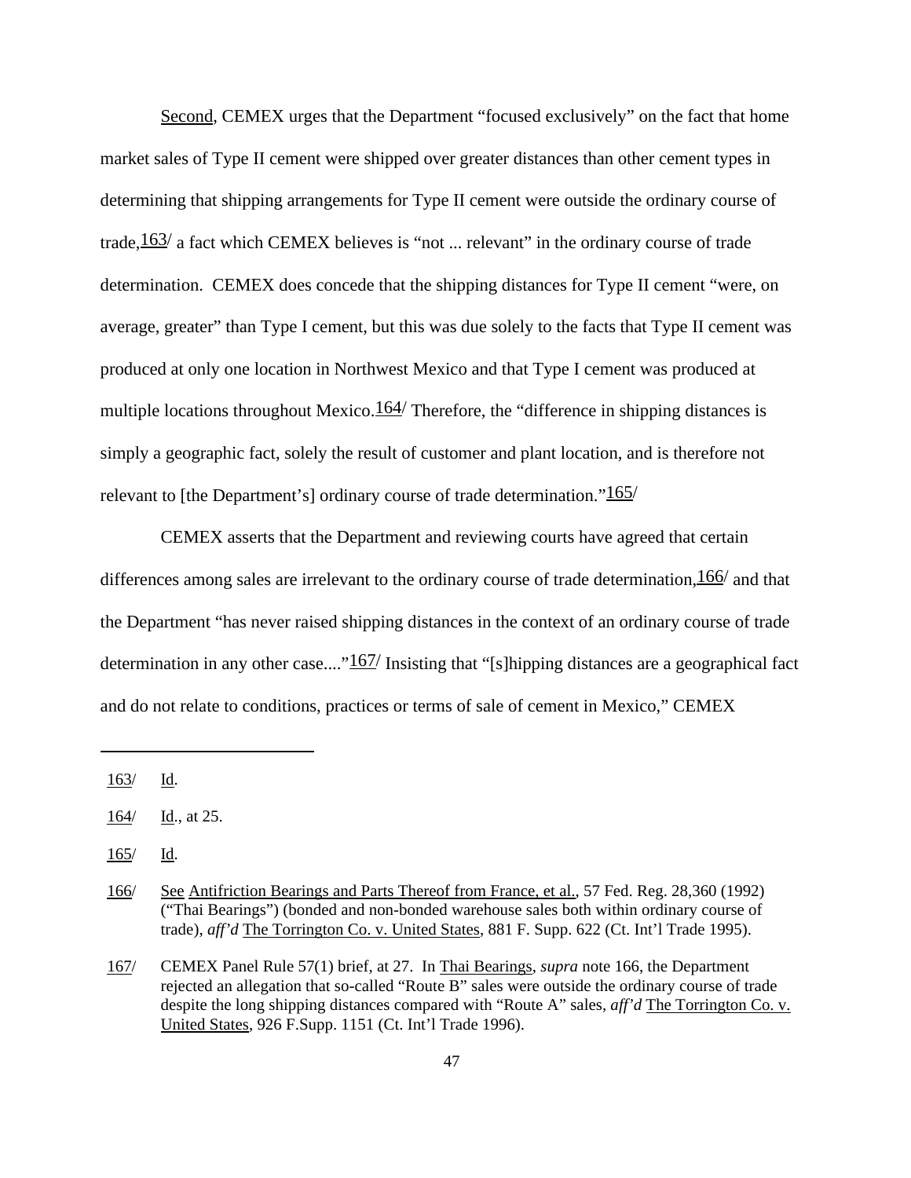Second, CEMEX urges that the Department "focused exclusively" on the fact that home market sales of Type II cement were shipped over greater distances than other cement types in determining that shipping arrangements for Type II cement were outside the ordinary course of trade,[163] a fact which CEMEX believes is "not ... relevant" in the ordinary course of trade determination. CEMEX does concede that the shipping distances for Type II cement "were, on average, greater" than Type I cement, but this was due solely to the facts that Type II cement was produced at only one location in Northwest Mexico and that Type I cement was produced at multiple locations throughout Mexico.[164] Therefore, the "difference in shipping distances is simply a geographic fact, solely the result of customer and plant location, and is therefore not relevant to [the Department's] ordinary course of trade determination."[165]

CEMEX asserts that the Department and reviewing courts have agreed that certain differences among sales are irrelevant to the ordinary course of trade determination,[166] and that the Department "has never raised shipping distances in the context of an ordinary course of trade determination in any other case...."[167] Insisting that "[s]hipping distances are a geographical fact and do not relate to conditions, practices or terms of sale of cement in Mexico," CEMEX

---

163/ Id.

164/ Id., at 25.

165/ Id.

166/ See Antifriction Bearings and Parts Thereof from France, et al., 57 Fed. Reg. 28,360 (1992) ("Thai Bearings") (bonded and non-bonded warehouse sales both within ordinary course of trade), *aff'd* The Torrington Co. v. United States, 881 F. Supp. 622 (Ct. Int'l Trade 1995).

167/ CEMEX Panel Rule 57(1) brief, at 27. In Thai Bearings, *supra* note 166, the Department rejected an allegation that so-called "Route B" sales were outside the ordinary course of trade despite the long shipping distances compared with "Route A" sales, *aff'd* The Torrington Co. v. United States, 926 F.Supp. 1151 (Ct. Int'l Trade 1996).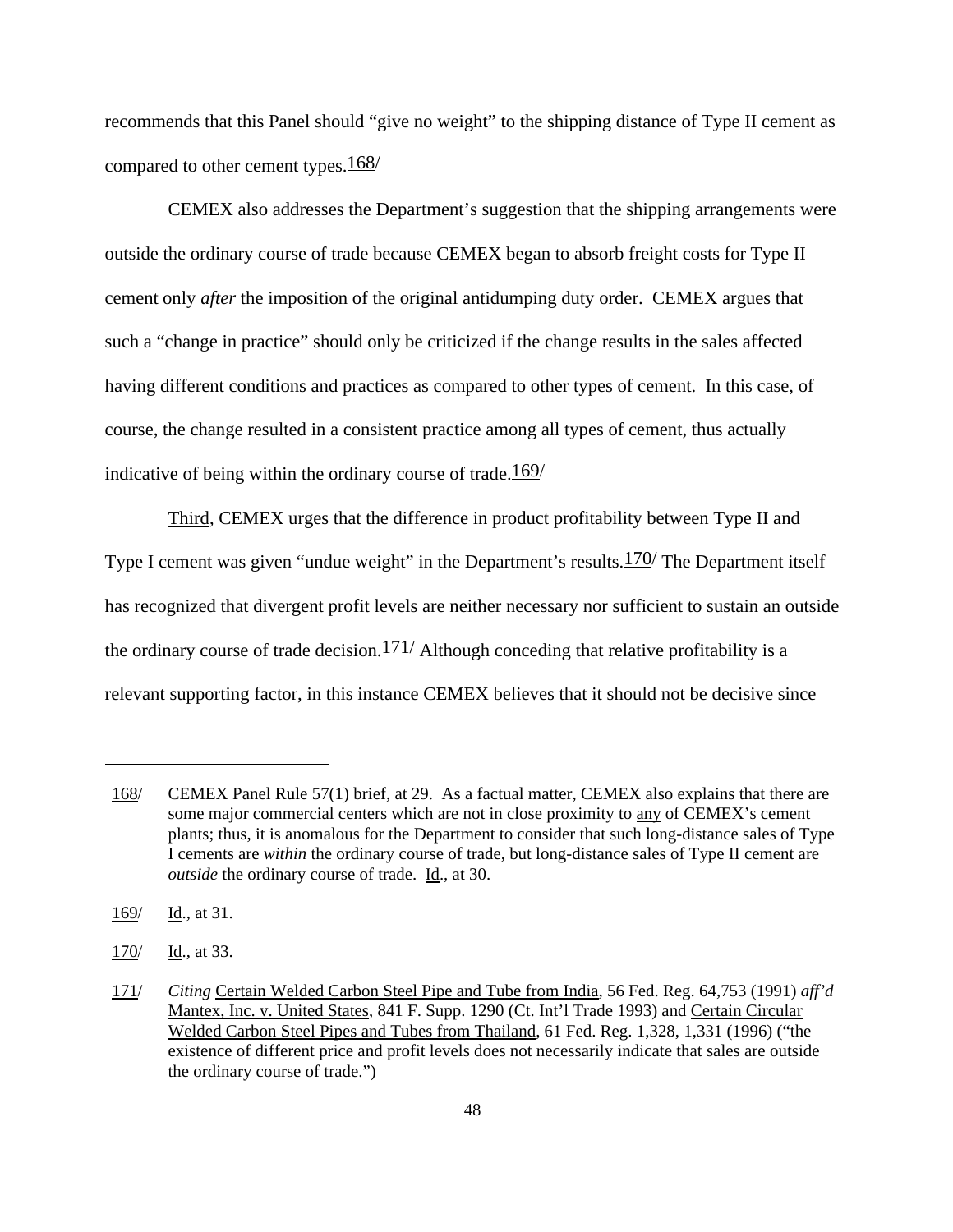recommends that this Panel should "give no weight" to the shipping distance of Type II cement as compared to other cement types.[168]

CEMEX also addresses the Department's suggestion that the shipping arrangements were outside the ordinary course of trade because CEMEX began to absorb freight costs for Type II cement only *after* the imposition of the original antidumping duty order. CEMEX argues that such a "change in practice" should only be criticized if the change results in the sales affected having different conditions and practices as compared to other types of cement. In this case, of course, the change resulted in a consistent practice among all types of cement, thus actually indicative of being within the ordinary course of trade.[169]

Third, CEMEX urges that the difference in product profitability between Type II and Type I cement was given "undue weight" in the Department's results.[170] The Department itself has recognized that divergent profit levels are neither necessary nor sufficient to sustain an outside the ordinary course of trade decision.[171] Although conceding that relative profitability is a relevant supporting factor, in this instance CEMEX believes that it should not be decisive since

---

168/ CEMEX Panel Rule 57(1) brief, at 29. As a factual matter, CEMEX also explains that there are some major commercial centers which are not in close proximity to any of CEMEX's cement plants; thus, it is anomalous for the Department to consider that such long-distance sales of Type I cements are *within* the ordinary course of trade, but long-distance sales of Type II cement are *outside* the ordinary course of trade. Id., at 30.

169/ Id., at 31.

170/ Id., at 33.

171/ *Citing* Certain Welded Carbon Steel Pipe and Tube from India, 56 Fed. Reg. 64,753 (1991) *aff'd* Mantex, Inc. v. United States, 841 F. Supp. 1290 (Ct. Int'l Trade 1993) and Certain Circular Welded Carbon Steel Pipes and Tubes from Thailand, 61 Fed. Reg. 1,328, 1,331 (1996) ("the existence of different price and profit levels does not necessarily indicate that sales are outside the ordinary course of trade.")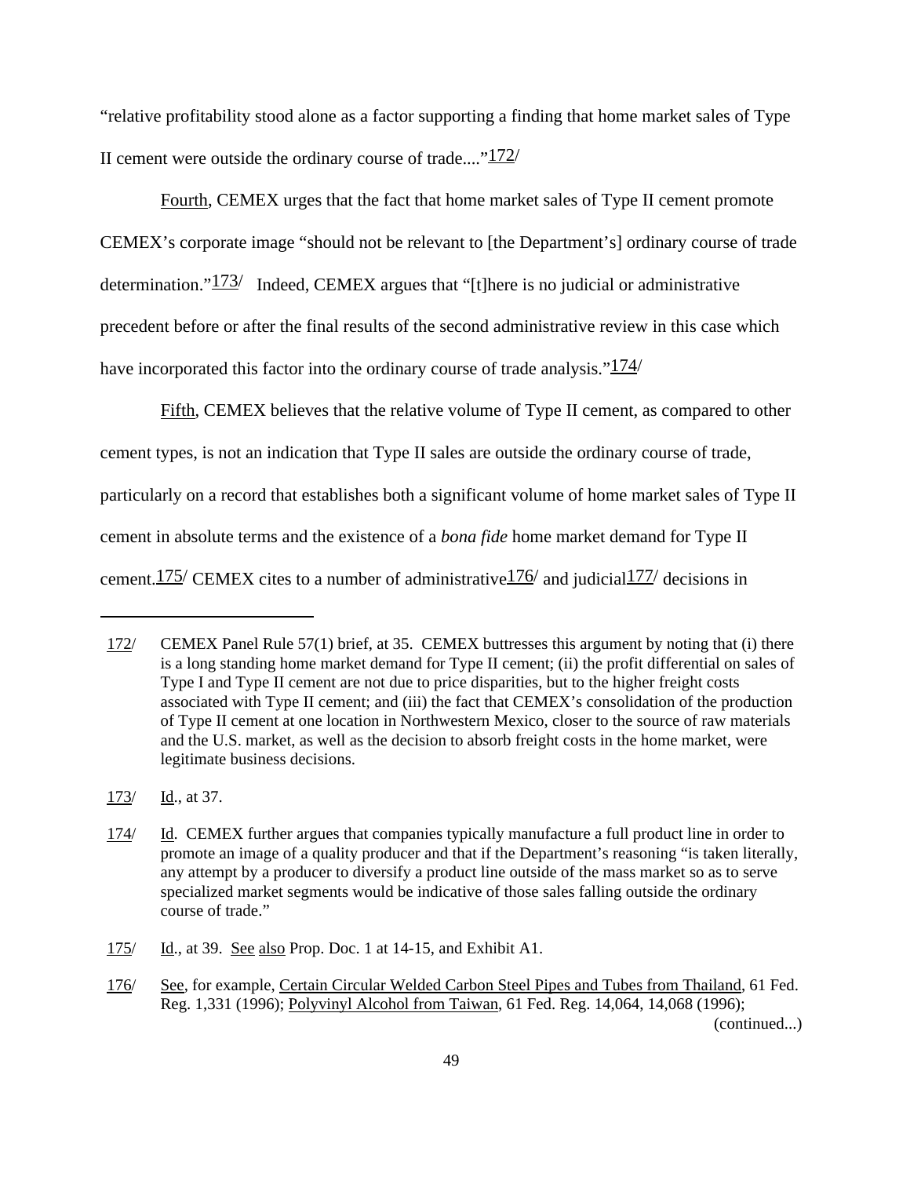"relative profitability stood alone as a factor supporting a finding that home market sales of Type II cement were outside the ordinary course of trade...."[172/]

Fourth, CEMEX urges that the fact that home market sales of Type II cement promote CEMEX's corporate image "should not be relevant to [the Department's] ordinary course of trade determination."[173/] Indeed, CEMEX argues that "[t]here is no judicial or administrative precedent before or after the final results of the second administrative review in this case which have incorporated this factor into the ordinary course of trade analysis."[174/]

Fifth, CEMEX believes that the relative volume of Type II cement, as compared to other cement types, is not an indication that Type II sales are outside the ordinary course of trade, particularly on a record that establishes both a significant volume of home market sales of Type II cement in absolute terms and the existence of a *bona fide* home market demand for Type II cement.[175/] CEMEX cites to a number of administrative[176/] and judicial[177/] decisions in

---

172/ CEMEX Panel Rule 57(1) brief, at 35. CEMEX buttresses this argument by noting that (i) there is a long standing home market demand for Type II cement; (ii) the profit differential on sales of Type I and Type II cement are not due to price disparities, but to the higher freight costs associated with Type II cement; and (iii) the fact that CEMEX's consolidation of the production of Type II cement at one location in Northwestern Mexico, closer to the source of raw materials and the U.S. market, as well as the decision to absorb freight costs in the home market, were legitimate business decisions.

173/ Id., at 37.

174/ Id. CEMEX further argues that companies typically manufacture a full product line in order to promote an image of a quality producer and that if the Department's reasoning "is taken literally, any attempt by a producer to diversify a product line outside of the mass market so as to serve specialized market segments would be indicative of those sales falling outside the ordinary course of trade."

175/ Id., at 39. See also Prop. Doc. 1 at 14-15, and Exhibit A1.

176/ See, for example, Certain Circular Welded Carbon Steel Pipes and Tubes from Thailand, 61 Fed. Reg. 1,331 (1996); Polyvinyl Alcohol from Taiwan, 61 Fed. Reg. 14,064, 14,068 (1996); (continued...)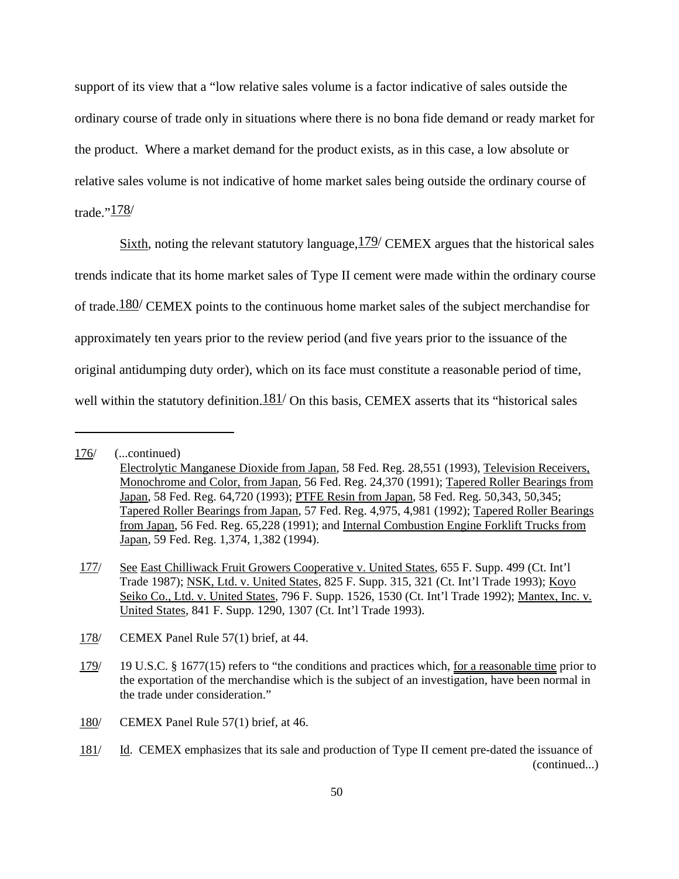support of its view that a "low relative sales volume is a factor indicative of sales outside the ordinary course of trade only in situations where there is no bona fide demand or ready market for the product. Where a market demand for the product exists, as in this case, a low absolute or relative sales volume is not indicative of home market sales being outside the ordinary course of trade."[178]

Sixth, noting the relevant statutory language,[179] CEMEX argues that the historical sales trends indicate that its home market sales of Type II cement were made within the ordinary course of trade.[180] CEMEX points to the continuous home market sales of the subject merchandise for approximately ten years prior to the review period (and five years prior to the issuance of the original antidumping duty order), which on its face must constitute a reasonable period of time, well within the statutory definition.[181] On this basis, CEMEX asserts that its "historical sales

---

176/ (...continued)
Electrolytic Manganese Dioxide from Japan, 58 Fed. Reg. 28,551 (1993), Television Receivers, Monochrome and Color, from Japan, 56 Fed. Reg. 24,370 (1991); Tapered Roller Bearings from Japan, 58 Fed. Reg. 64,720 (1993); PTFE Resin from Japan, 58 Fed. Reg. 50,343, 50,345; Tapered Roller Bearings from Japan, 57 Fed. Reg. 4,975, 4,981 (1992); Tapered Roller Bearings from Japan, 56 Fed. Reg. 65,228 (1991); and Internal Combustion Engine Forklift Trucks from Japan, 59 Fed. Reg. 1,374, 1,382 (1994).

177/ See East Chilliwack Fruit Growers Cooperative v. United States, 655 F. Supp. 499 (Ct. Int'l Trade 1987); NSK, Ltd. v. United States, 825 F. Supp. 315, 321 (Ct. Int'l Trade 1993); Koyo Seiko Co., Ltd. v. United States, 796 F. Supp. 1526, 1530 (Ct. Int'l Trade 1992); Mantex, Inc. v. United States, 841 F. Supp. 1290, 1307 (Ct. Int'l Trade 1993).

178/ CEMEX Panel Rule 57(1) brief, at 44.

179/ 19 U.S.C. § 1677(15) refers to "the conditions and practices which, for a reasonable time prior to the exportation of the merchandise which is the subject of an investigation, have been normal in the trade under consideration."

180/ CEMEX Panel Rule 57(1) brief, at 46.

181/ Id. CEMEX emphasizes that its sale and production of Type II cement pre-dated the issuance of (continued...)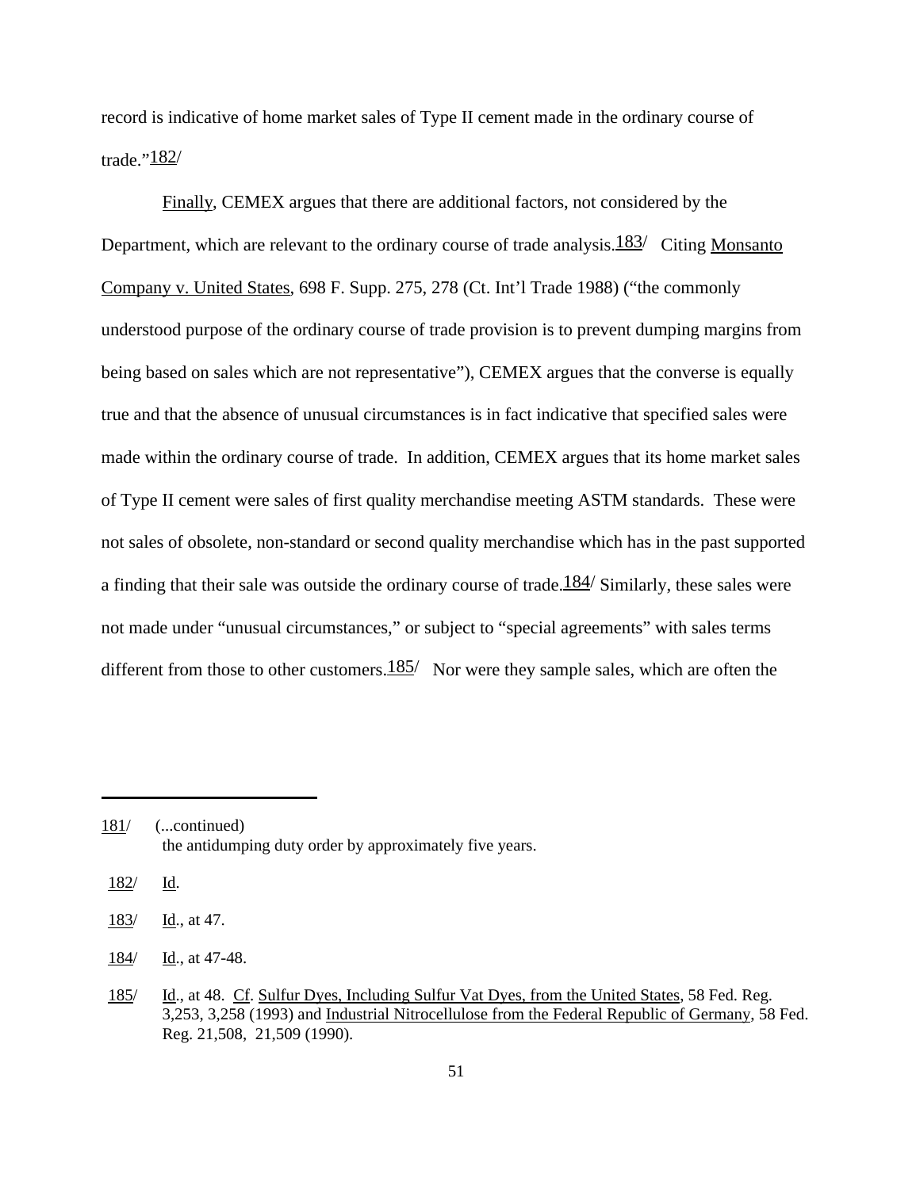record is indicative of home market sales of Type II cement made in the ordinary course of trade."[182]

Finally, CEMEX argues that there are additional factors, not considered by the Department, which are relevant to the ordinary course of trade analysis.[183] Citing Monsanto Company v. United States, 698 F. Supp. 275, 278 (Ct. Int'l Trade 1988) ("the commonly understood purpose of the ordinary course of trade provision is to prevent dumping margins from being based on sales which are not representative"), CEMEX argues that the converse is equally true and that the absence of unusual circumstances is in fact indicative that specified sales were made within the ordinary course of trade. In addition, CEMEX argues that its home market sales of Type II cement were sales of first quality merchandise meeting ASTM standards. These were not sales of obsolete, non-standard or second quality merchandise which has in the past supported a finding that their sale was outside the ordinary course of trade.[184] Similarly, these sales were not made under "unusual circumstances," or subject to "special agreements" with sales terms different from those to other customers.[185] Nor were they sample sales, which are often the

---

181/ (...continued)
the antidumping duty order by approximately five years.

182/ Id.

183/ Id., at 47.

184/ Id., at 47-48.

185/ Id., at 48. Cf. Sulfur Dyes, Including Sulfur Vat Dyes, from the United States, 58 Fed. Reg. 3,253, 3,258 (1993) and Industrial Nitrocellulose from the Federal Republic of Germany, 58 Fed. Reg. 21,508, 21,509 (1990).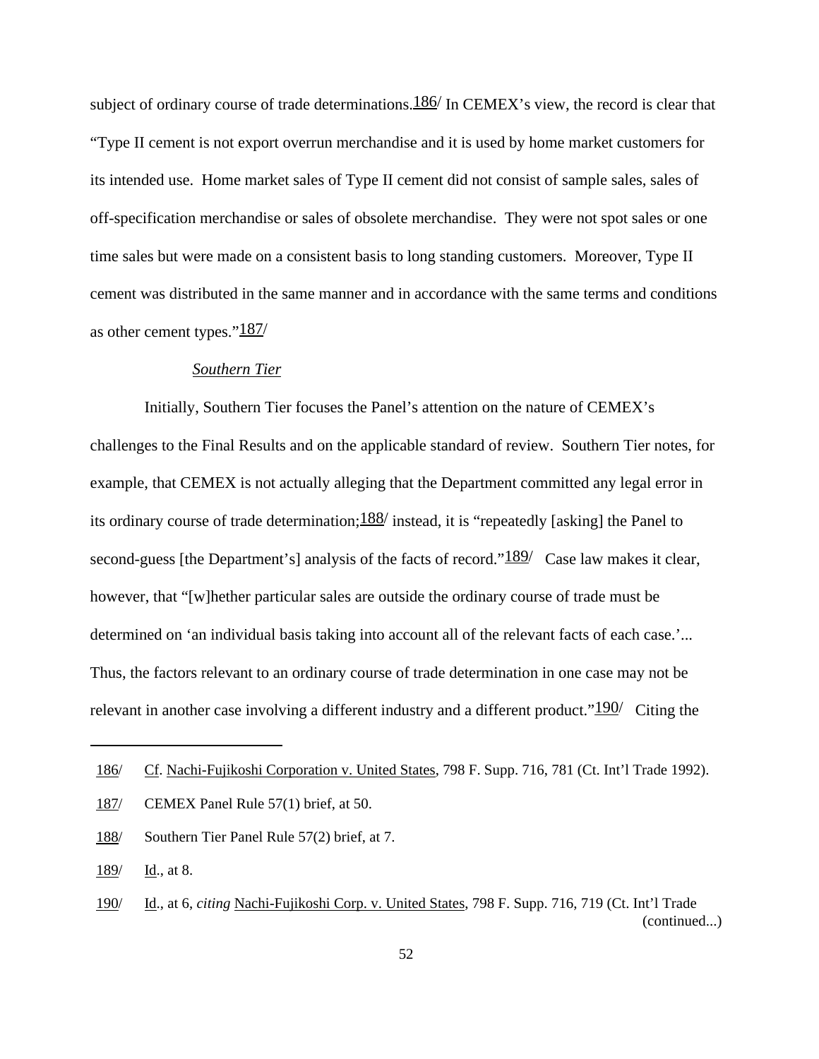subject of ordinary course of trade determinations.[186] In CEMEX's view, the record is clear that "Type II cement is not export overrun merchandise and it is used by home market customers for its intended use. Home market sales of Type II cement did not consist of sample sales, sales of off-specification merchandise or sales of obsolete merchandise. They were not spot sales or one time sales but were made on a consistent basis to long standing customers. Moreover, Type II cement was distributed in the same manner and in accordance with the same terms and conditions as other cement types."[187]

*Southern Tier*

Initially, Southern Tier focuses the Panel's attention on the nature of CEMEX's challenges to the Final Results and on the applicable standard of review. Southern Tier notes, for example, that CEMEX is not actually alleging that the Department committed any legal error in its ordinary course of trade determination;[188] instead, it is "repeatedly [asking] the Panel to second-guess [the Department's] analysis of the facts of record."[189] Case law makes it clear, however, that "[w]hether particular sales are outside the ordinary course of trade must be determined on 'an individual basis taking into account all of the relevant facts of each case.'... Thus, the factors relevant to an ordinary course of trade determination in one case may not be relevant in another case involving a different industry and a different product."[190] Citing the

---

186/ Cf. Nachi-Fujikoshi Corporation v. United States, 798 F. Supp. 716, 781 (Ct. Int'l Trade 1992).

187/ CEMEX Panel Rule 57(1) brief, at 50.

188/ Southern Tier Panel Rule 57(2) brief, at 7.

189/ Id., at 8.

190/ Id., at 6, *citing* Nachi-Fujikoshi Corp. v. United States, 798 F. Supp. 716, 719 (Ct. Int'l Trade (continued...)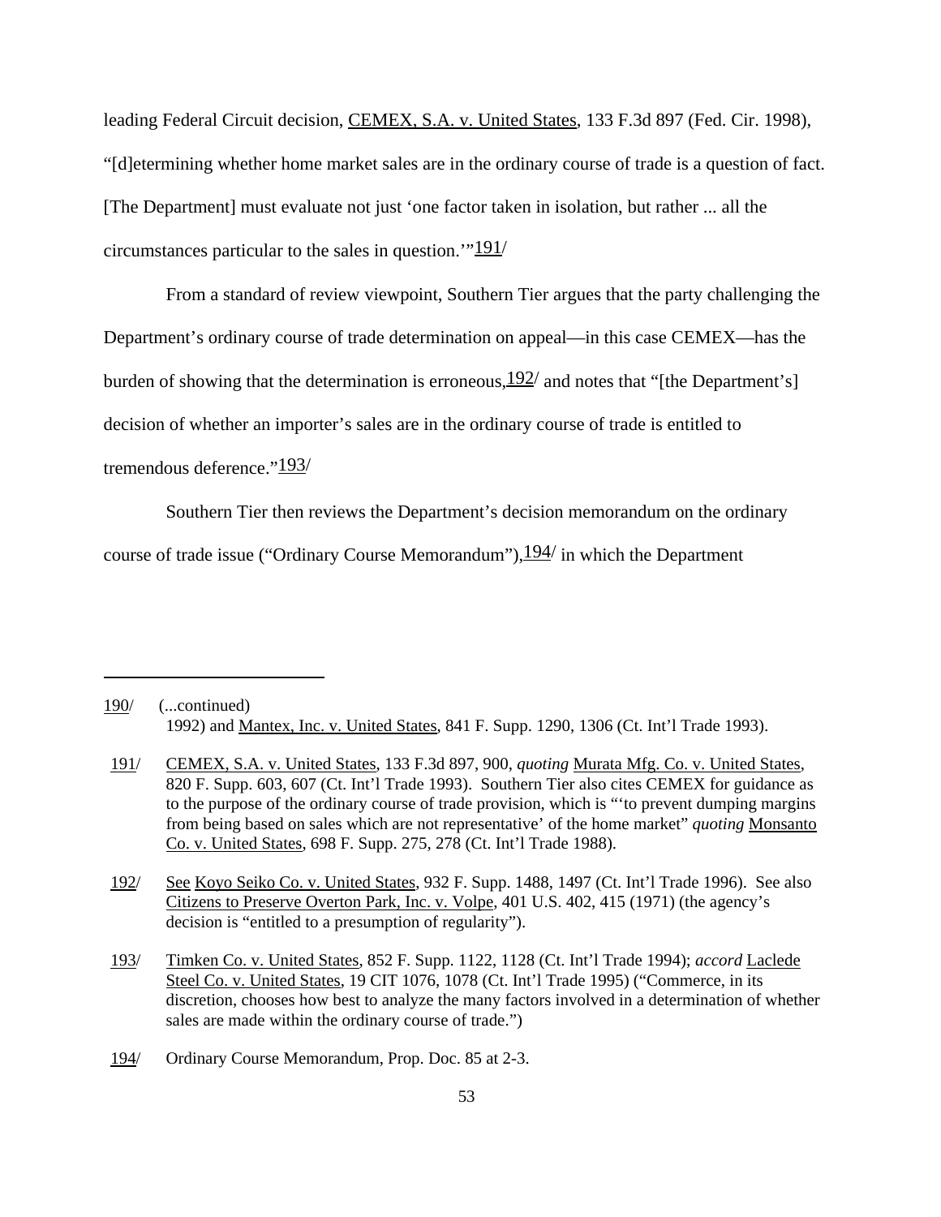leading Federal Circuit decision, CEMEX, S.A. v. United States, 133 F.3d 897 (Fed. Cir. 1998), "[d]etermining whether home market sales are in the ordinary course of trade is a question of fact. [The Department] must evaluate not just 'one factor taken in isolation, but rather ... all the circumstances particular to the sales in question.'"191/

From a standard of review viewpoint, Southern Tier argues that the party challenging the Department's ordinary course of trade determination on appeal—in this case CEMEX—has the burden of showing that the determination is erroneous,192/ and notes that "[the Department's] decision of whether an importer's sales are in the ordinary course of trade is entitled to tremendous deference."193/

Southern Tier then reviews the Department's decision memorandum on the ordinary course of trade issue ("Ordinary Course Memorandum"),194/ in which the Department

---

190/ (...continued)
1992) and Mantex, Inc. v. United States, 841 F. Supp. 1290, 1306 (Ct. Int'l Trade 1993).

191/ CEMEX, S.A. v. United States, 133 F.3d 897, 900, *quoting* Murata Mfg. Co. v. United States, 820 F. Supp. 603, 607 (Ct. Int'l Trade 1993). Southern Tier also cites CEMEX for guidance as to the purpose of the ordinary course of trade provision, which is "'to prevent dumping margins from being based on sales which are not representative' of the home market" *quoting* Monsanto Co. v. United States, 698 F. Supp. 275, 278 (Ct. Int'l Trade 1988).

192/ See Koyo Seiko Co. v. United States, 932 F. Supp. 1488, 1497 (Ct. Int'l Trade 1996). See also Citizens to Preserve Overton Park, Inc. v. Volpe, 401 U.S. 402, 415 (1971) (the agency's decision is "entitled to a presumption of regularity").

193/ Timken Co. v. United States, 852 F. Supp. 1122, 1128 (Ct. Int'l Trade 1994); *accord* Laclede Steel Co. v. United States, 19 CIT 1076, 1078 (Ct. Int'l Trade 1995) ("Commerce, in its discretion, chooses how best to analyze the many factors involved in a determination of whether sales are made within the ordinary course of trade.")

194/ Ordinary Course Memorandum, Prop. Doc. 85 at 2-3.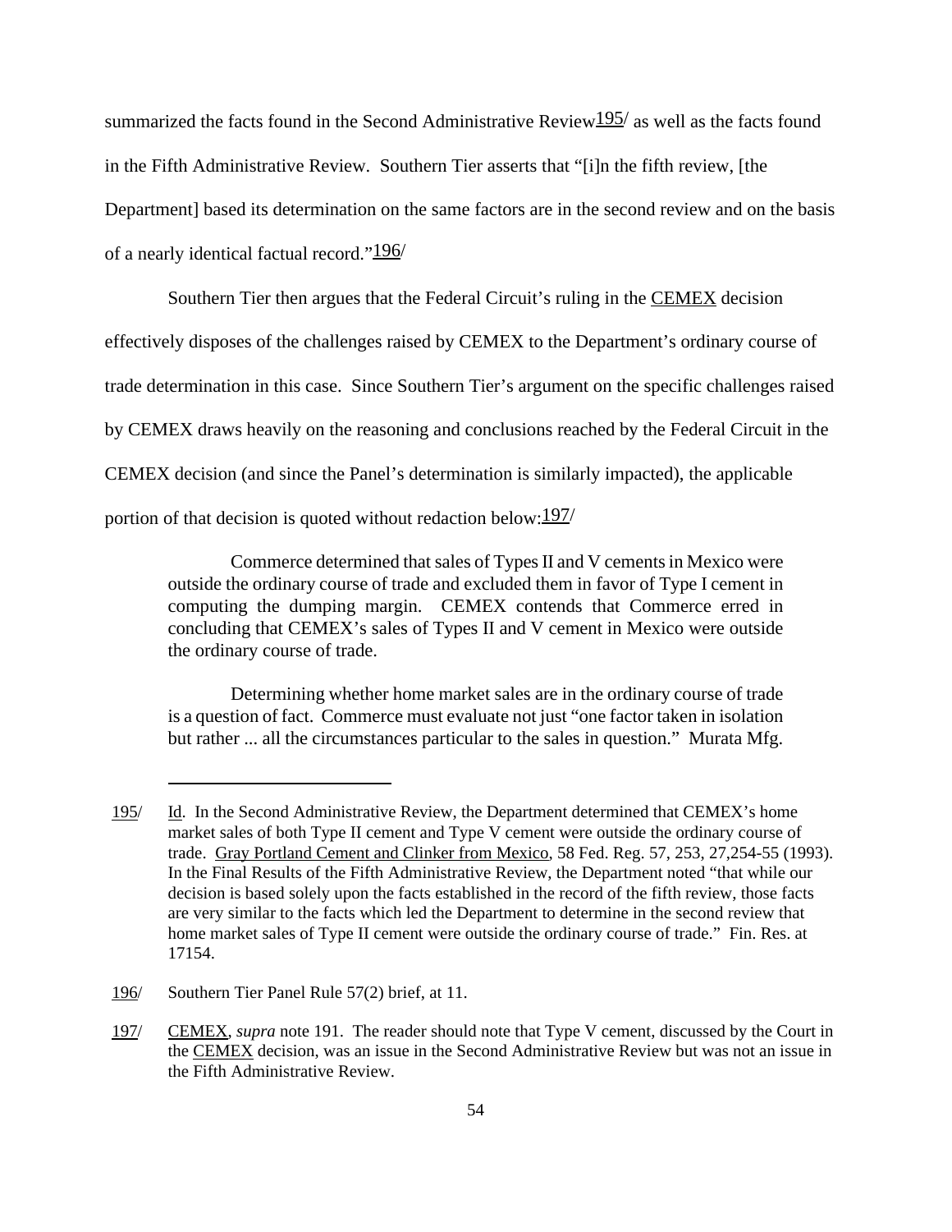summarized the facts found in the Second Administrative Review[195] as well as the facts found in the Fifth Administrative Review. Southern Tier asserts that "[i]n the fifth review, [the Department] based its determination on the same factors are in the second review and on the basis of a nearly identical factual record."[196]

Southern Tier then argues that the Federal Circuit's ruling in the CEMEX decision effectively disposes of the challenges raised by CEMEX to the Department's ordinary course of trade determination in this case. Since Southern Tier's argument on the specific challenges raised by CEMEX draws heavily on the reasoning and conclusions reached by the Federal Circuit in the CEMEX decision (and since the Panel's determination is similarly impacted), the applicable portion of that decision is quoted without redaction below:[197]

> Commerce determined that sales of Types II and V cements in Mexico were outside the ordinary course of trade and excluded them in favor of Type I cement in computing the dumping margin. CEMEX contends that Commerce erred in concluding that CEMEX's sales of Types II and V cement in Mexico were outside the ordinary course of trade.
>
> Determining whether home market sales are in the ordinary course of trade is a question of fact. Commerce must evaluate not just "one factor taken in isolation but rather ... all the circumstances particular to the sales in question." Murata Mfg.

---

195/ Id. In the Second Administrative Review, the Department determined that CEMEX's home market sales of both Type II cement and Type V cement were outside the ordinary course of trade. Gray Portland Cement and Clinker from Mexico, 58 Fed. Reg. 57, 253, 27,254-55 (1993). In the Final Results of the Fifth Administrative Review, the Department noted "that while our decision is based solely upon the facts established in the record of the fifth review, those facts are very similar to the facts which led the Department to determine in the second review that home market sales of Type II cement were outside the ordinary course of trade." Fin. Res. at 17154.

196/ Southern Tier Panel Rule 57(2) brief, at 11.

197/ CEMEX, *supra* note 191. The reader should note that Type V cement, discussed by the Court in the CEMEX decision, was an issue in the Second Administrative Review but was not an issue in the Fifth Administrative Review.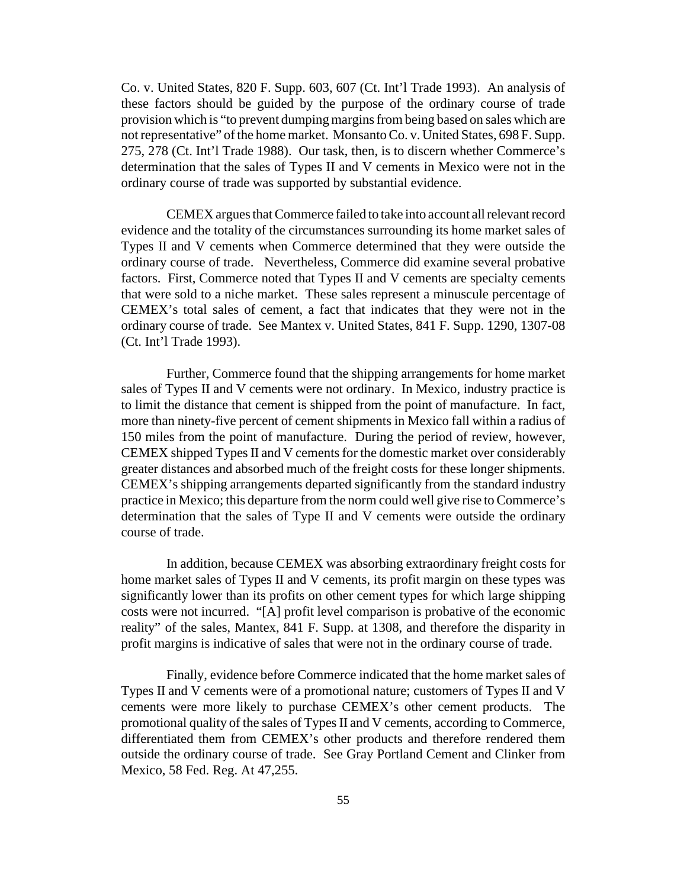Co. v. United States, 820 F. Supp. 603, 607 (Ct. Int'l Trade 1993). An analysis of these factors should be guided by the purpose of the ordinary course of trade provision which is "to prevent dumping margins from being based on sales which are not representative" of the home market. Monsanto Co. v. United States, 698 F. Supp. 275, 278 (Ct. Int'l Trade 1988). Our task, then, is to discern whether Commerce's determination that the sales of Types II and V cements in Mexico were not in the ordinary course of trade was supported by substantial evidence.

CEMEX argues that Commerce failed to take into account all relevant record evidence and the totality of the circumstances surrounding its home market sales of Types II and V cements when Commerce determined that they were outside the ordinary course of trade. Nevertheless, Commerce did examine several probative factors. First, Commerce noted that Types II and V cements are specialty cements that were sold to a niche market. These sales represent a minuscule percentage of CEMEX's total sales of cement, a fact that indicates that they were not in the ordinary course of trade. See Mantex v. United States, 841 F. Supp. 1290, 1307-08 (Ct. Int'l Trade 1993).

Further, Commerce found that the shipping arrangements for home market sales of Types II and V cements were not ordinary. In Mexico, industry practice is to limit the distance that cement is shipped from the point of manufacture. In fact, more than ninety-five percent of cement shipments in Mexico fall within a radius of 150 miles from the point of manufacture. During the period of review, however, CEMEX shipped Types II and V cements for the domestic market over considerably greater distances and absorbed much of the freight costs for these longer shipments. CEMEX's shipping arrangements departed significantly from the standard industry practice in Mexico; this departure from the norm could well give rise to Commerce's determination that the sales of Type II and V cements were outside the ordinary course of trade.

In addition, because CEMEX was absorbing extraordinary freight costs for home market sales of Types II and V cements, its profit margin on these types was significantly lower than its profits on other cement types for which large shipping costs were not incurred. "[A] profit level comparison is probative of the economic reality" of the sales, Mantex, 841 F. Supp. at 1308, and therefore the disparity in profit margins is indicative of sales that were not in the ordinary course of trade.

Finally, evidence before Commerce indicated that the home market sales of Types II and V cements were of a promotional nature; customers of Types II and V cements were more likely to purchase CEMEX's other cement products. The promotional quality of the sales of Types II and V cements, according to Commerce, differentiated them from CEMEX's other products and therefore rendered them outside the ordinary course of trade. See Gray Portland Cement and Clinker from Mexico, 58 Fed. Reg. At 47,255.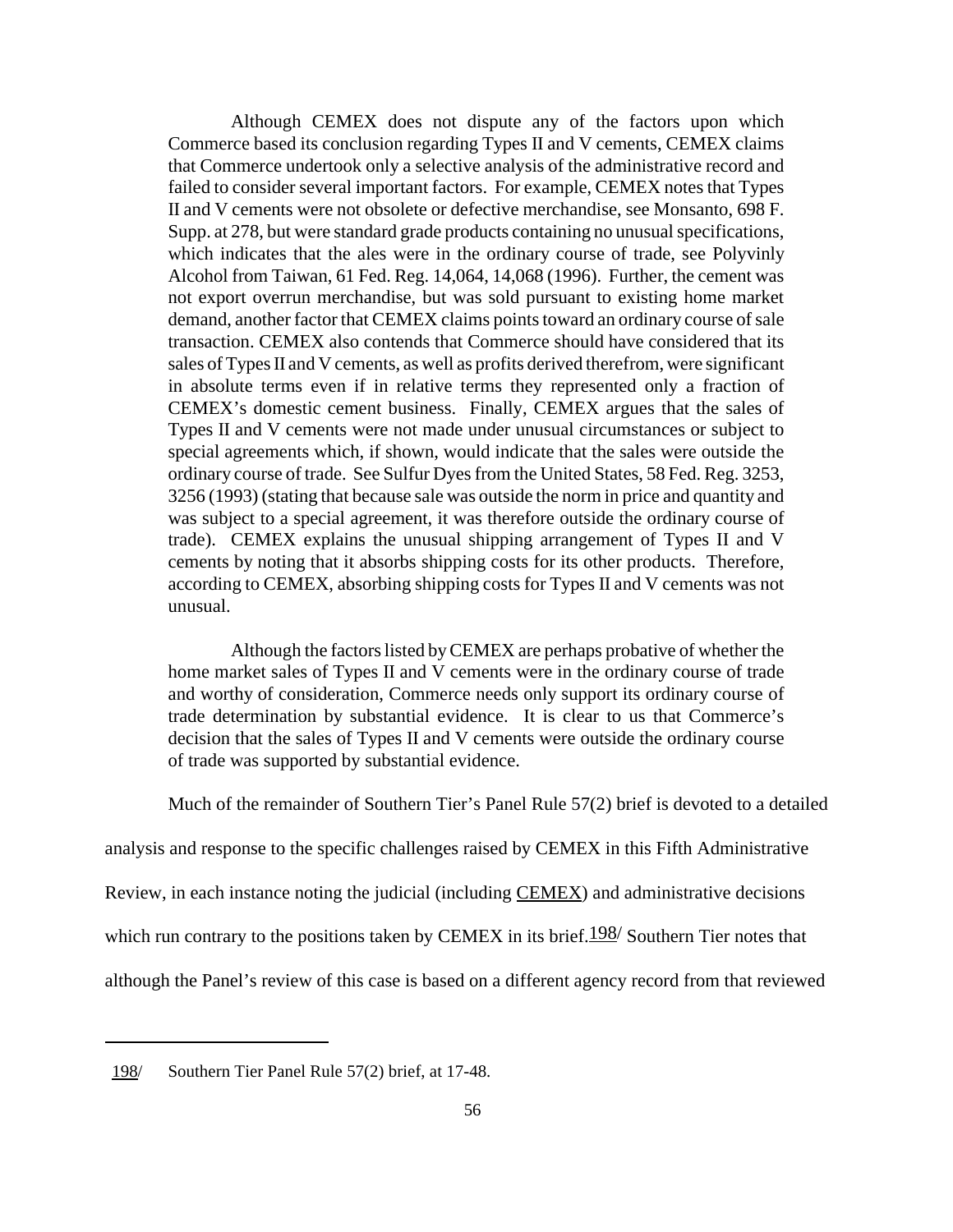Although CEMEX does not dispute any of the factors upon which Commerce based its conclusion regarding Types II and V cements, CEMEX claims that Commerce undertook only a selective analysis of the administrative record and failed to consider several important factors. For example, CEMEX notes that Types II and V cements were not obsolete or defective merchandise, see Monsanto, 698 F. Supp. at 278, but were standard grade products containing no unusual specifications, which indicates that the ales were in the ordinary course of trade, see Polyvinly Alcohol from Taiwan, 61 Fed. Reg. 14,064, 14,068 (1996). Further, the cement was not export overrun merchandise, but was sold pursuant to existing home market demand, another factor that CEMEX claims points toward an ordinary course of sale transaction. CEMEX also contends that Commerce should have considered that its sales of Types II and V cements, as well as profits derived therefrom, were significant in absolute terms even if in relative terms they represented only a fraction of CEMEX's domestic cement business. Finally, CEMEX argues that the sales of Types II and V cements were not made under unusual circumstances or subject to special agreements which, if shown, would indicate that the sales were outside the ordinary course of trade. See Sulfur Dyes from the United States, 58 Fed. Reg. 3253, 3256 (1993) (stating that because sale was outside the norm in price and quantity and was subject to a special agreement, it was therefore outside the ordinary course of trade). CEMEX explains the unusual shipping arrangement of Types II and V cements by noting that it absorbs shipping costs for its other products. Therefore, according to CEMEX, absorbing shipping costs for Types II and V cements was not unusual.

Although the factors listed by CEMEX are perhaps probative of whether the home market sales of Types II and V cements were in the ordinary course of trade and worthy of consideration, Commerce needs only support its ordinary course of trade determination by substantial evidence. It is clear to us that Commerce's decision that the sales of Types II and V cements were outside the ordinary course of trade was supported by substantial evidence.

Much of the remainder of Southern Tier's Panel Rule 57(2) brief is devoted to a detailed analysis and response to the specific challenges raised by CEMEX in this Fifth Administrative Review, in each instance noting the judicial (including CEMEX) and administrative decisions which run contrary to the positions taken by CEMEX in its brief.[198] Southern Tier notes that although the Panel's review of this case is based on a different agency record from that reviewed

---

[198] Southern Tier Panel Rule 57(2) brief, at 17-48.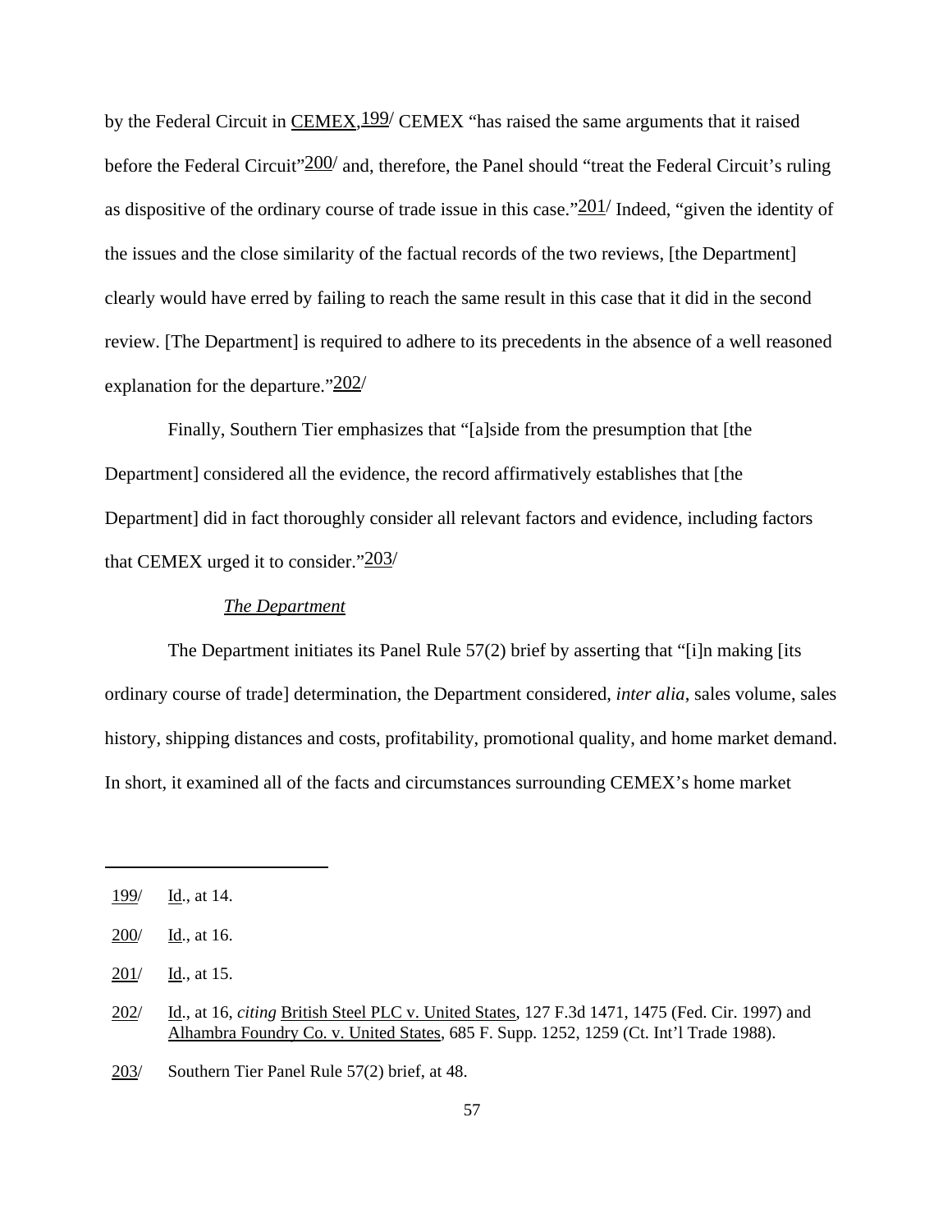by the Federal Circuit in CEMEX,[199] CEMEX "has raised the same arguments that it raised before the Federal Circuit"[200] and, therefore, the Panel should "treat the Federal Circuit's ruling as dispositive of the ordinary course of trade issue in this case."[201] Indeed, "given the identity of the issues and the close similarity of the factual records of the two reviews, [the Department] clearly would have erred by failing to reach the same result in this case that it did in the second review. [The Department] is required to adhere to its precedents in the absence of a well reasoned explanation for the departure."[202]

Finally, Southern Tier emphasizes that "[a]side from the presumption that [the Department] considered all the evidence, the record affirmatively establishes that [the Department] did in fact thoroughly consider all relevant factors and evidence, including factors that CEMEX urged it to consider."[203]

*The Department*

The Department initiates its Panel Rule 57(2) brief by asserting that "[i]n making [its ordinary course of trade] determination, the Department considered, *inter alia*, sales volume, sales history, shipping distances and costs, profitability, promotional quality, and home market demand. In short, it examined all of the facts and circumstances surrounding CEMEX's home market

---

199/ Id., at 14.

200/ Id., at 16.

201/ Id., at 15.

202/ Id., at 16, *citing* British Steel PLC v. United States, 127 F.3d 1471, 1475 (Fed. Cir. 1997) and Alhambra Foundry Co. v. United States, 685 F. Supp. 1252, 1259 (Ct. Int'l Trade 1988).

203/ Southern Tier Panel Rule 57(2) brief, at 48.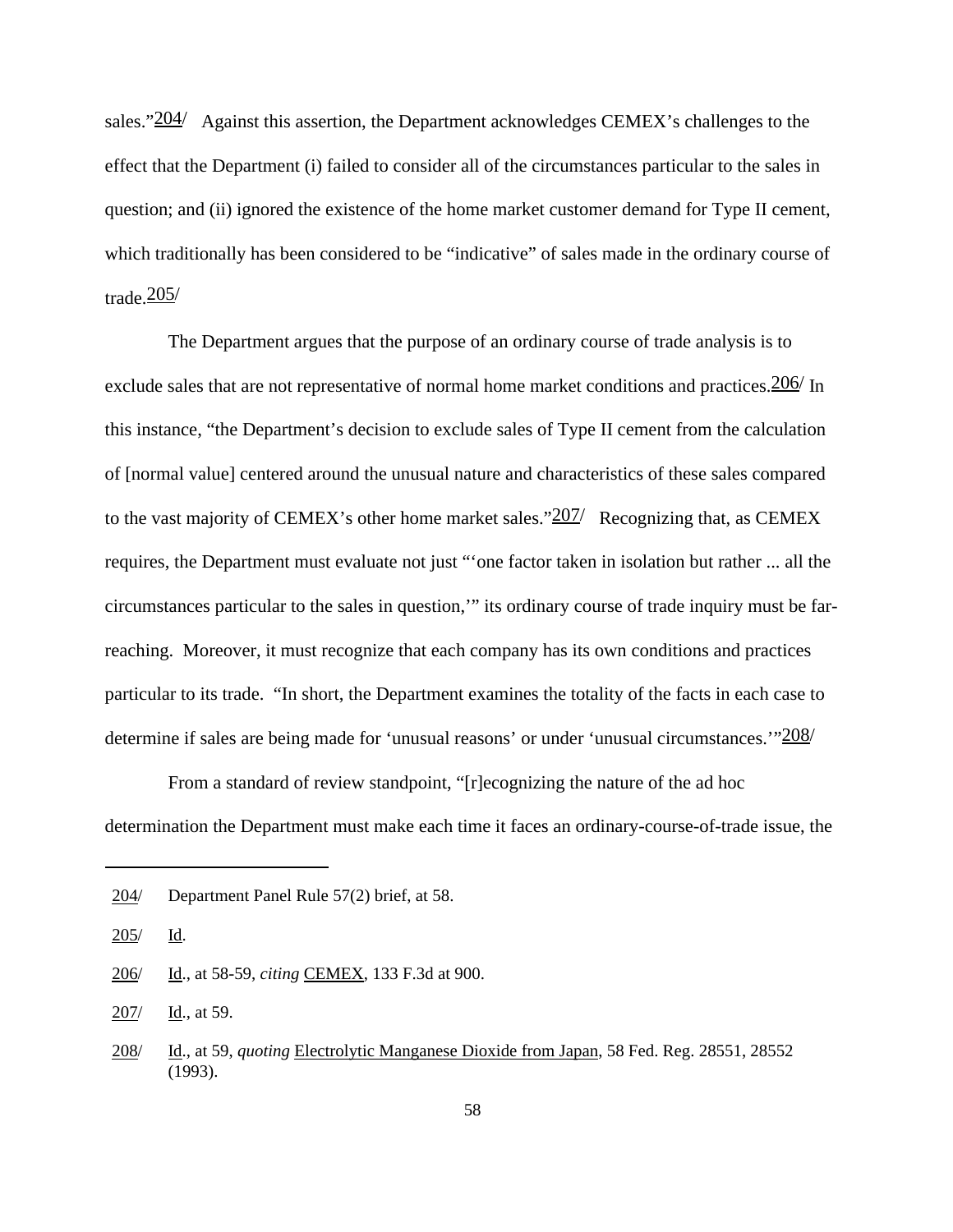sales."[204] Against this assertion, the Department acknowledges CEMEX's challenges to the effect that the Department (i) failed to consider all of the circumstances particular to the sales in question; and (ii) ignored the existence of the home market customer demand for Type II cement, which traditionally has been considered to be "indicative" of sales made in the ordinary course of trade.[205]

The Department argues that the purpose of an ordinary course of trade analysis is to exclude sales that are not representative of normal home market conditions and practices.[206] In this instance, "the Department's decision to exclude sales of Type II cement from the calculation of [normal value] centered around the unusual nature and characteristics of these sales compared to the vast majority of CEMEX's other home market sales."[207] Recognizing that, as CEMEX requires, the Department must evaluate not just "'one factor taken in isolation but rather ... all the circumstances particular to the sales in question,'" its ordinary course of trade inquiry must be far-reaching. Moreover, it must recognize that each company has its own conditions and practices particular to its trade. "In short, the Department examines the totality of the facts in each case to determine if sales are being made for 'unusual reasons' or under 'unusual circumstances.'"[208]

From a standard of review standpoint, "[r]ecognizing the nature of the ad hoc determination the Department must make each time it faces an ordinary-course-of-trade issue, the

---

[204] Department Panel Rule 57(2) brief, at 58.

[205] Id.

[206] Id., at 58-59, *citing* CEMEX, 133 F.3d at 900.

[207] Id., at 59.

[208] Id., at 59, *quoting* Electrolytic Manganese Dioxide from Japan, 58 Fed. Reg. 28551, 28552 (1993).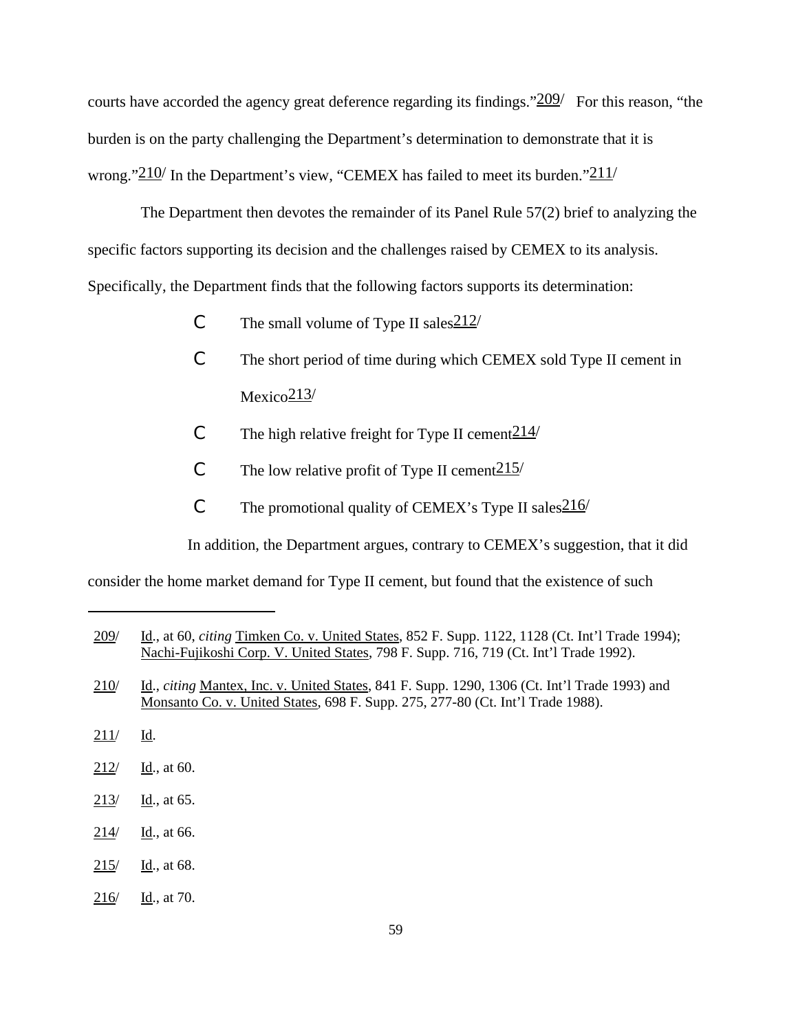courts have accorded the agency great deference regarding its findings."[209/] For this reason, "the burden is on the party challenging the Department's determination to demonstrate that it is wrong."[210/] In the Department's view, "CEMEX has failed to meet its burden."[211/]

The Department then devotes the remainder of its Panel Rule 57(2) brief to analyzing the specific factors supporting its decision and the challenges raised by CEMEX to its analysis. Specifically, the Department finds that the following factors supports its determination:

- The small volume of Type II sales[212/]
- The short period of time during which CEMEX sold Type II cement in Mexico[213/]
- The high relative freight for Type II cement[214/]
- The low relative profit of Type II cement[215/]
- The promotional quality of CEMEX's Type II sales[216/]

In addition, the Department argues, contrary to CEMEX's suggestion, that it did consider the home market demand for Type II cement, but found that the existence of such

---

209/ Id., at 60, *citing* Timken Co. v. United States, 852 F. Supp. 1122, 1128 (Ct. Int'l Trade 1994); Nachi-Fujikoshi Corp. V. United States, 798 F. Supp. 716, 719 (Ct. Int'l Trade 1992).

210/ Id., *citing* Mantex, Inc. v. United States, 841 F. Supp. 1290, 1306 (Ct. Int'l Trade 1993) and Monsanto Co. v. United States, 698 F. Supp. 275, 277-80 (Ct. Int'l Trade 1988).

211/ Id.

212/ Id., at 60.

213/ Id., at 65.

214/ Id., at 66.

215/ Id., at 68.

216/ Id., at 70.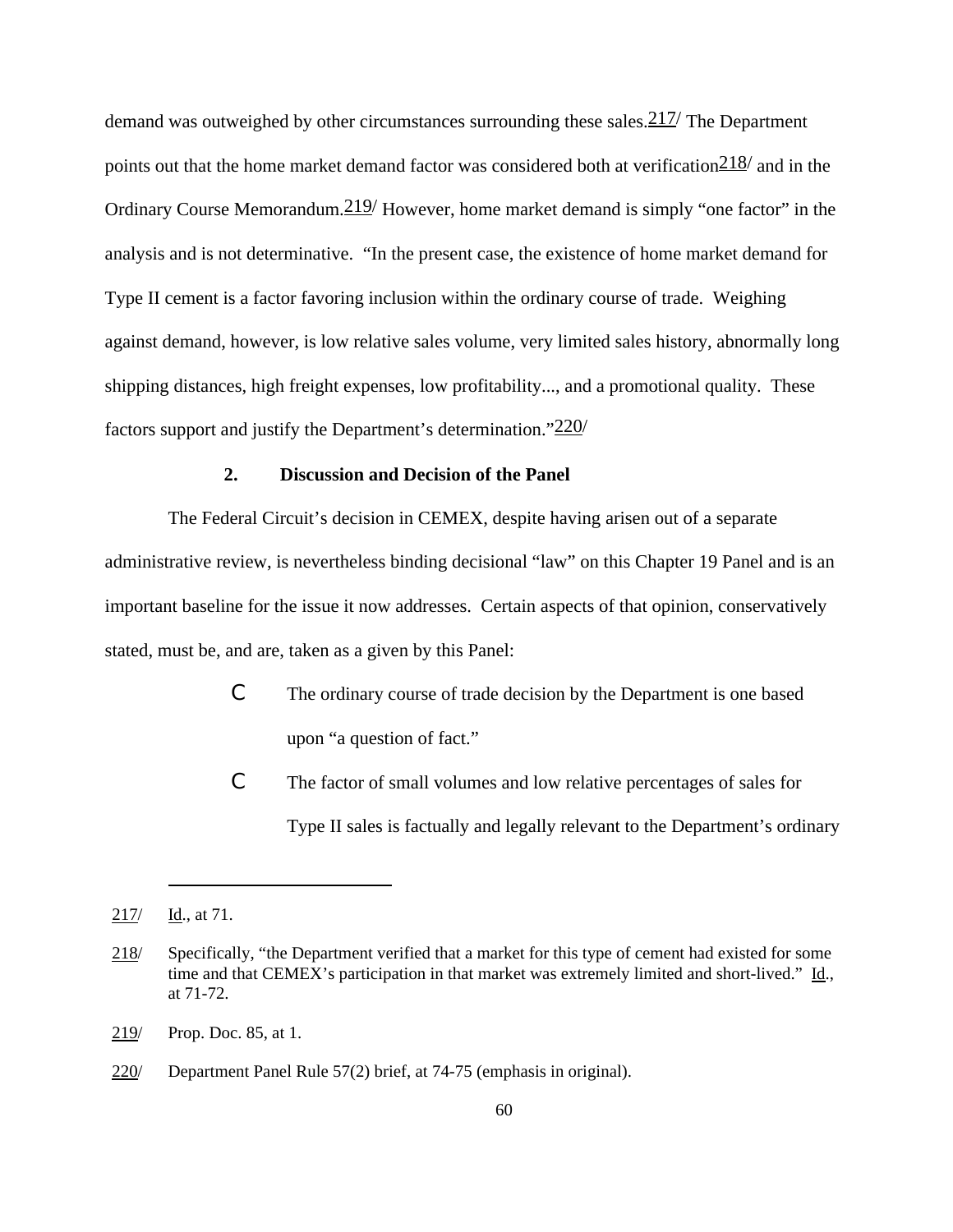demand was outweighed by other circumstances surrounding these sales.[217] The Department points out that the home market demand factor was considered both at verification[218] and in the Ordinary Course Memorandum.[219] However, home market demand is simply "one factor" in the analysis and is not determinative. "In the present case, the existence of home market demand for Type II cement is a factor favoring inclusion within the ordinary course of trade. Weighing against demand, however, is low relative sales volume, very limited sales history, abnormally long shipping distances, high freight expenses, low profitability..., and a promotional quality. These factors support and justify the Department's determination."[220]

### 2. Discussion and Decision of the Panel

The Federal Circuit's decision in CEMEX, despite having arisen out of a separate administrative review, is nevertheless binding decisional "law" on this Chapter 19 Panel and is an important baseline for the issue it now addresses. Certain aspects of that opinion, conservatively stated, must be, and are, taken as a given by this Panel:

- The ordinary course of trade decision by the Department is one based upon "a question of fact."
- The factor of small volumes and low relative percentages of sales for Type II sales is factually and legally relevant to the Department's ordinary

---

217/ Id., at 71.

218/ Specifically, "the Department verified that a market for this type of cement had existed for some time and that CEMEX's participation in that market was extremely limited and short-lived." Id., at 71-72.

219/ Prop. Doc. 85, at 1.

220/ Department Panel Rule 57(2) brief, at 74-75 (emphasis in original).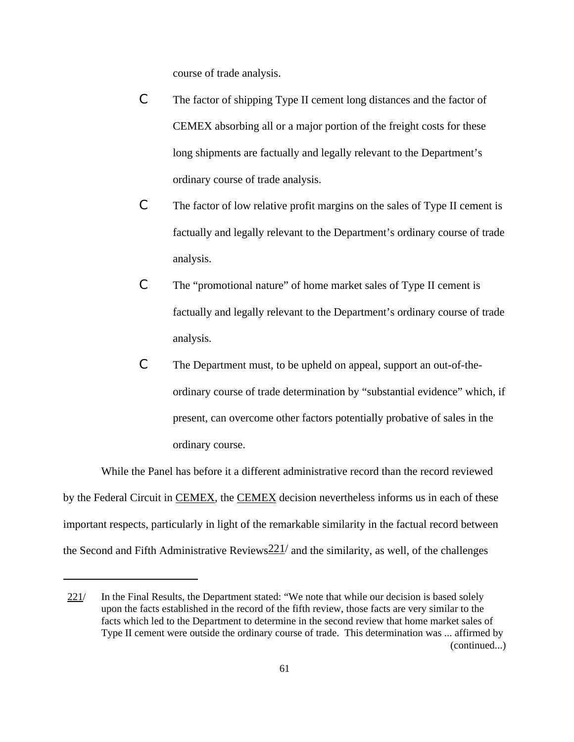course of trade analysis.

- The factor of shipping Type II cement long distances and the factor of CEMEX absorbing all or a major portion of the freight costs for these long shipments are factually and legally relevant to the Department's ordinary course of trade analysis.
- The factor of low relative profit margins on the sales of Type II cement is factually and legally relevant to the Department's ordinary course of trade analysis.
- The "promotional nature" of home market sales of Type II cement is factually and legally relevant to the Department's ordinary course of trade analysis.
- The Department must, to be upheld on appeal, support an out-of-the-ordinary course of trade determination by "substantial evidence" which, if present, can overcome other factors potentially probative of sales in the ordinary course.

While the Panel has before it a different administrative record than the record reviewed by the Federal Circuit in CEMEX, the CEMEX decision nevertheless informs us in each of these important respects, particularly in light of the remarkable similarity in the factual record between the Second and Fifth Administrative Reviews[221] and the similarity, as well, of the challenges

---

221/ In the Final Results, the Department stated: "We note that while our decision is based solely upon the facts established in the record of the fifth review, those facts are very similar to the facts which led to the Department to determine in the second review that home market sales of Type II cement were outside the ordinary course of trade. This determination was ... affirmed by (continued...)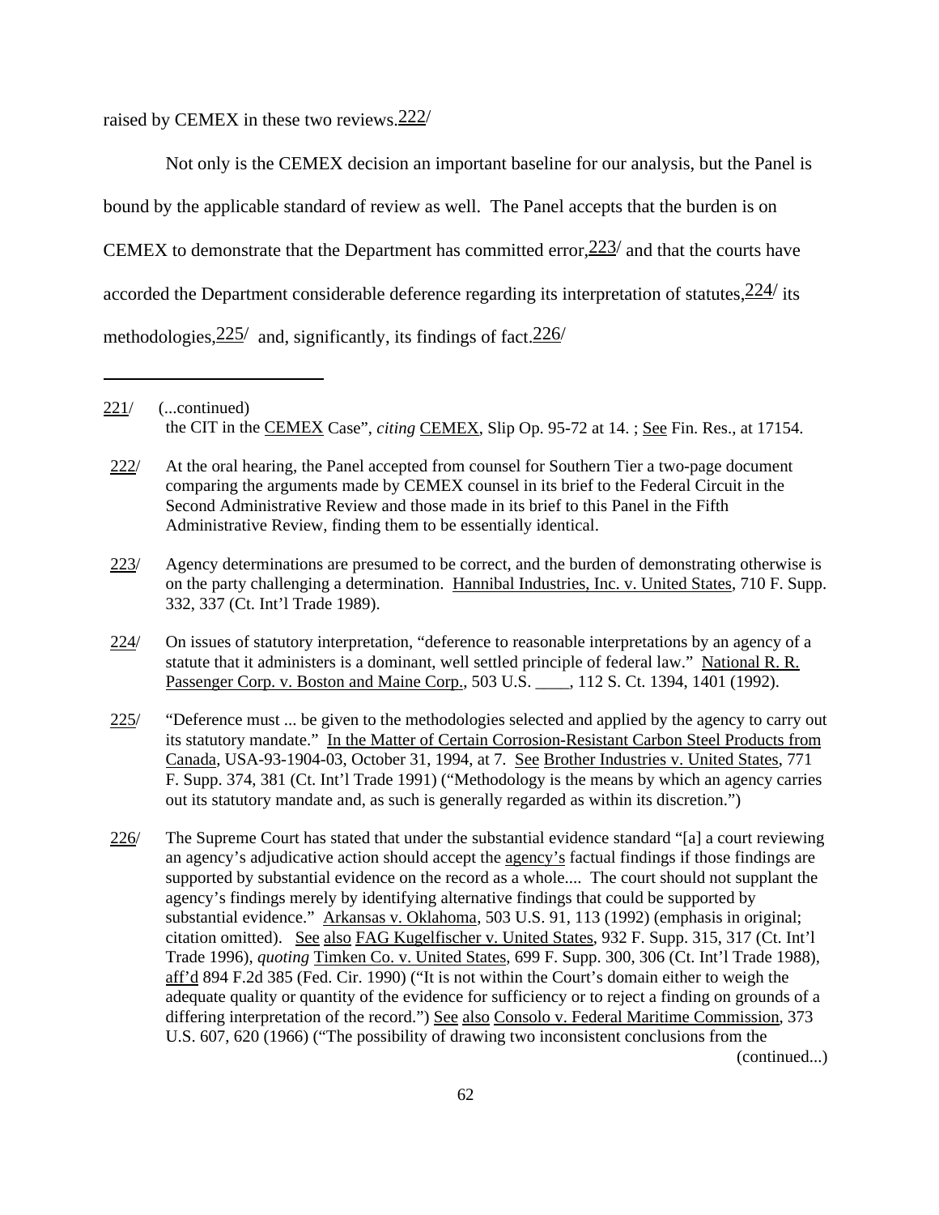raised by CEMEX in these two reviews.[222]

Not only is the CEMEX decision an important baseline for our analysis, but the Panel is bound by the applicable standard of review as well. The Panel accepts that the burden is on CEMEX to demonstrate that the Department has committed error,[223] and that the courts have accorded the Department considerable deference regarding its interpretation of statutes,[224] its methodologies,[225] and, significantly, its findings of fact.[226]

---

221/ (...continued)
the CIT in the CEMEX Case", *citing* CEMEX, Slip Op. 95-72 at 14. ; See Fin. Res., at 17154.

222/ At the oral hearing, the Panel accepted from counsel for Southern Tier a two-page document comparing the arguments made by CEMEX counsel in its brief to the Federal Circuit in the Second Administrative Review and those made in its brief to this Panel in the Fifth Administrative Review, finding them to be essentially identical.

223/ Agency determinations are presumed to be correct, and the burden of demonstrating otherwise is on the party challenging a determination. Hannibal Industries, Inc. v. United States, 710 F. Supp. 332, 337 (Ct. Int'l Trade 1989).

224/ On issues of statutory interpretation, "deference to reasonable interpretations by an agency of a statute that it administers is a dominant, well settled principle of federal law." National R. R. Passenger Corp. v. Boston and Maine Corp., 503 U.S. ____, 112 S. Ct. 1394, 1401 (1992).

225/ "Deference must ... be given to the methodologies selected and applied by the agency to carry out its statutory mandate." In the Matter of Certain Corrosion-Resistant Carbon Steel Products from Canada, USA-93-1904-03, October 31, 1994, at 7. See Brother Industries v. United States, 771 F. Supp. 374, 381 (Ct. Int'l Trade 1991) ("Methodology is the means by which an agency carries out its statutory mandate and, as such is generally regarded as within its discretion.")

226/ The Supreme Court has stated that under the substantial evidence standard "[a] court reviewing an agency's adjudicative action should accept the agency's factual findings if those findings are supported by substantial evidence on the record as a whole.... The court should not supplant the agency's findings merely by identifying alternative findings that could be supported by substantial evidence." Arkansas v. Oklahoma, 503 U.S. 91, 113 (1992) (emphasis in original; citation omitted). See also FAG Kugelfischer v. United States, 932 F. Supp. 315, 317 (Ct. Int'l Trade 1996), *quoting* Timken Co. v. United States, 699 F. Supp. 300, 306 (Ct. Int'l Trade 1988), aff'd 894 F.2d 385 (Fed. Cir. 1990) ("It is not within the Court's domain either to weigh the adequate quality or quantity of the evidence for sufficiency or to reject a finding on grounds of a differing interpretation of the record.") See also Consolo v. Federal Maritime Commission, 373 U.S. 607, 620 (1966) ("The possibility of drawing two inconsistent conclusions from the (continued...)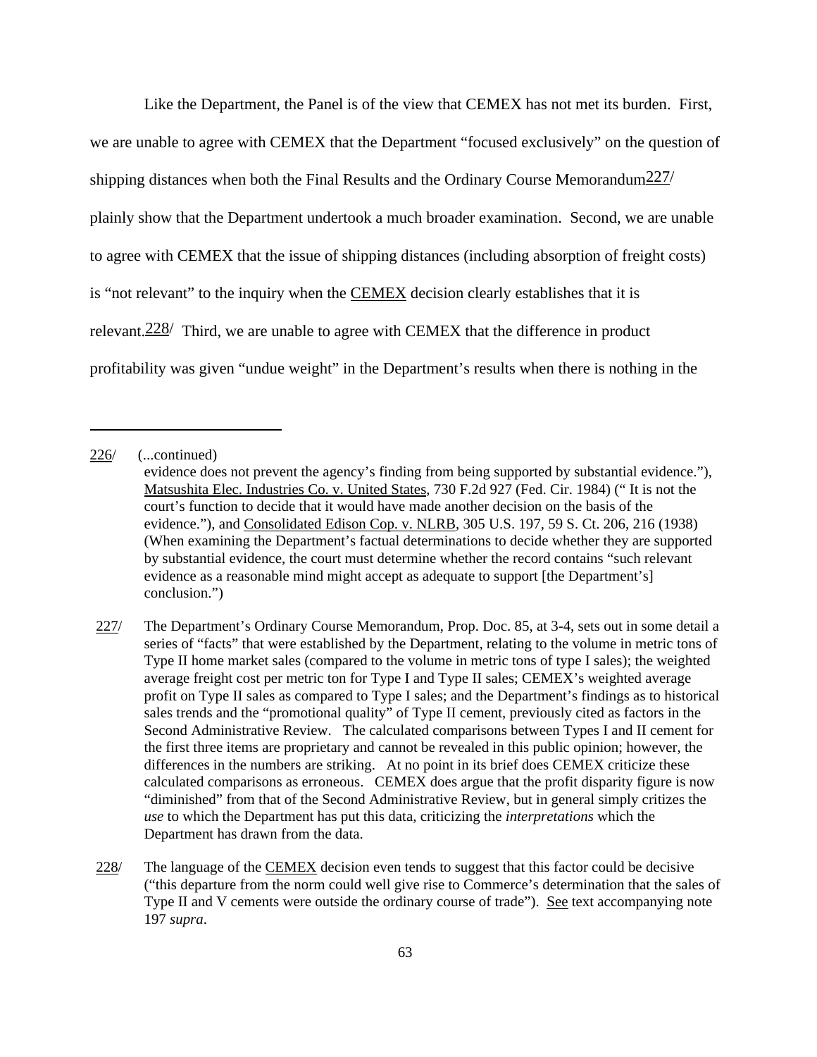Like the Department, the Panel is of the view that CEMEX has not met its burden. First, we are unable to agree with CEMEX that the Department "focused exclusively" on the question of shipping distances when both the Final Results and the Ordinary Course Memorandum[227] plainly show that the Department undertook a much broader examination. Second, we are unable to agree with CEMEX that the issue of shipping distances (including absorption of freight costs) is "not relevant" to the inquiry when the CEMEX decision clearly establishes that it is relevant.[228] Third, we are unable to agree with CEMEX that the difference in product profitability was given "undue weight" in the Department's results when there is nothing in the

---

226/ (...continued)
evidence does not prevent the agency's finding from being supported by substantial evidence."), Matsushita Elec. Industries Co. v. United States, 730 F.2d 927 (Fed. Cir. 1984) (" It is not the court's function to decide that it would have made another decision on the basis of the evidence."), and Consolidated Edison Cop. v. NLRB, 305 U.S. 197, 59 S. Ct. 206, 216 (1938) (When examining the Department's factual determinations to decide whether they are supported by substantial evidence, the court must determine whether the record contains "such relevant evidence as a reasonable mind might accept as adequate to support [the Department's] conclusion.")

227/ The Department's Ordinary Course Memorandum, Prop. Doc. 85, at 3-4, sets out in some detail a series of "facts" that were established by the Department, relating to the volume in metric tons of Type II home market sales (compared to the volume in metric tons of type I sales); the weighted average freight cost per metric ton for Type I and Type II sales; CEMEX's weighted average profit on Type II sales as compared to Type I sales; and the Department's findings as to historical sales trends and the "promotional quality" of Type II cement, previously cited as factors in the Second Administrative Review. The calculated comparisons between Types I and II cement for the first three items are proprietary and cannot be revealed in this public opinion; however, the differences in the numbers are striking. At no point in its brief does CEMEX criticize these calculated comparisons as erroneous. CEMEX does argue that the profit disparity figure is now "diminished" from that of the Second Administrative Review, but in general simply critizes the *use* to which the Department has put this data, criticizing the *interpretations* which the Department has drawn from the data.

228/ The language of the CEMEX decision even tends to suggest that this factor could be decisive ("this departure from the norm could well give rise to Commerce's determination that the sales of Type II and V cements were outside the ordinary course of trade"). See text accompanying note 197 *supra*.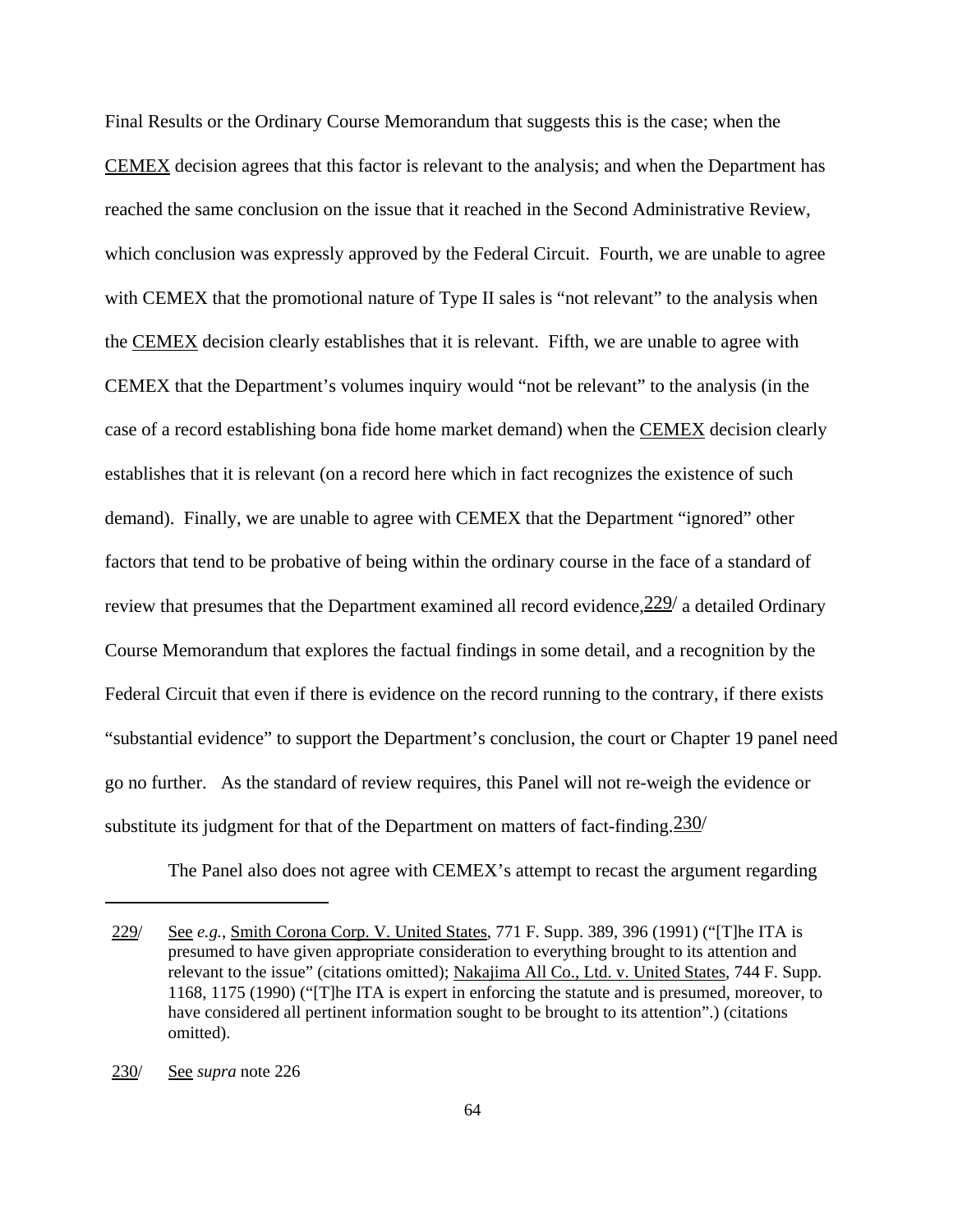Final Results or the Ordinary Course Memorandum that suggests this is the case; when the CEMEX decision agrees that this factor is relevant to the analysis; and when the Department has reached the same conclusion on the issue that it reached in the Second Administrative Review, which conclusion was expressly approved by the Federal Circuit. Fourth, we are unable to agree with CEMEX that the promotional nature of Type II sales is "not relevant" to the analysis when the CEMEX decision clearly establishes that it is relevant. Fifth, we are unable to agree with CEMEX that the Department's volumes inquiry would "not be relevant" to the analysis (in the case of a record establishing bona fide home market demand) when the CEMEX decision clearly establishes that it is relevant (on a record here which in fact recognizes the existence of such demand). Finally, we are unable to agree with CEMEX that the Department "ignored" other factors that tend to be probative of being within the ordinary course in the face of a standard of review that presumes that the Department examined all record evidence,[229/] a detailed Ordinary Course Memorandum that explores the factual findings in some detail, and a recognition by the Federal Circuit that even if there is evidence on the record running to the contrary, if there exists "substantial evidence" to support the Department's conclusion, the court or Chapter 19 panel need go no further. As the standard of review requires, this Panel will not re-weigh the evidence or substitute its judgment for that of the Department on matters of fact-finding.[230/]

The Panel also does not agree with CEMEX's attempt to recast the argument regarding

---

229/ See *e.g.*, Smith Corona Corp. V. United States, 771 F. Supp. 389, 396 (1991) ("[T]he ITA is presumed to have given appropriate consideration to everything brought to its attention and relevant to the issue" (citations omitted); Nakajima All Co., Ltd. v. United States, 744 F. Supp. 1168, 1175 (1990) ("[T]he ITA is expert in enforcing the statute and is presumed, moreover, to have considered all pertinent information sought to be brought to its attention".) (citations omitted).

230/ See *supra* note 226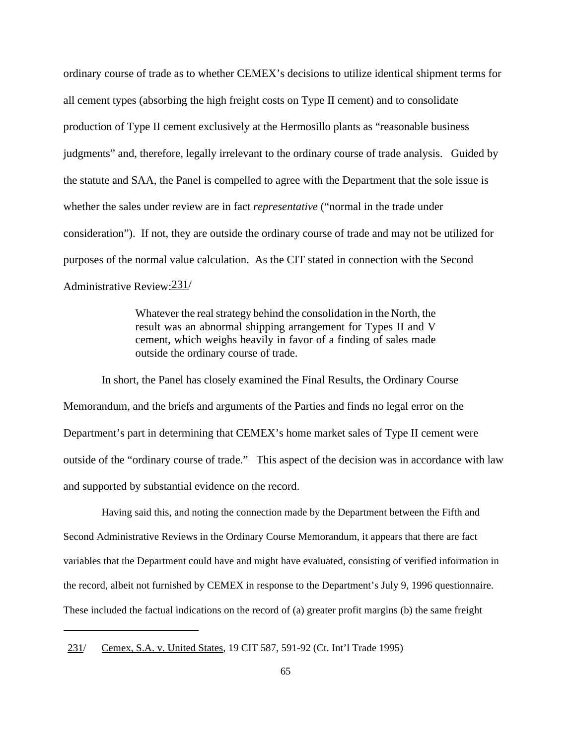ordinary course of trade as to whether CEMEX's decisions to utilize identical shipment terms for all cement types (absorbing the high freight costs on Type II cement) and to consolidate production of Type II cement exclusively at the Hermosillo plants as "reasonable business judgments" and, therefore, legally irrelevant to the ordinary course of trade analysis. Guided by the statute and SAA, the Panel is compelled to agree with the Department that the sole issue is whether the sales under review are in fact *representative* ("normal in the trade under consideration"). If not, they are outside the ordinary course of trade and may not be utilized for purposes of the normal value calculation. As the CIT stated in connection with the Second Administrative Review:[231]

> Whatever the real strategy behind the consolidation in the North, the result was an abnormal shipping arrangement for Types II and V cement, which weighs heavily in favor of a finding of sales made outside the ordinary course of trade.

In short, the Panel has closely examined the Final Results, the Ordinary Course Memorandum, and the briefs and arguments of the Parties and finds no legal error on the Department's part in determining that CEMEX's home market sales of Type II cement were outside of the "ordinary course of trade." This aspect of the decision was in accordance with law and supported by substantial evidence on the record.

Having said this, and noting the connection made by the Department between the Fifth and Second Administrative Reviews in the Ordinary Course Memorandum, it appears that there are fact variables that the Department could have and might have evaluated, consisting of verified information in the record, albeit not furnished by CEMEX in response to the Department's July 9, 1996 questionnaire. These included the factual indications on the record of (a) greater profit margins (b) the same freight

---

231/ Cemex, S.A. v. United States, 19 CIT 587, 591-92 (Ct. Int'l Trade 1995)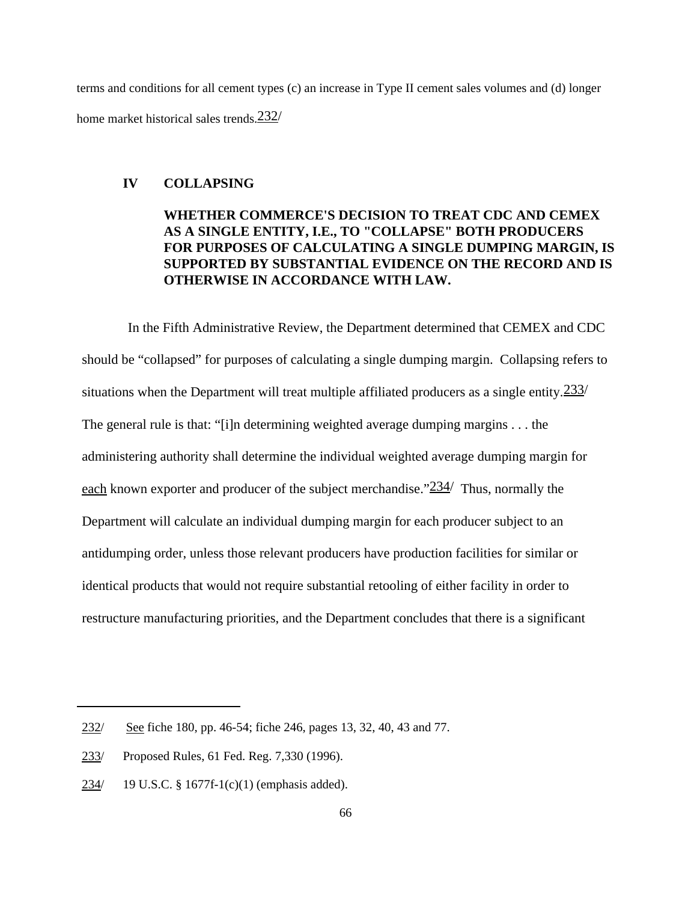terms and conditions for all cement types (c) an increase in Type II cement sales volumes and (d) longer home market historical sales trends.[232]

## IV COLLAPSING

### WHETHER COMMERCE'S DECISION TO TREAT CDC AND CEMEX AS A SINGLE ENTITY, I.E., TO "COLLAPSE" BOTH PRODUCERS FOR PURPOSES OF CALCULATING A SINGLE DUMPING MARGIN, IS SUPPORTED BY SUBSTANTIAL EVIDENCE ON THE RECORD AND IS OTHERWISE IN ACCORDANCE WITH LAW.

In the Fifth Administrative Review, the Department determined that CEMEX and CDC should be "collapsed" for purposes of calculating a single dumping margin. Collapsing refers to situations when the Department will treat multiple affiliated producers as a single entity.[233] The general rule is that: "[i]n determining weighted average dumping margins . . . the administering authority shall determine the individual weighted average dumping margin for each known exporter and producer of the subject merchandise."[234] Thus, normally the Department will calculate an individual dumping margin for each producer subject to an antidumping order, unless those relevant producers have production facilities for similar or identical products that would not require substantial retooling of either facility in order to restructure manufacturing priorities, and the Department concludes that there is a significant

---

232/ See fiche 180, pp. 46-54; fiche 246, pages 13, 32, 40, 43 and 77.

233/ Proposed Rules, 61 Fed. Reg. 7,330 (1996).

234/ 19 U.S.C. § 1677f-1(c)(1) (emphasis added).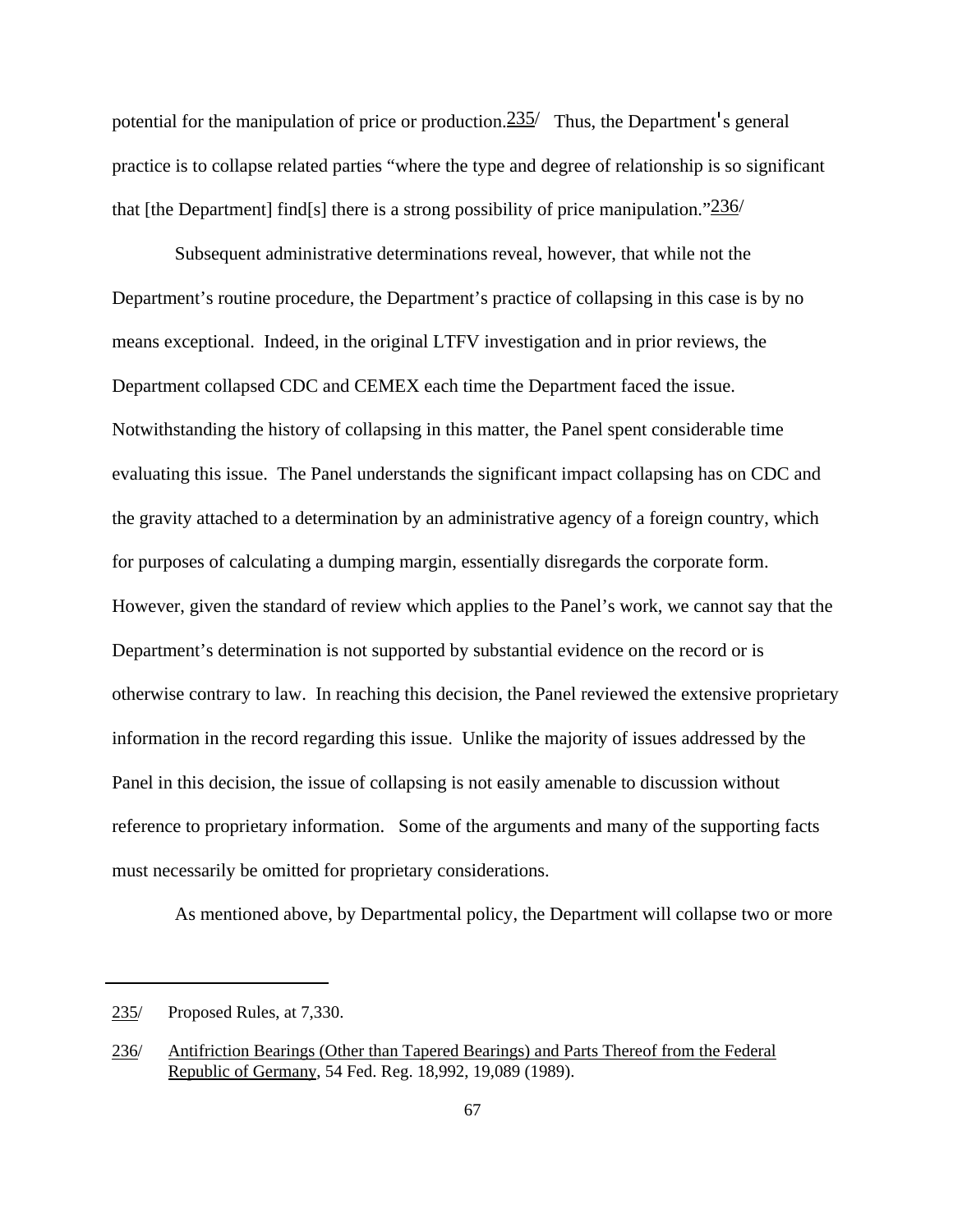potential for the manipulation of price or production.[235] Thus, the Department's general practice is to collapse related parties "where the type and degree of relationship is so significant that [the Department] find[s] there is a strong possibility of price manipulation."[236]

Subsequent administrative determinations reveal, however, that while not the Department's routine procedure, the Department's practice of collapsing in this case is by no means exceptional. Indeed, in the original LTFV investigation and in prior reviews, the Department collapsed CDC and CEMEX each time the Department faced the issue. Notwithstanding the history of collapsing in this matter, the Panel spent considerable time evaluating this issue. The Panel understands the significant impact collapsing has on CDC and the gravity attached to a determination by an administrative agency of a foreign country, which for purposes of calculating a dumping margin, essentially disregards the corporate form. However, given the standard of review which applies to the Panel's work, we cannot say that the Department's determination is not supported by substantial evidence on the record or is otherwise contrary to law. In reaching this decision, the Panel reviewed the extensive proprietary information in the record regarding this issue. Unlike the majority of issues addressed by the Panel in this decision, the issue of collapsing is not easily amenable to discussion without reference to proprietary information. Some of the arguments and many of the supporting facts must necessarily be omitted for proprietary considerations.

As mentioned above, by Departmental policy, the Department will collapse two or more

---

235/ Proposed Rules, at 7,330.

236/ Antifriction Bearings (Other than Tapered Bearings) and Parts Thereof from the Federal Republic of Germany, 54 Fed. Reg. 18,992, 19,089 (1989).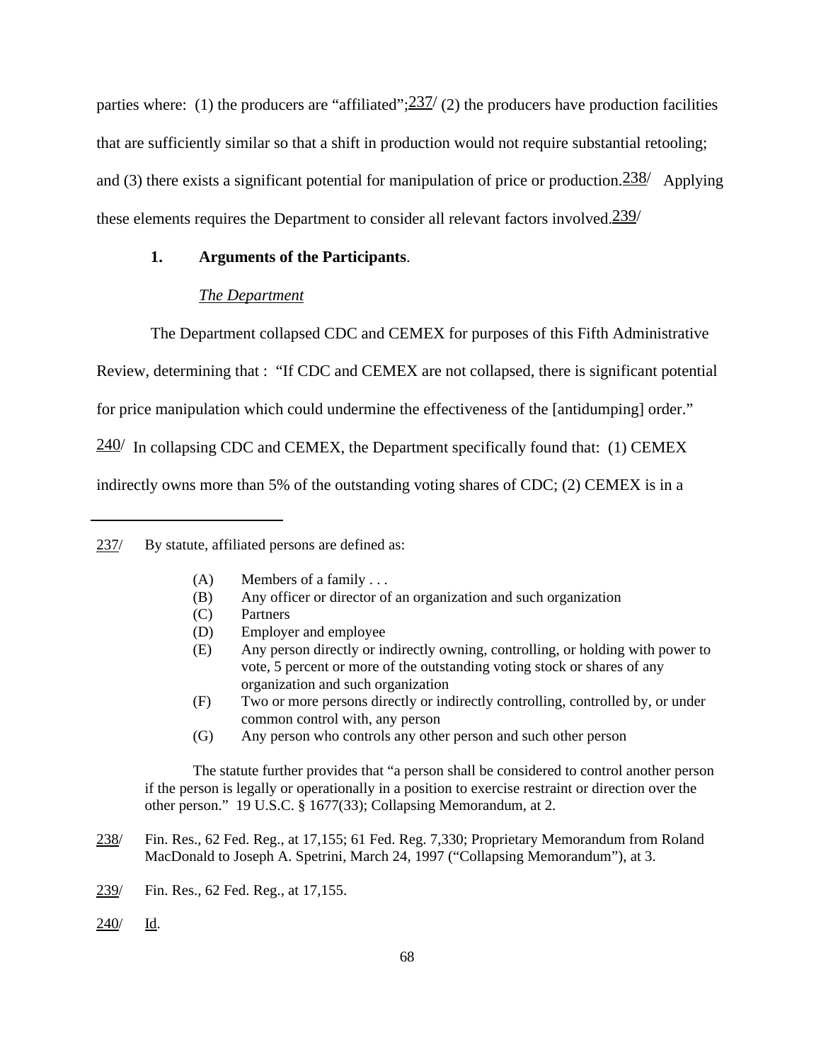parties where: (1) the producers are "affiliated";[237] (2) the producers have production facilities that are sufficiently similar so that a shift in production would not require substantial retooling; and (3) there exists a significant potential for manipulation of price or production.[238] Applying these elements requires the Department to consider all relevant factors involved.[239]

**1. Arguments of the Participants**.

*The Department*

The Department collapsed CDC and CEMEX for purposes of this Fifth Administrative Review, determining that : "If CDC and CEMEX are not collapsed, there is significant potential for price manipulation which could undermine the effectiveness of the [antidumping] order." [240] In collapsing CDC and CEMEX, the Department specifically found that: (1) CEMEX indirectly owns more than 5% of the outstanding voting shares of CDC; (2) CEMEX is in a

---

237/ By statute, affiliated persons are defined as:

> (A) Members of a family . . .
> (B) Any officer or director of an organization and such organization
> (C) Partners
> (D) Employer and employee
> (E) Any person directly or indirectly owning, controlling, or holding with power to vote, 5 percent or more of the outstanding voting stock or shares of any organization and such organization
> (F) Two or more persons directly or indirectly controlling, controlled by, or under common control with, any person
> (G) Any person who controls any other person and such other person

The statute further provides that "a person shall be considered to control another person if the person is legally or operationally in a position to exercise restraint or direction over the other person." 19 U.S.C. § 1677(33); Collapsing Memorandum, at 2.

238/ Fin. Res., 62 Fed. Reg., at 17,155; 61 Fed. Reg. 7,330; Proprietary Memorandum from Roland MacDonald to Joseph A. Spetrini, March 24, 1997 ("Collapsing Memorandum"), at 3.

239/ Fin. Res., 62 Fed. Reg., at 17,155.

240/ Id.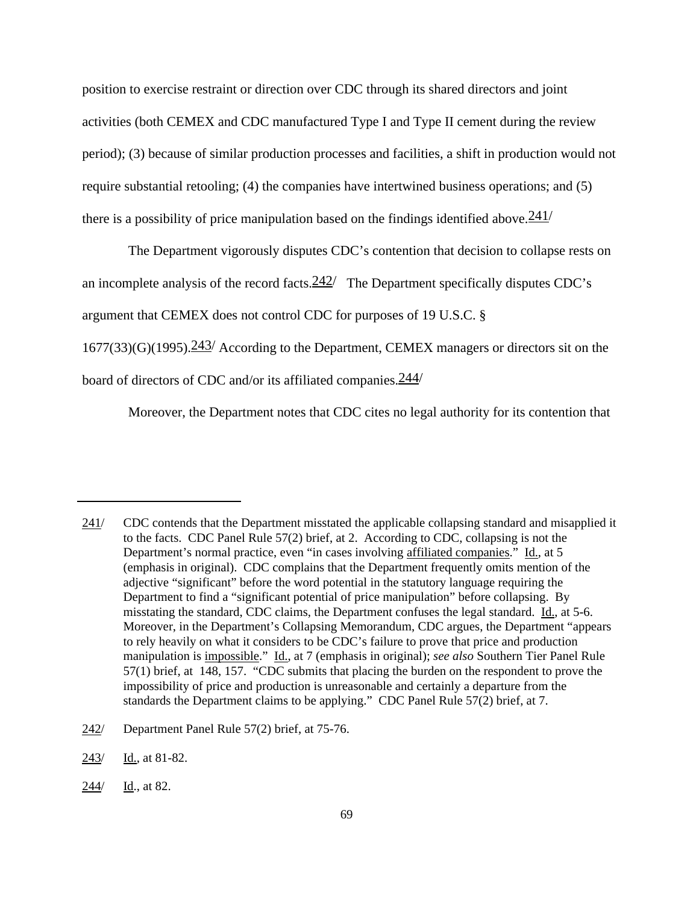position to exercise restraint or direction over CDC through its shared directors and joint activities (both CEMEX and CDC manufactured Type I and Type II cement during the review period); (3) because of similar production processes and facilities, a shift in production would not require substantial retooling; (4) the companies have intertwined business operations; and (5) there is a possibility of price manipulation based on the findings identified above.[241/]

The Department vigorously disputes CDC's contention that decision to collapse rests on an incomplete analysis of the record facts.[242/] The Department specifically disputes CDC's argument that CEMEX does not control CDC for purposes of 19 U.S.C. § 1677(33)(G)(1995).[243/] According to the Department, CEMEX managers or directors sit on the board of directors of CDC and/or its affiliated companies.[244/]

Moreover, the Department notes that CDC cites no legal authority for its contention that

---

241/ CDC contends that the Department misstated the applicable collapsing standard and misapplied it to the facts. CDC Panel Rule 57(2) brief, at 2. According to CDC, collapsing is not the Department's normal practice, even "in cases involving affiliated companies." Id., at 5 (emphasis in original). CDC complains that the Department frequently omits mention of the adjective "significant" before the word potential in the statutory language requiring the Department to find a "significant potential of price manipulation" before collapsing. By misstating the standard, CDC claims, the Department confuses the legal standard. Id., at 5-6. Moreover, in the Department's Collapsing Memorandum, CDC argues, the Department "appears to rely heavily on what it considers to be CDC's failure to prove that price and production manipulation is impossible." Id., at 7 (emphasis in original); *see also* Southern Tier Panel Rule 57(1) brief, at 148, 157. "CDC submits that placing the burden on the respondent to prove the impossibility of price and production is unreasonable and certainly a departure from the standards the Department claims to be applying." CDC Panel Rule 57(2) brief, at 7.

242/ Department Panel Rule 57(2) brief, at 75-76.

243/ Id., at 81-82.

244/ Id., at 82.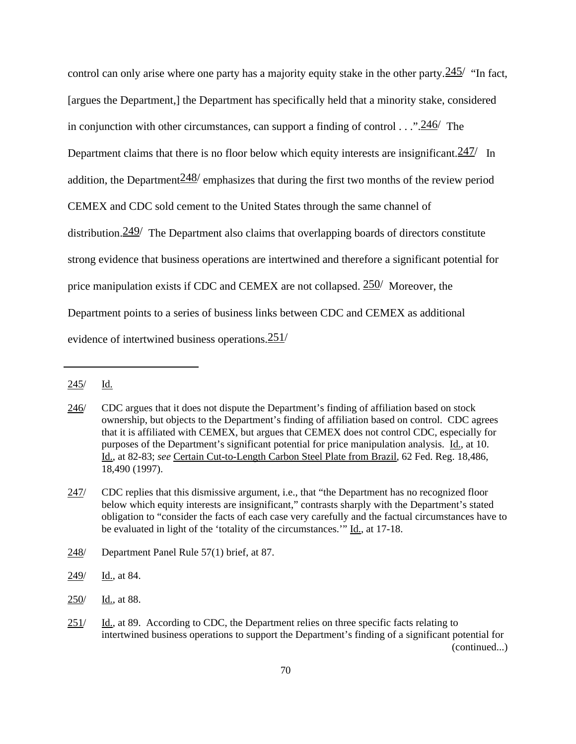control can only arise where one party has a majority equity stake in the other party.[245] "In fact, [argues the Department,] the Department has specifically held that a minority stake, considered in conjunction with other circumstances, can support a finding of control . . .".[246] The Department claims that there is no floor below which equity interests are insignificant.[247] In addition, the Department[248] emphasizes that during the first two months of the review period CEMEX and CDC sold cement to the United States through the same channel of distribution.[249] The Department also claims that overlapping boards of directors constitute strong evidence that business operations are intertwined and therefore a significant potential for price manipulation exists if CDC and CEMEX are not collapsed. [250] Moreover, the Department points to a series of business links between CDC and CEMEX as additional evidence of intertwined business operations.[251]

---

245/ Id.

246/ CDC argues that it does not dispute the Department's finding of affiliation based on stock ownership, but objects to the Department's finding of affiliation based on control. CDC agrees that it is affiliated with CEMEX, but argues that CEMEX does not control CDC, especially for purposes of the Department's significant potential for price manipulation analysis. Id., at 10. Id., at 82-83; *see* Certain Cut-to-Length Carbon Steel Plate from Brazil, 62 Fed. Reg. 18,486, 18,490 (1997).

247/ CDC replies that this dismissive argument, i.e., that "the Department has no recognized floor below which equity interests are insignificant," contrasts sharply with the Department's stated obligation to "consider the facts of each case very carefully and the factual circumstances have to be evaluated in light of the 'totality of the circumstances.'" Id., at 17-18.

248/ Department Panel Rule 57(1) brief, at 87.

249/ Id., at 84.

250/ Id., at 88.

251/ Id., at 89. According to CDC, the Department relies on three specific facts relating to intertwined business operations to support the Department's finding of a significant potential for (continued...)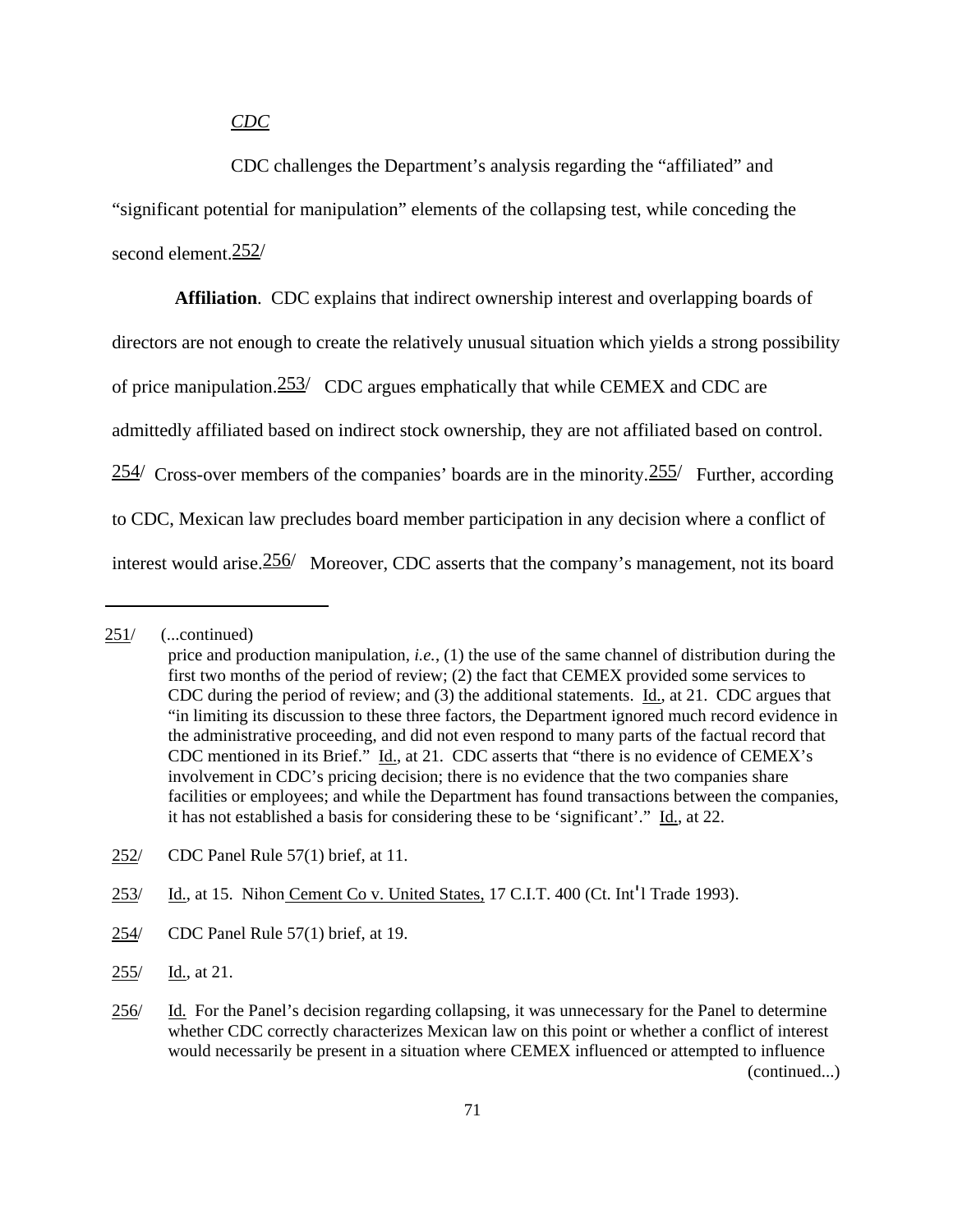*CDC*

CDC challenges the Department's analysis regarding the "affiliated" and "significant potential for manipulation" elements of the collapsing test, while conceding the second element.[252]

**Affiliation**. CDC explains that indirect ownership interest and overlapping boards of directors are not enough to create the relatively unusual situation which yields a strong possibility of price manipulation.[253] CDC argues emphatically that while CEMEX and CDC are admittedly affiliated based on indirect stock ownership, they are not affiliated based on control.[254] Cross-over members of the companies' boards are in the minority.[255] Further, according to CDC, Mexican law precludes board member participation in any decision where a conflict of interest would arise.[256] Moreover, CDC asserts that the company's management, not its board

---

251/ (...continued)
price and production manipulation, *i.e.*, (1) the use of the same channel of distribution during the first two months of the period of review; (2) the fact that CEMEX provided some services to CDC during the period of review; and (3) the additional statements. Id., at 21. CDC argues that "in limiting its discussion to these three factors, the Department ignored much record evidence in the administrative proceeding, and did not even respond to many parts of the factual record that CDC mentioned in its Brief." Id., at 21. CDC asserts that "there is no evidence of CEMEX's involvement in CDC's pricing decision; there is no evidence that the two companies share facilities or employees; and while the Department has found transactions between the companies, it has not established a basis for considering these to be 'significant'." Id., at 22.

252/ CDC Panel Rule 57(1) brief, at 11.

253/ Id., at 15. Nihon Cement Co v. United States, 17 C.I.T. 400 (Ct. Int'l Trade 1993).

254/ CDC Panel Rule 57(1) brief, at 19.

255/ Id., at 21.

256/ Id. For the Panel's decision regarding collapsing, it was unnecessary for the Panel to determine whether CDC correctly characterizes Mexican law on this point or whether a conflict of interest would necessarily be present in a situation where CEMEX influenced or attempted to influence (continued...)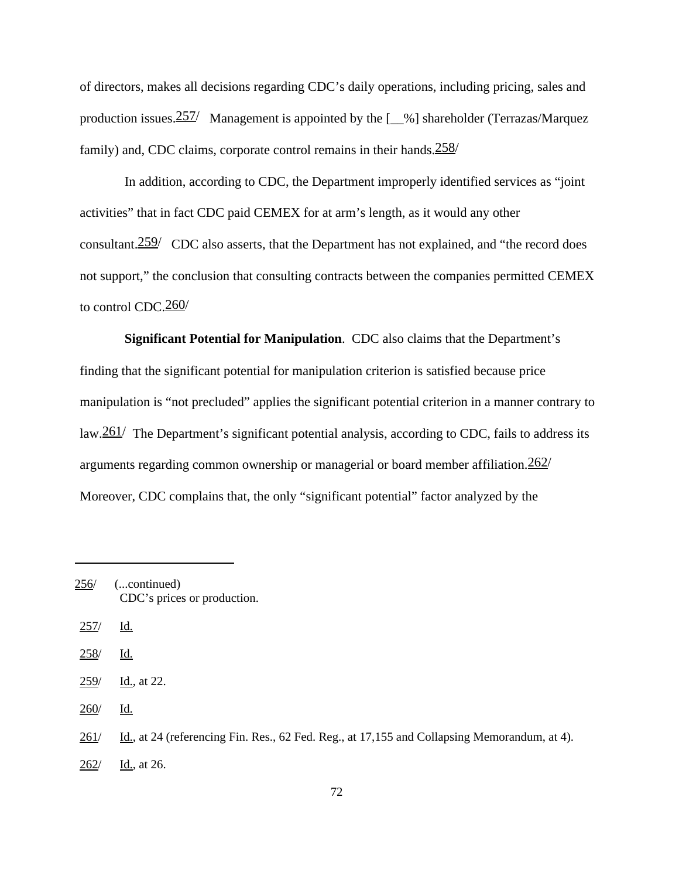of directors, makes all decisions regarding CDC's daily operations, including pricing, sales and production issues.[257] Management is appointed by the [__%] shareholder (Terrazas/Marquez family) and, CDC claims, corporate control remains in their hands.[258]

In addition, according to CDC, the Department improperly identified services as "joint activities" that in fact CDC paid CEMEX for at arm's length, as it would any other consultant.[259] CDC also asserts, that the Department has not explained, and "the record does not support," the conclusion that consulting contracts between the companies permitted CEMEX to control CDC.[260]

**Significant Potential for Manipulation**. CDC also claims that the Department's finding that the significant potential for manipulation criterion is satisfied because price manipulation is "not precluded" applies the significant potential criterion in a manner contrary to law.[261] The Department's significant potential analysis, according to CDC, fails to address its arguments regarding common ownership or managerial or board member affiliation.[262] Moreover, CDC complains that, the only "significant potential" factor analyzed by the

---

256/ (...continued) CDC's prices or production.

257/ Id.

258/ Id.

259/ Id., at 22.

260/ Id.

261/ Id., at 24 (referencing Fin. Res., 62 Fed. Reg., at 17,155 and Collapsing Memorandum, at 4).

262/ Id., at 26.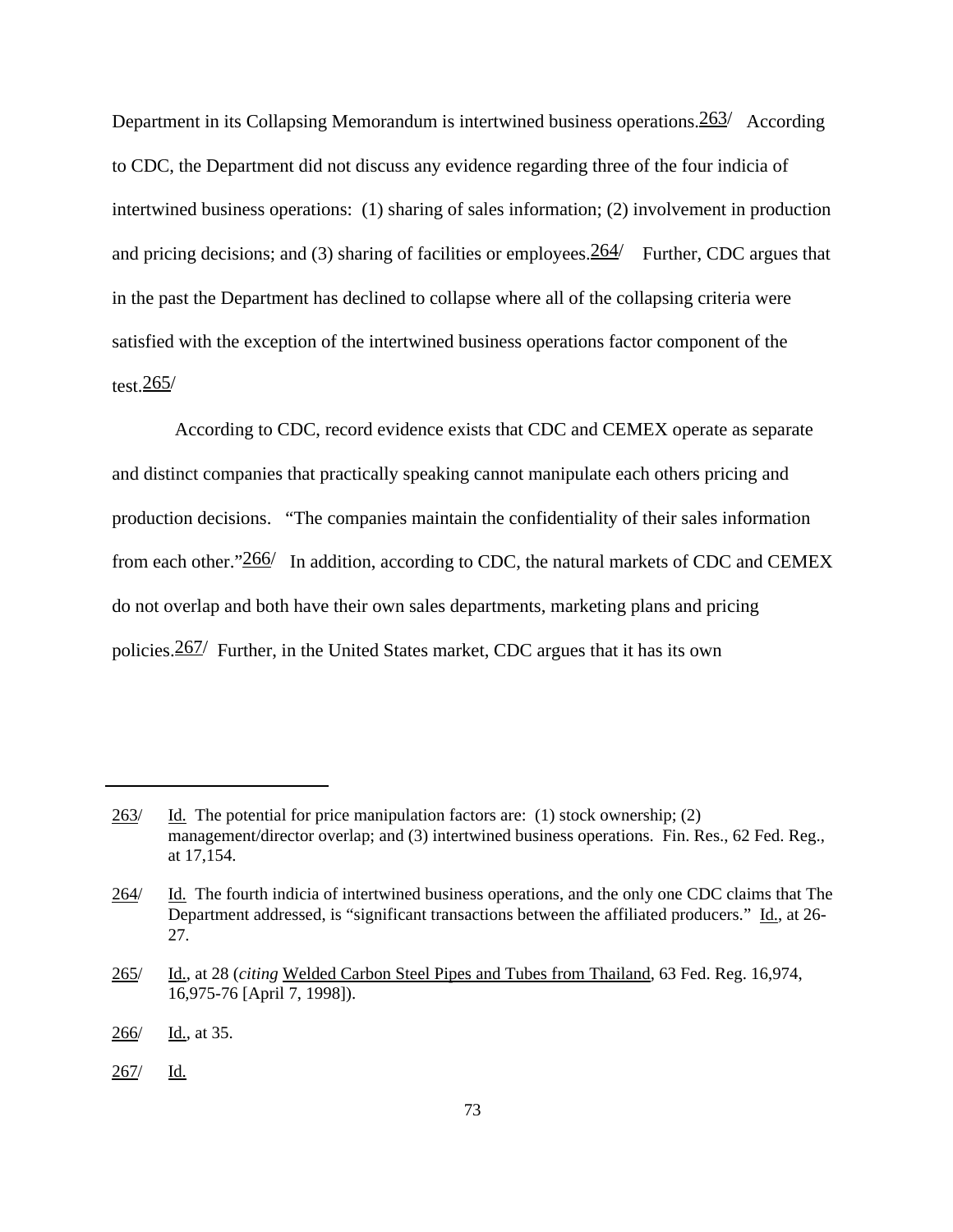Department in its Collapsing Memorandum is intertwined business operations.[263] According to CDC, the Department did not discuss any evidence regarding three of the four indicia of intertwined business operations: (1) sharing of sales information; (2) involvement in production and pricing decisions; and (3) sharing of facilities or employees.[264] Further, CDC argues that in the past the Department has declined to collapse where all of the collapsing criteria were satisfied with the exception of the intertwined business operations factor component of the test.[265]

According to CDC, record evidence exists that CDC and CEMEX operate as separate and distinct companies that practically speaking cannot manipulate each others pricing and production decisions. "The companies maintain the confidentiality of their sales information from each other."[266] In addition, according to CDC, the natural markets of CDC and CEMEX do not overlap and both have their own sales departments, marketing plans and pricing policies.[267] Further, in the United States market, CDC argues that it has its own

---

263/ Id. The potential for price manipulation factors are: (1) stock ownership; (2) management/director overlap; and (3) intertwined business operations. Fin. Res., 62 Fed. Reg., at 17,154.

264/ Id. The fourth indicia of intertwined business operations, and the only one CDC claims that The Department addressed, is "significant transactions between the affiliated producers." Id., at 26-27.

265/ Id., at 28 (*citing* Welded Carbon Steel Pipes and Tubes from Thailand, 63 Fed. Reg. 16,974, 16,975-76 [April 7, 1998]).

266/ Id., at 35.

267/ Id.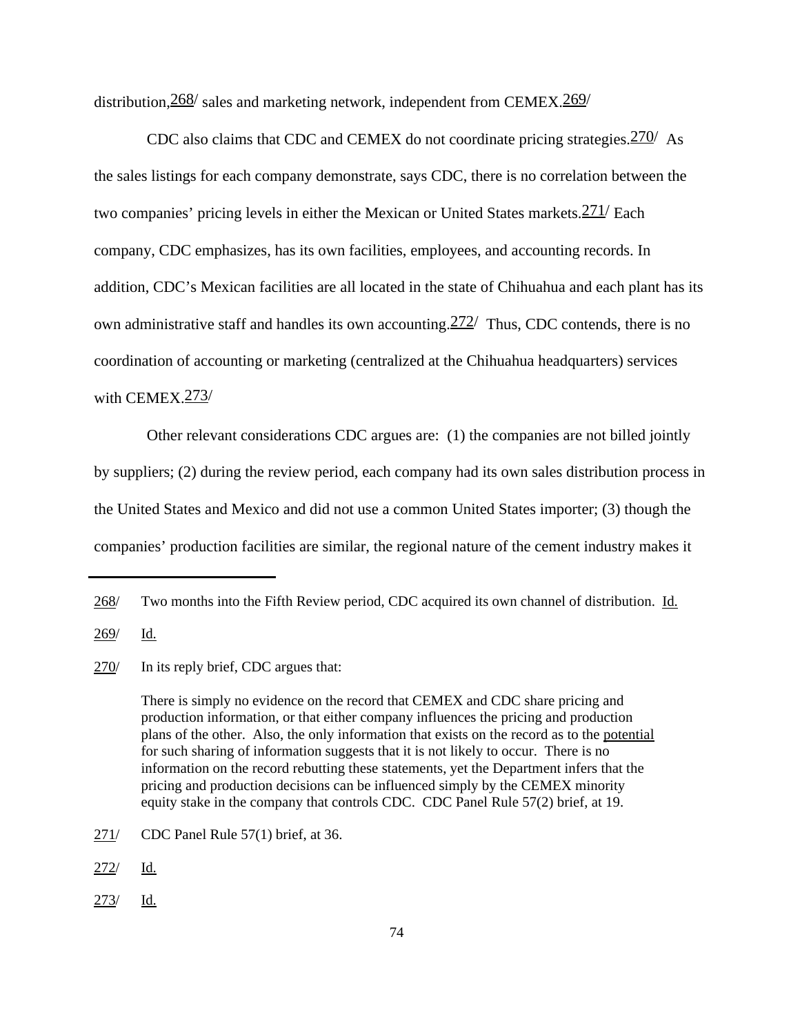distribution,[268] sales and marketing network, independent from CEMEX.[269]

CDC also claims that CDC and CEMEX do not coordinate pricing strategies.[270] As the sales listings for each company demonstrate, says CDC, there is no correlation between the two companies' pricing levels in either the Mexican or United States markets.[271] Each company, CDC emphasizes, has its own facilities, employees, and accounting records. In addition, CDC's Mexican facilities are all located in the state of Chihuahua and each plant has its own administrative staff and handles its own accounting.[272] Thus, CDC contends, there is no coordination of accounting or marketing (centralized at the Chihuahua headquarters) services with CEMEX.[273]

Other relevant considerations CDC argues are: (1) the companies are not billed jointly by suppliers; (2) during the review period, each company had its own sales distribution process in the United States and Mexico and did not use a common United States importer; (3) though the companies' production facilities are similar, the regional nature of the cement industry makes it

---

268/ Two months into the Fifth Review period, CDC acquired its own channel of distribution. Id.

269/ Id.

270/ In its reply brief, CDC argues that:

> There is simply no evidence on the record that CEMEX and CDC share pricing and production information, or that either company influences the pricing and production plans of the other. Also, the only information that exists on the record as to the potential for such sharing of information suggests that it is not likely to occur. There is no information on the record rebutting these statements, yet the Department infers that the pricing and production decisions can be influenced simply by the CEMEX minority equity stake in the company that controls CDC. CDC Panel Rule 57(2) brief, at 19.

271/ CDC Panel Rule 57(1) brief, at 36.

272/ Id.

273/ Id.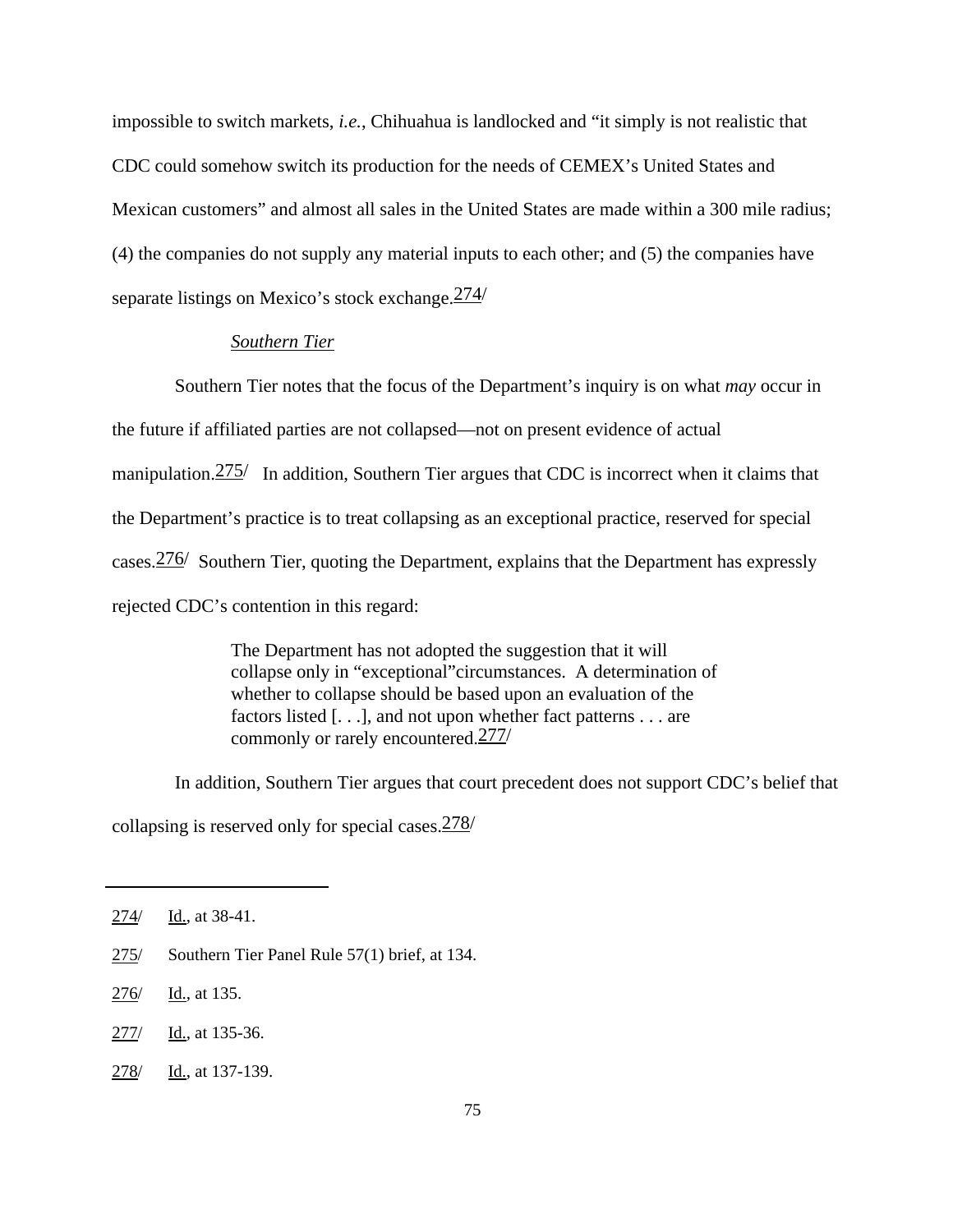impossible to switch markets, *i.e.*, Chihuahua is landlocked and "it simply is not realistic that CDC could somehow switch its production for the needs of CEMEX's United States and Mexican customers" and almost all sales in the United States are made within a 300 mile radius; (4) the companies do not supply any material inputs to each other; and (5) the companies have separate listings on Mexico's stock exchange.[274]

*Southern Tier*

Southern Tier notes that the focus of the Department's inquiry is on what *may* occur in the future if affiliated parties are not collapsed—not on present evidence of actual manipulation.[275] In addition, Southern Tier argues that CDC is incorrect when it claims that the Department's practice is to treat collapsing as an exceptional practice, reserved for special cases.[276] Southern Tier, quoting the Department, explains that the Department has expressly rejected CDC's contention in this regard:

> The Department has not adopted the suggestion that it will collapse only in "exceptional"circumstances. A determination of whether to collapse should be based upon an evaluation of the factors listed [. . .], and not upon whether fact patterns . . . are commonly or rarely encountered.[277]

In addition, Southern Tier argues that court precedent does not support CDC's belief that collapsing is reserved only for special cases.[278]

---

274/ Id., at 38-41.

275/ Southern Tier Panel Rule 57(1) brief, at 134.

276/ Id., at 135.

277/ Id., at 135-36.

278/ Id., at 137-139.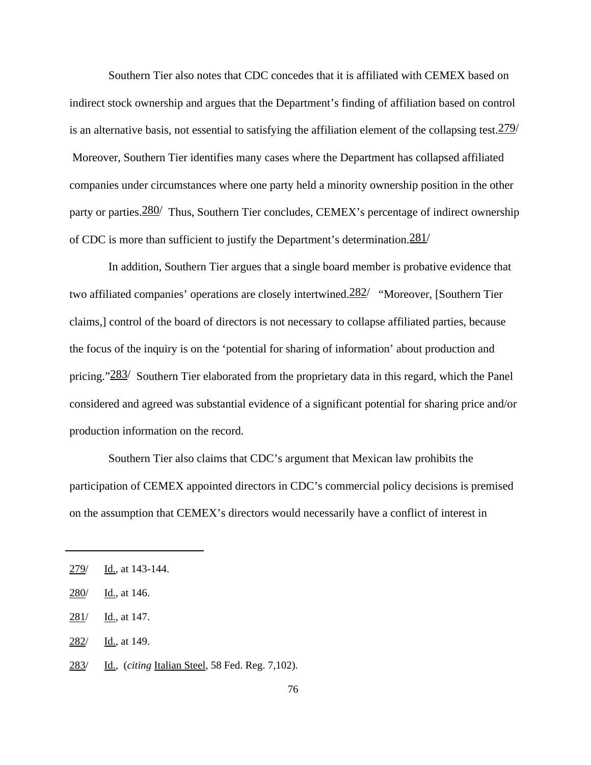Southern Tier also notes that CDC concedes that it is affiliated with CEMEX based on indirect stock ownership and argues that the Department's finding of affiliation based on control is an alternative basis, not essential to satisfying the affiliation element of the collapsing test.[279/] Moreover, Southern Tier identifies many cases where the Department has collapsed affiliated companies under circumstances where one party held a minority ownership position in the other party or parties.[280/] Thus, Southern Tier concludes, CEMEX's percentage of indirect ownership of CDC is more than sufficient to justify the Department's determination.[281/]

In addition, Southern Tier argues that a single board member is probative evidence that two affiliated companies' operations are closely intertwined.[282/] "Moreover, [Southern Tier claims,] control of the board of directors is not necessary to collapse affiliated parties, because the focus of the inquiry is on the 'potential for sharing of information' about production and pricing."[283/] Southern Tier elaborated from the proprietary data in this regard, which the Panel considered and agreed was substantial evidence of a significant potential for sharing price and/or production information on the record.

Southern Tier also claims that CDC's argument that Mexican law prohibits the participation of CEMEX appointed directors in CDC's commercial policy decisions is premised on the assumption that CEMEX's directors would necessarily have a conflict of interest in

---

279/ Id., at 143-144.

280/ Id., at 146.

281/ Id., at 147.

282/ Id., at 149.

283/ Id., (*citing* Italian Steel, 58 Fed. Reg. 7,102).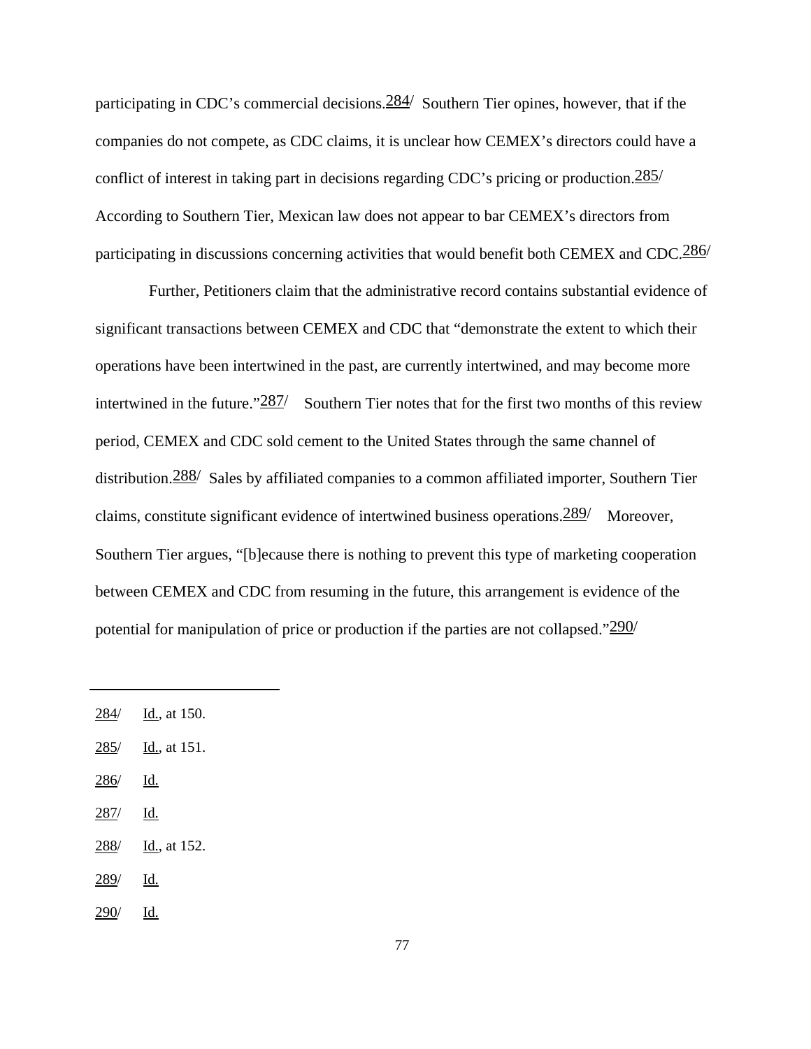participating in CDC's commercial decisions.[284] Southern Tier opines, however, that if the companies do not compete, as CDC claims, it is unclear how CEMEX's directors could have a conflict of interest in taking part in decisions regarding CDC's pricing or production.[285] According to Southern Tier, Mexican law does not appear to bar CEMEX's directors from participating in discussions concerning activities that would benefit both CEMEX and CDC.[286]

Further, Petitioners claim that the administrative record contains substantial evidence of significant transactions between CEMEX and CDC that "demonstrate the extent to which their operations have been intertwined in the past, are currently intertwined, and may become more intertwined in the future."[287] Southern Tier notes that for the first two months of this review period, CEMEX and CDC sold cement to the United States through the same channel of distribution.[288] Sales by affiliated companies to a common affiliated importer, Southern Tier claims, constitute significant evidence of intertwined business operations.[289] Moreover, Southern Tier argues, "[b]ecause there is nothing to prevent this type of marketing cooperation between CEMEX and CDC from resuming in the future, this arrangement is evidence of the potential for manipulation of price or production if the parties are not collapsed."[290]

---

284/ Id., at 150.

285/ Id., at 151.

286/ Id.

287/ Id.

288/ Id., at 152.

289/ Id.

290/ Id.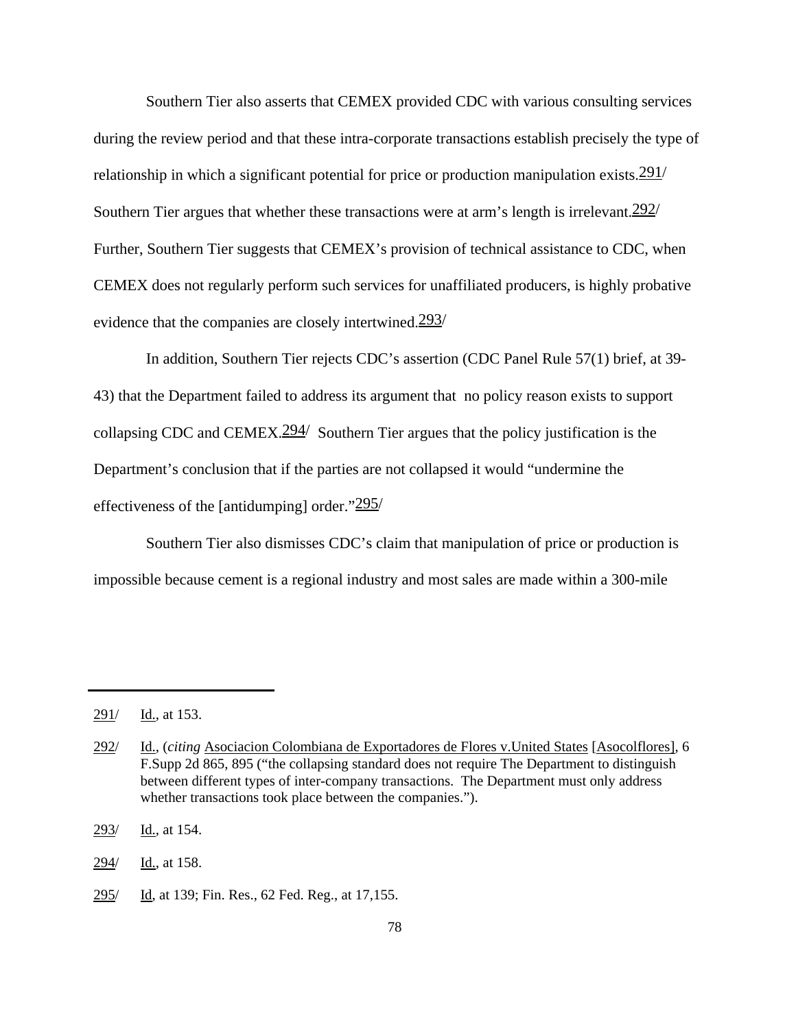Southern Tier also asserts that CEMEX provided CDC with various consulting services during the review period and that these intra-corporate transactions establish precisely the type of relationship in which a significant potential for price or production manipulation exists.[291] Southern Tier argues that whether these transactions were at arm's length is irrelevant.[292] Further, Southern Tier suggests that CEMEX's provision of technical assistance to CDC, when CEMEX does not regularly perform such services for unaffiliated producers, is highly probative evidence that the companies are closely intertwined.[293]

In addition, Southern Tier rejects CDC's assertion (CDC Panel Rule 57(1) brief, at 39-43) that the Department failed to address its argument that no policy reason exists to support collapsing CDC and CEMEX.[294] Southern Tier argues that the policy justification is the Department's conclusion that if the parties are not collapsed it would "undermine the effectiveness of the [antidumping] order."[295]

Southern Tier also dismisses CDC's claim that manipulation of price or production is impossible because cement is a regional industry and most sales are made within a 300-mile

---

291/ Id., at 153.

292/ Id., (*citing* Asociacion Colombiana de Exportadores de Flores v.United States [Asocolflores], 6 F.Supp 2d 865, 895 ("the collapsing standard does not require The Department to distinguish between different types of inter-company transactions. The Department must only address whether transactions took place between the companies.").

293/ Id., at 154.

294/ Id., at 158.

295/ Id, at 139; Fin. Res., 62 Fed. Reg., at 17,155.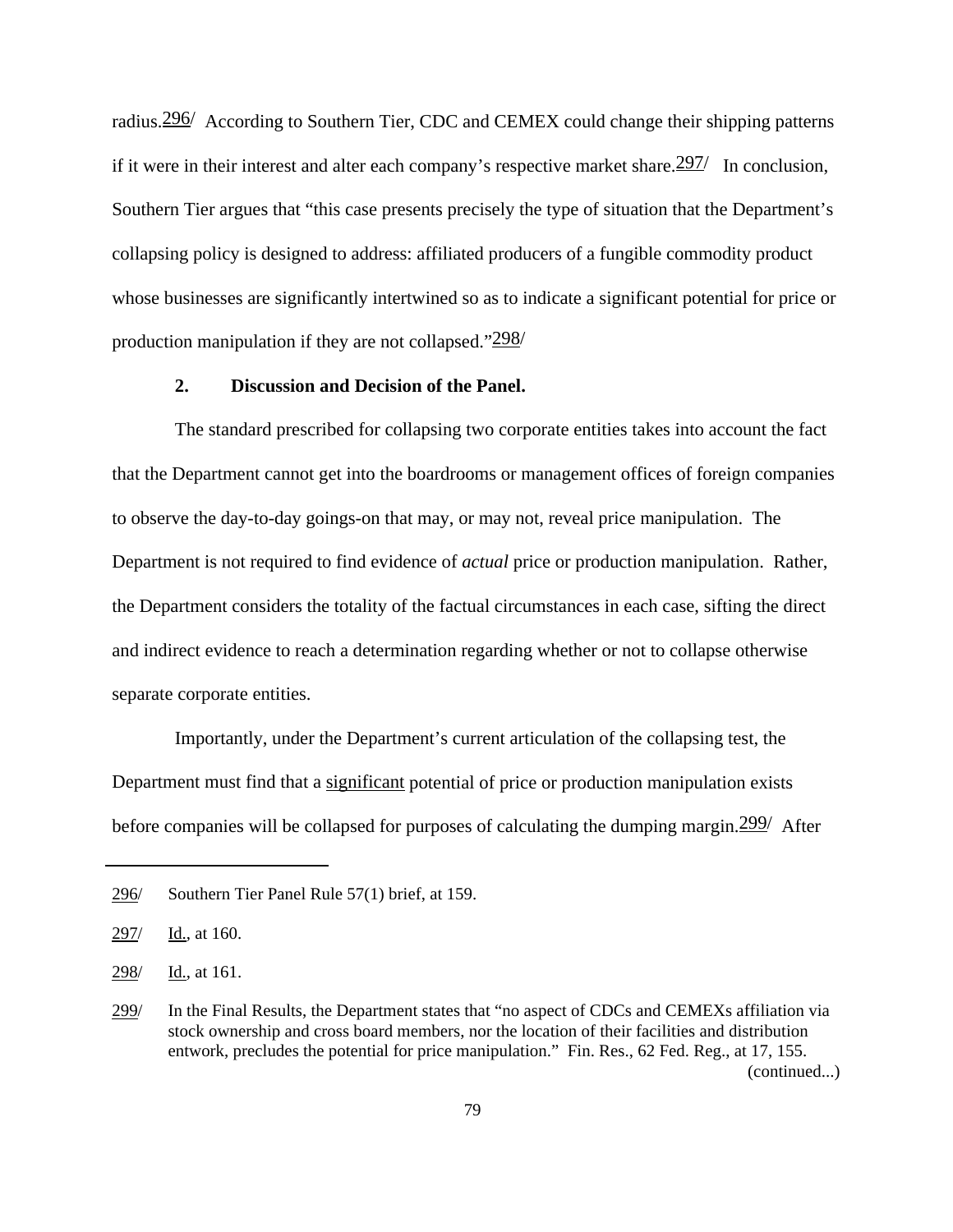radius.[296] According to Southern Tier, CDC and CEMEX could change their shipping patterns if it were in their interest and alter each company's respective market share.[297] In conclusion, Southern Tier argues that "this case presents precisely the type of situation that the Department's collapsing policy is designed to address: affiliated producers of a fungible commodity product whose businesses are significantly intertwined so as to indicate a significant potential for price or production manipulation if they are not collapsed."[298]

**2. Discussion and Decision of the Panel.**

The standard prescribed for collapsing two corporate entities takes into account the fact that the Department cannot get into the boardrooms or management offices of foreign companies to observe the day-to-day goings-on that may, or may not, reveal price manipulation. The Department is not required to find evidence of *actual* price or production manipulation. Rather, the Department considers the totality of the factual circumstances in each case, sifting the direct and indirect evidence to reach a determination regarding whether or not to collapse otherwise separate corporate entities.

Importantly, under the Department's current articulation of the collapsing test, the Department must find that a significant potential of price or production manipulation exists before companies will be collapsed for purposes of calculating the dumping margin.[299] After

---

296/ Southern Tier Panel Rule 57(1) brief, at 159.

297/ Id., at 160.

298/ Id., at 161.

299/ In the Final Results, the Department states that "no aspect of CDCs and CEMEXs affiliation via stock ownership and cross board members, nor the location of their facilities and distribution entwork, precludes the potential for price manipulation." Fin. Res., 62 Fed. Reg., at 17, 155. (continued...)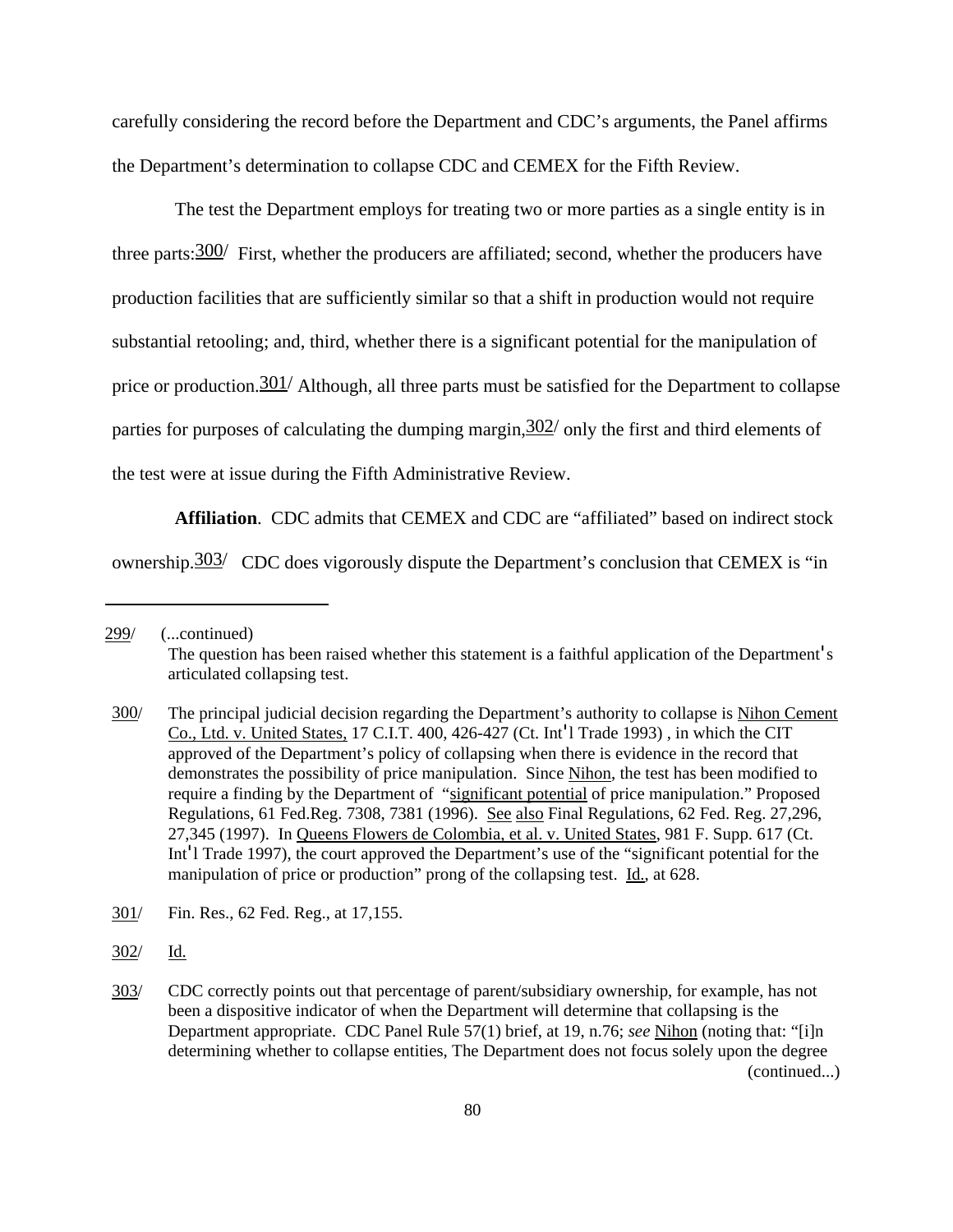carefully considering the record before the Department and CDC's arguments, the Panel affirms the Department's determination to collapse CDC and CEMEX for the Fifth Review.

The test the Department employs for treating two or more parties as a single entity is in three parts:[300/] First, whether the producers are affiliated; second, whether the producers have production facilities that are sufficiently similar so that a shift in production would not require substantial retooling; and, third, whether there is a significant potential for the manipulation of price or production.[301/] Although, all three parts must be satisfied for the Department to collapse parties for purposes of calculating the dumping margin,[302/] only the first and third elements of the test were at issue during the Fifth Administrative Review.

**Affiliation**. CDC admits that CEMEX and CDC are "affiliated" based on indirect stock ownership.[303/] CDC does vigorously dispute the Department's conclusion that CEMEX is "in

---

299/ (...continued)
The question has been raised whether this statement is a faithful application of the Department's articulated collapsing test.

300/ The principal judicial decision regarding the Department's authority to collapse is Nihon Cement Co., Ltd. v. United States, 17 C.I.T. 400, 426-427 (Ct. Int'l Trade 1993) , in which the CIT approved of the Department's policy of collapsing when there is evidence in the record that demonstrates the possibility of price manipulation. Since Nihon, the test has been modified to require a finding by the Department of "significant potential of price manipulation." Proposed Regulations, 61 Fed.Reg. 7308, 7381 (1996). See also Final Regulations, 62 Fed. Reg. 27,296, 27,345 (1997). In Queens Flowers de Colombia, et al. v. United States, 981 F. Supp. 617 (Ct. Int'l Trade 1997), the court approved the Department's use of the "significant potential for the manipulation of price or production" prong of the collapsing test. Id., at 628.

301/ Fin. Res., 62 Fed. Reg., at 17,155.

302/ Id.

303/ CDC correctly points out that percentage of parent/subsidiary ownership, for example, has not been a dispositive indicator of when the Department will determine that collapsing is the Department appropriate. CDC Panel Rule 57(1) brief, at 19, n.76; *see* Nihon (noting that: "[i]n determining whether to collapse entities, The Department does not focus solely upon the degree
(continued...)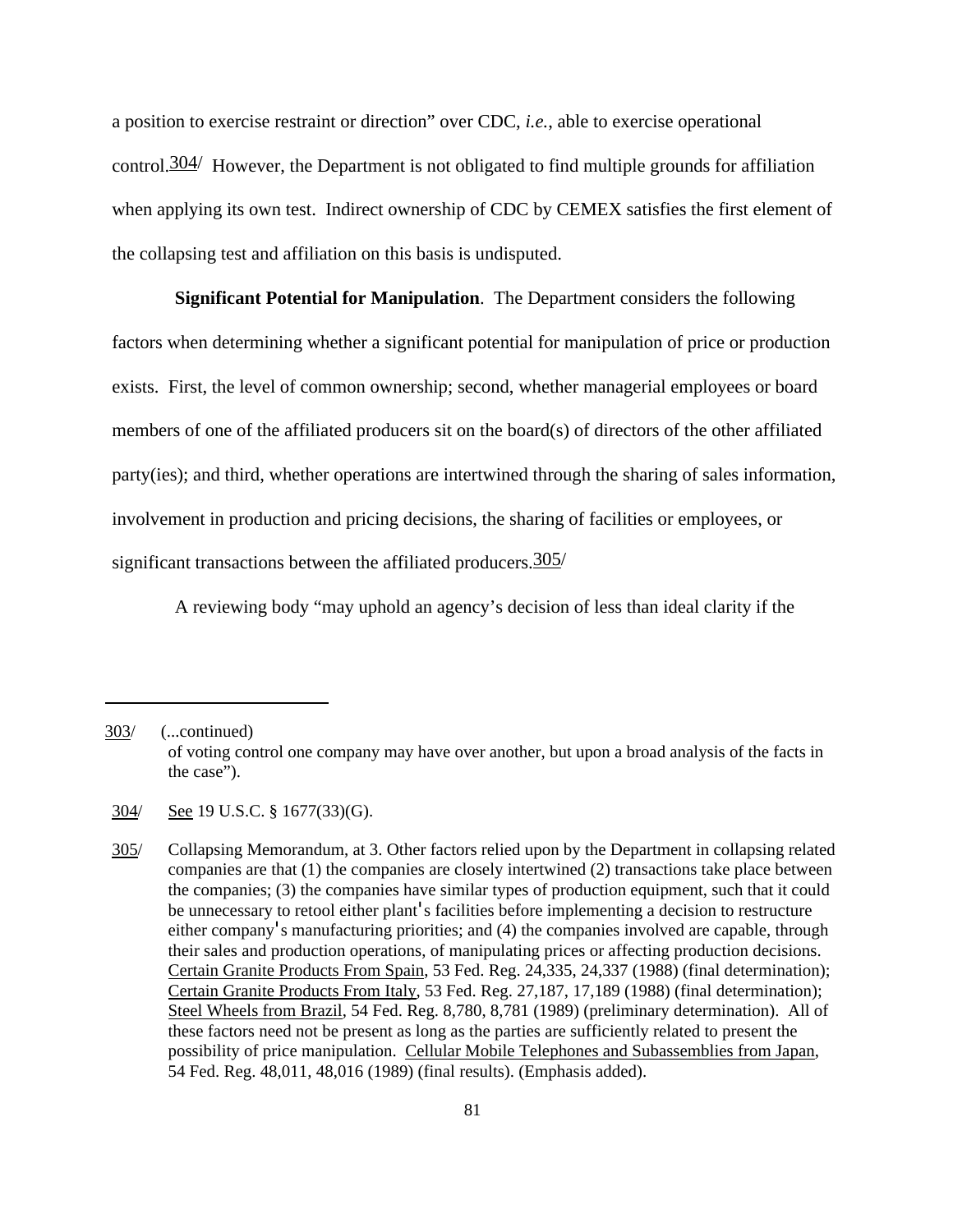a position to exercise restraint or direction" over CDC, *i.e.*, able to exercise operational control.[304] However, the Department is not obligated to find multiple grounds for affiliation when applying its own test. Indirect ownership of CDC by CEMEX satisfies the first element of the collapsing test and affiliation on this basis is undisputed.

**Significant Potential for Manipulation**. The Department considers the following factors when determining whether a significant potential for manipulation of price or production exists. First, the level of common ownership; second, whether managerial employees or board members of one of the affiliated producers sit on the board(s) of directors of the other affiliated party(ies); and third, whether operations are intertwined through the sharing of sales information, involvement in production and pricing decisions, the sharing of facilities or employees, or significant transactions between the affiliated producers.[305]

A reviewing body "may uphold an agency's decision of less than ideal clarity if the

---

303/ (...continued)
of voting control one company may have over another, but upon a broad analysis of the facts in the case").

304/ See 19 U.S.C. § 1677(33)(G).

305/ Collapsing Memorandum, at 3. Other factors relied upon by the Department in collapsing related companies are that (1) the companies are closely intertwined (2) transactions take place between the companies; (3) the companies have similar types of production equipment, such that it could be unnecessary to retool either plant's facilities before implementing a decision to restructure either company's manufacturing priorities; and (4) the companies involved are capable, through their sales and production operations, of manipulating prices or affecting production decisions. Certain Granite Products From Spain, 53 Fed. Reg. 24,335, 24,337 (1988) (final determination); Certain Granite Products From Italy, 53 Fed. Reg. 27,187, 17,189 (1988) (final determination); Steel Wheels from Brazil, 54 Fed. Reg. 8,780, 8,781 (1989) (preliminary determination). All of these factors need not be present as long as the parties are sufficiently related to present the possibility of price manipulation. Cellular Mobile Telephones and Subassemblies from Japan, 54 Fed. Reg. 48,011, 48,016 (1989) (final results). (Emphasis added).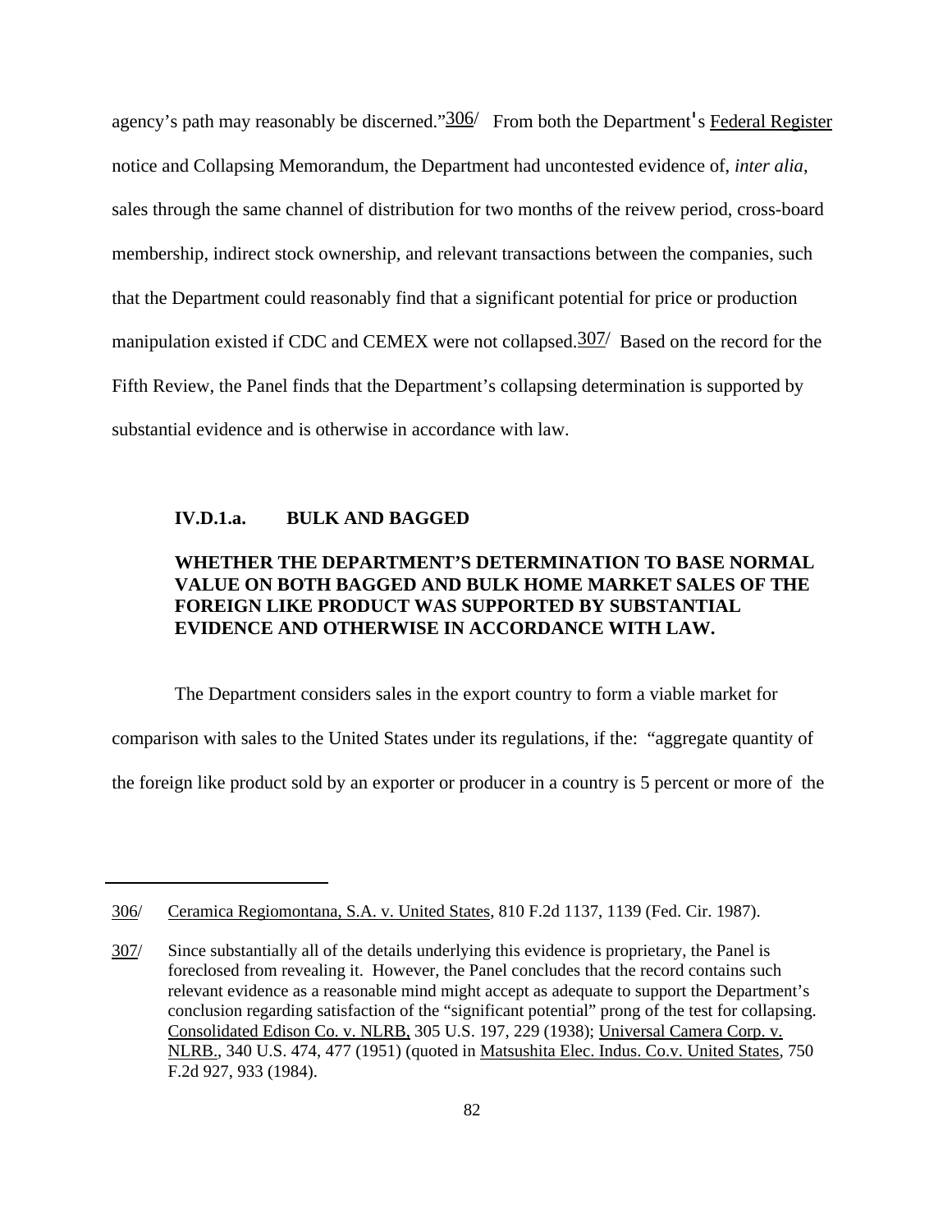agency's path may reasonably be discerned."[306] From both the Department's Federal Register notice and Collapsing Memorandum, the Department had uncontested evidence of, *inter alia*, sales through the same channel of distribution for two months of the reivew period, cross-board membership, indirect stock ownership, and relevant transactions between the companies, such that the Department could reasonably find that a significant potential for price or production manipulation existed if CDC and CEMEX were not collapsed.[307] Based on the record for the Fifth Review, the Panel finds that the Department's collapsing determination is supported by substantial evidence and is otherwise in accordance with law.

### IV.D.1.a. BULK AND BAGGED

### WHETHER THE DEPARTMENT'S DETERMINATION TO BASE NORMAL VALUE ON BOTH BAGGED AND BULK HOME MARKET SALES OF THE FOREIGN LIKE PRODUCT WAS SUPPORTED BY SUBSTANTIAL EVIDENCE AND OTHERWISE IN ACCORDANCE WITH LAW.

The Department considers sales in the export country to form a viable market for comparison with sales to the United States under its regulations, if the: "aggregate quantity of the foreign like product sold by an exporter or producer in a country is 5 percent or more of the

---

306/ Ceramica Regiomontana, S.A. v. United States, 810 F.2d 1137, 1139 (Fed. Cir. 1987).

307/ Since substantially all of the details underlying this evidence is proprietary, the Panel is foreclosed from revealing it. However, the Panel concludes that the record contains such relevant evidence as a reasonable mind might accept as adequate to support the Department's conclusion regarding satisfaction of the "significant potential" prong of the test for collapsing. Consolidated Edison Co. v. NLRB, 305 U.S. 197, 229 (1938); Universal Camera Corp. v. NLRB., 340 U.S. 474, 477 (1951) (quoted in Matsushita Elec. Indus. Co.v. United States, 750 F.2d 927, 933 (1984).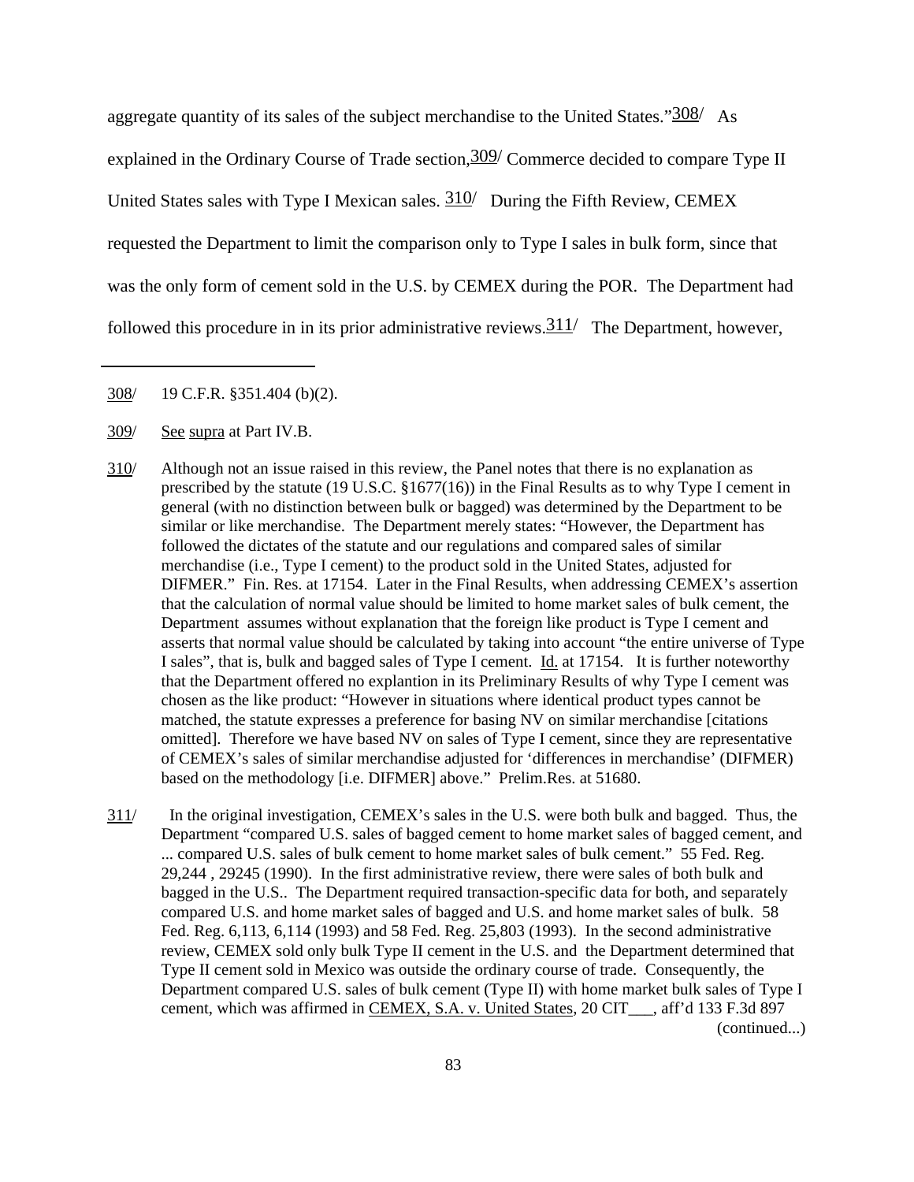aggregate quantity of its sales of the subject merchandise to the United States."[308] As explained in the Ordinary Course of Trade section,[309] Commerce decided to compare Type II United States sales with Type I Mexican sales. [310] During the Fifth Review, CEMEX requested the Department to limit the comparison only to Type I sales in bulk form, since that was the only form of cement sold in the U.S. by CEMEX during the POR. The Department had followed this procedure in in its prior administrative reviews.[311] The Department, however,

---

308/ 19 C.F.R. §351.404 (b)(2).

309/ See supra at Part IV.B.

310/ Although not an issue raised in this review, the Panel notes that there is no explanation as prescribed by the statute (19 U.S.C. §1677(16)) in the Final Results as to why Type I cement in general (with no distinction between bulk or bagged) was determined by the Department to be similar or like merchandise. The Department merely states: "However, the Department has followed the dictates of the statute and our regulations and compared sales of similar merchandise (i.e., Type I cement) to the product sold in the United States, adjusted for DIFMER." Fin. Res. at 17154. Later in the Final Results, when addressing CEMEX's assertion that the calculation of normal value should be limited to home market sales of bulk cement, the Department assumes without explanation that the foreign like product is Type I cement and asserts that normal value should be calculated by taking into account "the entire universe of Type I sales", that is, bulk and bagged sales of Type I cement. Id. at 17154. It is further noteworthy that the Department offered no explantion in its Preliminary Results of why Type I cement was chosen as the like product: "However in situations where identical product types cannot be matched, the statute expresses a preference for basing NV on similar merchandise [citations omitted]. Therefore we have based NV on sales of Type I cement, since they are representative of CEMEX's sales of similar merchandise adjusted for 'differences in merchandise' (DIFMER) based on the methodology [i.e. DIFMER] above." Prelim.Res. at 51680.

311/ In the original investigation, CEMEX's sales in the U.S. were both bulk and bagged. Thus, the Department "compared U.S. sales of bagged cement to home market sales of bagged cement, and ... compared U.S. sales of bulk cement to home market sales of bulk cement." 55 Fed. Reg. 29,244 , 29245 (1990). In the first administrative review, there were sales of both bulk and bagged in the U.S.. The Department required transaction-specific data for both, and separately compared U.S. and home market sales of bagged and U.S. and home market sales of bulk. 58 Fed. Reg. 6,113, 6,114 (1993) and 58 Fed. Reg. 25,803 (1993). In the second administrative review, CEMEX sold only bulk Type II cement in the U.S. and the Department determined that Type II cement sold in Mexico was outside the ordinary course of trade. Consequently, the Department compared U.S. sales of bulk cement (Type II) with home market bulk sales of Type I cement, which was affirmed in CEMEX, S.A. v. United States, 20 CIT___, aff'd 133 F.3d 897 (continued...)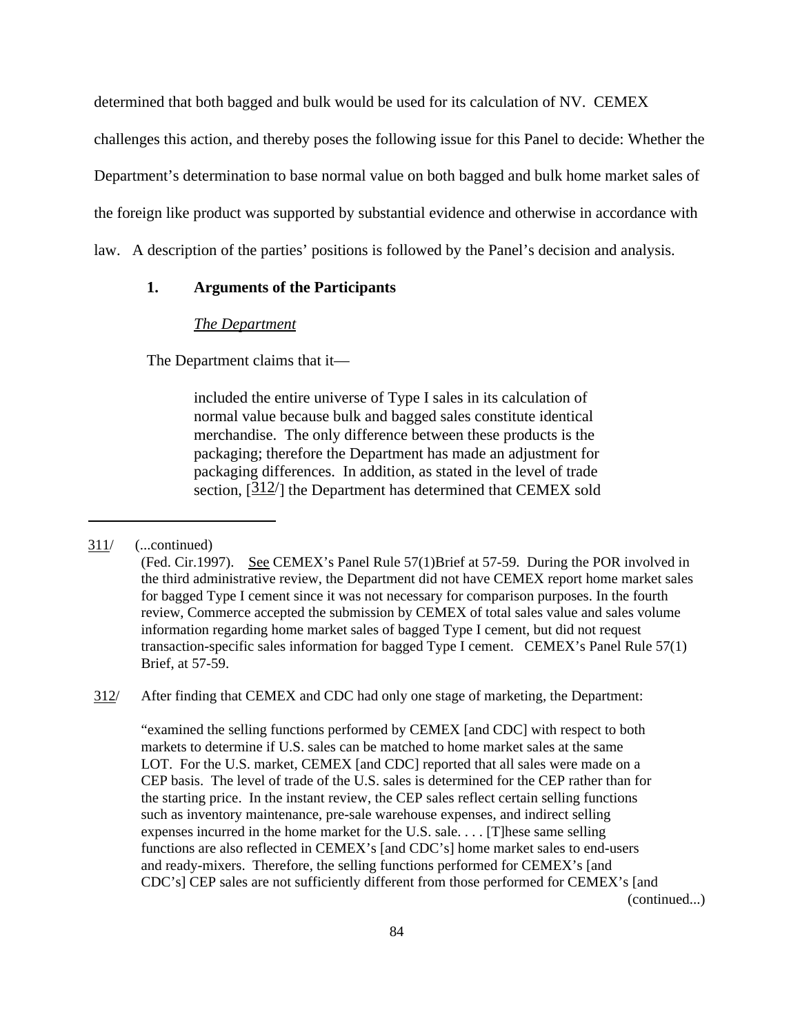determined that both bagged and bulk would be used for its calculation of NV. CEMEX challenges this action, and thereby poses the following issue for this Panel to decide: Whether the Department's determination to base normal value on both bagged and bulk home market sales of the foreign like product was supported by substantial evidence and otherwise in accordance with law. A description of the parties' positions is followed by the Panel's decision and analysis.

### 1. Arguments of the Participants

*The Department*

The Department claims that it—

> included the entire universe of Type I sales in its calculation of normal value because bulk and bagged sales constitute identical merchandise. The only difference between these products is the packaging; therefore the Department has made an adjustment for packaging differences. In addition, as stated in the level of trade section, [312/] the Department has determined that CEMEX sold

---

311/ (...continued)
(Fed. Cir.1997). See CEMEX's Panel Rule 57(1)Brief at 57-59. During the POR involved in the third administrative review, the Department did not have CEMEX report home market sales for bagged Type I cement since it was not necessary for comparison purposes. In the fourth review, Commerce accepted the submission by CEMEX of total sales value and sales volume information regarding home market sales of bagged Type I cement, but did not request transaction-specific sales information for bagged Type I cement. CEMEX's Panel Rule 57(1) Brief, at 57-59.

312/ After finding that CEMEX and CDC had only one stage of marketing, the Department:

"examined the selling functions performed by CEMEX [and CDC] with respect to both markets to determine if U.S. sales can be matched to home market sales at the same LOT. For the U.S. market, CEMEX [and CDC] reported that all sales were made on a CEP basis. The level of trade of the U.S. sales is determined for the CEP rather than for the starting price. In the instant review, the CEP sales reflect certain selling functions such as inventory maintenance, pre-sale warehouse expenses, and indirect selling expenses incurred in the home market for the U.S. sale. . . . [T]hese same selling functions are also reflected in CEMEX's [and CDC's] home market sales to end-users and ready-mixers. Therefore, the selling functions performed for CEMEX's [and CDC's] CEP sales are not sufficiently different from those performed for CEMEX's [and
(continued...)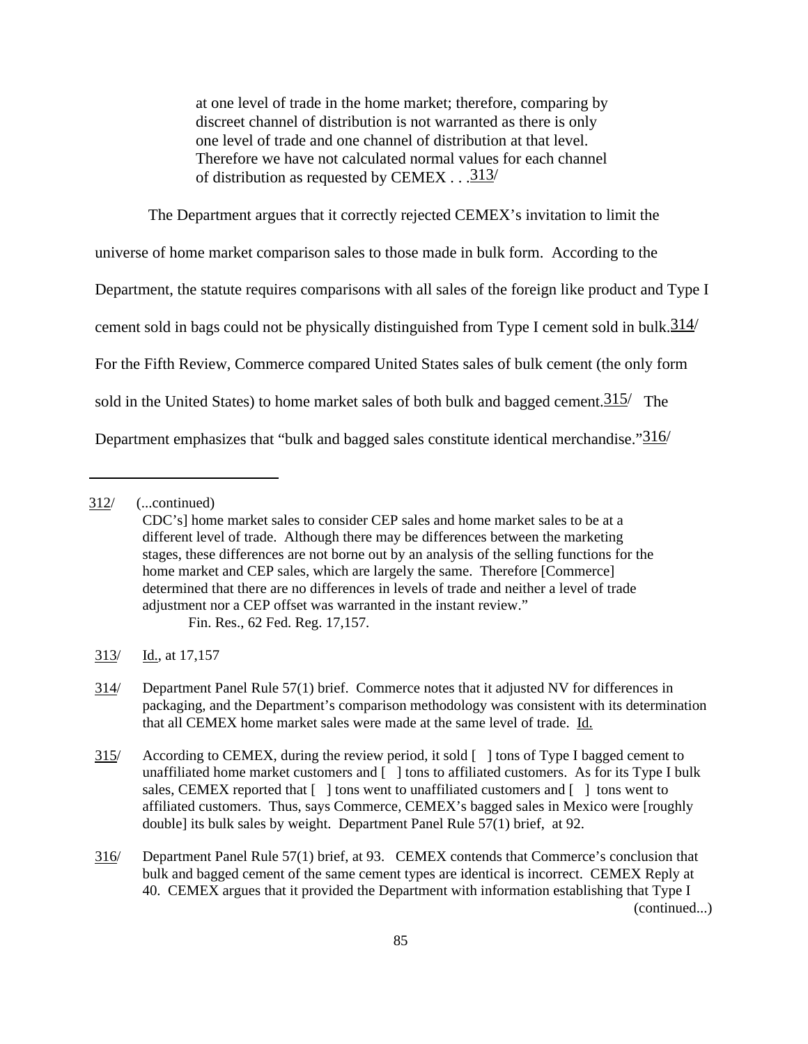> at one level of trade in the home market; therefore, comparing by discreet channel of distribution is not warranted as there is only one level of trade and one channel of distribution at that level. Therefore we have not calculated normal values for each channel of distribution as requested by CEMEX . . .[313]

The Department argues that it correctly rejected CEMEX's invitation to limit the universe of home market comparison sales to those made in bulk form. According to the Department, the statute requires comparisons with all sales of the foreign like product and Type I cement sold in bags could not be physically distinguished from Type I cement sold in bulk.[314] For the Fifth Review, Commerce compared United States sales of bulk cement (the only form sold in the United States) to home market sales of both bulk and bagged cement.[315] The Department emphasizes that "bulk and bagged sales constitute identical merchandise."[316]

---

312/ (...continued)
CDC's] home market sales to consider CEP sales and home market sales to be at a different level of trade. Although there may be differences between the marketing stages, these differences are not borne out by an analysis of the selling functions for the home market and CEP sales, which are largely the same. Therefore [Commerce] determined that there are no differences in levels of trade and neither a level of trade adjustment nor a CEP offset was warranted in the instant review."
Fin. Res., 62 Fed. Reg. 17,157.

313/ Id., at 17,157

314/ Department Panel Rule 57(1) brief. Commerce notes that it adjusted NV for differences in packaging, and the Department's comparison methodology was consistent with its determination that all CEMEX home market sales were made at the same level of trade. Id.

315/ According to CEMEX, during the review period, it sold [ ] tons of Type I bagged cement to unaffiliated home market customers and [ ] tons to affiliated customers. As for its Type I bulk sales, CEMEX reported that [ ] tons went to unaffiliated customers and [ ] tons went to affiliated customers. Thus, says Commerce, CEMEX's bagged sales in Mexico were [roughly double] its bulk sales by weight. Department Panel Rule 57(1) brief, at 92.

316/ Department Panel Rule 57(1) brief, at 93. CEMEX contends that Commerce's conclusion that bulk and bagged cement of the same cement types are identical is incorrect. CEMEX Reply at 40. CEMEX argues that it provided the Department with information establishing that Type I
(continued...)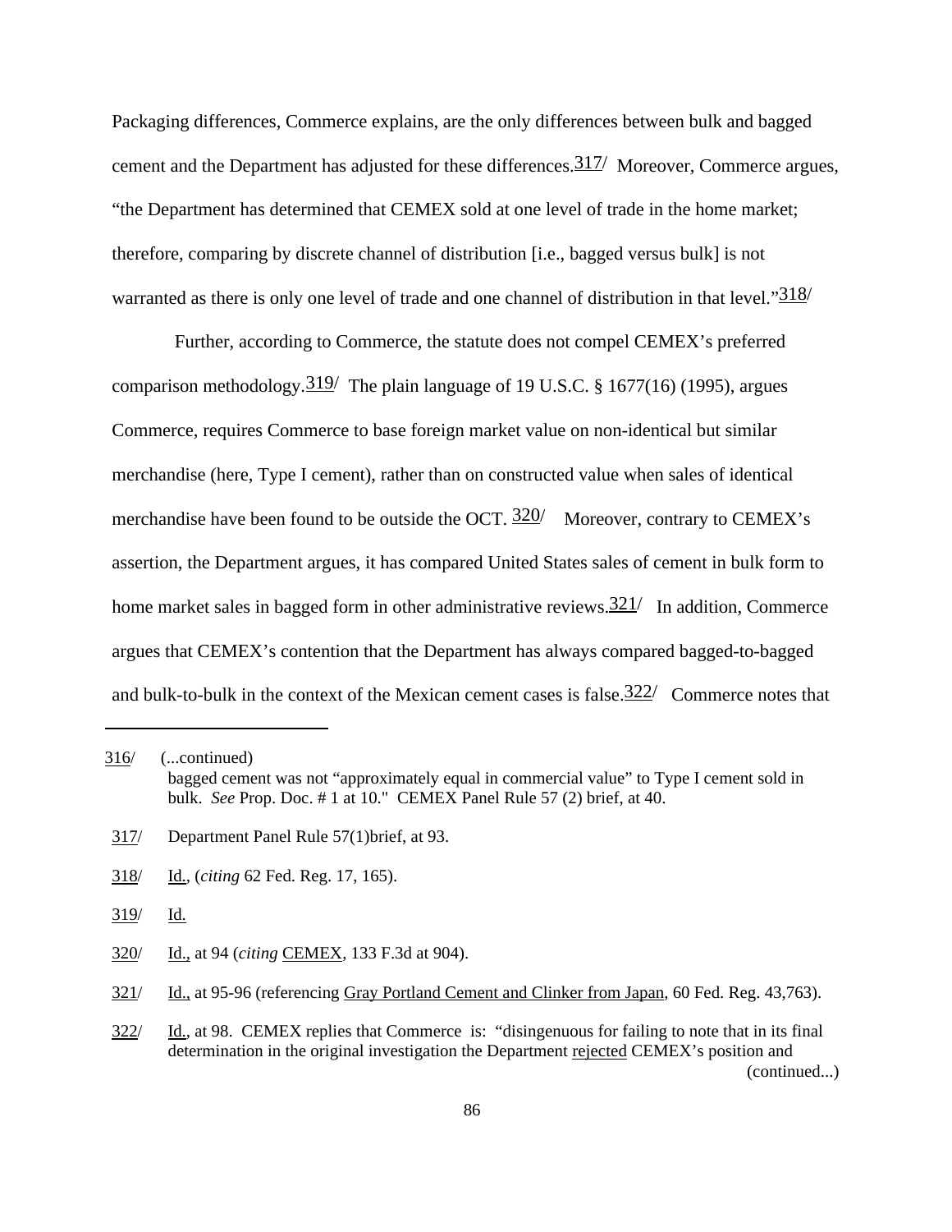Packaging differences, Commerce explains, are the only differences between bulk and bagged cement and the Department has adjusted for these differences.[317] Moreover, Commerce argues, "the Department has determined that CEMEX sold at one level of trade in the home market; therefore, comparing by discrete channel of distribution [i.e., bagged versus bulk] is not warranted as there is only one level of trade and one channel of distribution in that level."[318]

Further, according to Commerce, the statute does not compel CEMEX's preferred comparison methodology.[319] The plain language of 19 U.S.C. § 1677(16) (1995), argues Commerce, requires Commerce to base foreign market value on non-identical but similar merchandise (here, Type I cement), rather than on constructed value when sales of identical merchandise have been found to be outside the OCT.[320] Moreover, contrary to CEMEX's assertion, the Department argues, it has compared United States sales of cement in bulk form to home market sales in bagged form in other administrative reviews.[321] In addition, Commerce argues that CEMEX's contention that the Department has always compared bagged-to-bagged and bulk-to-bulk in the context of the Mexican cement cases is false.[322] Commerce notes that

---

316/ (...continued)
bagged cement was not "approximately equal in commercial value" to Type I cement sold in bulk. *See* Prop. Doc. # 1 at 10." CEMEX Panel Rule 57 (2) brief, at 40.

317/ Department Panel Rule 57(1)brief, at 93.

318/ Id., (*citing* 62 Fed. Reg. 17, 165).

319/ Id.

320/ Id., at 94 (*citing* CEMEX, 133 F.3d at 904).

321/ Id., at 95-96 (referencing Gray Portland Cement and Clinker from Japan, 60 Fed. Reg. 43,763).

322/ Id., at 98. CEMEX replies that Commerce is: "disingenuous for failing to note that in its final determination in the original investigation the Department rejected CEMEX's position and (continued...)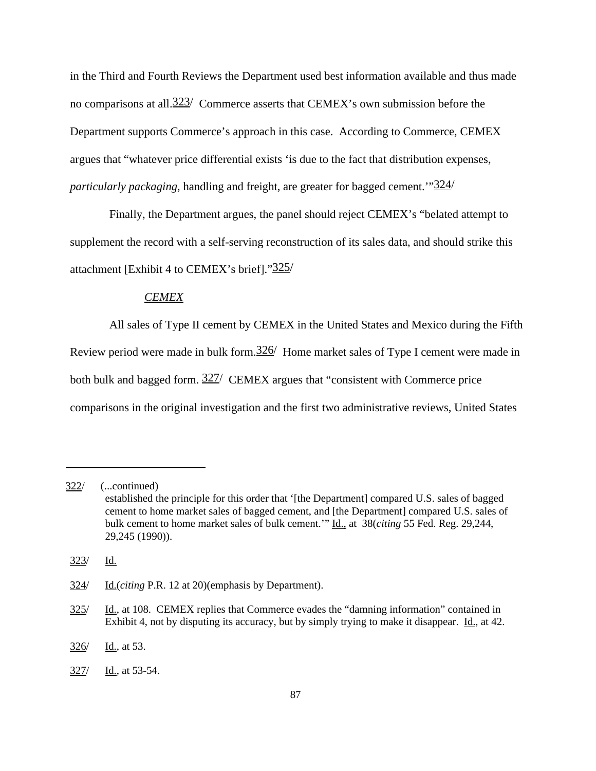in the Third and Fourth Reviews the Department used best information available and thus made no comparisons at all.[323] Commerce asserts that CEMEX's own submission before the Department supports Commerce's approach in this case. According to Commerce, CEMEX argues that "whatever price differential exists 'is due to the fact that distribution expenses, *particularly packaging*, handling and freight, are greater for bagged cement.'"[324]

Finally, the Department argues, the panel should reject CEMEX's "belated attempt to supplement the record with a self-serving reconstruction of its sales data, and should strike this attachment [Exhibit 4 to CEMEX's brief]."[325]

*CEMEX*

All sales of Type II cement by CEMEX in the United States and Mexico during the Fifth Review period were made in bulk form.[326] Home market sales of Type I cement were made in both bulk and bagged form.[327] CEMEX argues that "consistent with Commerce price comparisons in the original investigation and the first two administrative reviews, United States

---

322/ (...continued) established the principle for this order that '[the Department] compared U.S. sales of bagged cement to home market sales of bagged cement, and [the Department] compared U.S. sales of bulk cement to home market sales of bulk cement.'" Id., at 38(*citing* 55 Fed. Reg. 29,244, 29,245 (1990)).

323/ Id.

324/ Id.(*citing* P.R. 12 at 20)(emphasis by Department).

325/ Id., at 108. CEMEX replies that Commerce evades the "damning information" contained in Exhibit 4, not by disputing its accuracy, but by simply trying to make it disappear. Id., at 42.

326/ Id., at 53.

327/ Id., at 53-54.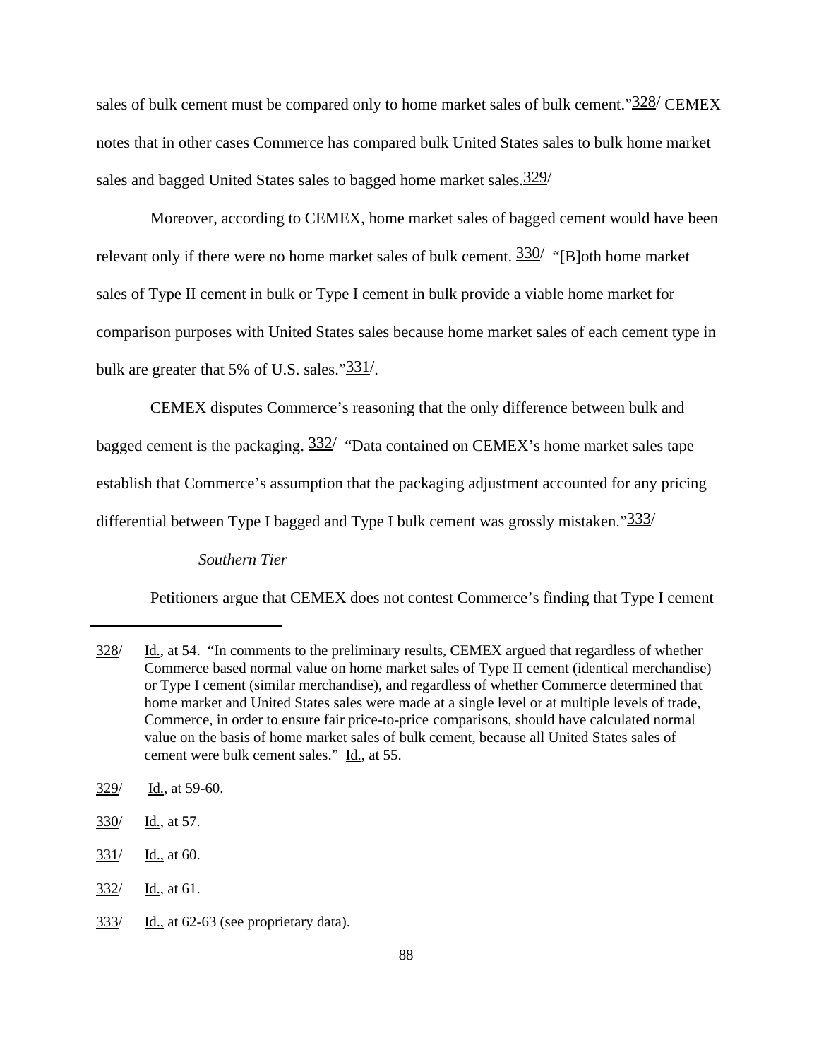sales of bulk cement must be compared only to home market sales of bulk cement."[328] CEMEX notes that in other cases Commerce has compared bulk United States sales to bulk home market sales and bagged United States sales to bagged home market sales.[329]

Moreover, according to CEMEX, home market sales of bagged cement would have been relevant only if there were no home market sales of bulk cement. [330] "[B]oth home market sales of Type II cement in bulk or Type I cement in bulk provide a viable home market for comparison purposes with United States sales because home market sales of each cement type in bulk are greater that 5% of U.S. sales."[331].

CEMEX disputes Commerce's reasoning that the only difference between bulk and bagged cement is the packaging. [332] "Data contained on CEMEX's home market sales tape establish that Commerce's assumption that the packaging adjustment accounted for any pricing differential between Type I bagged and Type I bulk cement was grossly mistaken."[333]

*Southern Tier*

Petitioners argue that CEMEX does not contest Commerce's finding that Type I cement

---

328/ Id., at 54. "In comments to the preliminary results, CEMEX argued that regardless of whether Commerce based normal value on home market sales of Type II cement (identical merchandise) or Type I cement (similar merchandise), and regardless of whether Commerce determined that home market and United States sales were made at a single level or at multiple levels of trade, Commerce, in order to ensure fair price-to-price comparisons, should have calculated normal value on the basis of home market sales of bulk cement, because all United States sales of cement were bulk cement sales." Id., at 55.

329/ Id., at 59-60.

330/ Id., at 57.

331/ Id., at 60.

332/ Id., at 61.

333/ Id., at 62-63 (see proprietary data).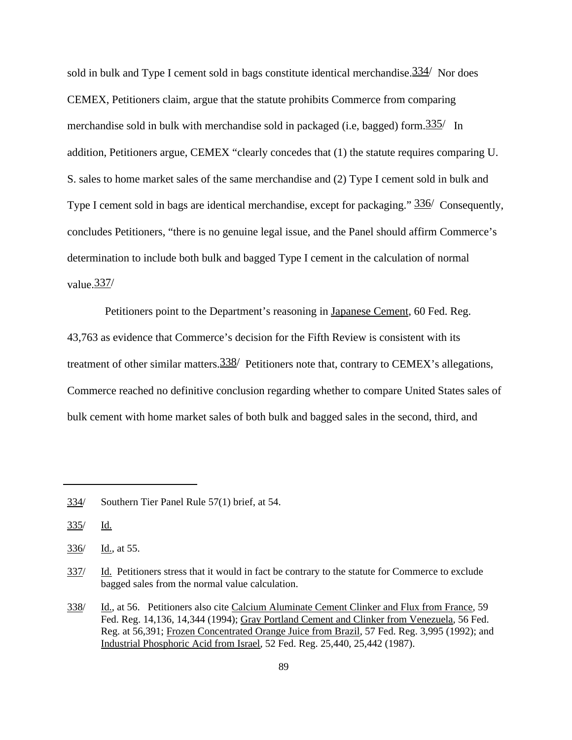sold in bulk and Type I cement sold in bags constitute identical merchandise.[334/] Nor does CEMEX, Petitioners claim, argue that the statute prohibits Commerce from comparing merchandise sold in bulk with merchandise sold in packaged (i.e, bagged) form.[335/] In addition, Petitioners argue, CEMEX "clearly concedes that (1) the statute requires comparing U. S. sales to home market sales of the same merchandise and (2) Type I cement sold in bulk and Type I cement sold in bags are identical merchandise, except for packaging." [336/] Consequently, concludes Petitioners, "there is no genuine legal issue, and the Panel should affirm Commerce's determination to include both bulk and bagged Type I cement in the calculation of normal value.[337/]

Petitioners point to the Department's reasoning in Japanese Cement, 60 Fed. Reg. 43,763 as evidence that Commerce's decision for the Fifth Review is consistent with its treatment of other similar matters.[338/] Petitioners note that, contrary to CEMEX's allegations, Commerce reached no definitive conclusion regarding whether to compare United States sales of bulk cement with home market sales of both bulk and bagged sales in the second, third, and

---

334/ Southern Tier Panel Rule 57(1) brief, at 54.

335/ Id.

336/ Id., at 55.

337/ Id. Petitioners stress that it would in fact be contrary to the statute for Commerce to exclude bagged sales from the normal value calculation.

338/ Id., at 56. Petitioners also cite Calcium Aluminate Cement Clinker and Flux from France, 59 Fed. Reg. 14,136, 14,344 (1994); Gray Portland Cement and Clinker from Venezuela, 56 Fed. Reg. at 56,391; Frozen Concentrated Orange Juice from Brazil, 57 Fed. Reg. 3,995 (1992); and Industrial Phosphoric Acid from Israel, 52 Fed. Reg. 25,440, 25,442 (1987).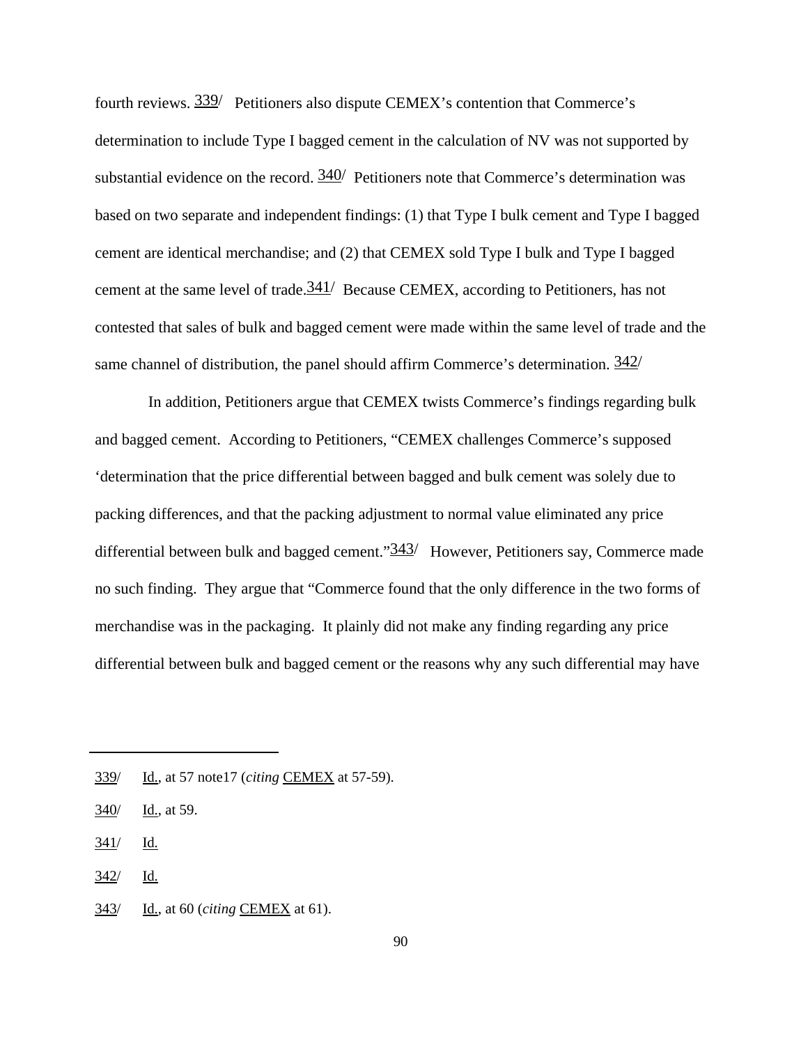fourth reviews.[339] Petitioners also dispute CEMEX's contention that Commerce's determination to include Type I bagged cement in the calculation of NV was not supported by substantial evidence on the record.[340] Petitioners note that Commerce's determination was based on two separate and independent findings: (1) that Type I bulk cement and Type I bagged cement are identical merchandise; and (2) that CEMEX sold Type I bulk and Type I bagged cement at the same level of trade.[341] Because CEMEX, according to Petitioners, has not contested that sales of bulk and bagged cement were made within the same level of trade and the same channel of distribution, the panel should affirm Commerce's determination.[342]

In addition, Petitioners argue that CEMEX twists Commerce's findings regarding bulk and bagged cement. According to Petitioners, "CEMEX challenges Commerce's supposed 'determination that the price differential between bagged and bulk cement was solely due to packing differences, and that the packing adjustment to normal value eliminated any price differential between bulk and bagged cement."[343] However, Petitioners say, Commerce made no such finding. They argue that "Commerce found that the only difference in the two forms of merchandise was in the packaging. It plainly did not make any finding regarding any price differential between bulk and bagged cement or the reasons why any such differential may have

---

339/ Id., at 57 note17 (*citing* CEMEX at 57-59).

340/ Id., at 59.

341/ Id.

342/ Id.

343/ Id., at 60 (*citing* CEMEX at 61).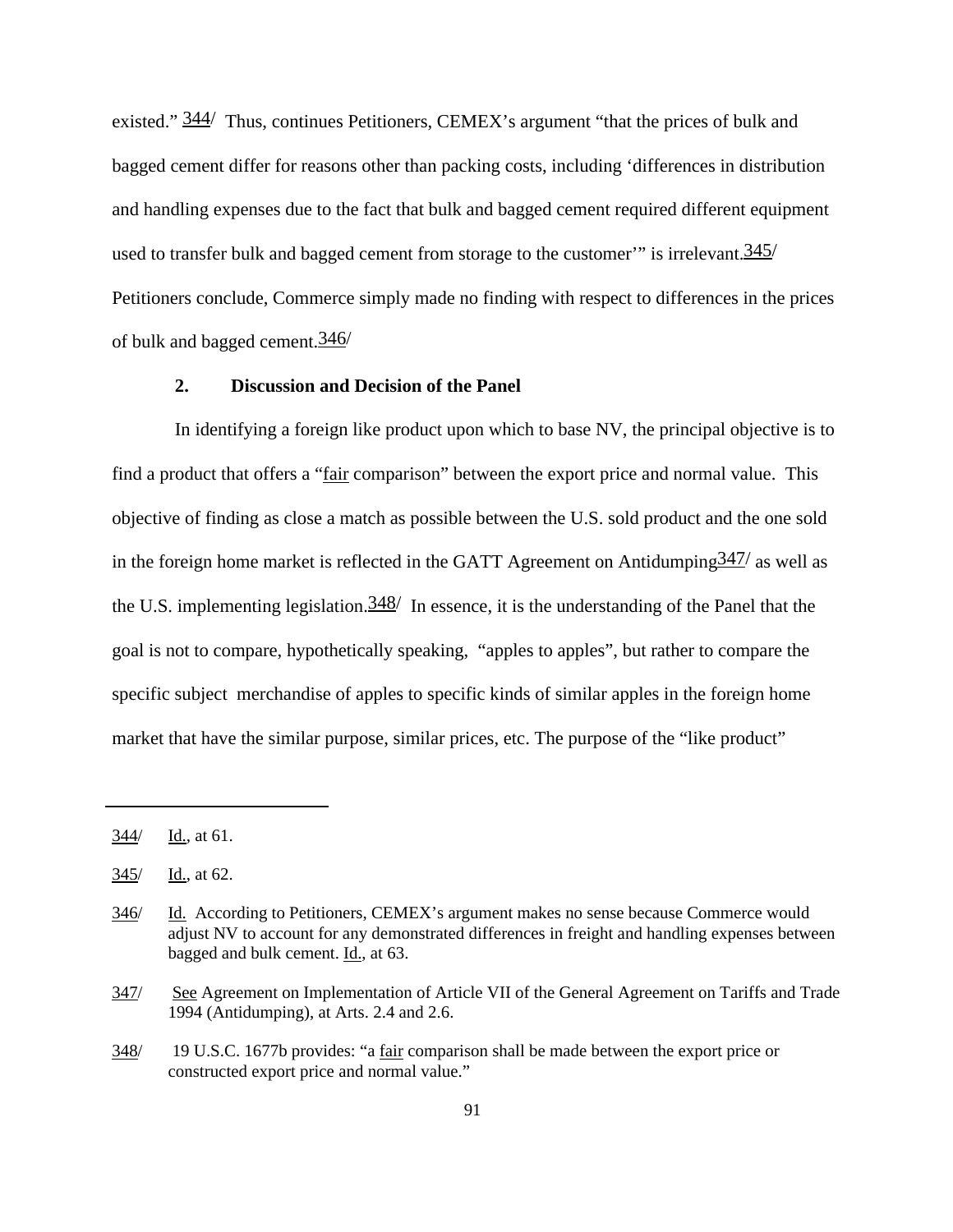existed." [344] Thus, continues Petitioners, CEMEX's argument "that the prices of bulk and bagged cement differ for reasons other than packing costs, including 'differences in distribution and handling expenses due to the fact that bulk and bagged cement required different equipment used to transfer bulk and bagged cement from storage to the customer'" is irrelevant.[345] Petitioners conclude, Commerce simply made no finding with respect to differences in the prices of bulk and bagged cement.[346]

### 2. Discussion and Decision of the Panel

In identifying a foreign like product upon which to base NV, the principal objective is to find a product that offers a "fair comparison" between the export price and normal value. This objective of finding as close a match as possible between the U.S. sold product and the one sold in the foreign home market is reflected in the GATT Agreement on Antidumping[347] as well as the U.S. implementing legislation.[348] In essence, it is the understanding of the Panel that the goal is not to compare, hypothetically speaking, "apples to apples", but rather to compare the specific subject merchandise of apples to specific kinds of similar apples in the foreign home market that have the similar purpose, similar prices, etc. The purpose of the "like product"

---

344/ Id., at 61.

345/ Id., at 62.

346/ Id. According to Petitioners, CEMEX's argument makes no sense because Commerce would adjust NV to account for any demonstrated differences in freight and handling expenses between bagged and bulk cement. Id., at 63.

347/ See Agreement on Implementation of Article VII of the General Agreement on Tariffs and Trade 1994 (Antidumping), at Arts. 2.4 and 2.6.

348/ 19 U.S.C. 1677b provides: "a fair comparison shall be made between the export price or constructed export price and normal value."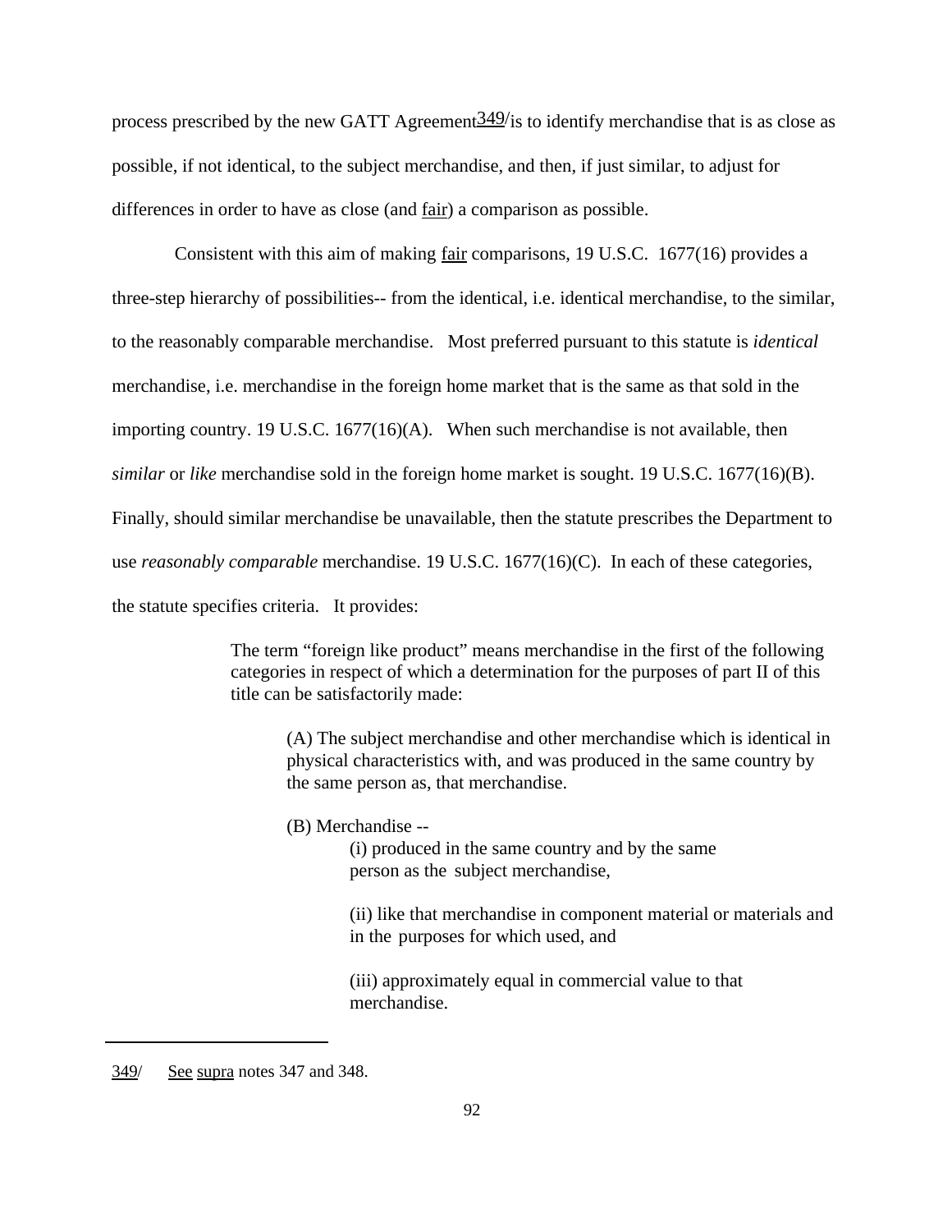process prescribed by the new GATT Agreement[349] is to identify merchandise that is as close as possible, if not identical, to the subject merchandise, and then, if just similar, to adjust for differences in order to have as close (and fair) a comparison as possible.

Consistent with this aim of making fair comparisons, 19 U.S.C. 1677(16) provides a three-step hierarchy of possibilities-- from the identical, i.e. identical merchandise, to the similar, to the reasonably comparable merchandise. Most preferred pursuant to this statute is *identical* merchandise, i.e. merchandise in the foreign home market that is the same as that sold in the importing country. 19 U.S.C. 1677(16)(A). When such merchandise is not available, then *similar* or *like* merchandise sold in the foreign home market is sought. 19 U.S.C. 1677(16)(B). Finally, should similar merchandise be unavailable, then the statute prescribes the Department to use *reasonably comparable* merchandise. 19 U.S.C. 1677(16)(C). In each of these categories, the statute specifies criteria. It provides:

> The term "foreign like product" means merchandise in the first of the following categories in respect of which a determination for the purposes of part II of this title can be satisfactorily made:
>
> (A) The subject merchandise and other merchandise which is identical in physical characteristics with, and was produced in the same country by the same person as, that merchandise.
>
> (B) Merchandise --
>
> (i) produced in the same country and by the same person as the subject merchandise,
>
> (ii) like that merchandise in component material or materials and in the purposes for which used, and
>
> (iii) approximately equal in commercial value to that merchandise.

---

349/ See supra notes 347 and 348.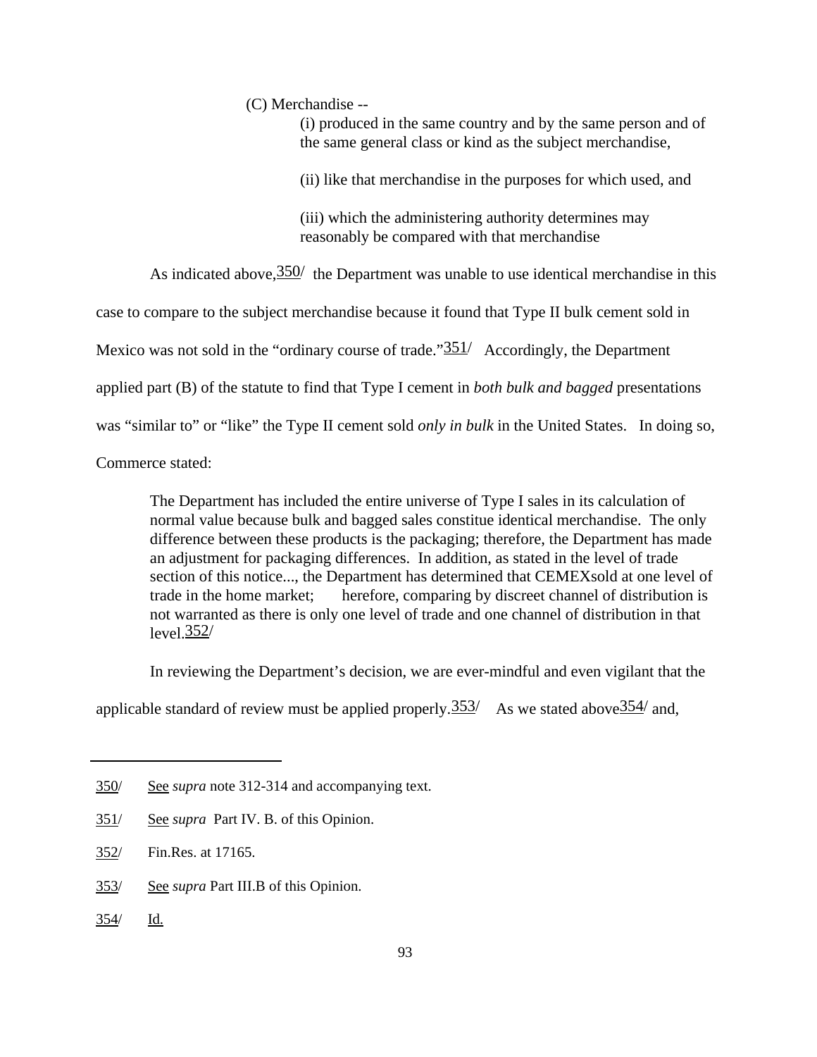(C) Merchandise --

> (i) produced in the same country and by the same person and of the same general class or kind as the subject merchandise,
>
> (ii) like that merchandise in the purposes for which used, and
>
> (iii) which the administering authority determines may reasonably be compared with that merchandise

As indicated above,[350] the Department was unable to use identical merchandise in this case to compare to the subject merchandise because it found that Type II bulk cement sold in Mexico was not sold in the "ordinary course of trade."[351] Accordingly, the Department applied part (B) of the statute to find that Type I cement in *both bulk and bagged* presentations was "similar to" or "like" the Type II cement sold *only in bulk* in the United States. In doing so, Commerce stated:

> The Department has included the entire universe of Type I sales in its calculation of normal value because bulk and bagged sales constitue identical merchandise. The only difference between these products is the packaging; therefore, the Department has made an adjustment for packaging differences. In addition, as stated in the level of trade section of this notice..., the Department has determined that CEMEXsold at one level of trade in the home market; herefore, comparing by discreet channel of distribution is not warranted as there is only one level of trade and one channel of distribution in that level.[352]

In reviewing the Department's decision, we are ever-mindful and even vigilant that the applicable standard of review must be applied properly.[353] As we stated above[354] and,

---

350/ See *supra* note 312-314 and accompanying text.

351/ See *supra* Part IV. B. of this Opinion.

352/ Fin.Res. at 17165.

353/ See *supra* Part III.B of this Opinion.

354/ Id.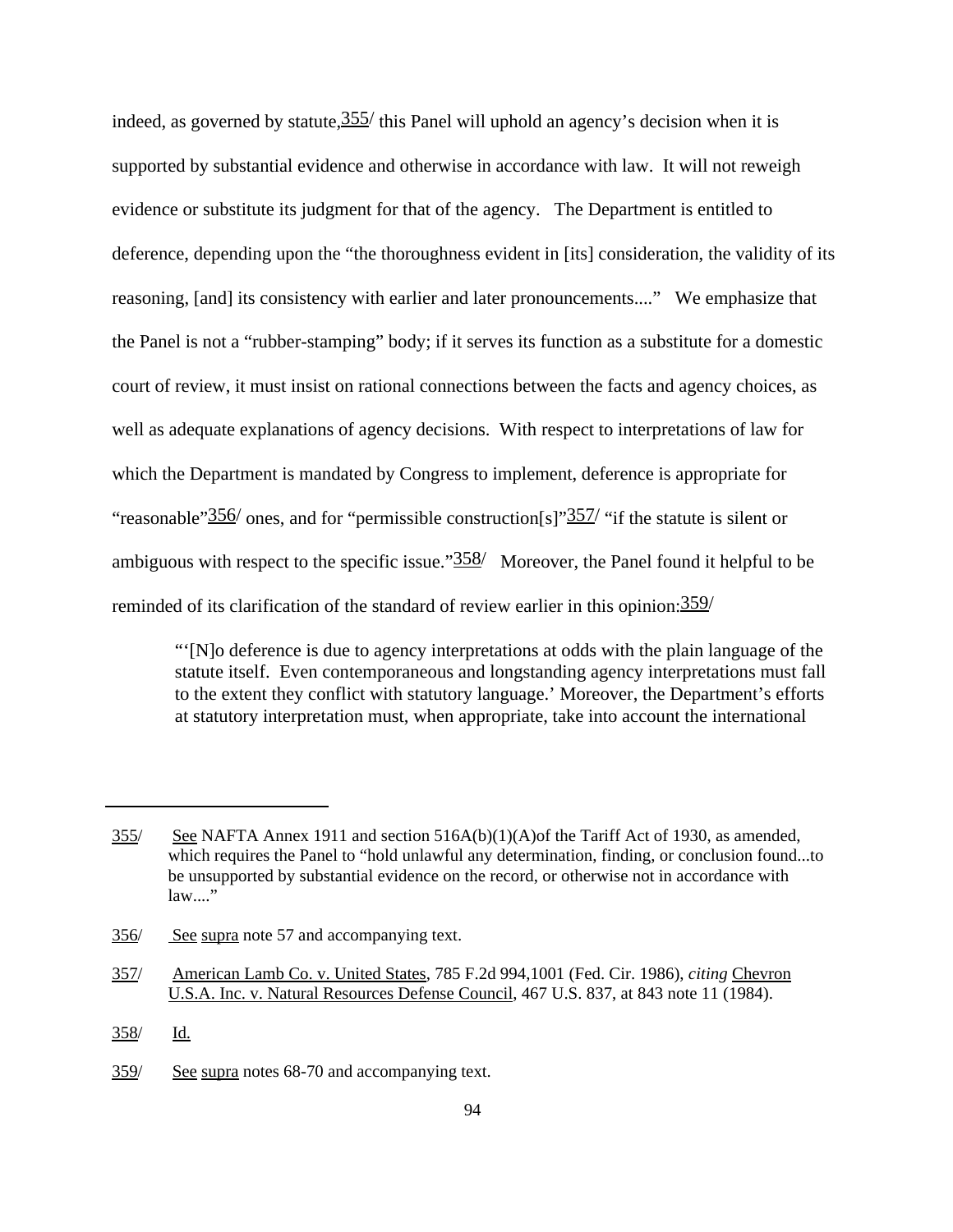indeed, as governed by statute,[355/] this Panel will uphold an agency's decision when it is supported by substantial evidence and otherwise in accordance with law. It will not reweigh evidence or substitute its judgment for that of the agency. The Department is entitled to deference, depending upon the "the thoroughness evident in [its] consideration, the validity of its reasoning, [and] its consistency with earlier and later pronouncements...." We emphasize that the Panel is not a "rubber-stamping" body; if it serves its function as a substitute for a domestic court of review, it must insist on rational connections between the facts and agency choices, as well as adequate explanations of agency decisions. With respect to interpretations of law for which the Department is mandated by Congress to implement, deference is appropriate for "reasonable"[356/] ones, and for "permissible construction[s]"[357/] "if the statute is silent or ambiguous with respect to the specific issue."[358/] Moreover, the Panel found it helpful to be reminded of its clarification of the standard of review earlier in this opinion:[359/]

> "'[N]o deference is due to agency interpretations at odds with the plain language of the statute itself. Even contemporaneous and longstanding agency interpretations must fall to the extent they conflict with statutory language.' Moreover, the Department's efforts at statutory interpretation must, when appropriate, take into account the international

---

355/ See NAFTA Annex 1911 and section 516A(b)(1)(A)of the Tariff Act of 1930, as amended, which requires the Panel to "hold unlawful any determination, finding, or conclusion found...to be unsupported by substantial evidence on the record, or otherwise not in accordance with law...."

356/ See supra note 57 and accompanying text.

357/ American Lamb Co. v. United States, 785 F.2d 994,1001 (Fed. Cir. 1986), *citing* Chevron U.S.A. Inc. v. Natural Resources Defense Council, 467 U.S. 837, at 843 note 11 (1984).

358/ Id.

359/ See supra notes 68-70 and accompanying text.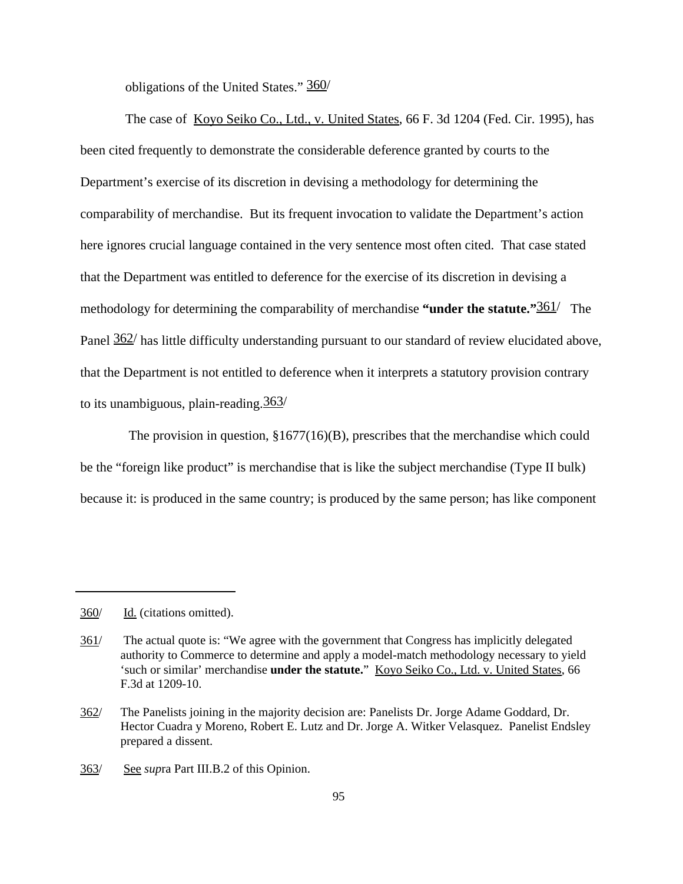obligations of the United States." [360]

The case of Koyo Seiko Co., Ltd., v. United States, 66 F. 3d 1204 (Fed. Cir. 1995), has been cited frequently to demonstrate the considerable deference granted by courts to the Department's exercise of its discretion in devising a methodology for determining the comparability of merchandise. But its frequent invocation to validate the Department's action here ignores crucial language contained in the very sentence most often cited. That case stated that the Department was entitled to deference for the exercise of its discretion in devising a methodology for determining the comparability of merchandise **"under the statute."**[361] The Panel [362] has little difficulty understanding pursuant to our standard of review elucidated above, that the Department is not entitled to deference when it interprets a statutory provision contrary to its unambiguous, plain-reading.[363]

The provision in question, §1677(16)(B), prescribes that the merchandise which could be the "foreign like product" is merchandise that is like the subject merchandise (Type II bulk) because it: is produced in the same country; is produced by the same person; has like component

---

[360] Id. (citations omitted).

[361] The actual quote is: "We agree with the government that Congress has implicitly delegated authority to Commerce to determine and apply a model-match methodology necessary to yield 'such or similar' merchandise **under the statute.**" Koyo Seiko Co., Ltd. v. United States, 66 F.3d at 1209-10.

[362] The Panelists joining in the majority decision are: Panelists Dr. Jorge Adame Goddard, Dr. Hector Cuadra y Moreno, Robert E. Lutz and Dr. Jorge A. Witker Velasquez. Panelist Endsley prepared a dissent.

[363] See *sup*ra Part III.B.2 of this Opinion.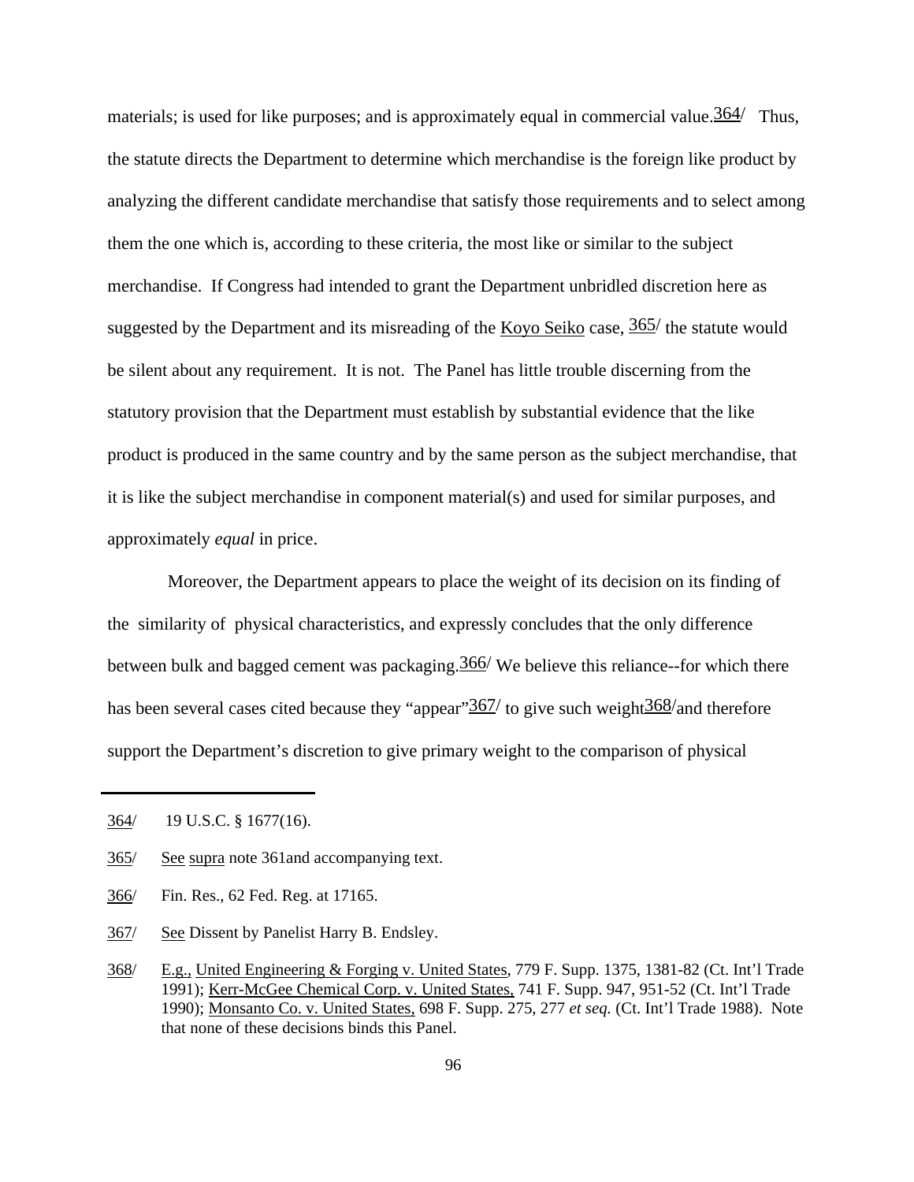materials; is used for like purposes; and is approximately equal in commercial value.[364] Thus, the statute directs the Department to determine which merchandise is the foreign like product by analyzing the different candidate merchandise that satisfy those requirements and to select among them the one which is, according to these criteria, the most like or similar to the subject merchandise. If Congress had intended to grant the Department unbridled discretion here as suggested by the Department and its misreading of the Koyo Seiko case, [365] the statute would be silent about any requirement. It is not. The Panel has little trouble discerning from the statutory provision that the Department must establish by substantial evidence that the like product is produced in the same country and by the same person as the subject merchandise, that it is like the subject merchandise in component material(s) and used for similar purposes, and approximately *equal* in price.

Moreover, the Department appears to place the weight of its decision on its finding of the similarity of physical characteristics, and expressly concludes that the only difference between bulk and bagged cement was packaging.[366] We believe this reliance--for which there has been several cases cited because they "appear"[367] to give such weight[368] and therefore support the Department's discretion to give primary weight to the comparison of physical

---

364/ 19 U.S.C. § 1677(16).

365/ See supra note 361and accompanying text.

366/ Fin. Res., 62 Fed. Reg. at 17165.

367/ See Dissent by Panelist Harry B. Endsley.

368/ E.g., United Engineering & Forging v. United States, 779 F. Supp. 1375, 1381-82 (Ct. Int'l Trade 1991); Kerr-McGee Chemical Corp. v. United States, 741 F. Supp. 947, 951-52 (Ct. Int'l Trade 1990); Monsanto Co. v. United States, 698 F. Supp. 275, 277 *et seq.* (Ct. Int'l Trade 1988). Note that none of these decisions binds this Panel.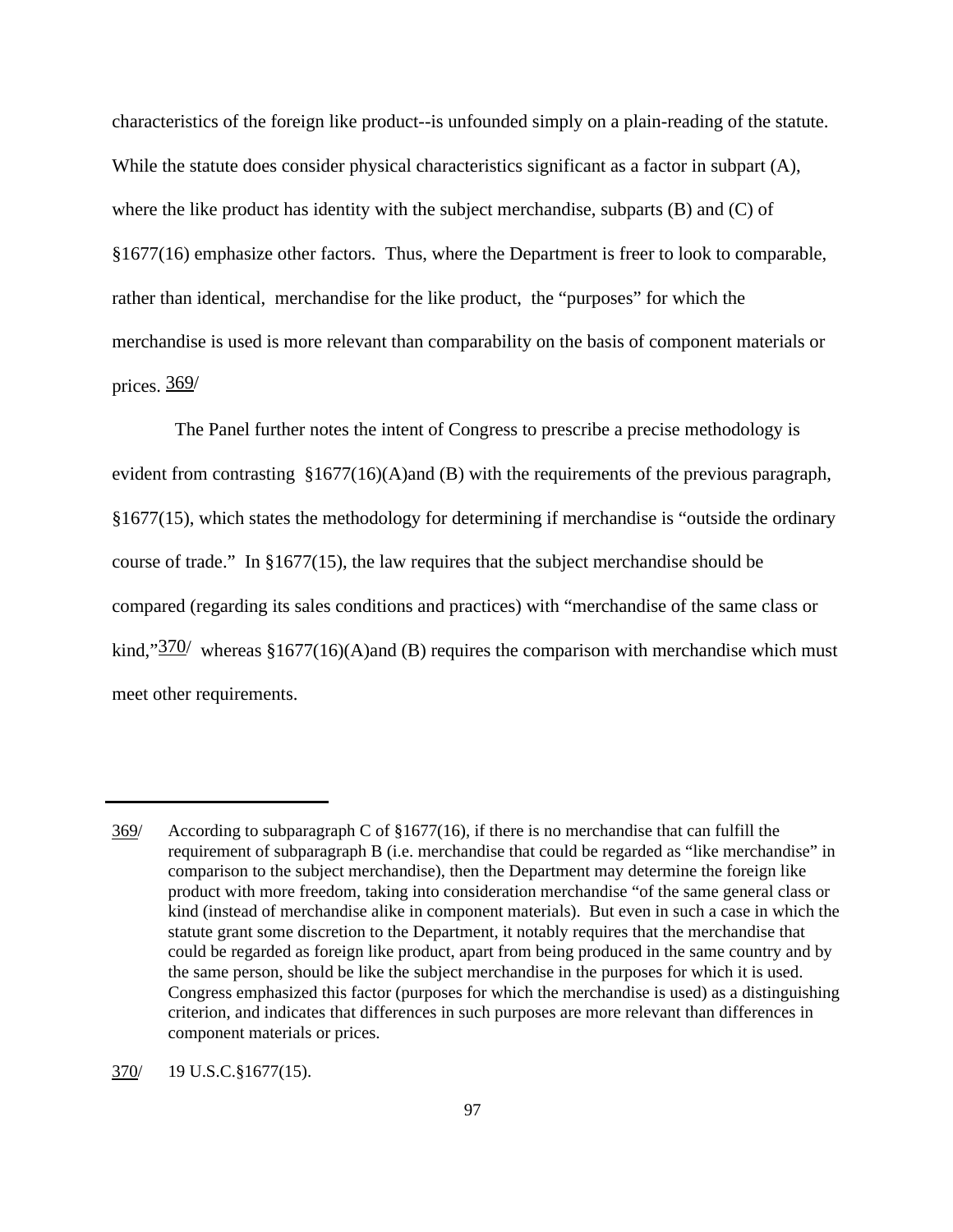characteristics of the foreign like product--is unfounded simply on a plain-reading of the statute. While the statute does consider physical characteristics significant as a factor in subpart (A), where the like product has identity with the subject merchandise, subparts (B) and (C) of §1677(16) emphasize other factors. Thus, where the Department is freer to look to comparable, rather than identical, merchandise for the like product, the "purposes" for which the merchandise is used is more relevant than comparability on the basis of component materials or prices. [369/]

The Panel further notes the intent of Congress to prescribe a precise methodology is evident from contrasting §1677(16)(A)and (B) with the requirements of the previous paragraph, §1677(15), which states the methodology for determining if merchandise is "outside the ordinary course of trade." In §1677(15), the law requires that the subject merchandise should be compared (regarding its sales conditions and practices) with "merchandise of the same class or kind,"[370/] whereas §1677(16)(A)and (B) requires the comparison with merchandise which must meet other requirements.

---

369/ According to subparagraph C of §1677(16), if there is no merchandise that can fulfill the requirement of subparagraph B (i.e. merchandise that could be regarded as "like merchandise" in comparison to the subject merchandise), then the Department may determine the foreign like product with more freedom, taking into consideration merchandise "of the same general class or kind (instead of merchandise alike in component materials). But even in such a case in which the statute grant some discretion to the Department, it notably requires that the merchandise that could be regarded as foreign like product, apart from being produced in the same country and by the same person, should be like the subject merchandise in the purposes for which it is used. Congress emphasized this factor (purposes for which the merchandise is used) as a distinguishing criterion, and indicates that differences in such purposes are more relevant than differences in component materials or prices.

370/ 19 U.S.C.§1677(15).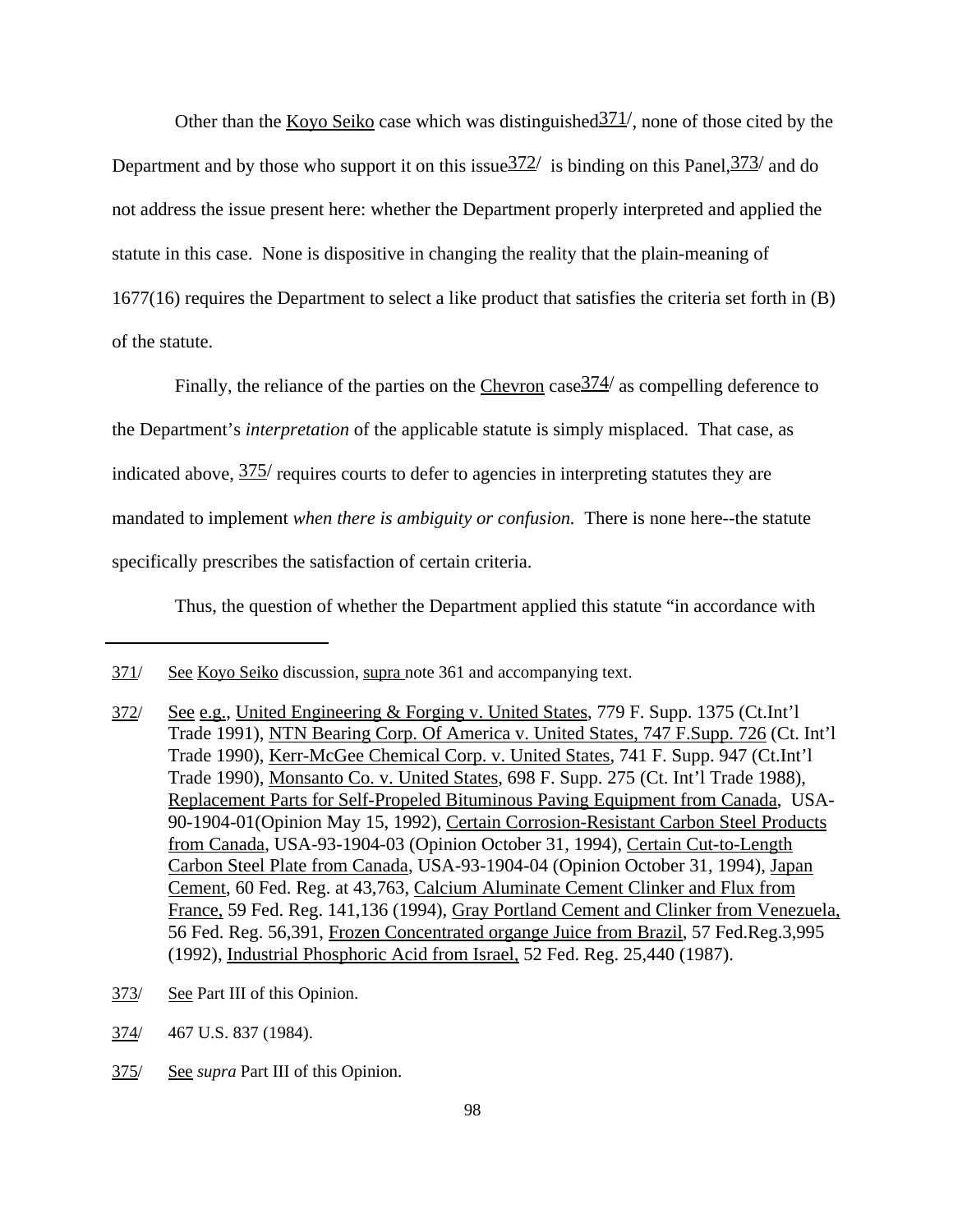Other than the Koyo Seiko case which was distinguished[371], none of those cited by the Department and by those who support it on this issue[372] is binding on this Panel,[373] and do not address the issue present here: whether the Department properly interpreted and applied the statute in this case. None is dispositive in changing the reality that the plain-meaning of 1677(16) requires the Department to select a like product that satisfies the criteria set forth in (B) of the statute.

Finally, the reliance of the parties on the Chevron case[374] as compelling deference to the Department's *interpretation* of the applicable statute is simply misplaced. That case, as indicated above, [375] requires courts to defer to agencies in interpreting statutes they are mandated to implement *when there is ambiguity or confusion.* There is none here--the statute specifically prescribes the satisfaction of certain criteria.

Thus, the question of whether the Department applied this statute "in accordance with

---

371/ See Koyo Seiko discussion, supra note 361 and accompanying text.

372/ See e.g., United Engineering & Forging v. United States, 779 F. Supp. 1375 (Ct.Int'l Trade 1991), NTN Bearing Corp. Of America v. United States, 747 F.Supp. 726 (Ct. Int'l Trade 1990), Kerr-McGee Chemical Corp. v. United States, 741 F. Supp. 947 (Ct.Int'l Trade 1990), Monsanto Co. v. United States, 698 F. Supp. 275 (Ct. Int'l Trade 1988), Replacement Parts for Self-Propeled Bituminous Paving Equipment from Canada, USA-90-1904-01(Opinion May 15, 1992), Certain Corrosion-Resistant Carbon Steel Products from Canada, USA-93-1904-03 (Opinion October 31, 1994), Certain Cut-to-Length Carbon Steel Plate from Canada, USA-93-1904-04 (Opinion October 31, 1994), Japan Cement, 60 Fed. Reg. at 43,763, Calcium Aluminate Cement Clinker and Flux from France, 59 Fed. Reg. 141,136 (1994), Gray Portland Cement and Clinker from Venezuela, 56 Fed. Reg. 56,391, Frozen Concentrated organge Juice from Brazil, 57 Fed.Reg.3,995 (1992), Industrial Phosphoric Acid from Israel, 52 Fed. Reg. 25,440 (1987).

373/ See Part III of this Opinion.

374/ 467 U.S. 837 (1984).

375/ See *supra* Part III of this Opinion.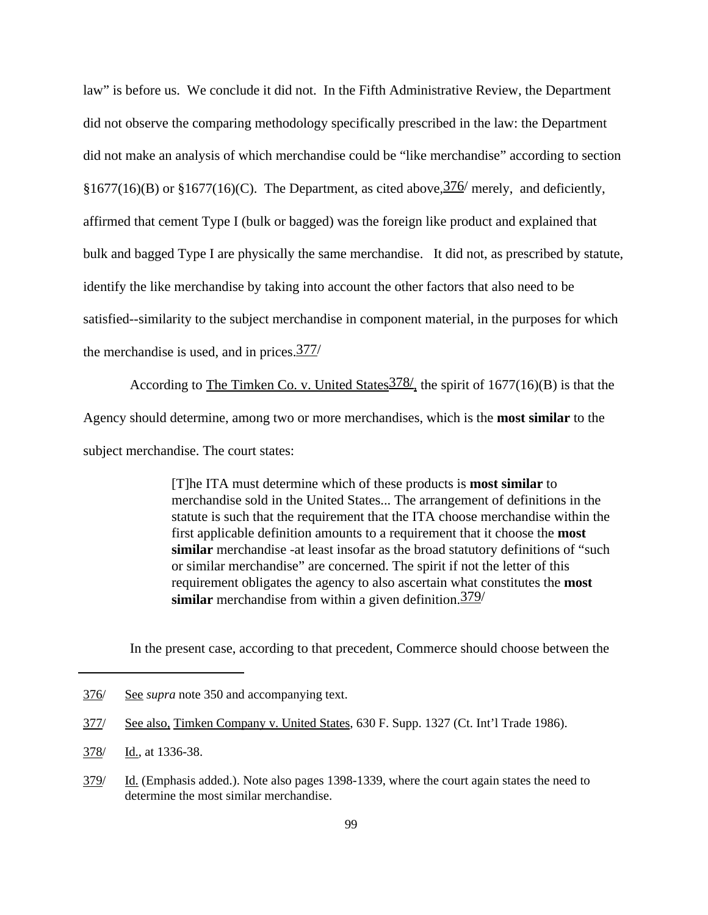law" is before us. We conclude it did not. In the Fifth Administrative Review, the Department did not observe the comparing methodology specifically prescribed in the law: the Department did not make an analysis of which merchandise could be "like merchandise" according to section §1677(16)(B) or §1677(16)(C). The Department, as cited above,[376] merely, and deficiently, affirmed that cement Type I (bulk or bagged) was the foreign like product and explained that bulk and bagged Type I are physically the same merchandise. It did not, as prescribed by statute, identify the like merchandise by taking into account the other factors that also need to be satisfied--similarity to the subject merchandise in component material, in the purposes for which the merchandise is used, and in prices.[377]

According to The Timken Co. v. United States[378], the spirit of 1677(16)(B) is that the Agency should determine, among two or more merchandises, which is the **most similar** to the subject merchandise. The court states:

> [T]he ITA must determine which of these products is **most similar** to merchandise sold in the United States... The arrangement of definitions in the statute is such that the requirement that the ITA choose merchandise within the first applicable definition amounts to a requirement that it choose the **most similar** merchandise -at least insofar as the broad statutory definitions of "such or similar merchandise" are concerned. The spirit if not the letter of this requirement obligates the agency to also ascertain what constitutes the **most similar** merchandise from within a given definition.[379]

In the present case, according to that precedent, Commerce should choose between the

---

376/ See *supra* note 350 and accompanying text.

377/ See also, Timken Company v. United States, 630 F. Supp. 1327 (Ct. Int'l Trade 1986).

378/ Id., at 1336-38.

379/ Id. (Emphasis added.). Note also pages 1398-1339, where the court again states the need to determine the most similar merchandise.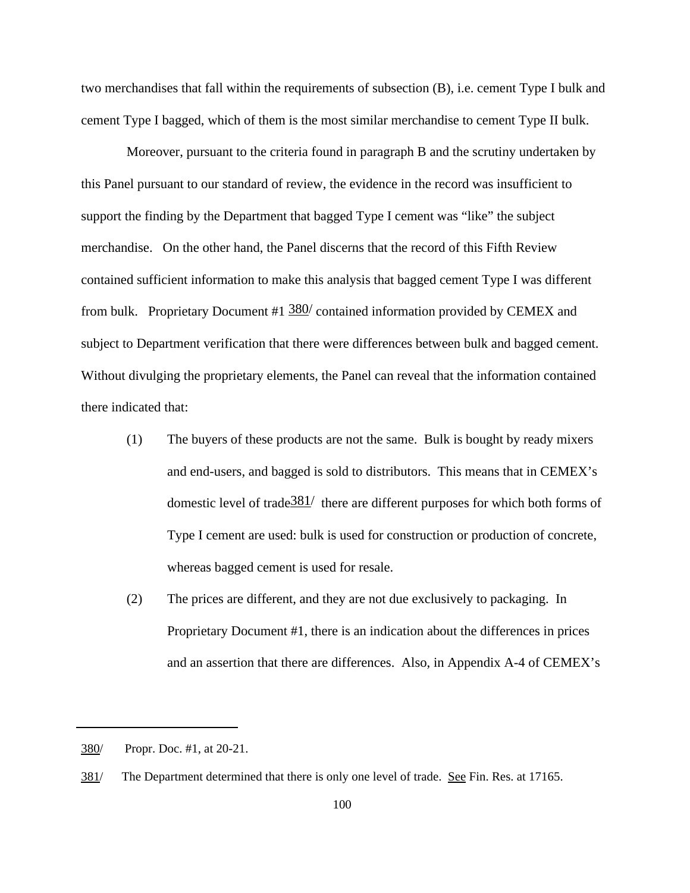two merchandises that fall within the requirements of subsection (B), i.e. cement Type I bulk and cement Type I bagged, which of them is the most similar merchandise to cement Type II bulk.

Moreover, pursuant to the criteria found in paragraph B and the scrutiny undertaken by this Panel pursuant to our standard of review, the evidence in the record was insufficient to support the finding by the Department that bagged Type I cement was "like" the subject merchandise. On the other hand, the Panel discerns that the record of this Fifth Review contained sufficient information to make this analysis that bagged cement Type I was different from bulk. Proprietary Document #1 [380] contained information provided by CEMEX and subject to Department verification that there were differences between bulk and bagged cement. Without divulging the proprietary elements, the Panel can reveal that the information contained there indicated that:

(1) The buyers of these products are not the same. Bulk is bought by ready mixers and end-users, and bagged is sold to distributors. This means that in CEMEX's domestic level of trade[381] there are different purposes for which both forms of Type I cement are used: bulk is used for construction or production of concrete, whereas bagged cement is used for resale.

(2) The prices are different, and they are not due exclusively to packaging. In Proprietary Document #1, there is an indication about the differences in prices and an assertion that there are differences. Also, in Appendix A-4 of CEMEX's

---

380/ Propr. Doc. #1, at 20-21.

381/ The Department determined that there is only one level of trade. See Fin. Res. at 17165.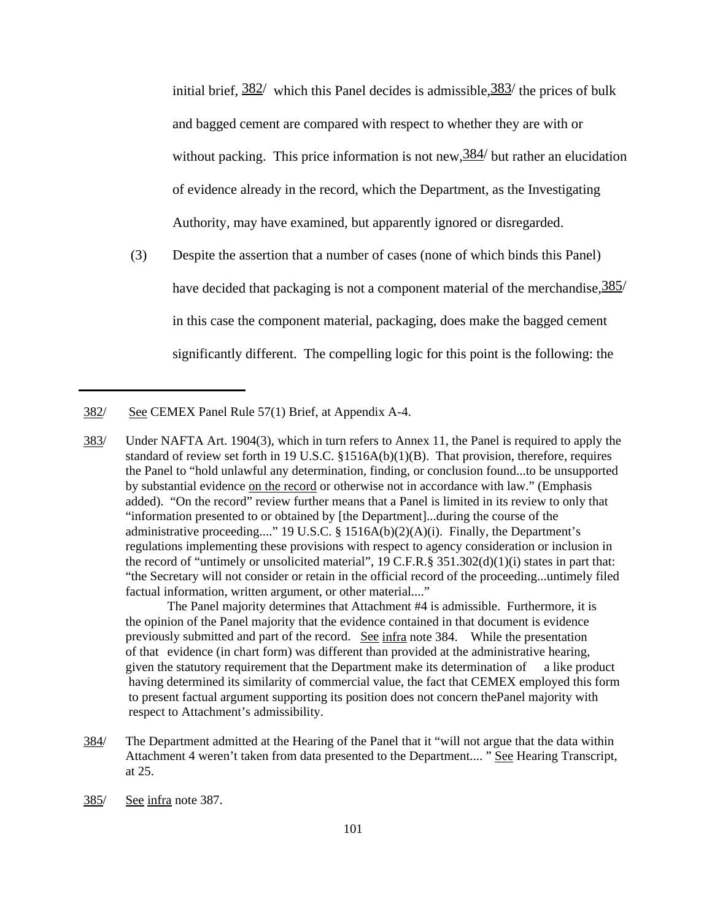initial brief, [382] which this Panel decides is admissible,[383] the prices of bulk and bagged cement are compared with respect to whether they are with or without packing. This price information is not new,[384] but rather an elucidation of evidence already in the record, which the Department, as the Investigating Authority, may have examined, but apparently ignored or disregarded.

(3) Despite the assertion that a number of cases (none of which binds this Panel) have decided that packaging is not a component material of the merchandise,[385] in this case the component material, packaging, does make the bagged cement significantly different. The compelling logic for this point is the following: the

---

382/ See CEMEX Panel Rule 57(1) Brief, at Appendix A-4.

383/ Under NAFTA Art. 1904(3), which in turn refers to Annex 11, the Panel is required to apply the standard of review set forth in 19 U.S.C. §1516A(b)(1)(B). That provision, therefore, requires the Panel to "hold unlawful any determination, finding, or conclusion found...to be unsupported by substantial evidence on the record or otherwise not in accordance with law." (Emphasis added). "On the record" review further means that a Panel is limited in its review to only that "information presented to or obtained by [the Department]...during the course of the administrative proceeding...." 19 U.S.C. § 1516A(b)(2)(A)(i). Finally, the Department's regulations implementing these provisions with respect to agency consideration or inclusion in the record of "untimely or unsolicited material", 19 C.F.R.§ 351.302(d)(1)(i) states in part that: "the Secretary will not consider or retain in the official record of the proceeding...untimely filed factual information, written argument, or other material...."

The Panel majority determines that Attachment #4 is admissible. Furthermore, it is the opinion of the Panel majority that the evidence contained in that document is evidence previously submitted and part of the record. See infra note 384. While the presentation of that evidence (in chart form) was different than provided at the administrative hearing, given the statutory requirement that the Department make its determination of a like product having determined its similarity of commercial value, the fact that CEMEX employed this form to present factual argument supporting its position does not concern thePanel majority with respect to Attachment's admissibility.

384/ The Department admitted at the Hearing of the Panel that it "will not argue that the data within Attachment 4 weren't taken from data presented to the Department.... " See Hearing Transcript, at 25.

385/ See infra note 387.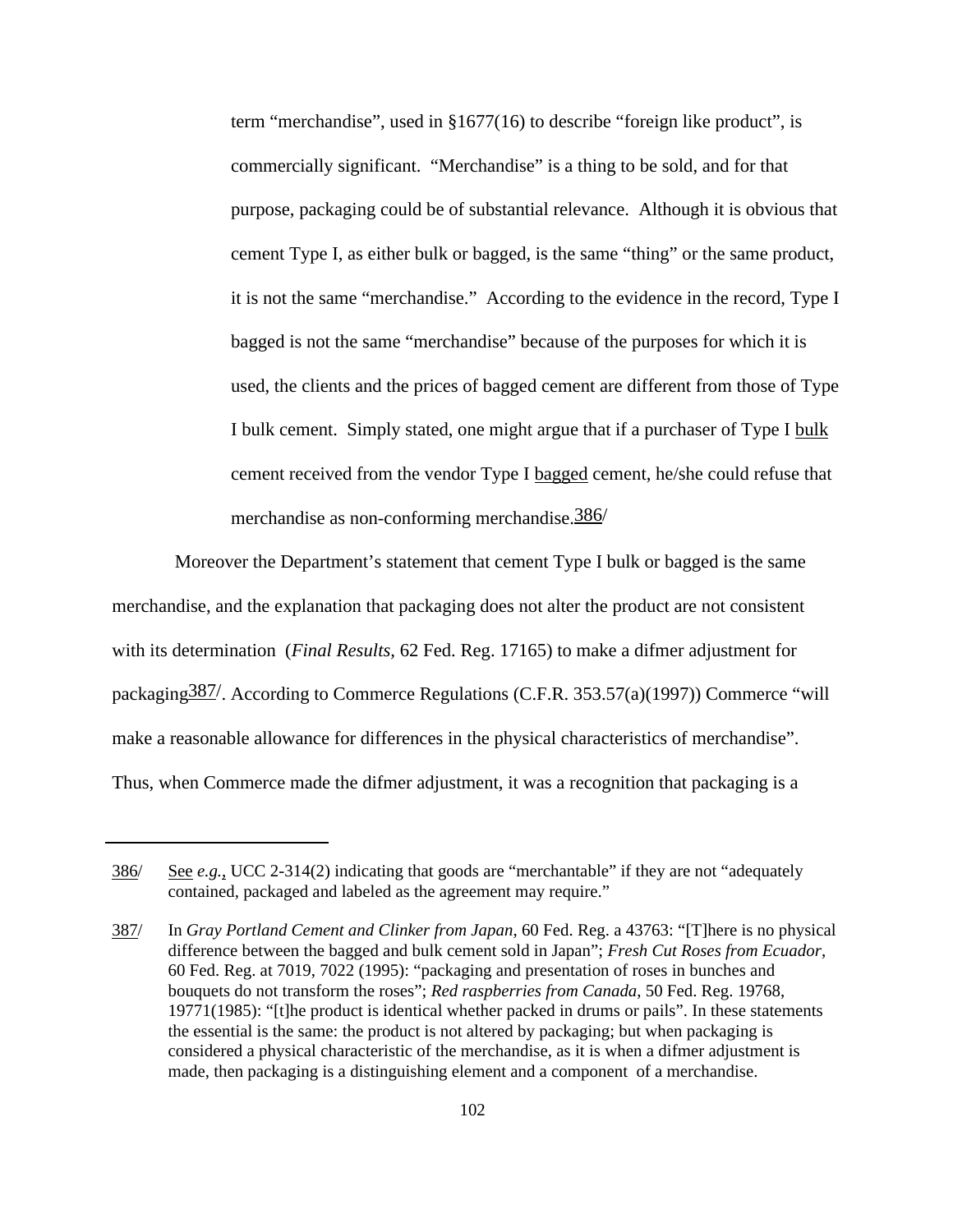term "merchandise", used in §1677(16) to describe "foreign like product", is commercially significant. "Merchandise" is a thing to be sold, and for that purpose, packaging could be of substantial relevance. Although it is obvious that cement Type I, as either bulk or bagged, is the same "thing" or the same product, it is not the same "merchandise." According to the evidence in the record, Type I bagged is not the same "merchandise" because of the purposes for which it is used, the clients and the prices of bagged cement are different from those of Type I bulk cement. Simply stated, one might argue that if a purchaser of Type I bulk cement received from the vendor Type I bagged cement, he/she could refuse that merchandise as non-conforming merchandise.[386]

Moreover the Department's statement that cement Type I bulk or bagged is the same merchandise, and the explanation that packaging does not alter the product are not consistent with its determination (*Final Results,* 62 Fed. Reg. 17165) to make a difmer adjustment for packaging[387]. According to Commerce Regulations (C.F.R. 353.57(a)(1997)) Commerce "will make a reasonable allowance for differences in the physical characteristics of merchandise". Thus, when Commerce made the difmer adjustment, it was a recognition that packaging is a

---

386/ See *e.g.*, UCC 2-314(2) indicating that goods are "merchantable" if they are not "adequately contained, packaged and labeled as the agreement may require."

387/ In *Gray Portland Cement and Clinker from Japan*, 60 Fed. Reg. a 43763: "[T]here is no physical difference between the bagged and bulk cement sold in Japan"; *Fresh Cut Roses from Ecuador*, 60 Fed. Reg. at 7019, 7022 (1995): "packaging and presentation of roses in bunches and bouquets do not transform the roses"; *Red raspberries from Canada,* 50 Fed. Reg. 19768, 19771(1985): "[t]he product is identical whether packed in drums or pails". In these statements the essential is the same: the product is not altered by packaging; but when packaging is considered a physical characteristic of the merchandise, as it is when a difmer adjustment is made, then packaging is a distinguishing element and a component of a merchandise.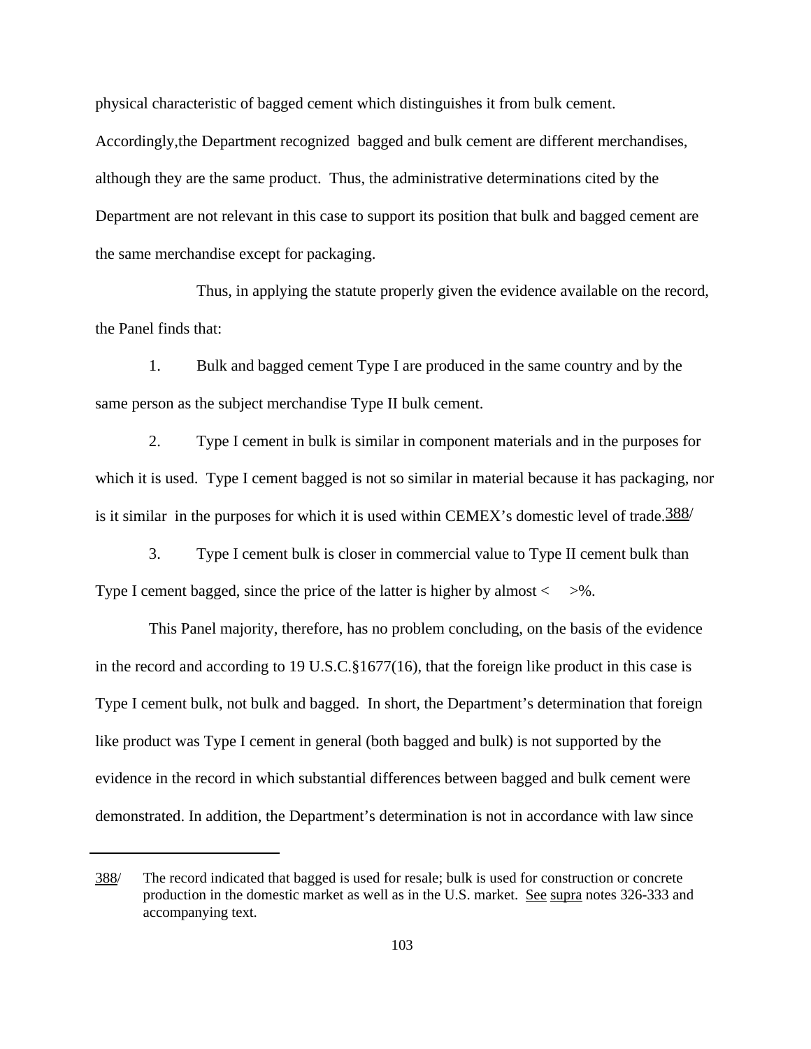physical characteristic of bagged cement which distinguishes it from bulk cement. Accordingly,the Department recognized bagged and bulk cement are different merchandises, although they are the same product. Thus, the administrative determinations cited by the Department are not relevant in this case to support its position that bulk and bagged cement are the same merchandise except for packaging.

Thus, in applying the statute properly given the evidence available on the record, the Panel finds that:

1. Bulk and bagged cement Type I are produced in the same country and by the same person as the subject merchandise Type II bulk cement.

2. Type I cement in bulk is similar in component materials and in the purposes for which it is used. Type I cement bagged is not so similar in material because it has packaging, nor is it similar in the purposes for which it is used within CEMEX's domestic level of trade.[388]

3. Type I cement bulk is closer in commercial value to Type II cement bulk than Type I cement bagged, since the price of the latter is higher by almost < >%.

This Panel majority, therefore, has no problem concluding, on the basis of the evidence in the record and according to 19 U.S.C.§1677(16), that the foreign like product in this case is Type I cement bulk, not bulk and bagged. In short, the Department's determination that foreign like product was Type I cement in general (both bagged and bulk) is not supported by the evidence in the record in which substantial differences between bagged and bulk cement were demonstrated. In addition, the Department's determination is not in accordance with law since

---

388/ The record indicated that bagged is used for resale; bulk is used for construction or concrete production in the domestic market as well as in the U.S. market. See supra notes 326-333 and accompanying text.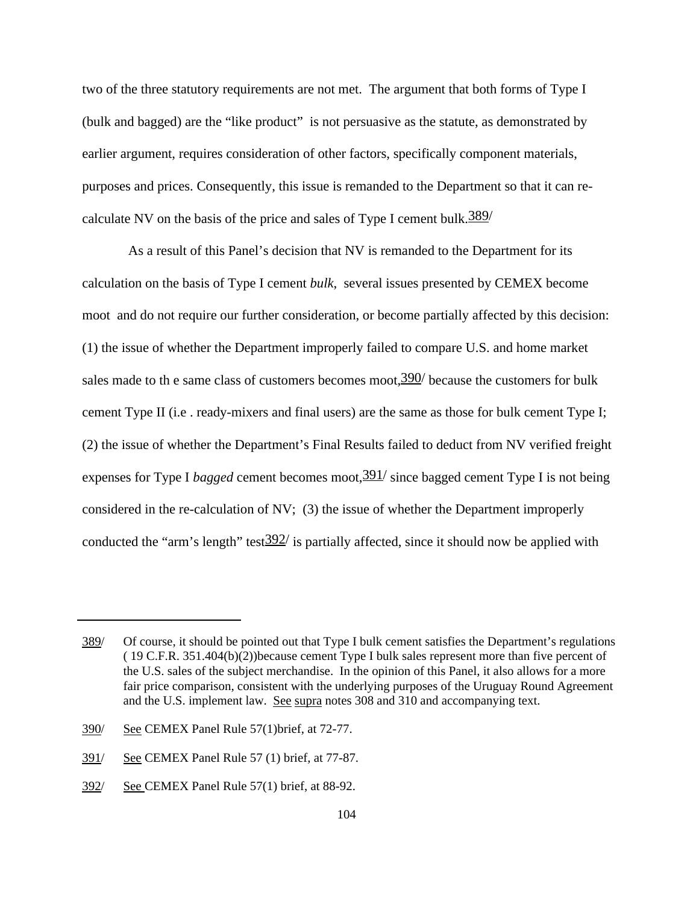two of the three statutory requirements are not met. The argument that both forms of Type I (bulk and bagged) are the "like product" is not persuasive as the statute, as demonstrated by earlier argument, requires consideration of other factors, specifically component materials, purposes and prices. Consequently, this issue is remanded to the Department so that it can re-calculate NV on the basis of the price and sales of Type I cement bulk.[389]

As a result of this Panel's decision that NV is remanded to the Department for its calculation on the basis of Type I cement *bulk*, several issues presented by CEMEX become moot and do not require our further consideration, or become partially affected by this decision: (1) the issue of whether the Department improperly failed to compare U.S. and home market sales made to th e same class of customers becomes moot,[390] because the customers for bulk cement Type II (i.e . ready-mixers and final users) are the same as those for bulk cement Type I; (2) the issue of whether the Department's Final Results failed to deduct from NV verified freight expenses for Type I *bagged* cement becomes moot,[391] since bagged cement Type I is not being considered in the re-calculation of NV; (3) the issue of whether the Department improperly conducted the "arm's length" test[392] is partially affected, since it should now be applied with

---

389/ Of course, it should be pointed out that Type I bulk cement satisfies the Department's regulations ( 19 C.F.R. 351.404(b)(2))because cement Type I bulk sales represent more than five percent of the U.S. sales of the subject merchandise. In the opinion of this Panel, it also allows for a more fair price comparison, consistent with the underlying purposes of the Uruguay Round Agreement and the U.S. implement law. See supra notes 308 and 310 and accompanying text.

390/ See CEMEX Panel Rule 57(1)brief, at 72-77.

391/ See CEMEX Panel Rule 57 (1) brief, at 77-87.

392/ See CEMEX Panel Rule 57(1) brief, at 88-92.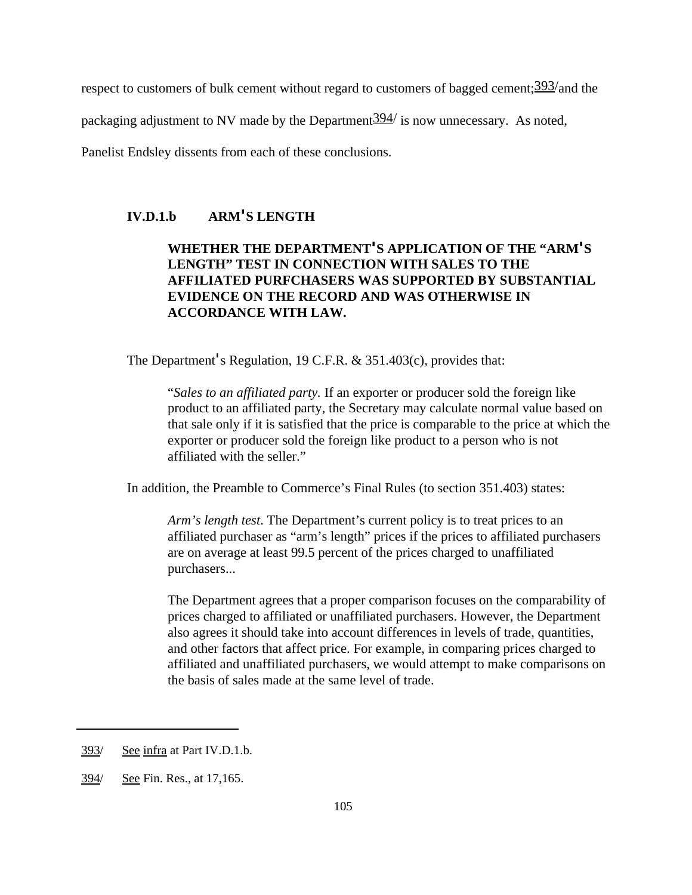respect to customers of bulk cement without regard to customers of bagged cement;[393] and the packaging adjustment to NV made by the Department[394] is now unnecessary. As noted, Panelist Endsley dissents from each of these conclusions.

### IV.D.1.b ARM'S LENGTH

**WHETHER THE DEPARTMENT'S APPLICATION OF THE "ARM'S LENGTH" TEST IN CONNECTION WITH SALES TO THE AFFILIATED PURFCHASERS WAS SUPPORTED BY SUBSTANTIAL EVIDENCE ON THE RECORD AND WAS OTHERWISE IN ACCORDANCE WITH LAW.**

The Department's Regulation, 19 C.F.R. & 351.403(c), provides that:

> "*Sales to an affiliated party.* If an exporter or producer sold the foreign like product to an affiliated party, the Secretary may calculate normal value based on that sale only if it is satisfied that the price is comparable to the price at which the exporter or producer sold the foreign like product to a person who is not affiliated with the seller."

In addition, the Preamble to Commerce's Final Rules (to section 351.403) states:

> *Arm's length test*. The Department's current policy is to treat prices to an affiliated purchaser as "arm's length" prices if the prices to affiliated purchasers are on average at least 99.5 percent of the prices charged to unaffiliated purchasers...
>
> The Department agrees that a proper comparison focuses on the comparability of prices charged to affiliated or unaffiliated purchasers. However, the Department also agrees it should take into account differences in levels of trade, quantities, and other factors that affect price. For example, in comparing prices charged to affiliated and unaffiliated purchasers, we would attempt to make comparisons on the basis of sales made at the same level of trade.

---

393/ See infra at Part IV.D.1.b.

394/ See Fin. Res., at 17,165.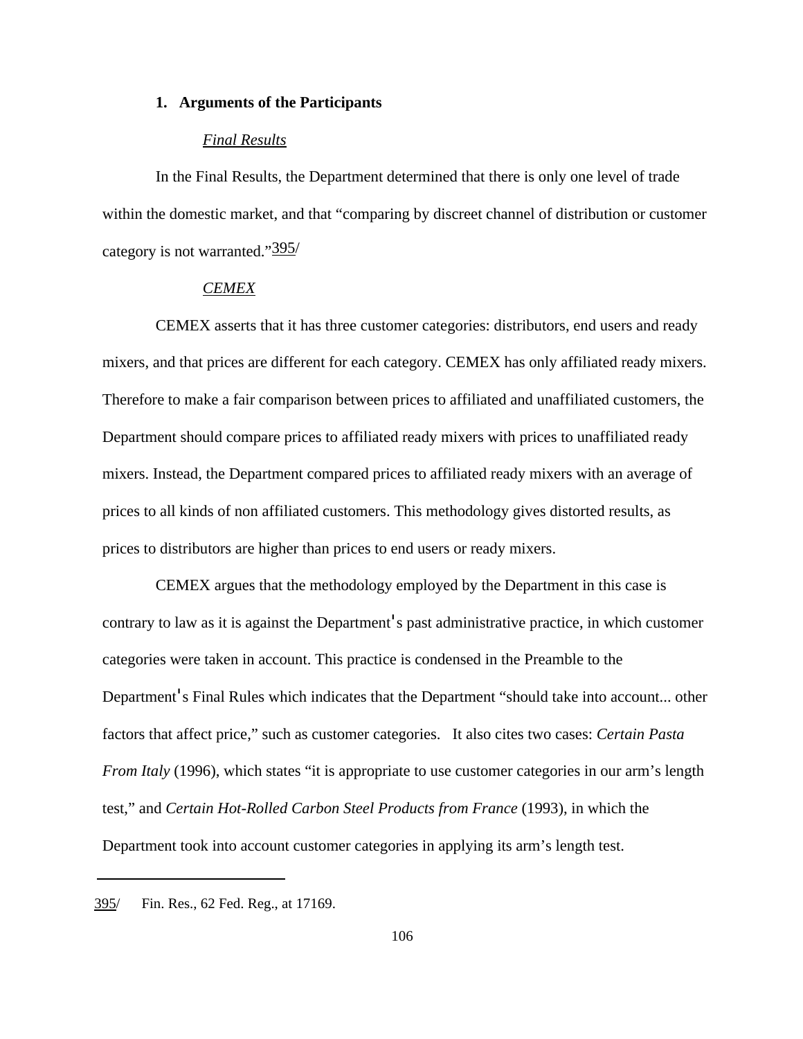### 1. Arguments of the Participants

*Final Results*

In the Final Results, the Department determined that there is only one level of trade within the domestic market, and that "comparing by discreet channel of distribution or customer category is not warranted."[395]

*CEMEX*

CEMEX asserts that it has three customer categories: distributors, end users and ready mixers, and that prices are different for each category. CEMEX has only affiliated ready mixers. Therefore to make a fair comparison between prices to affiliated and unaffiliated customers, the Department should compare prices to affiliated ready mixers with prices to unaffiliated ready mixers. Instead, the Department compared prices to affiliated ready mixers with an average of prices to all kinds of non affiliated customers. This methodology gives distorted results, as prices to distributors are higher than prices to end users or ready mixers.

CEMEX argues that the methodology employed by the Department in this case is contrary to law as it is against the Department's past administrative practice, in which customer categories were taken in account. This practice is condensed in the Preamble to the Department's Final Rules which indicates that the Department "should take into account... other factors that affect price," such as customer categories. It also cites two cases: *Certain Pasta From Italy* (1996), which states "it is appropriate to use customer categories in our arm's length test," and *Certain Hot-Rolled Carbon Steel Products from France* (1993), in which the Department took into account customer categories in applying its arm's length test.

---

395/ Fin. Res., 62 Fed. Reg., at 17169.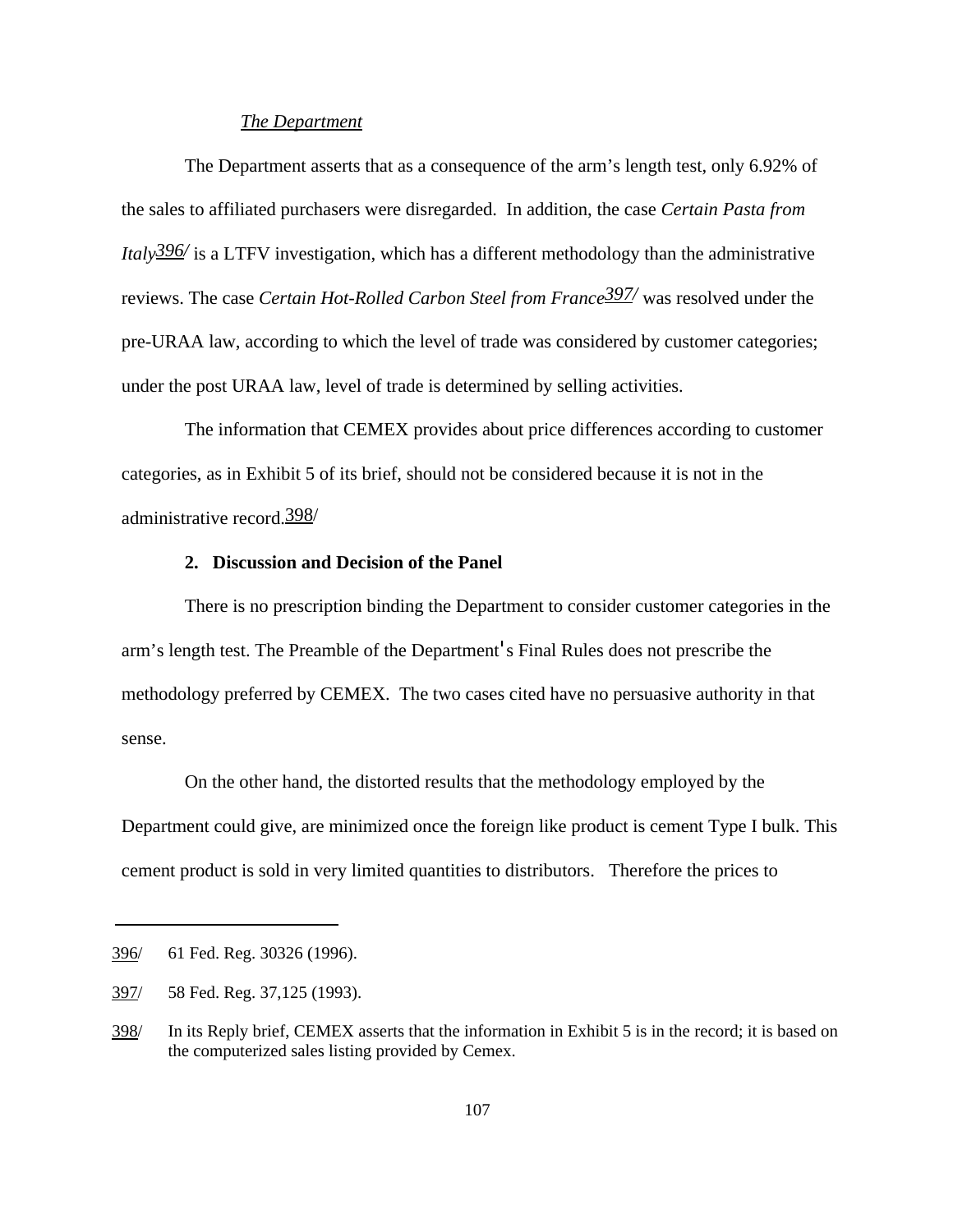*The Department*

The Department asserts that as a consequence of the arm's length test, only 6.92% of the sales to affiliated purchasers were disregarded. In addition, the case *Certain Pasta from Italy*[396/] is a LTFV investigation, which has a different methodology than the administrative reviews. The case *Certain Hot-Rolled Carbon Steel from France*[397/] was resolved under the pre-URAA law, according to which the level of trade was considered by customer categories; under the post URAA law, level of trade is determined by selling activities.

The information that CEMEX provides about price differences according to customer categories, as in Exhibit 5 of its brief, should not be considered because it is not in the administrative record.[398/]

**2. Discussion and Decision of the Panel**

There is no prescription binding the Department to consider customer categories in the arm's length test. The Preamble of the Department's Final Rules does not prescribe the methodology preferred by CEMEX. The two cases cited have no persuasive authority in that sense.

On the other hand, the distorted results that the methodology employed by the Department could give, are minimized once the foreign like product is cement Type I bulk. This cement product is sold in very limited quantities to distributors. Therefore the prices to

---

396/ 61 Fed. Reg. 30326 (1996).

397/ 58 Fed. Reg. 37,125 (1993).

398/ In its Reply brief, CEMEX asserts that the information in Exhibit 5 is in the record; it is based on the computerized sales listing provided by Cemex.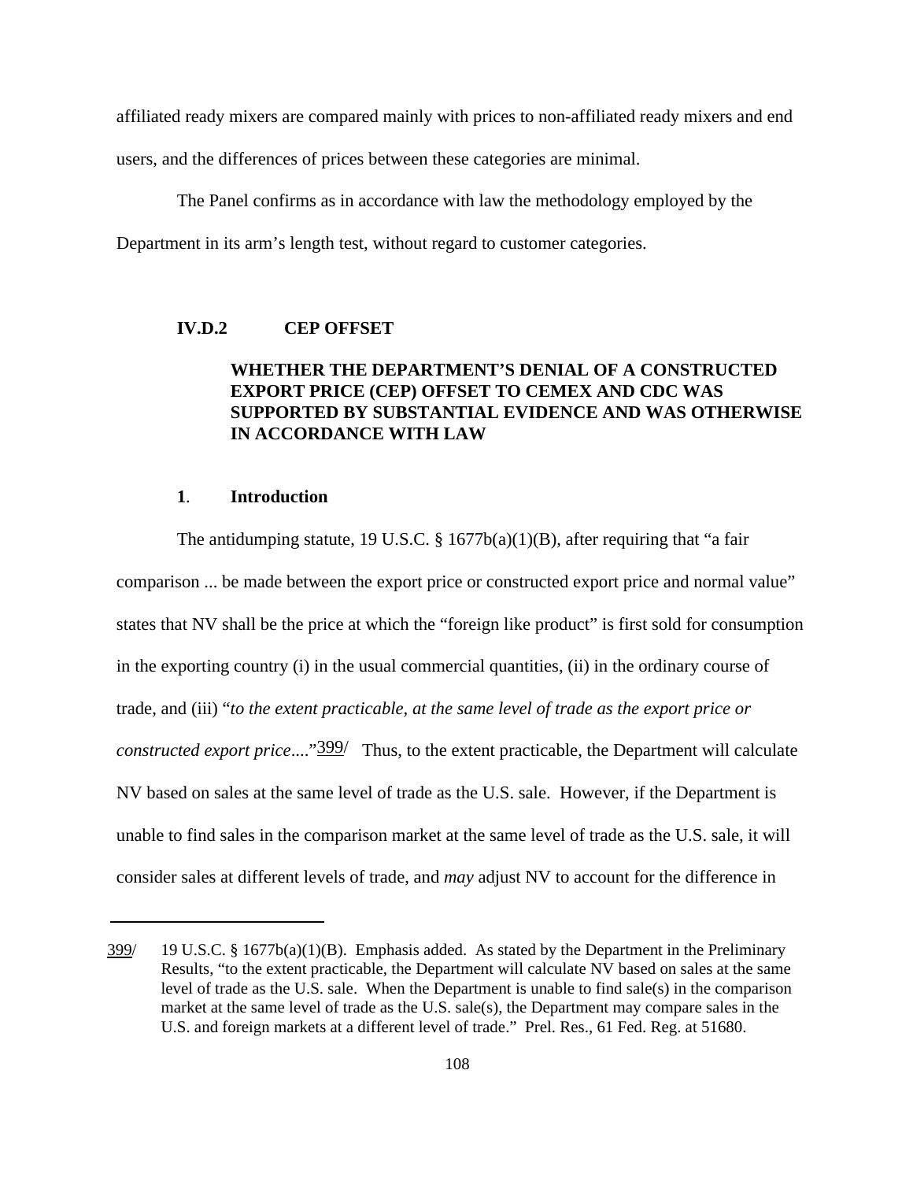affiliated ready mixers are compared mainly with prices to non-affiliated ready mixers and end users, and the differences of prices between these categories are minimal.

The Panel confirms as in accordance with law the methodology employed by the Department in its arm's length test, without regard to customer categories.

### IV.D.2 CEP OFFSET

### WHETHER THE DEPARTMENT'S DENIAL OF A CONSTRUCTED EXPORT PRICE (CEP) OFFSET TO CEMEX AND CDC WAS SUPPORTED BY SUBSTANTIAL EVIDENCE AND WAS OTHERWISE IN ACCORDANCE WITH LAW

#### 1. Introduction

The antidumping statute, 19 U.S.C. § 1677b(a)(1)(B), after requiring that "a fair comparison ... be made between the export price or constructed export price and normal value" states that NV shall be the price at which the "foreign like product" is first sold for consumption in the exporting country (i) in the usual commercial quantities, (ii) in the ordinary course of trade, and (iii) "*to the extent practicable, at the same level of trade as the export price or constructed export price*...."[399] Thus, to the extent practicable, the Department will calculate NV based on sales at the same level of trade as the U.S. sale. However, if the Department is unable to find sales in the comparison market at the same level of trade as the U.S. sale, it will consider sales at different levels of trade, and *may* adjust NV to account for the difference in

---

[399] 19 U.S.C. § 1677b(a)(1)(B). Emphasis added. As stated by the Department in the Preliminary Results, "to the extent practicable, the Department will calculate NV based on sales at the same level of trade as the U.S. sale. When the Department is unable to find sale(s) in the comparison market at the same level of trade as the U.S. sale(s), the Department may compare sales in the U.S. and foreign markets at a different level of trade." Prel. Res., 61 Fed. Reg. at 51680.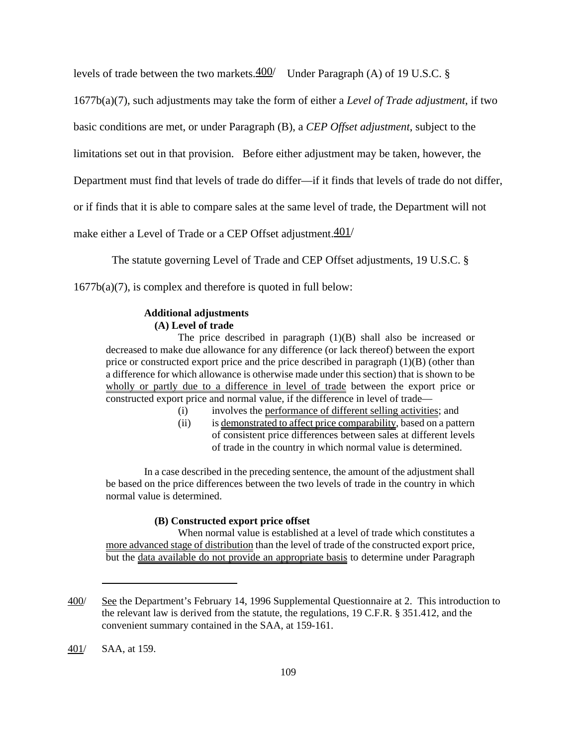levels of trade between the two markets.[400] Under Paragraph (A) of 19 U.S.C. § 1677b(a)(7), such adjustments may take the form of either a *Level of Trade adjustment*, if two basic conditions are met, or under Paragraph (B), a *CEP Offset adjustment*, subject to the limitations set out in that provision. Before either adjustment may be taken, however, the Department must find that levels of trade do differ—if it finds that levels of trade do not differ, or if finds that it is able to compare sales at the same level of trade, the Department will not make either a Level of Trade or a CEP Offset adjustment.[401]

The statute governing Level of Trade and CEP Offset adjustments, 19 U.S.C. § 1677b(a)(7), is complex and therefore is quoted in full below:

> **Additional adjustments**
>
> **(A) Level of trade**
>
> The price described in paragraph (1)(B) shall also be increased or decreased to make due allowance for any difference (or lack thereof) between the export price or constructed export price and the price described in paragraph (1)(B) (other than a difference for which allowance is otherwise made under this section) that is shown to be wholly or partly due to a difference in level of trade between the export price or constructed export price and normal value, if the difference in level of trade—
>
> (i) involves the performance of different selling activities; and
>
> (ii) is demonstrated to affect price comparability, based on a pattern of consistent price differences between sales at different levels of trade in the country in which normal value is determined.
>
> In a case described in the preceding sentence, the amount of the adjustment shall be based on the price differences between the two levels of trade in the country in which normal value is determined.
>
> **(B) Constructed export price offset**
>
> When normal value is established at a level of trade which constitutes a more advanced stage of distribution than the level of trade of the constructed export price, but the data available do not provide an appropriate basis to determine under Paragraph

---

400/ See the Department's February 14, 1996 Supplemental Questionnaire at 2. This introduction to the relevant law is derived from the statute, the regulations, 19 C.F.R. § 351.412, and the convenient summary contained in the SAA, at 159-161.

401/ SAA, at 159.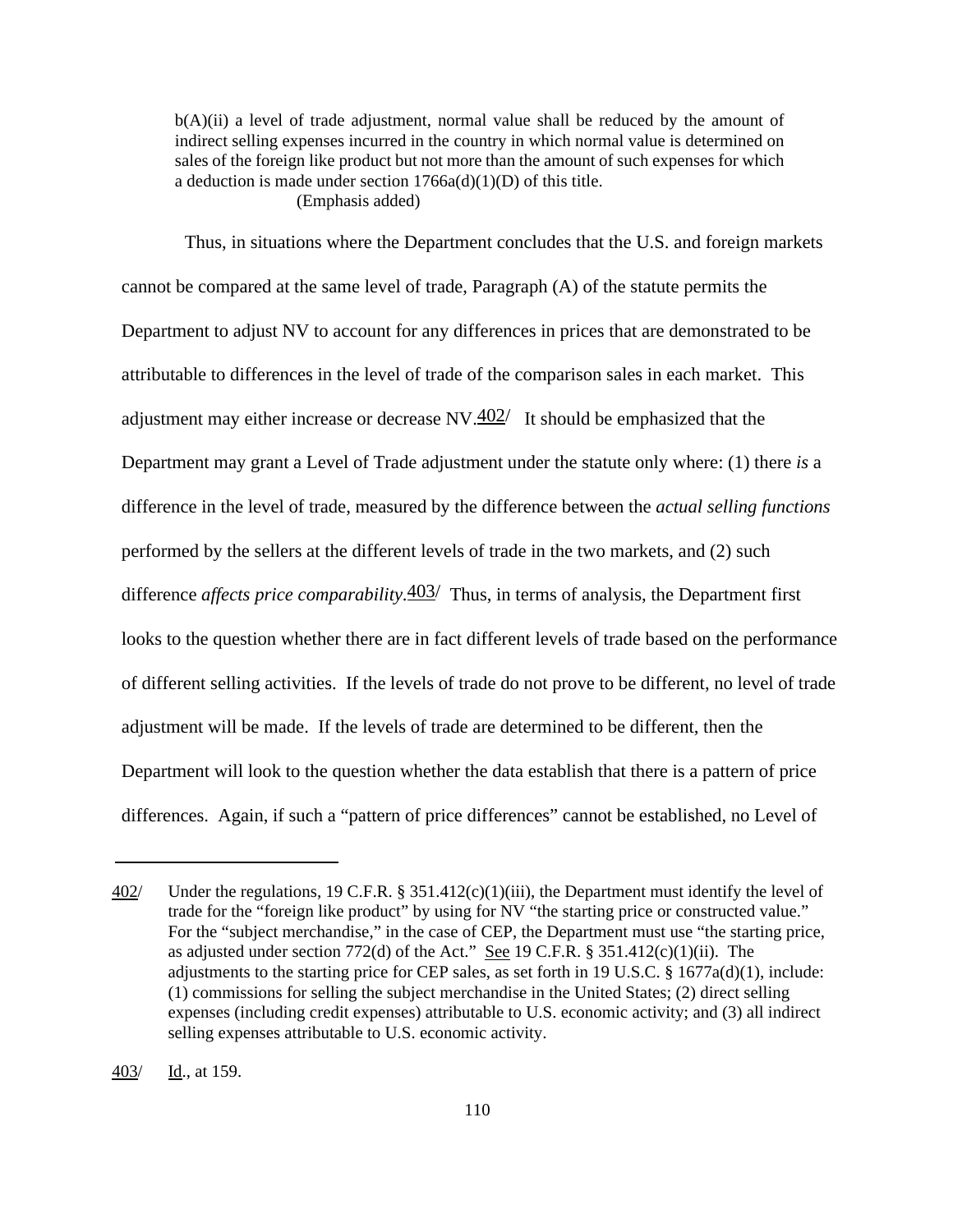> b(A)(ii) a level of trade adjustment, normal value shall be reduced by the amount of indirect selling expenses incurred in the country in which normal value is determined on sales of the foreign like product but not more than the amount of such expenses for which a deduction is made under section 1766a(d)(1)(D) of this title.
> (Emphasis added)

Thus, in situations where the Department concludes that the U.S. and foreign markets cannot be compared at the same level of trade, Paragraph (A) of the statute permits the Department to adjust NV to account for any differences in prices that are demonstrated to be attributable to differences in the level of trade of the comparison sales in each market. This adjustment may either increase or decrease NV.[402/] It should be emphasized that the Department may grant a Level of Trade adjustment under the statute only where: (1) there *is* a difference in the level of trade, measured by the difference between the *actual selling functions* performed by the sellers at the different levels of trade in the two markets, and (2) such difference *affects price comparability*.[403/] Thus, in terms of analysis, the Department first looks to the question whether there are in fact different levels of trade based on the performance of different selling activities. If the levels of trade do not prove to be different, no level of trade adjustment will be made. If the levels of trade are determined to be different, then the Department will look to the question whether the data establish that there is a pattern of price differences. Again, if such a "pattern of price differences" cannot be established, no Level of

---

402/ Under the regulations, 19 C.F.R. § 351.412(c)(1)(iii), the Department must identify the level of trade for the "foreign like product" by using for NV "the starting price or constructed value." For the "subject merchandise," in the case of CEP, the Department must use "the starting price, as adjusted under section 772(d) of the Act." See 19 C.F.R. § 351.412(c)(1)(ii). The adjustments to the starting price for CEP sales, as set forth in 19 U.S.C. § 1677a(d)(1), include: (1) commissions for selling the subject merchandise in the United States; (2) direct selling expenses (including credit expenses) attributable to U.S. economic activity; and (3) all indirect selling expenses attributable to U.S. economic activity.

403/ Id., at 159.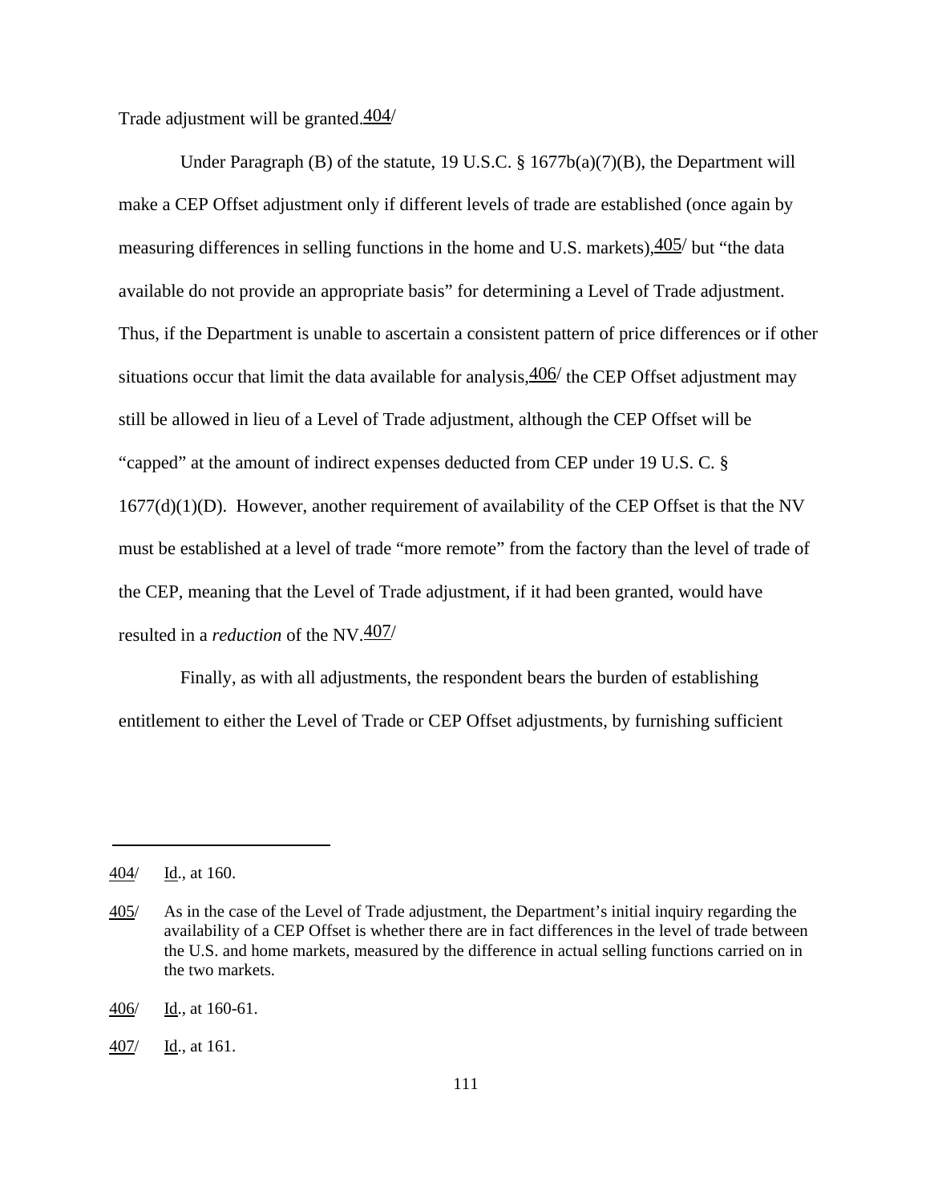Trade adjustment will be granted.[404]

Under Paragraph (B) of the statute, 19 U.S.C. § 1677b(a)(7)(B), the Department will make a CEP Offset adjustment only if different levels of trade are established (once again by measuring differences in selling functions in the home and U.S. markets),[405] but "the data available do not provide an appropriate basis" for determining a Level of Trade adjustment. Thus, if the Department is unable to ascertain a consistent pattern of price differences or if other situations occur that limit the data available for analysis,[406] the CEP Offset adjustment may still be allowed in lieu of a Level of Trade adjustment, although the CEP Offset will be "capped" at the amount of indirect expenses deducted from CEP under 19 U.S. C. § 1677(d)(1)(D). However, another requirement of availability of the CEP Offset is that the NV must be established at a level of trade "more remote" from the factory than the level of trade of the CEP, meaning that the Level of Trade adjustment, if it had been granted, would have resulted in a *reduction* of the NV.[407]

Finally, as with all adjustments, the respondent bears the burden of establishing entitlement to either the Level of Trade or CEP Offset adjustments, by furnishing sufficient

---

404/ Id., at 160.

405/ As in the case of the Level of Trade adjustment, the Department's initial inquiry regarding the availability of a CEP Offset is whether there are in fact differences in the level of trade between the U.S. and home markets, measured by the difference in actual selling functions carried on in the two markets.

406/ Id., at 160-61.

407/ Id., at 161.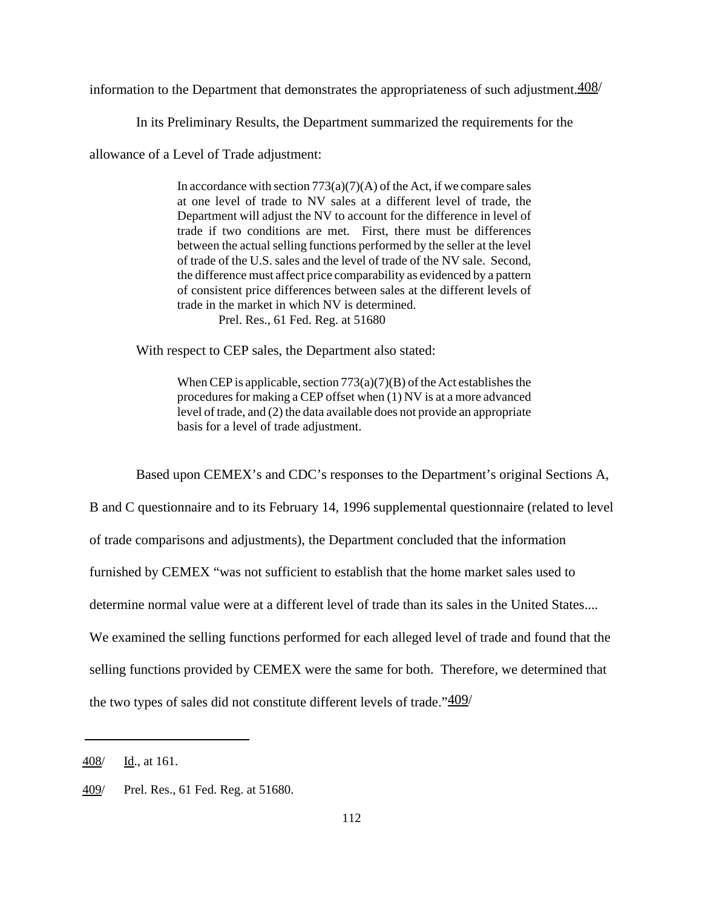information to the Department that demonstrates the appropriateness of such adjustment.[408]

In its Preliminary Results, the Department summarized the requirements for the allowance of a Level of Trade adjustment:

> In accordance with section 773(a)(7)(A) of the Act, if we compare sales at one level of trade to NV sales at a different level of trade, the Department will adjust the NV to account for the difference in level of trade if two conditions are met. First, there must be differences between the actual selling functions performed by the seller at the level of trade of the U.S. sales and the level of trade of the NV sale. Second, the difference must affect price comparability as evidenced by a pattern of consistent price differences between sales at the different levels of trade in the market in which NV is determined.
>
> Prel. Res., 61 Fed. Reg. at 51680

With respect to CEP sales, the Department also stated:

> When CEP is applicable, section 773(a)(7)(B) of the Act establishes the procedures for making a CEP offset when (1) NV is at a more advanced level of trade, and (2) the data available does not provide an appropriate basis for a level of trade adjustment.

Based upon CEMEX's and CDC's responses to the Department's original Sections A, B and C questionnaire and to its February 14, 1996 supplemental questionnaire (related to level of trade comparisons and adjustments), the Department concluded that the information furnished by CEMEX "was not sufficient to establish that the home market sales used to determine normal value were at a different level of trade than its sales in the United States.... We examined the selling functions performed for each alleged level of trade and found that the selling functions provided by CEMEX were the same for both. Therefore, we determined that the two types of sales did not constitute different levels of trade."[409]

---

408/ Id., at 161.

409/ Prel. Res., 61 Fed. Reg. at 51680.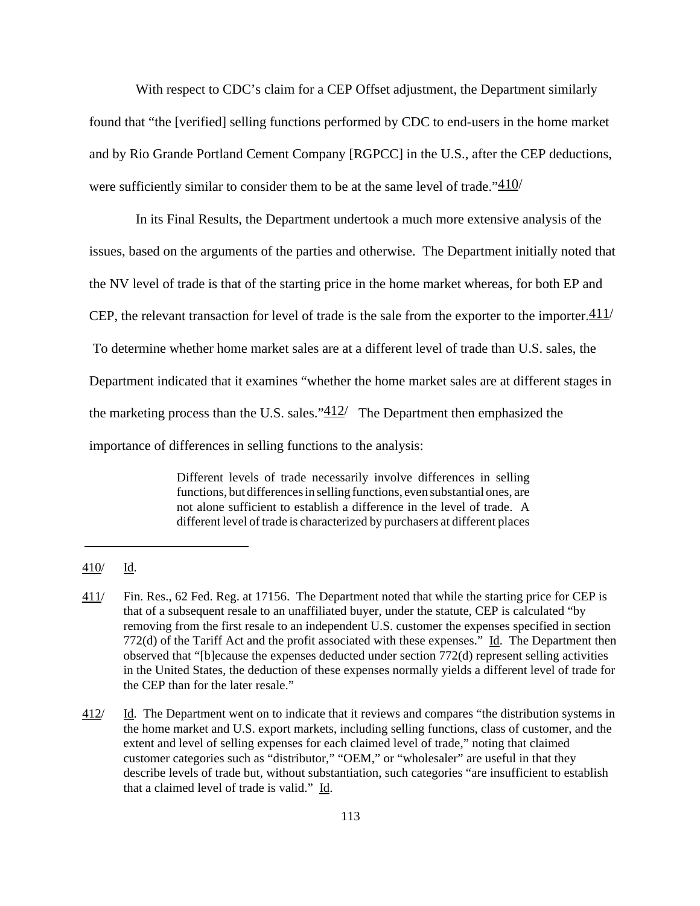With respect to CDC's claim for a CEP Offset adjustment, the Department similarly found that "the [verified] selling functions performed by CDC to end-users in the home market and by Rio Grande Portland Cement Company [RGPCC] in the U.S., after the CEP deductions, were sufficiently similar to consider them to be at the same level of trade."[410]

In its Final Results, the Department undertook a much more extensive analysis of the issues, based on the arguments of the parties and otherwise. The Department initially noted that the NV level of trade is that of the starting price in the home market whereas, for both EP and CEP, the relevant transaction for level of trade is the sale from the exporter to the importer.[411] To determine whether home market sales are at a different level of trade than U.S. sales, the Department indicated that it examines "whether the home market sales are at different stages in the marketing process than the U.S. sales."[412] The Department then emphasized the importance of differences in selling functions to the analysis:

> Different levels of trade necessarily involve differences in selling functions, but differences in selling functions, even substantial ones, are not alone sufficient to establish a difference in the level of trade. A different level of trade is characterized by purchasers at different places

---

410/ Id.

411/ Fin. Res., 62 Fed. Reg. at 17156. The Department noted that while the starting price for CEP is that of a subsequent resale to an unaffiliated buyer, under the statute, CEP is calculated "by removing from the first resale to an independent U.S. customer the expenses specified in section 772(d) of the Tariff Act and the profit associated with these expenses." Id. The Department then observed that "[b]ecause the expenses deducted under section 772(d) represent selling activities in the United States, the deduction of these expenses normally yields a different level of trade for the CEP than for the later resale."

412/ Id. The Department went on to indicate that it reviews and compares "the distribution systems in the home market and U.S. export markets, including selling functions, class of customer, and the extent and level of selling expenses for each claimed level of trade," noting that claimed customer categories such as "distributor," "OEM," or "wholesaler" are useful in that they describe levels of trade but, without substantiation, such categories "are insufficient to establish that a claimed level of trade is valid." Id.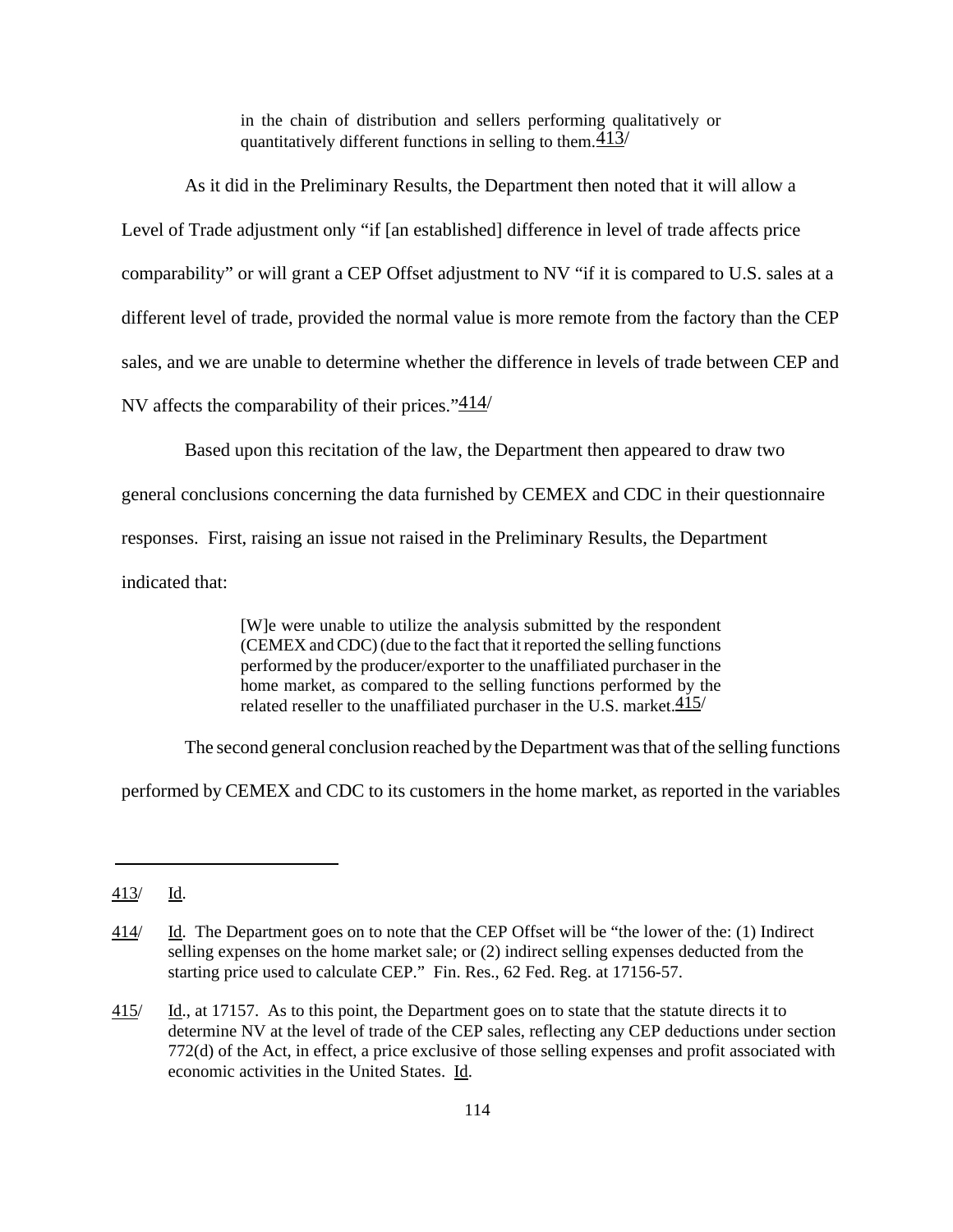> in the chain of distribution and sellers performing qualitatively or quantitatively different functions in selling to them.[413]

As it did in the Preliminary Results, the Department then noted that it will allow a Level of Trade adjustment only "if [an established] difference in level of trade affects price comparability" or will grant a CEP Offset adjustment to NV "if it is compared to U.S. sales at a different level of trade, provided the normal value is more remote from the factory than the CEP sales, and we are unable to determine whether the difference in levels of trade between CEP and NV affects the comparability of their prices."[414]

Based upon this recitation of the law, the Department then appeared to draw two general conclusions concerning the data furnished by CEMEX and CDC in their questionnaire responses. First, raising an issue not raised in the Preliminary Results, the Department indicated that:

> [W]e were unable to utilize the analysis submitted by the respondent (CEMEX and CDC) (due to the fact that it reported the selling functions performed by the producer/exporter to the unaffiliated purchaser in the home market, as compared to the selling functions performed by the related reseller to the unaffiliated purchaser in the U.S. market.[415]

The second general conclusion reached by the Department was that of the selling functions performed by CEMEX and CDC to its customers in the home market, as reported in the variables

---

413/ Id.

414/ Id. The Department goes on to note that the CEP Offset will be "the lower of the: (1) Indirect selling expenses on the home market sale; or (2) indirect selling expenses deducted from the starting price used to calculate CEP." Fin. Res., 62 Fed. Reg. at 17156-57.

415/ Id., at 17157. As to this point, the Department goes on to state that the statute directs it to determine NV at the level of trade of the CEP sales, reflecting any CEP deductions under section 772(d) of the Act, in effect, a price exclusive of those selling expenses and profit associated with economic activities in the United States. Id.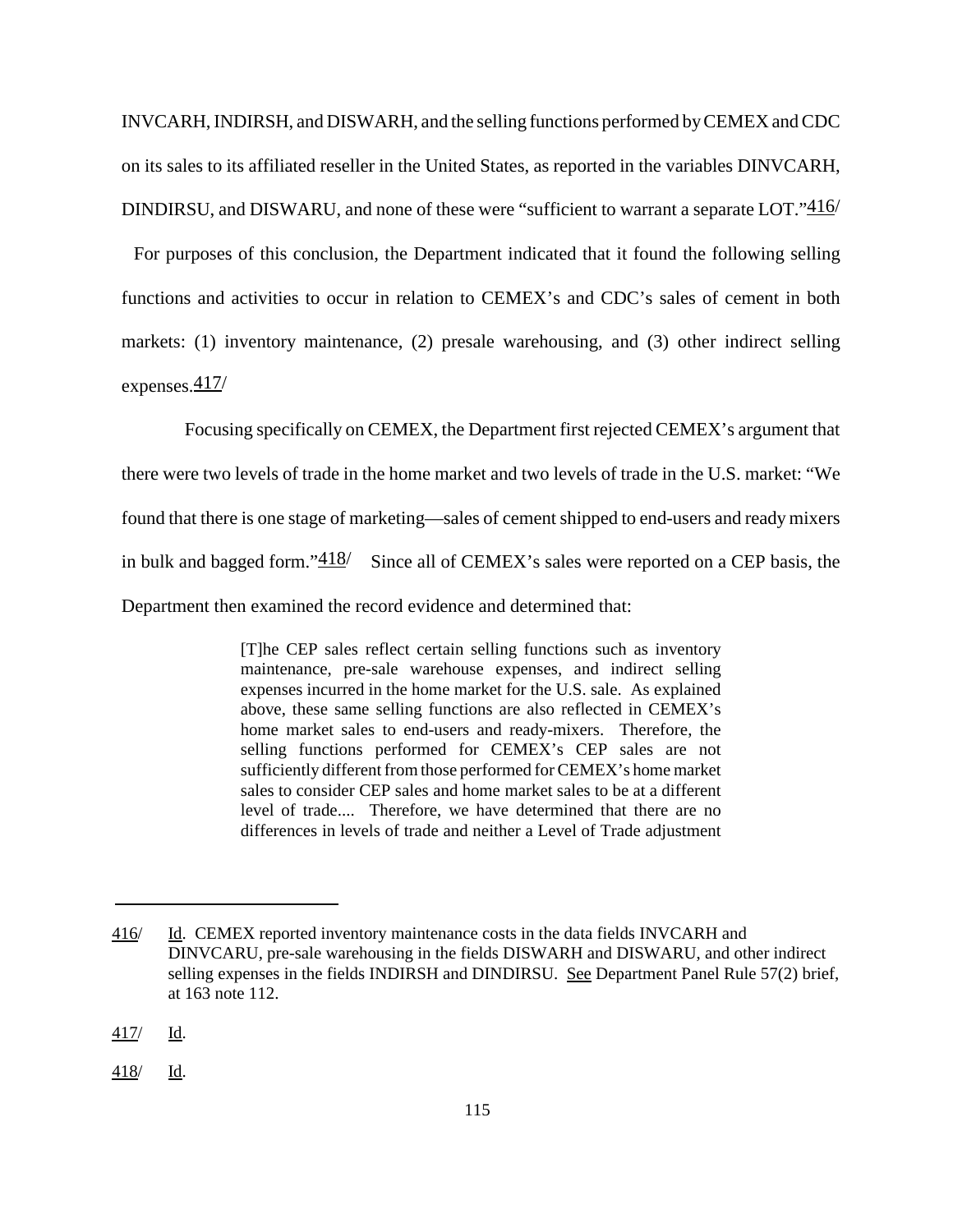INVCARH, INDIRSH, and DISWARH, and the selling functions performed by CEMEX and CDC on its sales to its affiliated reseller in the United States, as reported in the variables DINVCARH, DINDIRSU, and DISWARU, and none of these were "sufficient to warrant a separate LOT."[416/]

For purposes of this conclusion, the Department indicated that it found the following selling functions and activities to occur in relation to CEMEX's and CDC's sales of cement in both markets: (1) inventory maintenance, (2) presale warehousing, and (3) other indirect selling expenses.[417/]

Focusing specifically on CEMEX, the Department first rejected CEMEX's argument that there were two levels of trade in the home market and two levels of trade in the U.S. market: "We found that there is one stage of marketing—sales of cement shipped to end-users and ready mixers in bulk and bagged form."[418/] Since all of CEMEX's sales were reported on a CEP basis, the Department then examined the record evidence and determined that:

> [T]he CEP sales reflect certain selling functions such as inventory maintenance, pre-sale warehouse expenses, and indirect selling expenses incurred in the home market for the U.S. sale. As explained above, these same selling functions are also reflected in CEMEX's home market sales to end-users and ready-mixers. Therefore, the selling functions performed for CEMEX's CEP sales are not sufficiently different from those performed for CEMEX's home market sales to consider CEP sales and home market sales to be at a different level of trade.... Therefore, we have determined that there are no differences in levels of trade and neither a Level of Trade adjustment

---

416/ Id. CEMEX reported inventory maintenance costs in the data fields INVCARH and DINVCARU, pre-sale warehousing in the fields DISWARH and DISWARU, and other indirect selling expenses in the fields INDIRSH and DINDIRSU. See Department Panel Rule 57(2) brief, at 163 note 112.

417/ Id.

418/ Id.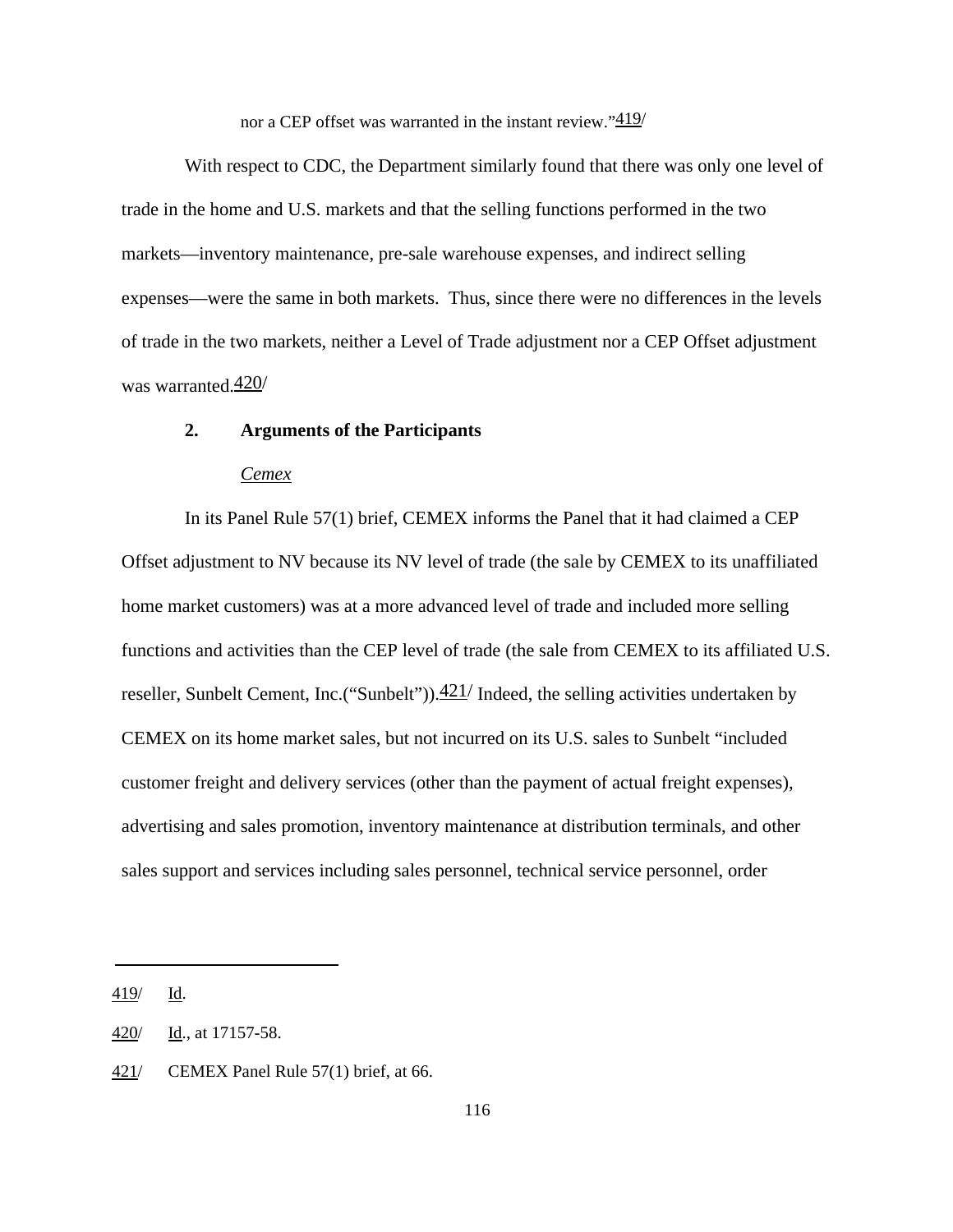nor a CEP offset was warranted in the instant review."[419]

With respect to CDC, the Department similarly found that there was only one level of trade in the home and U.S. markets and that the selling functions performed in the two markets—inventory maintenance, pre-sale warehouse expenses, and indirect selling expenses—were the same in both markets. Thus, since there were no differences in the levels of trade in the two markets, neither a Level of Trade adjustment nor a CEP Offset adjustment was warranted.[420]

**2. Arguments of the Participants**

*Cemex*

In its Panel Rule 57(1) brief, CEMEX informs the Panel that it had claimed a CEP Offset adjustment to NV because its NV level of trade (the sale by CEMEX to its unaffiliated home market customers) was at a more advanced level of trade and included more selling functions and activities than the CEP level of trade (the sale from CEMEX to its affiliated U.S. reseller, Sunbelt Cement, Inc.("Sunbelt")).[421] Indeed, the selling activities undertaken by CEMEX on its home market sales, but not incurred on its U.S. sales to Sunbelt "included customer freight and delivery services (other than the payment of actual freight expenses), advertising and sales promotion, inventory maintenance at distribution terminals, and other sales support and services including sales personnel, technical service personnel, order

---

419/ Id.

420/ Id., at 17157-58.

421/ CEMEX Panel Rule 57(1) brief, at 66.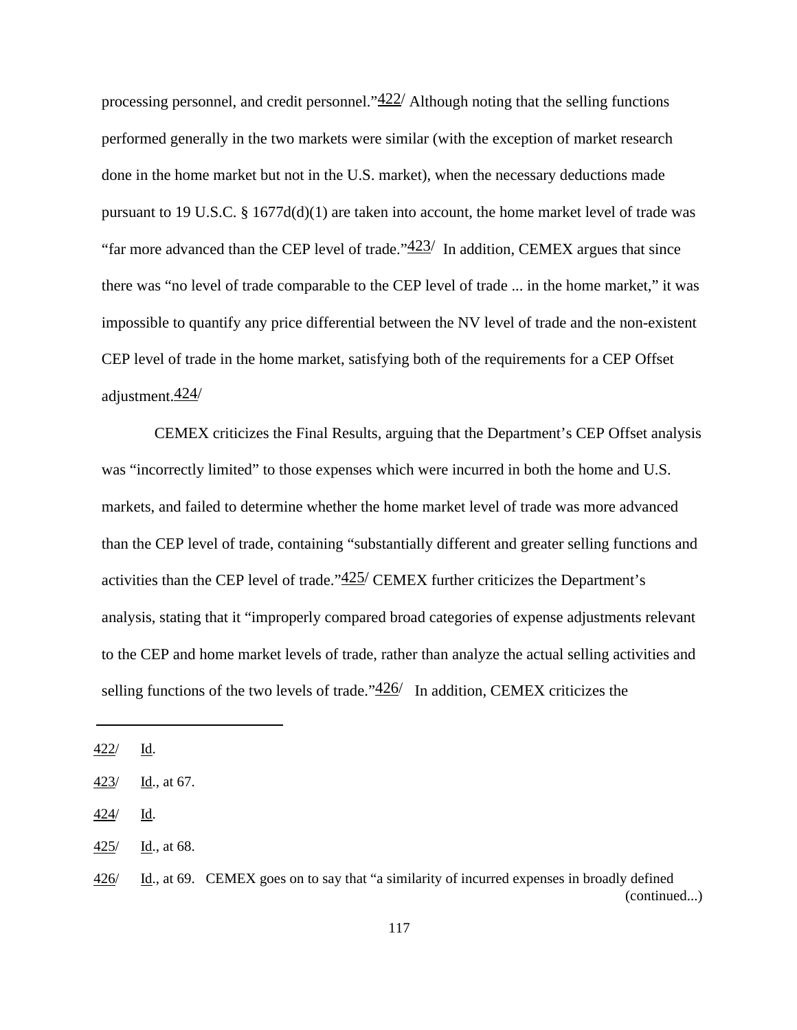processing personnel, and credit personnel."[422] Although noting that the selling functions performed generally in the two markets were similar (with the exception of market research done in the home market but not in the U.S. market), when the necessary deductions made pursuant to 19 U.S.C. § 1677d(d)(1) are taken into account, the home market level of trade was "far more advanced than the CEP level of trade."[423] In addition, CEMEX argues that since there was "no level of trade comparable to the CEP level of trade ... in the home market," it was impossible to quantify any price differential between the NV level of trade and the non-existent CEP level of trade in the home market, satisfying both of the requirements for a CEP Offset adjustment.[424]

CEMEX criticizes the Final Results, arguing that the Department's CEP Offset analysis was "incorrectly limited" to those expenses which were incurred in both the home and U.S. markets, and failed to determine whether the home market level of trade was more advanced than the CEP level of trade, containing "substantially different and greater selling functions and activities than the CEP level of trade."[425] CEMEX further criticizes the Department's analysis, stating that it "improperly compared broad categories of expense adjustments relevant to the CEP and home market levels of trade, rather than analyze the actual selling activities and selling functions of the two levels of trade."[426] In addition, CEMEX criticizes the

---

422/ Id.

423/ Id., at 67.

424/ Id.

425/ Id., at 68.

426/ Id., at 69. CEMEX goes on to say that "a similarity of incurred expenses in broadly defined (continued...)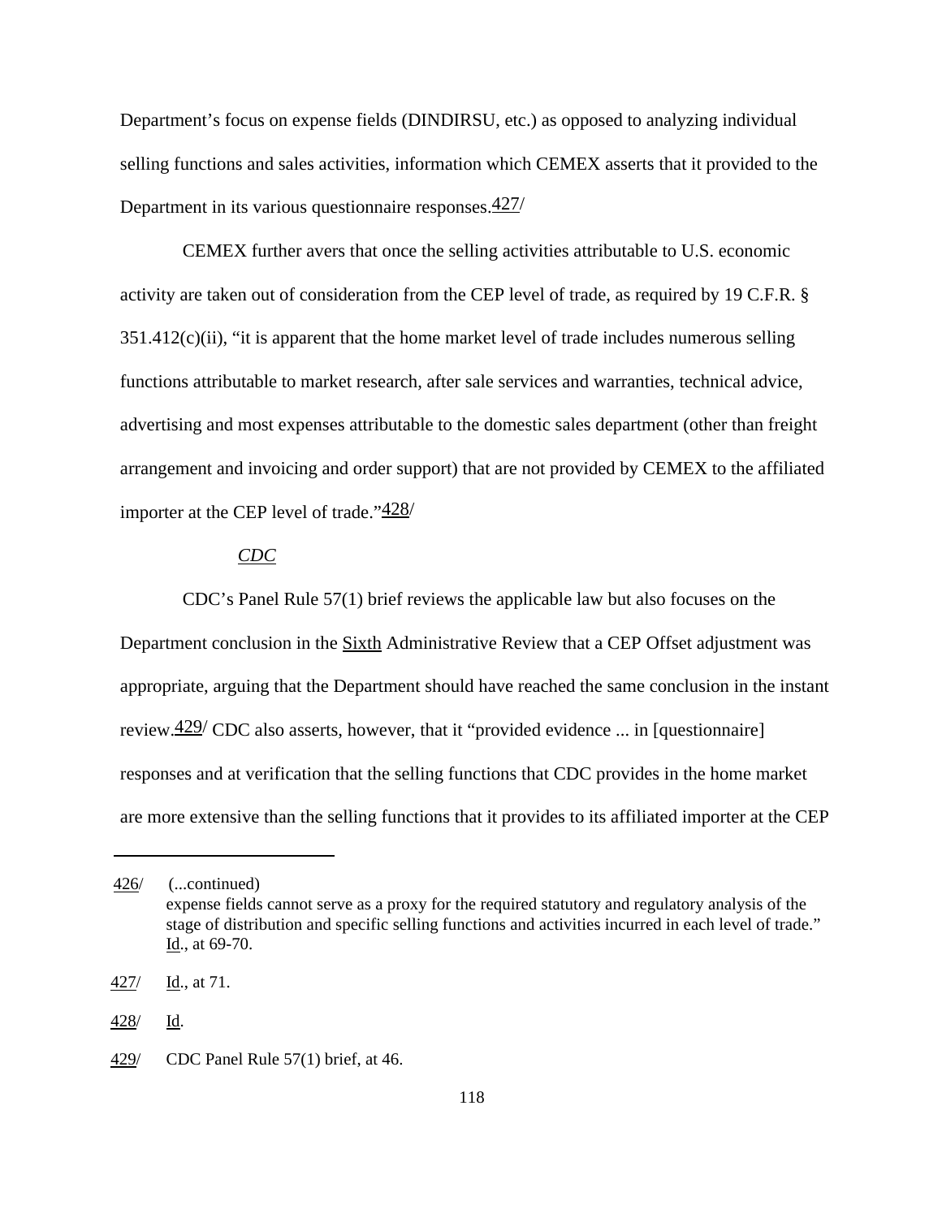Department's focus on expense fields (DINDIRSU, etc.) as opposed to analyzing individual selling functions and sales activities, information which CEMEX asserts that it provided to the Department in its various questionnaire responses.427/

CEMEX further avers that once the selling activities attributable to U.S. economic activity are taken out of consideration from the CEP level of trade, as required by 19 C.F.R. § 351.412(c)(ii), "it is apparent that the home market level of trade includes numerous selling functions attributable to market research, after sale services and warranties, technical advice, advertising and most expenses attributable to the domestic sales department (other than freight arrangement and invoicing and order support) that are not provided by CEMEX to the affiliated importer at the CEP level of trade."428/

*CDC*

CDC's Panel Rule 57(1) brief reviews the applicable law but also focuses on the Department conclusion in the Sixth Administrative Review that a CEP Offset adjustment was appropriate, arguing that the Department should have reached the same conclusion in the instant review.429/ CDC also asserts, however, that it "provided evidence ... in [questionnaire] responses and at verification that the selling functions that CDC provides in the home market are more extensive than the selling functions that it provides to its affiliated importer at the CEP

---

426/ (...continued)
expense fields cannot serve as a proxy for the required statutory and regulatory analysis of the stage of distribution and specific selling functions and activities incurred in each level of trade." Id., at 69-70.

427/ Id., at 71.

428/ Id.

429/ CDC Panel Rule 57(1) brief, at 46.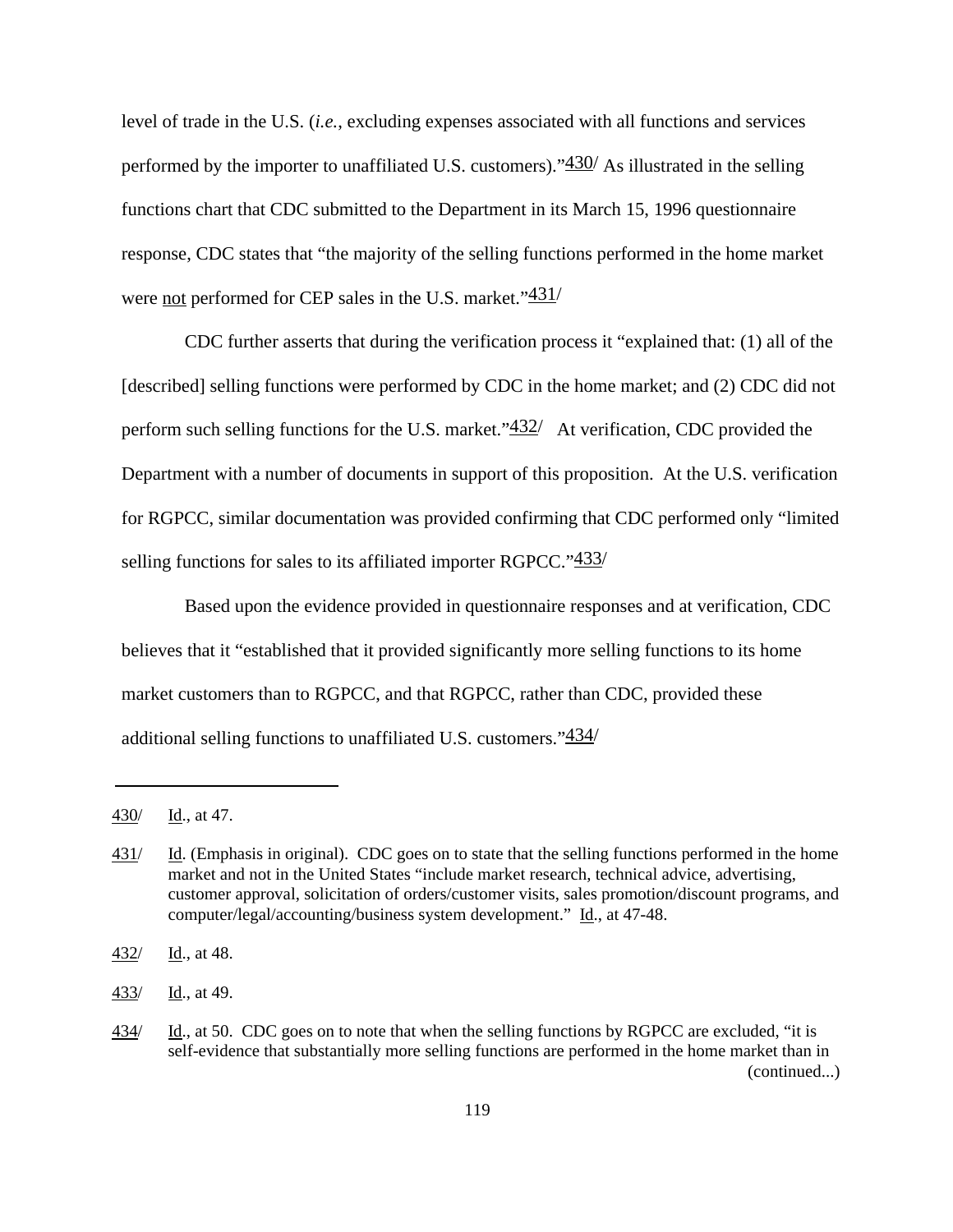level of trade in the U.S. (*i.e.*, excluding expenses associated with all functions and services performed by the importer to unaffiliated U.S. customers)."[430/] As illustrated in the selling functions chart that CDC submitted to the Department in its March 15, 1996 questionnaire response, CDC states that "the majority of the selling functions performed in the home market were not performed for CEP sales in the U.S. market."[431/]

CDC further asserts that during the verification process it "explained that: (1) all of the [described] selling functions were performed by CDC in the home market; and (2) CDC did not perform such selling functions for the U.S. market."[432/] At verification, CDC provided the Department with a number of documents in support of this proposition. At the U.S. verification for RGPCC, similar documentation was provided confirming that CDC performed only "limited selling functions for sales to its affiliated importer RGPCC."[433/]

Based upon the evidence provided in questionnaire responses and at verification, CDC believes that it "established that it provided significantly more selling functions to its home market customers than to RGPCC, and that RGPCC, rather than CDC, provided these additional selling functions to unaffiliated U.S. customers."[434/]

---

430/ Id., at 47.

431/ Id. (Emphasis in original). CDC goes on to state that the selling functions performed in the home market and not in the United States "include market research, technical advice, advertising, customer approval, solicitation of orders/customer visits, sales promotion/discount programs, and computer/legal/accounting/business system development." Id., at 47-48.

432/ Id., at 48.

433/ Id., at 49.

434/ Id., at 50. CDC goes on to note that when the selling functions by RGPCC are excluded, "it is self-evidence that substantially more selling functions are performed in the home market than in (continued...)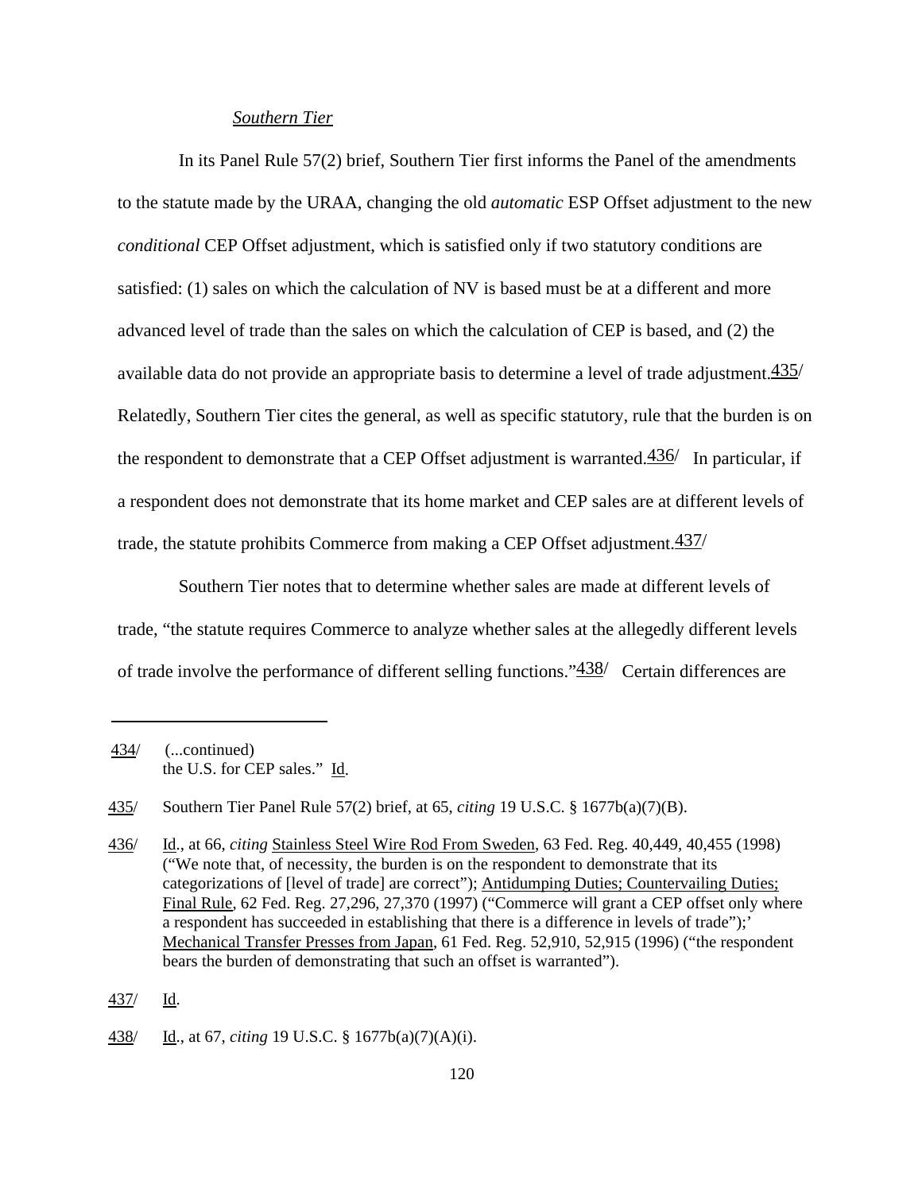*Southern Tier*

In its Panel Rule 57(2) brief, Southern Tier first informs the Panel of the amendments to the statute made by the URAA, changing the old *automatic* ESP Offset adjustment to the new *conditional* CEP Offset adjustment, which is satisfied only if two statutory conditions are satisfied: (1) sales on which the calculation of NV is based must be at a different and more advanced level of trade than the sales on which the calculation of CEP is based, and (2) the available data do not provide an appropriate basis to determine a level of trade adjustment.[435/] Relatedly, Southern Tier cites the general, as well as specific statutory, rule that the burden is on the respondent to demonstrate that a CEP Offset adjustment is warranted.[436/] In particular, if a respondent does not demonstrate that its home market and CEP sales are at different levels of trade, the statute prohibits Commerce from making a CEP Offset adjustment.[437/]

Southern Tier notes that to determine whether sales are made at different levels of trade, "the statute requires Commerce to analyze whether sales at the allegedly different levels of trade involve the performance of different selling functions."[438/] Certain differences are

---

434/ (...continued)
the U.S. for CEP sales." Id.

435/ Southern Tier Panel Rule 57(2) brief, at 65, *citing* 19 U.S.C. § 1677b(a)(7)(B).

436/ Id., at 66, *citing* Stainless Steel Wire Rod From Sweden, 63 Fed. Reg. 40,449, 40,455 (1998) ("We note that, of necessity, the burden is on the respondent to demonstrate that its categorizations of [level of trade] are correct"); Antidumping Duties; Countervailing Duties; Final Rule, 62 Fed. Reg. 27,296, 27,370 (1997) ("Commerce will grant a CEP offset only where a respondent has succeeded in establishing that there is a difference in levels of trade");' Mechanical Transfer Presses from Japan, 61 Fed. Reg. 52,910, 52,915 (1996) ("the respondent bears the burden of demonstrating that such an offset is warranted").

437/ Id.

438/ Id., at 67, *citing* 19 U.S.C. § 1677b(a)(7)(A)(i).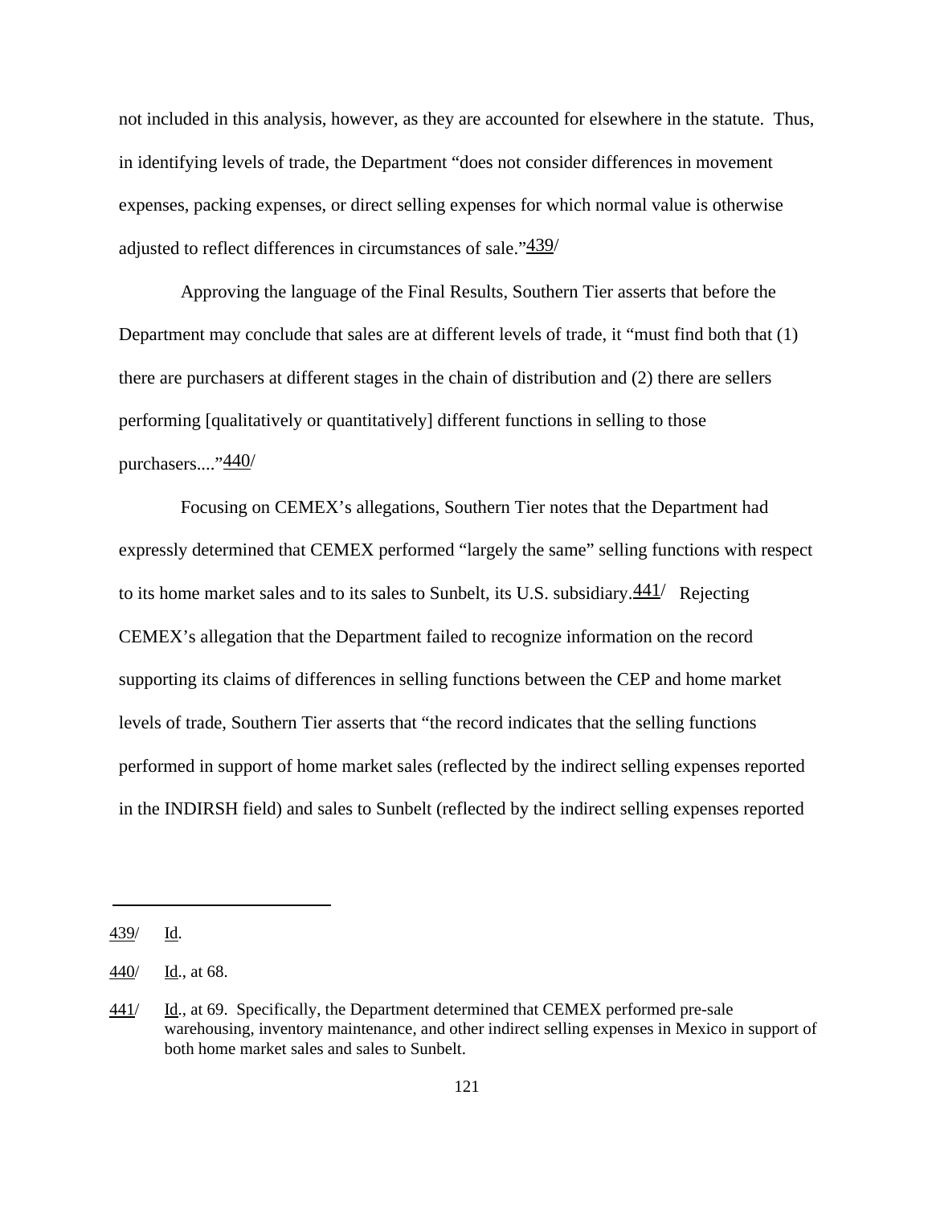not included in this analysis, however, as they are accounted for elsewhere in the statute. Thus, in identifying levels of trade, the Department "does not consider differences in movement expenses, packing expenses, or direct selling expenses for which normal value is otherwise adjusted to reflect differences in circumstances of sale."[439/]

Approving the language of the Final Results, Southern Tier asserts that before the Department may conclude that sales are at different levels of trade, it "must find both that (1) there are purchasers at different stages in the chain of distribution and (2) there are sellers performing [qualitatively or quantitatively] different functions in selling to those purchasers...."[440/]

Focusing on CEMEX's allegations, Southern Tier notes that the Department had expressly determined that CEMEX performed "largely the same" selling functions with respect to its home market sales and to its sales to Sunbelt, its U.S. subsidiary.[441/] Rejecting CEMEX's allegation that the Department failed to recognize information on the record supporting its claims of differences in selling functions between the CEP and home market levels of trade, Southern Tier asserts that "the record indicates that the selling functions performed in support of home market sales (reflected by the indirect selling expenses reported in the INDIRSH field) and sales to Sunbelt (reflected by the indirect selling expenses reported

---

439/ Id.

440/ Id., at 68.

441/ Id., at 69. Specifically, the Department determined that CEMEX performed pre-sale warehousing, inventory maintenance, and other indirect selling expenses in Mexico in support of both home market sales and sales to Sunbelt.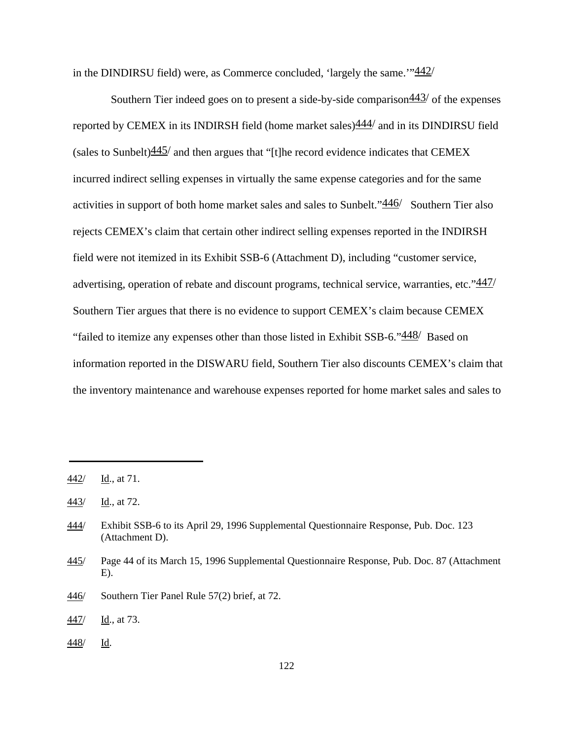in the DINDIRSU field) were, as Commerce concluded, 'largely the same.'"[442]

Southern Tier indeed goes on to present a side-by-side comparison[443] of the expenses reported by CEMEX in its INDIRSH field (home market sales)[444] and in its DINDIRSU field (sales to Sunbelt)[445] and then argues that "[t]he record evidence indicates that CEMEX incurred indirect selling expenses in virtually the same expense categories and for the same activities in support of both home market sales and sales to Sunbelt."[446] Southern Tier also rejects CEMEX's claim that certain other indirect selling expenses reported in the INDIRSH field were not itemized in its Exhibit SSB-6 (Attachment D), including "customer service, advertising, operation of rebate and discount programs, technical service, warranties, etc."[447] Southern Tier argues that there is no evidence to support CEMEX's claim because CEMEX "failed to itemize any expenses other than those listed in Exhibit SSB-6."[448] Based on information reported in the DISWARU field, Southern Tier also discounts CEMEX's claim that the inventory maintenance and warehouse expenses reported for home market sales and sales to

---

442/ Id., at 71.

443/ Id., at 72.

444/ Exhibit SSB-6 to its April 29, 1996 Supplemental Questionnaire Response, Pub. Doc. 123 (Attachment D).

445/ Page 44 of its March 15, 1996 Supplemental Questionnaire Response, Pub. Doc. 87 (Attachment E).

446/ Southern Tier Panel Rule 57(2) brief, at 72.

447/ Id., at 73.

448/ Id.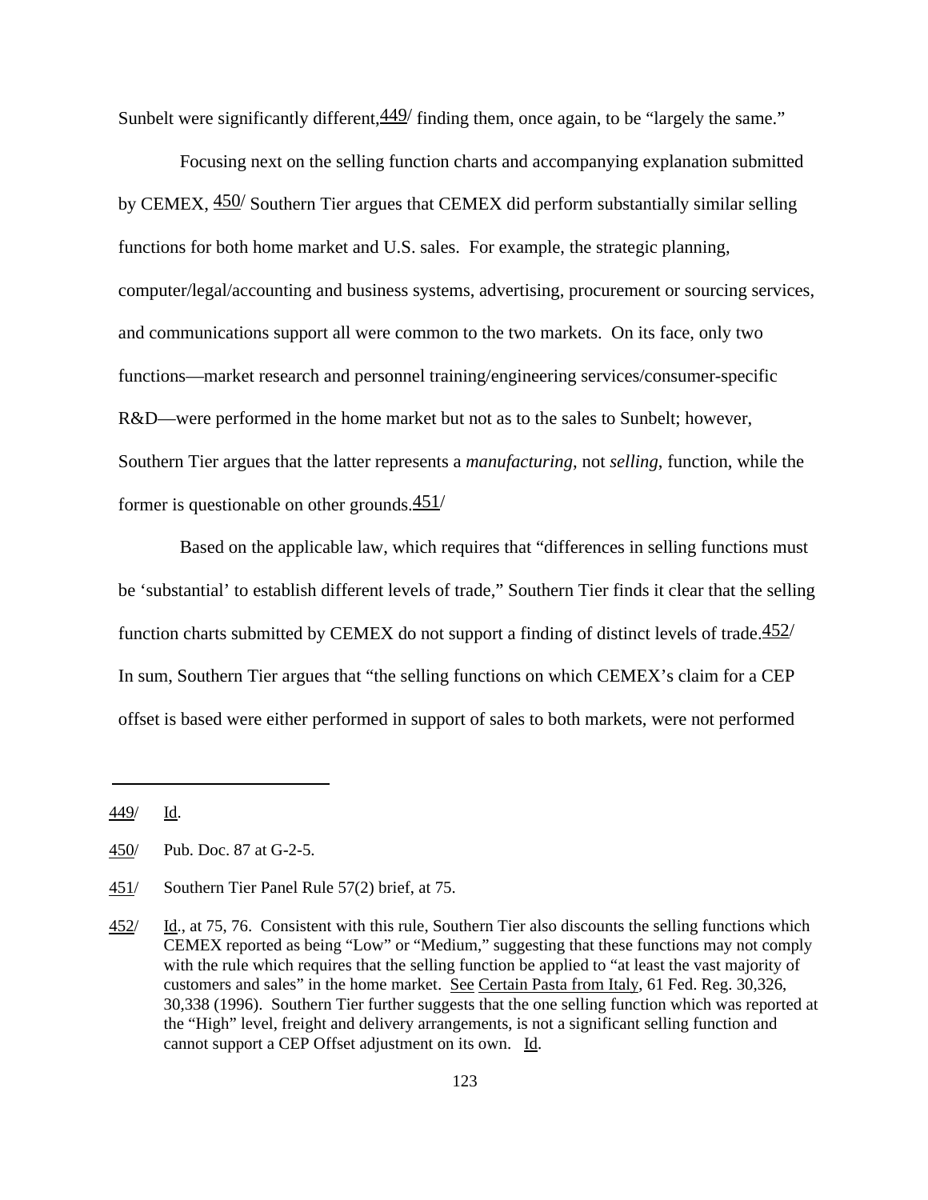Sunbelt were significantly different,[449] finding them, once again, to be "largely the same."

Focusing next on the selling function charts and accompanying explanation submitted by CEMEX, [450] Southern Tier argues that CEMEX did perform substantially similar selling functions for both home market and U.S. sales. For example, the strategic planning, computer/legal/accounting and business systems, advertising, procurement or sourcing services, and communications support all were common to the two markets. On its face, only two functions—market research and personnel training/engineering services/consumer-specific R&D—were performed in the home market but not as to the sales to Sunbelt; however, Southern Tier argues that the latter represents a *manufacturing*, not *selling*, function, while the former is questionable on other grounds.[451]

Based on the applicable law, which requires that "differences in selling functions must be 'substantial' to establish different levels of trade," Southern Tier finds it clear that the selling function charts submitted by CEMEX do not support a finding of distinct levels of trade.[452] In sum, Southern Tier argues that "the selling functions on which CEMEX's claim for a CEP offset is based were either performed in support of sales to both markets, were not performed

---

449/ Id.

450/ Pub. Doc. 87 at G-2-5.

451/ Southern Tier Panel Rule 57(2) brief, at 75.

452/ Id., at 75, 76. Consistent with this rule, Southern Tier also discounts the selling functions which CEMEX reported as being "Low" or "Medium," suggesting that these functions may not comply with the rule which requires that the selling function be applied to "at least the vast majority of customers and sales" in the home market. See Certain Pasta from Italy, 61 Fed. Reg. 30,326, 30,338 (1996). Southern Tier further suggests that the one selling function which was reported at the "High" level, freight and delivery arrangements, is not a significant selling function and cannot support a CEP Offset adjustment on its own. Id.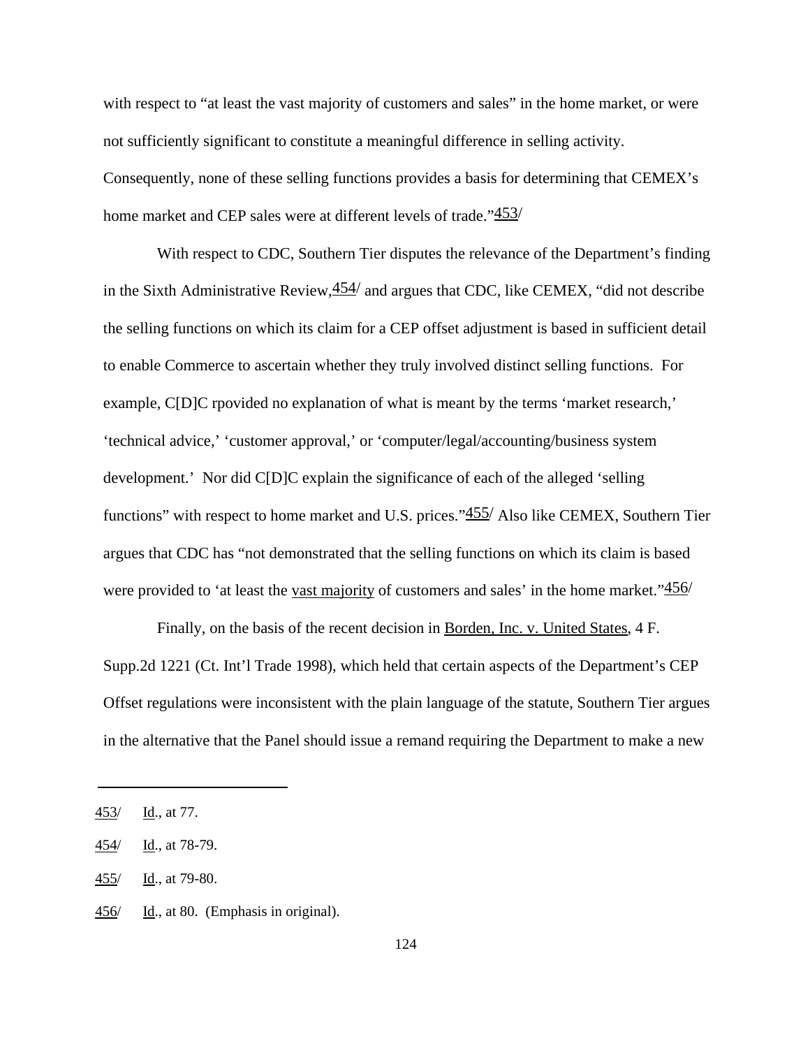with respect to "at least the vast majority of customers and sales" in the home market, or were not sufficiently significant to constitute a meaningful difference in selling activity. Consequently, none of these selling functions provides a basis for determining that CEMEX's home market and CEP sales were at different levels of trade."[453]

With respect to CDC, Southern Tier disputes the relevance of the Department's finding in the Sixth Administrative Review,[454] and argues that CDC, like CEMEX, "did not describe the selling functions on which its claim for a CEP offset adjustment is based in sufficient detail to enable Commerce to ascertain whether they truly involved distinct selling functions. For example, C[D]C rpovided no explanation of what is meant by the terms 'market research,' 'technical advice,' 'customer approval,' or 'computer/legal/accounting/business system development.' Nor did C[D]C explain the significance of each of the alleged 'selling functions" with respect to home market and U.S. prices."[455] Also like CEMEX, Southern Tier argues that CDC has "not demonstrated that the selling functions on which its claim is based were provided to 'at least the vast majority of customers and sales' in the home market."[456]

Finally, on the basis of the recent decision in Borden, Inc. v. United States, 4 F. Supp.2d 1221 (Ct. Int'l Trade 1998), which held that certain aspects of the Department's CEP Offset regulations were inconsistent with the plain language of the statute, Southern Tier argues in the alternative that the Panel should issue a remand requiring the Department to make a new

---

453/ Id., at 77.

454/ Id., at 78-79.

455/ Id., at 79-80.

456/ Id., at 80. (Emphasis in original).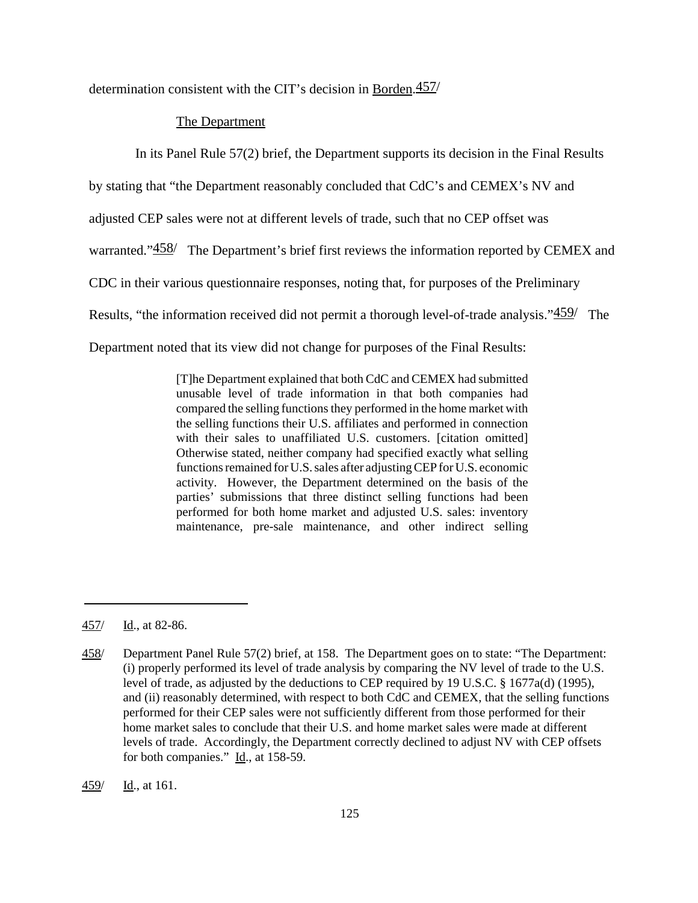determination consistent with the CIT's decision in Borden.[457]

The Department

In its Panel Rule 57(2) brief, the Department supports its decision in the Final Results by stating that "the Department reasonably concluded that CdC's and CEMEX's NV and adjusted CEP sales were not at different levels of trade, such that no CEP offset was warranted."[458] The Department's brief first reviews the information reported by CEMEX and CDC in their various questionnaire responses, noting that, for purposes of the Preliminary Results, "the information received did not permit a thorough level-of-trade analysis."[459] The Department noted that its view did not change for purposes of the Final Results:

> [T]he Department explained that both CdC and CEMEX had submitted unusable level of trade information in that both companies had compared the selling functions they performed in the home market with the selling functions their U.S. affiliates and performed in connection with their sales to unaffiliated U.S. customers. [citation omitted] Otherwise stated, neither company had specified exactly what selling functions remained for U.S. sales after adjusting CEP for U.S. economic activity. However, the Department determined on the basis of the parties' submissions that three distinct selling functions had been performed for both home market and adjusted U.S. sales: inventory maintenance, pre-sale maintenance, and other indirect selling

---

457/ Id., at 82-86.

458/ Department Panel Rule 57(2) brief, at 158. The Department goes on to state: "The Department: (i) properly performed its level of trade analysis by comparing the NV level of trade to the U.S. level of trade, as adjusted by the deductions to CEP required by 19 U.S.C. § 1677a(d) (1995), and (ii) reasonably determined, with respect to both CdC and CEMEX, that the selling functions performed for their CEP sales were not sufficiently different from those performed for their home market sales to conclude that their U.S. and home market sales were made at different levels of trade. Accordingly, the Department correctly declined to adjust NV with CEP offsets for both companies." Id., at 158-59.

459/ Id., at 161.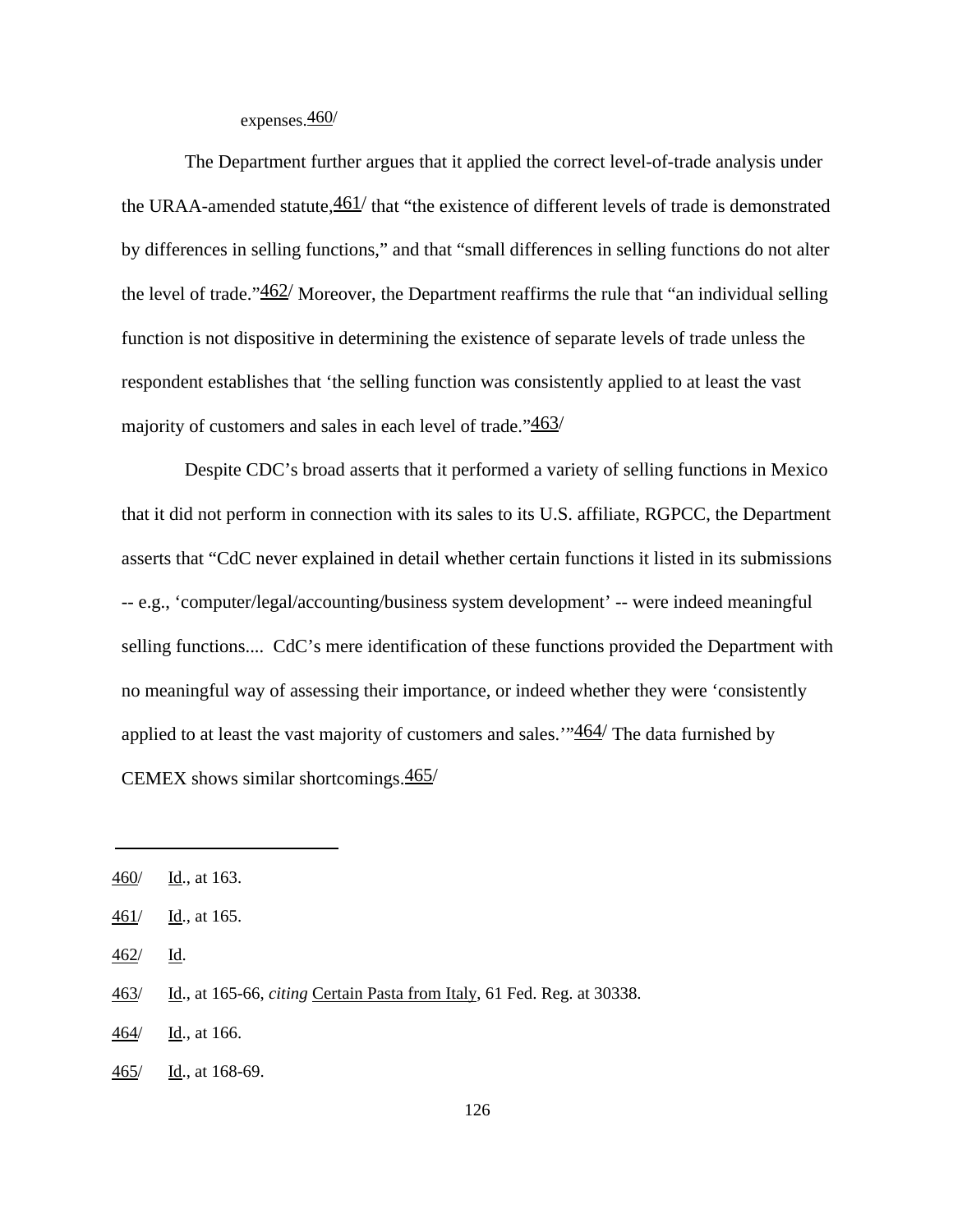expenses.[460]

The Department further argues that it applied the correct level-of-trade analysis under the URAA-amended statute,[461] that "the existence of different levels of trade is demonstrated by differences in selling functions," and that "small differences in selling functions do not alter the level of trade."[462] Moreover, the Department reaffirms the rule that "an individual selling function is not dispositive in determining the existence of separate levels of trade unless the respondent establishes that 'the selling function was consistently applied to at least the vast majority of customers and sales in each level of trade."[463]

Despite CDC's broad asserts that it performed a variety of selling functions in Mexico that it did not perform in connection with its sales to its U.S. affiliate, RGPCC, the Department asserts that "CdC never explained in detail whether certain functions it listed in its submissions -- e.g., 'computer/legal/accounting/business system development' -- were indeed meaningful selling functions.... CdC's mere identification of these functions provided the Department with no meaningful way of assessing their importance, or indeed whether they were 'consistently applied to at least the vast majority of customers and sales.'"[464] The data furnished by CEMEX shows similar shortcomings.[465]

---

460/ Id., at 163.

461/ Id., at 165.

462/ Id.

463/ Id., at 165-66, *citing* Certain Pasta from Italy, 61 Fed. Reg. at 30338.

464/ Id., at 166.

465/ Id., at 168-69.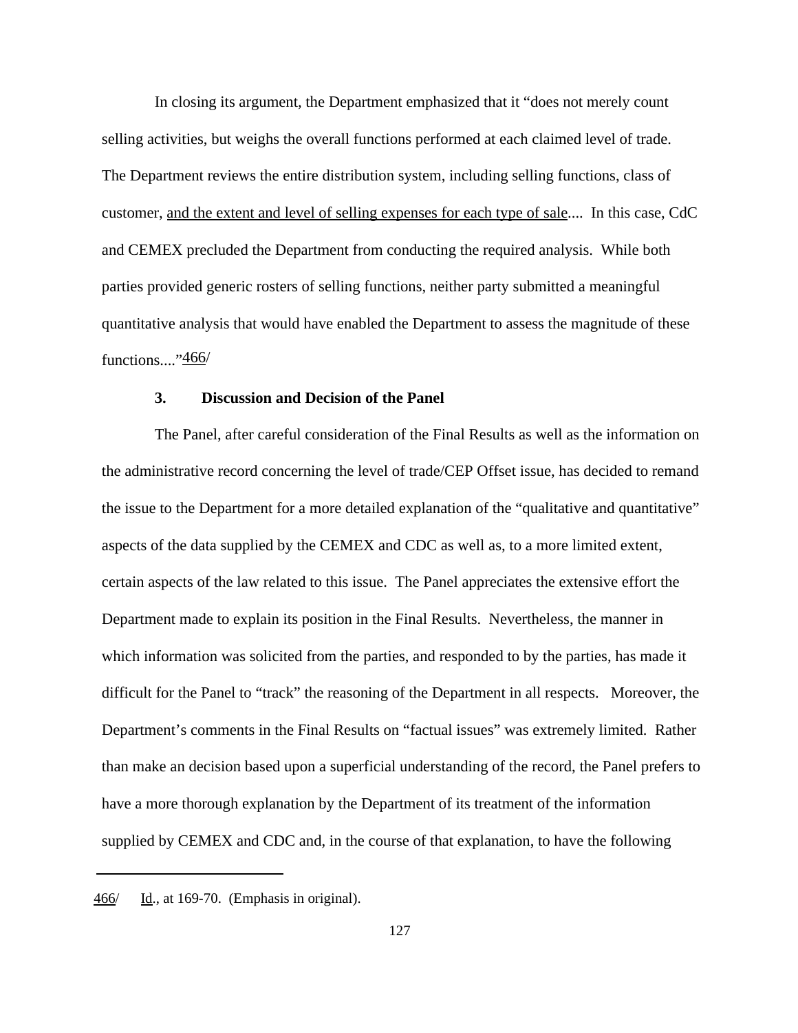In closing its argument, the Department emphasized that it "does not merely count selling activities, but weighs the overall functions performed at each claimed level of trade. The Department reviews the entire distribution system, including selling functions, class of customer, <u>and the extent and level of selling expenses for each type of sale</u>.... In this case, CdC and CEMEX precluded the Department from conducting the required analysis. While both parties provided generic rosters of selling functions, neither party submitted a meaningful quantitative analysis that would have enabled the Department to assess the magnitude of these functions...."[466/]

### 3. Discussion and Decision of the Panel

The Panel, after careful consideration of the Final Results as well as the information on the administrative record concerning the level of trade/CEP Offset issue, has decided to remand the issue to the Department for a more detailed explanation of the "qualitative and quantitative" aspects of the data supplied by the CEMEX and CDC as well as, to a more limited extent, certain aspects of the law related to this issue. The Panel appreciates the extensive effort the Department made to explain its position in the Final Results. Nevertheless, the manner in which information was solicited from the parties, and responded to by the parties, has made it difficult for the Panel to "track" the reasoning of the Department in all respects. Moreover, the Department's comments in the Final Results on "factual issues" was extremely limited. Rather than make an decision based upon a superficial understanding of the record, the Panel prefers to have a more thorough explanation by the Department of its treatment of the information supplied by CEMEX and CDC and, in the course of that explanation, to have the following

---

<u>466</u>/ <u>Id</u>., at 169-70. (Emphasis in original).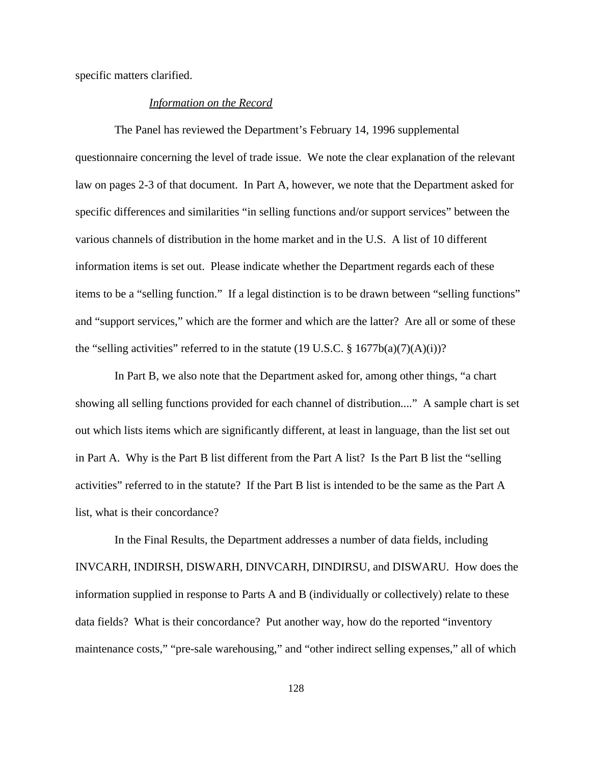specific matters clarified.

*Information on the Record*

The Panel has reviewed the Department's February 14, 1996 supplemental questionnaire concerning the level of trade issue. We note the clear explanation of the relevant law on pages 2-3 of that document. In Part A, however, we note that the Department asked for specific differences and similarities "in selling functions and/or support services" between the various channels of distribution in the home market and in the U.S. A list of 10 different information items is set out. Please indicate whether the Department regards each of these items to be a "selling function." If a legal distinction is to be drawn between "selling functions" and "support services," which are the former and which are the latter? Are all or some of these the "selling activities" referred to in the statute (19 U.S.C. § 1677b(a)(7)(A)(i))?

In Part B, we also note that the Department asked for, among other things, "a chart showing all selling functions provided for each channel of distribution...." A sample chart is set out which lists items which are significantly different, at least in language, than the list set out in Part A. Why is the Part B list different from the Part A list? Is the Part B list the "selling activities" referred to in the statute? If the Part B list is intended to be the same as the Part A list, what is their concordance?

In the Final Results, the Department addresses a number of data fields, including INVCARH, INDIRSH, DISWARH, DINVCARH, DINDIRSU, and DISWARU. How does the information supplied in response to Parts A and B (individually or collectively) relate to these data fields? What is their concordance? Put another way, how do the reported "inventory maintenance costs," "pre-sale warehousing," and "other indirect selling expenses," all of which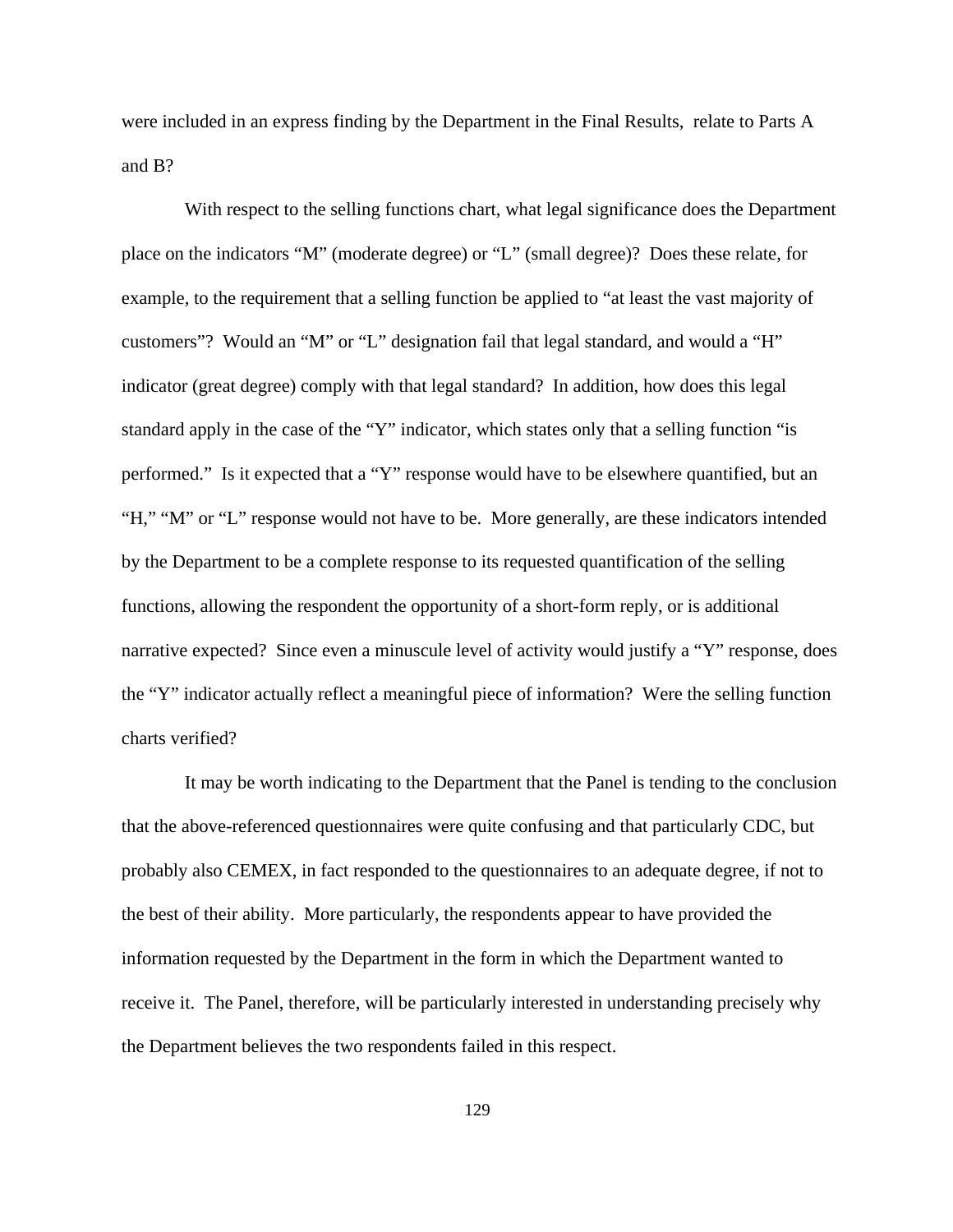were included in an express finding by the Department in the Final Results,  relate to Parts A and B?

With respect to the selling functions chart, what legal significance does the Department place on the indicators "M" (moderate degree) or "L" (small degree)?  Does these relate, for example, to the requirement that a selling function be applied to "at least the vast majority of customers"?  Would an "M" or "L" designation fail that legal standard, and would a "H" indicator (great degree) comply with that legal standard?  In addition, how does this legal standard apply in the case of the "Y" indicator, which states only that a selling function "is performed."  Is it expected that a "Y" response would have to be elsewhere quantified, but an "H," "M" or "L" response would not have to be.  More generally, are these indicators intended by the Department to be a complete response to its requested quantification of the selling functions, allowing the respondent the opportunity of a short-form reply, or is additional narrative expected?  Since even a minuscule level of activity would justify a "Y" response, does the "Y" indicator actually reflect a meaningful piece of information?  Were the selling function charts verified?

It may be worth indicating to the Department that the Panel is tending to the conclusion that the above-referenced questionnaires were quite confusing and that particularly CDC, but probably also CEMEX, in fact responded to the questionnaires to an adequate degree, if not to the best of their ability.  More particularly, the respondents appear to have provided the information requested by the Department in the form in which the Department wanted to receive it.  The Panel, therefore, will be particularly interested in understanding precisely why the Department believes the two respondents failed in this respect.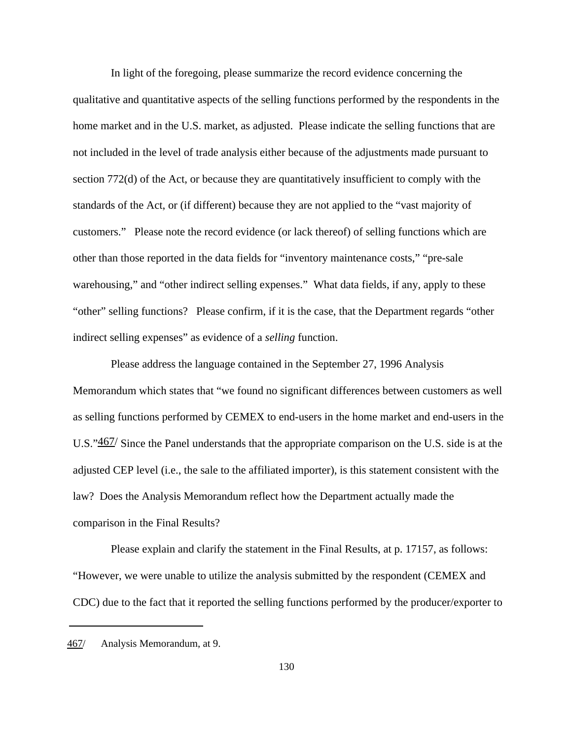In light of the foregoing, please summarize the record evidence concerning the qualitative and quantitative aspects of the selling functions performed by the respondents in the home market and in the U.S. market, as adjusted. Please indicate the selling functions that are not included in the level of trade analysis either because of the adjustments made pursuant to section 772(d) of the Act, or because they are quantitatively insufficient to comply with the standards of the Act, or (if different) because they are not applied to the "vast majority of customers." Please note the record evidence (or lack thereof) of selling functions which are other than those reported in the data fields for "inventory maintenance costs," "pre-sale warehousing," and "other indirect selling expenses." What data fields, if any, apply to these "other" selling functions? Please confirm, if it is the case, that the Department regards "other indirect selling expenses" as evidence of a *selling* function.

Please address the language contained in the September 27, 1996 Analysis Memorandum which states that "we found no significant differences between customers as well as selling functions performed by CEMEX to end-users in the home market and end-users in the U.S."[467] Since the Panel understands that the appropriate comparison on the U.S. side is at the adjusted CEP level (i.e., the sale to the affiliated importer), is this statement consistent with the law? Does the Analysis Memorandum reflect how the Department actually made the comparison in the Final Results?

Please explain and clarify the statement in the Final Results, at p. 17157, as follows: "However, we were unable to utilize the analysis submitted by the respondent (CEMEX and CDC) due to the fact that it reported the selling functions performed by the producer/exporter to

---

[467] Analysis Memorandum, at 9.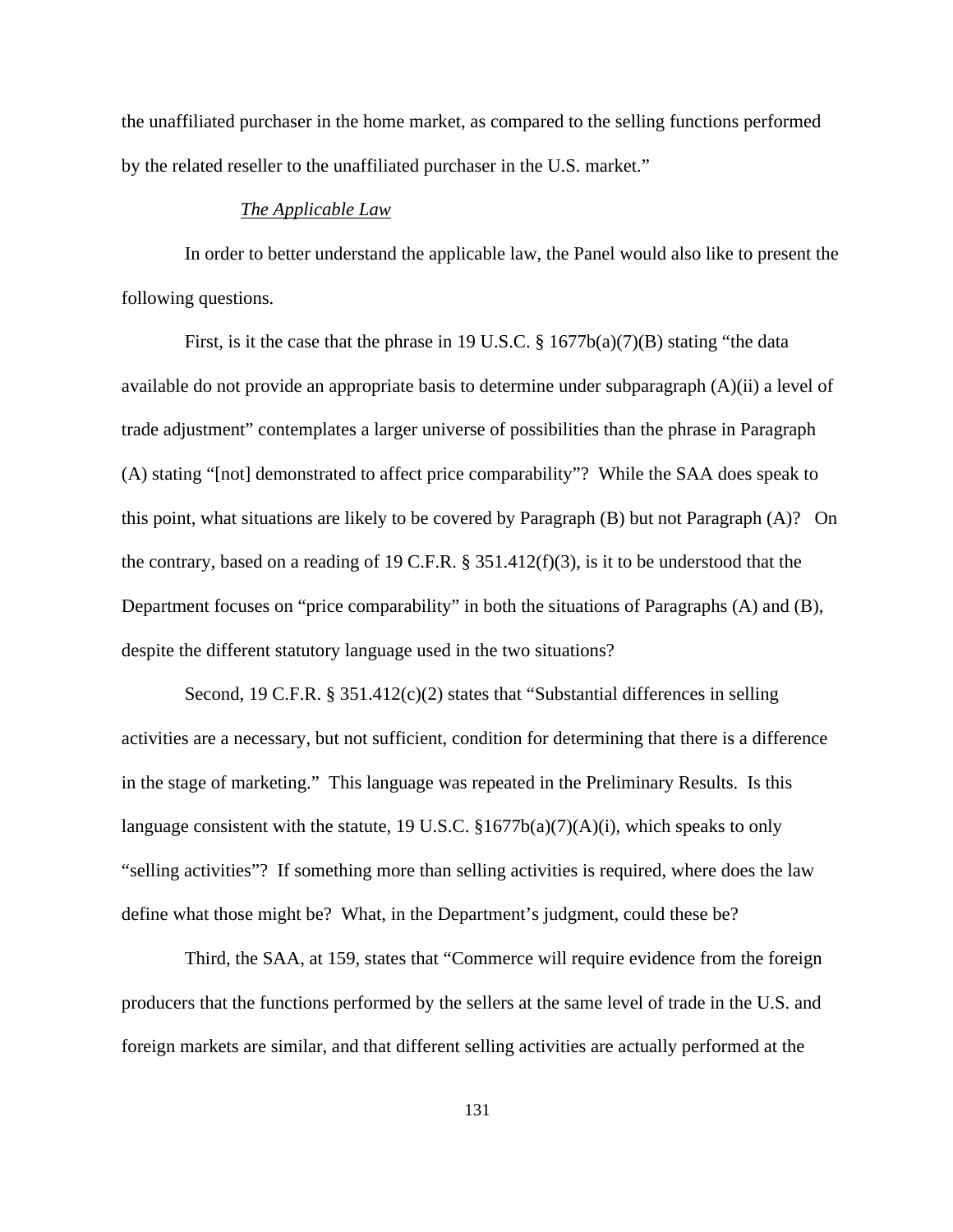the unaffiliated purchaser in the home market, as compared to the selling functions performed by the related reseller to the unaffiliated purchaser in the U.S. market."

*The Applicable Law*

In order to better understand the applicable law, the Panel would also like to present the following questions.

First, is it the case that the phrase in 19 U.S.C. § 1677b(a)(7)(B) stating "the data available do not provide an appropriate basis to determine under subparagraph (A)(ii) a level of trade adjustment" contemplates a larger universe of possibilities than the phrase in Paragraph (A) stating "[not] demonstrated to affect price comparability"? While the SAA does speak to this point, what situations are likely to be covered by Paragraph (B) but not Paragraph (A)? On the contrary, based on a reading of 19 C.F.R. § 351.412(f)(3), is it to be understood that the Department focuses on "price comparability" in both the situations of Paragraphs (A) and (B), despite the different statutory language used in the two situations?

Second, 19 C.F.R. § 351.412(c)(2) states that "Substantial differences in selling activities are a necessary, but not sufficient, condition for determining that there is a difference in the stage of marketing." This language was repeated in the Preliminary Results. Is this language consistent with the statute, 19 U.S.C. §1677b(a)(7)(A)(i), which speaks to only "selling activities"? If something more than selling activities is required, where does the law define what those might be? What, in the Department's judgment, could these be?

Third, the SAA, at 159, states that "Commerce will require evidence from the foreign producers that the functions performed by the sellers at the same level of trade in the U.S. and foreign markets are similar, and that different selling activities are actually performed at the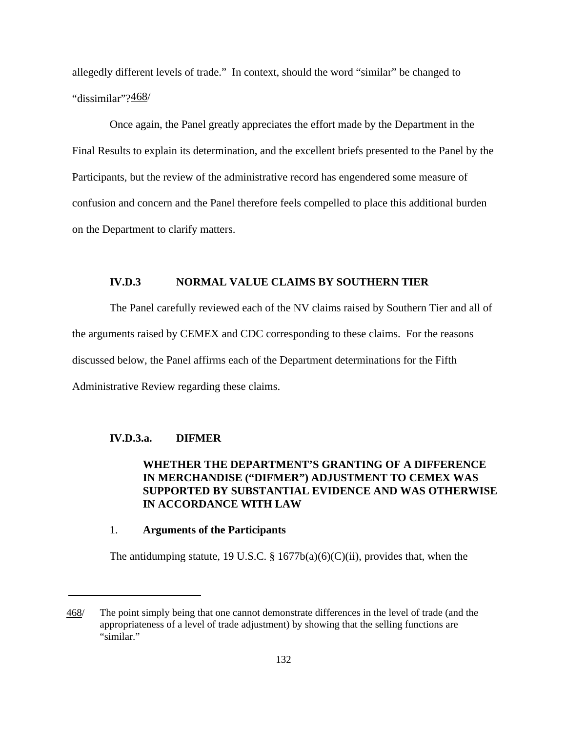allegedly different levels of trade." In context, should the word "similar" be changed to "dissimilar"?468/

Once again, the Panel greatly appreciates the effort made by the Department in the Final Results to explain its determination, and the excellent briefs presented to the Panel by the Participants, but the review of the administrative record has engendered some measure of confusion and concern and the Panel therefore feels compelled to place this additional burden on the Department to clarify matters.

### IV.D.3 NORMAL VALUE CLAIMS BY SOUTHERN TIER

The Panel carefully reviewed each of the NV claims raised by Southern Tier and all of the arguments raised by CEMEX and CDC corresponding to these claims. For the reasons discussed below, the Panel affirms each of the Department determinations for the Fifth Administrative Review regarding these claims.

### IV.D.3.a. DIFMER

**WHETHER THE DEPARTMENT'S GRANTING OF A DIFFERENCE IN MERCHANDISE ("DIFMER") ADJUSTMENT TO CEMEX WAS SUPPORTED BY SUBSTANTIAL EVIDENCE AND WAS OTHERWISE IN ACCORDANCE WITH LAW**

1. **Arguments of the Participants**

The antidumping statute, 19 U.S.C. § 1677b(a)(6)(C)(ii), provides that, when the

---

468/ The point simply being that one cannot demonstrate differences in the level of trade (and the appropriateness of a level of trade adjustment) by showing that the selling functions are "similar."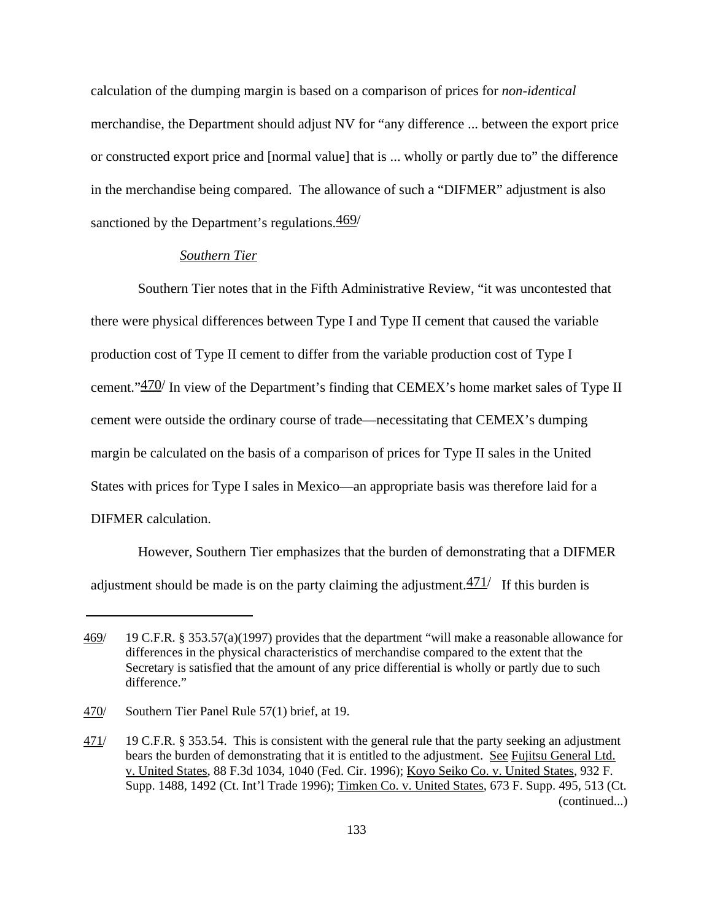calculation of the dumping margin is based on a comparison of prices for *non-identical* merchandise, the Department should adjust NV for "any difference ... between the export price or constructed export price and [normal value] that is ... wholly or partly due to" the difference in the merchandise being compared. The allowance of such a "DIFMER" adjustment is also sanctioned by the Department's regulations.[469]

*Southern Tier*

Southern Tier notes that in the Fifth Administrative Review, "it was uncontested that there were physical differences between Type I and Type II cement that caused the variable production cost of Type II cement to differ from the variable production cost of Type I cement."[470] In view of the Department's finding that CEMEX's home market sales of Type II cement were outside the ordinary course of trade—necessitating that CEMEX's dumping margin be calculated on the basis of a comparison of prices for Type II sales in the United States with prices for Type I sales in Mexico—an appropriate basis was therefore laid for a DIFMER calculation.

However, Southern Tier emphasizes that the burden of demonstrating that a DIFMER adjustment should be made is on the party claiming the adjustment.[471] If this burden is

---

469/ 19 C.F.R. § 353.57(a)(1997) provides that the department "will make a reasonable allowance for differences in the physical characteristics of merchandise compared to the extent that the Secretary is satisfied that the amount of any price differential is wholly or partly due to such difference."

470/ Southern Tier Panel Rule 57(1) brief, at 19.

471/ 19 C.F.R. § 353.54. This is consistent with the general rule that the party seeking an adjustment bears the burden of demonstrating that it is entitled to the adjustment. See Fujitsu General Ltd. v. United States, 88 F.3d 1034, 1040 (Fed. Cir. 1996); Koyo Seiko Co. v. United States, 932 F. Supp. 1488, 1492 (Ct. Int'l Trade 1996); Timken Co. v. United States, 673 F. Supp. 495, 513 (Ct. (continued...)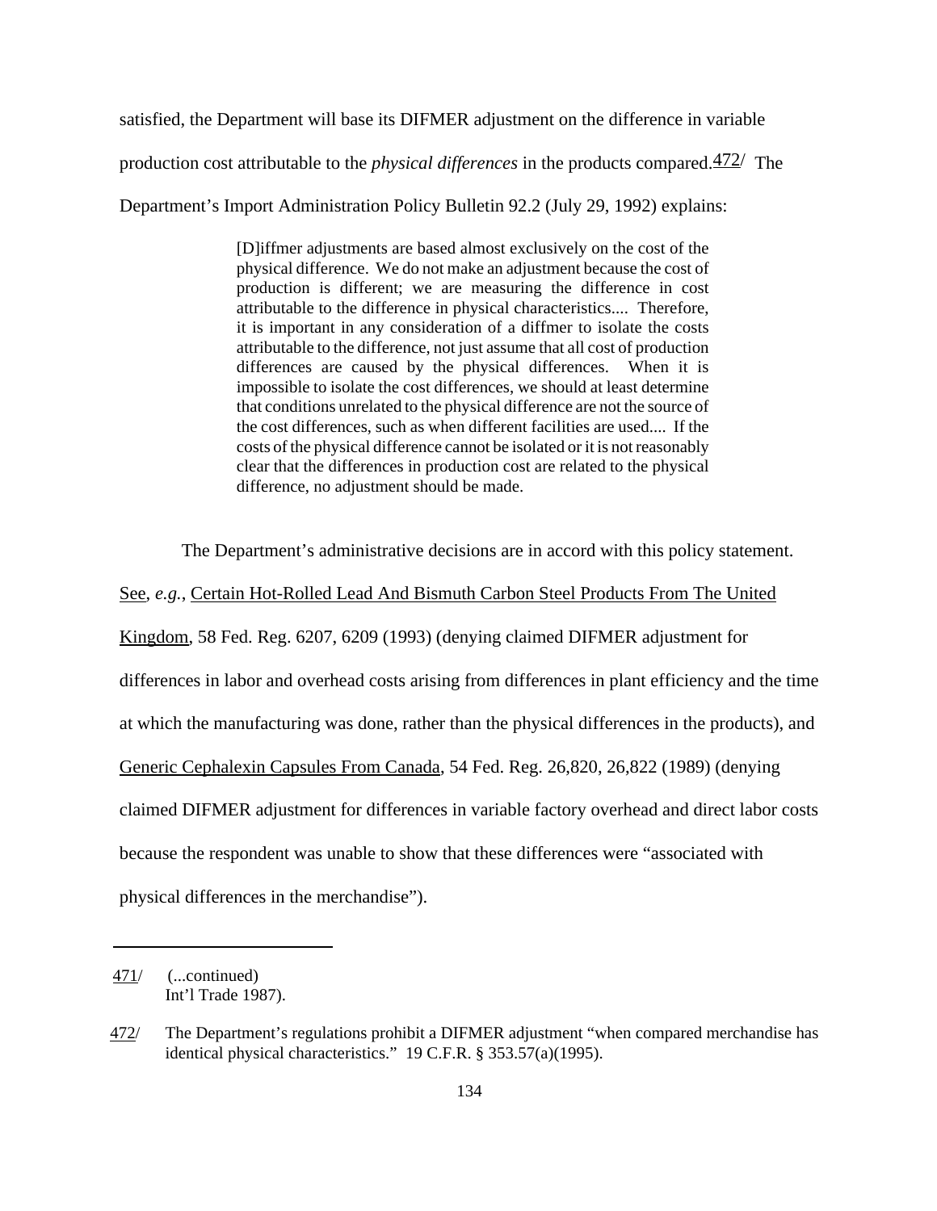satisfied, the Department will base its DIFMER adjustment on the difference in variable production cost attributable to the *physical differences* in the products compared.[472] The Department's Import Administration Policy Bulletin 92.2 (July 29, 1992) explains:

> [D]iffmer adjustments are based almost exclusively on the cost of the physical difference. We do not make an adjustment because the cost of production is different; we are measuring the difference in cost attributable to the difference in physical characteristics.... Therefore, it is important in any consideration of a diffmer to isolate the costs attributable to the difference, not just assume that all cost of production differences are caused by the physical differences. When it is impossible to isolate the cost differences, we should at least determine that conditions unrelated to the physical difference are not the source of the cost differences, such as when different facilities are used.... If the costs of the physical difference cannot be isolated or it is not reasonably clear that the differences in production cost are related to the physical difference, no adjustment should be made.

The Department's administrative decisions are in accord with this policy statement. See, *e.g.*, Certain Hot-Rolled Lead And Bismuth Carbon Steel Products From The United Kingdom, 58 Fed. Reg. 6207, 6209 (1993) (denying claimed DIFMER adjustment for differences in labor and overhead costs arising from differences in plant efficiency and the time at which the manufacturing was done, rather than the physical differences in the products), and Generic Cephalexin Capsules From Canada, 54 Fed. Reg. 26,820, 26,822 (1989) (denying claimed DIFMER adjustment for differences in variable factory overhead and direct labor costs because the respondent was unable to show that these differences were "associated with physical differences in the merchandise").

---

471/ (...continued) Int'l Trade 1987).

472/ The Department's regulations prohibit a DIFMER adjustment "when compared merchandise has identical physical characteristics." 19 C.F.R. § 353.57(a)(1995).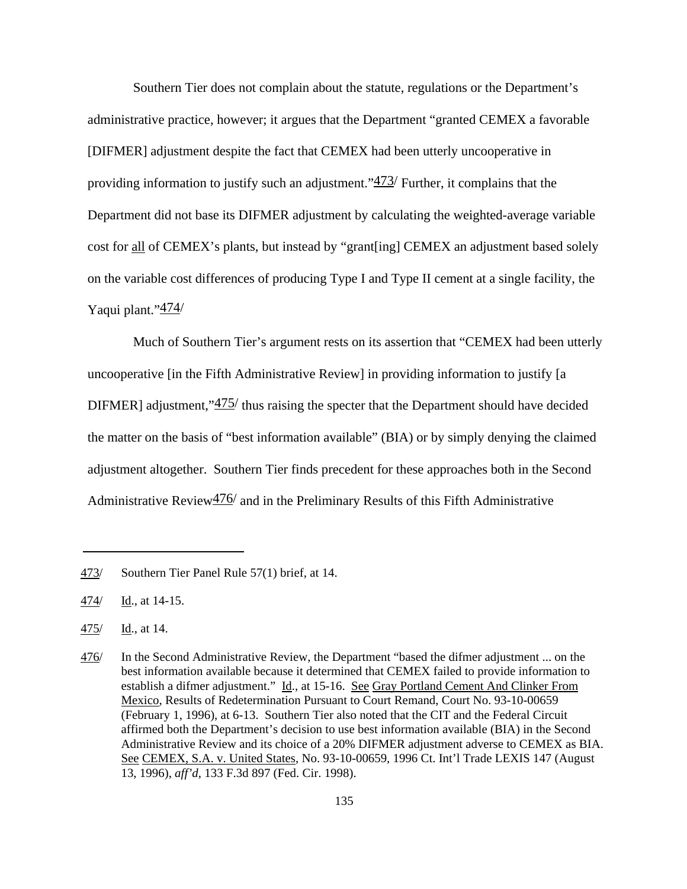Southern Tier does not complain about the statute, regulations or the Department's administrative practice, however; it argues that the Department "granted CEMEX a favorable [DIFMER] adjustment despite the fact that CEMEX had been utterly uncooperative in providing information to justify such an adjustment."[473/] Further, it complains that the Department did not base its DIFMER adjustment by calculating the weighted-average variable cost for all of CEMEX's plants, but instead by "grant[ing] CEMEX an adjustment based solely on the variable cost differences of producing Type I and Type II cement at a single facility, the Yaqui plant."[474/]

Much of Southern Tier's argument rests on its assertion that "CEMEX had been utterly uncooperative [in the Fifth Administrative Review] in providing information to justify [a DIFMER] adjustment,"[475/] thus raising the specter that the Department should have decided the matter on the basis of "best information available" (BIA) or by simply denying the claimed adjustment altogether. Southern Tier finds precedent for these approaches both in the Second Administrative Review[476/] and in the Preliminary Results of this Fifth Administrative

---

473/ Southern Tier Panel Rule 57(1) brief, at 14.

474/ Id., at 14-15.

475/ Id., at 14.

476/ In the Second Administrative Review, the Department "based the difmer adjustment ... on the best information available because it determined that CEMEX failed to provide information to establish a difmer adjustment." Id., at 15-16. See Gray Portland Cement And Clinker From Mexico, Results of Redetermination Pursuant to Court Remand, Court No. 93-10-00659 (February 1, 1996), at 6-13. Southern Tier also noted that the CIT and the Federal Circuit affirmed both the Department's decision to use best information available (BIA) in the Second Administrative Review and its choice of a 20% DIFMER adjustment adverse to CEMEX as BIA. See CEMEX, S.A. v. United States, No. 93-10-00659, 1996 Ct. Int'l Trade LEXIS 147 (August 13, 1996), *aff'd*, 133 F.3d 897 (Fed. Cir. 1998).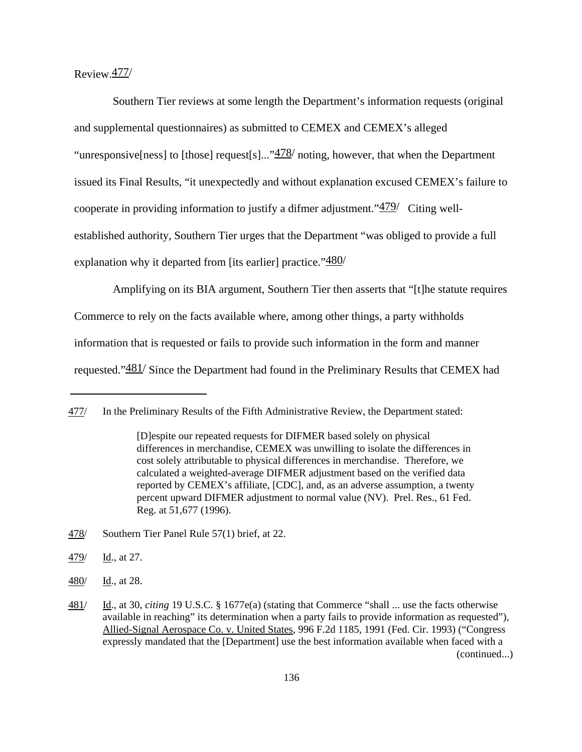Review.[477]

Southern Tier reviews at some length the Department's information requests (original and supplemental questionnaires) as submitted to CEMEX and CEMEX's alleged "unresponsive[ness] to [those] request[s]..."[478] noting, however, that when the Department issued its Final Results, "it unexpectedly and without explanation excused CEMEX's failure to cooperate in providing information to justify a difmer adjustment."[479] Citing well-established authority, Southern Tier urges that the Department "was obliged to provide a full explanation why it departed from [its earlier] practice."[480]

Amplifying on its BIA argument, Southern Tier then asserts that "[t]he statute requires Commerce to rely on the facts available where, among other things, a party withholds information that is requested or fails to provide such information in the form and manner requested."[481] Since the Department had found in the Preliminary Results that CEMEX had

---

477/ In the Preliminary Results of the Fifth Administrative Review, the Department stated:

> [D]espite our repeated requests for DIFMER based solely on physical differences in merchandise, CEMEX was unwilling to isolate the differences in cost solely attributable to physical differences in merchandise. Therefore, we calculated a weighted-average DIFMER adjustment based on the verified data reported by CEMEX's affiliate, [CDC], and, as an adverse assumption, a twenty percent upward DIFMER adjustment to normal value (NV). Prel. Res., 61 Fed. Reg. at 51,677 (1996).

478/ Southern Tier Panel Rule 57(1) brief, at 22.

479/ Id., at 27.

480/ Id., at 28.

481/ Id., at 30, *citing* 19 U.S.C. § 1677e(a) (stating that Commerce "shall ... use the facts otherwise available in reaching" its determination when a party fails to provide information as requested"), Allied-Signal Aerospace Co. v. United States, 996 F.2d 1185, 1991 (Fed. Cir. 1993) ("Congress expressly mandated that the [Department] use the best information available when faced with a (continued...)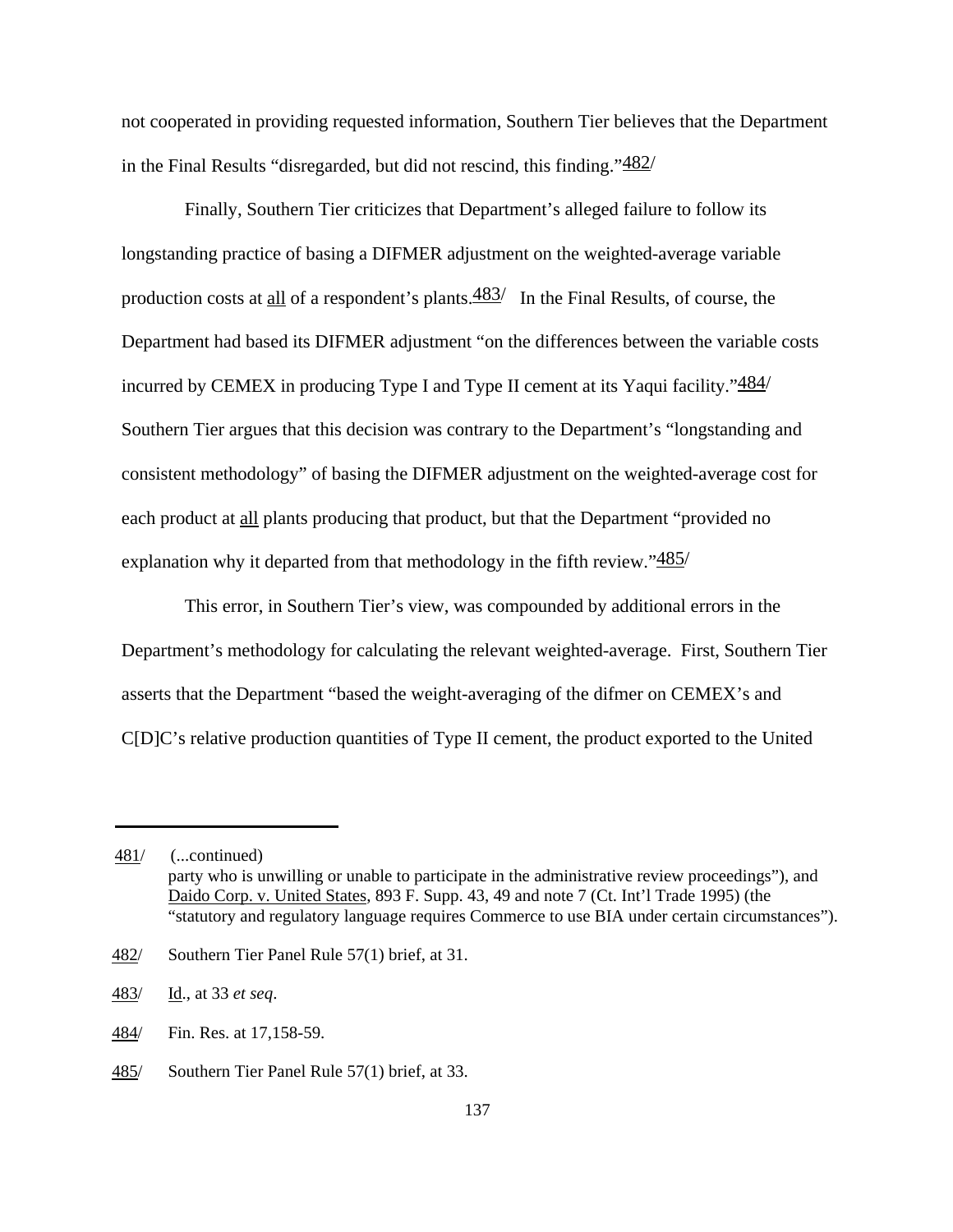not cooperated in providing requested information, Southern Tier believes that the Department in the Final Results "disregarded, but did not rescind, this finding."[482]

Finally, Southern Tier criticizes that Department's alleged failure to follow its longstanding practice of basing a DIFMER adjustment on the weighted-average variable production costs at all of a respondent's plants.[483] In the Final Results, of course, the Department had based its DIFMER adjustment "on the differences between the variable costs incurred by CEMEX in producing Type I and Type II cement at its Yaqui facility."[484] Southern Tier argues that this decision was contrary to the Department's "longstanding and consistent methodology" of basing the DIFMER adjustment on the weighted-average cost for each product at all plants producing that product, but that the Department "provided no explanation why it departed from that methodology in the fifth review."[485]

This error, in Southern Tier's view, was compounded by additional errors in the Department's methodology for calculating the relevant weighted-average. First, Southern Tier asserts that the Department "based the weight-averaging of the difmer on CEMEX's and C[D]C's relative production quantities of Type II cement, the product exported to the United

---

481/ (...continued) party who is unwilling or unable to participate in the administrative review proceedings"), and Daido Corp. v. United States, 893 F. Supp. 43, 49 and note 7 (Ct. Int'l Trade 1995) (the "statutory and regulatory language requires Commerce to use BIA under certain circumstances").

482/ Southern Tier Panel Rule 57(1) brief, at 31.

483/ Id., at 33 *et seq*.

484/ Fin. Res. at 17,158-59.

485/ Southern Tier Panel Rule 57(1) brief, at 33.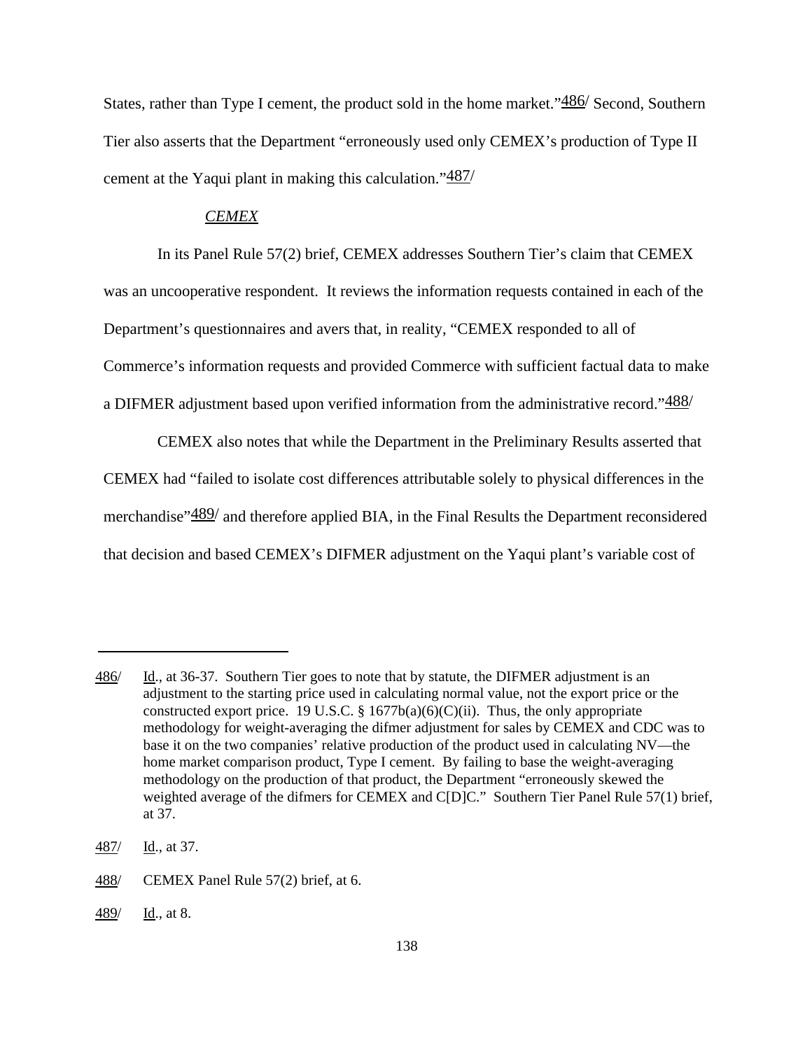States, rather than Type I cement, the product sold in the home market."486/ Second, Southern Tier also asserts that the Department "erroneously used only CEMEX's production of Type II cement at the Yaqui plant in making this calculation."487/

*CEMEX*

In its Panel Rule 57(2) brief, CEMEX addresses Southern Tier's claim that CEMEX was an uncooperative respondent. It reviews the information requests contained in each of the Department's questionnaires and avers that, in reality, "CEMEX responded to all of Commerce's information requests and provided Commerce with sufficient factual data to make a DIFMER adjustment based upon verified information from the administrative record."488/

CEMEX also notes that while the Department in the Preliminary Results asserted that CEMEX had "failed to isolate cost differences attributable solely to physical differences in the merchandise"489/ and therefore applied BIA, in the Final Results the Department reconsidered that decision and based CEMEX's DIFMER adjustment on the Yaqui plant's variable cost of

---

486/ Id., at 36-37. Southern Tier goes to note that by statute, the DIFMER adjustment is an adjustment to the starting price used in calculating normal value, not the export price or the constructed export price. 19 U.S.C. § 1677b(a)(6)(C)(ii). Thus, the only appropriate methodology for weight-averaging the difmer adjustment for sales by CEMEX and CDC was to base it on the two companies' relative production of the product used in calculating NV—the home market comparison product, Type I cement. By failing to base the weight-averaging methodology on the production of that product, the Department "erroneously skewed the weighted average of the difmers for CEMEX and C[D]C." Southern Tier Panel Rule 57(1) brief, at 37.

487/ Id., at 37.

488/ CEMEX Panel Rule 57(2) brief, at 6.

489/ Id., at 8.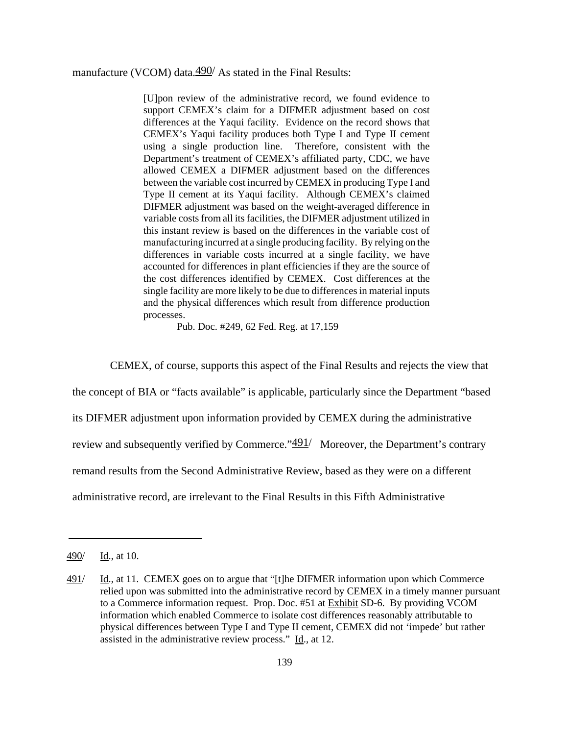manufacture (VCOM) data.[490] As stated in the Final Results:

> [U]pon review of the administrative record, we found evidence to support CEMEX's claim for a DIFMER adjustment based on cost differences at the Yaqui facility. Evidence on the record shows that CEMEX's Yaqui facility produces both Type I and Type II cement using a single production line. Therefore, consistent with the Department's treatment of CEMEX's affiliated party, CDC, we have allowed CEMEX a DIFMER adjustment based on the differences between the variable cost incurred by CEMEX in producing Type I and Type II cement at its Yaqui facility. Although CEMEX's claimed DIFMER adjustment was based on the weight-averaged difference in variable costs from all its facilities, the DIFMER adjustment utilized in this instant review is based on the differences in the variable cost of manufacturing incurred at a single producing facility. By relying on the differences in variable costs incurred at a single facility, we have accounted for differences in plant efficiencies if they are the source of the cost differences identified by CEMEX. Cost differences at the single facility are more likely to be due to differences in material inputs and the physical differences which result from difference production processes.
>
> Pub. Doc. #249, 62 Fed. Reg. at 17,159

CEMEX, of course, supports this aspect of the Final Results and rejects the view that the concept of BIA or "facts available" is applicable, particularly since the Department "based its DIFMER adjustment upon information provided by CEMEX during the administrative review and subsequently verified by Commerce."[491] Moreover, the Department's contrary remand results from the Second Administrative Review, based as they were on a different administrative record, are irrelevant to the Final Results in this Fifth Administrative

---

490/ Id., at 10.

491/ Id., at 11. CEMEX goes on to argue that "[t]he DIFMER information upon which Commerce relied upon was submitted into the administrative record by CEMEX in a timely manner pursuant to a Commerce information request. Prop. Doc. #51 at Exhibit SD-6. By providing VCOM information which enabled Commerce to isolate cost differences reasonably attributable to physical differences between Type I and Type II cement, CEMEX did not 'impede' but rather assisted in the administrative review process." Id., at 12.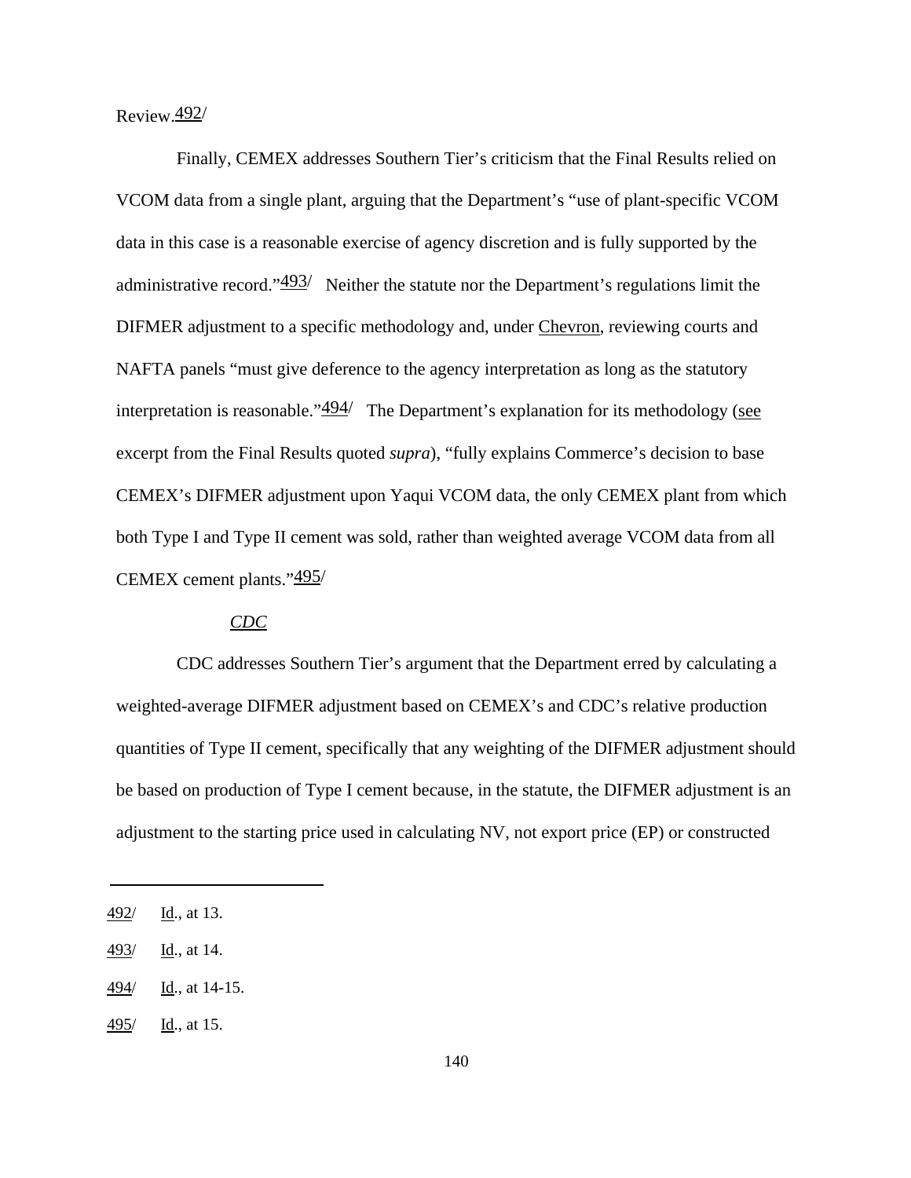Review.[492]

Finally, CEMEX addresses Southern Tier's criticism that the Final Results relied on VCOM data from a single plant, arguing that the Department's "use of plant-specific VCOM data in this case is a reasonable exercise of agency discretion and is fully supported by the administrative record."[493] Neither the statute nor the Department's regulations limit the DIFMER adjustment to a specific methodology and, under Chevron, reviewing courts and NAFTA panels "must give deference to the agency interpretation as long as the statutory interpretation is reasonable."[494] The Department's explanation for its methodology (see excerpt from the Final Results quoted *supra*), "fully explains Commerce's decision to base CEMEX's DIFMER adjustment upon Yaqui VCOM data, the only CEMEX plant from which both Type I and Type II cement was sold, rather than weighted average VCOM data from all CEMEX cement plants."[495]

*CDC*

CDC addresses Southern Tier's argument that the Department erred by calculating a weighted-average DIFMER adjustment based on CEMEX's and CDC's relative production quantities of Type II cement, specifically that any weighting of the DIFMER adjustment should be based on production of Type I cement because, in the statute, the DIFMER adjustment is an adjustment to the starting price used in calculating NV, not export price (EP) or constructed

---

492/ Id., at 13.

493/ Id., at 14.

494/ Id., at 14-15.

495/ Id., at 15.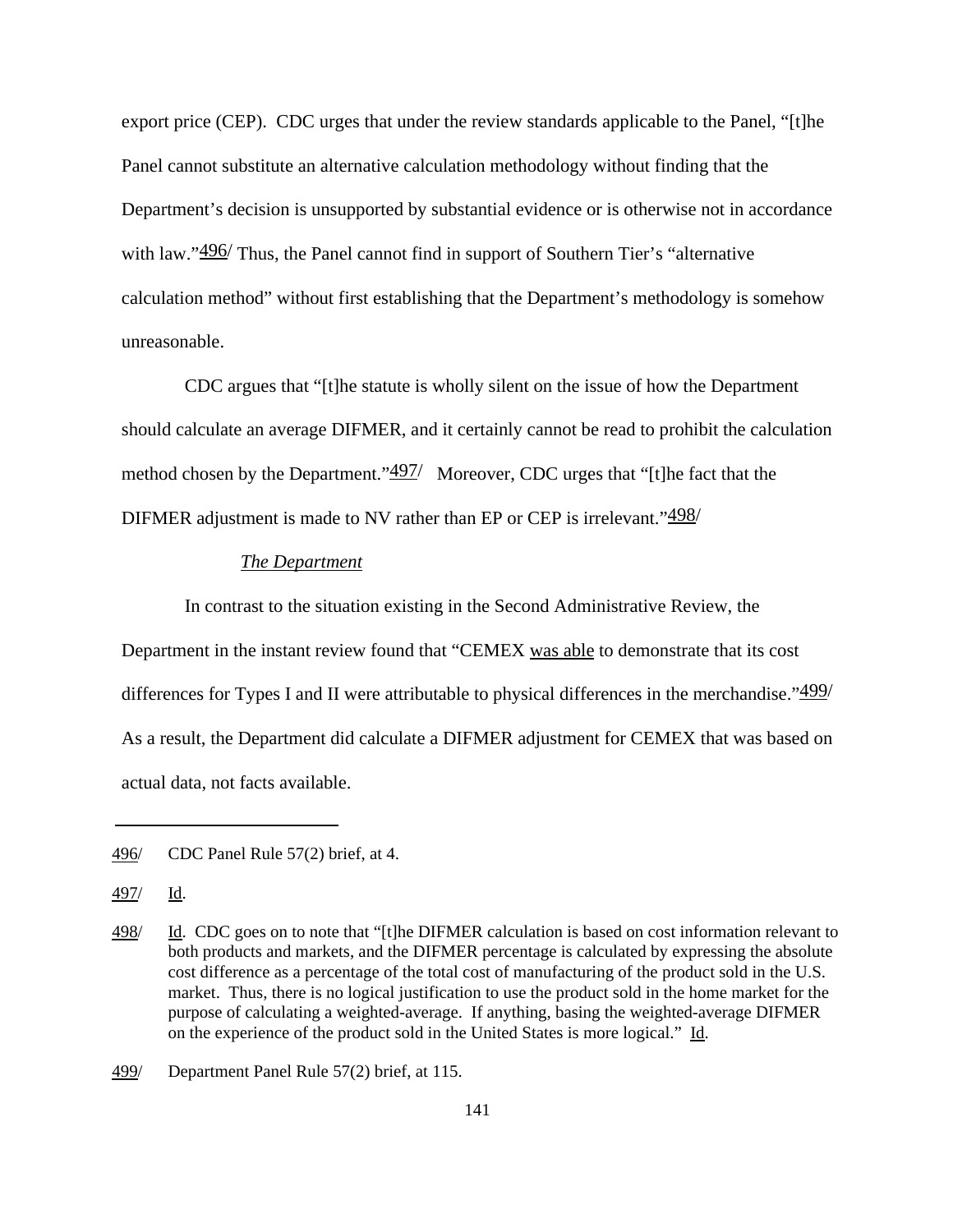export price (CEP). CDC urges that under the review standards applicable to the Panel, "[t]he Panel cannot substitute an alternative calculation methodology without finding that the Department's decision is unsupported by substantial evidence or is otherwise not in accordance with law."[496] Thus, the Panel cannot find in support of Southern Tier's "alternative calculation method" without first establishing that the Department's methodology is somehow unreasonable.

CDC argues that "[t]he statute is wholly silent on the issue of how the Department should calculate an average DIFMER, and it certainly cannot be read to prohibit the calculation method chosen by the Department."[497] Moreover, CDC urges that "[t]he fact that the DIFMER adjustment is made to NV rather than EP or CEP is irrelevant."[498]

*The Department*

In contrast to the situation existing in the Second Administrative Review, the Department in the instant review found that "CEMEX was able to demonstrate that its cost differences for Types I and II were attributable to physical differences in the merchandise."[499] As a result, the Department did calculate a DIFMER adjustment for CEMEX that was based on actual data, not facts available.

---

496/ CDC Panel Rule 57(2) brief, at 4.

497/ Id.

498/ Id. CDC goes on to note that "[t]he DIFMER calculation is based on cost information relevant to both products and markets, and the DIFMER percentage is calculated by expressing the absolute cost difference as a percentage of the total cost of manufacturing of the product sold in the U.S. market. Thus, there is no logical justification to use the product sold in the home market for the purpose of calculating a weighted-average. If anything, basing the weighted-average DIFMER on the experience of the product sold in the United States is more logical." Id.

499/ Department Panel Rule 57(2) brief, at 115.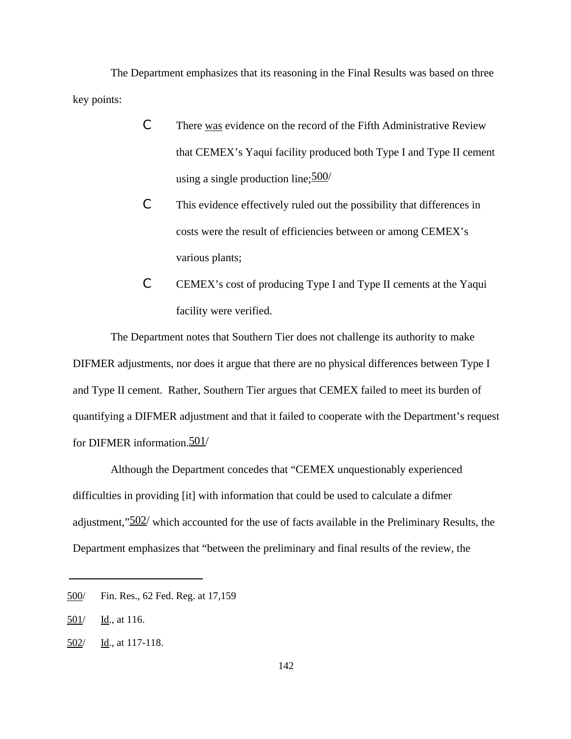The Department emphasizes that its reasoning in the Final Results was based on three key points:

- There was evidence on the record of the Fifth Administrative Review that CEMEX's Yaqui facility produced both Type I and Type II cement using a single production line;[500]
- This evidence effectively ruled out the possibility that differences in costs were the result of efficiencies between or among CEMEX's various plants;
- CEMEX's cost of producing Type I and Type II cements at the Yaqui facility were verified.

The Department notes that Southern Tier does not challenge its authority to make DIFMER adjustments, nor does it argue that there are no physical differences between Type I and Type II cement. Rather, Southern Tier argues that CEMEX failed to meet its burden of quantifying a DIFMER adjustment and that it failed to cooperate with the Department's request for DIFMER information.[501]

Although the Department concedes that "CEMEX unquestionably experienced difficulties in providing [it] with information that could be used to calculate a difmer adjustment,"[502] which accounted for the use of facts available in the Preliminary Results, the Department emphasizes that "between the preliminary and final results of the review, the

---

500/ Fin. Res., 62 Fed. Reg. at 17,159

501/ Id., at 116.

502/ Id., at 117-118.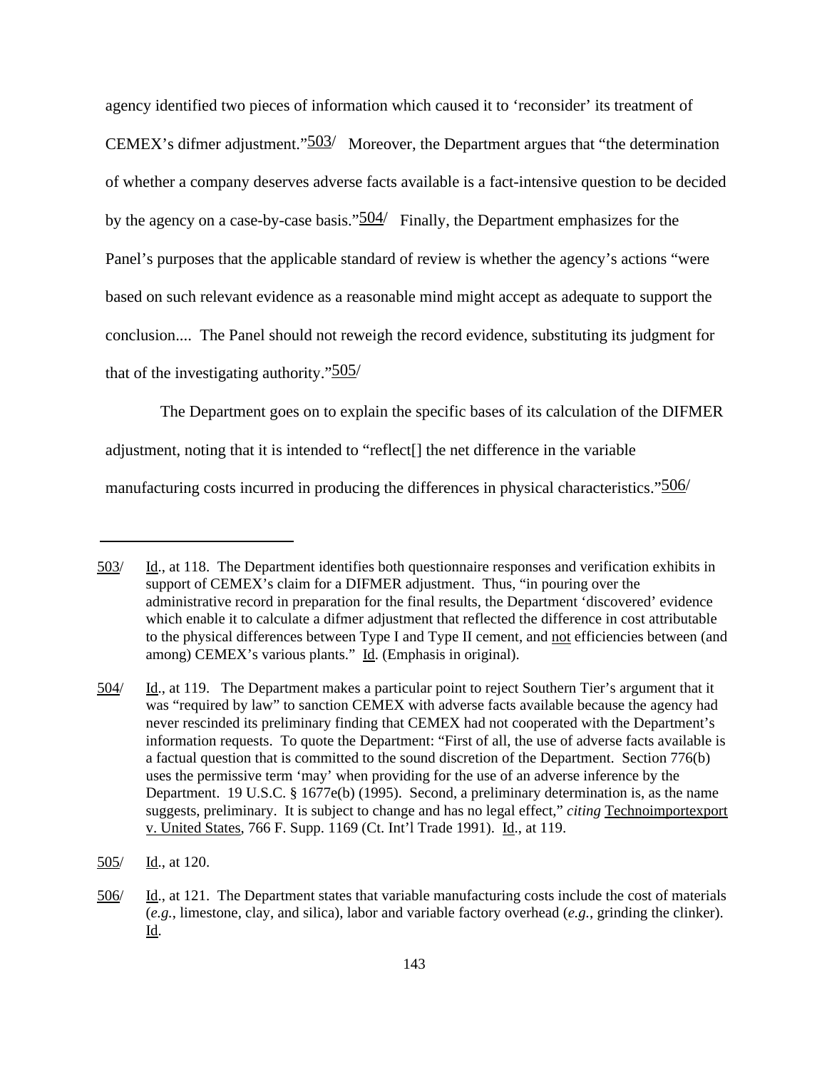agency identified two pieces of information which caused it to 'reconsider' its treatment of CEMEX's difmer adjustment."503/ Moreover, the Department argues that "the determination of whether a company deserves adverse facts available is a fact-intensive question to be decided by the agency on a case-by-case basis."504/ Finally, the Department emphasizes for the Panel's purposes that the applicable standard of review is whether the agency's actions "were based on such relevant evidence as a reasonable mind might accept as adequate to support the conclusion.... The Panel should not reweigh the record evidence, substituting its judgment for that of the investigating authority."505/

The Department goes on to explain the specific bases of its calculation of the DIFMER adjustment, noting that it is intended to "reflect[] the net difference in the variable manufacturing costs incurred in producing the differences in physical characteristics."506/

---

503/ Id., at 118. The Department identifies both questionnaire responses and verification exhibits in support of CEMEX's claim for a DIFMER adjustment. Thus, "in pouring over the administrative record in preparation for the final results, the Department 'discovered' evidence which enable it to calculate a difmer adjustment that reflected the difference in cost attributable to the physical differences between Type I and Type II cement, and not efficiencies between (and among) CEMEX's various plants." Id. (Emphasis in original).

504/ Id., at 119. The Department makes a particular point to reject Southern Tier's argument that it was "required by law" to sanction CEMEX with adverse facts available because the agency had never rescinded its preliminary finding that CEMEX had not cooperated with the Department's information requests. To quote the Department: "First of all, the use of adverse facts available is a factual question that is committed to the sound discretion of the Department. Section 776(b) uses the permissive term 'may' when providing for the use of an adverse inference by the Department. 19 U.S.C. § 1677e(b) (1995). Second, a preliminary determination is, as the name suggests, preliminary. It is subject to change and has no legal effect," *citing* Technoimportexport v. United States, 766 F. Supp. 1169 (Ct. Int'l Trade 1991). Id., at 119.

505/ Id., at 120.

506/ Id., at 121. The Department states that variable manufacturing costs include the cost of materials (*e.g.*, limestone, clay, and silica), labor and variable factory overhead (*e.g.*, grinding the clinker). Id.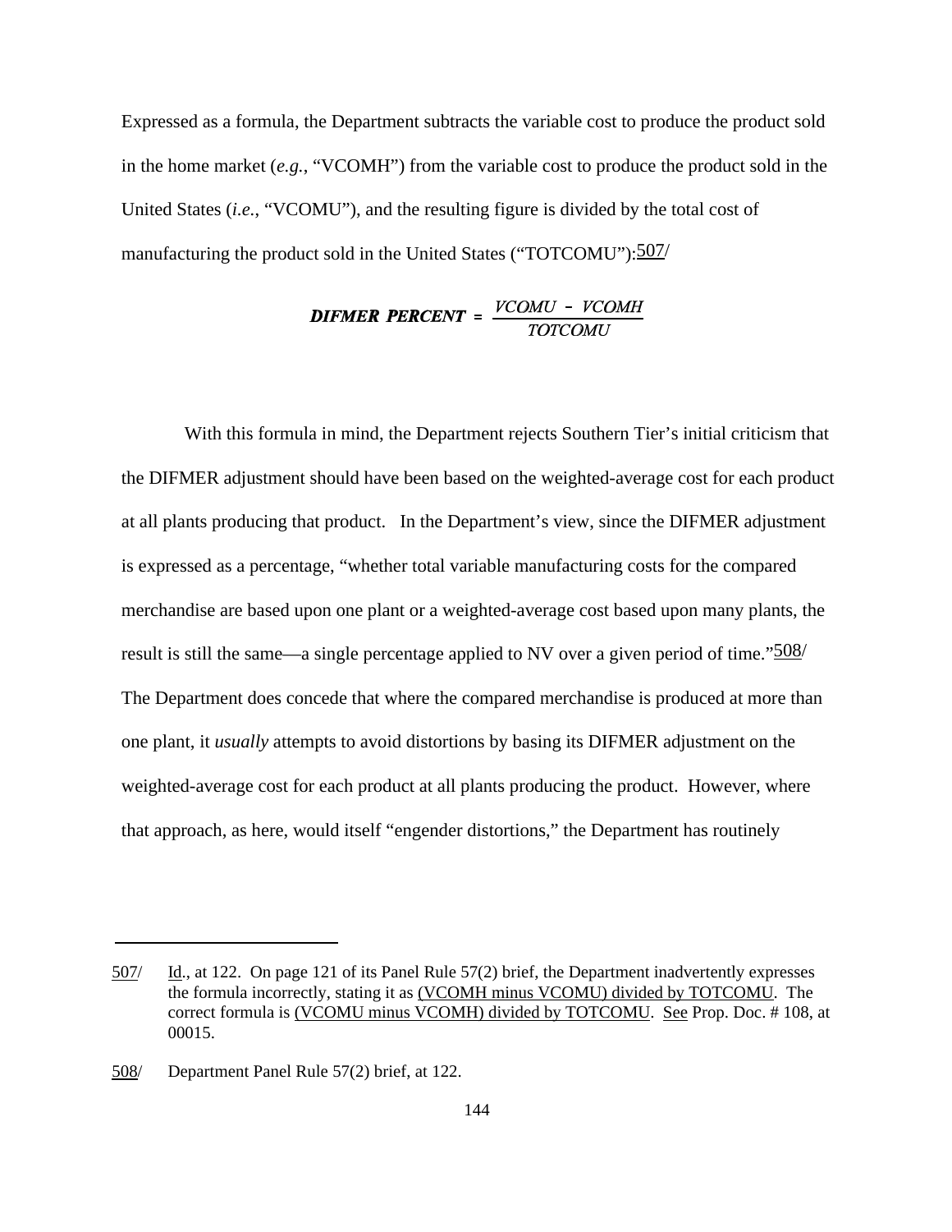Expressed as a formula, the Department subtracts the variable cost to produce the product sold in the home market (*e.g.*, "VCOMH") from the variable cost to produce the product sold in the United States (*i.e.*, "VCOMU"), and the resulting figure is divided by the total cost of manufacturing the product sold in the United States ("TOTCOMU"):507/

$$\textbf{\textit{DIFMER PERCENT}} = \frac{\textit{VCOMU} - \textit{VCOMH}}{\textit{TOTCOMU}}$$

With this formula in mind, the Department rejects Southern Tier's initial criticism that the DIFMER adjustment should have been based on the weighted-average cost for each product at all plants producing that product. In the Department's view, since the DIFMER adjustment is expressed as a percentage, "whether total variable manufacturing costs for the compared merchandise are based upon one plant or a weighted-average cost based upon many plants, the result is still the same—a single percentage applied to NV over a given period of time."508/ The Department does concede that where the compared merchandise is produced at more than one plant, it *usually* attempts to avoid distortions by basing its DIFMER adjustment on the weighted-average cost for each product at all plants producing the product. However, where that approach, as here, would itself "engender distortions," the Department has routinely

---

507/ Id., at 122. On page 121 of its Panel Rule 57(2) brief, the Department inadvertently expresses the formula incorrectly, stating it as (VCOMH minus VCOMU) divided by TOTCOMU. The correct formula is (VCOMU minus VCOMH) divided by TOTCOMU. See Prop. Doc. # 108, at 00015.

508/ Department Panel Rule 57(2) brief, at 122.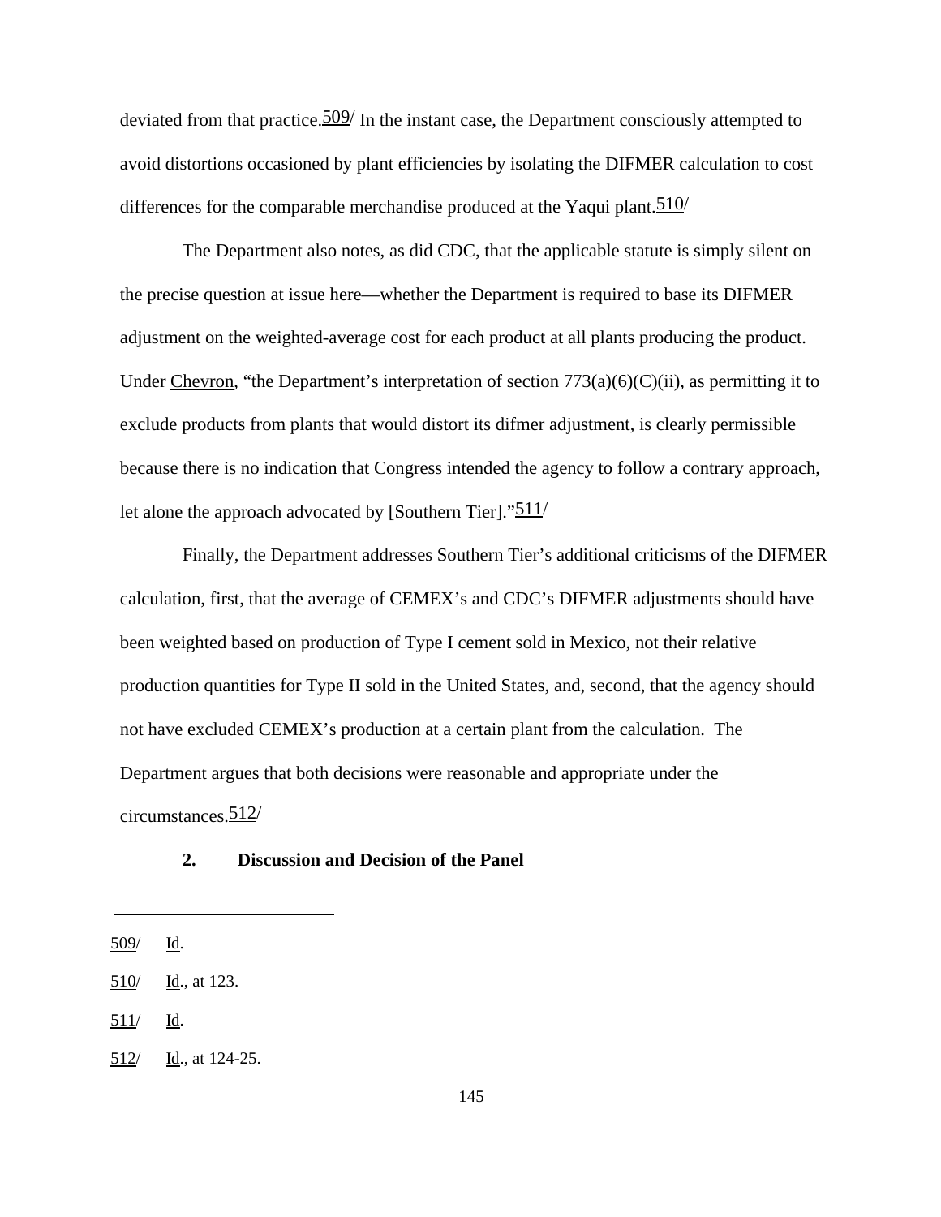deviated from that practice.[509] In the instant case, the Department consciously attempted to avoid distortions occasioned by plant efficiencies by isolating the DIFMER calculation to cost differences for the comparable merchandise produced at the Yaqui plant.[510]

The Department also notes, as did CDC, that the applicable statute is simply silent on the precise question at issue here—whether the Department is required to base its DIFMER adjustment on the weighted-average cost for each product at all plants producing the product. Under Chevron, "the Department's interpretation of section 773(a)(6)(C)(ii), as permitting it to exclude products from plants that would distort its difmer adjustment, is clearly permissible because there is no indication that Congress intended the agency to follow a contrary approach, let alone the approach advocated by [Southern Tier]."[511]

Finally, the Department addresses Southern Tier's additional criticisms of the DIFMER calculation, first, that the average of CEMEX's and CDC's DIFMER adjustments should have been weighted based on production of Type I cement sold in Mexico, not their relative production quantities for Type II sold in the United States, and, second, that the agency should not have excluded CEMEX's production at a certain plant from the calculation. The Department argues that both decisions were reasonable and appropriate under the circumstances.[512]

**2. Discussion and Decision of the Panel**

---

509/ Id.

510/ Id., at 123.

511/ Id.

512/ Id., at 124-25.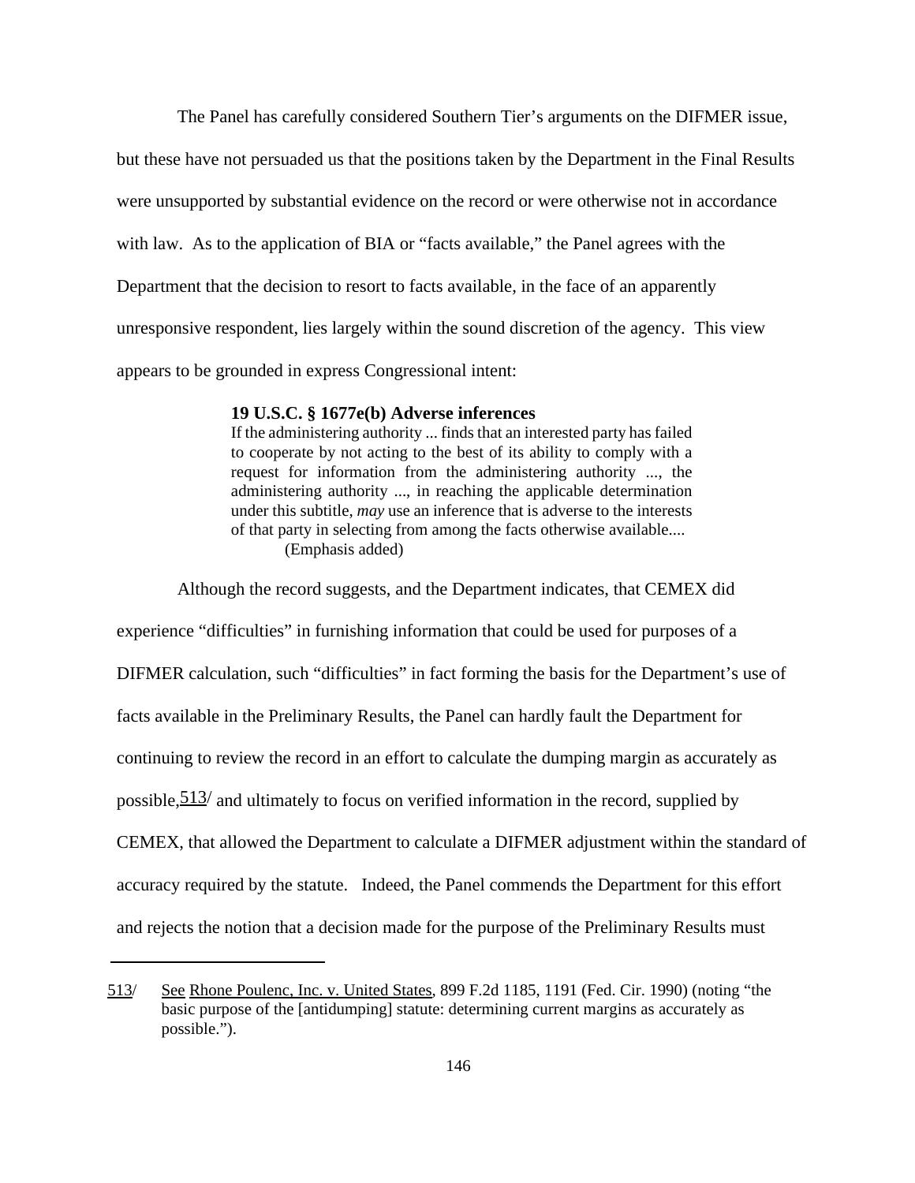The Panel has carefully considered Southern Tier's arguments on the DIFMER issue, but these have not persuaded us that the positions taken by the Department in the Final Results were unsupported by substantial evidence on the record or were otherwise not in accordance with law. As to the application of BIA or "facts available," the Panel agrees with the Department that the decision to resort to facts available, in the face of an apparently unresponsive respondent, lies largely within the sound discretion of the agency. This view appears to be grounded in express Congressional intent:

> **19 U.S.C. § 1677e(b) Adverse inferences**
> If the administering authority ... finds that an interested party has failed to cooperate by not acting to the best of its ability to comply with a request for information from the administering authority ..., the administering authority ..., in reaching the applicable determination under this subtitle, *may* use an inference that is adverse to the interests of that party in selecting from among the facts otherwise available....
> (Emphasis added)

Although the record suggests, and the Department indicates, that CEMEX did experience "difficulties" in furnishing information that could be used for purposes of a DIFMER calculation, such "difficulties" in fact forming the basis for the Department's use of facts available in the Preliminary Results, the Panel can hardly fault the Department for continuing to review the record in an effort to calculate the dumping margin as accurately as possible,[513] and ultimately to focus on verified information in the record, supplied by CEMEX, that allowed the Department to calculate a DIFMER adjustment within the standard of accuracy required by the statute. Indeed, the Panel commends the Department for this effort and rejects the notion that a decision made for the purpose of the Preliminary Results must

---

513/ See Rhone Poulenc, Inc. v. United States, 899 F.2d 1185, 1191 (Fed. Cir. 1990) (noting "the basic purpose of the [antidumping] statute: determining current margins as accurately as possible.").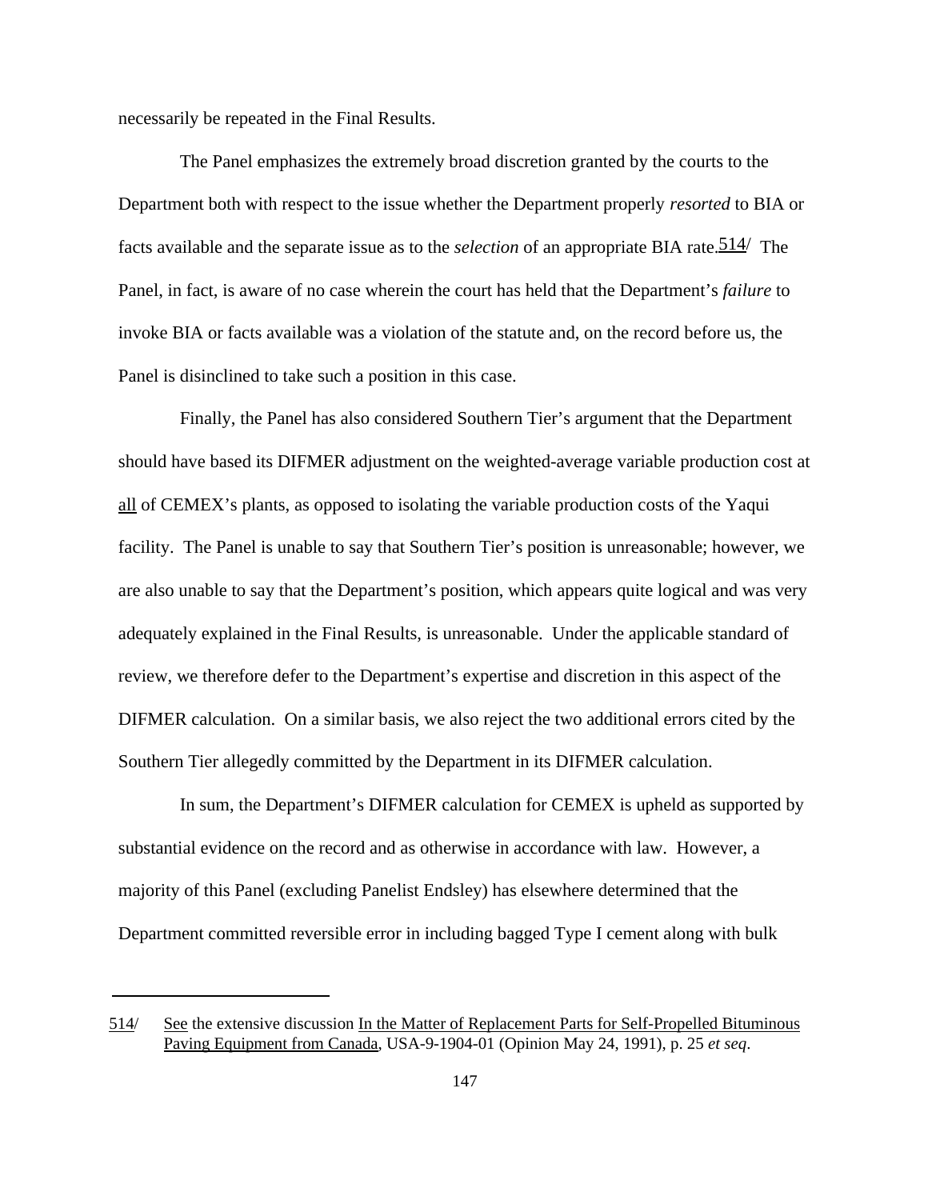necessarily be repeated in the Final Results.

The Panel emphasizes the extremely broad discretion granted by the courts to the Department both with respect to the issue whether the Department properly *resorted* to BIA or facts available and the separate issue as to the *selection* of an appropriate BIA rate.[514] The Panel, in fact, is aware of no case wherein the court has held that the Department's *failure* to invoke BIA or facts available was a violation of the statute and, on the record before us, the Panel is disinclined to take such a position in this case.

Finally, the Panel has also considered Southern Tier's argument that the Department should have based its DIFMER adjustment on the weighted-average variable production cost at all of CEMEX's plants, as opposed to isolating the variable production costs of the Yaqui facility. The Panel is unable to say that Southern Tier's position is unreasonable; however, we are also unable to say that the Department's position, which appears quite logical and was very adequately explained in the Final Results, is unreasonable. Under the applicable standard of review, we therefore defer to the Department's expertise and discretion in this aspect of the DIFMER calculation. On a similar basis, we also reject the two additional errors cited by the Southern Tier allegedly committed by the Department in its DIFMER calculation.

In sum, the Department's DIFMER calculation for CEMEX is upheld as supported by substantial evidence on the record and as otherwise in accordance with law. However, a majority of this Panel (excluding Panelist Endsley) has elsewhere determined that the Department committed reversible error in including bagged Type I cement along with bulk

---

514/ See the extensive discussion In the Matter of Replacement Parts for Self-Propelled Bituminous Paving Equipment from Canada, USA-9-1904-01 (Opinion May 24, 1991), p. 25 *et seq*.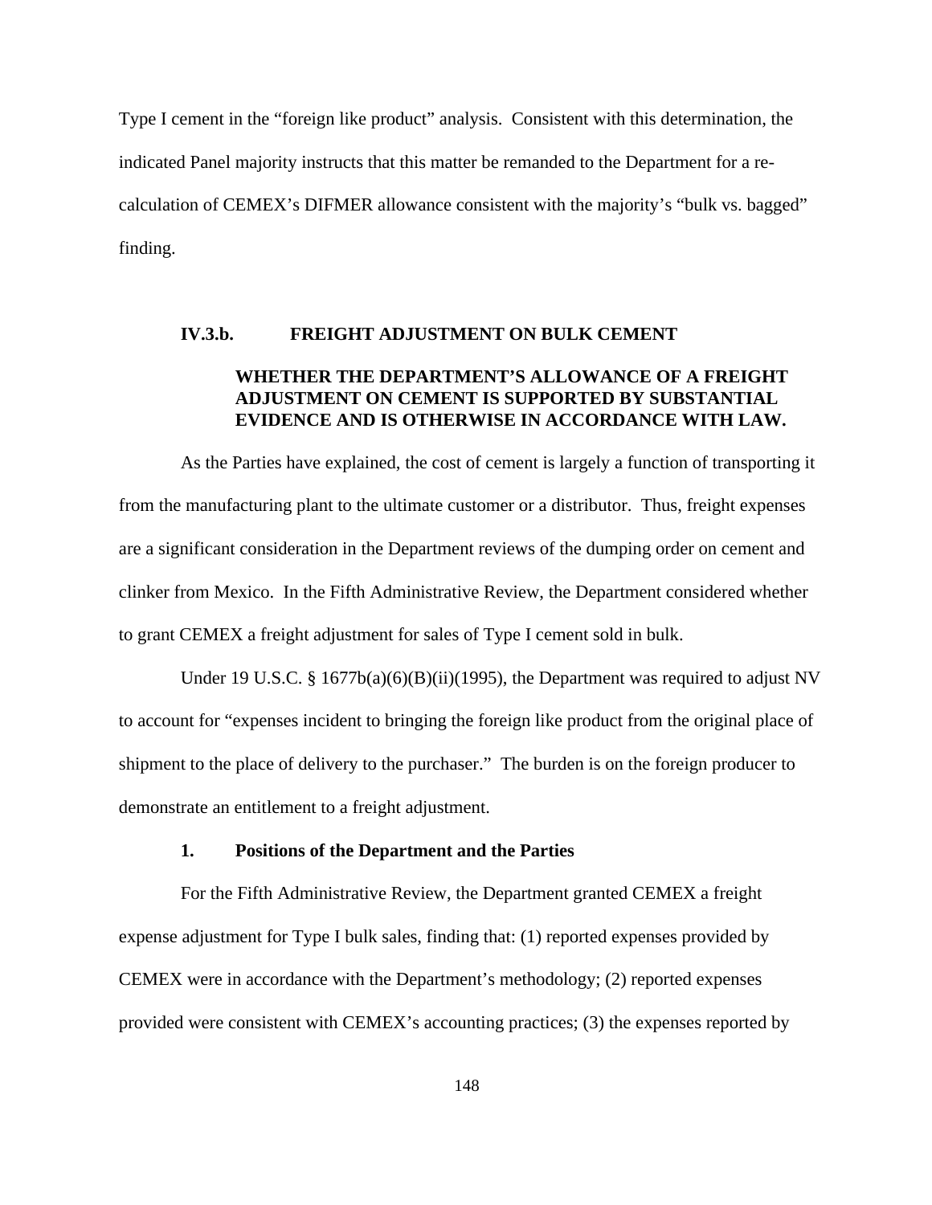Type I cement in the "foreign like product" analysis. Consistent with this determination, the indicated Panel majority instructs that this matter be remanded to the Department for a re-calculation of CEMEX's DIFMER allowance consistent with the majority's "bulk vs. bagged" finding.

### IV.3.b. FREIGHT ADJUSTMENT ON BULK CEMENT

**WHETHER THE DEPARTMENT'S ALLOWANCE OF A FREIGHT ADJUSTMENT ON CEMENT IS SUPPORTED BY SUBSTANTIAL EVIDENCE AND IS OTHERWISE IN ACCORDANCE WITH LAW.**

As the Parties have explained, the cost of cement is largely a function of transporting it from the manufacturing plant to the ultimate customer or a distributor. Thus, freight expenses are a significant consideration in the Department reviews of the dumping order on cement and clinker from Mexico. In the Fifth Administrative Review, the Department considered whether to grant CEMEX a freight adjustment for sales of Type I cement sold in bulk.

Under 19 U.S.C. § 1677b(a)(6)(B)(ii)(1995), the Department was required to adjust NV to account for "expenses incident to bringing the foreign like product from the original place of shipment to the place of delivery to the purchaser." The burden is on the foreign producer to demonstrate an entitlement to a freight adjustment.

#### 1. Positions of the Department and the Parties

For the Fifth Administrative Review, the Department granted CEMEX a freight expense adjustment for Type I bulk sales, finding that: (1) reported expenses provided by CEMEX were in accordance with the Department's methodology; (2) reported expenses provided were consistent with CEMEX's accounting practices; (3) the expenses reported by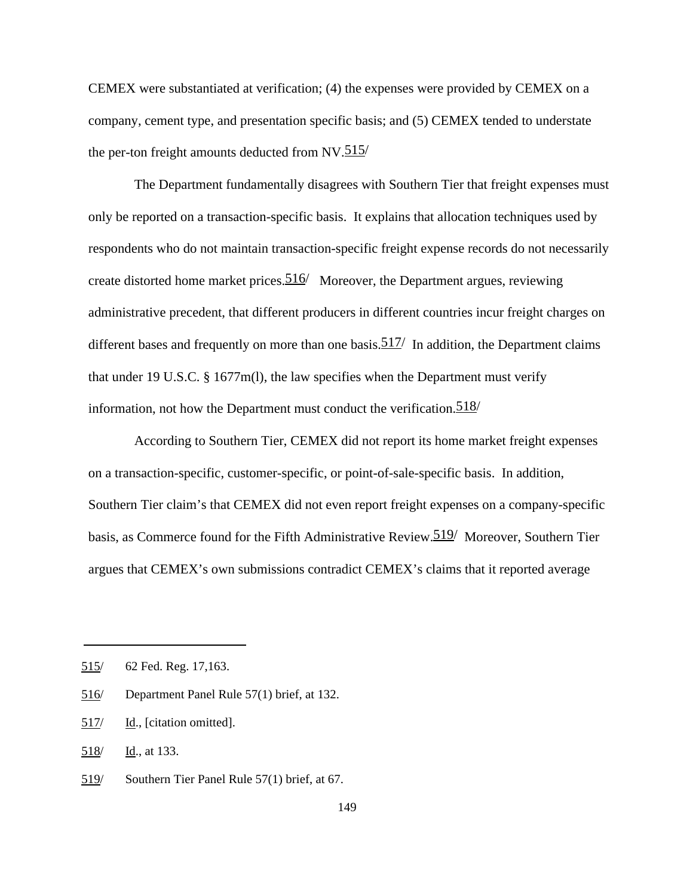CEMEX were substantiated at verification; (4) the expenses were provided by CEMEX on a company, cement type, and presentation specific basis; and (5) CEMEX tended to understate the per-ton freight amounts deducted from NV.[515]

The Department fundamentally disagrees with Southern Tier that freight expenses must only be reported on a transaction-specific basis. It explains that allocation techniques used by respondents who do not maintain transaction-specific freight expense records do not necessarily create distorted home market prices.[516] Moreover, the Department argues, reviewing administrative precedent, that different producers in different countries incur freight charges on different bases and frequently on more than one basis.[517] In addition, the Department claims that under 19 U.S.C. § 1677m(l), the law specifies when the Department must verify information, not how the Department must conduct the verification.[518]

According to Southern Tier, CEMEX did not report its home market freight expenses on a transaction-specific, customer-specific, or point-of-sale-specific basis. In addition, Southern Tier claim's that CEMEX did not even report freight expenses on a company-specific basis, as Commerce found for the Fifth Administrative Review.[519] Moreover, Southern Tier argues that CEMEX's own submissions contradict CEMEX's claims that it reported average

---

515/ 62 Fed. Reg. 17,163.

516/ Department Panel Rule 57(1) brief, at 132.

517/ Id., [citation omitted].

518/ Id., at 133.

519/ Southern Tier Panel Rule 57(1) brief, at 67.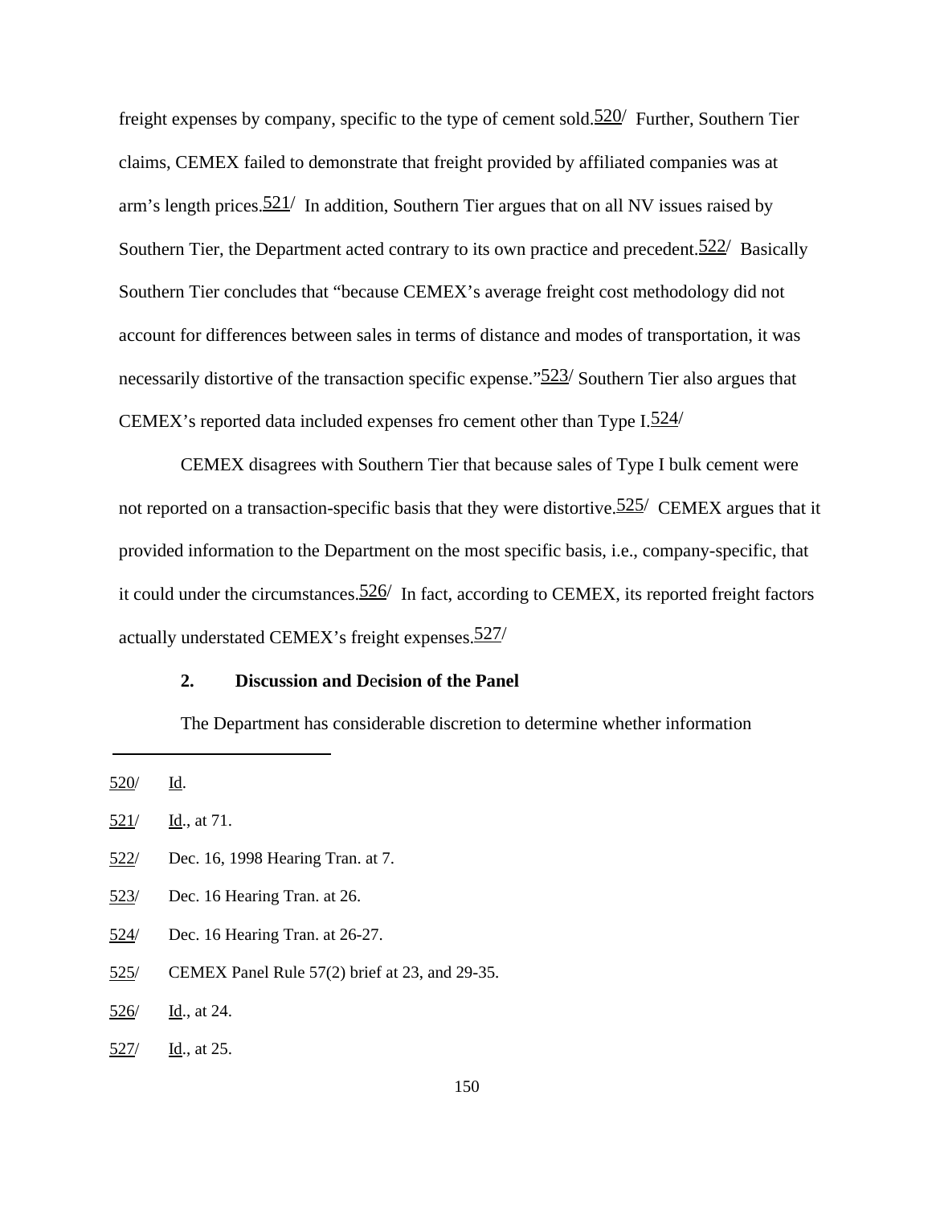freight expenses by company, specific to the type of cement sold.[520/] Further, Southern Tier claims, CEMEX failed to demonstrate that freight provided by affiliated companies was at arm's length prices.[521/] In addition, Southern Tier argues that on all NV issues raised by Southern Tier, the Department acted contrary to its own practice and precedent.[522/] Basically Southern Tier concludes that "because CEMEX's average freight cost methodology did not account for differences between sales in terms of distance and modes of transportation, it was necessarily distortive of the transaction specific expense."[523/] Southern Tier also argues that CEMEX's reported data included expenses fro cement other than Type I.[524/]

CEMEX disagrees with Southern Tier that because sales of Type I bulk cement were not reported on a transaction-specific basis that they were distortive.[525/] CEMEX argues that it provided information to the Department on the most specific basis, i.e., company-specific, that it could under the circumstances.[526/] In fact, according to CEMEX, its reported freight factors actually understated CEMEX's freight expenses.[527/]

### 2. Discussion and Decision of the Panel

The Department has considerable discretion to determine whether information

---

520/ Id.

521/ Id., at 71.

522/ Dec. 16, 1998 Hearing Tran. at 7.

523/ Dec. 16 Hearing Tran. at 26.

524/ Dec. 16 Hearing Tran. at 26-27.

525/ CEMEX Panel Rule 57(2) brief at 23, and 29-35.

526/ Id., at 24.

527/ Id., at 25.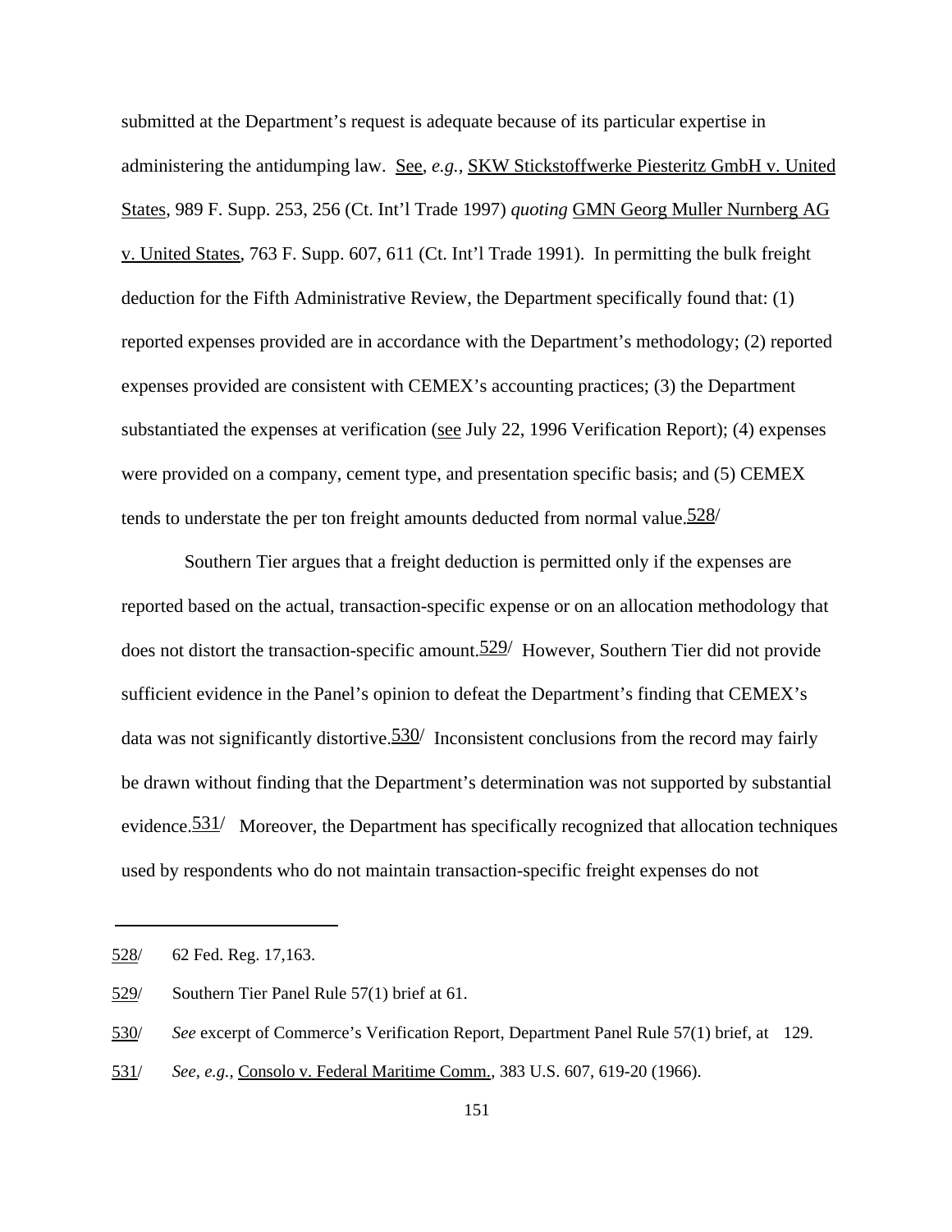submitted at the Department's request is adequate because of its particular expertise in administering the antidumping law. See, *e.g.*, SKW Stickstoffwerke Piesteritz GmbH v. United States, 989 F. Supp. 253, 256 (Ct. Int'l Trade 1997) *quoting* GMN Georg Muller Nurnberg AG v. United States, 763 F. Supp. 607, 611 (Ct. Int'l Trade 1991). In permitting the bulk freight deduction for the Fifth Administrative Review, the Department specifically found that: (1) reported expenses provided are in accordance with the Department's methodology; (2) reported expenses provided are consistent with CEMEX's accounting practices; (3) the Department substantiated the expenses at verification (see July 22, 1996 Verification Report); (4) expenses were provided on a company, cement type, and presentation specific basis; and (5) CEMEX tends to understate the per ton freight amounts deducted from normal value.[528/]

Southern Tier argues that a freight deduction is permitted only if the expenses are reported based on the actual, transaction-specific expense or on an allocation methodology that does not distort the transaction-specific amount.[529/] However, Southern Tier did not provide sufficient evidence in the Panel's opinion to defeat the Department's finding that CEMEX's data was not significantly distortive.[530/] Inconsistent conclusions from the record may fairly be drawn without finding that the Department's determination was not supported by substantial evidence.[531/] Moreover, the Department has specifically recognized that allocation techniques used by respondents who do not maintain transaction-specific freight expenses do not

---

528/ 62 Fed. Reg. 17,163.

529/ Southern Tier Panel Rule 57(1) brief at 61.

530/ *See* excerpt of Commerce's Verification Report, Department Panel Rule 57(1) brief, at 129.

531/ *See, e.g.*, Consolo v. Federal Maritime Comm., 383 U.S. 607, 619-20 (1966).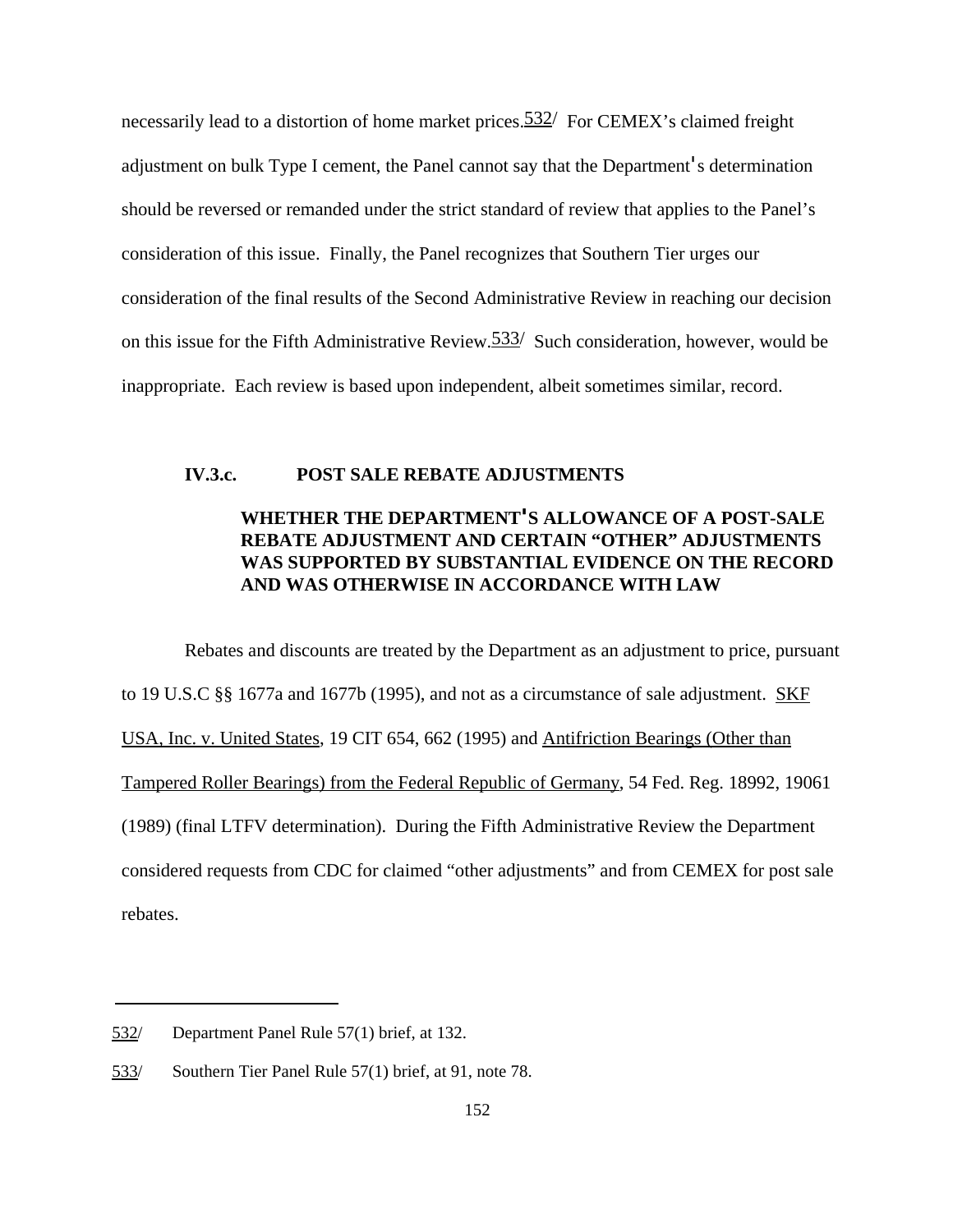necessarily lead to a distortion of home market prices.[532] For CEMEX's claimed freight adjustment on bulk Type I cement, the Panel cannot say that the Department's determination should be reversed or remanded under the strict standard of review that applies to the Panel's consideration of this issue. Finally, the Panel recognizes that Southern Tier urges our consideration of the final results of the Second Administrative Review in reaching our decision on this issue for the Fifth Administrative Review.[533] Such consideration, however, would be inappropriate. Each review is based upon independent, albeit sometimes similar, record.

### IV.3.c. POST SALE REBATE ADJUSTMENTS

**WHETHER THE DEPARTMENT'S ALLOWANCE OF A POST-SALE REBATE ADJUSTMENT AND CERTAIN "OTHER" ADJUSTMENTS WAS SUPPORTED BY SUBSTANTIAL EVIDENCE ON THE RECORD AND WAS OTHERWISE IN ACCORDANCE WITH LAW**

Rebates and discounts are treated by the Department as an adjustment to price, pursuant to 19 U.S.C §§ 1677a and 1677b (1995), and not as a circumstance of sale adjustment. SKF USA, Inc. v. United States, 19 CIT 654, 662 (1995) and Antifriction Bearings (Other than Tampered Roller Bearings) from the Federal Republic of Germany, 54 Fed. Reg. 18992, 19061 (1989) (final LTFV determination). During the Fifth Administrative Review the Department considered requests from CDC for claimed "other adjustments" and from CEMEX for post sale rebates.

---

532/ Department Panel Rule 57(1) brief, at 132.

533/ Southern Tier Panel Rule 57(1) brief, at 91, note 78.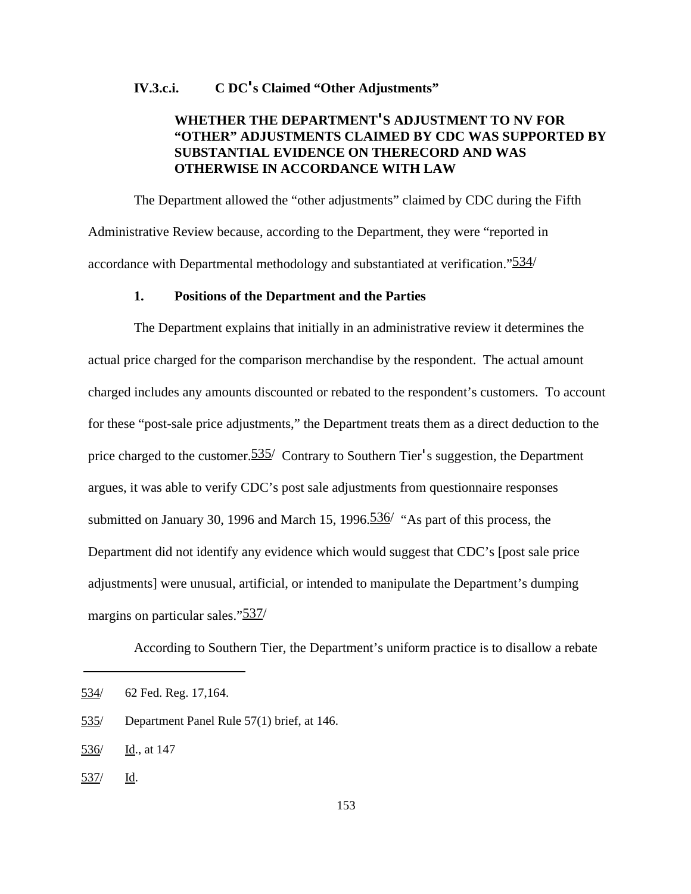### IV.3.c.i. C DC's Claimed "Other Adjustments"

**WHETHER THE DEPARTMENT'S ADJUSTMENT TO NV FOR "OTHER" ADJUSTMENTS CLAIMED BY CDC WAS SUPPORTED BY SUBSTANTIAL EVIDENCE ON THERECORD AND WAS OTHERWISE IN ACCORDANCE WITH LAW**

The Department allowed the "other adjustments" claimed by CDC during the Fifth Administrative Review because, according to the Department, they were "reported in accordance with Departmental methodology and substantiated at verification."534/

**1. Positions of the Department and the Parties**

The Department explains that initially in an administrative review it determines the actual price charged for the comparison merchandise by the respondent. The actual amount charged includes any amounts discounted or rebated to the respondent's customers. To account for these "post-sale price adjustments," the Department treats them as a direct deduction to the price charged to the customer.535/ Contrary to Southern Tier's suggestion, the Department argues, it was able to verify CDC's post sale adjustments from questionnaire responses submitted on January 30, 1996 and March 15, 1996.536/ "As part of this process, the Department did not identify any evidence which would suggest that CDC's [post sale price adjustments] were unusual, artificial, or intended to manipulate the Department's dumping margins on particular sales."537/

According to Southern Tier, the Department's uniform practice is to disallow a rebate

---

534/ 62 Fed. Reg. 17,164.

535/ Department Panel Rule 57(1) brief, at 146.

536/ Id., at 147

537/ Id.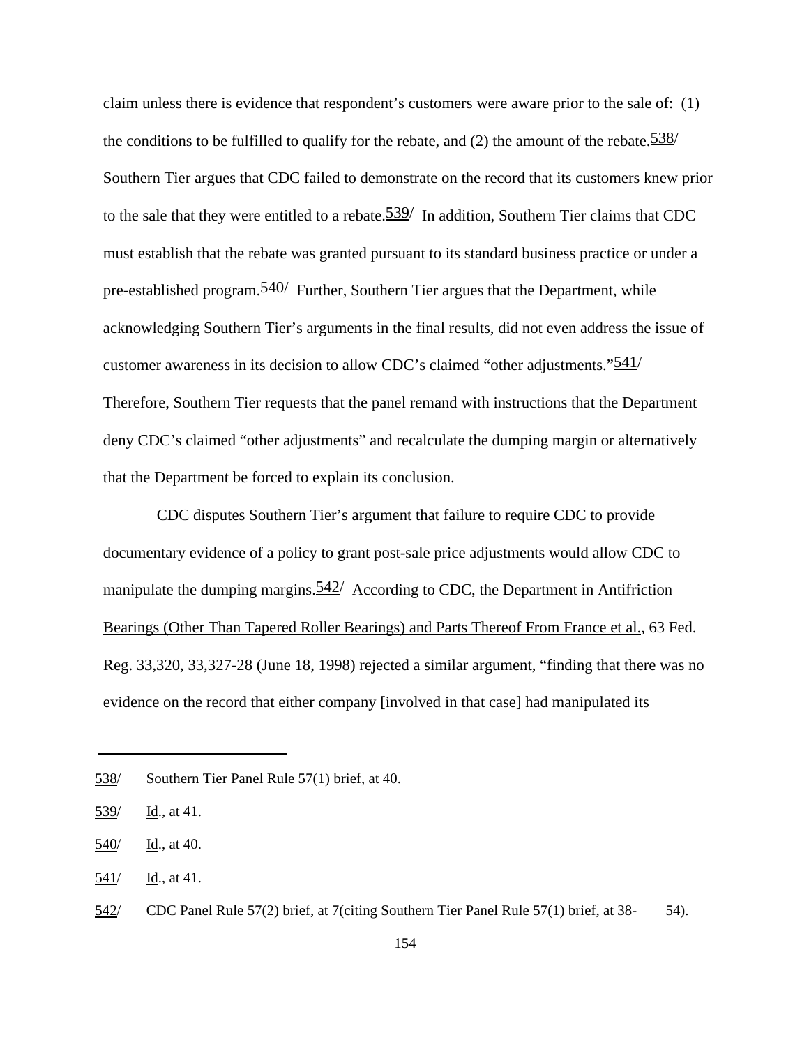claim unless there is evidence that respondent's customers were aware prior to the sale of: (1) the conditions to be fulfilled to qualify for the rebate, and (2) the amount of the rebate.[538] Southern Tier argues that CDC failed to demonstrate on the record that its customers knew prior to the sale that they were entitled to a rebate.[539] In addition, Southern Tier claims that CDC must establish that the rebate was granted pursuant to its standard business practice or under a pre-established program.[540] Further, Southern Tier argues that the Department, while acknowledging Southern Tier's arguments in the final results, did not even address the issue of customer awareness in its decision to allow CDC's claimed "other adjustments."[541] Therefore, Southern Tier requests that the panel remand with instructions that the Department deny CDC's claimed "other adjustments" and recalculate the dumping margin or alternatively that the Department be forced to explain its conclusion.

CDC disputes Southern Tier's argument that failure to require CDC to provide documentary evidence of a policy to grant post-sale price adjustments would allow CDC to manipulate the dumping margins.[542] According to CDC, the Department in Antifriction Bearings (Other Than Tapered Roller Bearings) and Parts Thereof From France et al., 63 Fed. Reg. 33,320, 33,327-28 (June 18, 1998) rejected a similar argument, "finding that there was no evidence on the record that either company [involved in that case] had manipulated its

---

538/ Southern Tier Panel Rule 57(1) brief, at 40.

539/ Id., at 41.

540/ Id., at 40.

541/ Id., at 41.

542/ CDC Panel Rule 57(2) brief, at 7(citing Southern Tier Panel Rule 57(1) brief, at 38- 54).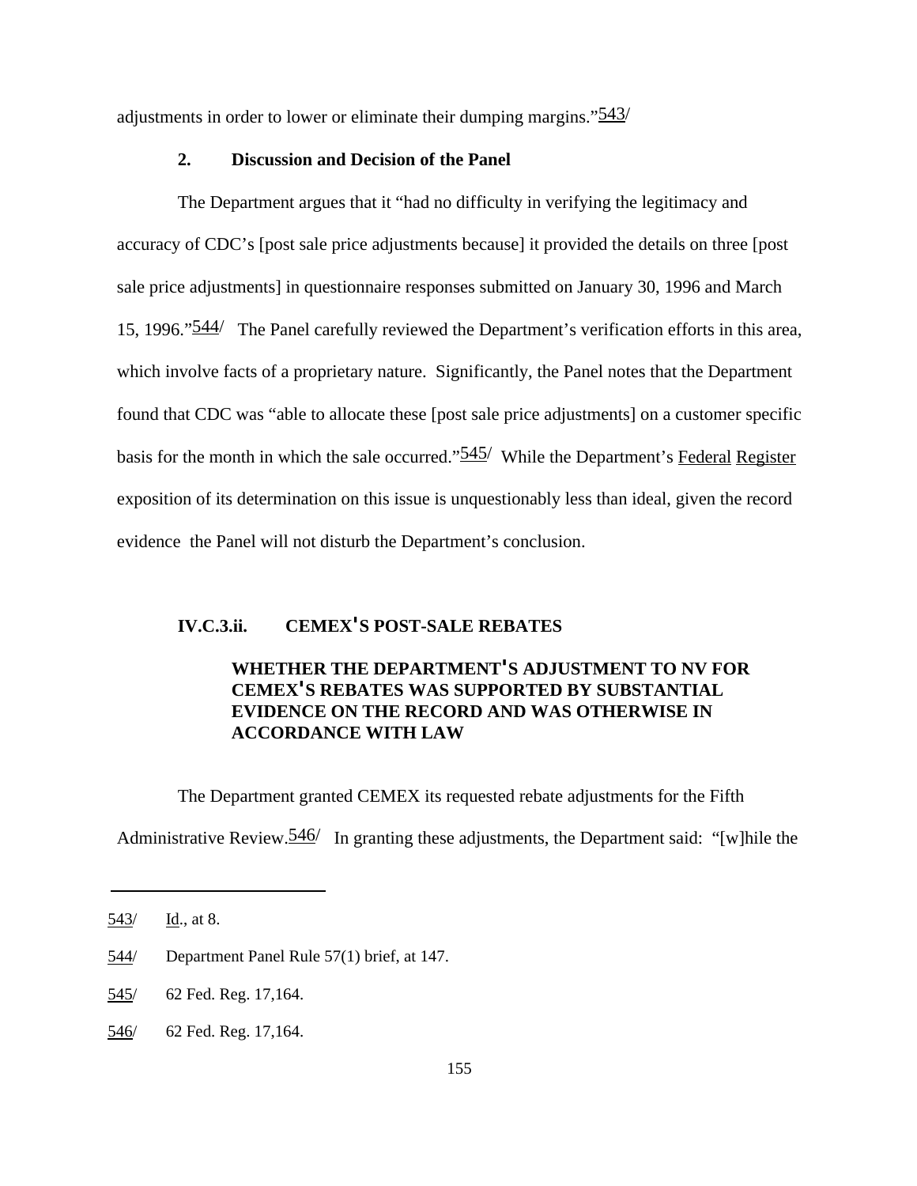adjustments in order to lower or eliminate their dumping margins."[543]

### 2. Discussion and Decision of the Panel

The Department argues that it "had no difficulty in verifying the legitimacy and accuracy of CDC's [post sale price adjustments because] it provided the details on three [post sale price adjustments] in questionnaire responses submitted on January 30, 1996 and March 15, 1996."[544] The Panel carefully reviewed the Department's verification efforts in this area, which involve facts of a proprietary nature. Significantly, the Panel notes that the Department found that CDC was "able to allocate these [post sale price adjustments] on a customer specific basis for the month in which the sale occurred."[545] While the Department's Federal Register exposition of its determination on this issue is unquestionably less than ideal, given the record evidence the Panel will not disturb the Department's conclusion.

## IV.C.3.ii. CEMEX'S POST-SALE REBATES

### WHETHER THE DEPARTMENT'S ADJUSTMENT TO NV FOR CEMEX'S REBATES WAS SUPPORTED BY SUBSTANTIAL EVIDENCE ON THE RECORD AND WAS OTHERWISE IN ACCORDANCE WITH LAW

The Department granted CEMEX its requested rebate adjustments for the Fifth Administrative Review.[546] In granting these adjustments, the Department said: "[w]hile the

---

543/ Id., at 8.

544/ Department Panel Rule 57(1) brief, at 147.

545/ 62 Fed. Reg. 17,164.

546/ 62 Fed. Reg. 17,164.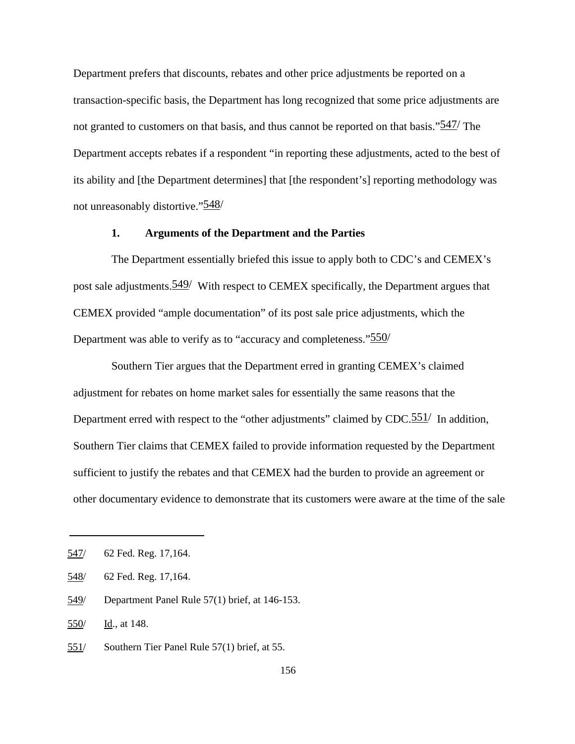Department prefers that discounts, rebates and other price adjustments be reported on a transaction-specific basis, the Department has long recognized that some price adjustments are not granted to customers on that basis, and thus cannot be reported on that basis."[547] The Department accepts rebates if a respondent "in reporting these adjustments, acted to the best of its ability and [the Department determines] that [the respondent's] reporting methodology was not unreasonably distortive."[548]

### 1. Arguments of the Department and the Parties

The Department essentially briefed this issue to apply both to CDC's and CEMEX's post sale adjustments.[549] With respect to CEMEX specifically, the Department argues that CEMEX provided "ample documentation" of its post sale price adjustments, which the Department was able to verify as to "accuracy and completeness."[550]

Southern Tier argues that the Department erred in granting CEMEX's claimed adjustment for rebates on home market sales for essentially the same reasons that the Department erred with respect to the "other adjustments" claimed by CDC.[551] In addition, Southern Tier claims that CEMEX failed to provide information requested by the Department sufficient to justify the rebates and that CEMEX had the burden to provide an agreement or other documentary evidence to demonstrate that its customers were aware at the time of the sale

---

547/ 62 Fed. Reg. 17,164.

548/ 62 Fed. Reg. 17,164.

549/ Department Panel Rule 57(1) brief, at 146-153.

550/ Id., at 148.

551/ Southern Tier Panel Rule 57(1) brief, at 55.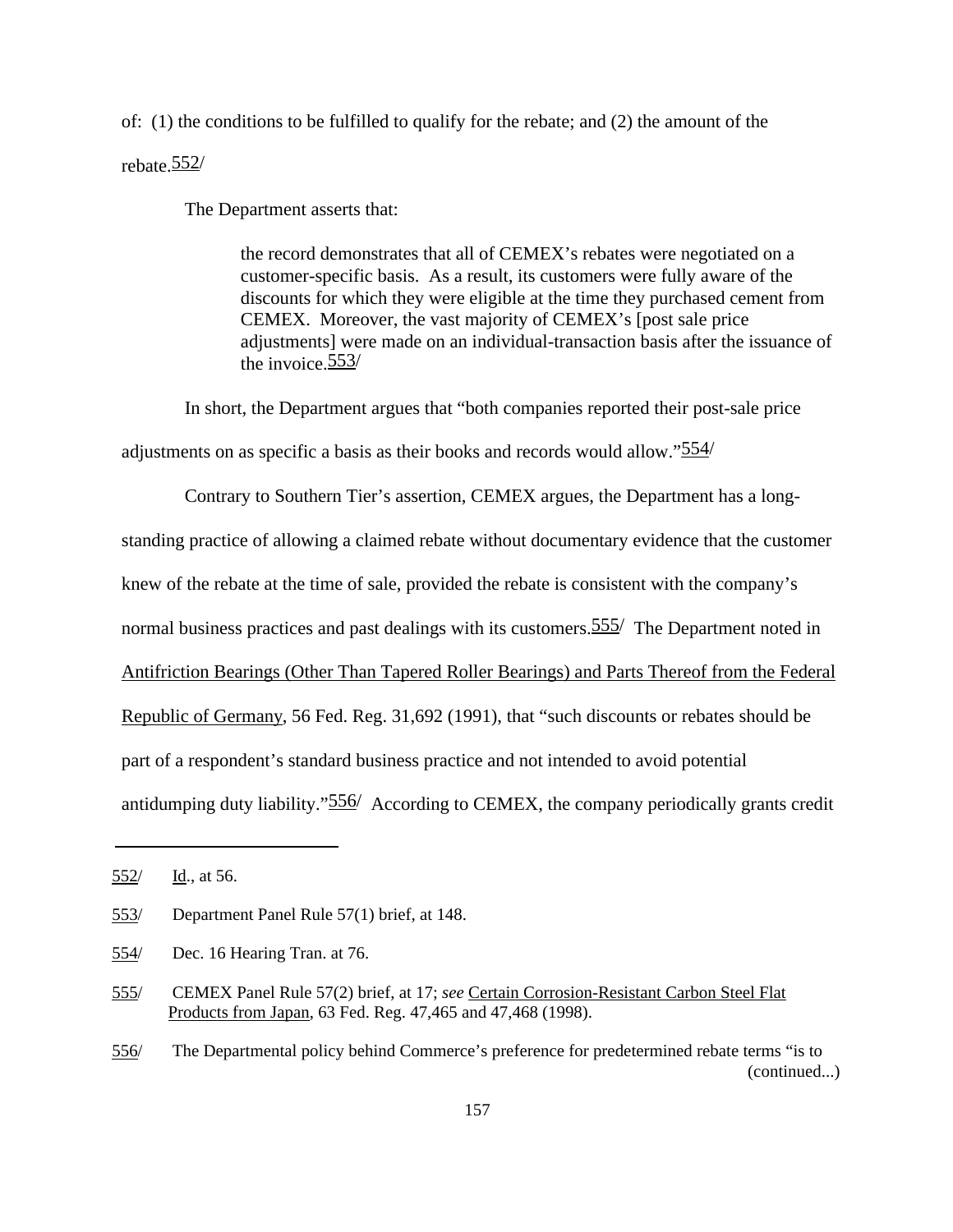of: (1) the conditions to be fulfilled to qualify for the rebate; and (2) the amount of the rebate.552/

The Department asserts that:

> the record demonstrates that all of CEMEX's rebates were negotiated on a customer-specific basis. As a result, its customers were fully aware of the discounts for which they were eligible at the time they purchased cement from CEMEX. Moreover, the vast majority of CEMEX's [post sale price adjustments] were made on an individual-transaction basis after the issuance of the invoice.553/

In short, the Department argues that "both companies reported their post-sale price adjustments on as specific a basis as their books and records would allow."554/

Contrary to Southern Tier's assertion, CEMEX argues, the Department has a long-standing practice of allowing a claimed rebate without documentary evidence that the customer knew of the rebate at the time of sale, provided the rebate is consistent with the company's normal business practices and past dealings with its customers.555/ The Department noted in Antifriction Bearings (Other Than Tapered Roller Bearings) and Parts Thereof from the Federal Republic of Germany, 56 Fed. Reg. 31,692 (1991), that "such discounts or rebates should be part of a respondent's standard business practice and not intended to avoid potential antidumping duty liability."556/ According to CEMEX, the company periodically grants credit

---

552/ Id., at 56.

553/ Department Panel Rule 57(1) brief, at 148.

554/ Dec. 16 Hearing Tran. at 76.

555/ CEMEX Panel Rule 57(2) brief, at 17; *see* Certain Corrosion-Resistant Carbon Steel Flat Products from Japan, 63 Fed. Reg. 47,465 and 47,468 (1998).

556/ The Departmental policy behind Commerce's preference for predetermined rebate terms "is to (continued...)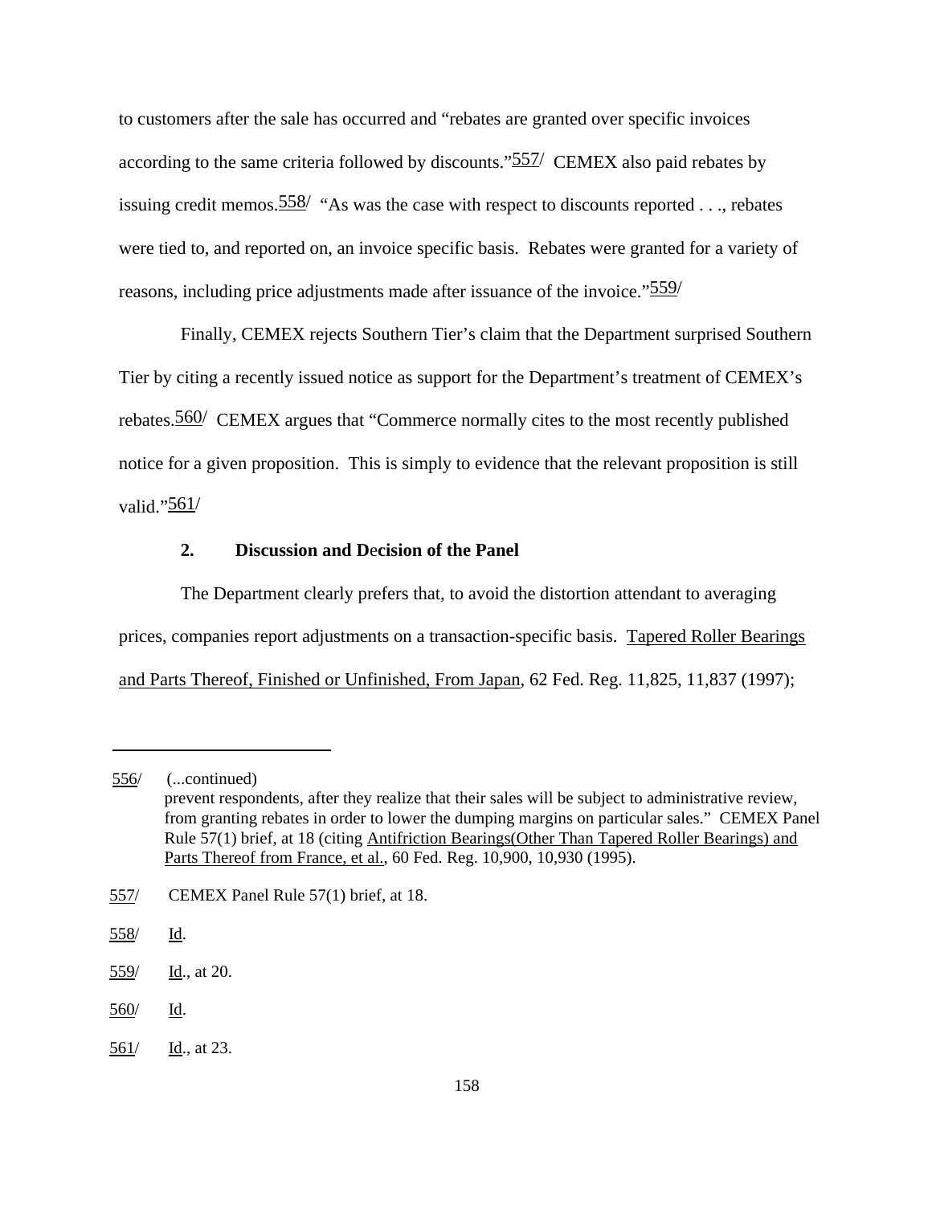to customers after the sale has occurred and "rebates are granted over specific invoices according to the same criteria followed by discounts."[557] CEMEX also paid rebates by issuing credit memos.[558] "As was the case with respect to discounts reported . . ., rebates were tied to, and reported on, an invoice specific basis. Rebates were granted for a variety of reasons, including price adjustments made after issuance of the invoice."[559]

Finally, CEMEX rejects Southern Tier's claim that the Department surprised Southern Tier by citing a recently issued notice as support for the Department's treatment of CEMEX's rebates.[560] CEMEX argues that "Commerce normally cites to the most recently published notice for a given proposition. This is simply to evidence that the relevant proposition is still valid."[561]

### 2. Discussion and Decision of the Panel

The Department clearly prefers that, to avoid the distortion attendant to averaging prices, companies report adjustments on a transaction-specific basis. Tapered Roller Bearings and Parts Thereof, Finished or Unfinished, From Japan, 62 Fed. Reg. 11,825, 11,837 (1997);

---

556/ (...continued) prevent respondents, after they realize that their sales will be subject to administrative review, from granting rebates in order to lower the dumping margins on particular sales." CEMEX Panel Rule 57(1) brief, at 18 (citing Antifriction Bearings(Other Than Tapered Roller Bearings) and Parts Thereof from France, et al., 60 Fed. Reg. 10,900, 10,930 (1995).

557/ CEMEX Panel Rule 57(1) brief, at 18.

558/ Id.

559/ Id., at 20.

560/ Id.

561/ Id., at 23.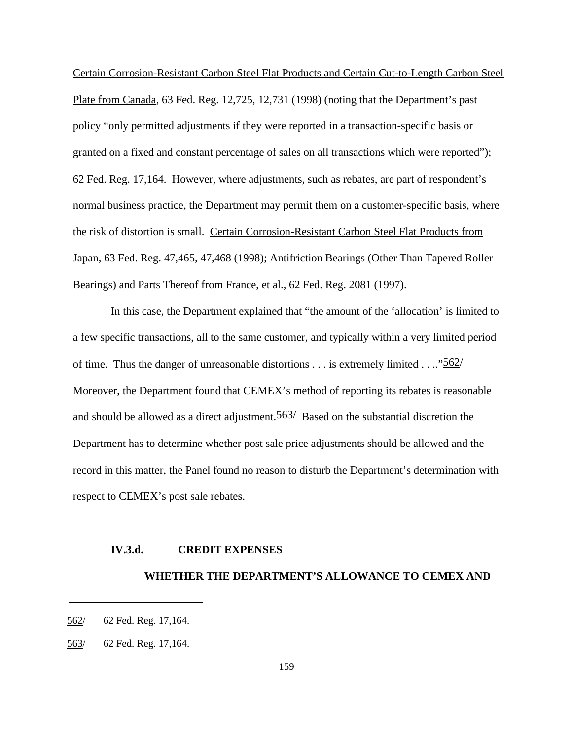Certain Corrosion-Resistant Carbon Steel Flat Products and Certain Cut-to-Length Carbon Steel Plate from Canada, 63 Fed. Reg. 12,725, 12,731 (1998) (noting that the Department's past policy "only permitted adjustments if they were reported in a transaction-specific basis or granted on a fixed and constant percentage of sales on all transactions which were reported"); 62 Fed. Reg. 17,164. However, where adjustments, such as rebates, are part of respondent's normal business practice, the Department may permit them on a customer-specific basis, where the risk of distortion is small. Certain Corrosion-Resistant Carbon Steel Flat Products from Japan, 63 Fed. Reg. 47,465, 47,468 (1998); Antifriction Bearings (Other Than Tapered Roller Bearings) and Parts Thereof from France, et al., 62 Fed. Reg. 2081 (1997).

In this case, the Department explained that "the amount of the 'allocation' is limited to a few specific transactions, all to the same customer, and typically within a very limited period of time. Thus the danger of unreasonable distortions . . . is extremely limited . . .."[562] Moreover, the Department found that CEMEX's method of reporting its rebates is reasonable and should be allowed as a direct adjustment.[563] Based on the substantial discretion the Department has to determine whether post sale price adjustments should be allowed and the record in this matter, the Panel found no reason to disturb the Department's determination with respect to CEMEX's post sale rebates.

### IV.3.d. CREDIT EXPENSES

**WHETHER THE DEPARTMENT'S ALLOWANCE TO CEMEX AND**

---

562/ 62 Fed. Reg. 17,164.

563/ 62 Fed. Reg. 17,164.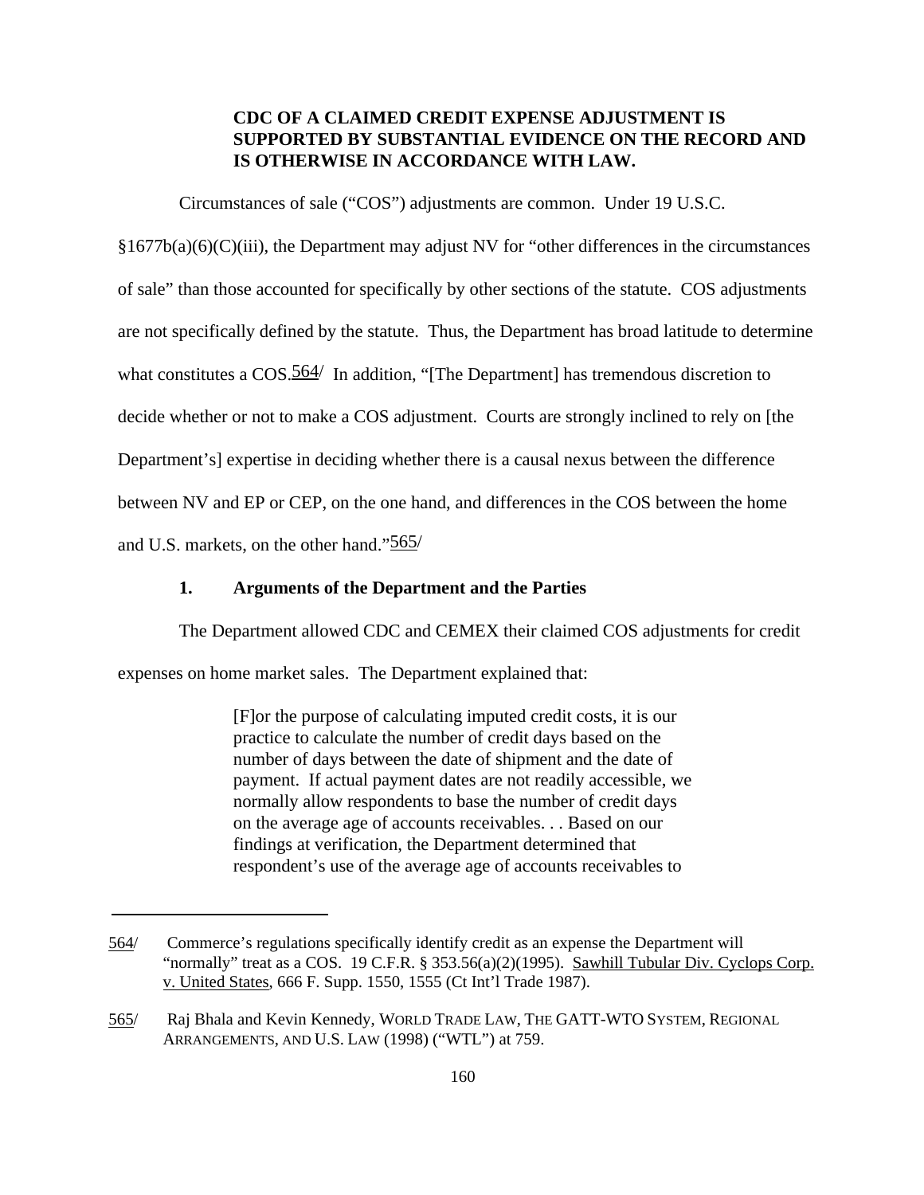**CDC OF A CLAIMED CREDIT EXPENSE ADJUSTMENT IS SUPPORTED BY SUBSTANTIAL EVIDENCE ON THE RECORD AND IS OTHERWISE IN ACCORDANCE WITH LAW.**

Circumstances of sale ("COS") adjustments are common. Under 19 U.S.C. §1677b(a)(6)(C)(iii), the Department may adjust NV for "other differences in the circumstances of sale" than those accounted for specifically by other sections of the statute. COS adjustments are not specifically defined by the statute. Thus, the Department has broad latitude to determine what constitutes a COS.[564/] In addition, "[The Department] has tremendous discretion to decide whether or not to make a COS adjustment. Courts are strongly inclined to rely on [the Department's] expertise in deciding whether there is a causal nexus between the difference between NV and EP or CEP, on the one hand, and differences in the COS between the home and U.S. markets, on the other hand."[565/]

### 1. Arguments of the Department and the Parties

The Department allowed CDC and CEMEX their claimed COS adjustments for credit expenses on home market sales. The Department explained that:

> [F]or the purpose of calculating imputed credit costs, it is our practice to calculate the number of credit days based on the number of days between the date of shipment and the date of payment. If actual payment dates are not readily accessible, we normally allow respondents to base the number of credit days on the average age of accounts receivables. . . Based on our findings at verification, the Department determined that respondent's use of the average age of accounts receivables to

---

564/ Commerce's regulations specifically identify credit as an expense the Department will "normally" treat as a COS. 19 C.F.R. § 353.56(a)(2)(1995). Sawhill Tubular Div. Cyclops Corp. v. United States, 666 F. Supp. 1550, 1555 (Ct Int'l Trade 1987).

565/ Raj Bhala and Kevin Kennedy, WORLD TRADE LAW, THE GATT-WTO SYSTEM, REGIONAL ARRANGEMENTS, AND U.S. LAW (1998) ("WTL") at 759.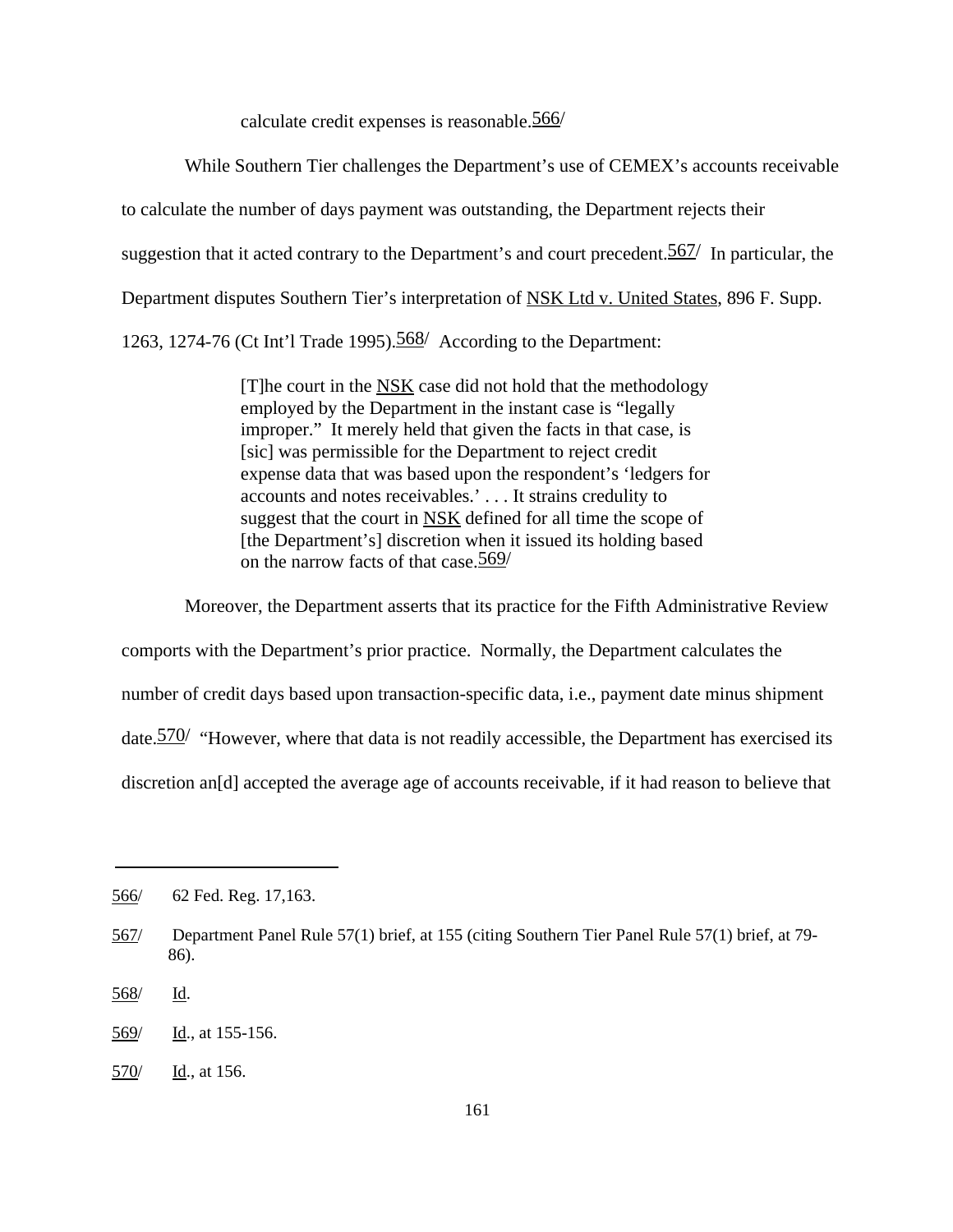calculate credit expenses is reasonable.[566]

While Southern Tier challenges the Department's use of CEMEX's accounts receivable to calculate the number of days payment was outstanding, the Department rejects their suggestion that it acted contrary to the Department's and court precedent.[567] In particular, the Department disputes Southern Tier's interpretation of NSK Ltd v. United States, 896 F. Supp. 1263, 1274-76 (Ct Int'l Trade 1995).[568] According to the Department:

> [T]he court in the NSK case did not hold that the methodology employed by the Department in the instant case is "legally improper." It merely held that given the facts in that case, is [sic] was permissible for the Department to reject credit expense data that was based upon the respondent's 'ledgers for accounts and notes receivables.' . . . It strains credulity to suggest that the court in NSK defined for all time the scope of [the Department's] discretion when it issued its holding based on the narrow facts of that case.[569]

Moreover, the Department asserts that its practice for the Fifth Administrative Review comports with the Department's prior practice. Normally, the Department calculates the number of credit days based upon transaction-specific data, i.e., payment date minus shipment date.[570] "However, where that data is not readily accessible, the Department has exercised its discretion an[d] accepted the average age of accounts receivable, if it had reason to believe that

---

566/ 62 Fed. Reg. 17,163.

567/ Department Panel Rule 57(1) brief, at 155 (citing Southern Tier Panel Rule 57(1) brief, at 79-86).

568/ Id.

569/ Id., at 155-156.

570/ Id., at 156.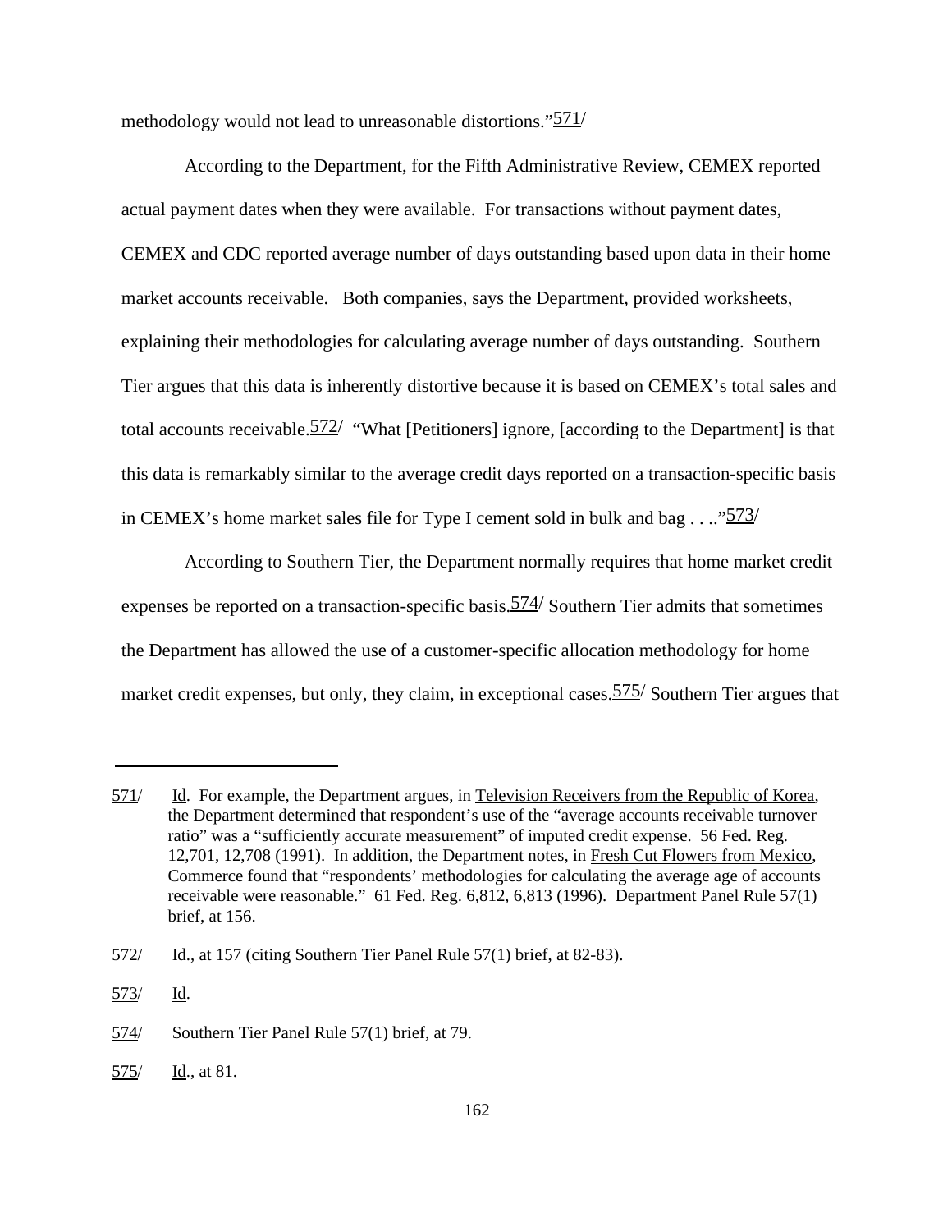methodology would not lead to unreasonable distortions."[571]

According to the Department, for the Fifth Administrative Review, CEMEX reported actual payment dates when they were available. For transactions without payment dates, CEMEX and CDC reported average number of days outstanding based upon data in their home market accounts receivable. Both companies, says the Department, provided worksheets, explaining their methodologies for calculating average number of days outstanding. Southern Tier argues that this data is inherently distortive because it is based on CEMEX's total sales and total accounts receivable.[572] "What [Petitioners] ignore, [according to the Department] is that this data is remarkably similar to the average credit days reported on a transaction-specific basis in CEMEX's home market sales file for Type I cement sold in bulk and bag . . .."[573]

According to Southern Tier, the Department normally requires that home market credit expenses be reported on a transaction-specific basis.[574] Southern Tier admits that sometimes the Department has allowed the use of a customer-specific allocation methodology for home market credit expenses, but only, they claim, in exceptional cases.[575] Southern Tier argues that

---

571/ Id. For example, the Department argues, in Television Receivers from the Republic of Korea, the Department determined that respondent's use of the "average accounts receivable turnover ratio" was a "sufficiently accurate measurement" of imputed credit expense. 56 Fed. Reg. 12,701, 12,708 (1991). In addition, the Department notes, in Fresh Cut Flowers from Mexico, Commerce found that "respondents' methodologies for calculating the average age of accounts receivable were reasonable." 61 Fed. Reg. 6,812, 6,813 (1996). Department Panel Rule 57(1) brief, at 156.

572/ Id., at 157 (citing Southern Tier Panel Rule 57(1) brief, at 82-83).

573/ Id.

574/ Southern Tier Panel Rule 57(1) brief, at 79.

575/ Id., at 81.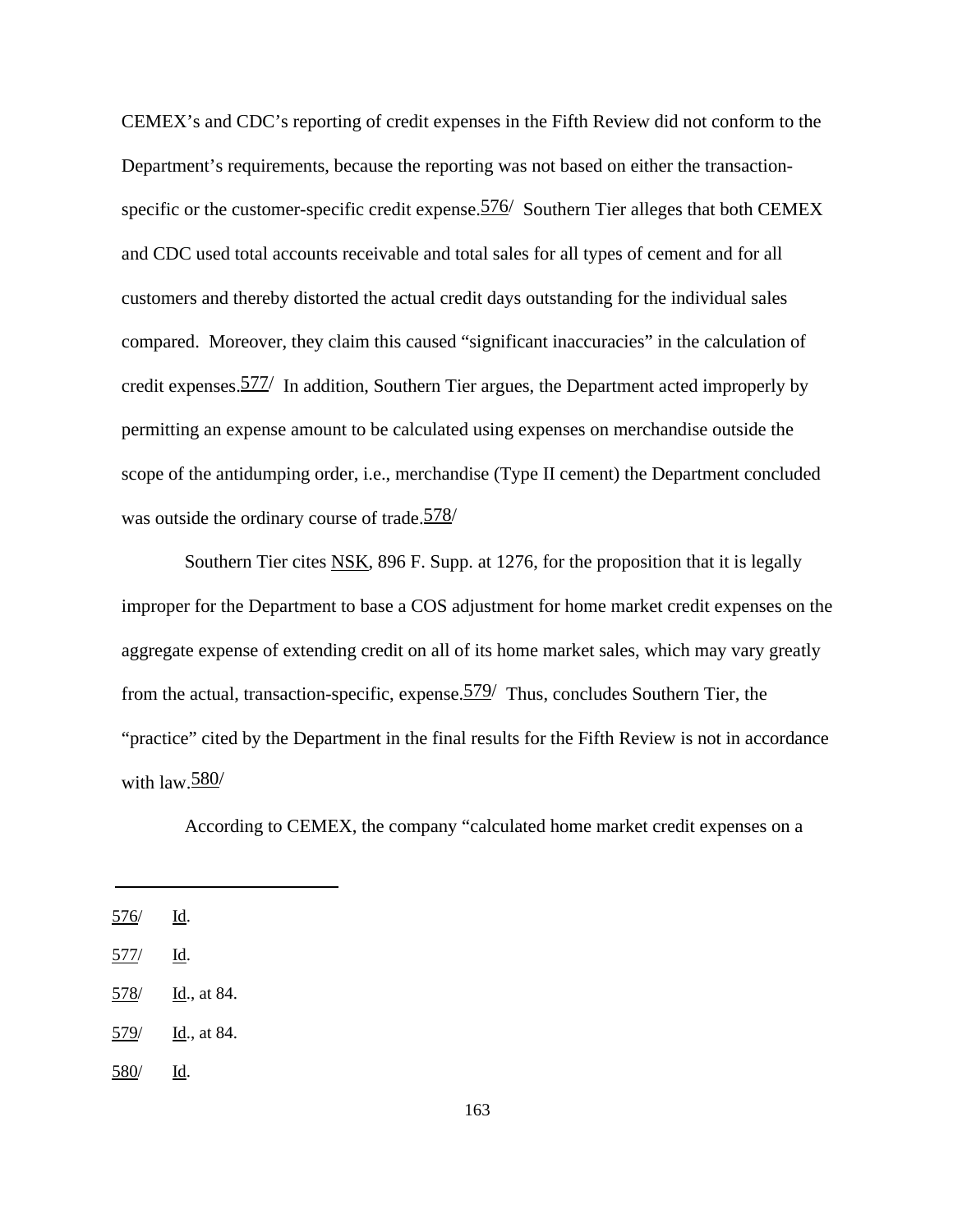CEMEX's and CDC's reporting of credit expenses in the Fifth Review did not conform to the Department's requirements, because the reporting was not based on either the transaction-specific or the customer-specific credit expense.[576] Southern Tier alleges that both CEMEX and CDC used total accounts receivable and total sales for all types of cement and for all customers and thereby distorted the actual credit days outstanding for the individual sales compared. Moreover, they claim this caused "significant inaccuracies" in the calculation of credit expenses.[577] In addition, Southern Tier argues, the Department acted improperly by permitting an expense amount to be calculated using expenses on merchandise outside the scope of the antidumping order, i.e., merchandise (Type II cement) the Department concluded was outside the ordinary course of trade.[578]

Southern Tier cites NSK, 896 F. Supp. at 1276, for the proposition that it is legally improper for the Department to base a COS adjustment for home market credit expenses on the aggregate expense of extending credit on all of its home market sales, which may vary greatly from the actual, transaction-specific, expense.[579] Thus, concludes Southern Tier, the "practice" cited by the Department in the final results for the Fifth Review is not in accordance with law.[580]

According to CEMEX, the company "calculated home market credit expenses on a

---

576/ Id.

577/ Id.

578/ Id., at 84.

579/ Id., at 84.

580/ Id.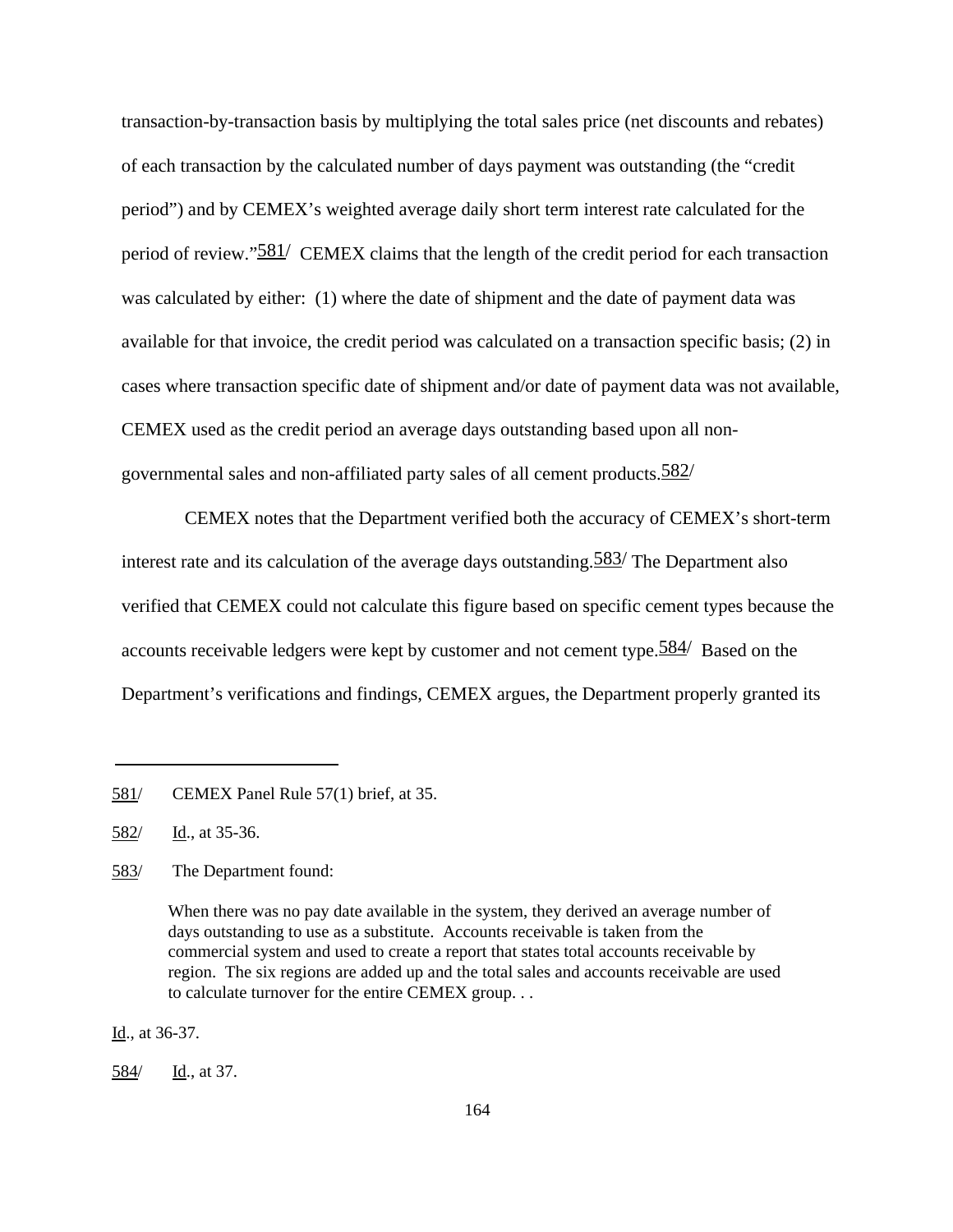transaction-by-transaction basis by multiplying the total sales price (net discounts and rebates) of each transaction by the calculated number of days payment was outstanding (the "credit period") and by CEMEX's weighted average daily short term interest rate calculated for the period of review."[581] CEMEX claims that the length of the credit period for each transaction was calculated by either: (1) where the date of shipment and the date of payment data was available for that invoice, the credit period was calculated on a transaction specific basis; (2) in cases where transaction specific date of shipment and/or date of payment data was not available, CEMEX used as the credit period an average days outstanding based upon all non-governmental sales and non-affiliated party sales of all cement products.[582]

CEMEX notes that the Department verified both the accuracy of CEMEX's short-term interest rate and its calculation of the average days outstanding.[583] The Department also verified that CEMEX could not calculate this figure based on specific cement types because the accounts receivable ledgers were kept by customer and not cement type.[584] Based on the Department's verifications and findings, CEMEX argues, the Department properly granted its

---

[581] CEMEX Panel Rule 57(1) brief, at 35.

[582] Id., at 35-36.

[583] The Department found:

> When there was no pay date available in the system, they derived an average number of days outstanding to use as a substitute. Accounts receivable is taken from the commercial system and used to create a report that states total accounts receivable by region. The six regions are added up and the total sales and accounts receivable are used to calculate turnover for the entire CEMEX group. . .

Id., at 36-37.

[584] Id., at 37.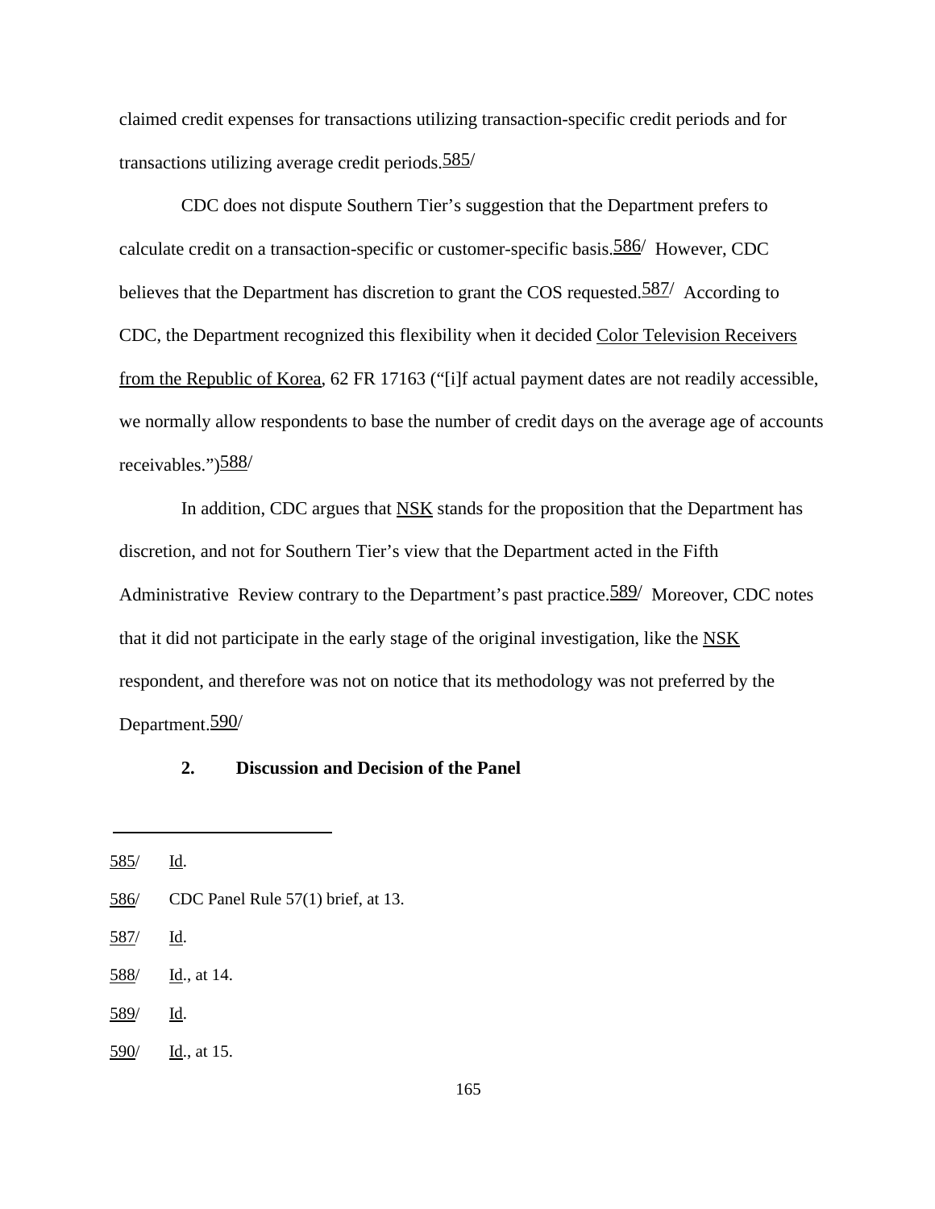claimed credit expenses for transactions utilizing transaction-specific credit periods and for transactions utilizing average credit periods.585/

CDC does not dispute Southern Tier's suggestion that the Department prefers to calculate credit on a transaction-specific or customer-specific basis.586/ However, CDC believes that the Department has discretion to grant the COS requested.587/ According to CDC, the Department recognized this flexibility when it decided Color Television Receivers from the Republic of Korea, 62 FR 17163 ("[i]f actual payment dates are not readily accessible, we normally allow respondents to base the number of credit days on the average age of accounts receivables.")588/

In addition, CDC argues that NSK stands for the proposition that the Department has discretion, and not for Southern Tier's view that the Department acted in the Fifth Administrative Review contrary to the Department's past practice.589/ Moreover, CDC notes that it did not participate in the early stage of the original investigation, like the NSK respondent, and therefore was not on notice that its methodology was not preferred by the Department.590/

**2. Discussion and Decision of the Panel**

---

585/ Id.

586/ CDC Panel Rule 57(1) brief, at 13.

587/ Id.

588/ Id., at 14.

589/ Id.

590/ Id., at 15.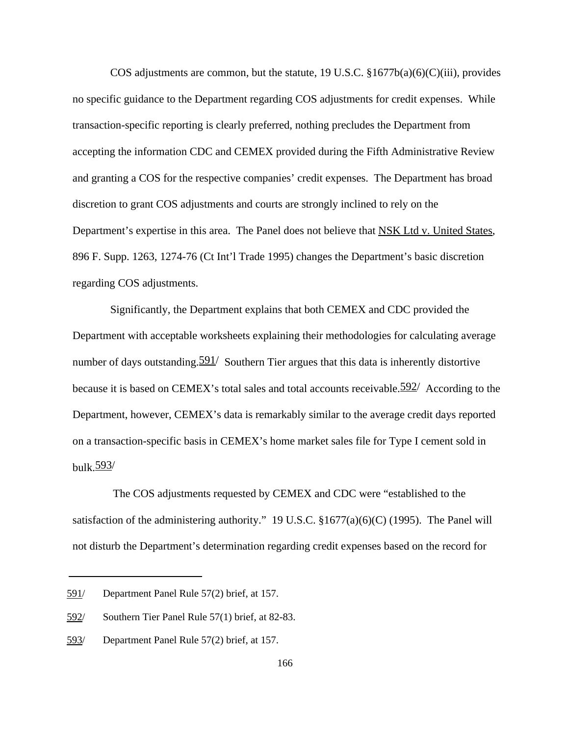COS adjustments are common, but the statute, 19 U.S.C. §1677b(a)(6)(C)(iii), provides no specific guidance to the Department regarding COS adjustments for credit expenses. While transaction-specific reporting is clearly preferred, nothing precludes the Department from accepting the information CDC and CEMEX provided during the Fifth Administrative Review and granting a COS for the respective companies' credit expenses. The Department has broad discretion to grant COS adjustments and courts are strongly inclined to rely on the Department's expertise in this area. The Panel does not believe that NSK Ltd v. United States, 896 F. Supp. 1263, 1274-76 (Ct Int'l Trade 1995) changes the Department's basic discretion regarding COS adjustments.

Significantly, the Department explains that both CEMEX and CDC provided the Department with acceptable worksheets explaining their methodologies for calculating average number of days outstanding.[591/] Southern Tier argues that this data is inherently distortive because it is based on CEMEX's total sales and total accounts receivable.[592/] According to the Department, however, CEMEX's data is remarkably similar to the average credit days reported on a transaction-specific basis in CEMEX's home market sales file for Type I cement sold in bulk.[593/]

The COS adjustments requested by CEMEX and CDC were "established to the satisfaction of the administering authority." 19 U.S.C. §1677(a)(6)(C) (1995). The Panel will not disturb the Department's determination regarding credit expenses based on the record for

---

591/ Department Panel Rule 57(2) brief, at 157.

592/ Southern Tier Panel Rule 57(1) brief, at 82-83.

593/ Department Panel Rule 57(2) brief, at 157.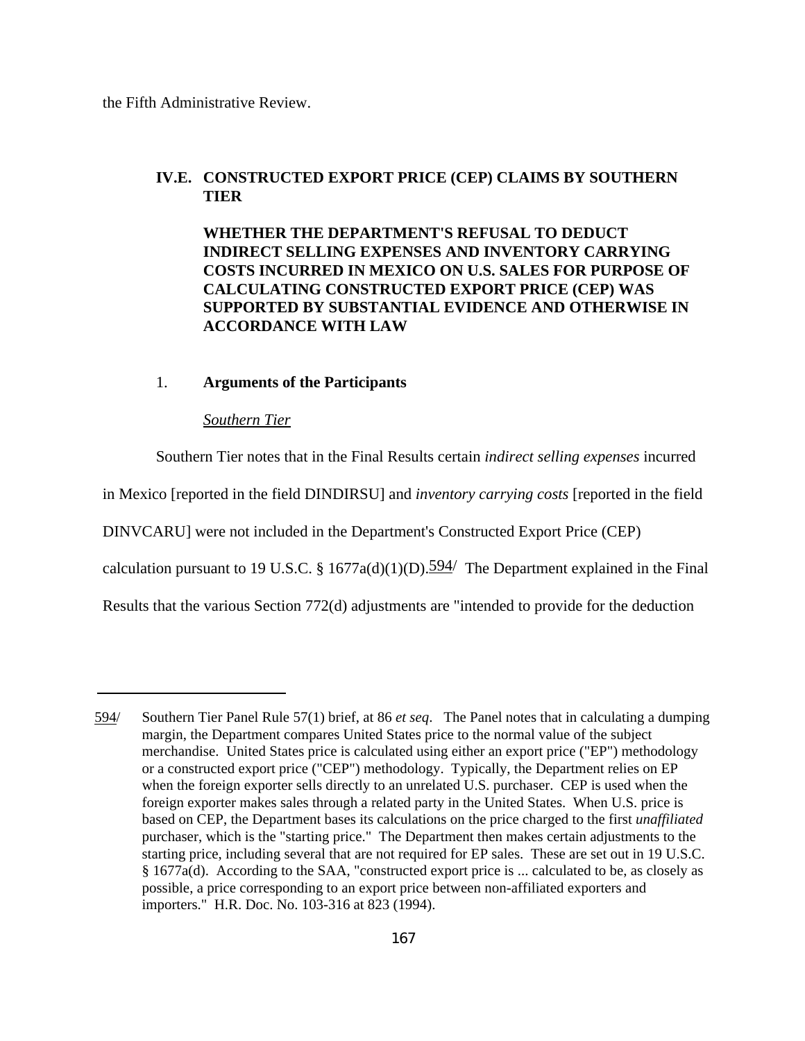the Fifth Administrative Review.

## IV.E. CONSTRUCTED EXPORT PRICE (CEP) CLAIMS BY SOUTHERN TIER

**WHETHER THE DEPARTMENT'S REFUSAL TO DEDUCT INDIRECT SELLING EXPENSES AND INVENTORY CARRYING COSTS INCURRED IN MEXICO ON U.S. SALES FOR PURPOSE OF CALCULATING CONSTRUCTED EXPORT PRICE (CEP) WAS SUPPORTED BY SUBSTANTIAL EVIDENCE AND OTHERWISE IN ACCORDANCE WITH LAW**

### 1. Arguments of the Participants

*Southern Tier*

Southern Tier notes that in the Final Results certain *indirect selling expenses* incurred in Mexico [reported in the field DINDIRSU] and *inventory carrying costs* [reported in the field DINVCARU] were not included in the Department's Constructed Export Price (CEP) calculation pursuant to 19 U.S.C. § 1677a(d)(1)(D).[594] The Department explained in the Final Results that the various Section 772(d) adjustments are "intended to provide for the deduction

---

594/ Southern Tier Panel Rule 57(1) brief, at 86 *et seq*. The Panel notes that in calculating a dumping margin, the Department compares United States price to the normal value of the subject merchandise. United States price is calculated using either an export price ("EP") methodology or a constructed export price ("CEP") methodology. Typically, the Department relies on EP when the foreign exporter sells directly to an unrelated U.S. purchaser. CEP is used when the foreign exporter makes sales through a related party in the United States. When U.S. price is based on CEP, the Department bases its calculations on the price charged to the first *unaffiliated* purchaser, which is the "starting price." The Department then makes certain adjustments to the starting price, including several that are not required for EP sales. These are set out in 19 U.S.C. § 1677a(d). According to the SAA, "constructed export price is ... calculated to be, as closely as possible, a price corresponding to an export price between non-affiliated exporters and importers." H.R. Doc. No. 103-316 at 823 (1994).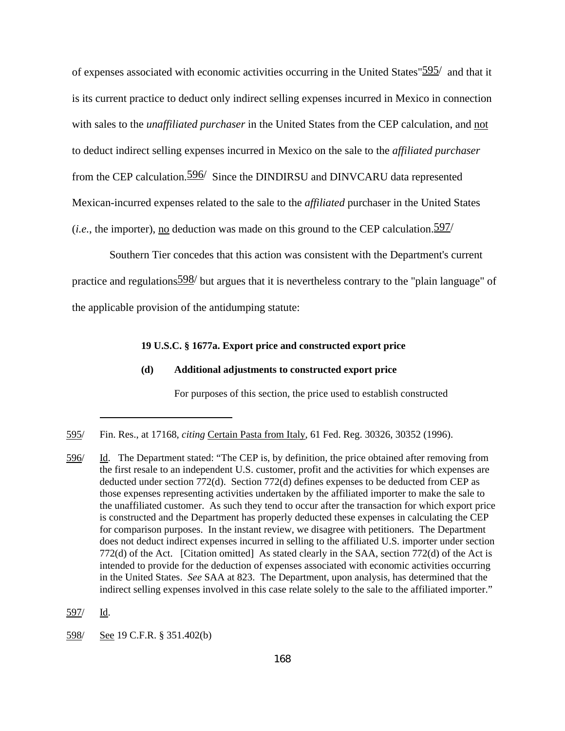of expenses associated with economic activities occurring in the United States"[595/] and that it is its current practice to deduct only indirect selling expenses incurred in Mexico in connection with sales to the *unaffiliated purchaser* in the United States from the CEP calculation, and not to deduct indirect selling expenses incurred in Mexico on the sale to the *affiliated purchaser* from the CEP calculation.[596/] Since the DINDIRSU and DINVCARU data represented Mexican-incurred expenses related to the sale to the *affiliated* purchaser in the United States (*i.e.*, the importer), no deduction was made on this ground to the CEP calculation.[597/]

Southern Tier concedes that this action was consistent with the Department's current practice and regulations[598/] but argues that it is nevertheless contrary to the "plain language" of the applicable provision of the antidumping statute:

> **19 U.S.C. § 1677a. Export price and constructed export price**
>
> **(d) Additional adjustments to constructed export price**
>
> For purposes of this section, the price used to establish constructed

---

595/ Fin. Res., at 17168, *citing* Certain Pasta from Italy, 61 Fed. Reg. 30326, 30352 (1996).

596/ Id. The Department stated: "The CEP is, by definition, the price obtained after removing from the first resale to an independent U.S. customer, profit and the activities for which expenses are deducted under section 772(d). Section 772(d) defines expenses to be deducted from CEP as those expenses representing activities undertaken by the affiliated importer to make the sale to the unaffiliated customer. As such they tend to occur after the transaction for which export price is constructed and the Department has properly deducted these expenses in calculating the CEP for comparison purposes. In the instant review, we disagree with petitioners. The Department does not deduct indirect expenses incurred in selling to the affiliated U.S. importer under section 772(d) of the Act. [Citation omitted] As stated clearly in the SAA, section 772(d) of the Act is intended to provide for the deduction of expenses associated with economic activities occurring in the United States. *See* SAA at 823. The Department, upon analysis, has determined that the indirect selling expenses involved in this case relate solely to the sale to the affiliated importer."

597/ Id.

598/ See 19 C.F.R. § 351.402(b)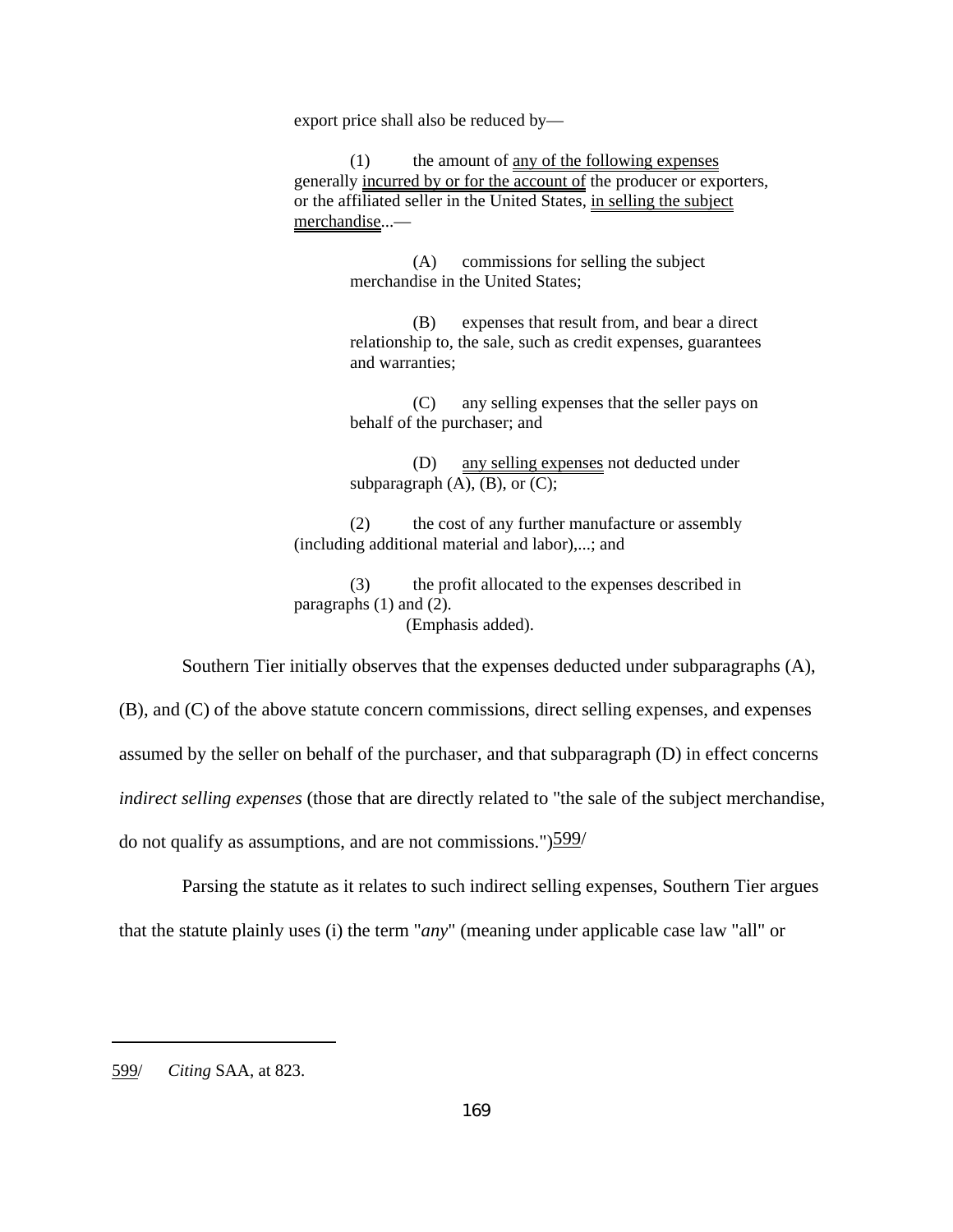> export price shall also be reduced by—
>
> (1) the amount of any of the following expenses generally incurred by or for the account of the producer or exporters, or the affiliated seller in the United States, in selling the subject merchandise...—
>
> > (A) commissions for selling the subject merchandise in the United States;
> >
> > (B) expenses that result from, and bear a direct relationship to, the sale, such as credit expenses, guarantees and warranties;
> >
> > (C) any selling expenses that the seller pays on behalf of the purchaser; and
> >
> > (D) any selling expenses not deducted under subparagraph (A), (B), or (C);
>
> (2) the cost of any further manufacture or assembly (including additional material and labor),...; and
>
> (3) the profit allocated to the expenses described in paragraphs (1) and (2).
>
> (Emphasis added).

Southern Tier initially observes that the expenses deducted under subparagraphs (A), (B), and (C) of the above statute concern commissions, direct selling expenses, and expenses assumed by the seller on behalf of the purchaser, and that subparagraph (D) in effect concerns *indirect selling expenses* (those that are directly related to "the sale of the subject merchandise, do not qualify as assumptions, and are not commissions.")599/

Parsing the statute as it relates to such indirect selling expenses, Southern Tier argues that the statute plainly uses (i) the term "*any*" (meaning under applicable case law "all" or

---

599/ *Citing* SAA, at 823.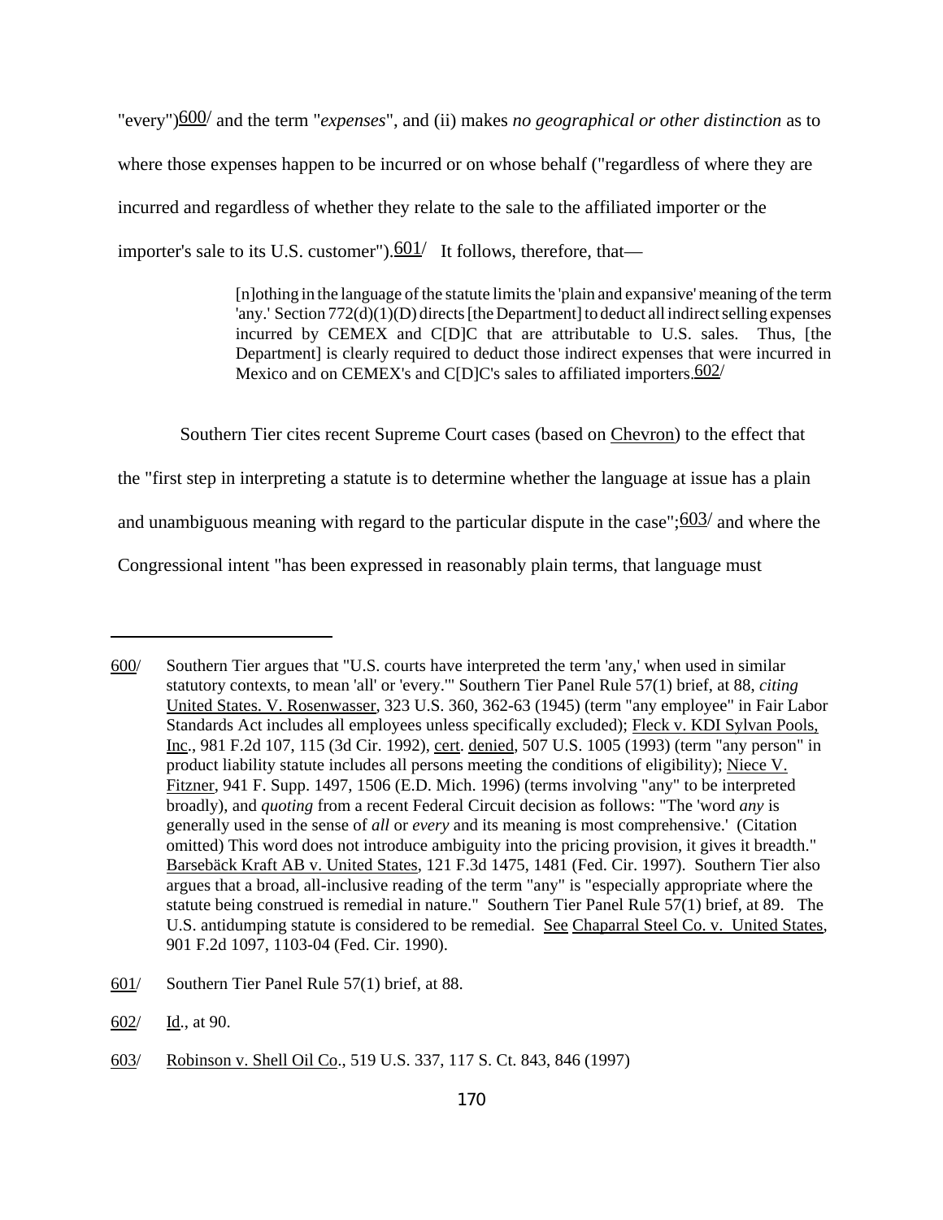"every")[600/] and the term "*expenses*", and (ii) makes *no geographical or other distinction* as to where those expenses happen to be incurred or on whose behalf ("regardless of where they are incurred and regardless of whether they relate to the sale to the affiliated importer or the importer's sale to its U.S. customer").[601/] It follows, therefore, that—

> [n]othing in the language of the statute limits the 'plain and expansive' meaning of the term 'any.' Section 772(d)(1)(D) directs [the Department] to deduct all indirect selling expenses incurred by CEMEX and C[D]C that are attributable to U.S. sales. Thus, [the Department] is clearly required to deduct those indirect expenses that were incurred in Mexico and on CEMEX's and C[D]C's sales to affiliated importers.[602/]

Southern Tier cites recent Supreme Court cases (based on Chevron) to the effect that the "first step in interpreting a statute is to determine whether the language at issue has a plain and unambiguous meaning with regard to the particular dispute in the case";[603/] and where the Congressional intent "has been expressed in reasonably plain terms, that language must

---

600/ Southern Tier argues that "U.S. courts have interpreted the term 'any,' when used in similar statutory contexts, to mean 'all' or 'every.'" Southern Tier Panel Rule 57(1) brief, at 88, *citing* United States. V. Rosenwasser, 323 U.S. 360, 362-63 (1945) (term "any employee" in Fair Labor Standards Act includes all employees unless specifically excluded); Fleck v. KDI Sylvan Pools, Inc., 981 F.2d 107, 115 (3d Cir. 1992), cert. denied, 507 U.S. 1005 (1993) (term "any person" in product liability statute includes all persons meeting the conditions of eligibility); Niece V. Fitzner, 941 F. Supp. 1497, 1506 (E.D. Mich. 1996) (terms involving "any" to be interpreted broadly), and *quoting* from a recent Federal Circuit decision as follows: "The 'word *any* is generally used in the sense of *all* or *every* and its meaning is most comprehensive.' (Citation omitted) This word does not introduce ambiguity into the pricing provision, it gives it breadth." Barsebäck Kraft AB v. United States, 121 F.3d 1475, 1481 (Fed. Cir. 1997). Southern Tier also argues that a broad, all-inclusive reading of the term "any" is "especially appropriate where the statute being construed is remedial in nature." Southern Tier Panel Rule 57(1) brief, at 89. The U.S. antidumping statute is considered to be remedial. See Chaparral Steel Co. v. United States, 901 F.2d 1097, 1103-04 (Fed. Cir. 1990).

601/ Southern Tier Panel Rule 57(1) brief, at 88.

602/ Id., at 90.

603/ Robinson v. Shell Oil Co., 519 U.S. 337, 117 S. Ct. 843, 846 (1997)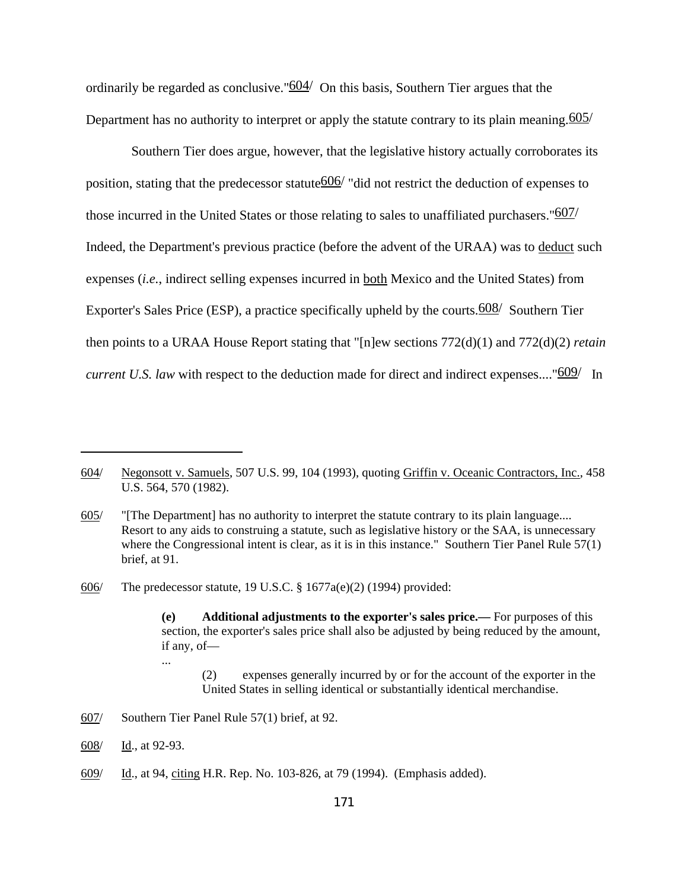ordinarily be regarded as conclusive."[604] On this basis, Southern Tier argues that the Department has no authority to interpret or apply the statute contrary to its plain meaning.[605]

Southern Tier does argue, however, that the legislative history actually corroborates its position, stating that the predecessor statute[606] "did not restrict the deduction of expenses to those incurred in the United States or those relating to sales to unaffiliated purchasers."[607] Indeed, the Department's previous practice (before the advent of the URAA) was to deduct such expenses (*i.e.*, indirect selling expenses incurred in both Mexico and the United States) from Exporter's Sales Price (ESP), a practice specifically upheld by the courts.[608] Southern Tier then points to a URAA House Report stating that "[n]ew sections 772(d)(1) and 772(d)(2) *retain current U.S. law* with respect to the deduction made for direct and indirect expenses...."[609] In

---

604/ Negonsott v. Samuels, 507 U.S. 99, 104 (1993), quoting Griffin v. Oceanic Contractors, Inc., 458 U.S. 564, 570 (1982).

605/ "[The Department] has no authority to interpret the statute contrary to its plain language.... Resort to any aids to construing a statute, such as legislative history or the SAA, is unnecessary where the Congressional intent is clear, as it is in this instance." Southern Tier Panel Rule 57(1) brief, at 91.

606/ The predecessor statute, 19 U.S.C. § 1677a(e)(2) (1994) provided:

> **(e) Additional adjustments to the exporter's sales price.—** For purposes of this section, the exporter's sales price shall also be adjusted by being reduced by the amount, if any, of—
>
> ...
>
> (2) expenses generally incurred by or for the account of the exporter in the United States in selling identical or substantially identical merchandise.

607/ Southern Tier Panel Rule 57(1) brief, at 92.

608/ Id., at 92-93.

609/ Id., at 94, citing H.R. Rep. No. 103-826, at 79 (1994). (Emphasis added).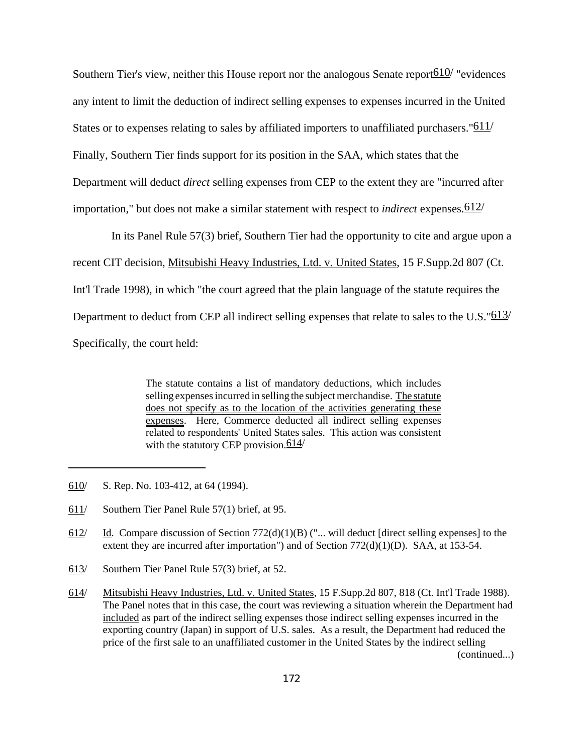Southern Tier's view, neither this House report nor the analogous Senate report[610] "evidences any intent to limit the deduction of indirect selling expenses to expenses incurred in the United States or to expenses relating to sales by affiliated importers to unaffiliated purchasers."[611] Finally, Southern Tier finds support for its position in the SAA, which states that the Department will deduct *direct* selling expenses from CEP to the extent they are "incurred after importation," but does not make a similar statement with respect to *indirect* expenses.[612]

In its Panel Rule 57(3) brief, Southern Tier had the opportunity to cite and argue upon a recent CIT decision, Mitsubishi Heavy Industries, Ltd. v. United States, 15 F.Supp.2d 807 (Ct. Int'l Trade 1998), in which "the court agreed that the plain language of the statute requires the Department to deduct from CEP all indirect selling expenses that relate to sales to the U.S."[613] Specifically, the court held:

> The statute contains a list of mandatory deductions, which includes selling expenses incurred in selling the subject merchandise. The statute does not specify as to the location of the activities generating these expenses. Here, Commerce deducted all indirect selling expenses related to respondents' United States sales. This action was consistent with the statutory CEP provision.[614]

---

610/ S. Rep. No. 103-412, at 64 (1994).

611/ Southern Tier Panel Rule 57(1) brief, at 95.

612/ Id. Compare discussion of Section 772(d)(1)(B) ("... will deduct [direct selling expenses] to the extent they are incurred after importation") and of Section 772(d)(1)(D). SAA, at 153-54.

613/ Southern Tier Panel Rule 57(3) brief, at 52.

614/ Mitsubishi Heavy Industries, Ltd. v. United States, 15 F.Supp.2d 807, 818 (Ct. Int'l Trade 1988). The Panel notes that in this case, the court was reviewing a situation wherein the Department had included as part of the indirect selling expenses those indirect selling expenses incurred in the exporting country (Japan) in support of U.S. sales. As a result, the Department had reduced the price of the first sale to an unaffiliated customer in the United States by the indirect selling (continued...)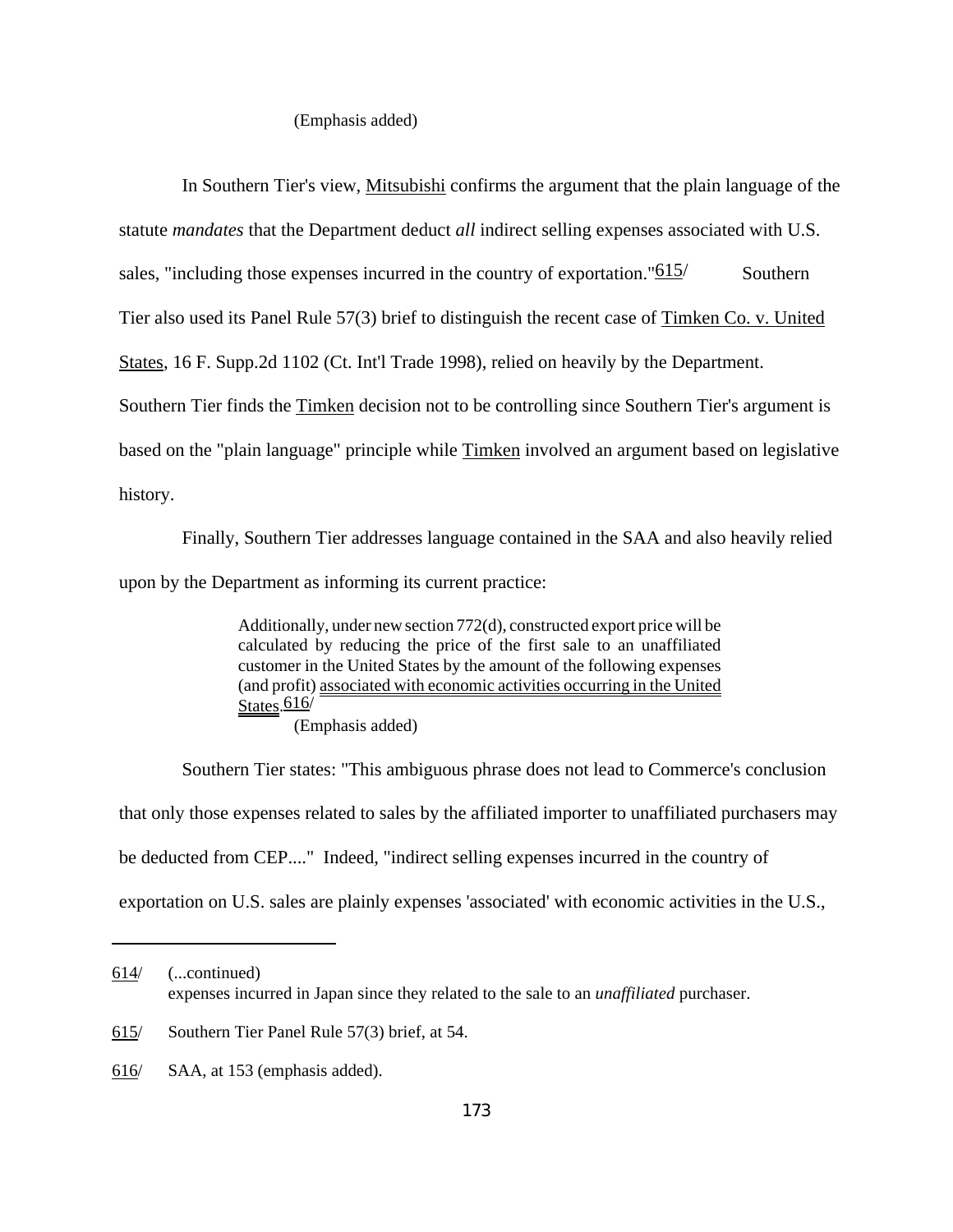(Emphasis added)

In Southern Tier's view, Mitsubishi confirms the argument that the plain language of the statute *mandates* that the Department deduct *all* indirect selling expenses associated with U.S. sales, "including those expenses incurred in the country of exportation."[615] Southern Tier also used its Panel Rule 57(3) brief to distinguish the recent case of Timken Co. v. United States, 16 F. Supp.2d 1102 (Ct. Int'l Trade 1998), relied on heavily by the Department. Southern Tier finds the Timken decision not to be controlling since Southern Tier's argument is based on the "plain language" principle while Timken involved an argument based on legislative history.

Finally, Southern Tier addresses language contained in the SAA and also heavily relied upon by the Department as informing its current practice:

> Additionally, under new section 772(d), constructed export price will be calculated by reducing the price of the first sale to an unaffiliated customer in the United States by the amount of the following expenses (and profit) associated with economic activities occurring in the United States.[616]
>
> (Emphasis added)

Southern Tier states: "This ambiguous phrase does not lead to Commerce's conclusion that only those expenses related to sales by the affiliated importer to unaffiliated purchasers may be deducted from CEP...." Indeed, "indirect selling expenses incurred in the country of exportation on U.S. sales are plainly expenses 'associated' with economic activities in the U.S.,

---

614/ (...continued)
expenses incurred in Japan since they related to the sale to an *unaffiliated* purchaser.

615/ Southern Tier Panel Rule 57(3) brief, at 54.

616/ SAA, at 153 (emphasis added).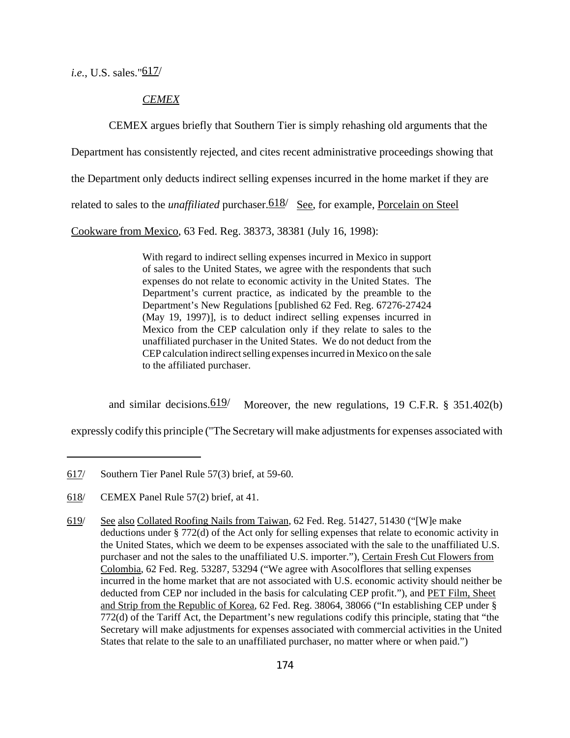*i.e.*, U.S. sales."617/

*CEMEX*

CEMEX argues briefly that Southern Tier is simply rehashing old arguments that the Department has consistently rejected, and cites recent administrative proceedings showing that the Department only deducts indirect selling expenses incurred in the home market if they are related to sales to the *unaffiliated* purchaser.618/ See, for example, Porcelain on Steel Cookware from Mexico, 63 Fed. Reg. 38373, 38381 (July 16, 1998):

> With regard to indirect selling expenses incurred in Mexico in support of sales to the United States, we agree with the respondents that such expenses do not relate to economic activity in the United States. The Department's current practice, as indicated by the preamble to the Department's New Regulations [published 62 Fed. Reg. 67276-27424 (May 19, 1997)], is to deduct indirect selling expenses incurred in Mexico from the CEP calculation only if they relate to sales to the unaffiliated purchaser in the United States. We do not deduct from the CEP calculation indirect selling expenses incurred in Mexico on the sale to the affiliated purchaser.

and similar decisions.619/ Moreover, the new regulations, 19 C.F.R. § 351.402(b) expressly codify this principle ("The Secretary will make adjustments for expenses associated with

---

617/ Southern Tier Panel Rule 57(3) brief, at 59-60.

618/ CEMEX Panel Rule 57(2) brief, at 41.

619/ See also Collated Roofing Nails from Taiwan, 62 Fed. Reg. 51427, 51430 ("[W]e make deductions under § 772(d) of the Act only for selling expenses that relate to economic activity in the United States, which we deem to be expenses associated with the sale to the unaffiliated U.S. purchaser and not the sales to the unaffiliated U.S. importer."), Certain Fresh Cut Flowers from Colombia, 62 Fed. Reg. 53287, 53294 ("We agree with Asocolflores that selling expenses incurred in the home market that are not associated with U.S. economic activity should neither be deducted from CEP nor included in the basis for calculating CEP profit."), and PET Film, Sheet and Strip from the Republic of Korea, 62 Fed. Reg. 38064, 38066 ("In establishing CEP under § 772(d) of the Tariff Act, the Department's new regulations codify this principle, stating that "the Secretary will make adjustments for expenses associated with commercial activities in the United States that relate to the sale to an unaffiliated purchaser, no matter where or when paid.")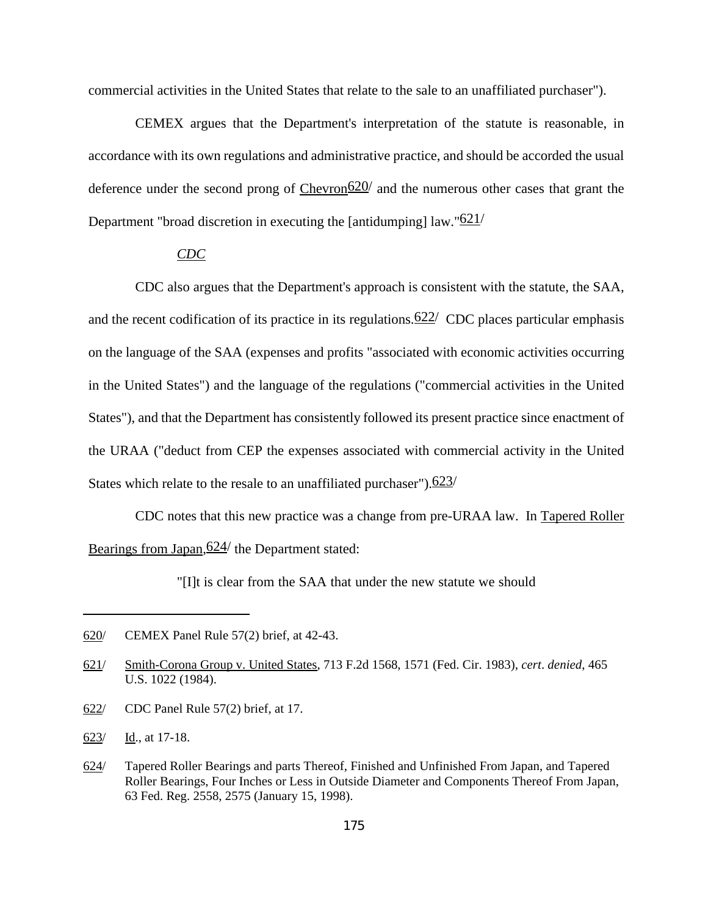commercial activities in the United States that relate to the sale to an unaffiliated purchaser").

CEMEX argues that the Department's interpretation of the statute is reasonable, in accordance with its own regulations and administrative practice, and should be accorded the usual deference under the second prong of Chevron[620] and the numerous other cases that grant the Department "broad discretion in executing the [antidumping] law."[621]

*CDC*

CDC also argues that the Department's approach is consistent with the statute, the SAA, and the recent codification of its practice in its regulations.[622] CDC places particular emphasis on the language of the SAA (expenses and profits "associated with economic activities occurring in the United States") and the language of the regulations ("commercial activities in the United States"), and that the Department has consistently followed its present practice since enactment of the URAA ("deduct from CEP the expenses associated with commercial activity in the United States which relate to the resale to an unaffiliated purchaser").[623]

CDC notes that this new practice was a change from pre-URAA law. In Tapered Roller Bearings from Japan,[624] the Department stated:

> "[I]t is clear from the SAA that under the new statute we should

---

620/ CEMEX Panel Rule 57(2) brief, at 42-43.

621/ Smith-Corona Group v. United States, 713 F.2d 1568, 1571 (Fed. Cir. 1983), *cert. denied*, 465 U.S. 1022 (1984).

622/ CDC Panel Rule 57(2) brief, at 17.

623/ Id., at 17-18.

624/ Tapered Roller Bearings and parts Thereof, Finished and Unfinished From Japan, and Tapered Roller Bearings, Four Inches or Less in Outside Diameter and Components Thereof From Japan, 63 Fed. Reg. 2558, 2575 (January 15, 1998).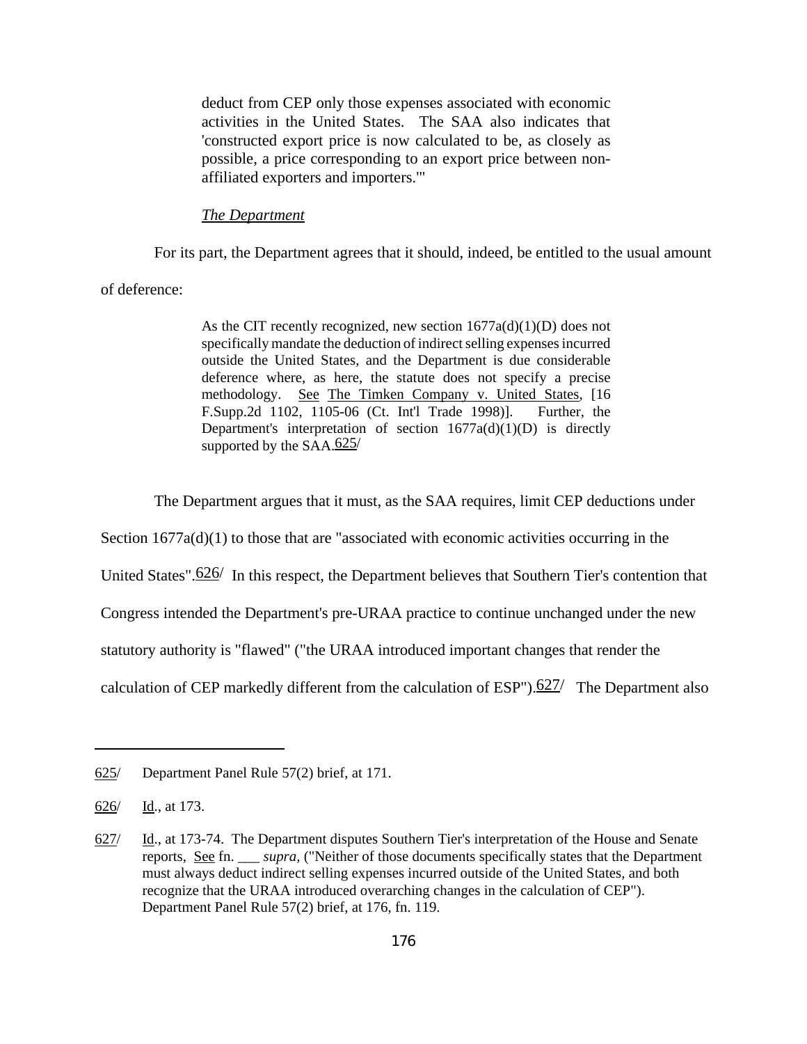> deduct from CEP only those expenses associated with economic activities in the United States. The SAA also indicates that 'constructed export price is now calculated to be, as closely as possible, a price corresponding to an export price between non-affiliated exporters and importers.'"

*The Department*

For its part, the Department agrees that it should, indeed, be entitled to the usual amount of deference:

> As the CIT recently recognized, new section 1677a(d)(1)(D) does not specifically mandate the deduction of indirect selling expenses incurred outside the United States, and the Department is due considerable deference where, as here, the statute does not specify a precise methodology. See The Timken Company v. United States, [16 F.Supp.2d 1102, 1105-06 (Ct. Int'l Trade 1998)]. Further, the Department's interpretation of section 1677a(d)(1)(D) is directly supported by the SAA.[625]

The Department argues that it must, as the SAA requires, limit CEP deductions under Section 1677a(d)(1) to those that are "associated with economic activities occurring in the United States".[626] In this respect, the Department believes that Southern Tier's contention that Congress intended the Department's pre-URAA practice to continue unchanged under the new statutory authority is "flawed" ("the URAA introduced important changes that render the calculation of CEP markedly different from the calculation of ESP").[627] The Department also

---

625/ Department Panel Rule 57(2) brief, at 171.

626/ Id., at 173.

627/ Id., at 173-74. The Department disputes Southern Tier's interpretation of the House and Senate reports, See fn. ___ *supra,* ("Neither of those documents specifically states that the Department must always deduct indirect selling expenses incurred outside of the United States, and both recognize that the URAA introduced overarching changes in the calculation of CEP"). Department Panel Rule 57(2) brief, at 176, fn. 119.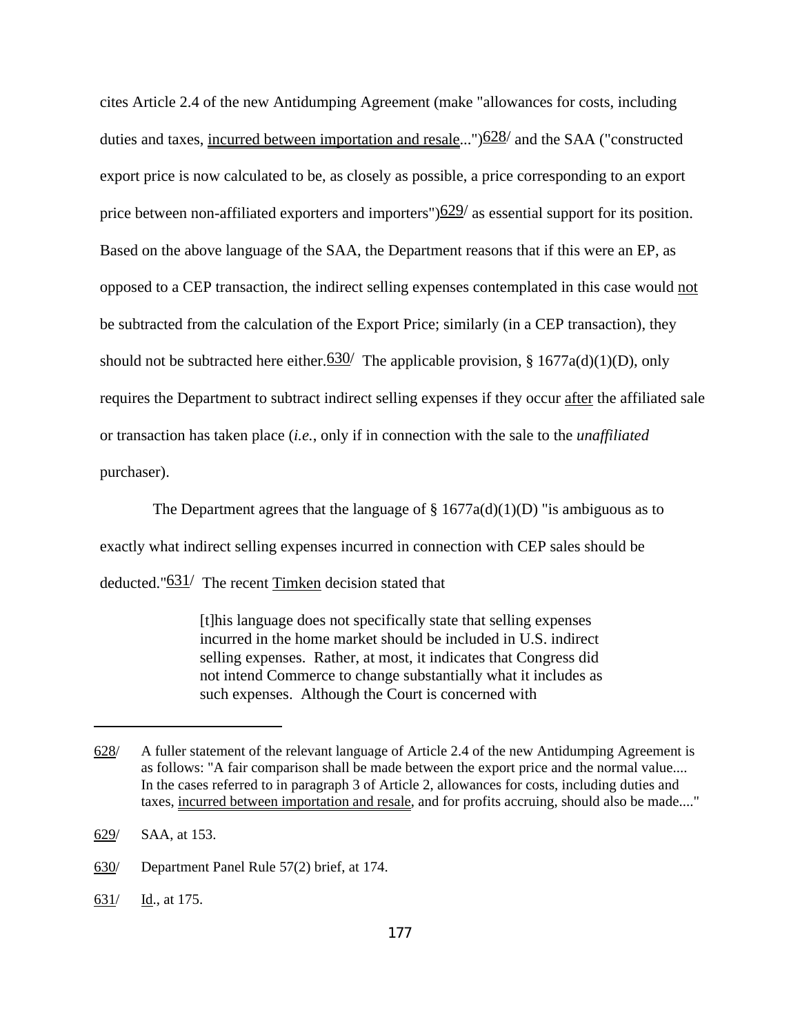cites Article 2.4 of the new Antidumping Agreement (make "allowances for costs, including duties and taxes, incurred between importation and resale...")[628] and the SAA ("constructed export price is now calculated to be, as closely as possible, a price corresponding to an export price between non-affiliated exporters and importers")[629] as essential support for its position. Based on the above language of the SAA, the Department reasons that if this were an EP, as opposed to a CEP transaction, the indirect selling expenses contemplated in this case would not be subtracted from the calculation of the Export Price; similarly (in a CEP transaction), they should not be subtracted here either.[630] The applicable provision, § 1677a(d)(1)(D), only requires the Department to subtract indirect selling expenses if they occur after the affiliated sale or transaction has taken place (*i.e.*, only if in connection with the sale to the *unaffiliated* purchaser).

The Department agrees that the language of § 1677a(d)(1)(D) "is ambiguous as to exactly what indirect selling expenses incurred in connection with CEP sales should be deducted."[631] The recent Timken decision stated that

> [t]his language does not specifically state that selling expenses incurred in the home market should be included in U.S. indirect selling expenses. Rather, at most, it indicates that Congress did not intend Commerce to change substantially what it includes as such expenses. Although the Court is concerned with

---

628/ A fuller statement of the relevant language of Article 2.4 of the new Antidumping Agreement is as follows: "A fair comparison shall be made between the export price and the normal value.... In the cases referred to in paragraph 3 of Article 2, allowances for costs, including duties and taxes, incurred between importation and resale, and for profits accruing, should also be made...."

629/ SAA, at 153.

630/ Department Panel Rule 57(2) brief, at 174.

631/ Id., at 175.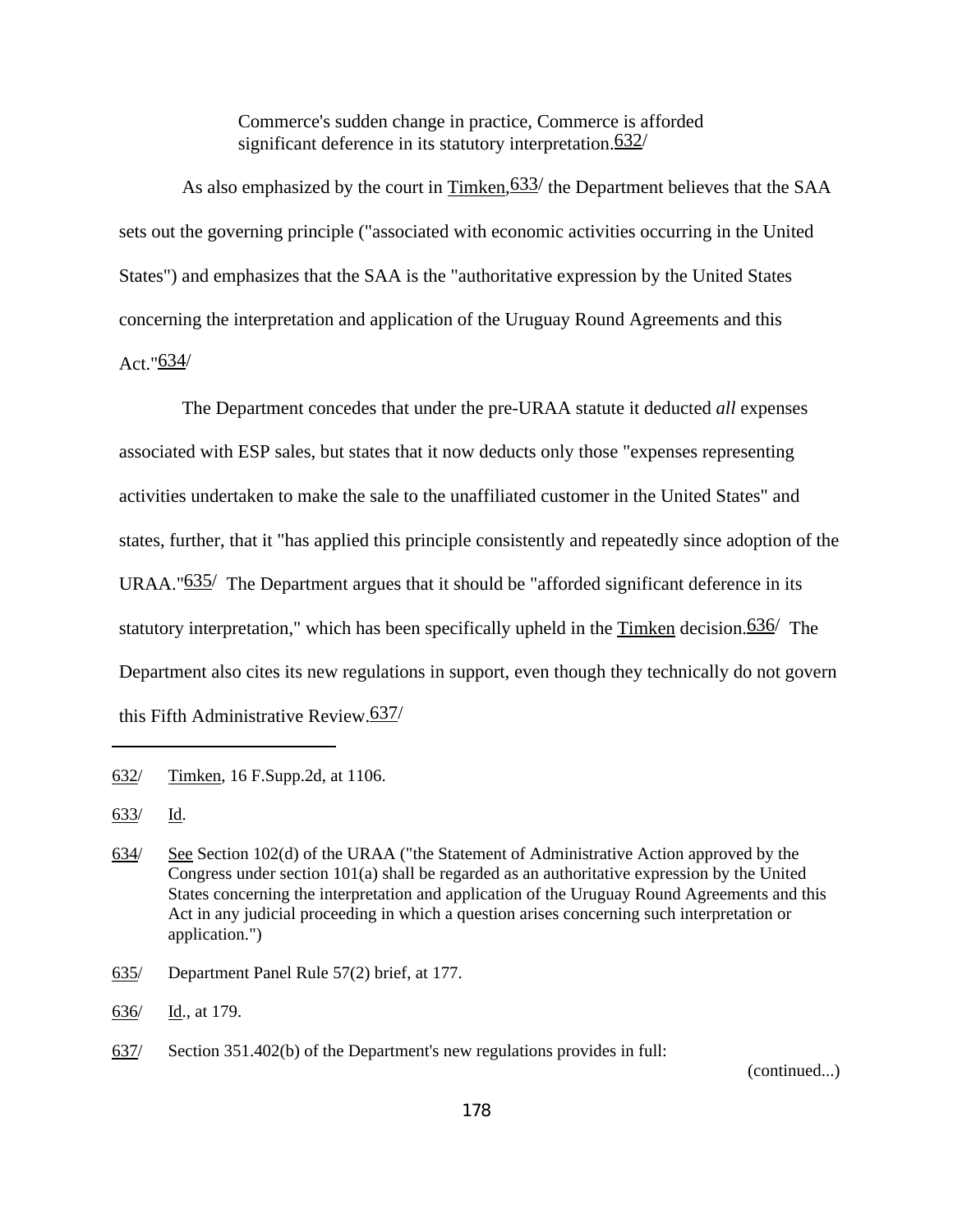> Commerce's sudden change in practice, Commerce is afforded significant deference in its statutory interpretation.[632]

As also emphasized by the court in Timken,[633] the Department believes that the SAA sets out the governing principle ("associated with economic activities occurring in the United States") and emphasizes that the SAA is the "authoritative expression by the United States concerning the interpretation and application of the Uruguay Round Agreements and this Act."[634]

The Department concedes that under the pre-URAA statute it deducted *all* expenses associated with ESP sales, but states that it now deducts only those "expenses representing activities undertaken to make the sale to the unaffiliated customer in the United States" and states, further, that it "has applied this principle consistently and repeatedly since adoption of the URAA."[635] The Department argues that it should be "afforded significant deference in its statutory interpretation," which has been specifically upheld in the Timken decision.[636] The Department also cites its new regulations in support, even though they technically do not govern this Fifth Administrative Review.[637]

---

632/ Timken, 16 F.Supp.2d, at 1106.

633/ Id.

634/ See Section 102(d) of the URAA ("the Statement of Administrative Action approved by the Congress under section 101(a) shall be regarded as an authoritative expression by the United States concerning the interpretation and application of the Uruguay Round Agreements and this Act in any judicial proceeding in which a question arises concerning such interpretation or application.")

635/ Department Panel Rule 57(2) brief, at 177.

636/ Id., at 179.

637/ Section 351.402(b) of the Department's new regulations provides in full:

(continued...)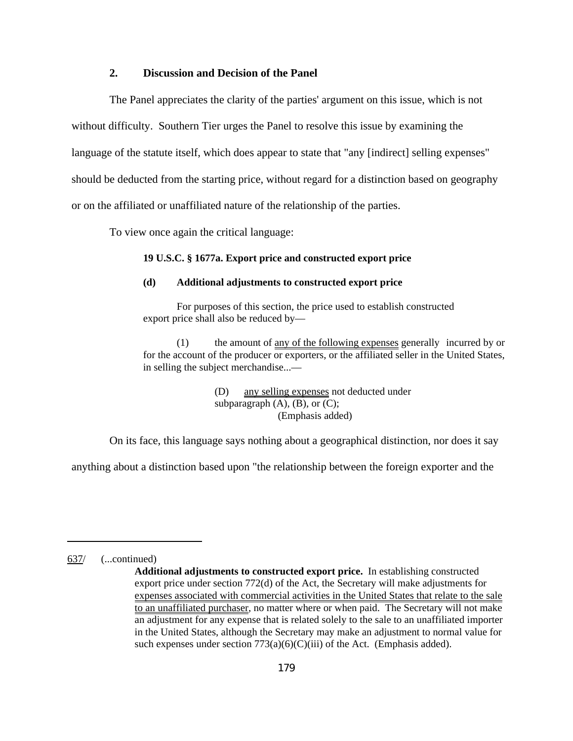### 2. Discussion and Decision of the Panel

The Panel appreciates the clarity of the parties' argument on this issue, which is not without difficulty. Southern Tier urges the Panel to resolve this issue by examining the language of the statute itself, which does appear to state that "any [indirect] selling expenses" should be deducted from the starting price, without regard for a distinction based on geography or on the affiliated or unaffiliated nature of the relationship of the parties.

To view once again the critical language:

> **19 U.S.C. § 1677a. Export price and constructed export price**
>
> **(d) Additional adjustments to constructed export price**
>
> For purposes of this section, the price used to establish constructed export price shall also be reduced by—
>
> (1) the amount of <u>any of the following expenses</u> generally incurred by or for the account of the producer or exporters, or the affiliated seller in the United States, in selling the subject merchandise...—
>
> > (D) <u>any selling expenses</u> not deducted under subparagraph (A), (B), or (C);
> > (Emphasis added)

On its face, this language says nothing about a geographical distinction, nor does it say anything about a distinction based upon "the relationship between the foreign exporter and the

---

637/ (...continued)

> **Additional adjustments to constructed export price.** In establishing constructed export price under section 772(d) of the Act, the Secretary will make adjustments for <u>expenses associated with commercial activities in the United States that relate to the sale to an unaffiliated purchaser</u>, no matter where or when paid. The Secretary will not make an adjustment for any expense that is related solely to the sale to an unaffiliated importer in the United States, although the Secretary may make an adjustment to normal value for such expenses under section 773(a)(6)(C)(iii) of the Act. (Emphasis added).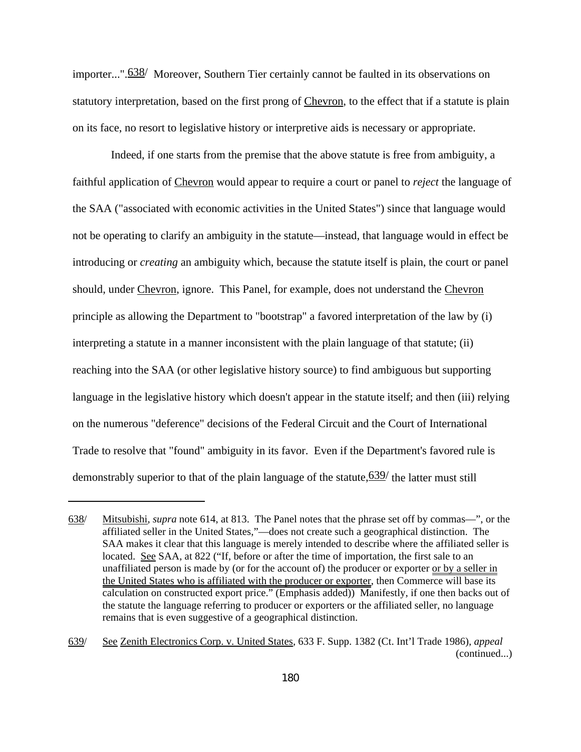importer...".[638] Moreover, Southern Tier certainly cannot be faulted in its observations on statutory interpretation, based on the first prong of Chevron, to the effect that if a statute is plain on its face, no resort to legislative history or interpretive aids is necessary or appropriate.

Indeed, if one starts from the premise that the above statute is free from ambiguity, a faithful application of Chevron would appear to require a court or panel to *reject* the language of the SAA ("associated with economic activities in the United States") since that language would not be operating to clarify an ambiguity in the statute—instead, that language would in effect be introducing or *creating* an ambiguity which, because the statute itself is plain, the court or panel should, under Chevron, ignore. This Panel, for example, does not understand the Chevron principle as allowing the Department to "bootstrap" a favored interpretation of the law by (i) interpreting a statute in a manner inconsistent with the plain language of that statute; (ii) reaching into the SAA (or other legislative history source) to find ambiguous but supporting language in the legislative history which doesn't appear in the statute itself; and then (iii) relying on the numerous "deference" decisions of the Federal Circuit and the Court of International Trade to resolve that "found" ambiguity in its favor. Even if the Department's favored rule is demonstrably superior to that of the plain language of the statute,[639] the latter must still

---

638/ Mitsubishi, *supra* note 614, at 813. The Panel notes that the phrase set off by commas—", or the affiliated seller in the United States,"—does not create such a geographical distinction. The SAA makes it clear that this language is merely intended to describe where the affiliated seller is located. See SAA, at 822 ("If, before or after the time of importation, the first sale to an unaffiliated person is made by (or for the account of) the producer or exporter or by a seller in the United States who is affiliated with the producer or exporter, then Commerce will base its calculation on constructed export price." (Emphasis added)) Manifestly, if one then backs out of the statute the language referring to producer or exporters or the affiliated seller, no language remains that is even suggestive of a geographical distinction.

639/ See Zenith Electronics Corp. v. United States, 633 F. Supp. 1382 (Ct. Int'l Trade 1986), *appeal* (continued...)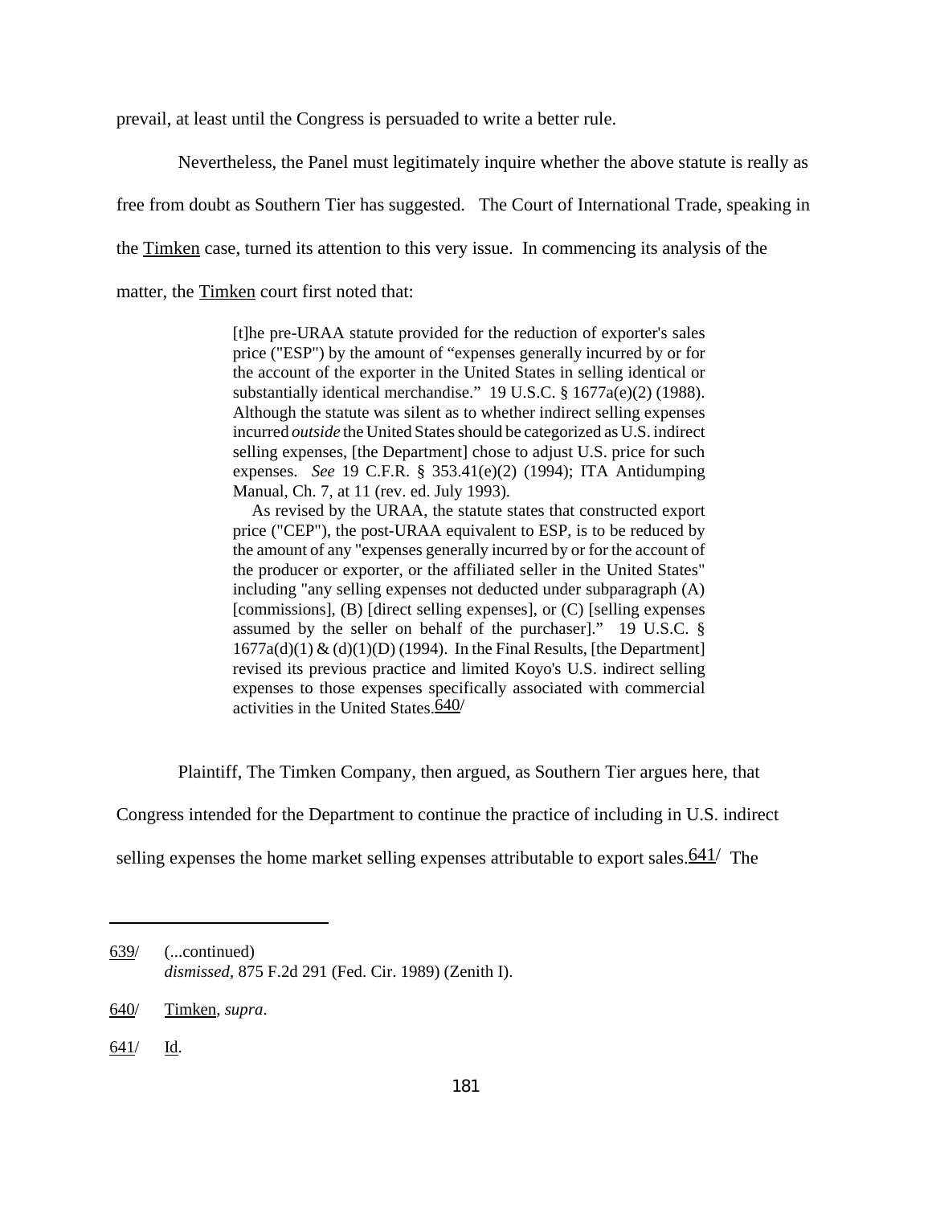prevail, at least until the Congress is persuaded to write a better rule.

Nevertheless, the Panel must legitimately inquire whether the above statute is really as free from doubt as Southern Tier has suggested. The Court of International Trade, speaking in the Timken case, turned its attention to this very issue. In commencing its analysis of the matter, the Timken court first noted that:

> [t]he pre-URAA statute provided for the reduction of exporter's sales price ("ESP") by the amount of "expenses generally incurred by or for the account of the exporter in the United States in selling identical or substantially identical merchandise." 19 U.S.C. § 1677a(e)(2) (1988). Although the statute was silent as to whether indirect selling expenses incurred *outside* the United States should be categorized as U.S. indirect selling expenses, [the Department] chose to adjust U.S. price for such expenses. *See* 19 C.F.R. § 353.41(e)(2) (1994); ITA Antidumping Manual, Ch. 7, at 11 (rev. ed. July 1993).
>
> As revised by the URAA, the statute states that constructed export price ("CEP"), the post-URAA equivalent to ESP, is to be reduced by the amount of any "expenses generally incurred by or for the account of the producer or exporter, or the affiliated seller in the United States" including "any selling expenses not deducted under subparagraph (A) [commissions], (B) [direct selling expenses], or (C) [selling expenses assumed by the seller on behalf of the purchaser]." 19 U.S.C. § 1677a(d)(1) & (d)(1)(D) (1994). In the Final Results, [the Department] revised its previous practice and limited Koyo's U.S. indirect selling expenses to those expenses specifically associated with commercial activities in the United States.[640]

Plaintiff, The Timken Company, then argued, as Southern Tier argues here, that Congress intended for the Department to continue the practice of including in U.S. indirect selling expenses the home market selling expenses attributable to export sales.[641] The

---

639/ (...continued)
*dismissed*, 875 F.2d 291 (Fed. Cir. 1989) (Zenith I).

640/ Timken, *supra*.

641/ Id.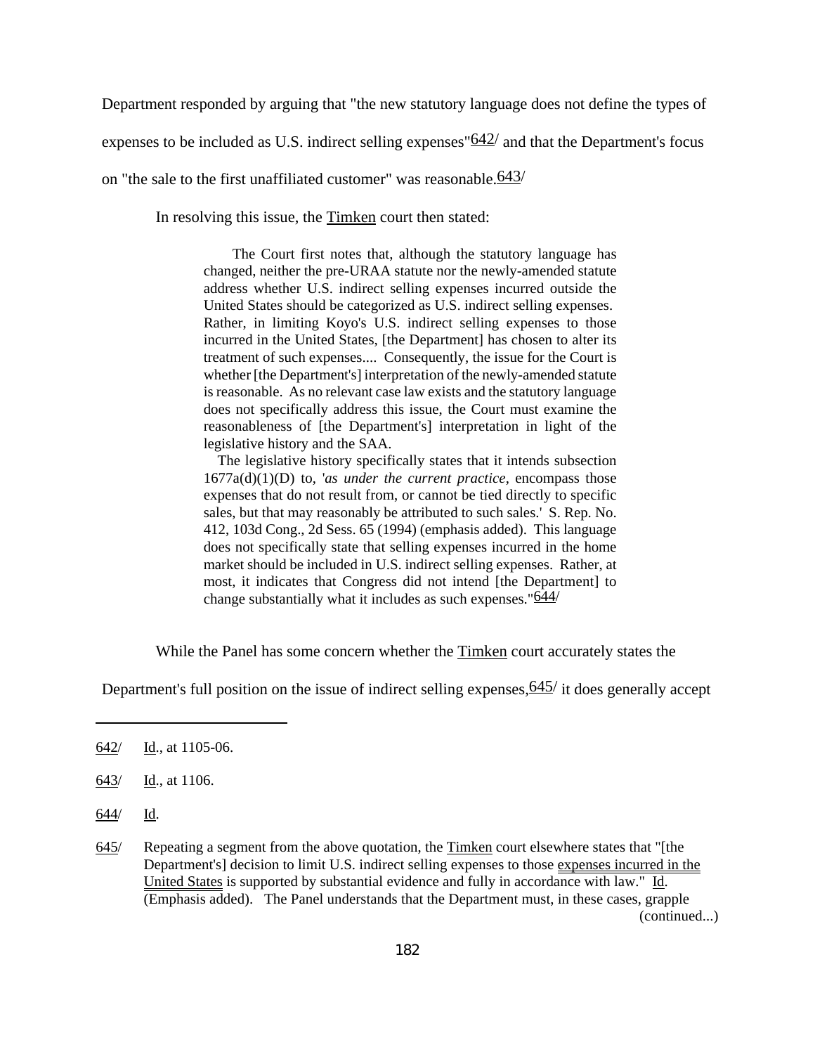Department responded by arguing that "the new statutory language does not define the types of expenses to be included as U.S. indirect selling expenses"[642] and that the Department's focus on "the sale to the first unaffiliated customer" was reasonable.[643]

In resolving this issue, the Timken court then stated:

> The Court first notes that, although the statutory language has changed, neither the pre-URAA statute nor the newly-amended statute address whether U.S. indirect selling expenses incurred outside the United States should be categorized as U.S. indirect selling expenses. Rather, in limiting Koyo's U.S. indirect selling expenses to those incurred in the United States, [the Department] has chosen to alter its treatment of such expenses.... Consequently, the issue for the Court is whether [the Department's] interpretation of the newly-amended statute is reasonable. As no relevant case law exists and the statutory language does not specifically address this issue, the Court must examine the reasonableness of [the Department's] interpretation in light of the legislative history and the SAA.
>
> The legislative history specifically states that it intends subsection 1677a(d)(1)(D) to, '*as under the current practice*, encompass those expenses that do not result from, or cannot be tied directly to specific sales, but that may reasonably be attributed to such sales.' S. Rep. No. 412, 103d Cong., 2d Sess. 65 (1994) (emphasis added). This language does not specifically state that selling expenses incurred in the home market should be included in U.S. indirect selling expenses. Rather, at most, it indicates that Congress did not intend [the Department] to change substantially what it includes as such expenses."[644]

While the Panel has some concern whether the Timken court accurately states the Department's full position on the issue of indirect selling expenses,[645] it does generally accept

---

642/ Id., at 1105-06.

643/ Id., at 1106.

644/ Id.

645/ Repeating a segment from the above quotation, the Timken court elsewhere states that "[the Department's] decision to limit U.S. indirect selling expenses to those expenses incurred in the United States is supported by substantial evidence and fully in accordance with law." Id. (Emphasis added). The Panel understands that the Department must, in these cases, grapple (continued...)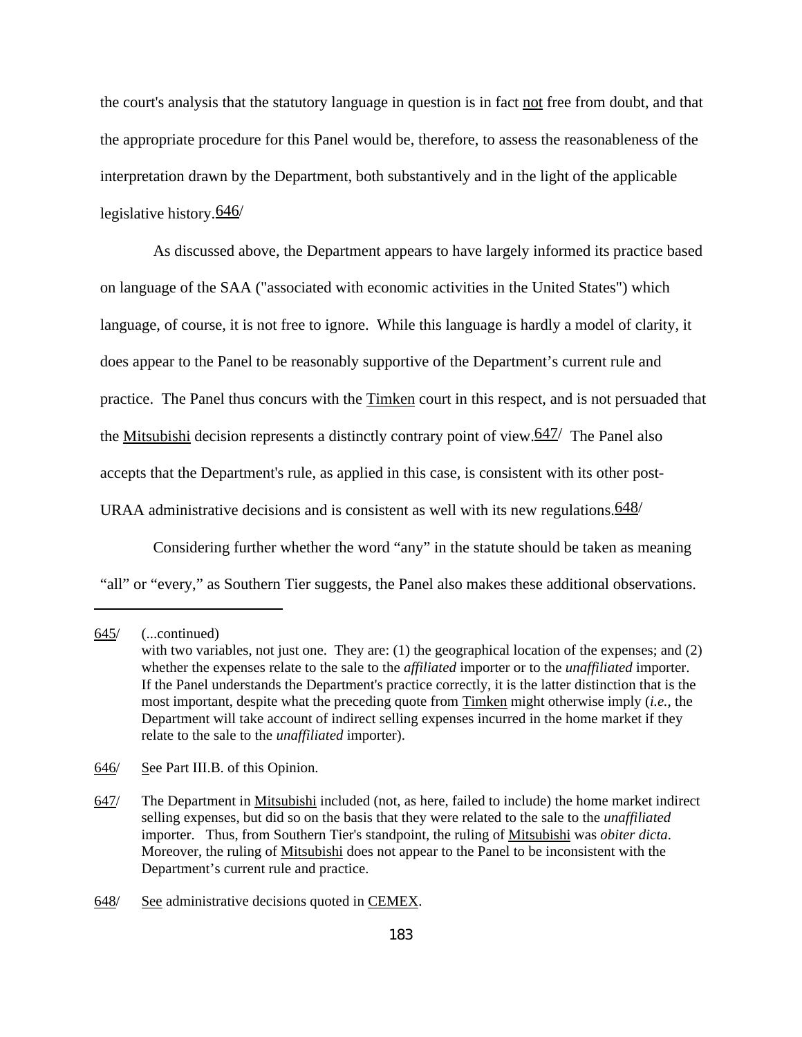the court's analysis that the statutory language in question is in fact not free from doubt, and that the appropriate procedure for this Panel would be, therefore, to assess the reasonableness of the interpretation drawn by the Department, both substantively and in the light of the applicable legislative history.[646]

As discussed above, the Department appears to have largely informed its practice based on language of the SAA ("associated with economic activities in the United States") which language, of course, it is not free to ignore. While this language is hardly a model of clarity, it does appear to the Panel to be reasonably supportive of the Department's current rule and practice. The Panel thus concurs with the Timken court in this respect, and is not persuaded that the Mitsubishi decision represents a distinctly contrary point of view.[647] The Panel also accepts that the Department's rule, as applied in this case, is consistent with its other post-URAA administrative decisions and is consistent as well with its new regulations.[648]

Considering further whether the word "any" in the statute should be taken as meaning "all" or "every," as Southern Tier suggests, the Panel also makes these additional observations.

---

645/ (...continued)
with two variables, not just one. They are: (1) the geographical location of the expenses; and (2) whether the expenses relate to the sale to the *affiliated* importer or to the *unaffiliated* importer. If the Panel understands the Department's practice correctly, it is the latter distinction that is the most important, despite what the preceding quote from Timken might otherwise imply (*i.e.*, the Department will take account of indirect selling expenses incurred in the home market if they relate to the sale to the *unaffiliated* importer).

646/ See Part III.B. of this Opinion.

647/ The Department in Mitsubishi included (not, as here, failed to include) the home market indirect selling expenses, but did so on the basis that they were related to the sale to the *unaffiliated* importer. Thus, from Southern Tier's standpoint, the ruling of Mitsubishi was *obiter dicta*. Moreover, the ruling of Mitsubishi does not appear to the Panel to be inconsistent with the Department's current rule and practice.

648/ See administrative decisions quoted in CEMEX.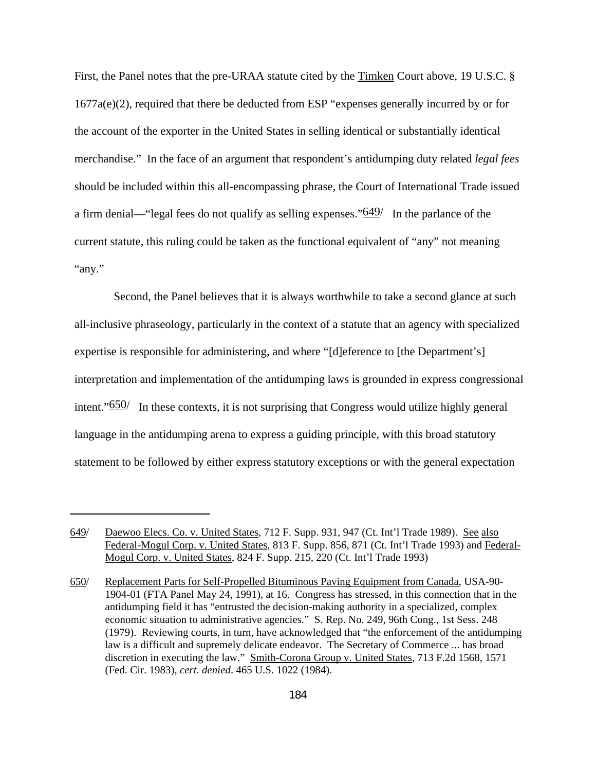First, the Panel notes that the pre-URAA statute cited by the Timken Court above, 19 U.S.C. § 1677a(e)(2), required that there be deducted from ESP "expenses generally incurred by or for the account of the exporter in the United States in selling identical or substantially identical merchandise." In the face of an argument that respondent's antidumping duty related *legal fees* should be included within this all-encompassing phrase, the Court of International Trade issued a firm denial—"legal fees do not qualify as selling expenses."[649] In the parlance of the current statute, this ruling could be taken as the functional equivalent of "any" not meaning "any."

Second, the Panel believes that it is always worthwhile to take a second glance at such all-inclusive phraseology, particularly in the context of a statute that an agency with specialized expertise is responsible for administering, and where "[d]eference to [the Department's] interpretation and implementation of the antidumping laws is grounded in express congressional intent."[650] In these contexts, it is not surprising that Congress would utilize highly general language in the antidumping arena to express a guiding principle, with this broad statutory statement to be followed by either express statutory exceptions or with the general expectation

---

649/ Daewoo Elecs. Co. v. United States, 712 F. Supp. 931, 947 (Ct. Int'l Trade 1989). See also Federal-Mogul Corp. v. United States, 813 F. Supp. 856, 871 (Ct. Int'l Trade 1993) and Federal-Mogul Corp. v. United States, 824 F. Supp. 215, 220 (Ct. Int'l Trade 1993)

650/ Replacement Parts for Self-Propelled Bituminous Paving Equipment from Canada, USA-90-1904-01 (FTA Panel May 24, 1991), at 16. Congress has stressed, in this connection that in the antidumping field it has "entrusted the decision-making authority in a specialized, complex economic situation to administrative agencies." S. Rep. No. 249, 96th Cong., 1st Sess. 248 (1979). Reviewing courts, in turn, have acknowledged that "the enforcement of the antidumping law is a difficult and supremely delicate endeavor. The Secretary of Commerce ... has broad discretion in executing the law." Smith-Corona Group v. United States, 713 F.2d 1568, 1571 (Fed. Cir. 1983), *cert*. *denied*. 465 U.S. 1022 (1984).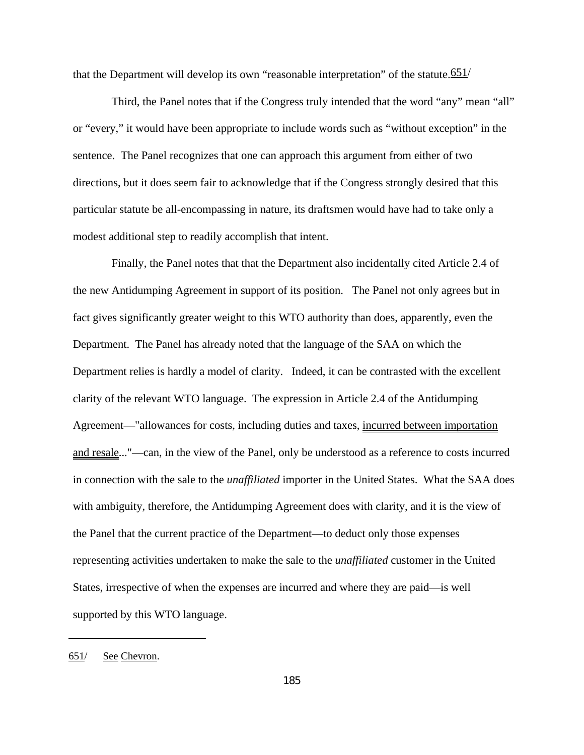that the Department will develop its own "reasonable interpretation" of the statute.[651]

Third, the Panel notes that if the Congress truly intended that the word "any" mean "all" or "every," it would have been appropriate to include words such as "without exception" in the sentence. The Panel recognizes that one can approach this argument from either of two directions, but it does seem fair to acknowledge that if the Congress strongly desired that this particular statute be all-encompassing in nature, its draftsmen would have had to take only a modest additional step to readily accomplish that intent.

Finally, the Panel notes that that the Department also incidentally cited Article 2.4 of the new Antidumping Agreement in support of its position. The Panel not only agrees but in fact gives significantly greater weight to this WTO authority than does, apparently, even the Department. The Panel has already noted that the language of the SAA on which the Department relies is hardly a model of clarity. Indeed, it can be contrasted with the excellent clarity of the relevant WTO language. The expression in Article 2.4 of the Antidumping Agreement—"allowances for costs, including duties and taxes, incurred between importation and resale..."—can, in the view of the Panel, only be understood as a reference to costs incurred in connection with the sale to the *unaffiliated* importer in the United States. What the SAA does with ambiguity, therefore, the Antidumping Agreement does with clarity, and it is the view of the Panel that the current practice of the Department—to deduct only those expenses representing activities undertaken to make the sale to the *unaffiliated* customer in the United States, irrespective of when the expenses are incurred and where they are paid—is well supported by this WTO language.

---

651/ See Chevron.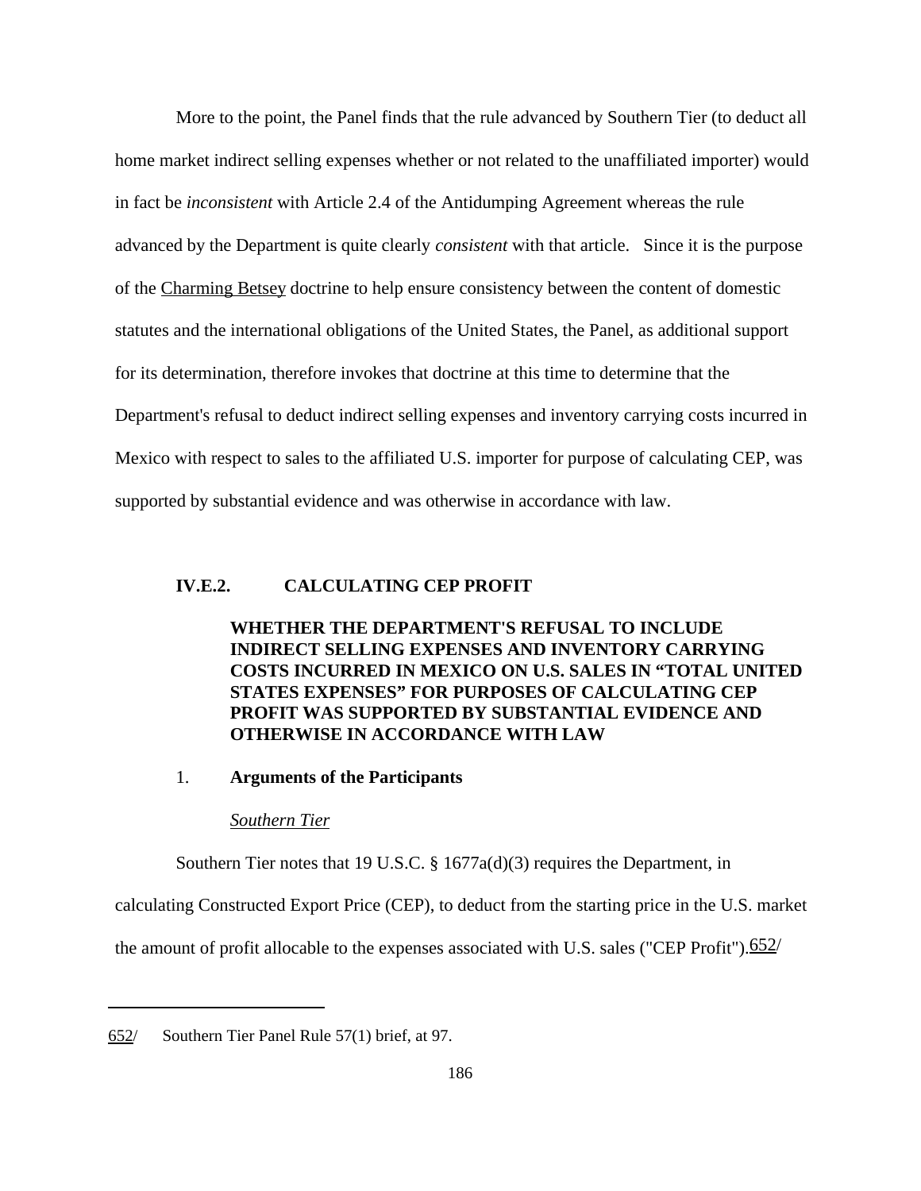More to the point, the Panel finds that the rule advanced by Southern Tier (to deduct all home market indirect selling expenses whether or not related to the unaffiliated importer) would in fact be *inconsistent* with Article 2.4 of the Antidumping Agreement whereas the rule advanced by the Department is quite clearly *consistent* with that article. Since it is the purpose of the Charming Betsey doctrine to help ensure consistency between the content of domestic statutes and the international obligations of the United States, the Panel, as additional support for its determination, therefore invokes that doctrine at this time to determine that the Department's refusal to deduct indirect selling expenses and inventory carrying costs incurred in Mexico with respect to sales to the affiliated U.S. importer for purpose of calculating CEP, was supported by substantial evidence and was otherwise in accordance with law.

## IV.E.2. CALCULATING CEP PROFIT

**WHETHER THE DEPARTMENT'S REFUSAL TO INCLUDE INDIRECT SELLING EXPENSES AND INVENTORY CARRYING COSTS INCURRED IN MEXICO ON U.S. SALES IN "TOTAL UNITED STATES EXPENSES" FOR PURPOSES OF CALCULATING CEP PROFIT WAS SUPPORTED BY SUBSTANTIAL EVIDENCE AND OTHERWISE IN ACCORDANCE WITH LAW**

### 1. Arguments of the Participants

*Southern Tier*

Southern Tier notes that 19 U.S.C. § 1677a(d)(3) requires the Department, in calculating Constructed Export Price (CEP), to deduct from the starting price in the U.S. market the amount of profit allocable to the expenses associated with U.S. sales ("CEP Profit").[652]

---

652/ Southern Tier Panel Rule 57(1) brief, at 97.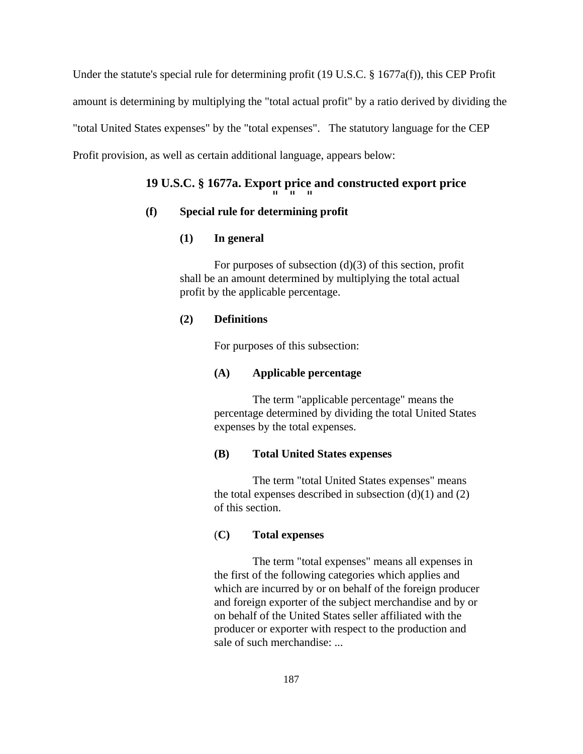Under the statute's special rule for determining profit (19 U.S.C. § 1677a(f)), this CEP Profit amount is determining by multiplying the "total actual profit" by a ratio derived by dividing the "total United States expenses" by the "total expenses". The statutory language for the CEP Profit provision, as well as certain additional language, appears below:

**19 U.S.C. § 1677a. Export price and constructed export price**

" " "

**(f) Special rule for determining profit**

**(1) In general**

For purposes of subsection (d)(3) of this section, profit shall be an amount determined by multiplying the total actual profit by the applicable percentage.

**(2) Definitions**

For purposes of this subsection:

**(A) Applicable percentage**

The term "applicable percentage" means the percentage determined by dividing the total United States expenses by the total expenses.

**(B) Total United States expenses**

The term "total United States expenses" means the total expenses described in subsection (d)(1) and (2) of this section.

**(C) Total expenses**

The term "total expenses" means all expenses in the first of the following categories which applies and which are incurred by or on behalf of the foreign producer and foreign exporter of the subject merchandise and by or on behalf of the United States seller affiliated with the producer or exporter with respect to the production and sale of such merchandise: ...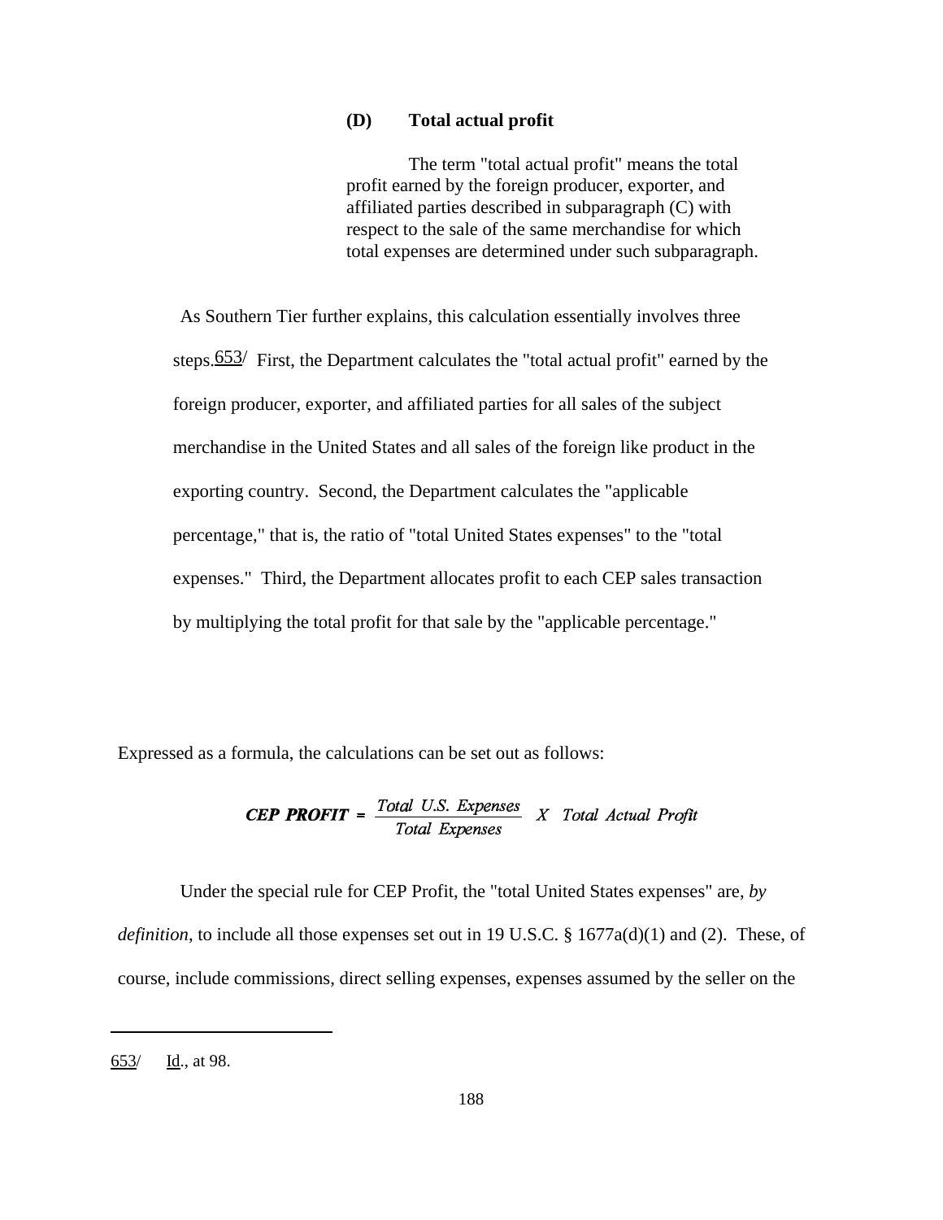> **(D) Total actual profit**
>
> The term "total actual profit" means the total profit earned by the foreign producer, exporter, and affiliated parties described in subparagraph (C) with respect to the sale of the same merchandise for which total expenses are determined under such subparagraph.

As Southern Tier further explains, this calculation essentially involves three steps.[653] First, the Department calculates the "total actual profit" earned by the foreign producer, exporter, and affiliated parties for all sales of the subject merchandise in the United States and all sales of the foreign like product in the exporting country. Second, the Department calculates the "applicable percentage," that is, the ratio of "total United States expenses" to the "total expenses." Third, the Department allocates profit to each CEP sales transaction by multiplying the total profit for that sale by the "applicable percentage."

Expressed as a formula, the calculations can be set out as follows:

$$\textit{CEP PROFIT} = \frac{\textit{Total U.S. Expenses}}{\textit{Total Expenses}} \ X \ \textit{Total Actual Profit}$$

Under the special rule for CEP Profit, the "total United States expenses" are, *by definition*, to include all those expenses set out in 19 U.S.C. § 1677a(d)(1) and (2). These, of course, include commissions, direct selling expenses, expenses assumed by the seller on the

---

653/ Id., at 98.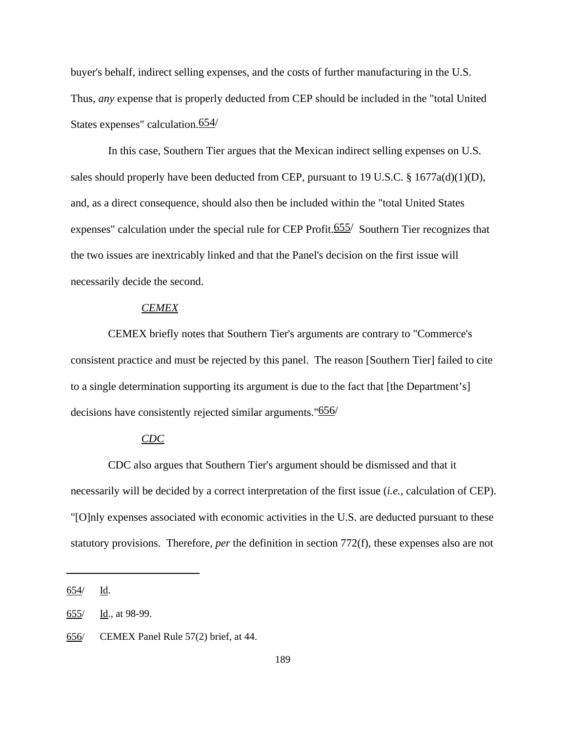buyer's behalf, indirect selling expenses, and the costs of further manufacturing in the U.S. Thus, *any* expense that is properly deducted from CEP should be included in the "total United States expenses" calculation.[654]

In this case, Southern Tier argues that the Mexican indirect selling expenses on U.S. sales should properly have been deducted from CEP, pursuant to 19 U.S.C. § 1677a(d)(1)(D), and, as a direct consequence, should also then be included within the "total United States expenses" calculation under the special rule for CEP Profit.[655] Southern Tier recognizes that the two issues are inextricably linked and that the Panel's decision on the first issue will necessarily decide the second.

*CEMEX*

CEMEX briefly notes that Southern Tier's arguments are contrary to "Commerce's consistent practice and must be rejected by this panel. The reason [Southern Tier] failed to cite to a single determination supporting its argument is due to the fact that [the Department's] decisions have consistently rejected similar arguments."[656]

*CDC*

CDC also argues that Southern Tier's argument should be dismissed and that it necessarily will be decided by a correct interpretation of the first issue (*i.e.*, calculation of CEP). "[O]nly expenses associated with economic activities in the U.S. are deducted pursuant to these statutory provisions. Therefore, *per* the definition in section 772(f), these expenses also are not

---

654/ Id.

655/ Id., at 98-99.

656/ CEMEX Panel Rule 57(2) brief, at 44.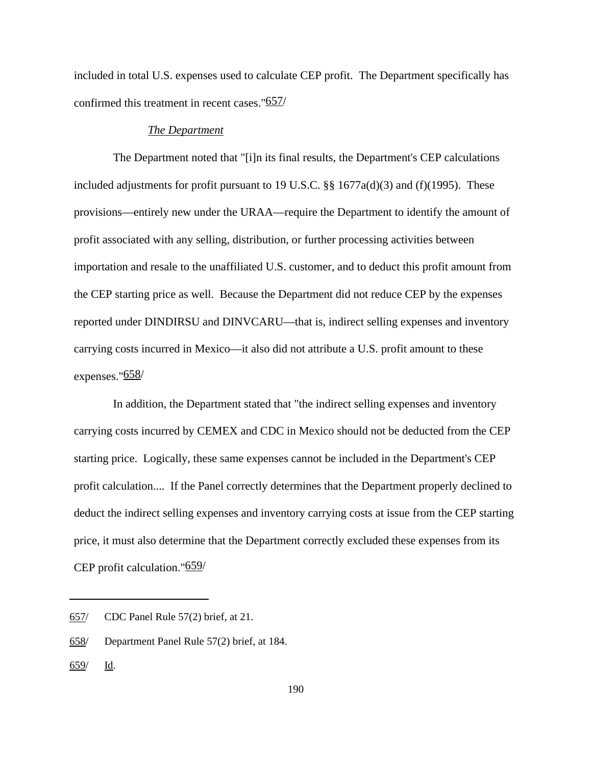included in total U.S. expenses used to calculate CEP profit. The Department specifically has confirmed this treatment in recent cases."[657]

*The Department*

The Department noted that "[i]n its final results, the Department's CEP calculations included adjustments for profit pursuant to 19 U.S.C. §§ 1677a(d)(3) and (f)(1995). These provisions—entirely new under the URAA—require the Department to identify the amount of profit associated with any selling, distribution, or further processing activities between importation and resale to the unaffiliated U.S. customer, and to deduct this profit amount from the CEP starting price as well. Because the Department did not reduce CEP by the expenses reported under DINDIRSU and DINVCARU—that is, indirect selling expenses and inventory carrying costs incurred in Mexico—it also did not attribute a U.S. profit amount to these expenses."[658]

In addition, the Department stated that "the indirect selling expenses and inventory carrying costs incurred by CEMEX and CDC in Mexico should not be deducted from the CEP starting price. Logically, these same expenses cannot be included in the Department's CEP profit calculation.... If the Panel correctly determines that the Department properly declined to deduct the indirect selling expenses and inventory carrying costs at issue from the CEP starting price, it must also determine that the Department correctly excluded these expenses from its CEP profit calculation."[659]

---

657/ CDC Panel Rule 57(2) brief, at 21.

658/ Department Panel Rule 57(2) brief, at 184.

659/ Id.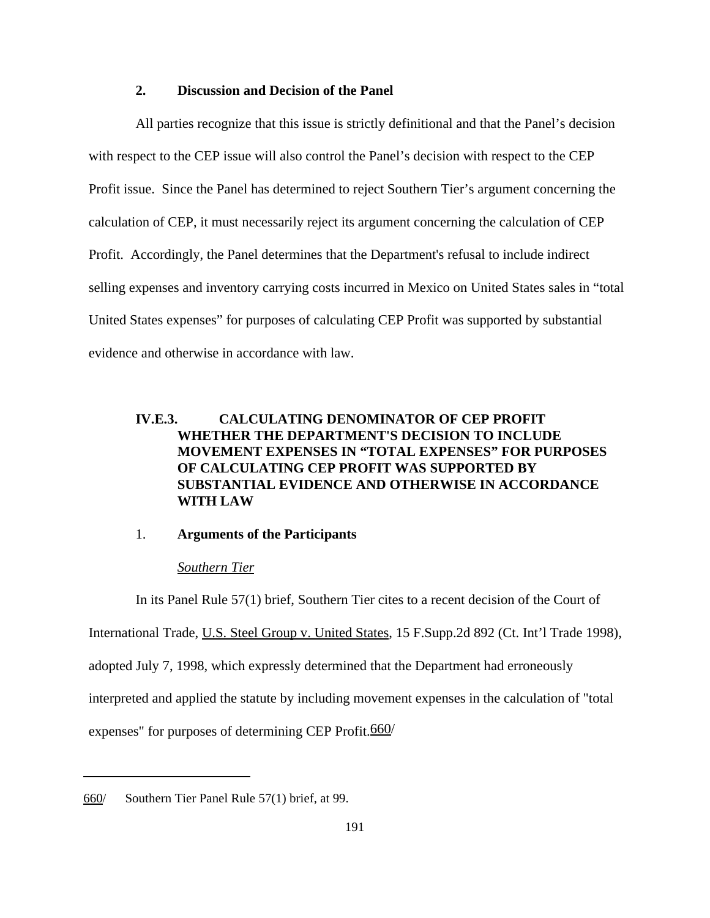### 2. Discussion and Decision of the Panel

All parties recognize that this issue is strictly definitional and that the Panel's decision with respect to the CEP issue will also control the Panel's decision with respect to the CEP Profit issue. Since the Panel has determined to reject Southern Tier's argument concerning the calculation of CEP, it must necessarily reject its argument concerning the calculation of CEP Profit. Accordingly, the Panel determines that the Department's refusal to include indirect selling expenses and inventory carrying costs incurred in Mexico on United States sales in "total United States expenses" for purposes of calculating CEP Profit was supported by substantial evidence and otherwise in accordance with law.

## IV.E.3. CALCULATING DENOMINATOR OF CEP PROFIT WHETHER THE DEPARTMENT'S DECISION TO INCLUDE MOVEMENT EXPENSES IN "TOTAL EXPENSES" FOR PURPOSES OF CALCULATING CEP PROFIT WAS SUPPORTED BY SUBSTANTIAL EVIDENCE AND OTHERWISE IN ACCORDANCE WITH LAW

### 1. Arguments of the Participants

*Southern Tier*

In its Panel Rule 57(1) brief, Southern Tier cites to a recent decision of the Court of International Trade, U.S. Steel Group v. United States, 15 F.Supp.2d 892 (Ct. Int'l Trade 1998), adopted July 7, 1998, which expressly determined that the Department had erroneously interpreted and applied the statute by including movement expenses in the calculation of "total expenses" for purposes of determining CEP Profit.[660]

---

660/ Southern Tier Panel Rule 57(1) brief, at 99.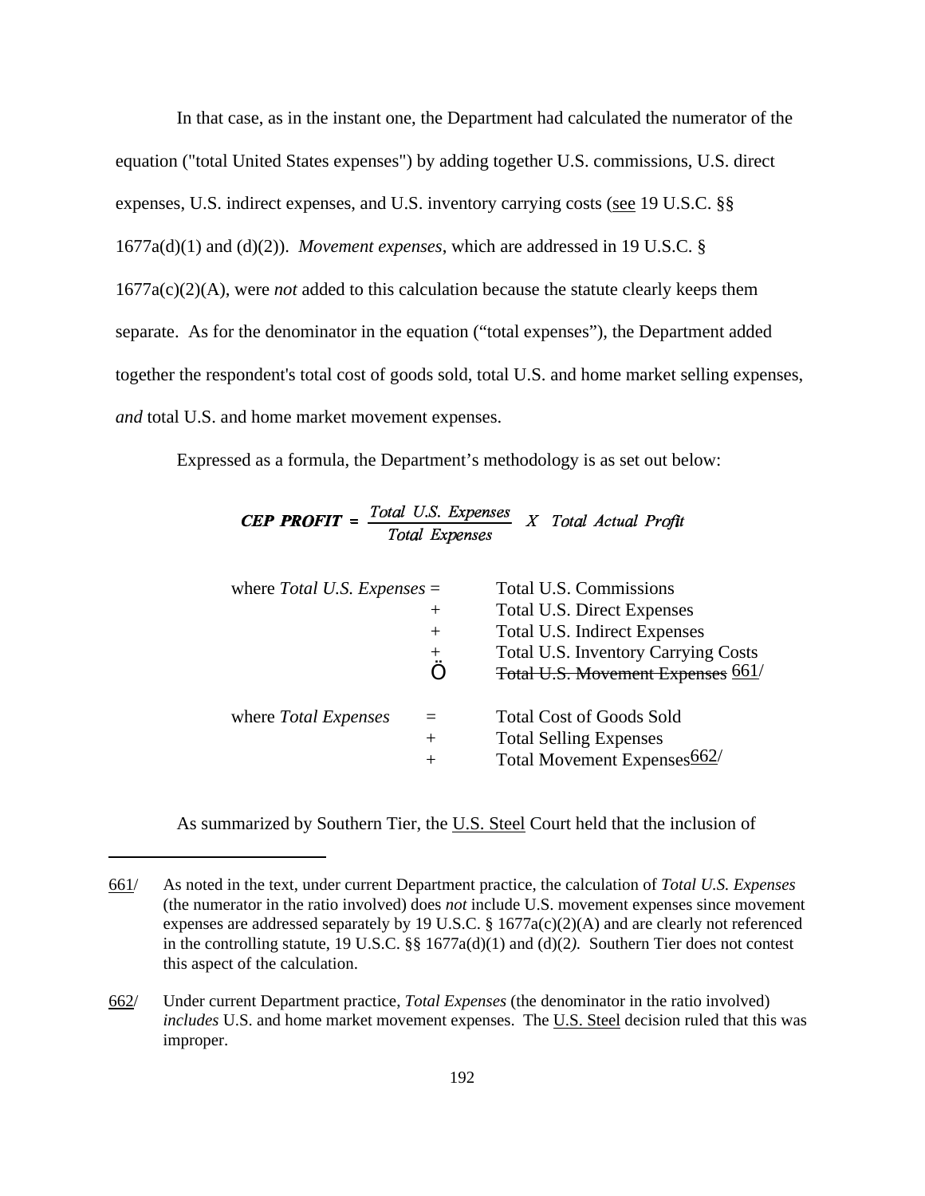In that case, as in the instant one, the Department had calculated the numerator of the equation ("total United States expenses") by adding together U.S. commissions, U.S. direct expenses, U.S. indirect expenses, and U.S. inventory carrying costs (see 19 U.S.C. §§ 1677a(d)(1) and (d)(2)). *Movement expenses*, which are addressed in 19 U.S.C. § 1677a(c)(2)(A), were *not* added to this calculation because the statute clearly keeps them separate. As for the denominator in the equation ("total expenses"), the Department added together the respondent's total cost of goods sold, total U.S. and home market selling expenses, *and* total U.S. and home market movement expenses.

Expressed as a formula, the Department's methodology is as set out below:

$$\textbf{\textit{CEP PROFIT}} = \frac{\textit{Total U.S. Expenses}}{\textit{Total Expenses}} \; X \; \textit{Total Actual Profit}$$

| | | |
|---|---|---|
| where *Total U.S. Expenses* | = | Total U.S. Commissions |
| | + | Total U.S. Direct Expenses |
| | + | Total U.S. Indirect Expenses |
| | + | Total U.S. Inventory Carrying Costs |
| | Ö | ~~Total U.S. Movement Expenses~~ 661/ |
| where *Total Expenses* | = | Total Cost of Goods Sold |
| | + | Total Selling Expenses |
| | + | Total Movement Expenses 662/ |

As summarized by Southern Tier, the U.S. Steel Court held that the inclusion of

---

661/ As noted in the text, under current Department practice, the calculation of *Total U.S. Expenses* (the numerator in the ratio involved) does *not* include U.S. movement expenses since movement expenses are addressed separately by 19 U.S.C. § 1677a(c)(2)(A) and are clearly not referenced in the controlling statute, 19 U.S.C. §§ 1677a(d)(1) and (d)(2). Southern Tier does not contest this aspect of the calculation.

662/ Under current Department practice, *Total Expenses* (the denominator in the ratio involved) *includes* U.S. and home market movement expenses. The U.S. Steel decision ruled that this was improper.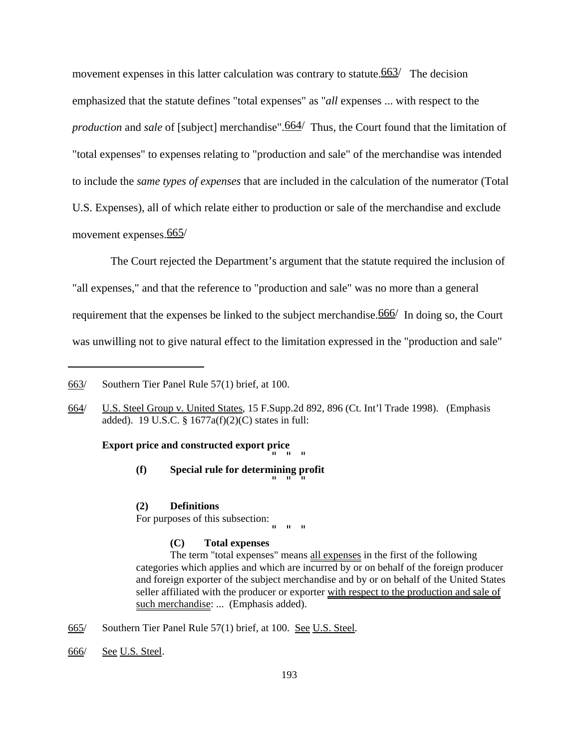movement expenses in this latter calculation was contrary to statute.[663] The decision emphasized that the statute defines "total expenses" as "*all* expenses ... with respect to the *production* and *sale* of [subject] merchandise".[664] Thus, the Court found that the limitation of "total expenses" to expenses relating to "production and sale" of the merchandise was intended to include the *same types of expenses* that are included in the calculation of the numerator (Total U.S. Expenses), all of which relate either to production or sale of the merchandise and exclude movement expenses.[665]

The Court rejected the Department's argument that the statute required the inclusion of "all expenses," and that the reference to "production and sale" was no more than a general requirement that the expenses be linked to the subject merchandise.[666] In doing so, the Court was unwilling not to give natural effect to the limitation expressed in the "production and sale"

---

663/ Southern Tier Panel Rule 57(1) brief, at 100.

664/ U.S. Steel Group v. United States, 15 F.Supp.2d 892, 896 (Ct. Int'l Trade 1998). (Emphasis added). 19 U.S.C. § 1677a(f)(2)(C) states in full:

> **Export price and constructed export price**
>
> " " "
>
> **(f) Special rule for determining profit**
>
> " " "
>
> **(2) Definitions**
>
> For purposes of this subsection:
>
> " " "
>
> **(C) Total expenses**
>
> The term "total expenses" means all expenses in the first of the following categories which applies and which are incurred by or on behalf of the foreign producer and foreign exporter of the subject merchandise and by or on behalf of the United States seller affiliated with the producer or exporter with respect to the production and sale of such merchandise: ... (Emphasis added).

665/ Southern Tier Panel Rule 57(1) brief, at 100. See U.S. Steel.

666/ See U.S. Steel.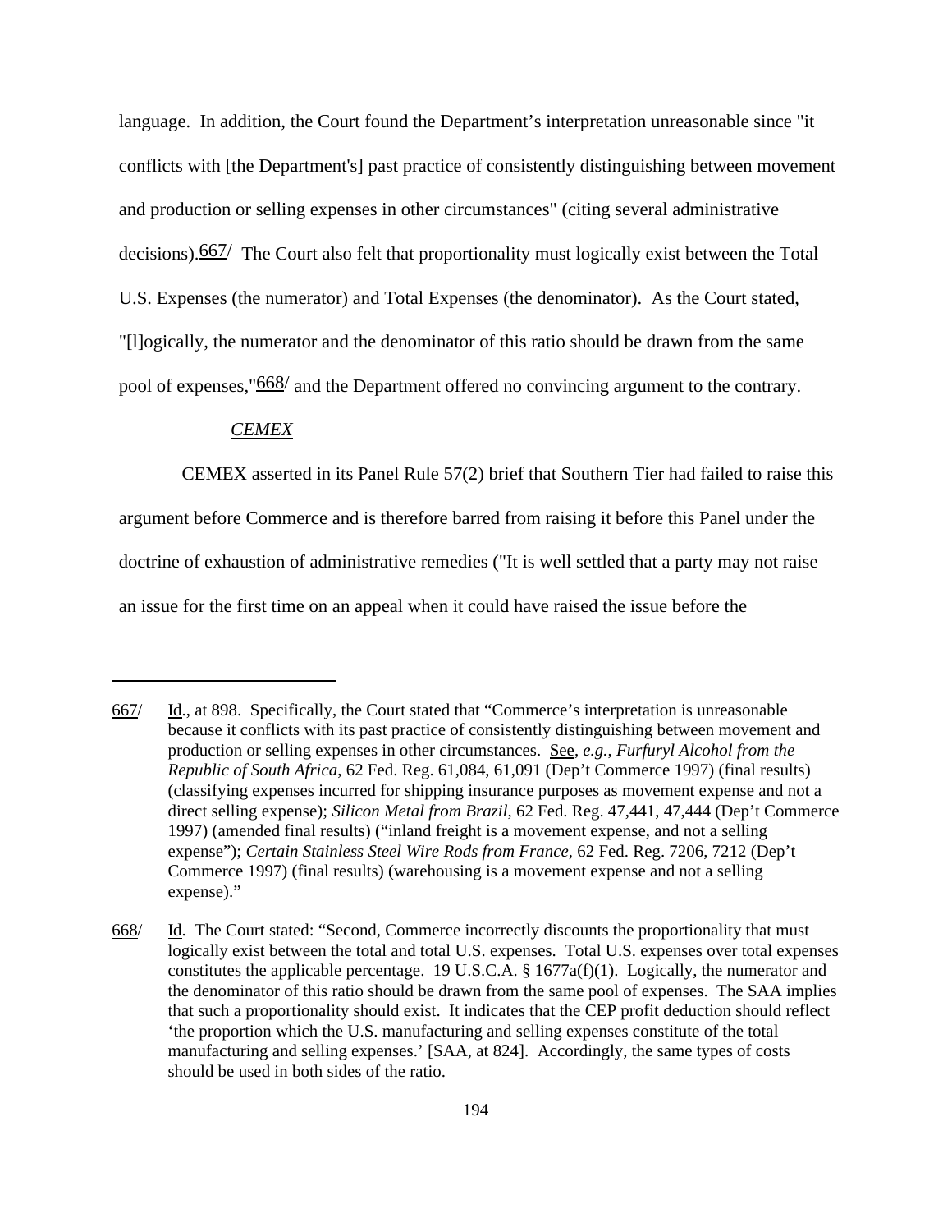language. In addition, the Court found the Department's interpretation unreasonable since "it conflicts with [the Department's] past practice of consistently distinguishing between movement and production or selling expenses in other circumstances" (citing several administrative decisions).667/ The Court also felt that proportionality must logically exist between the Total U.S. Expenses (the numerator) and Total Expenses (the denominator). As the Court stated, "[l]ogically, the numerator and the denominator of this ratio should be drawn from the same pool of expenses,"668/ and the Department offered no convincing argument to the contrary.

*CEMEX*

CEMEX asserted in its Panel Rule 57(2) brief that Southern Tier had failed to raise this argument before Commerce and is therefore barred from raising it before this Panel under the doctrine of exhaustion of administrative remedies ("It is well settled that a party may not raise an issue for the first time on an appeal when it could have raised the issue before the

---

667/ Id., at 898. Specifically, the Court stated that "Commerce's interpretation is unreasonable because it conflicts with its past practice of consistently distinguishing between movement and production or selling expenses in other circumstances. See, *e.g.*, *Furfuryl Alcohol from the Republic of South Africa*, 62 Fed. Reg. 61,084, 61,091 (Dep't Commerce 1997) (final results) (classifying expenses incurred for shipping insurance purposes as movement expense and not a direct selling expense); *Silicon Metal from Brazil*, 62 Fed. Reg. 47,441, 47,444 (Dep't Commerce 1997) (amended final results) ("inland freight is a movement expense, and not a selling expense"); *Certain Stainless Steel Wire Rods from France*, 62 Fed. Reg. 7206, 7212 (Dep't Commerce 1997) (final results) (warehousing is a movement expense and not a selling expense)."

668/ Id. The Court stated: "Second, Commerce incorrectly discounts the proportionality that must logically exist between the total and total U.S. expenses. Total U.S. expenses over total expenses constitutes the applicable percentage. 19 U.S.C.A. § 1677a(f)(1). Logically, the numerator and the denominator of this ratio should be drawn from the same pool of expenses. The SAA implies that such a proportionality should exist. It indicates that the CEP profit deduction should reflect 'the proportion which the U.S. manufacturing and selling expenses constitute of the total manufacturing and selling expenses.' [SAA, at 824]. Accordingly, the same types of costs should be used in both sides of the ratio.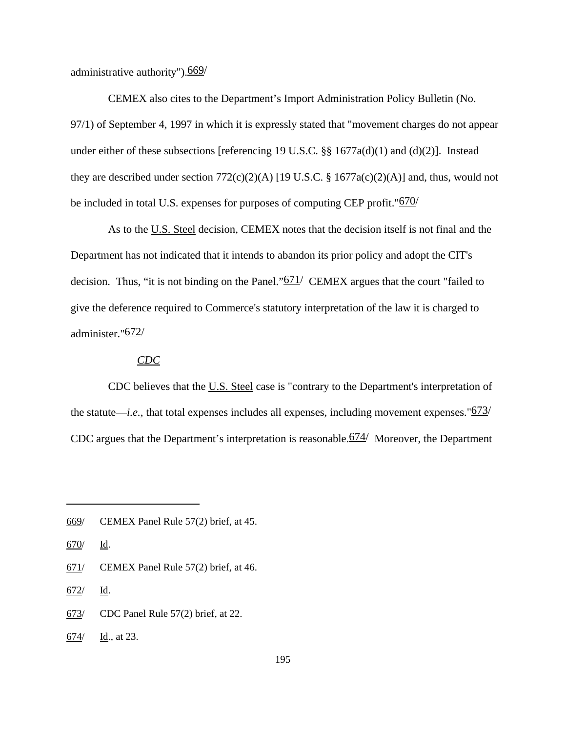administrative authority").[669]

CEMEX also cites to the Department's Import Administration Policy Bulletin (No. 97/1) of September 4, 1997 in which it is expressly stated that "movement charges do not appear under either of these subsections [referencing 19 U.S.C. §§ 1677a(d)(1) and (d)(2)]. Instead they are described under section 772(c)(2)(A) [19 U.S.C. § 1677a(c)(2)(A)] and, thus, would not be included in total U.S. expenses for purposes of computing CEP profit."[670]

As to the U.S. Steel decision, CEMEX notes that the decision itself is not final and the Department has not indicated that it intends to abandon its prior policy and adopt the CIT's decision. Thus, "it is not binding on the Panel."[671] CEMEX argues that the court "failed to give the deference required to Commerce's statutory interpretation of the law it is charged to administer."[672]

*CDC*

CDC believes that the U.S. Steel case is "contrary to the Department's interpretation of the statute—*i.e.*, that total expenses includes all expenses, including movement expenses."[673] CDC argues that the Department's interpretation is reasonable.[674] Moreover, the Department

---

669/ CEMEX Panel Rule 57(2) brief, at 45.

670/ Id.

671/ CEMEX Panel Rule 57(2) brief, at 46.

672/ Id.

673/ CDC Panel Rule 57(2) brief, at 22.

674/ Id., at 23.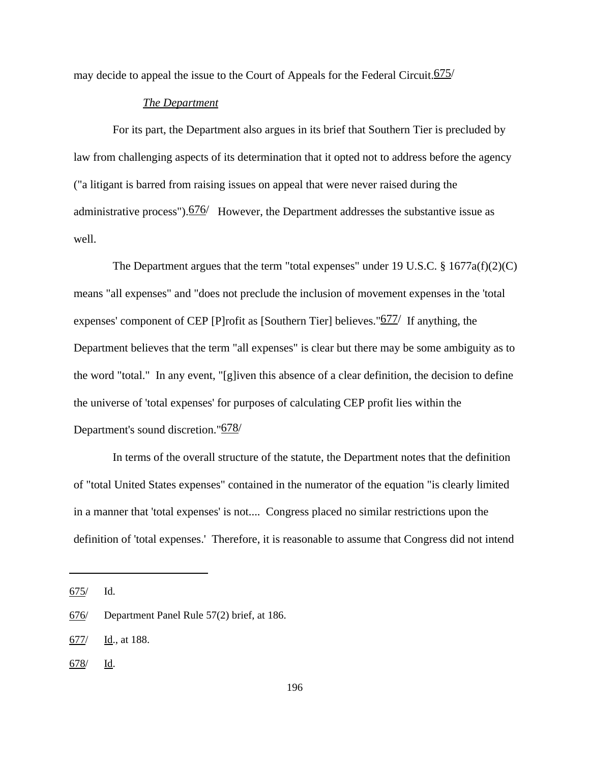may decide to appeal the issue to the Court of Appeals for the Federal Circuit.[675]

*The Department*

For its part, the Department also argues in its brief that Southern Tier is precluded by law from challenging aspects of its determination that it opted not to address before the agency ("a litigant is barred from raising issues on appeal that were never raised during the administrative process").[676] However, the Department addresses the substantive issue as well.

The Department argues that the term "total expenses" under 19 U.S.C. § 1677a(f)(2)(C) means "all expenses" and "does not preclude the inclusion of movement expenses in the 'total expenses' component of CEP [P]rofit as [Southern Tier] believes."[677] If anything, the Department believes that the term "all expenses" is clear but there may be some ambiguity as to the word "total." In any event, "[g]iven this absence of a clear definition, the decision to define the universe of 'total expenses' for purposes of calculating CEP profit lies within the Department's sound discretion."[678]

In terms of the overall structure of the statute, the Department notes that the definition of "total United States expenses" contained in the numerator of the equation "is clearly limited in a manner that 'total expenses' is not.... Congress placed no similar restrictions upon the definition of 'total expenses.' Therefore, it is reasonable to assume that Congress did not intend

---

675/ Id.

676/ Department Panel Rule 57(2) brief, at 186.

677/ Id., at 188.

678/ Id.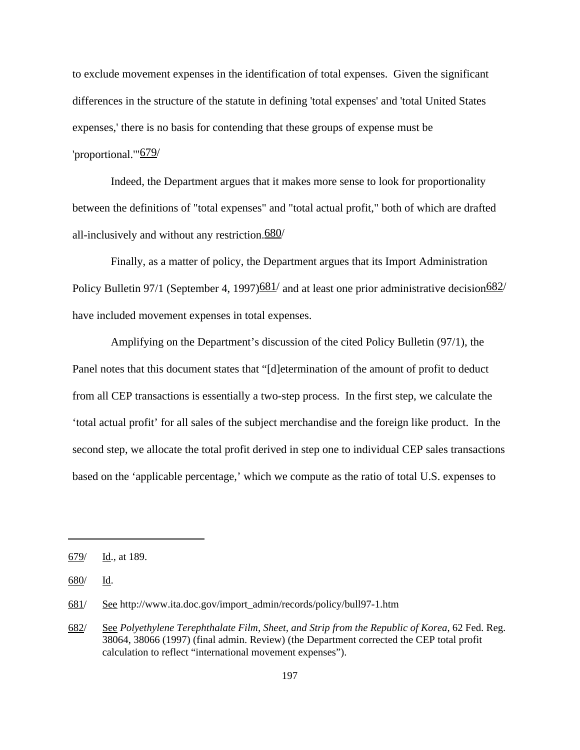to exclude movement expenses in the identification of total expenses. Given the significant differences in the structure of the statute in defining 'total expenses' and 'total United States expenses,' there is no basis for contending that these groups of expense must be 'proportional.'"[679]

Indeed, the Department argues that it makes more sense to look for proportionality between the definitions of "total expenses" and "total actual profit," both of which are drafted all-inclusively and without any restriction.[680]

Finally, as a matter of policy, the Department argues that its Import Administration Policy Bulletin 97/1 (September 4, 1997)[681] and at least one prior administrative decision[682] have included movement expenses in total expenses.

Amplifying on the Department's discussion of the cited Policy Bulletin (97/1), the Panel notes that this document states that "[d]etermination of the amount of profit to deduct from all CEP transactions is essentially a two-step process. In the first step, we calculate the 'total actual profit' for all sales of the subject merchandise and the foreign like product. In the second step, we allocate the total profit derived in step one to individual CEP sales transactions based on the 'applicable percentage,' which we compute as the ratio of total U.S. expenses to

---

679/ Id., at 189.

680/ Id.

681/ See http://www.ita.doc.gov/import_admin/records/policy/bull97-1.htm

682/ See *Polyethylene Terephthalate Film, Sheet, and Strip from the Republic of Korea*, 62 Fed. Reg. 38064, 38066 (1997) (final admin. Review) (the Department corrected the CEP total profit calculation to reflect "international movement expenses").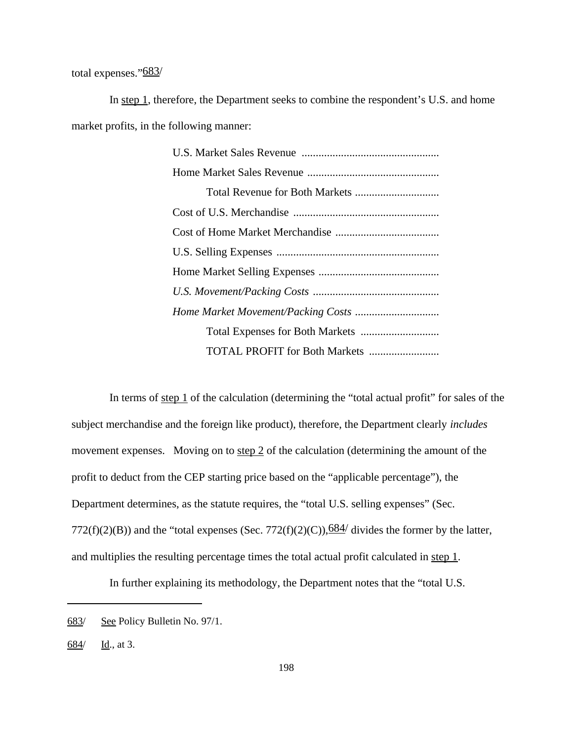total expenses."[683]

In step 1, therefore, the Department seeks to combine the respondent's U.S. and home market profits, in the following manner:

U.S. Market Sales Revenue .................................................
Home Market Sales Revenue ...............................................
    Total Revenue for Both Markets .............................
Cost of U.S. Merchandise ...................................................
Cost of Home Market Merchandise .....................................
U.S. Selling Expenses .........................................................
Home Market Selling Expenses ...........................................
*U.S. Movement/Packing Costs* .............................................
*Home Market Movement/Packing Costs* ..............................
    Total Expenses for Both Markets ............................
    TOTAL PROFIT for Both Markets .........................

In terms of step 1 of the calculation (determining the "total actual profit" for sales of the subject merchandise and the foreign like product), therefore, the Department clearly *includes* movement expenses. Moving on to step 2 of the calculation (determining the amount of the profit to deduct from the CEP starting price based on the "applicable percentage"), the Department determines, as the statute requires, the "total U.S. selling expenses" (Sec. 772(f)(2)(B)) and the "total expenses (Sec. 772(f)(2)(C)),[684] divides the former by the latter, and multiplies the resulting percentage times the total actual profit calculated in step 1.

In further explaining its methodology, the Department notes that the "total U.S.

---

683/ See Policy Bulletin No. 97/1.

684/ Id., at 3.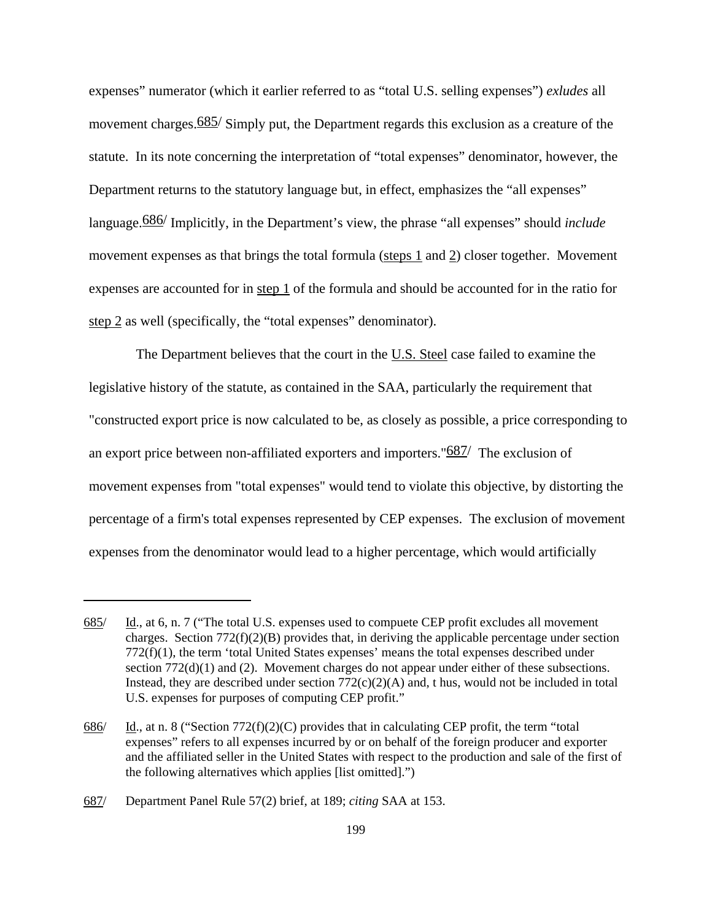expenses" numerator (which it earlier referred to as "total U.S. selling expenses") *exludes* all movement charges.[685] Simply put, the Department regards this exclusion as a creature of the statute. In its note concerning the interpretation of "total expenses" denominator, however, the Department returns to the statutory language but, in effect, emphasizes the "all expenses" language.[686] Implicitly, in the Department's view, the phrase "all expenses" should *include* movement expenses as that brings the total formula (step 1 and 2) closer together. Movement expenses are accounted for in step 1 of the formula and should be accounted for in the ratio for step 2 as well (specifically, the "total expenses" denominator).

The Department believes that the court in the U.S. Steel case failed to examine the legislative history of the statute, as contained in the SAA, particularly the requirement that "constructed export price is now calculated to be, as closely as possible, a price corresponding to an export price between non-affiliated exporters and importers."[687] The exclusion of movement expenses from "total expenses" would tend to violate this objective, by distorting the percentage of a firm's total expenses represented by CEP expenses. The exclusion of movement expenses from the denominator would lead to a higher percentage, which would artificially

---

685/ Id., at 6, n. 7 ("The total U.S. expenses used to compuete CEP profit excludes all movement charges. Section 772(f)(2)(B) provides that, in deriving the applicable percentage under section 772(f)(1), the term 'total United States expenses' means the total expenses described under section 772(d)(1) and (2). Movement charges do not appear under either of these subsections. Instead, they are described under section 772(c)(2)(A) and, t hus, would not be included in total U.S. expenses for purposes of computing CEP profit."

686/ Id., at n. 8 ("Section 772(f)(2)(C) provides that in calculating CEP profit, the term "total expenses" refers to all expenses incurred by or on behalf of the foreign producer and exporter and the affiliated seller in the United States with respect to the production and sale of the first of the following alternatives which applies [list omitted].")

687/ Department Panel Rule 57(2) brief, at 189; *citing* SAA at 153.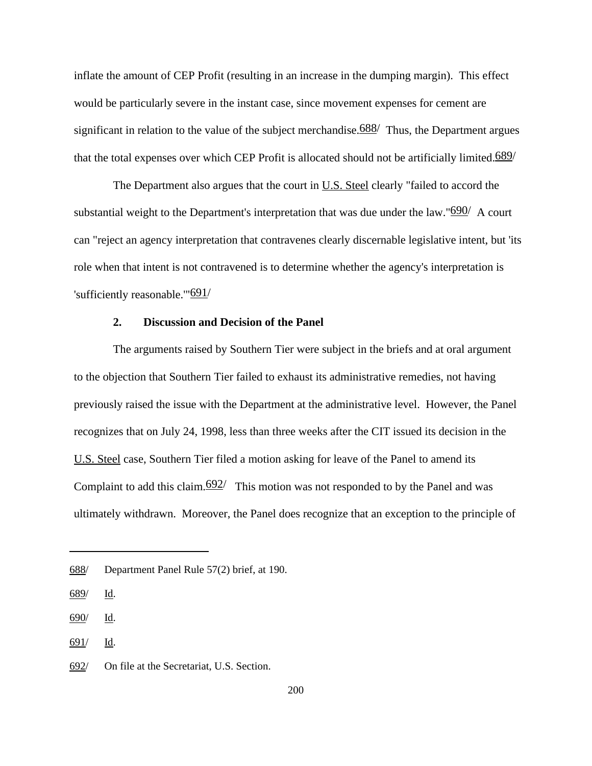inflate the amount of CEP Profit (resulting in an increase in the dumping margin). This effect would be particularly severe in the instant case, since movement expenses for cement are significant in relation to the value of the subject merchandise.[688] Thus, the Department argues that the total expenses over which CEP Profit is allocated should not be artificially limited.[689]

The Department also argues that the court in U.S. Steel clearly "failed to accord the substantial weight to the Department's interpretation that was due under the law."[690] A court can "reject an agency interpretation that contravenes clearly discernable legislative intent, but 'its role when that intent is not contravened is to determine whether the agency's interpretation is 'sufficiently reasonable.'"[691]

**2. Discussion and Decision of the Panel**

The arguments raised by Southern Tier were subject in the briefs and at oral argument to the objection that Southern Tier failed to exhaust its administrative remedies, not having previously raised the issue with the Department at the administrative level. However, the Panel recognizes that on July 24, 1998, less than three weeks after the CIT issued its decision in the U.S. Steel case, Southern Tier filed a motion asking for leave of the Panel to amend its Complaint to add this claim.[692] This motion was not responded to by the Panel and was ultimately withdrawn. Moreover, the Panel does recognize that an exception to the principle of

---

688/ Department Panel Rule 57(2) brief, at 190.

689/ Id.

690/ Id.

691/ Id.

692/ On file at the Secretariat, U.S. Section.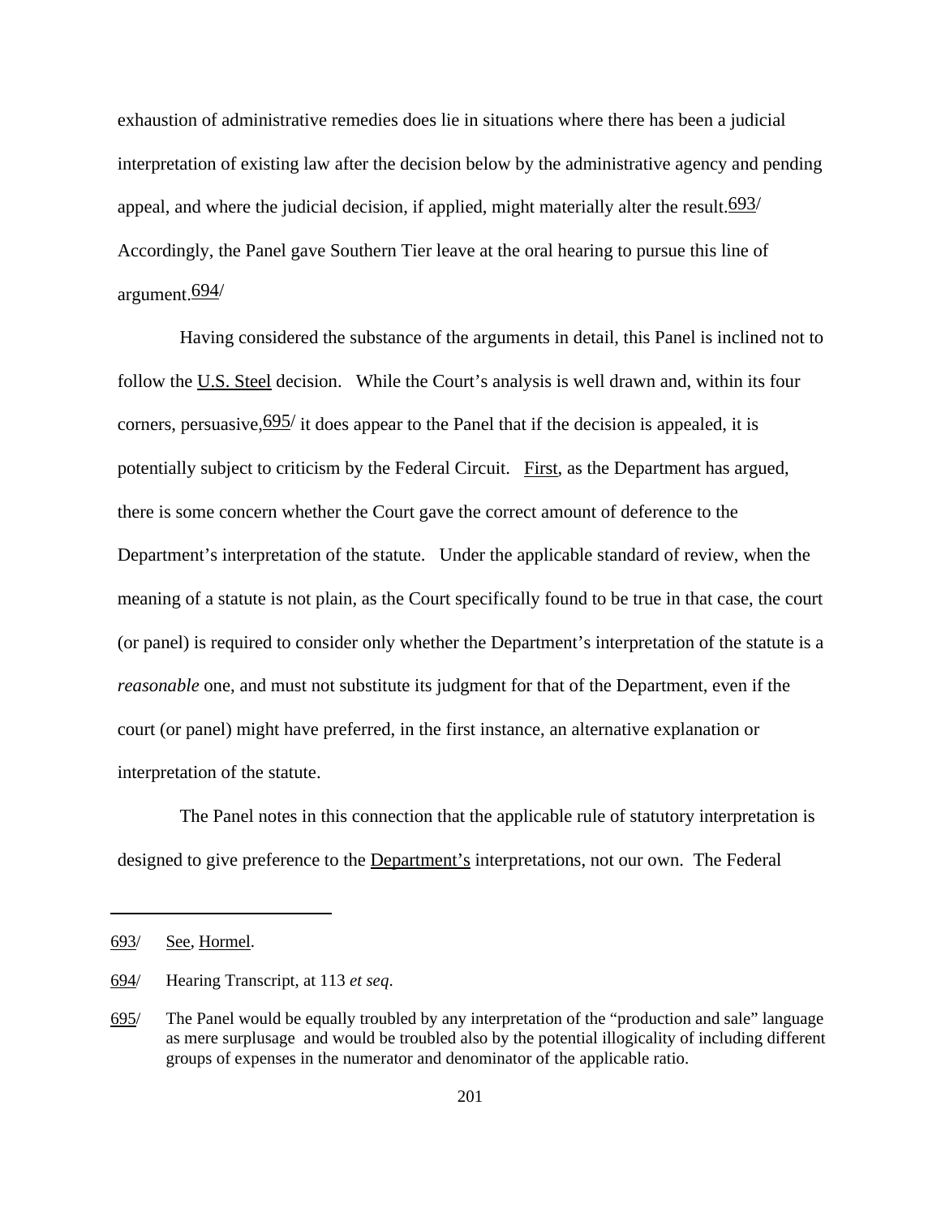exhaustion of administrative remedies does lie in situations where there has been a judicial interpretation of existing law after the decision below by the administrative agency and pending appeal, and where the judicial decision, if applied, might materially alter the result.[693/] Accordingly, the Panel gave Southern Tier leave at the oral hearing to pursue this line of argument.[694/]

Having considered the substance of the arguments in detail, this Panel is inclined not to follow the U.S. Steel decision. While the Court's analysis is well drawn and, within its four corners, persuasive,[695/] it does appear to the Panel that if the decision is appealed, it is potentially subject to criticism by the Federal Circuit. First, as the Department has argued, there is some concern whether the Court gave the correct amount of deference to the Department's interpretation of the statute. Under the applicable standard of review, when the meaning of a statute is not plain, as the Court specifically found to be true in that case, the court (or panel) is required to consider only whether the Department's interpretation of the statute is a *reasonable* one, and must not substitute its judgment for that of the Department, even if the court (or panel) might have preferred, in the first instance, an alternative explanation or interpretation of the statute.

The Panel notes in this connection that the applicable rule of statutory interpretation is designed to give preference to the Department's interpretations, not our own. The Federal

---

693/ See, Hormel.

694/ Hearing Transcript, at 113 *et seq*.

695/ The Panel would be equally troubled by any interpretation of the "production and sale" language as mere surplusage and would be troubled also by the potential illogicality of including different groups of expenses in the numerator and denominator of the applicable ratio.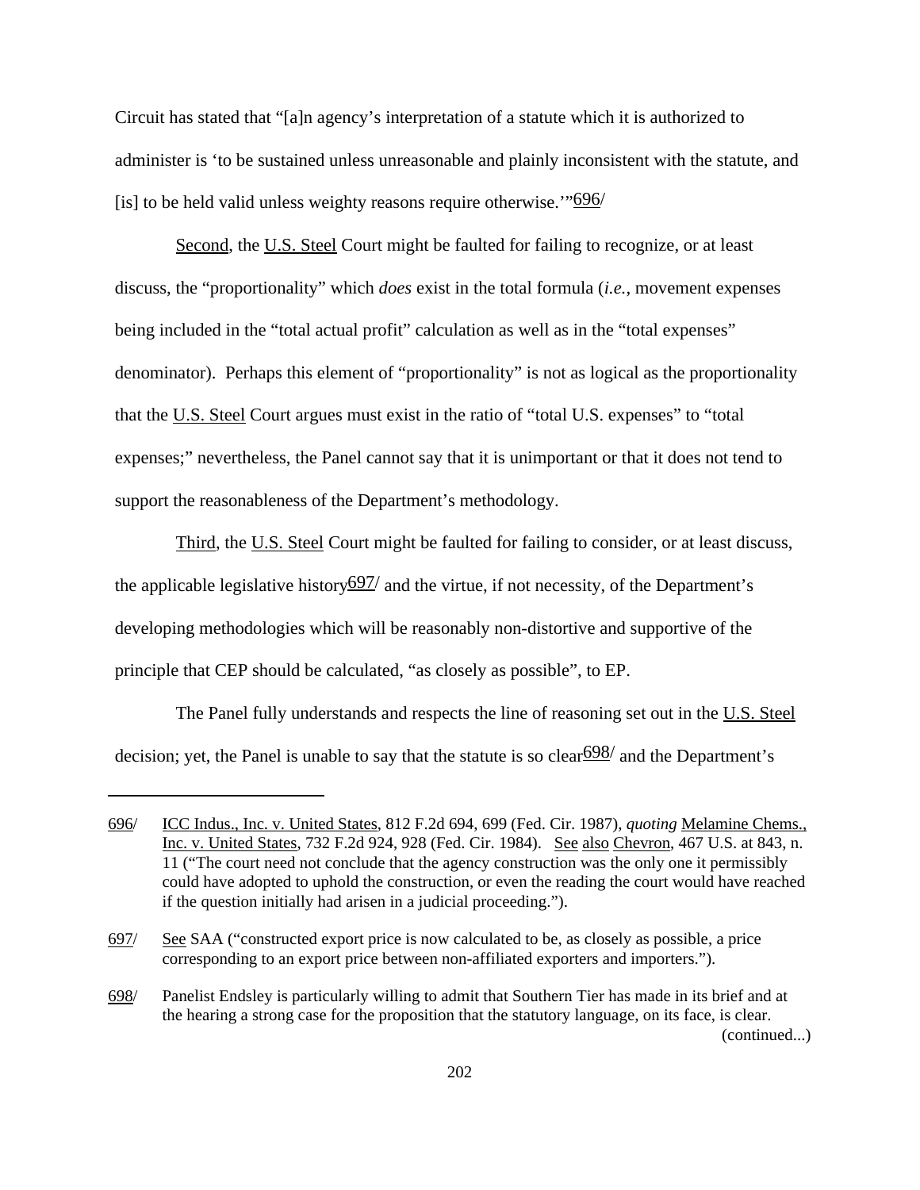Circuit has stated that "[a]n agency's interpretation of a statute which it is authorized to administer is 'to be sustained unless unreasonable and plainly inconsistent with the statute, and [is] to be held valid unless weighty reasons require otherwise.'"[696]

Second, the U.S. Steel Court might be faulted for failing to recognize, or at least discuss, the "proportionality" which *does* exist in the total formula (*i.e.*, movement expenses being included in the "total actual profit" calculation as well as in the "total expenses" denominator). Perhaps this element of "proportionality" is not as logical as the proportionality that the U.S. Steel Court argues must exist in the ratio of "total U.S. expenses" to "total expenses;" nevertheless, the Panel cannot say that it is unimportant or that it does not tend to support the reasonableness of the Department's methodology.

Third, the U.S. Steel Court might be faulted for failing to consider, or at least discuss, the applicable legislative history[697] and the virtue, if not necessity, of the Department's developing methodologies which will be reasonably non-distortive and supportive of the principle that CEP should be calculated, "as closely as possible", to EP.

The Panel fully understands and respects the line of reasoning set out in the U.S. Steel decision; yet, the Panel is unable to say that the statute is so clear[698] and the Department's

---

696/ ICC Indus., Inc. v. United States, 812 F.2d 694, 699 (Fed. Cir. 1987), *quoting* Melamine Chems., Inc. v. United States, 732 F.2d 924, 928 (Fed. Cir. 1984). See also Chevron, 467 U.S. at 843, n. 11 ("The court need not conclude that the agency construction was the only one it permissibly could have adopted to uphold the construction, or even the reading the court would have reached if the question initially had arisen in a judicial proceeding.").

697/ See SAA ("constructed export price is now calculated to be, as closely as possible, a price corresponding to an export price between non-affiliated exporters and importers.").

698/ Panelist Endsley is particularly willing to admit that Southern Tier has made in its brief and at the hearing a strong case for the proposition that the statutory language, on its face, is clear. (continued...)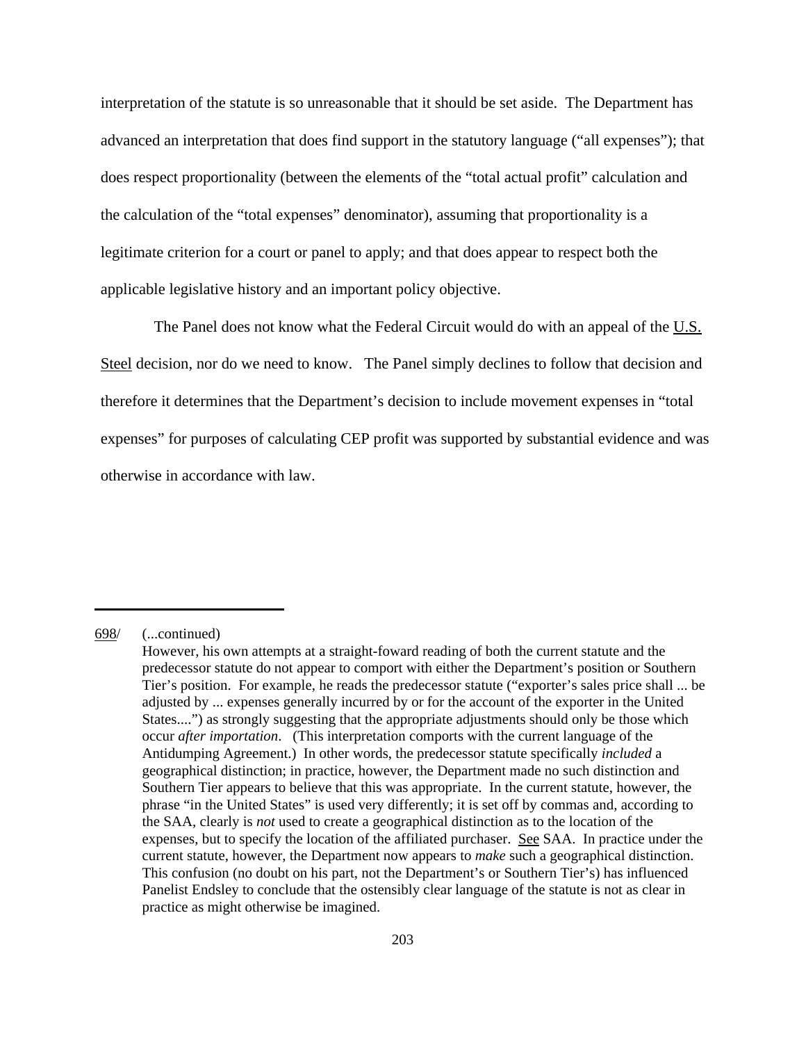interpretation of the statute is so unreasonable that it should be set aside. The Department has advanced an interpretation that does find support in the statutory language ("all expenses"); that does respect proportionality (between the elements of the "total actual profit" calculation and the calculation of the "total expenses" denominator), assuming that proportionality is a legitimate criterion for a court or panel to apply; and that does appear to respect both the applicable legislative history and an important policy objective.

The Panel does not know what the Federal Circuit would do with an appeal of the U.S. Steel decision, nor do we need to know. The Panel simply declines to follow that decision and therefore it determines that the Department's decision to include movement expenses in "total expenses" for purposes of calculating CEP profit was supported by substantial evidence and was otherwise in accordance with law.

---

698/ (...continued)
However, his own attempts at a straight-foward reading of both the current statute and the predecessor statute do not appear to comport with either the Department's position or Southern Tier's position. For example, he reads the predecessor statute ("exporter's sales price shall ... be adjusted by ... expenses generally incurred by or for the account of the exporter in the United States....") as strongly suggesting that the appropriate adjustments should only be those which occur *after importation*. (This interpretation comports with the current language of the Antidumping Agreement.) In other words, the predecessor statute specifically *included* a geographical distinction; in practice, however, the Department made no such distinction and Southern Tier appears to believe that this was appropriate. In the current statute, however, the phrase "in the United States" is used very differently; it is set off by commas and, according to the SAA, clearly is *not* used to create a geographical distinction as to the location of the expenses, but to specify the location of the affiliated purchaser. See SAA. In practice under the current statute, however, the Department now appears to *make* such a geographical distinction. This confusion (no doubt on his part, not the Department's or Southern Tier's) has influenced Panelist Endsley to conclude that the ostensibly clear language of the statute is not as clear in practice as might otherwise be imagined.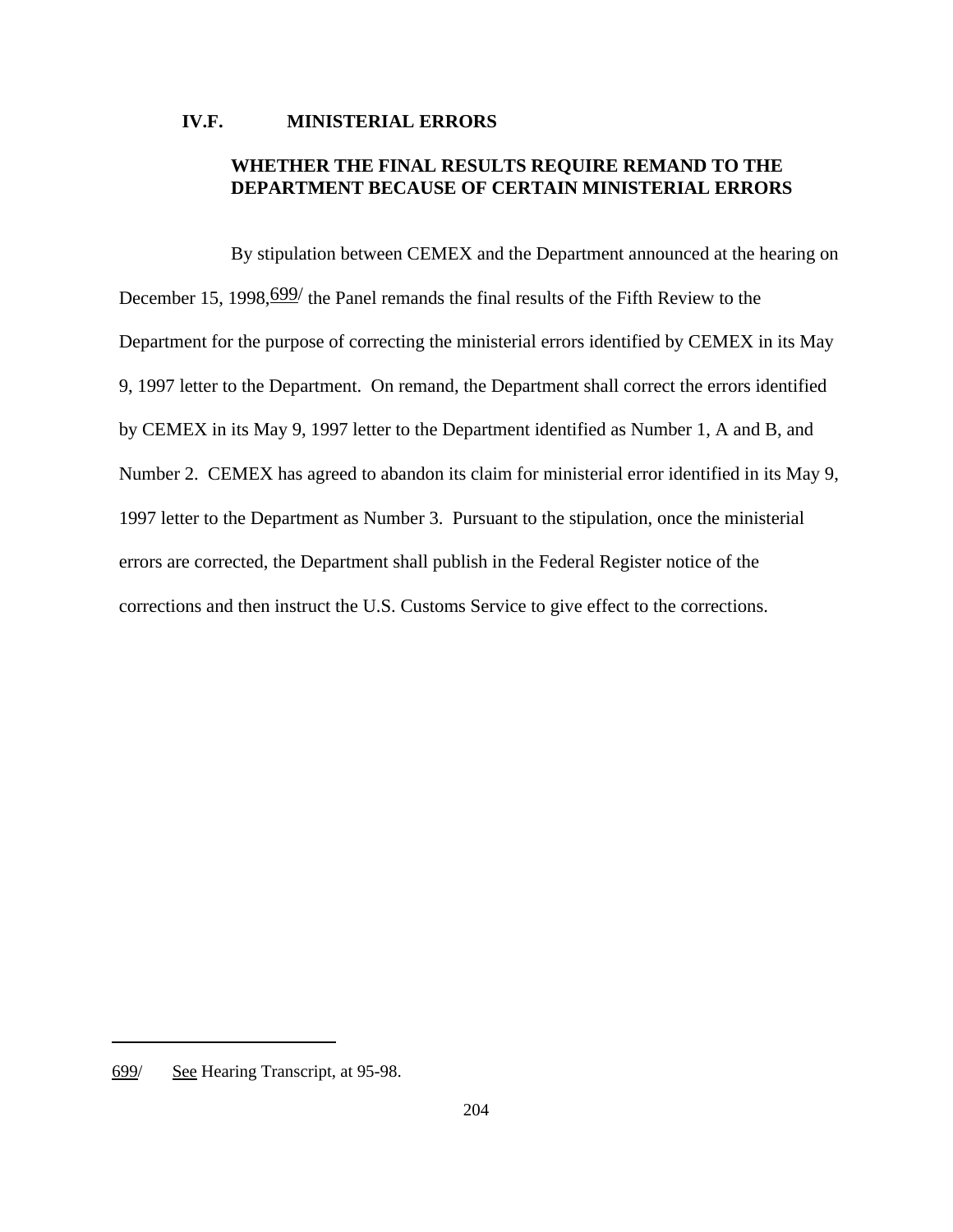## IV.F. MINISTERIAL ERRORS

### WHETHER THE FINAL RESULTS REQUIRE REMAND TO THE DEPARTMENT BECAUSE OF CERTAIN MINISTERIAL ERRORS

By stipulation between CEMEX and the Department announced at the hearing on December 15, 1998,[699] the Panel remands the final results of the Fifth Review to the Department for the purpose of correcting the ministerial errors identified by CEMEX in its May 9, 1997 letter to the Department. On remand, the Department shall correct the errors identified by CEMEX in its May 9, 1997 letter to the Department identified as Number 1, A and B, and Number 2. CEMEX has agreed to abandon its claim for ministerial error identified in its May 9, 1997 letter to the Department as Number 3. Pursuant to the stipulation, once the ministerial errors are corrected, the Department shall publish in the Federal Register notice of the corrections and then instruct the U.S. Customs Service to give effect to the corrections.

---

699/ See Hearing Transcript, at 95-98.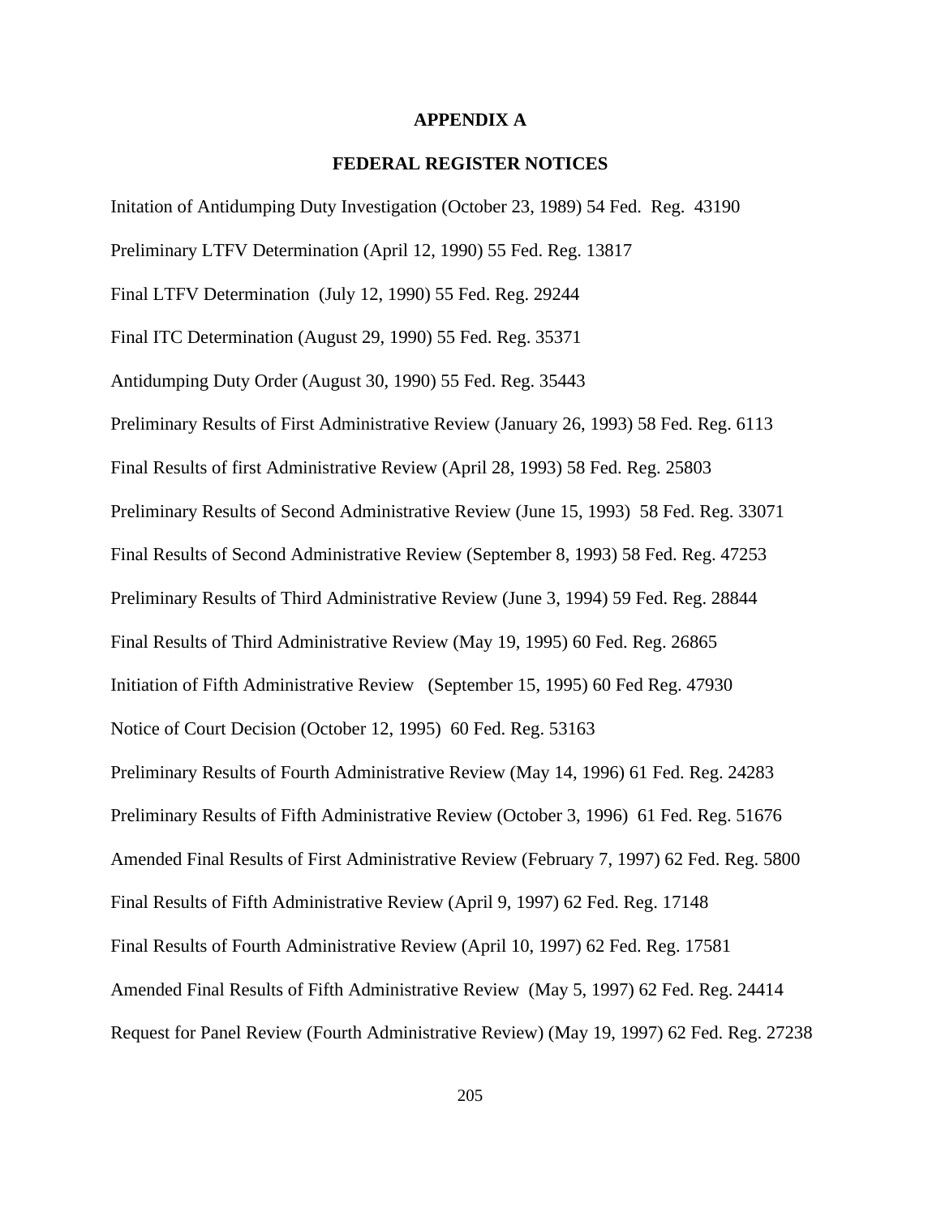# APPENDIX A

## FEDERAL REGISTER NOTICES

Initation of Antidumping Duty Investigation (October 23, 1989) 54 Fed. Reg. 43190

Preliminary LTFV Determination (April 12, 1990) 55 Fed. Reg. 13817

Final LTFV Determination (July 12, 1990) 55 Fed. Reg. 29244

Final ITC Determination (August 29, 1990) 55 Fed. Reg. 35371

Antidumping Duty Order (August 30, 1990) 55 Fed. Reg. 35443

Preliminary Results of First Administrative Review (January 26, 1993) 58 Fed. Reg. 6113

Final Results of first Administrative Review (April 28, 1993) 58 Fed. Reg. 25803

Preliminary Results of Second Administrative Review (June 15, 1993) 58 Fed. Reg. 33071

Final Results of Second Administrative Review (September 8, 1993) 58 Fed. Reg. 47253

Preliminary Results of Third Administrative Review (June 3, 1994) 59 Fed. Reg. 28844

Final Results of Third Administrative Review (May 19, 1995) 60 Fed. Reg. 26865

Initiation of Fifth Administrative Review (September 15, 1995) 60 Fed Reg. 47930

Notice of Court Decision (October 12, 1995) 60 Fed. Reg. 53163

Preliminary Results of Fourth Administrative Review (May 14, 1996) 61 Fed. Reg. 24283

Preliminary Results of Fifth Administrative Review (October 3, 1996) 61 Fed. Reg. 51676

Amended Final Results of First Administrative Review (February 7, 1997) 62 Fed. Reg. 5800

Final Results of Fifth Administrative Review (April 9, 1997) 62 Fed. Reg. 17148

Final Results of Fourth Administrative Review (April 10, 1997) 62 Fed. Reg. 17581

Amended Final Results of Fifth Administrative Review (May 5, 1997) 62 Fed. Reg. 24414

Request for Panel Review (Fourth Administrative Review) (May 19, 1997) 62 Fed. Reg. 27238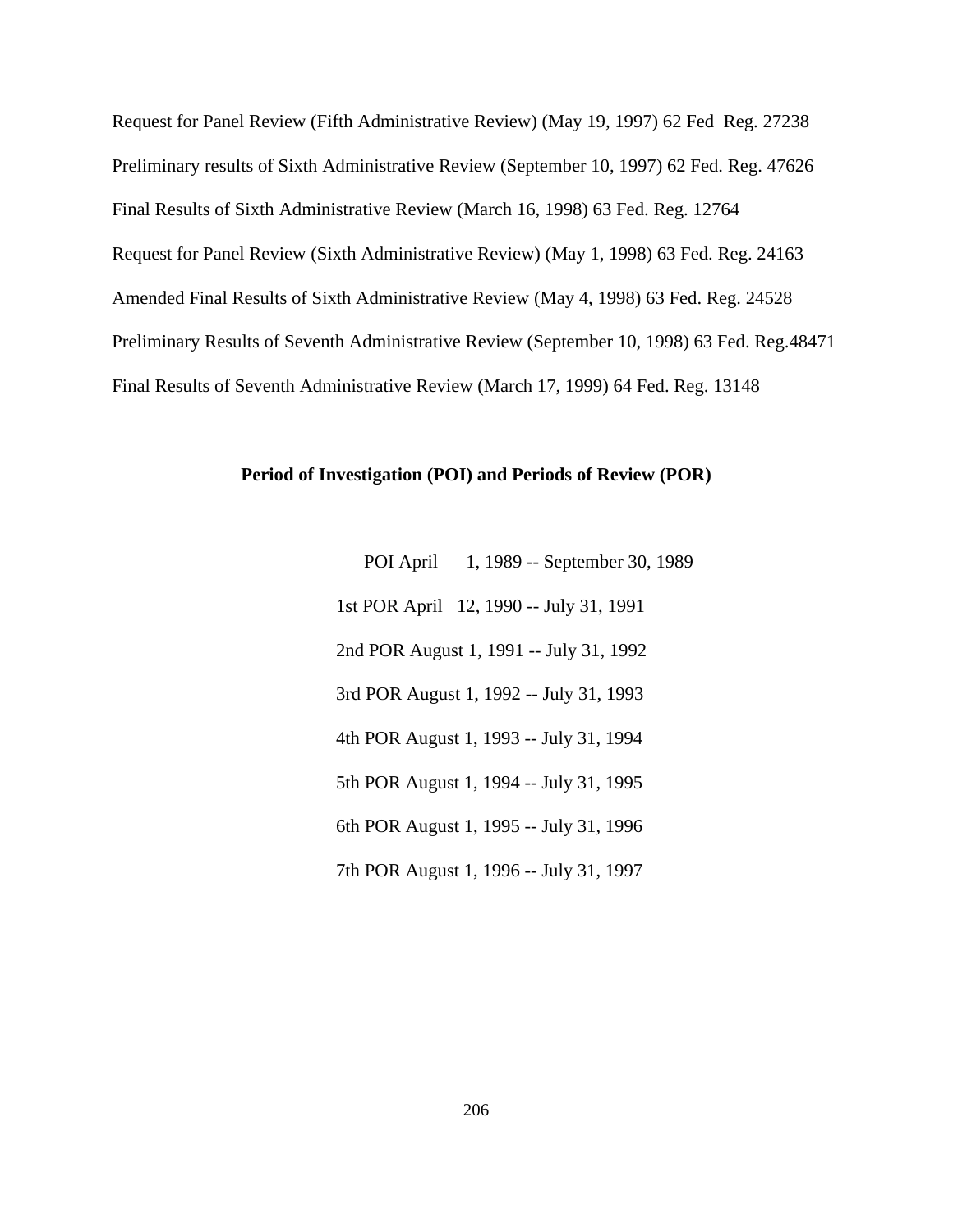Request for Panel Review (Fifth Administrative Review) (May 19, 1997) 62 Fed Reg. 27238

Preliminary results of Sixth Administrative Review (September 10, 1997) 62 Fed. Reg. 47626

Final Results of Sixth Administrative Review (March 16, 1998) 63 Fed. Reg. 12764

Request for Panel Review (Sixth Administrative Review) (May 1, 1998) 63 Fed. Reg. 24163

Amended Final Results of Sixth Administrative Review (May 4, 1998) 63 Fed. Reg. 24528

Preliminary Results of Seventh Administrative Review (September 10, 1998) 63 Fed. Reg.48471

Final Results of Seventh Administrative Review (March 17, 1999) 64 Fed. Reg. 13148

**Period of Investigation (POI) and Periods of Review (POR)**

POI April 1, 1989 -- September 30, 1989

1st POR April 12, 1990 -- July 31, 1991

2nd POR August 1, 1991 -- July 31, 1992

3rd POR August 1, 1992 -- July 31, 1993

4th POR August 1, 1993 -- July 31, 1994

5th POR August 1, 1994 -- July 31, 1995

6th POR August 1, 1995 -- July 31, 1996

7th POR August 1, 1996 -- July 31, 1997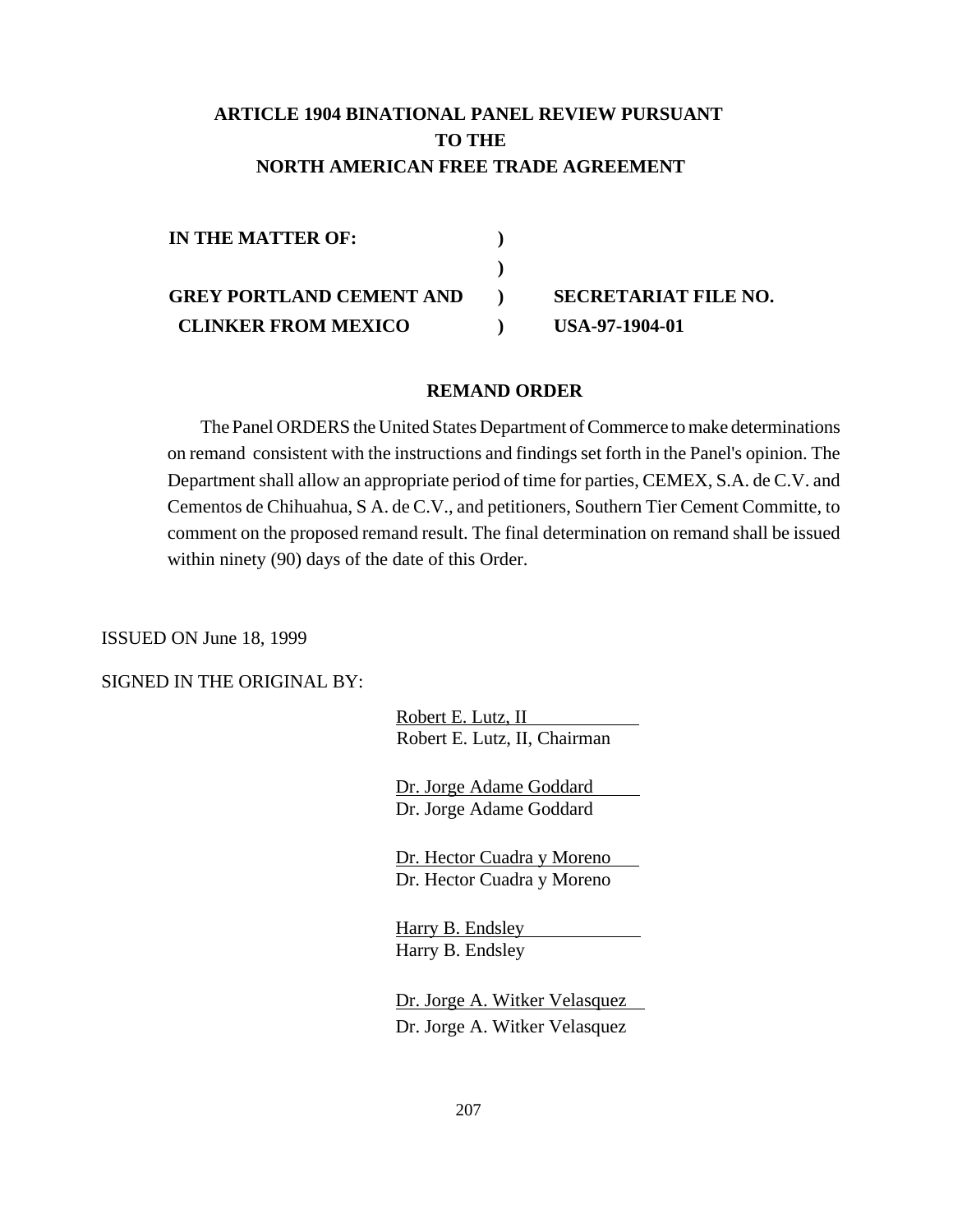**ARTICLE 1904 BINATIONAL PANEL REVIEW PURSUANT TO THE NORTH AMERICAN FREE TRADE AGREEMENT**

| | | |
|---|---|---|
| **IN THE MATTER OF:** | **)** | |
| | **)** | |
| **GREY PORTLAND CEMENT AND** | **)** | **SECRETARIAT FILE NO.** |
| **CLINKER FROM MEXICO** | **)** | **USA-97-1904-01** |

## REMAND ORDER

The Panel ORDERS the United States Department of Commerce to make determinations on remand consistent with the instructions and findings set forth in the Panel's opinion. The Department shall allow an appropriate period of time for parties, CEMEX, S.A. de C.V. and Cementos de Chihuahua, S A. de C.V., and petitioners, Southern Tier Cement Committe, to comment on the proposed remand result. The final determination on remand shall be issued within ninety (90) days of the date of this Order.

ISSUED ON June 18, 1999

SIGNED IN THE ORIGINAL BY:

Robert E. Lutz, II
Robert E. Lutz, II, Chairman

Dr. Jorge Adame Goddard
Dr. Jorge Adame Goddard

Dr. Hector Cuadra y Moreno
Dr. Hector Cuadra y Moreno

Harry B. Endsley
Harry B. Endsley

Dr. Jorge A. Witker Velasquez
Dr. Jorge A. Witker Velasquez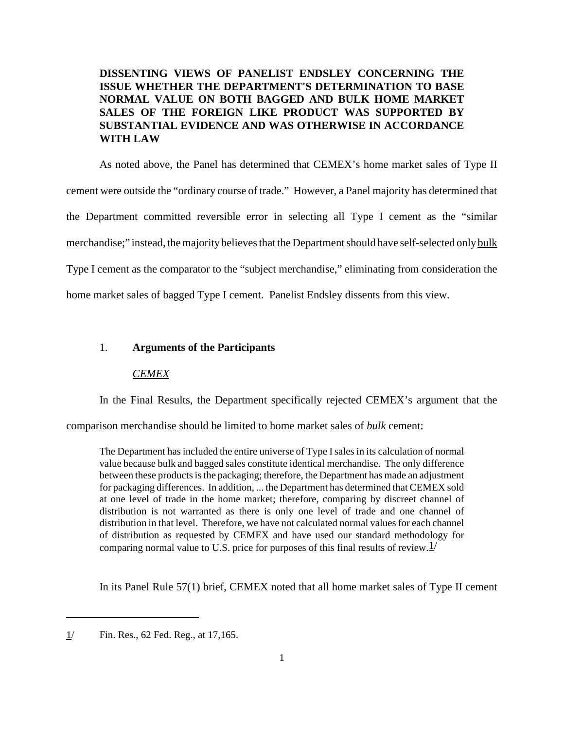**DISSENTING VIEWS OF PANELIST ENDSLEY CONCERNING THE ISSUE WHETHER THE DEPARTMENT'S DETERMINATION TO BASE NORMAL VALUE ON BOTH BAGGED AND BULK HOME MARKET SALES OF THE FOREIGN LIKE PRODUCT WAS SUPPORTED BY SUBSTANTIAL EVIDENCE AND WAS OTHERWISE IN ACCORDANCE WITH LAW**

As noted above, the Panel has determined that CEMEX's home market sales of Type II cement were outside the "ordinary course of trade." However, a Panel majority has determined that the Department committed reversible error in selecting all Type I cement as the "similar merchandise;" instead, the majority believes that the Department should have self-selected only <u>bulk</u> Type I cement as the comparator to the "subject merchandise," eliminating from consideration the home market sales of <u>bagged</u> Type I cement. Panelist Endsley dissents from this view.

1. **Arguments of the Participants**

<u>*CEMEX*</u>

In the Final Results, the Department specifically rejected CEMEX's argument that the comparison merchandise should be limited to home market sales of *bulk* cement:

> The Department has included the entire universe of Type I sales in its calculation of normal value because bulk and bagged sales constitute identical merchandise. The only difference between these products is the packaging; therefore, the Department has made an adjustment for packaging differences. In addition, ... the Department has determined that CEMEX sold at one level of trade in the home market; therefore, comparing by discreet channel of distribution is not warranted as there is only one level of trade and one channel of distribution in that level. Therefore, we have not calculated normal values for each channel of distribution as requested by CEMEX and have used our standard methodology for comparing normal value to U.S. price for purposes of this final results of review.[1]

In its Panel Rule 57(1) brief, CEMEX noted that all home market sales of Type II cement

---

[1] Fin. Res., 62 Fed. Reg., at 17,165.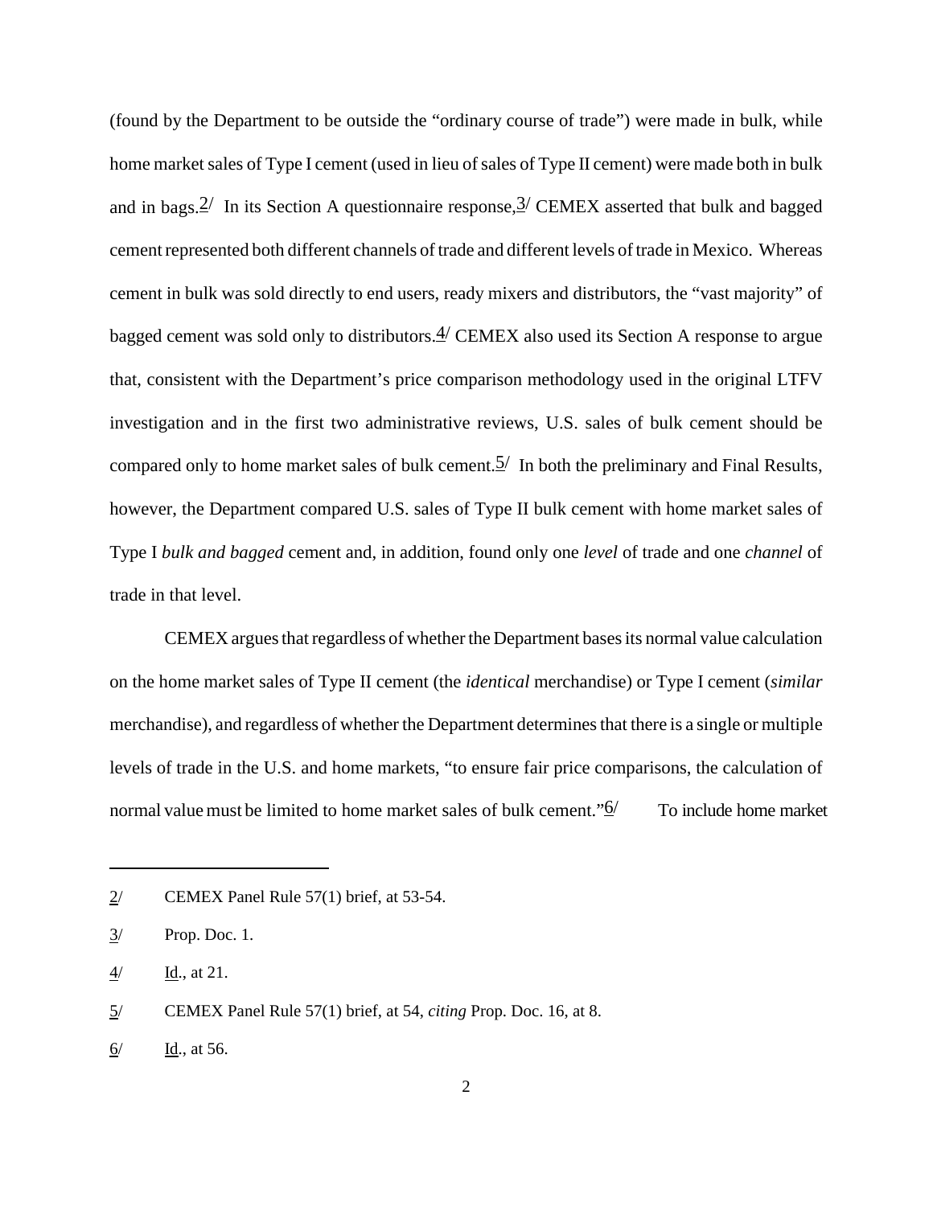(found by the Department to be outside the "ordinary course of trade") were made in bulk, while home market sales of Type I cement (used in lieu of sales of Type II cement) were made both in bulk and in bags.[2] In its Section A questionnaire response,[3] CEMEX asserted that bulk and bagged cement represented both different channels of trade and different levels of trade in Mexico. Whereas cement in bulk was sold directly to end users, ready mixers and distributors, the "vast majority" of bagged cement was sold only to distributors.[4] CEMEX also used its Section A response to argue that, consistent with the Department's price comparison methodology used in the original LTFV investigation and in the first two administrative reviews, U.S. sales of bulk cement should be compared only to home market sales of bulk cement.[5] In both the preliminary and Final Results, however, the Department compared U.S. sales of Type II bulk cement with home market sales of Type I *bulk and bagged* cement and, in addition, found only one *level* of trade and one *channel* of trade in that level.

CEMEX argues that regardless of whether the Department bases its normal value calculation on the home market sales of Type II cement (the *identical* merchandise) or Type I cement (*similar* merchandise), and regardless of whether the Department determines that there is a single or multiple levels of trade in the U.S. and home markets, "to ensure fair price comparisons, the calculation of normal value must be limited to home market sales of bulk cement."[6] To include home market

---

2/ CEMEX Panel Rule 57(1) brief, at 53-54.

3/ Prop. Doc. 1.

4/ Id., at 21.

5/ CEMEX Panel Rule 57(1) brief, at 54, *citing* Prop. Doc. 16, at 8.

6/ Id., at 56.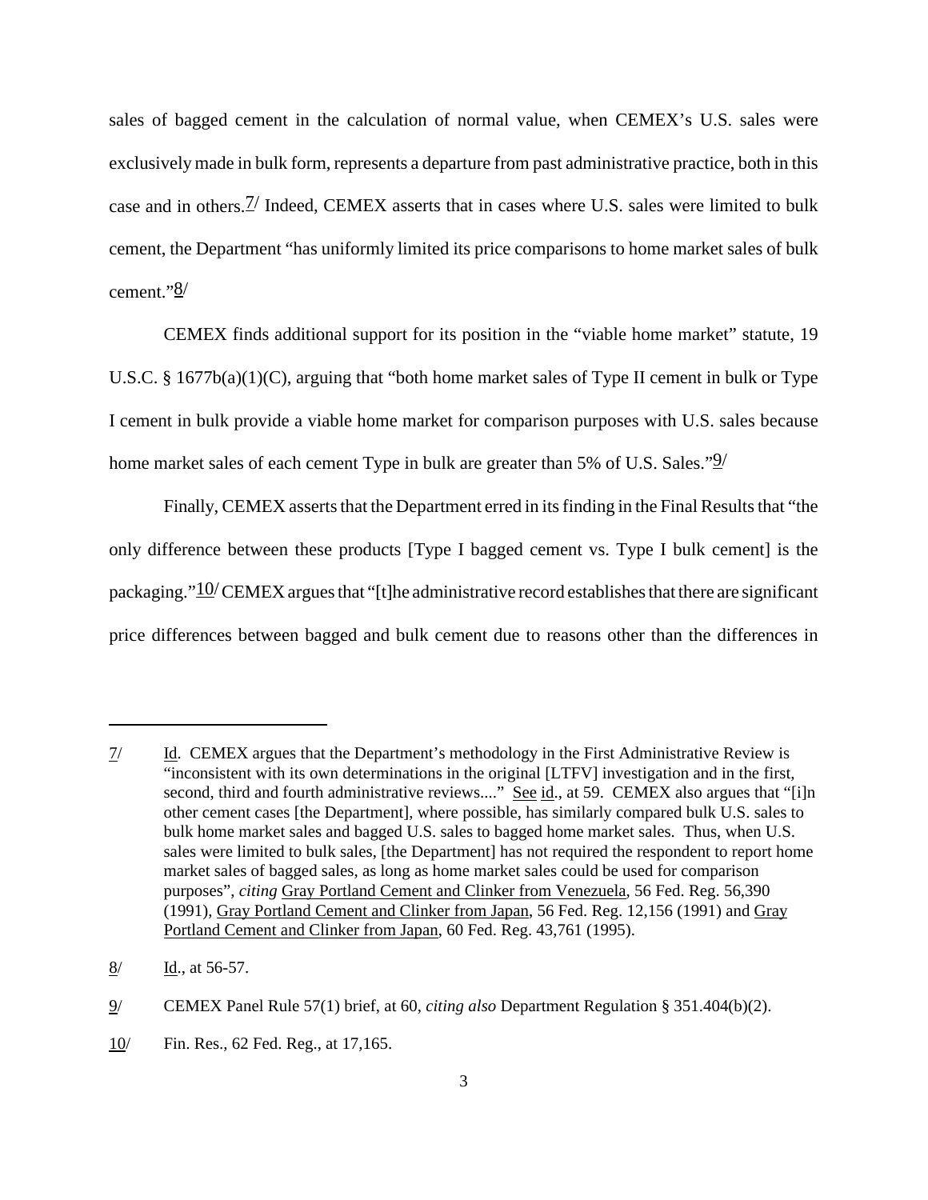sales of bagged cement in the calculation of normal value, when CEMEX's U.S. sales were exclusively made in bulk form, represents a departure from past administrative practice, both in this case and in others.[7/] Indeed, CEMEX asserts that in cases where U.S. sales were limited to bulk cement, the Department "has uniformly limited its price comparisons to home market sales of bulk cement."[8/]

CEMEX finds additional support for its position in the "viable home market" statute, 19 U.S.C. § 1677b(a)(1)(C), arguing that "both home market sales of Type II cement in bulk or Type I cement in bulk provide a viable home market for comparison purposes with U.S. sales because home market sales of each cement Type in bulk are greater than 5% of U.S. Sales."[9/]

Finally, CEMEX asserts that the Department erred in its finding in the Final Results that "the only difference between these products [Type I bagged cement vs. Type I bulk cement] is the packaging."[10/] CEMEX argues that "[t]he administrative record establishes that there are significant price differences between bagged and bulk cement due to reasons other than the differences in

---

7/ Id. CEMEX argues that the Department's methodology in the First Administrative Review is "inconsistent with its own determinations in the original [LTFV] investigation and in the first, second, third and fourth administrative reviews...." See id., at 59. CEMEX also argues that "[i]n other cement cases [the Department], where possible, has similarly compared bulk U.S. sales to bulk home market sales and bagged U.S. sales to bagged home market sales. Thus, when U.S. sales were limited to bulk sales, [the Department] has not required the respondent to report home market sales of bagged sales, as long as home market sales could be used for comparison purposes", *citing* Gray Portland Cement and Clinker from Venezuela, 56 Fed. Reg. 56,390 (1991), Gray Portland Cement and Clinker from Japan, 56 Fed. Reg. 12,156 (1991) and Gray Portland Cement and Clinker from Japan, 60 Fed. Reg. 43,761 (1995).

8/ Id., at 56-57.

9/ CEMEX Panel Rule 57(1) brief, at 60, *citing also* Department Regulation § 351.404(b)(2).

10/ Fin. Res., 62 Fed. Reg., at 17,165.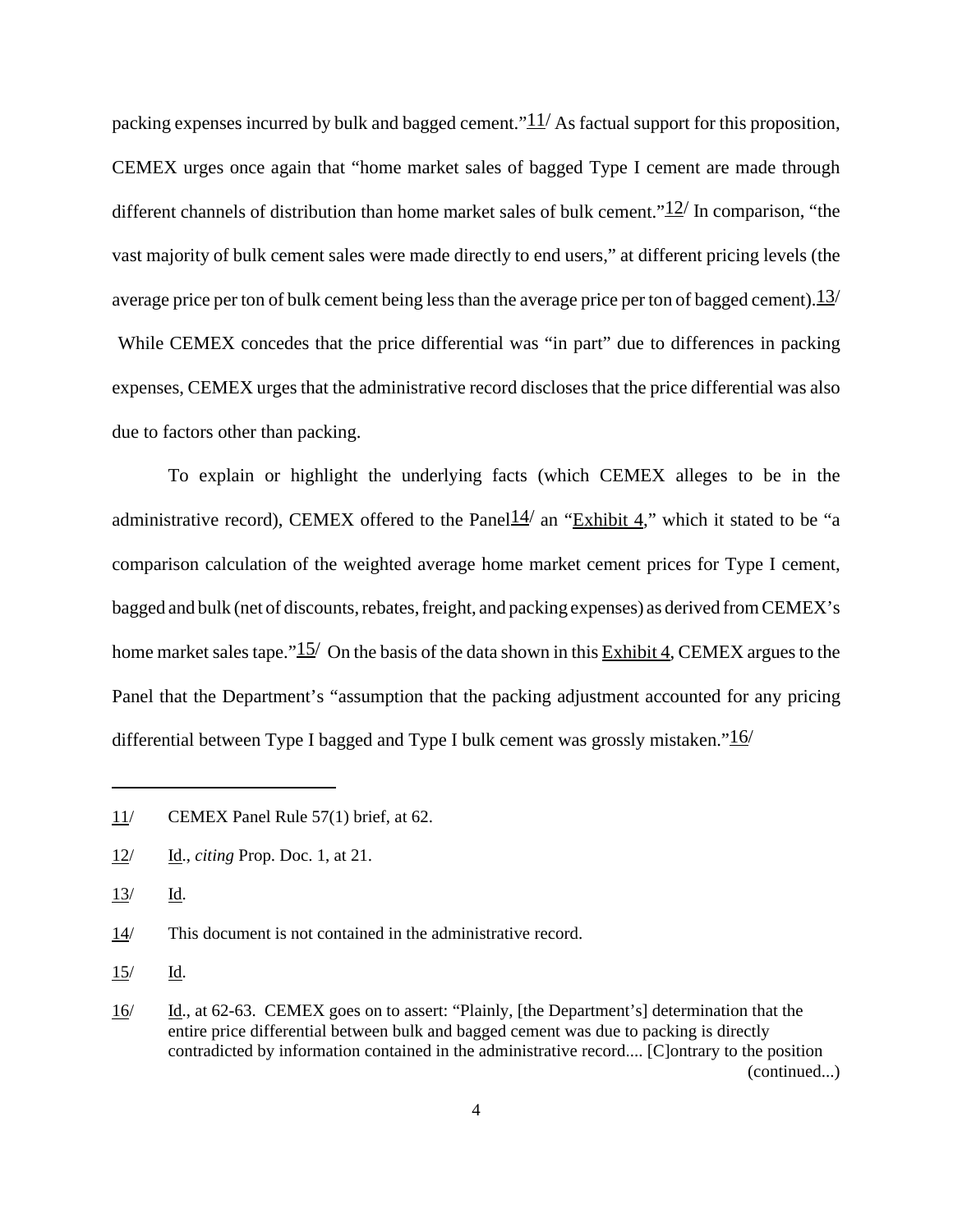packing expenses incurred by bulk and bagged cement."[11] As factual support for this proposition, CEMEX urges once again that "home market sales of bagged Type I cement are made through different channels of distribution than home market sales of bulk cement."[12] In comparison, "the vast majority of bulk cement sales were made directly to end users," at different pricing levels (the average price per ton of bulk cement being less than the average price per ton of bagged cement).[13] While CEMEX concedes that the price differential was "in part" due to differences in packing expenses, CEMEX urges that the administrative record discloses that the price differential was also due to factors other than packing.

To explain or highlight the underlying facts (which CEMEX alleges to be in the administrative record), CEMEX offered to the Panel[14] an "Exhibit 4," which it stated to be "a comparison calculation of the weighted average home market cement prices for Type I cement, bagged and bulk (net of discounts, rebates, freight, and packing expenses) as derived from CEMEX's home market sales tape."[15] On the basis of the data shown in this Exhibit 4, CEMEX argues to the Panel that the Department's "assumption that the packing adjustment accounted for any pricing differential between Type I bagged and Type I bulk cement was grossly mistaken."[16]

---

11/ CEMEX Panel Rule 57(1) brief, at 62.

12/ Id., *citing* Prop. Doc. 1, at 21.

13/ Id.

14/ This document is not contained in the administrative record.

15/ Id.

16/ Id., at 62-63. CEMEX goes on to assert: "Plainly, [the Department's] determination that the entire price differential between bulk and bagged cement was due to packing is directly contradicted by information contained in the administrative record.... [C]ontrary to the position (continued...)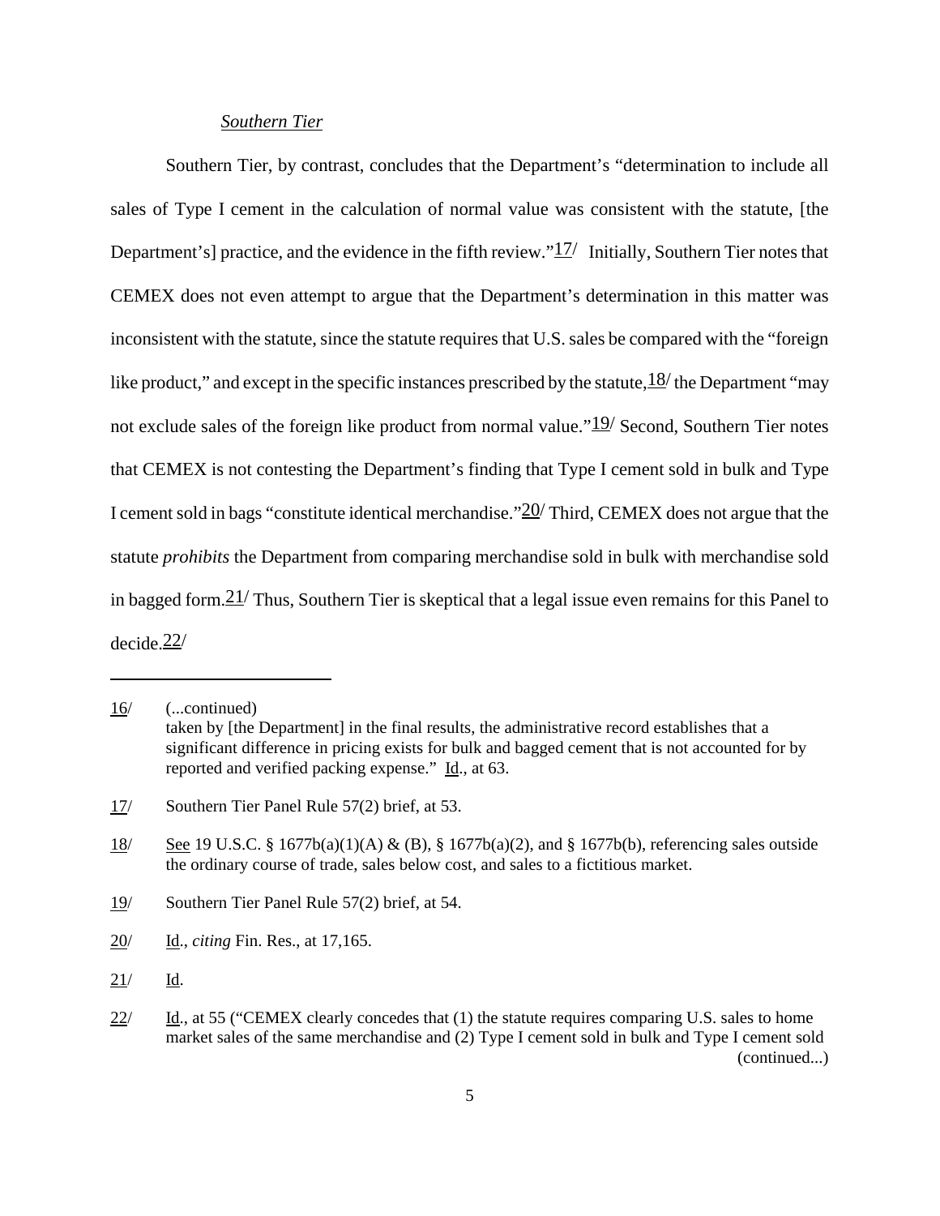*Southern Tier*

Southern Tier, by contrast, concludes that the Department's "determination to include all sales of Type I cement in the calculation of normal value was consistent with the statute, [the Department's] practice, and the evidence in the fifth review."[17] Initially, Southern Tier notes that CEMEX does not even attempt to argue that the Department's determination in this matter was inconsistent with the statute, since the statute requires that U.S. sales be compared with the "foreign like product," and except in the specific instances prescribed by the statute,[18] the Department "may not exclude sales of the foreign like product from normal value."[19] Second, Southern Tier notes that CEMEX is not contesting the Department's finding that Type I cement sold in bulk and Type I cement sold in bags "constitute identical merchandise."[20] Third, CEMEX does not argue that the statute *prohibits* the Department from comparing merchandise sold in bulk with merchandise sold in bagged form.[21] Thus, Southern Tier is skeptical that a legal issue even remains for this Panel to decide.[22]

---

16/ (...continued)
taken by [the Department] in the final results, the administrative record establishes that a significant difference in pricing exists for bulk and bagged cement that is not accounted for by reported and verified packing expense." Id., at 63.

17/ Southern Tier Panel Rule 57(2) brief, at 53.

18/ See 19 U.S.C. § 1677b(a)(1)(A) & (B), § 1677b(a)(2), and § 1677b(b), referencing sales outside the ordinary course of trade, sales below cost, and sales to a fictitious market.

19/ Southern Tier Panel Rule 57(2) brief, at 54.

20/ Id., *citing* Fin. Res., at 17,165.

21/ Id.

22/ Id., at 55 ("CEMEX clearly concedes that (1) the statute requires comparing U.S. sales to home market sales of the same merchandise and (2) Type I cement sold in bulk and Type I cement sold (continued...)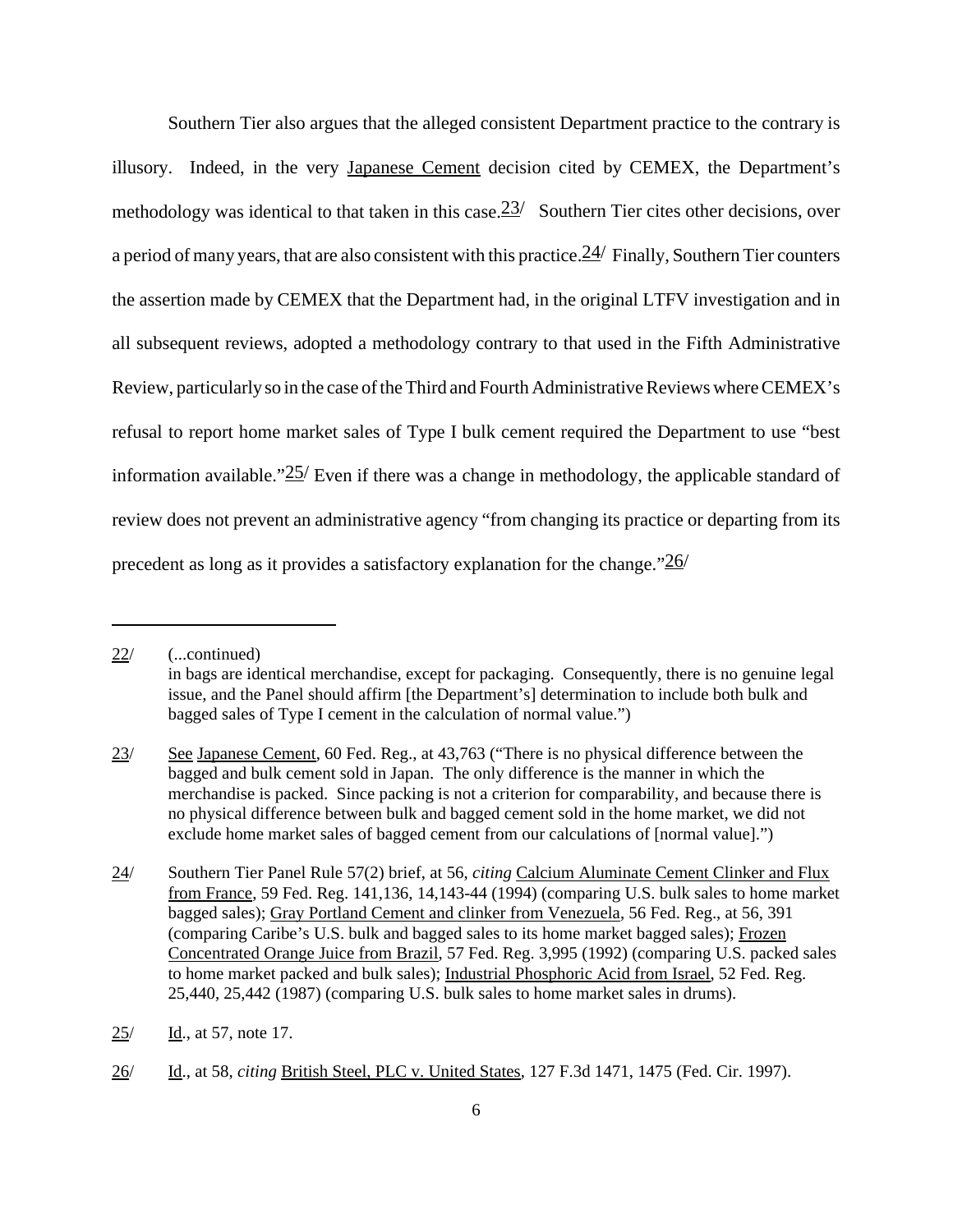Southern Tier also argues that the alleged consistent Department practice to the contrary is illusory. Indeed, in the very Japanese Cement decision cited by CEMEX, the Department's methodology was identical to that taken in this case.[23] Southern Tier cites other decisions, over a period of many years, that are also consistent with this practice.[24] Finally, Southern Tier counters the assertion made by CEMEX that the Department had, in the original LTFV investigation and in all subsequent reviews, adopted a methodology contrary to that used in the Fifth Administrative Review, particularly so in the case of the Third and Fourth Administrative Reviews where CEMEX's refusal to report home market sales of Type I bulk cement required the Department to use "best information available."[25] Even if there was a change in methodology, the applicable standard of review does not prevent an administrative agency "from changing its practice or departing from its precedent as long as it provides a satisfactory explanation for the change."[26]

---

22/ (...continued)
in bags are identical merchandise, except for packaging. Consequently, there is no genuine legal issue, and the Panel should affirm [the Department's] determination to include both bulk and bagged sales of Type I cement in the calculation of normal value.")

23/ See Japanese Cement, 60 Fed. Reg., at 43,763 ("There is no physical difference between the bagged and bulk cement sold in Japan. The only difference is the manner in which the merchandise is packed. Since packing is not a criterion for comparability, and because there is no physical difference between bulk and bagged cement sold in the home market, we did not exclude home market sales of bagged cement from our calculations of [normal value].")

24/ Southern Tier Panel Rule 57(2) brief, at 56, *citing* Calcium Aluminate Cement Clinker and Flux from France, 59 Fed. Reg. 141,136, 14,143-44 (1994) (comparing U.S. bulk sales to home market bagged sales); Gray Portland Cement and clinker from Venezuela, 56 Fed. Reg., at 56, 391 (comparing Caribe's U.S. bulk and bagged sales to its home market bagged sales); Frozen Concentrated Orange Juice from Brazil, 57 Fed. Reg. 3,995 (1992) (comparing U.S. packed sales to home market packed and bulk sales); Industrial Phosphoric Acid from Israel, 52 Fed. Reg. 25,440, 25,442 (1987) (comparing U.S. bulk sales to home market sales in drums).

25/ Id., at 57, note 17.

26/ Id., at 58, *citing* British Steel, PLC v. United States, 127 F.3d 1471, 1475 (Fed. Cir. 1997).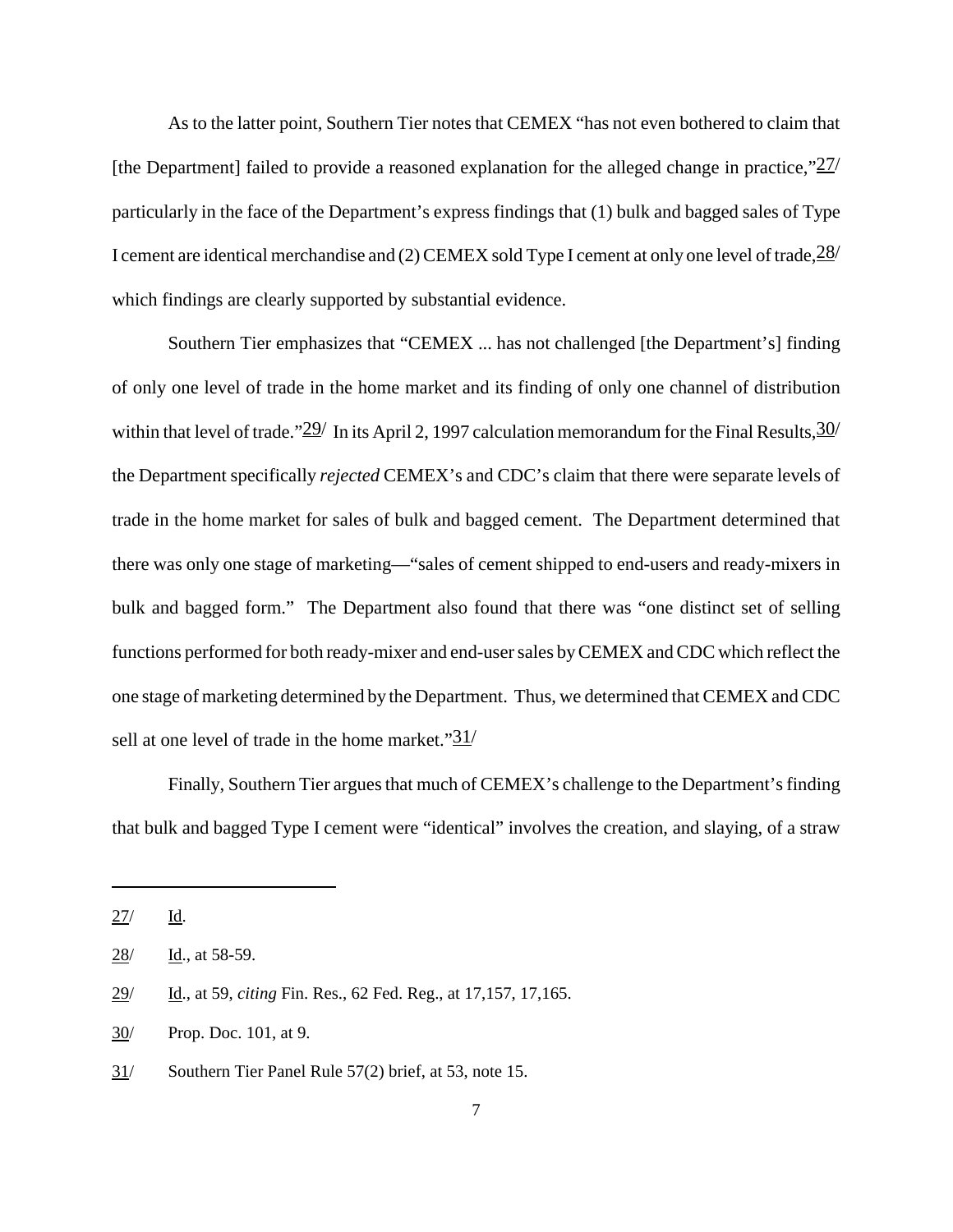As to the latter point, Southern Tier notes that CEMEX "has not even bothered to claim that [the Department] failed to provide a reasoned explanation for the alleged change in practice,"[27] particularly in the face of the Department's express findings that (1) bulk and bagged sales of Type I cement are identical merchandise and (2) CEMEX sold Type I cement at only one level of trade,[28] which findings are clearly supported by substantial evidence.

Southern Tier emphasizes that "CEMEX ... has not challenged [the Department's] finding of only one level of trade in the home market and its finding of only one channel of distribution within that level of trade."[29] In its April 2, 1997 calculation memorandum for the Final Results,[30] the Department specifically *rejected* CEMEX's and CDC's claim that there were separate levels of trade in the home market for sales of bulk and bagged cement. The Department determined that there was only one stage of marketing—"sales of cement shipped to end-users and ready-mixers in bulk and bagged form." The Department also found that there was "one distinct set of selling functions performed for both ready-mixer and end-user sales by CEMEX and CDC which reflect the one stage of marketing determined by the Department. Thus, we determined that CEMEX and CDC sell at one level of trade in the home market."[31]

Finally, Southern Tier argues that much of CEMEX's challenge to the Department's finding that bulk and bagged Type I cement were "identical" involves the creation, and slaying, of a straw

---

[27] Id.

[28] Id., at 58-59.

[29] Id., at 59, *citing* Fin. Res., 62 Fed. Reg., at 17,157, 17,165.

[30] Prop. Doc. 101, at 9.

[31] Southern Tier Panel Rule 57(2) brief, at 53, note 15.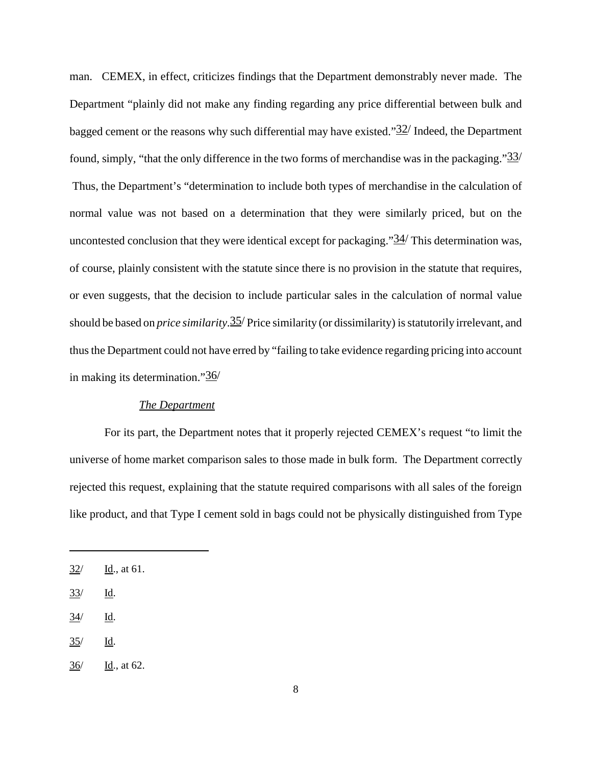man. CEMEX, in effect, criticizes findings that the Department demonstrably never made. The Department "plainly did not make any finding regarding any price differential between bulk and bagged cement or the reasons why such differential may have existed."[32] Indeed, the Department found, simply, "that the only difference in the two forms of merchandise was in the packaging."[33] Thus, the Department's "determination to include both types of merchandise in the calculation of normal value was not based on a determination that they were similarly priced, but on the uncontested conclusion that they were identical except for packaging."[34] This determination was, of course, plainly consistent with the statute since there is no provision in the statute that requires, or even suggests, that the decision to include particular sales in the calculation of normal value should be based on *price similarity*.[35] Price similarity (or dissimilarity) is statutorily irrelevant, and thus the Department could not have erred by "failing to take evidence regarding pricing into account in making its determination."[36]

*The Department*

For its part, the Department notes that it properly rejected CEMEX's request "to limit the universe of home market comparison sales to those made in bulk form. The Department correctly rejected this request, explaining that the statute required comparisons with all sales of the foreign like product, and that Type I cement sold in bags could not be physically distinguished from Type

---

32/ Id., at 61.

33/ Id.

34/ Id.

35/ Id.

36/ Id., at 62.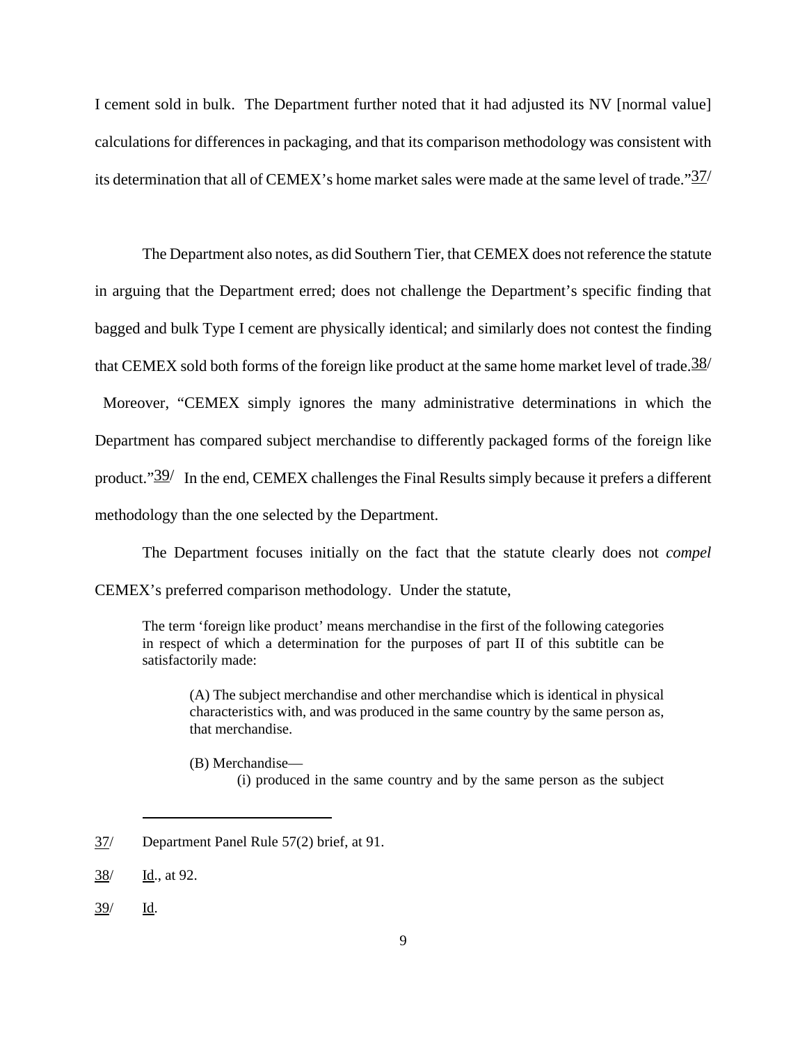I cement sold in bulk. The Department further noted that it had adjusted its NV [normal value] calculations for differences in packaging, and that its comparison methodology was consistent with its determination that all of CEMEX's home market sales were made at the same level of trade."[37]

The Department also notes, as did Southern Tier, that CEMEX does not reference the statute in arguing that the Department erred; does not challenge the Department's specific finding that bagged and bulk Type I cement are physically identical; and similarly does not contest the finding that CEMEX sold both forms of the foreign like product at the same home market level of trade.[38] Moreover, "CEMEX simply ignores the many administrative determinations in which the Department has compared subject merchandise to differently packaged forms of the foreign like product."[39] In the end, CEMEX challenges the Final Results simply because it prefers a different methodology than the one selected by the Department.

The Department focuses initially on the fact that the statute clearly does not *compel* CEMEX's preferred comparison methodology. Under the statute,

> The term 'foreign like product' means merchandise in the first of the following categories in respect of which a determination for the purposes of part II of this subtitle can be satisfactorily made:
>
> (A) The subject merchandise and other merchandise which is identical in physical characteristics with, and was produced in the same country by the same person as, that merchandise.
>
> (B) Merchandise—
>
> (i) produced in the same country and by the same person as the subject

---

[37] Department Panel Rule 57(2) brief, at 91.

[38] Id., at 92.

[39] Id.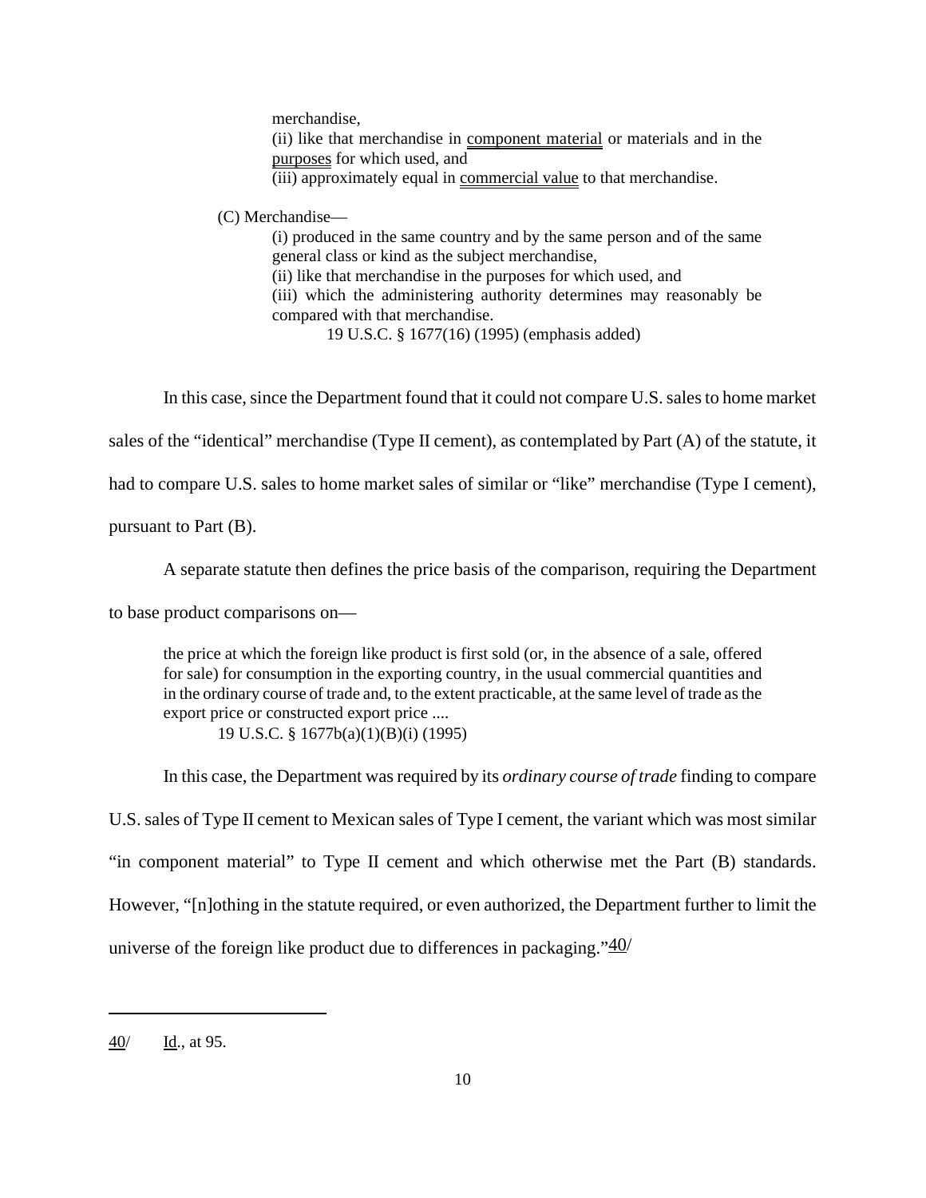merchandise,
(ii) like that merchandise in <u>component material</u> or materials and in the <u>purposes</u> for which used, and
(iii) approximately equal in <u>commercial value</u> to that merchandise.

(C) Merchandise—
(i) produced in the same country and by the same person and of the same general class or kind as the subject merchandise,
(ii) like that merchandise in the purposes for which used, and
(iii) which the administering authority determines may reasonably be compared with that merchandise.
19 U.S.C. § 1677(16) (1995) (emphasis added)

In this case, since the Department found that it could not compare U.S. sales to home market sales of the "identical" merchandise (Type II cement), as contemplated by Part (A) of the statute, it had to compare U.S. sales to home market sales of similar or "like" merchandise (Type I cement), pursuant to Part (B).

A separate statute then defines the price basis of the comparison, requiring the Department to base product comparisons on—

> the price at which the foreign like product is first sold (or, in the absence of a sale, offered for sale) for consumption in the exporting country, in the usual commercial quantities and in the ordinary course of trade and, to the extent practicable, at the same level of trade as the export price or constructed export price ....
> 19 U.S.C. § 1677b(a)(1)(B)(i) (1995)

In this case, the Department was required by its *ordinary course of trade* finding to compare U.S. sales of Type II cement to Mexican sales of Type I cement, the variant which was most similar "in component material" to Type II cement and which otherwise met the Part (B) standards. However, "[n]othing in the statute required, or even authorized, the Department further to limit the universe of the foreign like product due to differences in packaging."40/

40/ Id., at 95.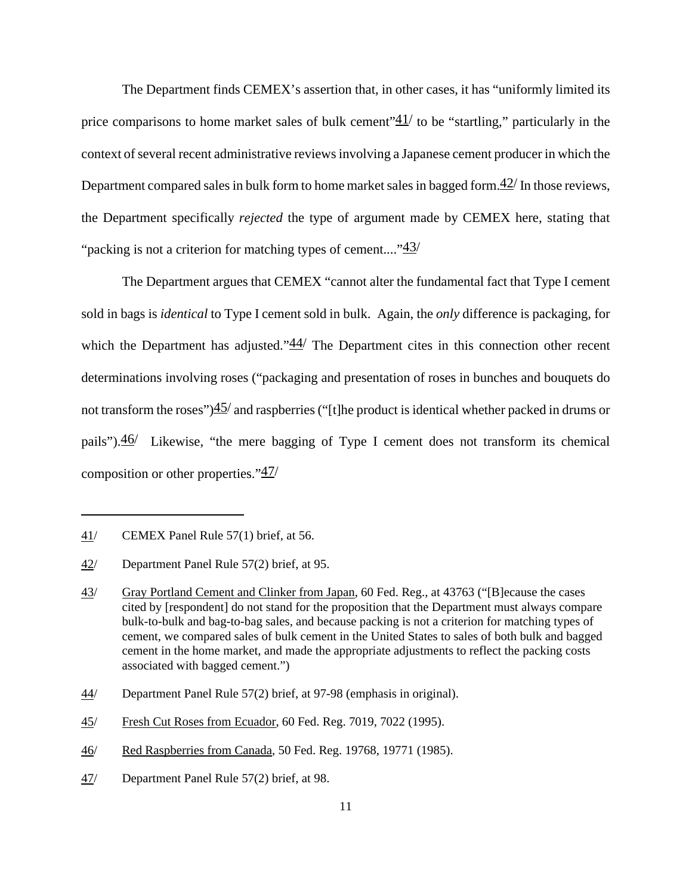The Department finds CEMEX's assertion that, in other cases, it has "uniformly limited its price comparisons to home market sales of bulk cement"[41] to be "startling," particularly in the context of several recent administrative reviews involving a Japanese cement producer in which the Department compared sales in bulk form to home market sales in bagged form.[42] In those reviews, the Department specifically *rejected* the type of argument made by CEMEX here, stating that "packing is not a criterion for matching types of cement...."[43]

The Department argues that CEMEX "cannot alter the fundamental fact that Type I cement sold in bags is *identical* to Type I cement sold in bulk. Again, the *only* difference is packaging, for which the Department has adjusted."[44] The Department cites in this connection other recent determinations involving roses ("packaging and presentation of roses in bunches and bouquets do not transform the roses")[45] and raspberries ("[t]he product is identical whether packed in drums or pails").[46] Likewise, "the mere bagging of Type I cement does not transform its chemical composition or other properties."[47]

---

41/ CEMEX Panel Rule 57(1) brief, at 56.

42/ Department Panel Rule 57(2) brief, at 95.

43/ Gray Portland Cement and Clinker from Japan, 60 Fed. Reg., at 43763 ("[B]ecause the cases cited by [respondent] do not stand for the proposition that the Department must always compare bulk-to-bulk and bag-to-bag sales, and because packing is not a criterion for matching types of cement, we compared sales of bulk cement in the United States to sales of both bulk and bagged cement in the home market, and made the appropriate adjustments to reflect the packing costs associated with bagged cement.")

44/ Department Panel Rule 57(2) brief, at 97-98 (emphasis in original).

45/ Fresh Cut Roses from Ecuador, 60 Fed. Reg. 7019, 7022 (1995).

46/ Red Raspberries from Canada, 50 Fed. Reg. 19768, 19771 (1985).

47/ Department Panel Rule 57(2) brief, at 98.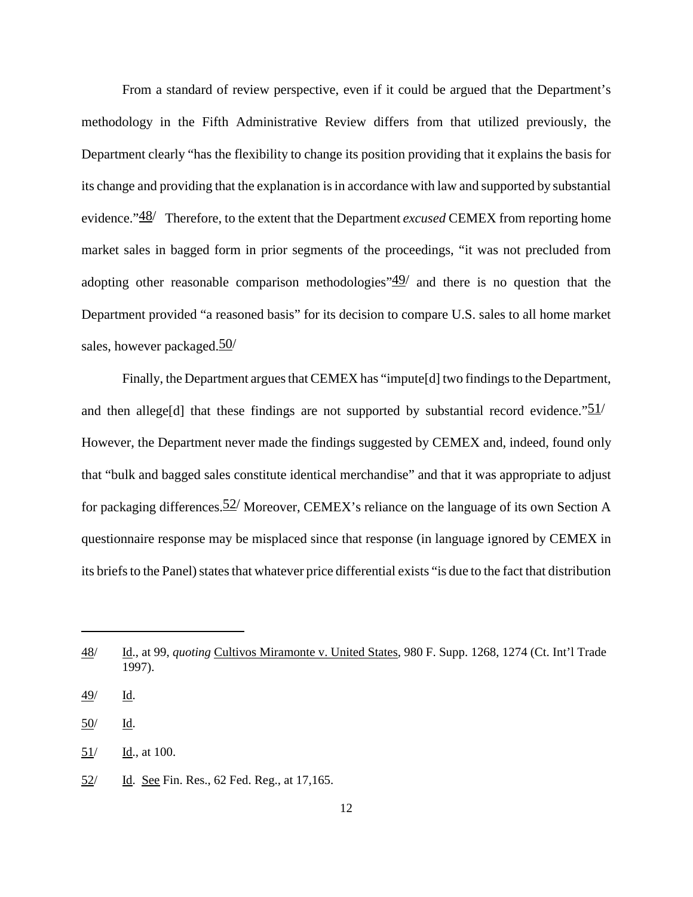From a standard of review perspective, even if it could be argued that the Department's methodology in the Fifth Administrative Review differs from that utilized previously, the Department clearly "has the flexibility to change its position providing that it explains the basis for its change and providing that the explanation is in accordance with law and supported by substantial evidence."[48/] Therefore, to the extent that the Department *excused* CEMEX from reporting home market sales in bagged form in prior segments of the proceedings, "it was not precluded from adopting other reasonable comparison methodologies"[49/] and there is no question that the Department provided "a reasoned basis" for its decision to compare U.S. sales to all home market sales, however packaged.[50/]

Finally, the Department argues that CEMEX has "impute[d] two findings to the Department, and then allege[d] that these findings are not supported by substantial record evidence."[51/] However, the Department never made the findings suggested by CEMEX and, indeed, found only that "bulk and bagged sales constitute identical merchandise" and that it was appropriate to adjust for packaging differences.[52/] Moreover, CEMEX's reliance on the language of its own Section A questionnaire response may be misplaced since that response (in language ignored by CEMEX in its briefs to the Panel) states that whatever price differential exists "is due to the fact that distribution

---

48/ Id., at 99, *quoting* Cultivos Miramonte v. United States, 980 F. Supp. 1268, 1274 (Ct. Int'l Trade 1997).

49/ Id.

50/ Id.

51/ Id., at 100.

52/ Id. See Fin. Res., 62 Fed. Reg., at 17,165.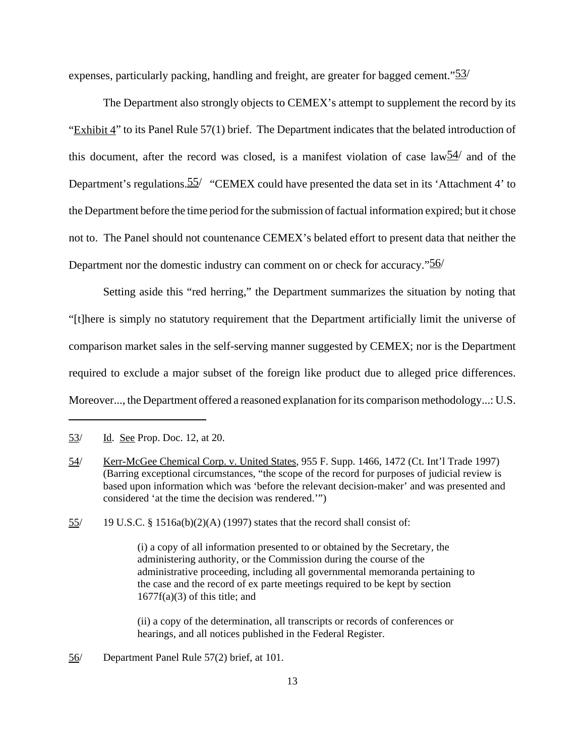expenses, particularly packing, handling and freight, are greater for bagged cement."[53]

The Department also strongly objects to CEMEX's attempt to supplement the record by its "Exhibit 4" to its Panel Rule 57(1) brief. The Department indicates that the belated introduction of this document, after the record was closed, is a manifest violation of case law[54] and of the Department's regulations.[55] "CEMEX could have presented the data set in its 'Attachment 4' to the Department before the time period for the submission of factual information expired; but it chose not to. The Panel should not countenance CEMEX's belated effort to present data that neither the Department nor the domestic industry can comment on or check for accuracy."[56]

Setting aside this "red herring," the Department summarizes the situation by noting that "[t]here is simply no statutory requirement that the Department artificially limit the universe of comparison market sales in the self-serving manner suggested by CEMEX; nor is the Department required to exclude a major subset of the foreign like product due to alleged price differences. Moreover..., the Department offered a reasoned explanation for its comparison methodology...: U.S.

---

53/ Id. See Prop. Doc. 12, at 20.

54/ Kerr-McGee Chemical Corp. v. United States, 955 F. Supp. 1466, 1472 (Ct. Int'l Trade 1997) (Barring exceptional circumstances, "the scope of the record for purposes of judicial review is based upon information which was 'before the relevant decision-maker' and was presented and considered 'at the time the decision was rendered.'")

55/ 19 U.S.C. § 1516a(b)(2)(A) (1997) states that the record shall consist of:

> (i) a copy of all information presented to or obtained by the Secretary, the administering authority, or the Commission during the course of the administrative proceeding, including all governmental memoranda pertaining to the case and the record of ex parte meetings required to be kept by section 1677f(a)(3) of this title; and
>
> (ii) a copy of the determination, all transcripts or records of conferences or hearings, and all notices published in the Federal Register.

56/ Department Panel Rule 57(2) brief, at 101.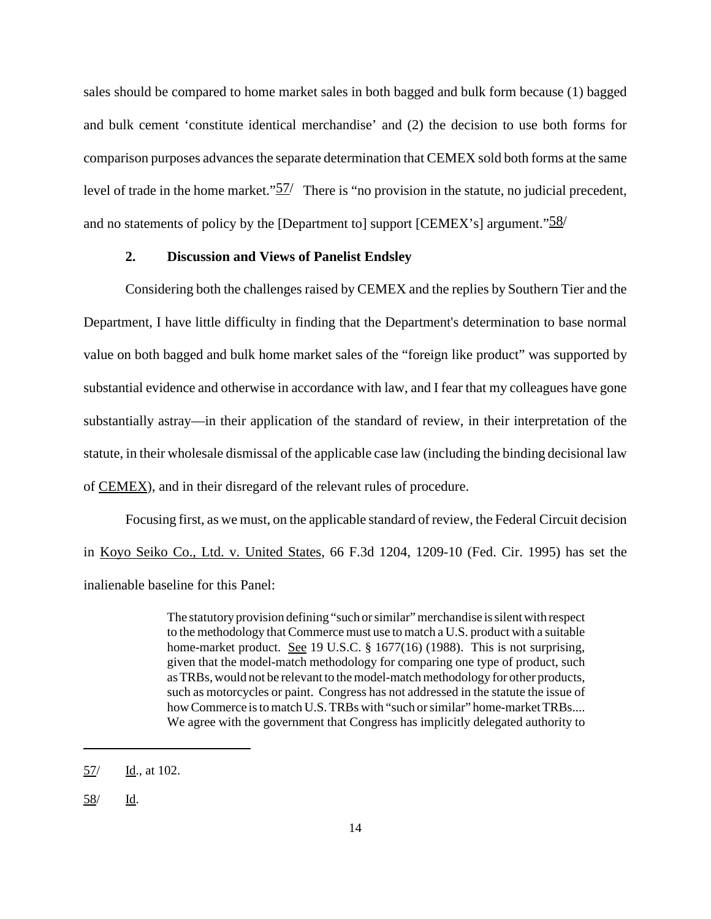sales should be compared to home market sales in both bagged and bulk form because (1) bagged and bulk cement 'constitute identical merchandise' and (2) the decision to use both forms for comparison purposes advances the separate determination that CEMEX sold both forms at the same level of trade in the home market."57/ There is "no provision in the statute, no judicial precedent, and no statements of policy by the [Department to] support [CEMEX's] argument."58/

### 2. Discussion and Views of Panelist Endsley

Considering both the challenges raised by CEMEX and the replies by Southern Tier and the Department, I have little difficulty in finding that the Department's determination to base normal value on both bagged and bulk home market sales of the "foreign like product" was supported by substantial evidence and otherwise in accordance with law, and I fear that my colleagues have gone substantially astray—in their application of the standard of review, in their interpretation of the statute, in their wholesale dismissal of the applicable case law (including the binding decisional law of CEMEX), and in their disregard of the relevant rules of procedure.

Focusing first, as we must, on the applicable standard of review, the Federal Circuit decision in Koyo Seiko Co., Ltd. v. United States, 66 F.3d 1204, 1209-10 (Fed. Cir. 1995) has set the inalienable baseline for this Panel:

> The statutory provision defining "such or similar" merchandise is silent with respect to the methodology that Commerce must use to match a U.S. product with a suitable home-market product. See 19 U.S.C. § 1677(16) (1988). This is not surprising, given that the model-match methodology for comparing one type of product, such as TRBs, would not be relevant to the model-match methodology for other products, such as motorcycles or paint. Congress has not addressed in the statute the issue of how Commerce is to match U.S. TRBs with "such or similar" home-market TRBs.... We agree with the government that Congress has implicitly delegated authority to

---

57/ Id., at 102.

58/ Id.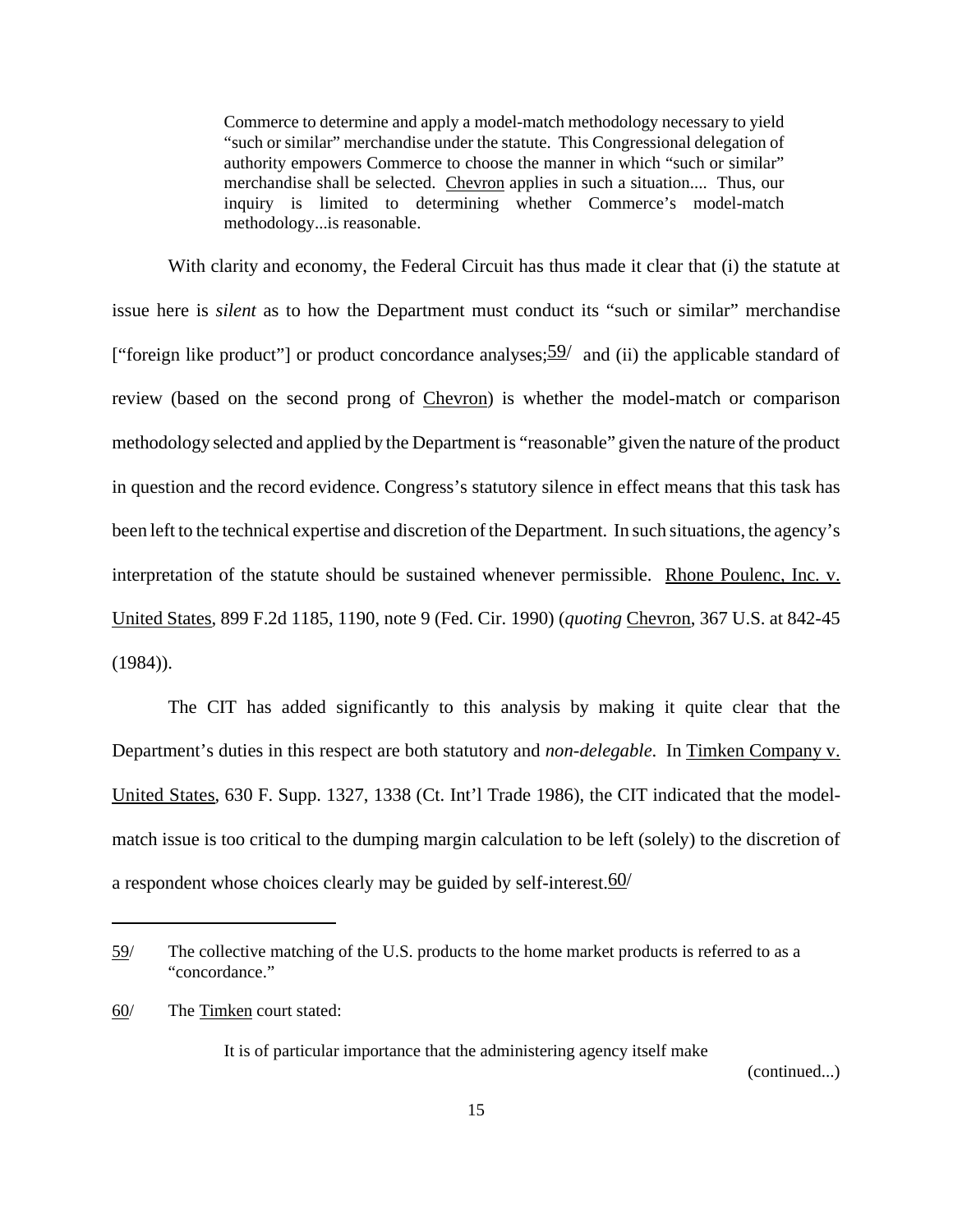> Commerce to determine and apply a model-match methodology necessary to yield "such or similar" merchandise under the statute. This Congressional delegation of authority empowers Commerce to choose the manner in which "such or similar" merchandise shall be selected. Chevron applies in such a situation.... Thus, our inquiry is limited to determining whether Commerce's model-match methodology...is reasonable.

With clarity and economy, the Federal Circuit has thus made it clear that (i) the statute at issue here is *silent* as to how the Department must conduct its "such or similar" merchandise ["foreign like product"] or product concordance analyses;[59] and (ii) the applicable standard of review (based on the second prong of Chevron) is whether the model-match or comparison methodology selected and applied by the Department is "reasonable" given the nature of the product in question and the record evidence. Congress's statutory silence in effect means that this task has been left to the technical expertise and discretion of the Department. In such situations, the agency's interpretation of the statute should be sustained whenever permissible. Rhone Poulenc, Inc. v. United States, 899 F.2d 1185, 1190, note 9 (Fed. Cir. 1990) (*quoting* Chevron, 367 U.S. at 842-45 (1984)).

The CIT has added significantly to this analysis by making it quite clear that the Department's duties in this respect are both statutory and *non-delegable*. In Timken Company v. United States, 630 F. Supp. 1327, 1338 (Ct. Int'l Trade 1986), the CIT indicated that the model-match issue is too critical to the dumping margin calculation to be left (solely) to the discretion of a respondent whose choices clearly may be guided by self-interest.[60]

---

[59] The collective matching of the U.S. products to the home market products is referred to as a "concordance."

[60] The Timken court stated:

> It is of particular importance that the administering agency itself make

(continued...)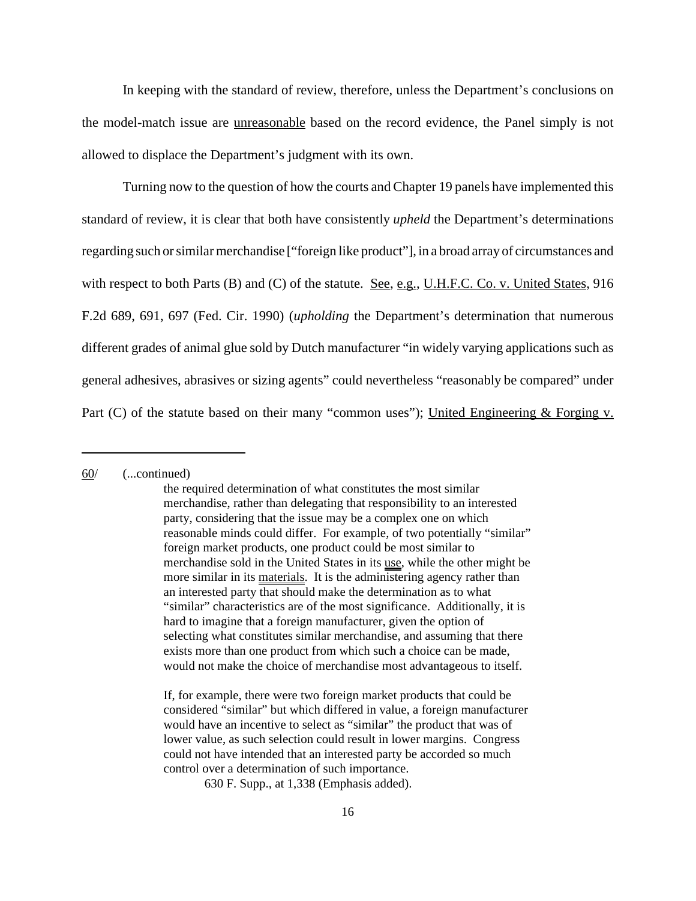In keeping with the standard of review, therefore, unless the Department's conclusions on the model-match issue are unreasonable based on the record evidence, the Panel simply is not allowed to displace the Department's judgment with its own.

Turning now to the question of how the courts and Chapter 19 panels have implemented this standard of review, it is clear that both have consistently *upheld* the Department's determinations regarding such or similar merchandise ["foreign like product"], in a broad array of circumstances and with respect to both Parts (B) and (C) of the statute. See, e.g., U.H.F.C. Co. v. United States, 916 F.2d 689, 691, 697 (Fed. Cir. 1990) (*upholding* the Department's determination that numerous different grades of animal glue sold by Dutch manufacturer "in widely varying applications such as general adhesives, abrasives or sizing agents" could nevertheless "reasonably be compared" under Part (C) of the statute based on their many "common uses"); United Engineering & Forging v.

---

60/ (...continued)

> the required determination of what constitutes the most similar merchandise, rather than delegating that responsibility to an interested party, considering that the issue may be a complex one on which reasonable minds could differ. For example, of two potentially "similar" foreign market products, one product could be most similar to merchandise sold in the United States in its use, while the other might be more similar in its materials. It is the administering agency rather than an interested party that should make the determination as to what "similar" characteristics are of the most significance. Additionally, it is hard to imagine that a foreign manufacturer, given the option of selecting what constitutes similar merchandise, and assuming that there exists more than one product from which such a choice can be made, would not make the choice of merchandise most advantageous to itself.
>
> If, for example, there were two foreign market products that could be considered "similar" but which differed in value, a foreign manufacturer would have an incentive to select as "similar" the product that was of lower value, as such selection could result in lower margins. Congress could not have intended that an interested party be accorded so much control over a determination of such importance.
>
> 630 F. Supp., at 1,338 (Emphasis added).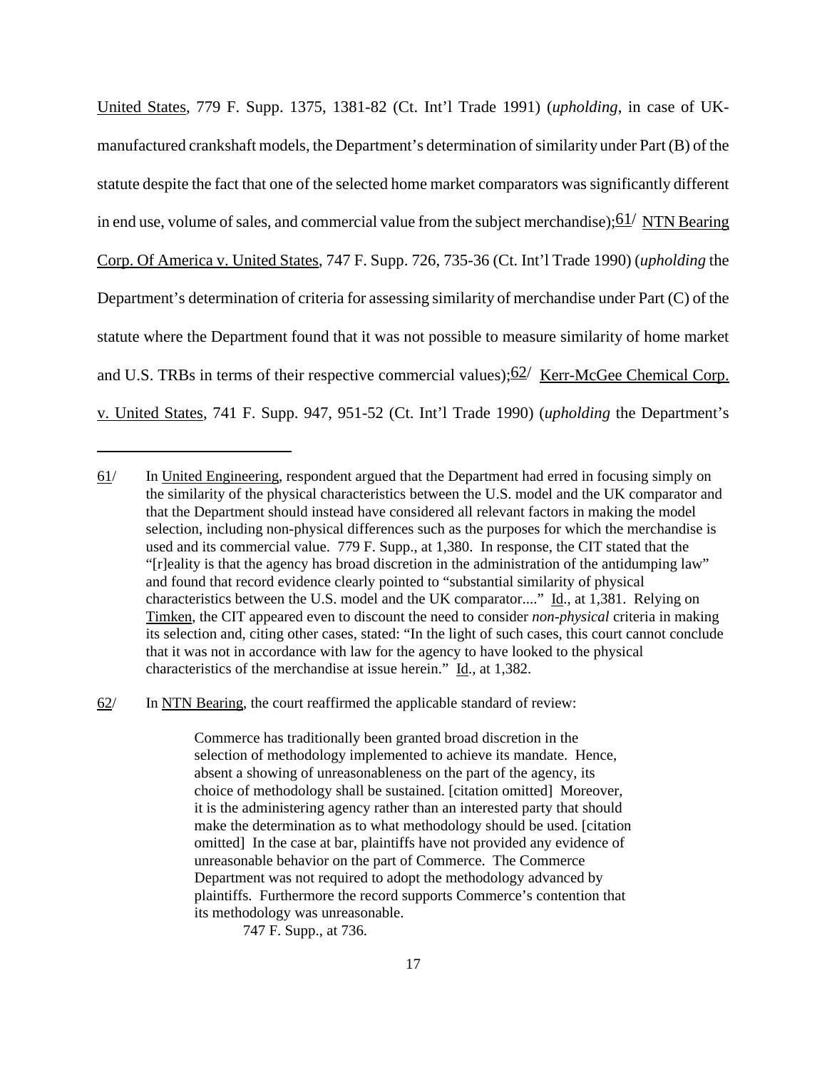United States, 779 F. Supp. 1375, 1381-82 (Ct. Int'l Trade 1991) (*upholding*, in case of UK-manufactured crankshaft models, the Department's determination of similarity under Part (B) of the statute despite the fact that one of the selected home market comparators was significantly different in end use, volume of sales, and commercial value from the subject merchandise);[61/] NTN Bearing Corp. Of America v. United States, 747 F. Supp. 726, 735-36 (Ct. Int'l Trade 1990) (*upholding* the Department's determination of criteria for assessing similarity of merchandise under Part (C) of the statute where the Department found that it was not possible to measure similarity of home market and U.S. TRBs in terms of their respective commercial values);[62/] Kerr-McGee Chemical Corp. v. United States, 741 F. Supp. 947, 951-52 (Ct. Int'l Trade 1990) (*upholding* the Department's

---

61/ In United Engineering, respondent argued that the Department had erred in focusing simply on the similarity of the physical characteristics between the U.S. model and the UK comparator and that the Department should instead have considered all relevant factors in making the model selection, including non-physical differences such as the purposes for which the merchandise is used and its commercial value. 779 F. Supp., at 1,380. In response, the CIT stated that the "[r]eality is that the agency has broad discretion in the administration of the antidumping law" and found that record evidence clearly pointed to "substantial similarity of physical characteristics between the U.S. model and the UK comparator...." Id., at 1,381. Relying on Timken, the CIT appeared even to discount the need to consider *non-physical* criteria in making its selection and, citing other cases, stated: "In the light of such cases, this court cannot conclude that it was not in accordance with law for the agency to have looked to the physical characteristics of the merchandise at issue herein." Id., at 1,382.

62/ In NTN Bearing, the court reaffirmed the applicable standard of review:

> Commerce has traditionally been granted broad discretion in the selection of methodology implemented to achieve its mandate. Hence, absent a showing of unreasonableness on the part of the agency, its choice of methodology shall be sustained. [citation omitted] Moreover, it is the administering agency rather than an interested party that should make the determination as to what methodology should be used. [citation omitted] In the case at bar, plaintiffs have not provided any evidence of unreasonable behavior on the part of Commerce. The Commerce Department was not required to adopt the methodology advanced by plaintiffs. Furthermore the record supports Commerce's contention that its methodology was unreasonable.
>
> 747 F. Supp., at 736.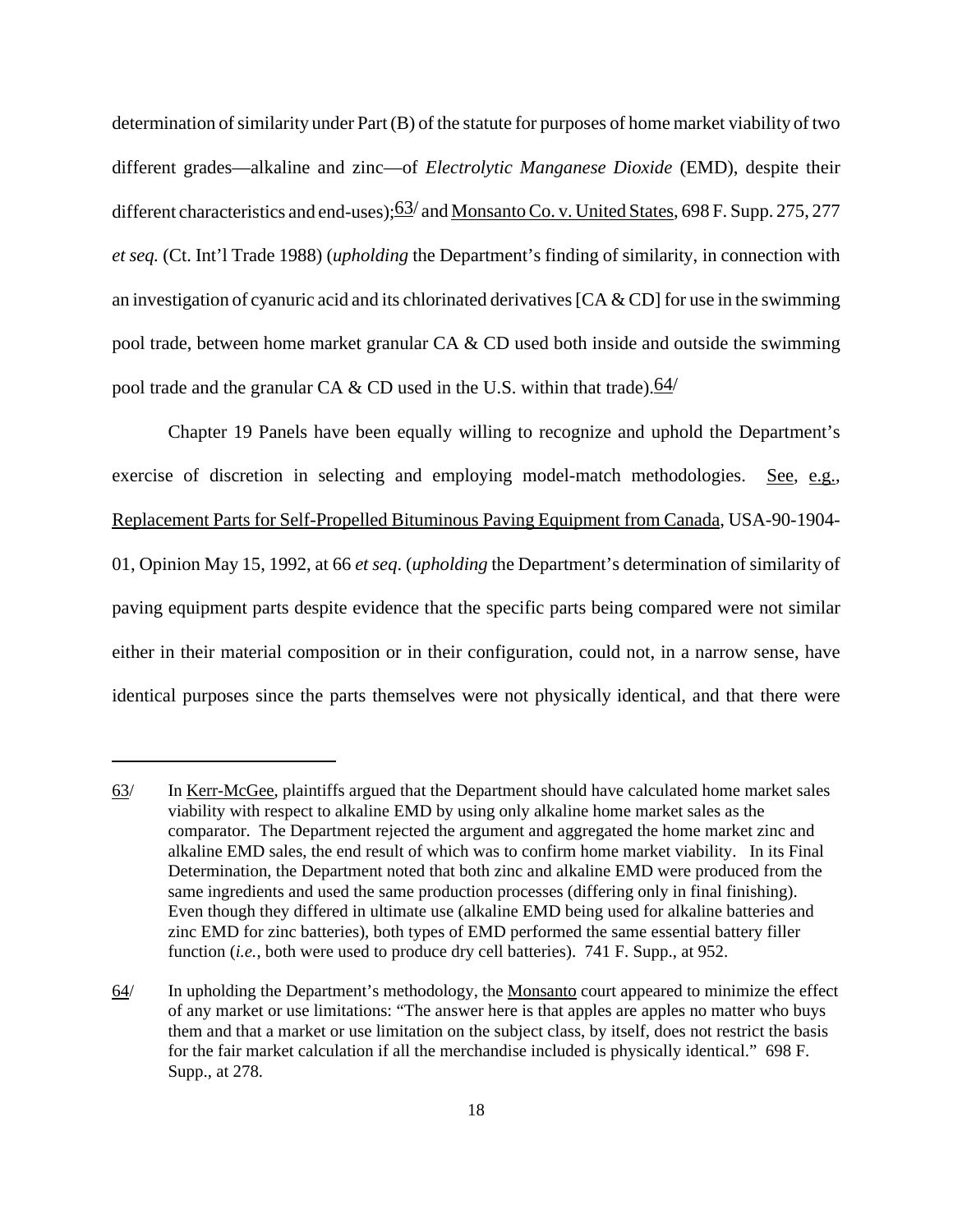determination of similarity under Part (B) of the statute for purposes of home market viability of two different grades—alkaline and zinc—of *Electrolytic Manganese Dioxide* (EMD), despite their different characteristics and end-uses);[63/] and Monsanto Co. v. United States, 698 F. Supp. 275, 277 *et seq.* (Ct. Int'l Trade 1988) (*upholding* the Department's finding of similarity, in connection with an investigation of cyanuric acid and its chlorinated derivatives [CA & CD] for use in the swimming pool trade, between home market granular CA & CD used both inside and outside the swimming pool trade and the granular CA & CD used in the U.S. within that trade).[64/]

Chapter 19 Panels have been equally willing to recognize and uphold the Department's exercise of discretion in selecting and employing model-match methodologies. See, e.g., Replacement Parts for Self-Propelled Bituminous Paving Equipment from Canada, USA-90-1904-01, Opinion May 15, 1992, at 66 *et seq*. (*upholding* the Department's determination of similarity of paving equipment parts despite evidence that the specific parts being compared were not similar either in their material composition or in their configuration, could not, in a narrow sense, have identical purposes since the parts themselves were not physically identical, and that there were

---

63/ In Kerr-McGee, plaintiffs argued that the Department should have calculated home market sales viability with respect to alkaline EMD by using only alkaline home market sales as the comparator. The Department rejected the argument and aggregated the home market zinc and alkaline EMD sales, the end result of which was to confirm home market viability. In its Final Determination, the Department noted that both zinc and alkaline EMD were produced from the same ingredients and used the same production processes (differing only in final finishing). Even though they differed in ultimate use (alkaline EMD being used for alkaline batteries and zinc EMD for zinc batteries), both types of EMD performed the same essential battery filler function (*i.e.*, both were used to produce dry cell batteries). 741 F. Supp., at 952.

64/ In upholding the Department's methodology, the Monsanto court appeared to minimize the effect of any market or use limitations: "The answer here is that apples are apples no matter who buys them and that a market or use limitation on the subject class, by itself, does not restrict the basis for the fair market calculation if all the merchandise included is physically identical." 698 F. Supp., at 278.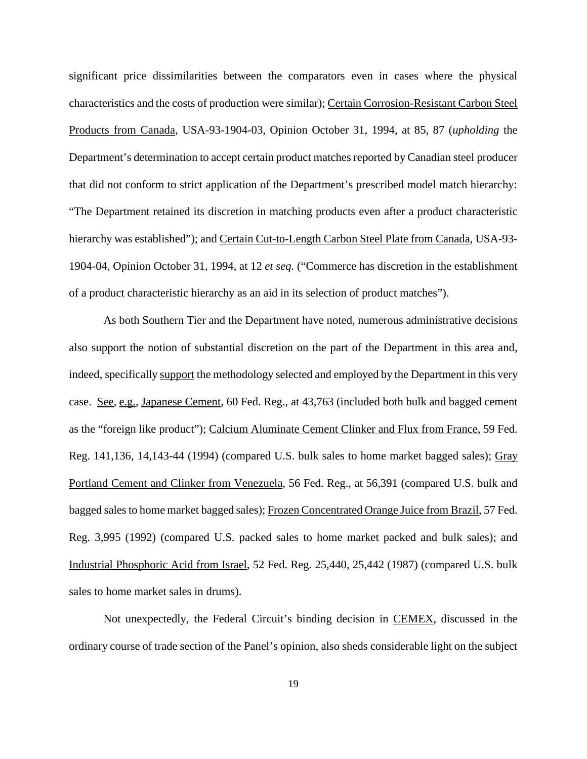significant price dissimilarities between the comparators even in cases where the physical characteristics and the costs of production were similar); Certain Corrosion-Resistant Carbon Steel Products from Canada, USA-93-1904-03, Opinion October 31, 1994, at 85, 87 (*upholding* the Department's determination to accept certain product matches reported by Canadian steel producer that did not conform to strict application of the Department's prescribed model match hierarchy: "The Department retained its discretion in matching products even after a product characteristic hierarchy was established"); and Certain Cut-to-Length Carbon Steel Plate from Canada, USA-93-1904-04, Opinion October 31, 1994, at 12 *et seq.* ("Commerce has discretion in the establishment of a product characteristic hierarchy as an aid in its selection of product matches").

As both Southern Tier and the Department have noted, numerous administrative decisions also support the notion of substantial discretion on the part of the Department in this area and, indeed, specifically support the methodology selected and employed by the Department in this very case. See, e.g., Japanese Cement, 60 Fed. Reg., at 43,763 (included both bulk and bagged cement as the "foreign like product"); Calcium Aluminate Cement Clinker and Flux from France, 59 Fed. Reg. 141,136, 14,143-44 (1994) (compared U.S. bulk sales to home market bagged sales); Gray Portland Cement and Clinker from Venezuela, 56 Fed. Reg., at 56,391 (compared U.S. bulk and bagged sales to home market bagged sales); Frozen Concentrated Orange Juice from Brazil, 57 Fed. Reg. 3,995 (1992) (compared U.S. packed sales to home market packed and bulk sales); and Industrial Phosphoric Acid from Israel, 52 Fed. Reg. 25,440, 25,442 (1987) (compared U.S. bulk sales to home market sales in drums).

Not unexpectedly, the Federal Circuit's binding decision in CEMEX, discussed in the ordinary course of trade section of the Panel's opinion, also sheds considerable light on the subject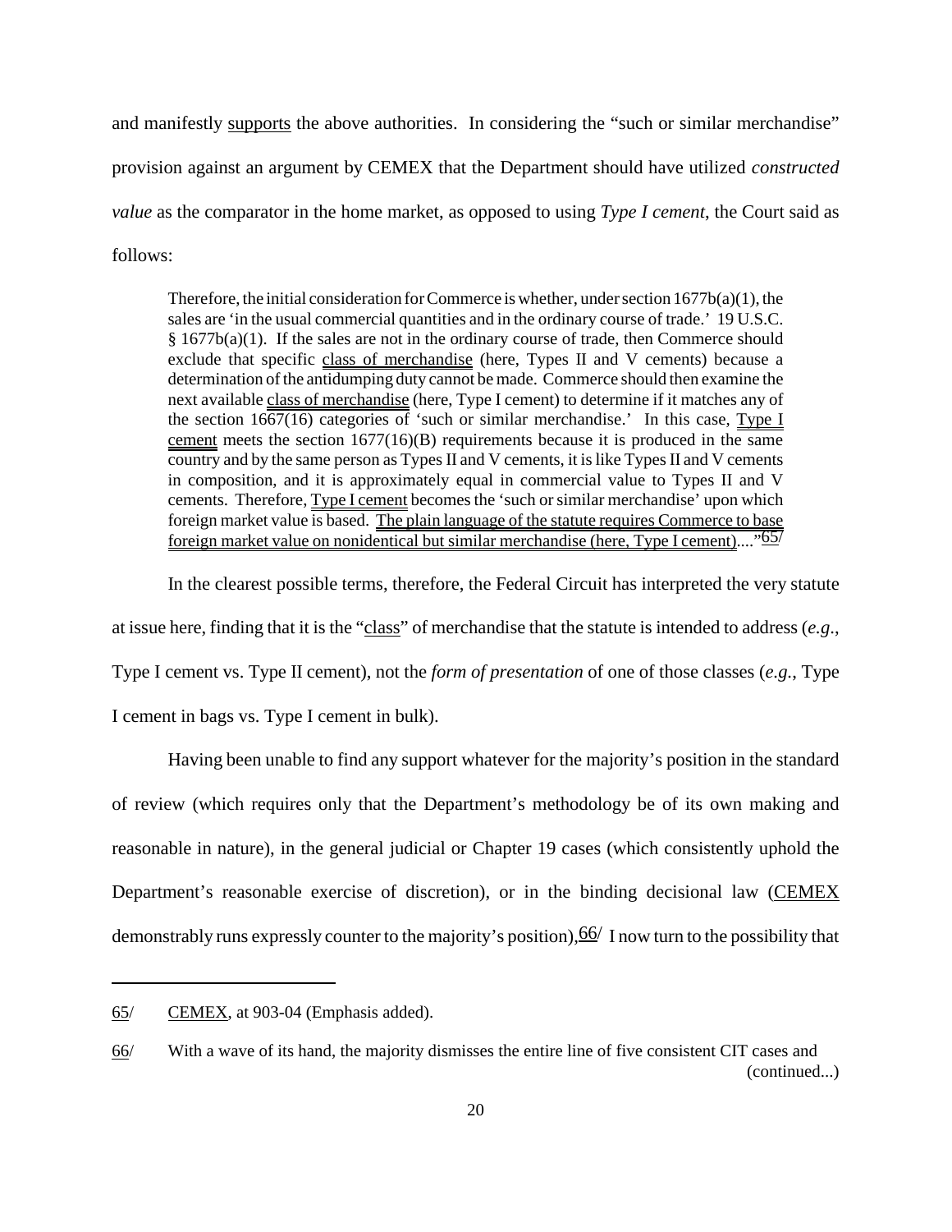and manifestly supports the above authorities. In considering the "such or similar merchandise" provision against an argument by CEMEX that the Department should have utilized *constructed value* as the comparator in the home market, as opposed to using *Type I cement*, the Court said as follows:

> Therefore, the initial consideration for Commerce is whether, under section 1677b(a)(1), the sales are 'in the usual commercial quantities and in the ordinary course of trade.' 19 U.S.C. § 1677b(a)(1). If the sales are not in the ordinary course of trade, then Commerce should exclude that specific class of merchandise (here, Types II and V cements) because a determination of the antidumping duty cannot be made. Commerce should then examine the next available class of merchandise (here, Type I cement) to determine if it matches any of the section 1667(16) categories of 'such or similar merchandise.' In this case, Type I cement meets the section 1677(16)(B) requirements because it is produced in the same country and by the same person as Types II and V cements, it is like Types II and V cements in composition, and it is approximately equal in commercial value to Types II and V cements. Therefore, Type I cement becomes the 'such or similar merchandise' upon which foreign market value is based. The plain language of the statute requires Commerce to base foreign market value on nonidentical but similar merchandise (here, Type I cement)...."[65]

In the clearest possible terms, therefore, the Federal Circuit has interpreted the very statute at issue here, finding that it is the "class" of merchandise that the statute is intended to address (*e.g.*, Type I cement vs. Type II cement), not the *form of presentation* of one of those classes (*e.g.*, Type I cement in bags vs. Type I cement in bulk).

Having been unable to find any support whatever for the majority's position in the standard of review (which requires only that the Department's methodology be of its own making and reasonable in nature), in the general judicial or Chapter 19 cases (which consistently uphold the Department's reasonable exercise of discretion), or in the binding decisional law (CEMEX demonstrably runs expressly counter to the majority's position),[66] I now turn to the possibility that

---

65/ CEMEX, at 903-04 (Emphasis added).

66/ With a wave of its hand, the majority dismisses the entire line of five consistent CIT cases and (continued...)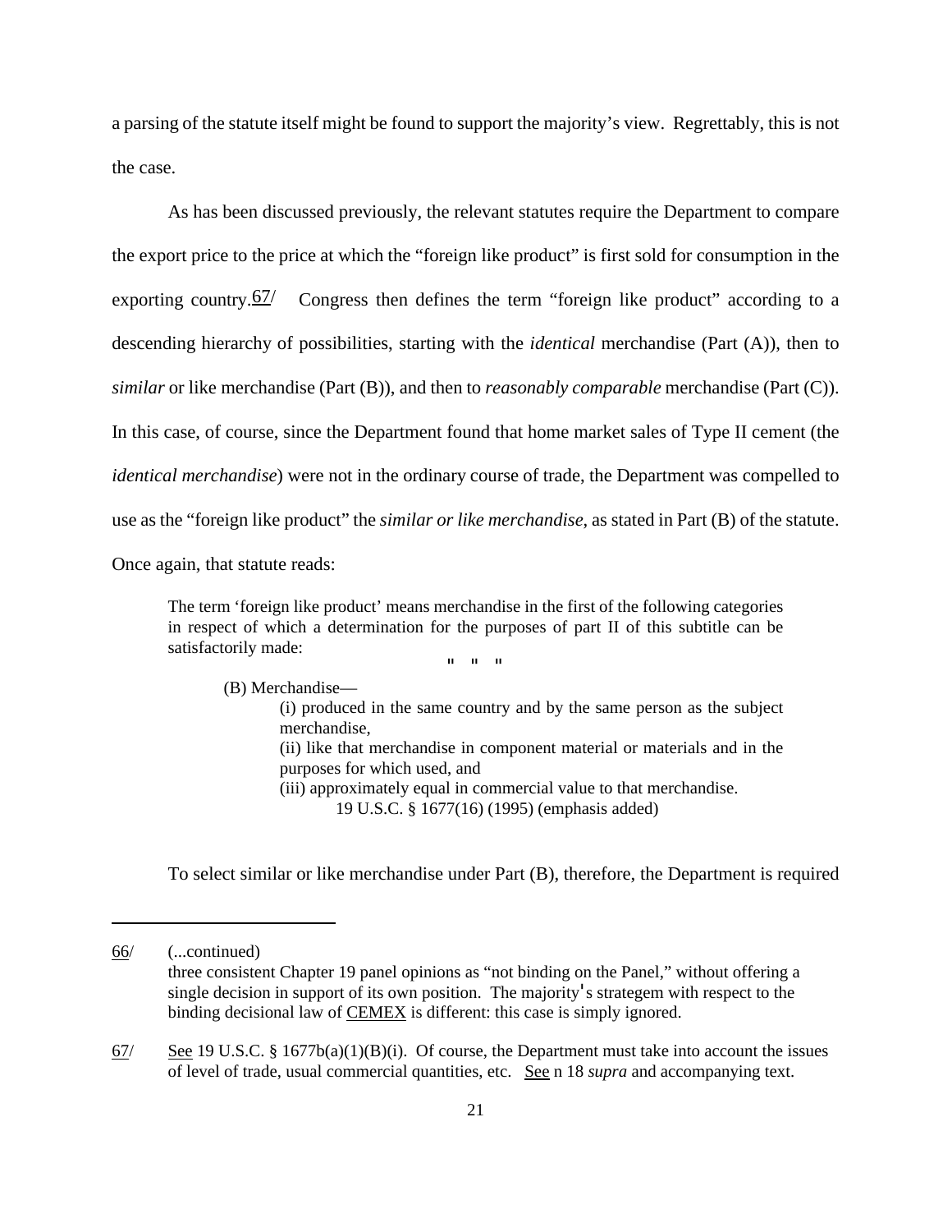a parsing of the statute itself might be found to support the majority's view. Regrettably, this is not the case.

As has been discussed previously, the relevant statutes require the Department to compare the export price to the price at which the "foreign like product" is first sold for consumption in the exporting country.[67] Congress then defines the term "foreign like product" according to a descending hierarchy of possibilities, starting with the *identical* merchandise (Part (A)), then to *similar* or like merchandise (Part (B)), and then to *reasonably comparable* merchandise (Part (C)). In this case, of course, since the Department found that home market sales of Type II cement (the *identical merchandise*) were not in the ordinary course of trade, the Department was compelled to use as the "foreign like product" the *similar or like merchandise*, as stated in Part (B) of the statute. Once again, that statute reads:

> The term 'foreign like product' means merchandise in the first of the following categories in respect of which a determination for the purposes of part II of this subtitle can be satisfactorily made:
>
> " " "
>
> (B) Merchandise—
>
> (i) produced in the same country and by the same person as the subject merchandise,
>
> (ii) like that merchandise in component material or materials and in the purposes for which used, and
>
> (iii) approximately equal in commercial value to that merchandise.
>
> 19 U.S.C. § 1677(16) (1995) (emphasis added)

To select similar or like merchandise under Part (B), therefore, the Department is required

---

66/ (...continued)
three consistent Chapter 19 panel opinions as "not binding on the Panel," without offering a single decision in support of its own position. The majority's strategem with respect to the binding decisional law of CEMEX is different: this case is simply ignored.

67/ See 19 U.S.C. § 1677b(a)(1)(B)(i). Of course, the Department must take into account the issues of level of trade, usual commercial quantities, etc. See n 18 *supra* and accompanying text.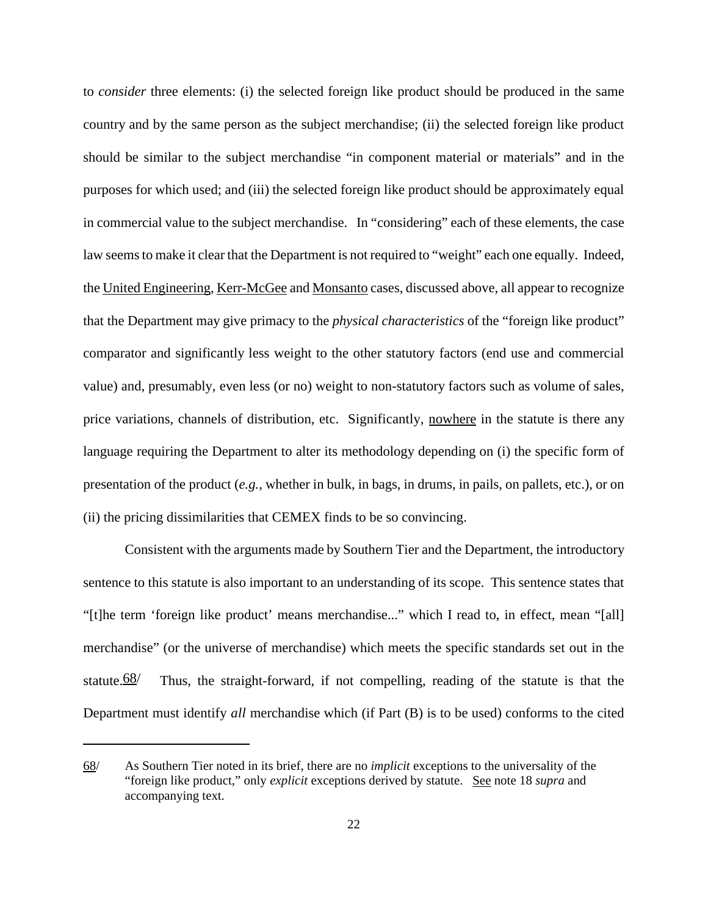to *consider* three elements: (i) the selected foreign like product should be produced in the same country and by the same person as the subject merchandise; (ii) the selected foreign like product should be similar to the subject merchandise "in component material or materials" and in the purposes for which used; and (iii) the selected foreign like product should be approximately equal in commercial value to the subject merchandise. In "considering" each of these elements, the case law seems to make it clear that the Department is not required to "weight" each one equally. Indeed, the United Engineering, Kerr-McGee and Monsanto cases, discussed above, all appear to recognize that the Department may give primacy to the *physical characteristics* of the "foreign like product" comparator and significantly less weight to the other statutory factors (end use and commercial value) and, presumably, even less (or no) weight to non-statutory factors such as volume of sales, price variations, channels of distribution, etc. Significantly, nowhere in the statute is there any language requiring the Department to alter its methodology depending on (i) the specific form of presentation of the product (*e.g.*, whether in bulk, in bags, in drums, in pails, on pallets, etc.), or on (ii) the pricing dissimilarities that CEMEX finds to be so convincing.

Consistent with the arguments made by Southern Tier and the Department, the introductory sentence to this statute is also important to an understanding of its scope. This sentence states that "[t]he term 'foreign like product' means merchandise..." which I read to, in effect, mean "[all] merchandise" (or the universe of merchandise) which meets the specific standards set out in the statute.[68] Thus, the straight-forward, if not compelling, reading of the statute is that the Department must identify *all* merchandise which (if Part (B) is to be used) conforms to the cited

---

68/ As Southern Tier noted in its brief, there are no *implicit* exceptions to the universality of the "foreign like product," only *explicit* exceptions derived by statute. See note 18 *supra* and accompanying text.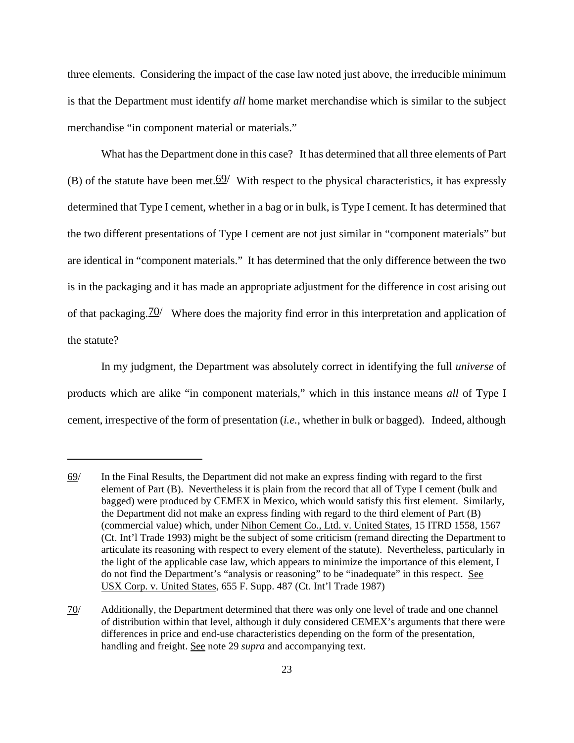three elements. Considering the impact of the case law noted just above, the irreducible minimum is that the Department must identify *all* home market merchandise which is similar to the subject merchandise "in component material or materials."

What has the Department done in this case? It has determined that all three elements of Part (B) of the statute have been met.[69] With respect to the physical characteristics, it has expressly determined that Type I cement, whether in a bag or in bulk, is Type I cement. It has determined that the two different presentations of Type I cement are not just similar in "component materials" but are identical in "component materials." It has determined that the only difference between the two is in the packaging and it has made an appropriate adjustment for the difference in cost arising out of that packaging.[70] Where does the majority find error in this interpretation and application of the statute?

In my judgment, the Department was absolutely correct in identifying the full *universe* of products which are alike "in component materials," which in this instance means *all* of Type I cement, irrespective of the form of presentation (*i.e.*, whether in bulk or bagged). Indeed, although

---

69/ In the Final Results, the Department did not make an express finding with regard to the first element of Part (B). Nevertheless it is plain from the record that all of Type I cement (bulk and bagged) were produced by CEMEX in Mexico, which would satisfy this first element. Similarly, the Department did not make an express finding with regard to the third element of Part (B) (commercial value) which, under Nihon Cement Co., Ltd. v. United States, 15 ITRD 1558, 1567 (Ct. Int'l Trade 1993) might be the subject of some criticism (remand directing the Department to articulate its reasoning with respect to every element of the statute). Nevertheless, particularly in the light of the applicable case law, which appears to minimize the importance of this element, I do not find the Department's "analysis or reasoning" to be "inadequate" in this respect. See USX Corp. v. United States, 655 F. Supp. 487 (Ct. Int'l Trade 1987)

70/ Additionally, the Department determined that there was only one level of trade and one channel of distribution within that level, although it duly considered CEMEX's arguments that there were differences in price and end-use characteristics depending on the form of the presentation, handling and freight. See note 29 *supra* and accompanying text.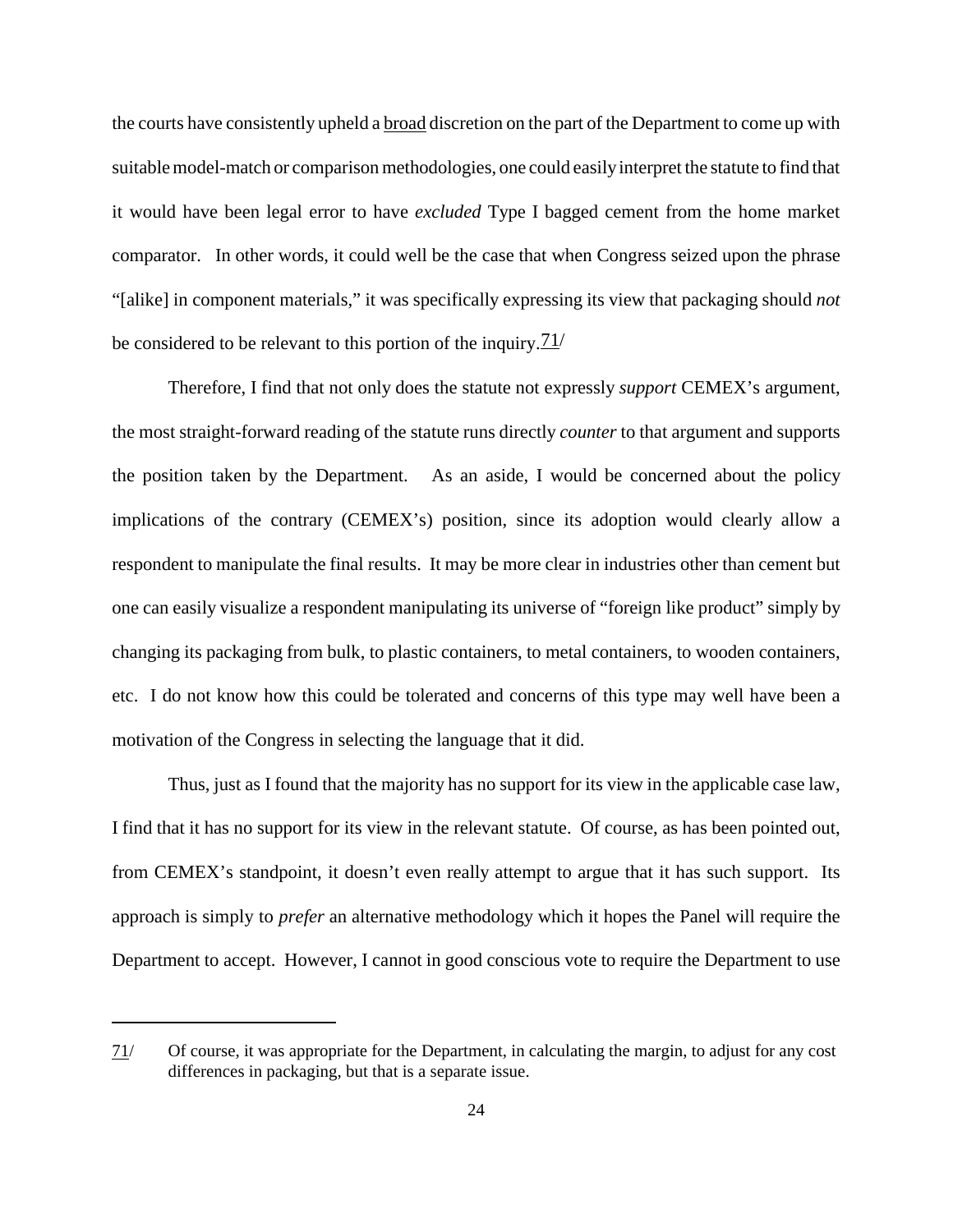the courts have consistently upheld a broad discretion on the part of the Department to come up with suitable model-match or comparison methodologies, one could easily interpret the statute to find that it would have been legal error to have *excluded* Type I bagged cement from the home market comparator. In other words, it could well be the case that when Congress seized upon the phrase "[alike] in component materials," it was specifically expressing its view that packaging should *not* be considered to be relevant to this portion of the inquiry.71/

Therefore, I find that not only does the statute not expressly *support* CEMEX's argument, the most straight-forward reading of the statute runs directly *counter* to that argument and supports the position taken by the Department. As an aside, I would be concerned about the policy implications of the contrary (CEMEX's) position, since its adoption would clearly allow a respondent to manipulate the final results. It may be more clear in industries other than cement but one can easily visualize a respondent manipulating its universe of "foreign like product" simply by changing its packaging from bulk, to plastic containers, to metal containers, to wooden containers, etc. I do not know how this could be tolerated and concerns of this type may well have been a motivation of the Congress in selecting the language that it did.

Thus, just as I found that the majority has no support for its view in the applicable case law, I find that it has no support for its view in the relevant statute. Of course, as has been pointed out, from CEMEX's standpoint, it doesn't even really attempt to argue that it has such support. Its approach is simply to *prefer* an alternative methodology which it hopes the Panel will require the Department to accept. However, I cannot in good conscious vote to require the Department to use

---

71/ Of course, it was appropriate for the Department, in calculating the margin, to adjust for any cost differences in packaging, but that is a separate issue.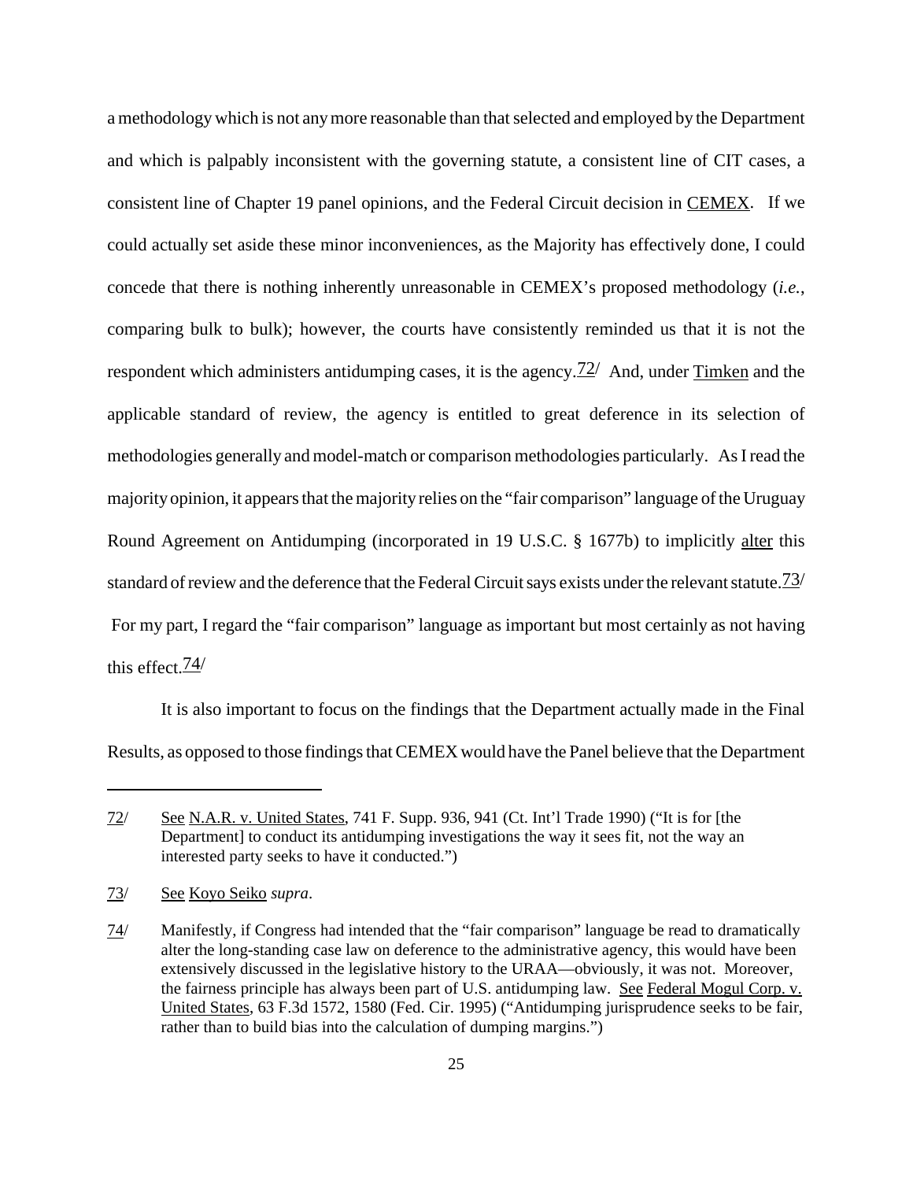a methodology which is not any more reasonable than that selected and employed by the Department and which is palpably inconsistent with the governing statute, a consistent line of CIT cases, a consistent line of Chapter 19 panel opinions, and the Federal Circuit decision in CEMEX. If we could actually set aside these minor inconveniences, as the Majority has effectively done, I could concede that there is nothing inherently unreasonable in CEMEX's proposed methodology (*i.e.*, comparing bulk to bulk); however, the courts have consistently reminded us that it is not the respondent which administers antidumping cases, it is the agency.[72] And, under Timken and the applicable standard of review, the agency is entitled to great deference in its selection of methodologies generally and model-match or comparison methodologies particularly. As I read the majority opinion, it appears that the majority relies on the "fair comparison" language of the Uruguay Round Agreement on Antidumping (incorporated in 19 U.S.C. § 1677b) to implicitly alter this standard of review and the deference that the Federal Circuit says exists under the relevant statute.[73] For my part, I regard the "fair comparison" language as important but most certainly as not having this effect.[74]

It is also important to focus on the findings that the Department actually made in the Final Results, as opposed to those findings that CEMEX would have the Panel believe that the Department

---

72/ See N.A.R. v. United States, 741 F. Supp. 936, 941 (Ct. Int'l Trade 1990) ("It is for [the Department] to conduct its antidumping investigations the way it sees fit, not the way an interested party seeks to have it conducted.")

73/ See Koyo Seiko *supra*.

74/ Manifestly, if Congress had intended that the "fair comparison" language be read to dramatically alter the long-standing case law on deference to the administrative agency, this would have been extensively discussed in the legislative history to the URAA—obviously, it was not. Moreover, the fairness principle has always been part of U.S. antidumping law. See Federal Mogul Corp. v. United States, 63 F.3d 1572, 1580 (Fed. Cir. 1995) ("Antidumping jurisprudence seeks to be fair, rather than to build bias into the calculation of dumping margins.")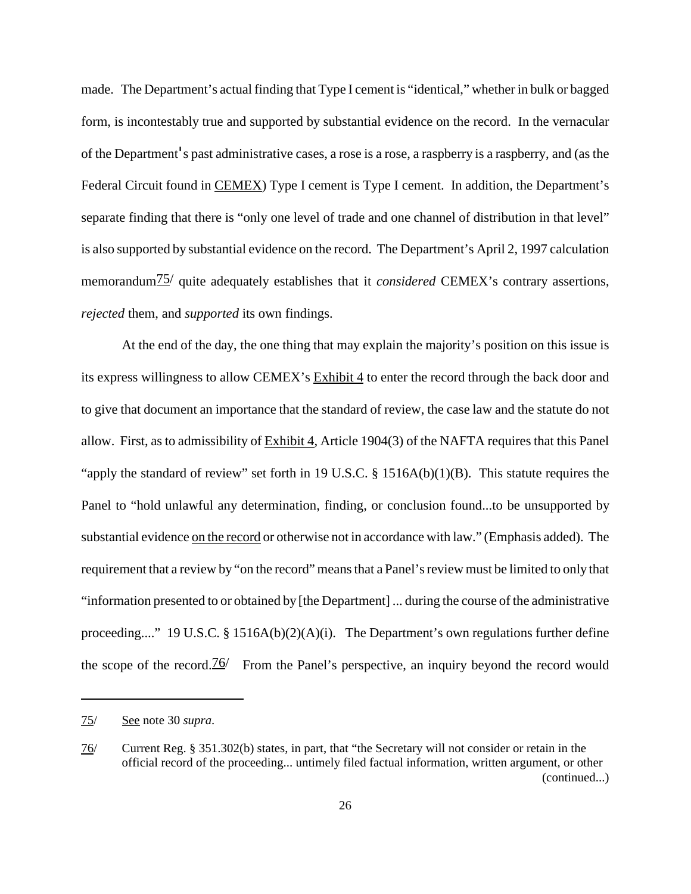made. The Department's actual finding that Type I cement is "identical," whether in bulk or bagged form, is incontestably true and supported by substantial evidence on the record. In the vernacular of the Department's past administrative cases, a rose is a rose, a raspberry is a raspberry, and (as the Federal Circuit found in CEMEX) Type I cement is Type I cement. In addition, the Department's separate finding that there is "only one level of trade and one channel of distribution in that level" is also supported by substantial evidence on the record. The Department's April 2, 1997 calculation memorandum[75/] quite adequately establishes that it *considered* CEMEX's contrary assertions, *rejected* them, and *supported* its own findings.

At the end of the day, the one thing that may explain the majority's position on this issue is its express willingness to allow CEMEX's Exhibit 4 to enter the record through the back door and to give that document an importance that the standard of review, the case law and the statute do not allow. First, as to admissibility of Exhibit 4, Article 1904(3) of the NAFTA requires that this Panel "apply the standard of review" set forth in 19 U.S.C. § 1516A(b)(1)(B). This statute requires the Panel to "hold unlawful any determination, finding, or conclusion found...to be unsupported by substantial evidence on the record or otherwise not in accordance with law." (Emphasis added). The requirement that a review by "on the record" means that a Panel's review must be limited to only that "information presented to or obtained by [the Department] ... during the course of the administrative proceeding...." 19 U.S.C. § 1516A(b)(2)(A)(i). The Department's own regulations further define the scope of the record.[76/] From the Panel's perspective, an inquiry beyond the record would

---

75/ See note 30 *supra*.

76/ Current Reg. § 351.302(b) states, in part, that "the Secretary will not consider or retain in the official record of the proceeding... untimely filed factual information, written argument, or other (continued...)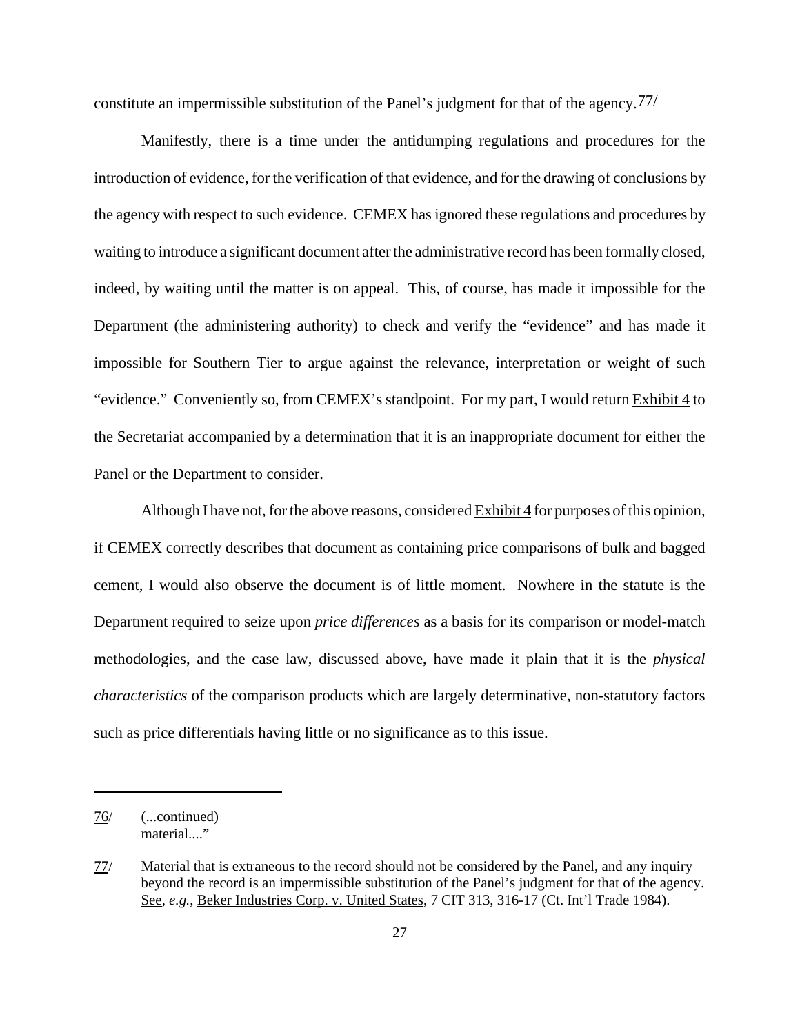constitute an impermissible substitution of the Panel's judgment for that of the agency.[77]

Manifestly, there is a time under the antidumping regulations and procedures for the introduction of evidence, for the verification of that evidence, and for the drawing of conclusions by the agency with respect to such evidence. CEMEX has ignored these regulations and procedures by waiting to introduce a significant document after the administrative record has been formally closed, indeed, by waiting until the matter is on appeal. This, of course, has made it impossible for the Department (the administering authority) to check and verify the "evidence" and has made it impossible for Southern Tier to argue against the relevance, interpretation or weight of such "evidence." Conveniently so, from CEMEX's standpoint. For my part, I would return Exhibit 4 to the Secretariat accompanied by a determination that it is an inappropriate document for either the Panel or the Department to consider.

Although I have not, for the above reasons, considered Exhibit 4 for purposes of this opinion, if CEMEX correctly describes that document as containing price comparisons of bulk and bagged cement, I would also observe the document is of little moment. Nowhere in the statute is the Department required to seize upon *price differences* as a basis for its comparison or model-match methodologies, and the case law, discussed above, have made it plain that it is the *physical characteristics* of the comparison products which are largely determinative, non-statutory factors such as price differentials having little or no significance as to this issue.

---

76/ (...continued)
material...."

77/ Material that is extraneous to the record should not be considered by the Panel, and any inquiry beyond the record is an impermissible substitution of the Panel's judgment for that of the agency. See, *e.g.*, Beker Industries Corp. v. United States, 7 CIT 313, 316-17 (Ct. Int'l Trade 1984).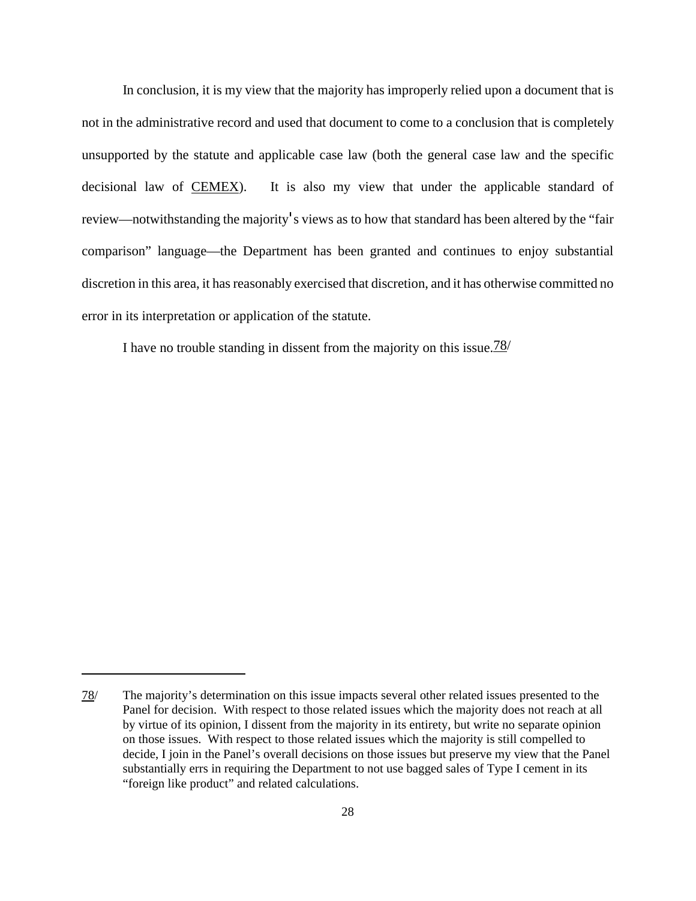In conclusion, it is my view that the majority has improperly relied upon a document that is not in the administrative record and used that document to come to a conclusion that is completely unsupported by the statute and applicable case law (both the general case law and the specific decisional law of CEMEX). It is also my view that under the applicable standard of review—notwithstanding the majority's views as to how that standard has been altered by the "fair comparison" language—the Department has been granted and continues to enjoy substantial discretion in this area, it has reasonably exercised that discretion, and it has otherwise committed no error in its interpretation or application of the statute.

I have no trouble standing in dissent from the majority on this issue.[78]

---

78/ The majority's determination on this issue impacts several other related issues presented to the Panel for decision. With respect to those related issues which the majority does not reach at all by virtue of its opinion, I dissent from the majority in its entirety, but write no separate opinion on those issues. With respect to those related issues which the majority is still compelled to decide, I join in the Panel's overall decisions on those issues but preserve my view that the Panel substantially errs in requiring the Department to not use bagged sales of Type I cement in its "foreign like product" and related calculations.